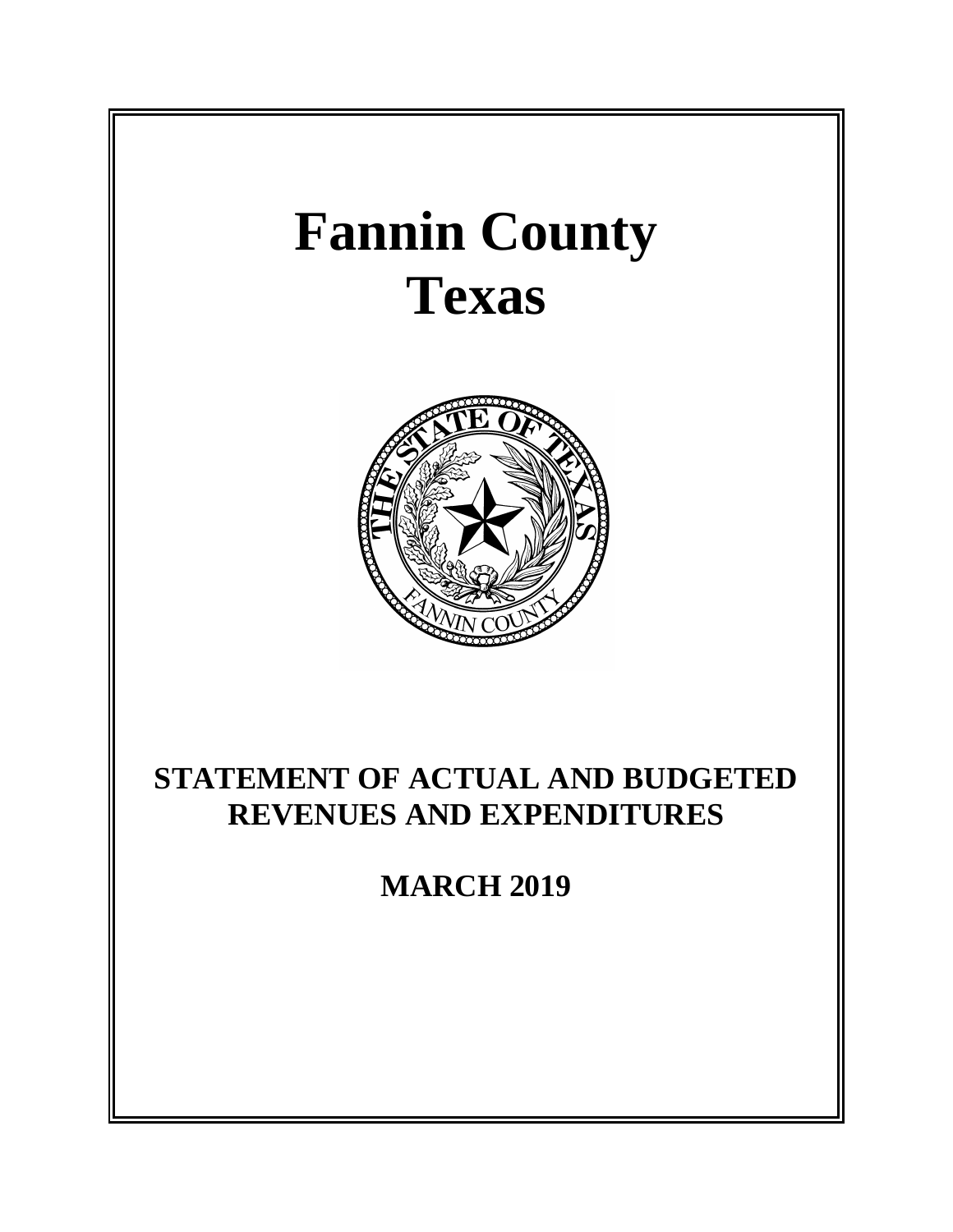# Fannin County
# Texas

## STATEMENT OF ACTUAL AND BUDGETED REVENUES AND EXPENDITURES

## MARCH 2019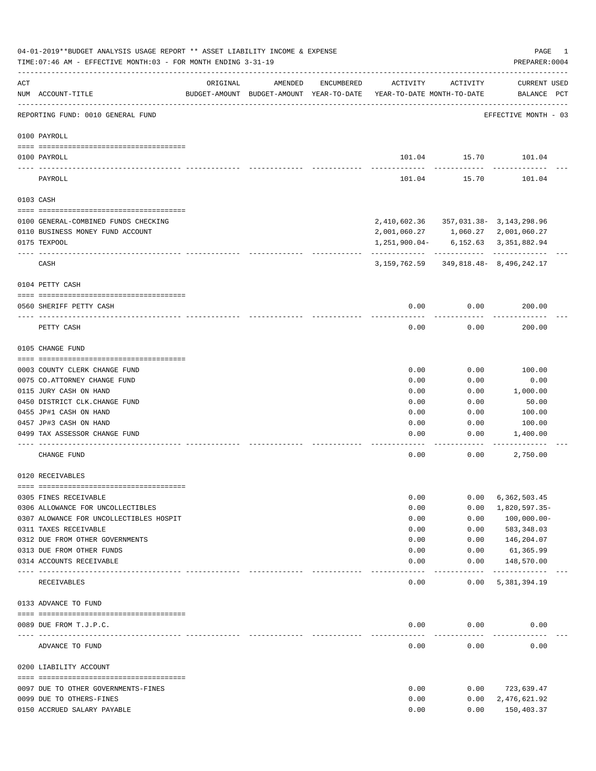04-01-2019**BUDGET ANALYSIS USAGE REPORT ** ASSET LIABILITY INCOME & EXPENSE

TIME:07:46 AM - EFFECTIVE MONTH:03 - FOR MONTH ENDING 3-31-19

PREPARER:0004

| ACT NUM | ACCOUNT-TITLE | ORIGINAL BUDGET-AMOUNT | AMENDED BUDGET-AMOUNT | ENCUMBERED YEAR-TO-DATE | ACTIVITY YEAR-TO-DATE | ACTIVITY MONTH-TO-DATE | CURRENT BALANCE | USED PCT |
|---|---|---|---|---|---|---|---|---|

REPORTING FUND: 0010 GENERAL FUND — EFFECTIVE MONTH - 03

## 0100 PAYROLL

| ACT NUM | ACCOUNT-TITLE | ORIGINAL BUDGET-AMOUNT | AMENDED BUDGET-AMOUNT | ENCUMBERED YEAR-TO-DATE | ACTIVITY YEAR-TO-DATE | ACTIVITY MONTH-TO-DATE | CURRENT BALANCE | USED PCT |
|---|---|---|---|---|---|---|---|---|
| 0100 | PAYROLL | | | | 101.04 | 15.70 | 101.04 | |
| | PAYROLL | | | | 101.04 | 15.70 | 101.04 | |

## 0103 CASH

| ACT NUM | ACCOUNT-TITLE | ORIGINAL BUDGET-AMOUNT | AMENDED BUDGET-AMOUNT | ENCUMBERED YEAR-TO-DATE | ACTIVITY YEAR-TO-DATE | ACTIVITY MONTH-TO-DATE | CURRENT BALANCE | USED PCT |
|---|---|---|---|---|---|---|---|---|
| 0100 | GENERAL-COMBINED FUNDS CHECKING | | | | 2,410,602.36 | 357,031.38- | 3,143,298.96 | |
| 0110 | BUSINESS MONEY FUND ACCOUNT | | | | 2,001,060.27 | 1,060.27 | 2,001,060.27 | |
| 0175 | TEXPOOL | | | | 1,251,900.04- | 6,152.63 | 3,351,882.94 | |
| | CASH | | | | 3,159,762.59 | 349,818.48- | 8,496,242.17 | |

## 0104 PETTY CASH

| ACT NUM | ACCOUNT-TITLE | ORIGINAL BUDGET-AMOUNT | AMENDED BUDGET-AMOUNT | ENCUMBERED YEAR-TO-DATE | ACTIVITY YEAR-TO-DATE | ACTIVITY MONTH-TO-DATE | CURRENT BALANCE | USED PCT |
|---|---|---|---|---|---|---|---|---|
| 0560 | SHERIFF PETTY CASH | | | | 0.00 | 0.00 | 200.00 | |
| | PETTY CASH | | | | 0.00 | 0.00 | 200.00 | |

## 0105 CHANGE FUND

| ACT NUM | ACCOUNT-TITLE | ORIGINAL BUDGET-AMOUNT | AMENDED BUDGET-AMOUNT | ENCUMBERED YEAR-TO-DATE | ACTIVITY YEAR-TO-DATE | ACTIVITY MONTH-TO-DATE | CURRENT BALANCE | USED PCT |
|---|---|---|---|---|---|---|---|---|
| 0003 | COUNTY CLERK CHANGE FUND | | | | 0.00 | 0.00 | 100.00 | |
| 0075 | CO.ATTORNEY CHANGE FUND | | | | 0.00 | 0.00 | 0.00 | |
| 0115 | JURY CASH ON HAND | | | | 0.00 | 0.00 | 1,000.00 | |
| 0450 | DISTRICT CLK.CHANGE FUND | | | | 0.00 | 0.00 | 50.00 | |
| 0455 | JP#1 CASH ON HAND | | | | 0.00 | 0.00 | 100.00 | |
| 0457 | JP#3 CASH ON HAND | | | | 0.00 | 0.00 | 100.00 | |
| 0499 | TAX ASSESSOR CHANGE FUND | | | | 0.00 | 0.00 | 1,400.00 | |
| | CHANGE FUND | | | | 0.00 | 0.00 | 2,750.00 | |

## 0120 RECEIVABLES

| ACT NUM | ACCOUNT-TITLE | ORIGINAL BUDGET-AMOUNT | AMENDED BUDGET-AMOUNT | ENCUMBERED YEAR-TO-DATE | ACTIVITY YEAR-TO-DATE | ACTIVITY MONTH-TO-DATE | CURRENT BALANCE | USED PCT |
|---|---|---|---|---|---|---|---|---|
| 0305 | FINES RECEIVABLE | | | | 0.00 | 0.00 | 6,362,503.45 | |
| 0306 | ALLOWANCE FOR UNCOLLECTIBLES | | | | 0.00 | 0.00 | 1,820,597.35- | |
| 0307 | ALOWANCE FOR UNCOLLECTIBLES HOSPIT | | | | 0.00 | 0.00 | 100,000.00- | |
| 0311 | TAXES RECEIVABLE | | | | 0.00 | 0.00 | 583,348.03 | |
| 0312 | DUE FROM OTHER GOVERNMENTS | | | | 0.00 | 0.00 | 146,204.07 | |
| 0313 | DUE FROM OTHER FUNDS | | | | 0.00 | 0.00 | 61,365.99 | |
| 0314 | ACCOUNTS RECEIVABLE | | | | 0.00 | 0.00 | 148,570.00 | |
| | RECEIVABLES | | | | 0.00 | 0.00 | 5,381,394.19 | |

## 0133 ADVANCE TO FUND

| ACT NUM | ACCOUNT-TITLE | ORIGINAL BUDGET-AMOUNT | AMENDED BUDGET-AMOUNT | ENCUMBERED YEAR-TO-DATE | ACTIVITY YEAR-TO-DATE | ACTIVITY MONTH-TO-DATE | CURRENT BALANCE | USED PCT |
|---|---|---|---|---|---|---|---|---|
| 0089 | DUE FROM T.J.P.C. | | | | 0.00 | 0.00 | 0.00 | |
| | ADVANCE TO FUND | | | | 0.00 | 0.00 | 0.00 | |

## 0200 LIABILITY ACCOUNT

| ACT NUM | ACCOUNT-TITLE | ORIGINAL BUDGET-AMOUNT | AMENDED BUDGET-AMOUNT | ENCUMBERED YEAR-TO-DATE | ACTIVITY YEAR-TO-DATE | ACTIVITY MONTH-TO-DATE | CURRENT BALANCE | USED PCT |
|---|---|---|---|---|---|---|---|---|
| 0097 | DUE TO OTHER GOVERNMENTS-FINES | | | | 0.00 | 0.00 | 723,639.47 | |
| 0099 | DUE TO OTHERS-FINES | | | | 0.00 | 0.00 | 2,476,621.92 | |
| 0150 | ACCRUED SALARY PAYABLE | | | | 0.00 | 0.00 | 150,403.37 | |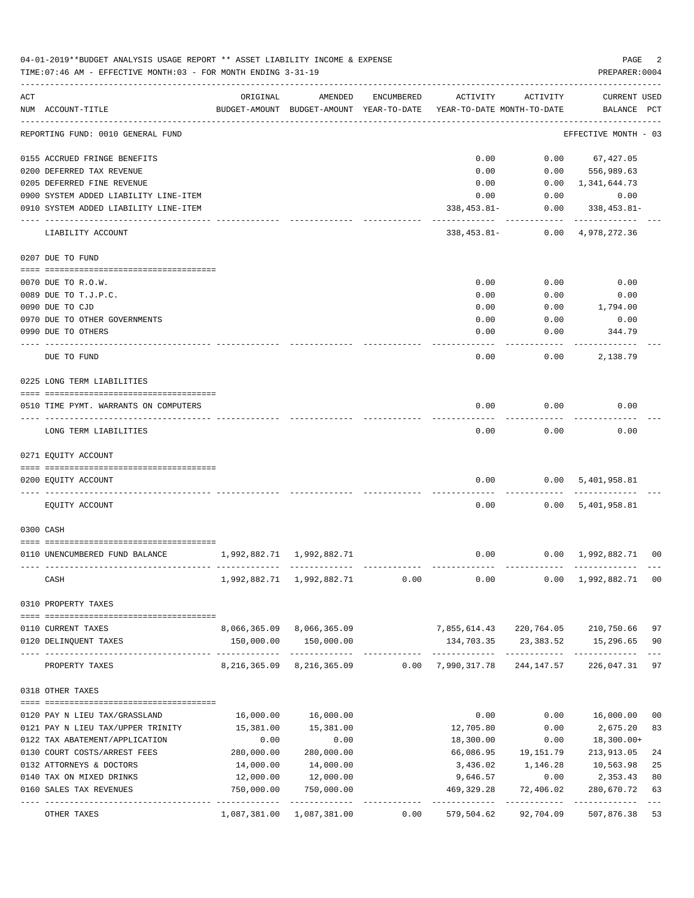04-01-2019**BUDGET ANALYSIS USAGE REPORT ** ASSET LIABILITY INCOME & EXPENSE

TIME:07:46 AM - EFFECTIVE MONTH:03 - FOR MONTH ENDING 3-31-19

PREPARER:0004

| ACT NUM | ACCOUNT-TITLE | ORIGINAL BUDGET-AMOUNT | AMENDED BUDGET-AMOUNT | ENCUMBERED YEAR-TO-DATE | ACTIVITY YEAR-TO-DATE | ACTIVITY MONTH-TO-DATE | CURRENT BALANCE | USED PCT |
|---|---|---|---|---|---|---|---|---|
| | REPORTING FUND: 0010 GENERAL FUND | | | | | | EFFECTIVE MONTH - 03 | |
| 0155 | ACCRUED FRINGE BENEFITS | | | | 0.00 | 0.00 | 67,427.05 | |
| 0200 | DEFERRED TAX REVENUE | | | | 0.00 | 0.00 | 556,989.63 | |
| 0205 | DEFERRED FINE REVENUE | | | | 0.00 | 0.00 | 1,341,644.73 | |
| 0900 | SYSTEM ADDED LIABILITY LINE-ITEM | | | | 0.00 | 0.00 | 0.00 | |
| 0910 | SYSTEM ADDED LIABILITY LINE-ITEM | | | | 338,453.81- | 0.00 | 338,453.81- | |
| | LIABILITY ACCOUNT | | | | 338,453.81- | 0.00 | 4,978,272.36 | |
| | 0207 DUE TO FUND | | | | | | | |
| 0070 | DUE TO R.O.W. | | | | 0.00 | 0.00 | 0.00 | |
| 0089 | DUE TO T.J.P.C. | | | | 0.00 | 0.00 | 0.00 | |
| 0090 | DUE TO CJD | | | | 0.00 | 0.00 | 1,794.00 | |
| 0970 | DUE TO OTHER GOVERNMENTS | | | | 0.00 | 0.00 | 0.00 | |
| 0990 | DUE TO OTHERS | | | | 0.00 | 0.00 | 344.79 | |
| | DUE TO FUND | | | | 0.00 | 0.00 | 2,138.79 | |
| | 0225 LONG TERM LIABILITIES | | | | | | | |
| 0510 | TIME PYMT. WARRANTS ON COMPUTERS | | | | 0.00 | 0.00 | 0.00 | |
| | LONG TERM LIABILITIES | | | | 0.00 | 0.00 | 0.00 | |
| | 0271 EQUITY ACCOUNT | | | | | | | |
| 0200 | EQUITY ACCOUNT | | | | 0.00 | 0.00 | 5,401,958.81 | |
| | EQUITY ACCOUNT | | | | 0.00 | 0.00 | 5,401,958.81 | |
| | 0300 CASH | | | | | | | |
| 0110 | UNENCUMBERED FUND BALANCE | 1,992,882.71 | 1,992,882.71 | | 0.00 | 0.00 | 1,992,882.71 | 00 |
| | CASH | 1,992,882.71 | 1,992,882.71 | 0.00 | 0.00 | 0.00 | 1,992,882.71 | 00 |
| | 0310 PROPERTY TAXES | | | | | | | |
| 0110 | CURRENT TAXES | 8,066,365.09 | 8,066,365.09 | | 7,855,614.43 | 220,764.05 | 210,750.66 | 97 |
| 0120 | DELINQUENT TAXES | 150,000.00 | 150,000.00 | | 134,703.35 | 23,383.52 | 15,296.65 | 90 |
| | PROPERTY TAXES | 8,216,365.09 | 8,216,365.09 | 0.00 | 7,990,317.78 | 244,147.57 | 226,047.31 | 97 |
| | 0318 OTHER TAXES | | | | | | | |
| 0120 | PAY N LIEU TAX/GRASSLAND | 16,000.00 | 16,000.00 | | 0.00 | 0.00 | 16,000.00 | 00 |
| 0121 | PAY N LIEU TAX/UPPER TRINITY | 15,381.00 | 15,381.00 | | 12,705.80 | 0.00 | 2,675.20 | 83 |
| 0122 | TAX ABATEMENT/APPLICATION | 0.00 | 0.00 | | 18,300.00 | 0.00 | 18,300.00+ | |
| 0130 | COURT COSTS/ARREST FEES | 280,000.00 | 280,000.00 | | 66,086.95 | 19,151.79 | 213,913.05 | 24 |
| 0132 | ATTORNEYS & DOCTORS | 14,000.00 | 14,000.00 | | 3,436.02 | 1,146.28 | 10,563.98 | 25 |
| 0140 | TAX ON MIXED DRINKS | 12,000.00 | 12,000.00 | | 9,646.57 | 0.00 | 2,353.43 | 80 |
| 0160 | SALES TAX REVENUES | 750,000.00 | 750,000.00 | | 469,329.28 | 72,406.02 | 280,670.72 | 63 |
| | OTHER TAXES | 1,087,381.00 | 1,087,381.00 | 0.00 | 579,504.62 | 92,704.09 | 507,876.38 | 53 |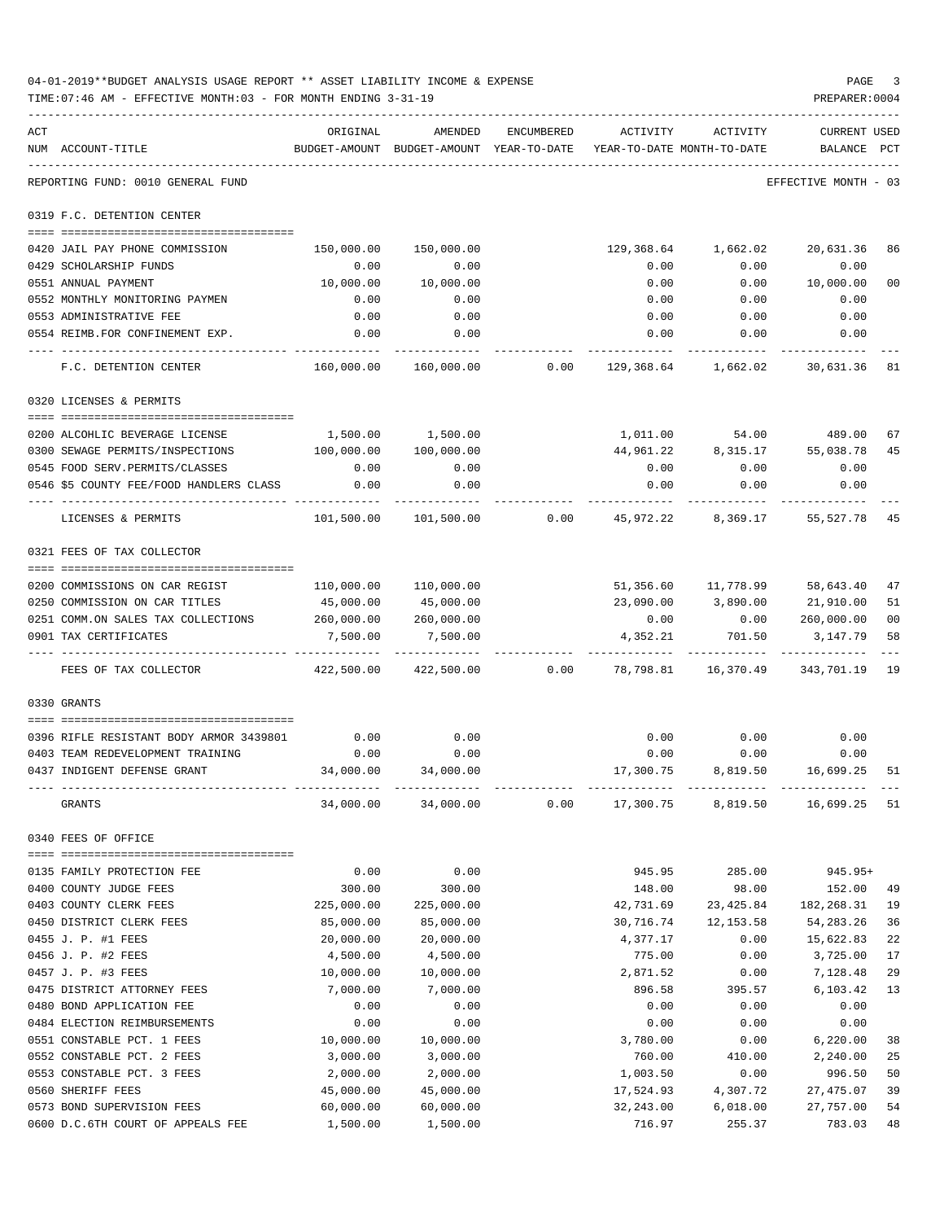04-01-2019**BUDGET ANALYSIS USAGE REPORT ** ASSET LIABILITY INCOME & EXPENSE

TIME:07:46 AM - EFFECTIVE MONTH:03 - FOR MONTH ENDING 3-31-19

PREPARER:0004

REPORTING FUND: 0010 GENERAL FUND — EFFECTIVE MONTH - 03

| ACT NUM | ACCOUNT-TITLE | ORIGINAL BUDGET-AMOUNT | AMENDED BUDGET-AMOUNT | ENCUMBERED YEAR-TO-DATE | ACTIVITY YEAR-TO-DATE | ACTIVITY MONTH-TO-DATE | CURRENT BALANCE | USED PCT |
|---|---|---|---|---|---|---|---|---|
| | **0319 F.C. DETENTION CENTER** | | | | | | | |
| 0420 | JAIL PAY PHONE COMMISSION | 150,000.00 | 150,000.00 | | 129,368.64 | 1,662.02 | 20,631.36 | 86 |
| 0429 | SCHOLARSHIP FUNDS | 0.00 | 0.00 | | 0.00 | 0.00 | 0.00 | |
| 0551 | ANNUAL PAYMENT | 10,000.00 | 10,000.00 | | 0.00 | 0.00 | 10,000.00 | 00 |
| 0552 | MONTHLY MONITORING PAYMEN | 0.00 | 0.00 | | 0.00 | 0.00 | 0.00 | |
| 0553 | ADMINISTRATIVE FEE | 0.00 | 0.00 | | 0.00 | 0.00 | 0.00 | |
| 0554 | REIMB.FOR CONFINEMENT EXP. | 0.00 | 0.00 | | 0.00 | 0.00 | 0.00 | |
| | F.C. DETENTION CENTER | 160,000.00 | 160,000.00 | 0.00 | 129,368.64 | 1,662.02 | 30,631.36 | 81 |
| | **0320 LICENSES & PERMITS** | | | | | | | |
| 0200 | ALCOHLIC BEVERAGE LICENSE | 1,500.00 | 1,500.00 | | 1,011.00 | 54.00 | 489.00 | 67 |
| 0300 | SEWAGE PERMITS/INSPECTIONS | 100,000.00 | 100,000.00 | | 44,961.22 | 8,315.17 | 55,038.78 | 45 |
| 0545 | FOOD SERV.PERMITS/CLASSES | 0.00 | 0.00 | | 0.00 | 0.00 | 0.00 | |
| 0546 | $5 COUNTY FEE/FOOD HANDLERS CLASS | 0.00 | 0.00 | | 0.00 | 0.00 | 0.00 | |
| | LICENSES & PERMITS | 101,500.00 | 101,500.00 | 0.00 | 45,972.22 | 8,369.17 | 55,527.78 | 45 |
| | **0321 FEES OF TAX COLLECTOR** | | | | | | | |
| 0200 | COMMISSIONS ON CAR REGIST | 110,000.00 | 110,000.00 | | 51,356.60 | 11,778.99 | 58,643.40 | 47 |
| 0250 | COMMISSION ON CAR TITLES | 45,000.00 | 45,000.00 | | 23,090.00 | 3,890.00 | 21,910.00 | 51 |
| 0251 | COMM.ON SALES TAX COLLECTIONS | 260,000.00 | 260,000.00 | | 0.00 | 0.00 | 260,000.00 | 00 |
| 0901 | TAX CERTIFICATES | 7,500.00 | 7,500.00 | | 4,352.21 | 701.50 | 3,147.79 | 58 |
| | FEES OF TAX COLLECTOR | 422,500.00 | 422,500.00 | 0.00 | 78,798.81 | 16,370.49 | 343,701.19 | 19 |
| | **0330 GRANTS** | | | | | | | |
| 0396 | RIFLE RESISTANT BODY ARMOR 3439801 | 0.00 | 0.00 | | 0.00 | 0.00 | 0.00 | |
| 0403 | TEAM REDEVELOPMENT TRAINING | 0.00 | 0.00 | | 0.00 | 0.00 | 0.00 | |
| 0437 | INDIGENT DEFENSE GRANT | 34,000.00 | 34,000.00 | | 17,300.75 | 8,819.50 | 16,699.25 | 51 |
| | GRANTS | 34,000.00 | 34,000.00 | 0.00 | 17,300.75 | 8,819.50 | 16,699.25 | 51 |
| | **0340 FEES OF OFFICE** | | | | | | | |
| 0135 | FAMILY PROTECTION FEE | 0.00 | 0.00 | | 945.95 | 285.00 | 945.95+ | |
| 0400 | COUNTY JUDGE FEES | 300.00 | 300.00 | | 148.00 | 98.00 | 152.00 | 49 |
| 0403 | COUNTY CLERK FEES | 225,000.00 | 225,000.00 | | 42,731.69 | 23,425.84 | 182,268.31 | 19 |
| 0450 | DISTRICT CLERK FEES | 85,000.00 | 85,000.00 | | 30,716.74 | 12,153.58 | 54,283.26 | 36 |
| 0455 | J. P. #1 FEES | 20,000.00 | 20,000.00 | | 4,377.17 | 0.00 | 15,622.83 | 22 |
| 0456 | J. P. #2 FEES | 4,500.00 | 4,500.00 | | 775.00 | 0.00 | 3,725.00 | 17 |
| 0457 | J. P. #3 FEES | 10,000.00 | 10,000.00 | | 2,871.52 | 0.00 | 7,128.48 | 29 |
| 0475 | DISTRICT ATTORNEY FEES | 7,000.00 | 7,000.00 | | 896.58 | 395.57 | 6,103.42 | 13 |
| 0480 | BOND APPLICATION FEE | 0.00 | 0.00 | | 0.00 | 0.00 | 0.00 | |
| 0484 | ELECTION REIMBURSEMENTS | 0.00 | 0.00 | | 0.00 | 0.00 | 0.00 | |
| 0551 | CONSTABLE PCT. 1 FEES | 10,000.00 | 10,000.00 | | 3,780.00 | 0.00 | 6,220.00 | 38 |
| 0552 | CONSTABLE PCT. 2 FEES | 3,000.00 | 3,000.00 | | 760.00 | 410.00 | 2,240.00 | 25 |
| 0553 | CONSTABLE PCT. 3 FEES | 2,000.00 | 2,000.00 | | 1,003.50 | 0.00 | 996.50 | 50 |
| 0560 | SHERIFF FEES | 45,000.00 | 45,000.00 | | 17,524.93 | 4,307.72 | 27,475.07 | 39 |
| 0573 | BOND SUPERVISION FEES | 60,000.00 | 60,000.00 | | 32,243.00 | 6,018.00 | 27,757.00 | 54 |
| 0600 | D.C.6TH COURT OF APPEALS FEE | 1,500.00 | 1,500.00 | | 716.97 | 255.37 | 783.03 | 48 |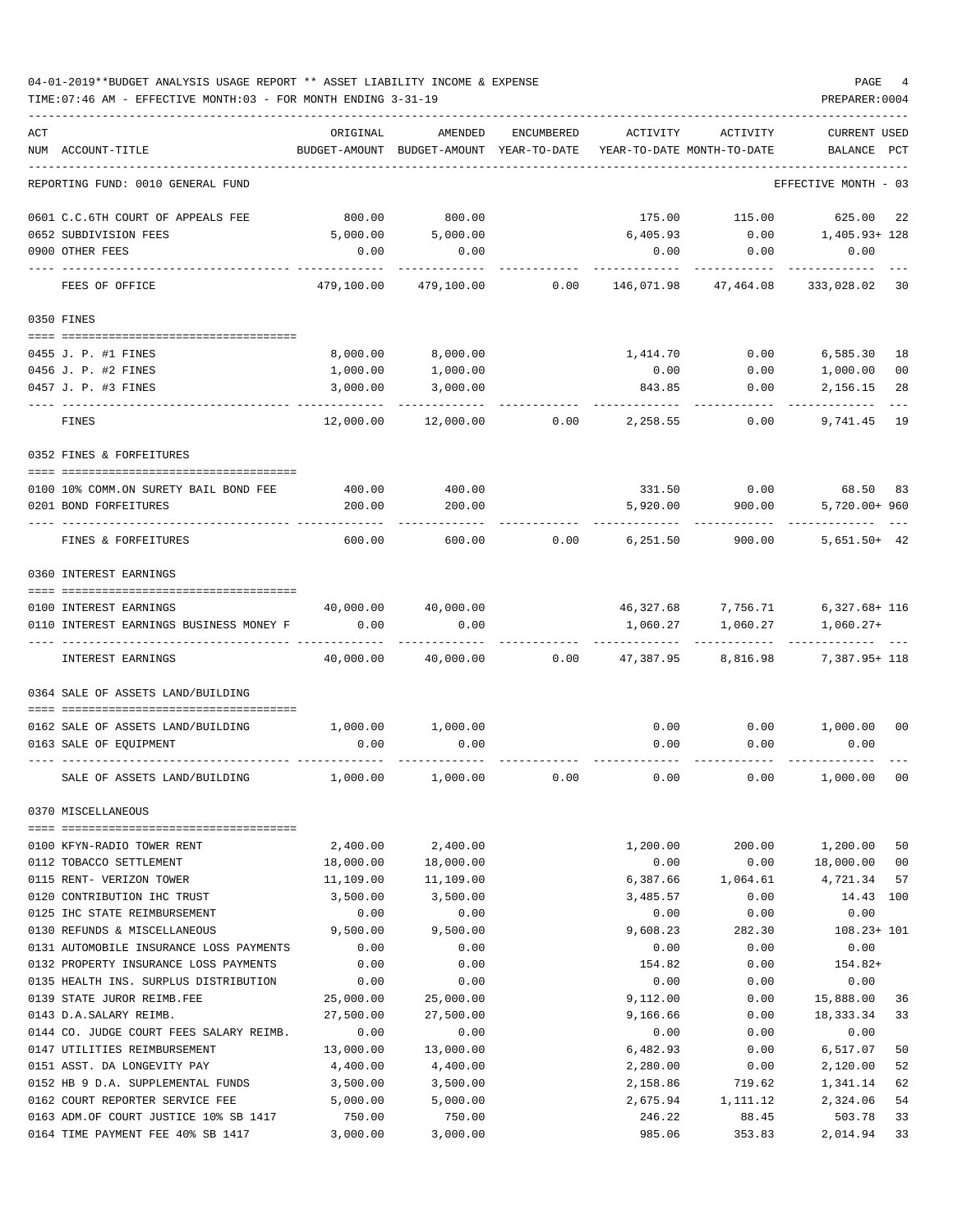04-01-2019**BUDGET ANALYSIS USAGE REPORT ** ASSET LIABILITY INCOME & EXPENSE

TIME:07:46 AM - EFFECTIVE MONTH:03 - FOR MONTH ENDING 3-31-19

PREPARER:0004

| ACT NUM | ACCOUNT-TITLE | ORIGINAL BUDGET-AMOUNT | AMENDED BUDGET-AMOUNT | ENCUMBERED YEAR-TO-DATE | ACTIVITY YEAR-TO-DATE | ACTIVITY MONTH-TO-DATE | CURRENT USED BALANCE | PCT |
|---|---|---|---|---|---|---|---|---|
| | REPORTING FUND: 0010 GENERAL FUND | | | | | | EFFECTIVE MONTH - 03 | |
| 0601 | C.C.6TH COURT OF APPEALS FEE | 800.00 | 800.00 | | 175.00 | 115.00 | 625.00 | 22 |
| 0652 | SUBDIVISION FEES | 5,000.00 | 5,000.00 | | 6,405.93 | 0.00 | 1,405.93+ | 128 |
| 0900 | OTHER FEES | 0.00 | 0.00 | | 0.00 | 0.00 | 0.00 | |
| | FEES OF OFFICE | 479,100.00 | 479,100.00 | 0.00 | 146,071.98 | 47,464.08 | 333,028.02 | 30 |
| | 0350 FINES | | | | | | | |
| 0455 | J. P. #1 FINES | 8,000.00 | 8,000.00 | | 1,414.70 | 0.00 | 6,585.30 | 18 |
| 0456 | J. P. #2 FINES | 1,000.00 | 1,000.00 | | 0.00 | 0.00 | 1,000.00 | 00 |
| 0457 | J. P. #3 FINES | 3,000.00 | 3,000.00 | | 843.85 | 0.00 | 2,156.15 | 28 |
| | FINES | 12,000.00 | 12,000.00 | 0.00 | 2,258.55 | 0.00 | 9,741.45 | 19 |
| | 0352 FINES & FORFEITURES | | | | | | | |
| 0100 | 10% COMM.ON SURETY BAIL BOND FEE | 400.00 | 400.00 | | 331.50 | 0.00 | 68.50 | 83 |
| 0201 | BOND FORFEITURES | 200.00 | 200.00 | | 5,920.00 | 900.00 | 5,720.00+ | 960 |
| | FINES & FORFEITURES | 600.00 | 600.00 | 0.00 | 6,251.50 | 900.00 | 5,651.50+ | 42 |
| | 0360 INTEREST EARNINGS | | | | | | | |
| 0100 | INTEREST EARNINGS | 40,000.00 | 40,000.00 | | 46,327.68 | 7,756.71 | 6,327.68+ | 116 |
| 0110 | INTEREST EARNINGS BUSINESS MONEY F | 0.00 | 0.00 | | 1,060.27 | 1,060.27 | 1,060.27+ | |
| | INTEREST EARNINGS | 40,000.00 | 40,000.00 | 0.00 | 47,387.95 | 8,816.98 | 7,387.95+ | 118 |
| | 0364 SALE OF ASSETS LAND/BUILDING | | | | | | | |
| 0162 | SALE OF ASSETS LAND/BUILDING | 1,000.00 | 1,000.00 | | 0.00 | 0.00 | 1,000.00 | 00 |
| 0163 | SALE OF EQUIPMENT | 0.00 | 0.00 | | 0.00 | 0.00 | 0.00 | |
| | SALE OF ASSETS LAND/BUILDING | 1,000.00 | 1,000.00 | 0.00 | 0.00 | 0.00 | 1,000.00 | 00 |
| | 0370 MISCELLANEOUS | | | | | | | |
| 0100 | KFYN-RADIO TOWER RENT | 2,400.00 | 2,400.00 | | 1,200.00 | 200.00 | 1,200.00 | 50 |
| 0112 | TOBACCO SETTLEMENT | 18,000.00 | 18,000.00 | | 0.00 | 0.00 | 18,000.00 | 00 |
| 0115 | RENT- VERIZON TOWER | 11,109.00 | 11,109.00 | | 6,387.66 | 1,064.61 | 4,721.34 | 57 |
| 0120 | CONTRIBUTION IHC TRUST | 3,500.00 | 3,500.00 | | 3,485.57 | 0.00 | 14.43 | 100 |
| 0125 | IHC STATE REIMBURSEMENT | 0.00 | 0.00 | | 0.00 | 0.00 | 0.00 | |
| 0130 | REFUNDS & MISCELLANEOUS | 9,500.00 | 9,500.00 | | 9,608.23 | 282.30 | 108.23+ | 101 |
| 0131 | AUTOMOBILE INSURANCE LOSS PAYMENTS | 0.00 | 0.00 | | 0.00 | 0.00 | 0.00 | |
| 0132 | PROPERTY INSURANCE LOSS PAYMENTS | 0.00 | 0.00 | | 154.82 | 0.00 | 154.82+ | |
| 0135 | HEALTH INS. SURPLUS DISTRIBUTION | 0.00 | 0.00 | | 0.00 | 0.00 | 0.00 | |
| 0139 | STATE JUROR REIMB.FEE | 25,000.00 | 25,000.00 | | 9,112.00 | 0.00 | 15,888.00 | 36 |
| 0143 | D.A.SALARY REIMB. | 27,500.00 | 27,500.00 | | 9,166.66 | 0.00 | 18,333.34 | 33 |
| 0144 | CO. JUDGE COURT FEES SALARY REIMB. | 0.00 | 0.00 | | 0.00 | 0.00 | 0.00 | |
| 0147 | UTILITIES REIMBURSEMENT | 13,000.00 | 13,000.00 | | 6,482.93 | 0.00 | 6,517.07 | 50 |
| 0151 | ASST. DA LONGEVITY PAY | 4,400.00 | 4,400.00 | | 2,280.00 | 0.00 | 2,120.00 | 52 |
| 0152 | HB 9 D.A. SUPPLEMENTAL FUNDS | 3,500.00 | 3,500.00 | | 2,158.86 | 719.62 | 1,341.14 | 62 |
| 0162 | COURT REPORTER SERVICE FEE | 5,000.00 | 5,000.00 | | 2,675.94 | 1,111.12 | 2,324.06 | 54 |
| 0163 | ADM.OF COURT JUSTICE 10% SB 1417 | 750.00 | 750.00 | | 246.22 | 88.45 | 503.78 | 33 |
| 0164 | TIME PAYMENT FEE 40% SB 1417 | 3,000.00 | 3,000.00 | | 985.06 | 353.83 | 2,014.94 | 33 |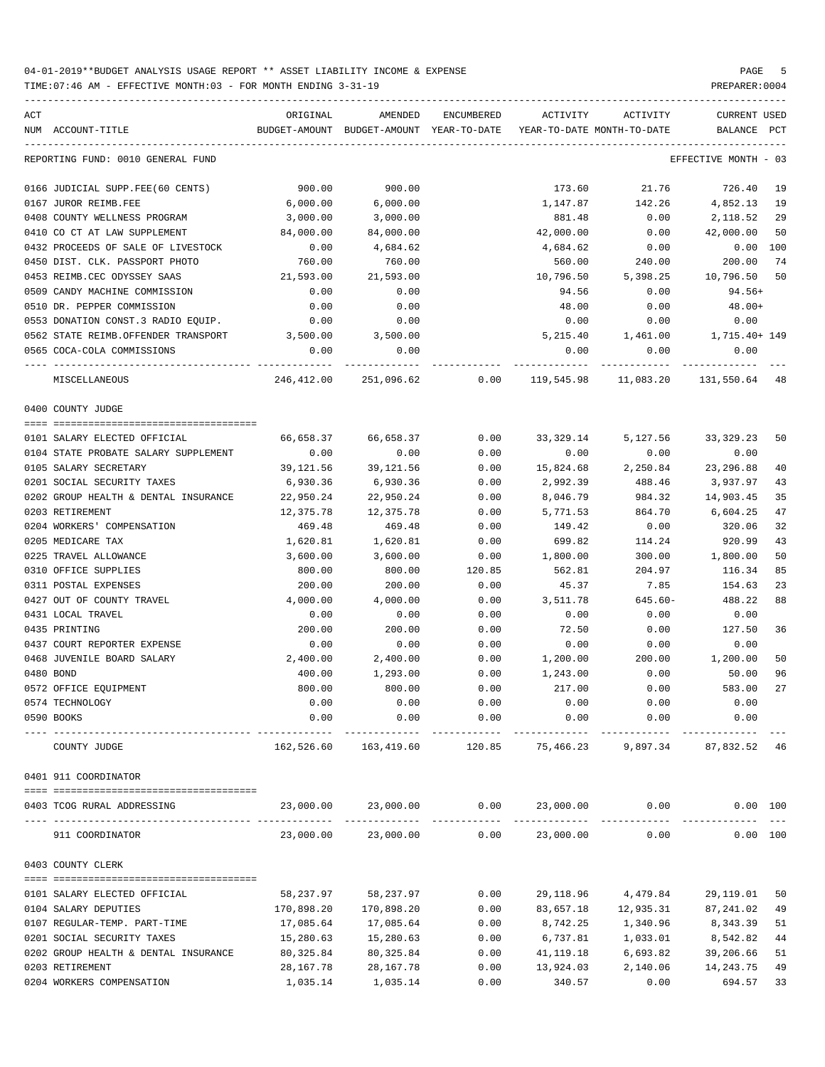04-01-2019**BUDGET ANALYSIS USAGE REPORT ** ASSET LIABILITY INCOME & EXPENSE

TIME:07:46 AM - EFFECTIVE MONTH:03 - FOR MONTH ENDING 3-31-19

PREPARER:0004

REPORTING FUND: 0010 GENERAL FUND — EFFECTIVE MONTH - 03

| ACT NUM | ACCOUNT-TITLE | ORIGINAL BUDGET-AMOUNT | AMENDED BUDGET-AMOUNT | ENCUMBERED YEAR-TO-DATE | ACTIVITY YEAR-TO-DATE | ACTIVITY MONTH-TO-DATE | CURRENT BALANCE | USED PCT |
|---|---|---|---|---|---|---|---|---|
| 0166 | JUDICIAL SUPP.FEE(60 CENTS) | 900.00 | 900.00 | | 173.60 | 21.76 | 726.40 | 19 |
| 0167 | JUROR REIMB.FEE | 6,000.00 | 6,000.00 | | 1,147.87 | 142.26 | 4,852.13 | 19 |
| 0408 | COUNTY WELLNESS PROGRAM | 3,000.00 | 3,000.00 | | 881.48 | 0.00 | 2,118.52 | 29 |
| 0410 | CO CT AT LAW SUPPLEMENT | 84,000.00 | 84,000.00 | | 42,000.00 | 0.00 | 42,000.00 | 50 |
| 0432 | PROCEEDS OF SALE OF LIVESTOCK | 0.00 | 4,684.62 | | 4,684.62 | 0.00 | 0.00 | 100 |
| 0450 | DIST. CLK. PASSPORT PHOTO | 760.00 | 760.00 | | 560.00 | 240.00 | 200.00 | 74 |
| 0453 | REIMB.CEC ODYSSEY SAAS | 21,593.00 | 21,593.00 | | 10,796.50 | 5,398.25 | 10,796.50 | 50 |
| 0509 | CANDY MACHINE COMMISSION | 0.00 | 0.00 | | 94.56 | 0.00 | 94.56+ | |
| 0510 | DR. PEPPER COMMISSION | 0.00 | 0.00 | | 48.00 | 0.00 | 48.00+ | |
| 0553 | DONATION CONST.3 RADIO EQUIP. | 0.00 | 0.00 | | 0.00 | 0.00 | 0.00 | |
| 0562 | STATE REIMB.OFFENDER TRANSPORT | 3,500.00 | 3,500.00 | | 5,215.40 | 1,461.00 | 1,715.40+ | 149 |
| 0565 | COCA-COLA COMMISSIONS | 0.00 | 0.00 | | 0.00 | 0.00 | 0.00 | |
| | MISCELLANEOUS | 246,412.00 | 251,096.62 | 0.00 | 119,545.98 | 11,083.20 | 131,550.64 | 48 |

0400 COUNTY JUDGE

| ACT NUM | ACCOUNT-TITLE | ORIGINAL BUDGET-AMOUNT | AMENDED BUDGET-AMOUNT | ENCUMBERED YEAR-TO-DATE | ACTIVITY YEAR-TO-DATE | ACTIVITY MONTH-TO-DATE | CURRENT BALANCE | USED PCT |
|---|---|---|---|---|---|---|---|---|
| 0101 | SALARY ELECTED OFFICIAL | 66,658.37 | 66,658.37 | 0.00 | 33,329.14 | 5,127.56 | 33,329.23 | 50 |
| 0104 | STATE PROBATE SALARY SUPPLEMENT | 0.00 | 0.00 | 0.00 | 0.00 | 0.00 | 0.00 | |
| 0105 | SALARY SECRETARY | 39,121.56 | 39,121.56 | 0.00 | 15,824.68 | 2,250.84 | 23,296.88 | 40 |
| 0201 | SOCIAL SECURITY TAXES | 6,930.36 | 6,930.36 | 0.00 | 2,992.39 | 488.46 | 3,937.97 | 43 |
| 0202 | GROUP HEALTH & DENTAL INSURANCE | 22,950.24 | 22,950.24 | 0.00 | 8,046.79 | 984.32 | 14,903.45 | 35 |
| 0203 | RETIREMENT | 12,375.78 | 12,375.78 | 0.00 | 5,771.53 | 864.70 | 6,604.25 | 47 |
| 0204 | WORKERS' COMPENSATION | 469.48 | 469.48 | 0.00 | 149.42 | 0.00 | 320.06 | 32 |
| 0205 | MEDICARE TAX | 1,620.81 | 1,620.81 | 0.00 | 699.82 | 114.24 | 920.99 | 43 |
| 0225 | TRAVEL ALLOWANCE | 3,600.00 | 3,600.00 | 0.00 | 1,800.00 | 300.00 | 1,800.00 | 50 |
| 0310 | OFFICE SUPPLIES | 800.00 | 800.00 | 120.85 | 562.81 | 204.97 | 116.34 | 85 |
| 0311 | POSTAL EXPENSES | 200.00 | 200.00 | 0.00 | 45.37 | 7.85 | 154.63 | 23 |
| 0427 | OUT OF COUNTY TRAVEL | 4,000.00 | 4,000.00 | 0.00 | 3,511.78 | 645.60- | 488.22 | 88 |
| 0431 | LOCAL TRAVEL | 0.00 | 0.00 | 0.00 | 0.00 | 0.00 | 0.00 | |
| 0435 | PRINTING | 200.00 | 200.00 | 0.00 | 72.50 | 0.00 | 127.50 | 36 |
| 0437 | COURT REPORTER EXPENSE | 0.00 | 0.00 | 0.00 | 0.00 | 0.00 | 0.00 | |
| 0468 | JUVENILE BOARD SALARY | 2,400.00 | 2,400.00 | 0.00 | 1,200.00 | 200.00 | 1,200.00 | 50 |
| 0480 | BOND | 400.00 | 1,293.00 | 0.00 | 1,243.00 | 0.00 | 50.00 | 96 |
| 0572 | OFFICE EQUIPMENT | 800.00 | 800.00 | 0.00 | 217.00 | 0.00 | 583.00 | 27 |
| 0574 | TECHNOLOGY | 0.00 | 0.00 | 0.00 | 0.00 | 0.00 | 0.00 | |
| 0590 | BOOKS | 0.00 | 0.00 | 0.00 | 0.00 | 0.00 | 0.00 | |
| | COUNTY JUDGE | 162,526.60 | 163,419.60 | 120.85 | 75,466.23 | 9,897.34 | 87,832.52 | 46 |

0401 911 COORDINATOR

| ACT NUM | ACCOUNT-TITLE | ORIGINAL BUDGET-AMOUNT | AMENDED BUDGET-AMOUNT | ENCUMBERED YEAR-TO-DATE | ACTIVITY YEAR-TO-DATE | ACTIVITY MONTH-TO-DATE | CURRENT BALANCE | USED PCT |
|---|---|---|---|---|---|---|---|---|
| 0403 | TCOG RURAL ADDRESSING | 23,000.00 | 23,000.00 | 0.00 | 23,000.00 | 0.00 | 0.00 | 100 |
| | 911 COORDINATOR | 23,000.00 | 23,000.00 | 0.00 | 23,000.00 | 0.00 | 0.00 | 100 |

0403 COUNTY CLERK

| ACT NUM | ACCOUNT-TITLE | ORIGINAL BUDGET-AMOUNT | AMENDED BUDGET-AMOUNT | ENCUMBERED YEAR-TO-DATE | ACTIVITY YEAR-TO-DATE | ACTIVITY MONTH-TO-DATE | CURRENT BALANCE | USED PCT |
|---|---|---|---|---|---|---|---|---|
| 0101 | SALARY ELECTED OFFICIAL | 58,237.97 | 58,237.97 | 0.00 | 29,118.96 | 4,479.84 | 29,119.01 | 50 |
| 0104 | SALARY DEPUTIES | 170,898.20 | 170,898.20 | 0.00 | 83,657.18 | 12,935.31 | 87,241.02 | 49 |
| 0107 | REGULAR-TEMP. PART-TIME | 17,085.64 | 17,085.64 | 0.00 | 8,742.25 | 1,340.96 | 8,343.39 | 51 |
| 0201 | SOCIAL SECURITY TAXES | 15,280.63 | 15,280.63 | 0.00 | 6,737.81 | 1,033.01 | 8,542.82 | 44 |
| 0202 | GROUP HEALTH & DENTAL INSURANCE | 80,325.84 | 80,325.84 | 0.00 | 41,119.18 | 6,693.82 | 39,206.66 | 51 |
| 0203 | RETIREMENT | 28,167.78 | 28,167.78 | 0.00 | 13,924.03 | 2,140.06 | 14,243.75 | 49 |
| 0204 | WORKERS COMPENSATION | 1,035.14 | 1,035.14 | 0.00 | 340.57 | 0.00 | 694.57 | 33 |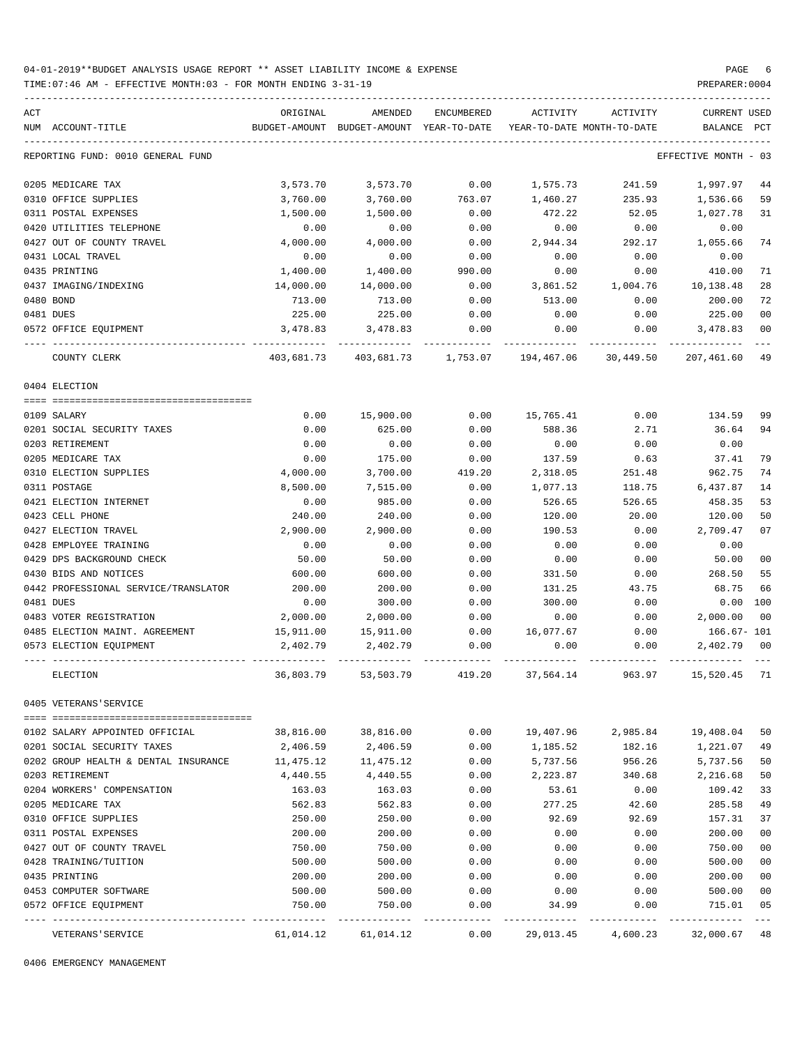04-01-2019**BUDGET ANALYSIS USAGE REPORT ** ASSET LIABILITY INCOME & EXPENSE

TIME:07:46 AM - EFFECTIVE MONTH:03 - FOR MONTH ENDING 3-31-19 PREPARER:0004

REPORTING FUND: 0010 GENERAL FUND EFFECTIVE MONTH - 03

| ACT NUM | ACCOUNT-TITLE | ORIGINAL BUDGET-AMOUNT | AMENDED BUDGET-AMOUNT | ENCUMBERED YEAR-TO-DATE | ACTIVITY YEAR-TO-DATE | ACTIVITY MONTH-TO-DATE | CURRENT BALANCE | USED PCT |
|---|---|---|---|---|---|---|---|---|
| 0205 | MEDICARE TAX | 3,573.70 | 3,573.70 | 0.00 | 1,575.73 | 241.59 | 1,997.97 | 44 |
| 0310 | OFFICE SUPPLIES | 3,760.00 | 3,760.00 | 763.07 | 1,460.27 | 235.93 | 1,536.66 | 59 |
| 0311 | POSTAL EXPENSES | 1,500.00 | 1,500.00 | 0.00 | 472.22 | 52.05 | 1,027.78 | 31 |
| 0420 | UTILITIES TELEPHONE | 0.00 | 0.00 | 0.00 | 0.00 | 0.00 | 0.00 | |
| 0427 | OUT OF COUNTY TRAVEL | 4,000.00 | 4,000.00 | 0.00 | 2,944.34 | 292.17 | 1,055.66 | 74 |
| 0431 | LOCAL TRAVEL | 0.00 | 0.00 | 0.00 | 0.00 | 0.00 | 0.00 | |
| 0435 | PRINTING | 1,400.00 | 1,400.00 | 990.00 | 0.00 | 0.00 | 410.00 | 71 |
| 0437 | IMAGING/INDEXING | 14,000.00 | 14,000.00 | 0.00 | 3,861.52 | 1,004.76 | 10,138.48 | 28 |
| 0480 | BOND | 713.00 | 713.00 | 0.00 | 513.00 | 0.00 | 200.00 | 72 |
| 0481 | DUES | 225.00 | 225.00 | 0.00 | 0.00 | 0.00 | 225.00 | 00 |
| 0572 | OFFICE EQUIPMENT | 3,478.83 | 3,478.83 | 0.00 | 0.00 | 0.00 | 3,478.83 | 00 |
| | COUNTY CLERK | 403,681.73 | 403,681.73 | 1,753.07 | 194,467.06 | 30,449.50 | 207,461.60 | 49 |

0404 ELECTION

| ACT NUM | ACCOUNT-TITLE | ORIGINAL BUDGET-AMOUNT | AMENDED BUDGET-AMOUNT | ENCUMBERED YEAR-TO-DATE | ACTIVITY YEAR-TO-DATE | ACTIVITY MONTH-TO-DATE | CURRENT BALANCE | USED PCT |
|---|---|---|---|---|---|---|---|---|
| 0109 | SALARY | 0.00 | 15,900.00 | 0.00 | 15,765.41 | 0.00 | 134.59 | 99 |
| 0201 | SOCIAL SECURITY TAXES | 0.00 | 625.00 | 0.00 | 588.36 | 2.71 | 36.64 | 94 |
| 0203 | RETIREMENT | 0.00 | 0.00 | 0.00 | 0.00 | 0.00 | 0.00 | |
| 0205 | MEDICARE TAX | 0.00 | 175.00 | 0.00 | 137.59 | 0.63 | 37.41 | 79 |
| 0310 | ELECTION SUPPLIES | 4,000.00 | 3,700.00 | 419.20 | 2,318.05 | 251.48 | 962.75 | 74 |
| 0311 | POSTAGE | 8,500.00 | 7,515.00 | 0.00 | 1,077.13 | 118.75 | 6,437.87 | 14 |
| 0421 | ELECTION INTERNET | 0.00 | 985.00 | 0.00 | 526.65 | 526.65 | 458.35 | 53 |
| 0423 | CELL PHONE | 240.00 | 240.00 | 0.00 | 120.00 | 20.00 | 120.00 | 50 |
| 0427 | ELECTION TRAVEL | 2,900.00 | 2,900.00 | 0.00 | 190.53 | 0.00 | 2,709.47 | 07 |
| 0428 | EMPLOYEE TRAINING | 0.00 | 0.00 | 0.00 | 0.00 | 0.00 | 0.00 | |
| 0429 | DPS BACKGROUND CHECK | 50.00 | 50.00 | 0.00 | 0.00 | 0.00 | 50.00 | 00 |
| 0430 | BIDS AND NOTICES | 600.00 | 600.00 | 0.00 | 331.50 | 0.00 | 268.50 | 55 |
| 0442 | PROFESSIONAL SERVICE/TRANSLATOR | 200.00 | 200.00 | 0.00 | 131.25 | 43.75 | 68.75 | 66 |
| 0481 | DUES | 0.00 | 300.00 | 0.00 | 300.00 | 0.00 | 0.00 | 100 |
| 0483 | VOTER REGISTRATION | 2,000.00 | 2,000.00 | 0.00 | 0.00 | 0.00 | 2,000.00 | 00 |
| 0485 | ELECTION MAINT. AGREEMENT | 15,911.00 | 15,911.00 | 0.00 | 16,077.67 | 0.00 | 166.67- | 101 |
| 0573 | ELECTION EQUIPMENT | 2,402.79 | 2,402.79 | 0.00 | 0.00 | 0.00 | 2,402.79 | 00 |
| | ELECTION | 36,803.79 | 53,503.79 | 419.20 | 37,564.14 | 963.97 | 15,520.45 | 71 |

0405 VETERANS'SERVICE

| ACT NUM | ACCOUNT-TITLE | ORIGINAL BUDGET-AMOUNT | AMENDED BUDGET-AMOUNT | ENCUMBERED YEAR-TO-DATE | ACTIVITY YEAR-TO-DATE | ACTIVITY MONTH-TO-DATE | CURRENT BALANCE | USED PCT |
|---|---|---|---|---|---|---|---|---|
| 0102 | SALARY APPOINTED OFFICIAL | 38,816.00 | 38,816.00 | 0.00 | 19,407.96 | 2,985.84 | 19,408.04 | 50 |
| 0201 | SOCIAL SECURITY TAXES | 2,406.59 | 2,406.59 | 0.00 | 1,185.52 | 182.16 | 1,221.07 | 49 |
| 0202 | GROUP HEALTH & DENTAL INSURANCE | 11,475.12 | 11,475.12 | 0.00 | 5,737.56 | 956.26 | 5,737.56 | 50 |
| 0203 | RETIREMENT | 4,440.55 | 4,440.55 | 0.00 | 2,223.87 | 340.68 | 2,216.68 | 50 |
| 0204 | WORKERS' COMPENSATION | 163.03 | 163.03 | 0.00 | 53.61 | 0.00 | 109.42 | 33 |
| 0205 | MEDICARE TAX | 562.83 | 562.83 | 0.00 | 277.25 | 42.60 | 285.58 | 49 |
| 0310 | OFFICE SUPPLIES | 250.00 | 250.00 | 0.00 | 92.69 | 92.69 | 157.31 | 37 |
| 0311 | POSTAL EXPENSES | 200.00 | 200.00 | 0.00 | 0.00 | 0.00 | 200.00 | 00 |
| 0427 | OUT OF COUNTY TRAVEL | 750.00 | 750.00 | 0.00 | 0.00 | 0.00 | 750.00 | 00 |
| 0428 | TRAINING/TUITION | 500.00 | 500.00 | 0.00 | 0.00 | 0.00 | 500.00 | 00 |
| 0435 | PRINTING | 200.00 | 200.00 | 0.00 | 0.00 | 0.00 | 200.00 | 00 |
| 0453 | COMPUTER SOFTWARE | 500.00 | 500.00 | 0.00 | 0.00 | 0.00 | 500.00 | 00 |
| 0572 | OFFICE EQUIPMENT | 750.00 | 750.00 | 0.00 | 34.99 | 0.00 | 715.01 | 05 |
| | VETERANS'SERVICE | 61,014.12 | 61,014.12 | 0.00 | 29,013.45 | 4,600.23 | 32,000.67 | 48 |

0406 EMERGENCY MANAGEMENT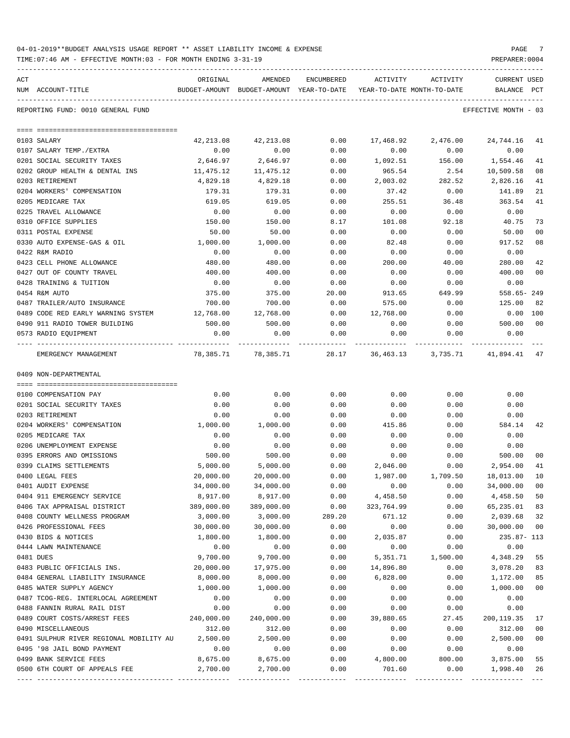04-01-2019**BUDGET ANALYSIS USAGE REPORT ** ASSET LIABILITY INCOME & EXPENSE

TIME:07:46 AM - EFFECTIVE MONTH:03 - FOR MONTH ENDING 3-31-19

PREPARER:0004

REPORTING FUND: 0010 GENERAL FUND — EFFECTIVE MONTH - 03

| ACT NUM | ACCOUNT-TITLE | ORIGINAL BUDGET-AMOUNT | AMENDED BUDGET-AMOUNT | ENCUMBERED YEAR-TO-DATE | ACTIVITY YEAR-TO-DATE | ACTIVITY MONTH-TO-DATE | CURRENT BALANCE | USED PCT |
|---|---|---|---|---|---|---|---|---|
| 0103 | SALARY | 42,213.08 | 42,213.08 | 0.00 | 17,468.92 | 2,476.00 | 24,744.16 | 41 |
| 0107 | SALARY TEMP./EXTRA | 0.00 | 0.00 | 0.00 | 0.00 | 0.00 | 0.00 | |
| 0201 | SOCIAL SECURITY TAXES | 2,646.97 | 2,646.97 | 0.00 | 1,092.51 | 156.00 | 1,554.46 | 41 |
| 0202 | GROUP HEALTH & DENTAL INS | 11,475.12 | 11,475.12 | 0.00 | 965.54 | 2.54 | 10,509.58 | 08 |
| 0203 | RETIREMENT | 4,829.18 | 4,829.18 | 0.00 | 2,003.02 | 282.52 | 2,826.16 | 41 |
| 0204 | WORKERS' COMPENSATION | 179.31 | 179.31 | 0.00 | 37.42 | 0.00 | 141.89 | 21 |
| 0205 | MEDICARE TAX | 619.05 | 619.05 | 0.00 | 255.51 | 36.48 | 363.54 | 41 |
| 0225 | TRAVEL ALLOWANCE | 0.00 | 0.00 | 0.00 | 0.00 | 0.00 | 0.00 | |
| 0310 | OFFICE SUPPLIES | 150.00 | 150.00 | 8.17 | 101.08 | 92.18 | 40.75 | 73 |
| 0311 | POSTAL EXPENSE | 50.00 | 50.00 | 0.00 | 0.00 | 0.00 | 50.00 | 00 |
| 0330 | AUTO EXPENSE-GAS & OIL | 1,000.00 | 1,000.00 | 0.00 | 82.48 | 0.00 | 917.52 | 08 |
| 0422 | R&M RADIO | 0.00 | 0.00 | 0.00 | 0.00 | 0.00 | 0.00 | |
| 0423 | CELL PHONE ALLOWANCE | 480.00 | 480.00 | 0.00 | 200.00 | 40.00 | 280.00 | 42 |
| 0427 | OUT OF COUNTY TRAVEL | 400.00 | 400.00 | 0.00 | 0.00 | 0.00 | 400.00 | 00 |
| 0428 | TRAINING & TUITION | 0.00 | 0.00 | 0.00 | 0.00 | 0.00 | 0.00 | |
| 0454 | R&M AUTO | 375.00 | 375.00 | 20.00 | 913.65 | 649.99 | 558.65- | 249 |
| 0487 | TRAILER/AUTO INSURANCE | 700.00 | 700.00 | 0.00 | 575.00 | 0.00 | 125.00 | 82 |
| 0489 | CODE RED EARLY WARNING SYSTEM | 12,768.00 | 12,768.00 | 0.00 | 12,768.00 | 0.00 | 0.00 | 100 |
| 0490 | 911 RADIO TOWER BUILDING | 500.00 | 500.00 | 0.00 | 0.00 | 0.00 | 500.00 | 00 |
| 0573 | RADIO EQUIPMENT | 0.00 | 0.00 | 0.00 | 0.00 | 0.00 | 0.00 | |
| | EMERGENCY MANAGEMENT | 78,385.71 | 78,385.71 | 28.17 | 36,463.13 | 3,735.71 | 41,894.41 | 47 |

0409 NON-DEPARTMENTAL

| ACT NUM | ACCOUNT-TITLE | ORIGINAL BUDGET-AMOUNT | AMENDED BUDGET-AMOUNT | ENCUMBERED YEAR-TO-DATE | ACTIVITY YEAR-TO-DATE | ACTIVITY MONTH-TO-DATE | CURRENT BALANCE | USED PCT |
|---|---|---|---|---|---|---|---|---|
| 0100 | COMPENSATION PAY | 0.00 | 0.00 | 0.00 | 0.00 | 0.00 | 0.00 | |
| 0201 | SOCIAL SECURITY TAXES | 0.00 | 0.00 | 0.00 | 0.00 | 0.00 | 0.00 | |
| 0203 | RETIREMENT | 0.00 | 0.00 | 0.00 | 0.00 | 0.00 | 0.00 | |
| 0204 | WORKERS' COMPENSATION | 1,000.00 | 1,000.00 | 0.00 | 415.86 | 0.00 | 584.14 | 42 |
| 0205 | MEDICARE TAX | 0.00 | 0.00 | 0.00 | 0.00 | 0.00 | 0.00 | |
| 0206 | UNEMPLOYMENT EXPENSE | 0.00 | 0.00 | 0.00 | 0.00 | 0.00 | 0.00 | |
| 0395 | ERRORS AND OMISSIONS | 500.00 | 500.00 | 0.00 | 0.00 | 0.00 | 500.00 | 00 |
| 0399 | CLAIMS SETTLEMENTS | 5,000.00 | 5,000.00 | 0.00 | 2,046.00 | 0.00 | 2,954.00 | 41 |
| 0400 | LEGAL FEES | 20,000.00 | 20,000.00 | 0.00 | 1,987.00 | 1,709.50 | 18,013.00 | 10 |
| 0401 | AUDIT EXPENSE | 34,000.00 | 34,000.00 | 0.00 | 0.00 | 0.00 | 34,000.00 | 00 |
| 0404 | 911 EMERGENCY SERVICE | 8,917.00 | 8,917.00 | 0.00 | 4,458.50 | 0.00 | 4,458.50 | 50 |
| 0406 | TAX APPRAISAL DISTRICT | 389,000.00 | 389,000.00 | 0.00 | 323,764.99 | 0.00 | 65,235.01 | 83 |
| 0408 | COUNTY WELLNESS PROGRAM | 3,000.00 | 3,000.00 | 289.20 | 671.12 | 0.00 | 2,039.68 | 32 |
| 0426 | PROFESSIONAL FEES | 30,000.00 | 30,000.00 | 0.00 | 0.00 | 0.00 | 30,000.00 | 00 |
| 0430 | BIDS & NOTICES | 1,800.00 | 1,800.00 | 0.00 | 2,035.87 | 0.00 | 235.87- | 113 |
| 0444 | LAWN MAINTENANCE | 0.00 | 0.00 | 0.00 | 0.00 | 0.00 | 0.00 | |
| 0481 | DUES | 9,700.00 | 9,700.00 | 0.00 | 5,351.71 | 1,500.00 | 4,348.29 | 55 |
| 0483 | PUBLIC OFFICIALS INS. | 20,000.00 | 17,975.00 | 0.00 | 14,896.80 | 0.00 | 3,078.20 | 83 |
| 0484 | GENERAL LIABILITY INSURANCE | 8,000.00 | 8,000.00 | 0.00 | 6,828.00 | 0.00 | 1,172.00 | 85 |
| 0485 | WATER SUPPLY AGENCY | 1,000.00 | 1,000.00 | 0.00 | 0.00 | 0.00 | 1,000.00 | 00 |
| 0487 | TCOG-REG. INTERLOCAL AGREEMENT | 0.00 | 0.00 | 0.00 | 0.00 | 0.00 | 0.00 | |
| 0488 | FANNIN RURAL RAIL DIST | 0.00 | 0.00 | 0.00 | 0.00 | 0.00 | 0.00 | |
| 0489 | COURT COSTS/ARREST FEES | 240,000.00 | 240,000.00 | 0.00 | 39,880.65 | 27.45 | 200,119.35 | 17 |
| 0490 | MISCELLANEOUS | 312.00 | 312.00 | 0.00 | 0.00 | 0.00 | 312.00 | 00 |
| 0491 | SULPHUR RIVER REGIONAL MOBILITY AU | 2,500.00 | 2,500.00 | 0.00 | 0.00 | 0.00 | 2,500.00 | 00 |
| 0495 | '98 JAIL BOND PAYMENT | 0.00 | 0.00 | 0.00 | 0.00 | 0.00 | 0.00 | |
| 0499 | BANK SERVICE FEES | 8,675.00 | 8,675.00 | 0.00 | 4,800.00 | 800.00 | 3,875.00 | 55 |
| 0500 | 6TH COURT OF APPEALS FEE | 2,700.00 | 2,700.00 | 0.00 | 701.60 | 0.00 | 1,998.40 | 26 |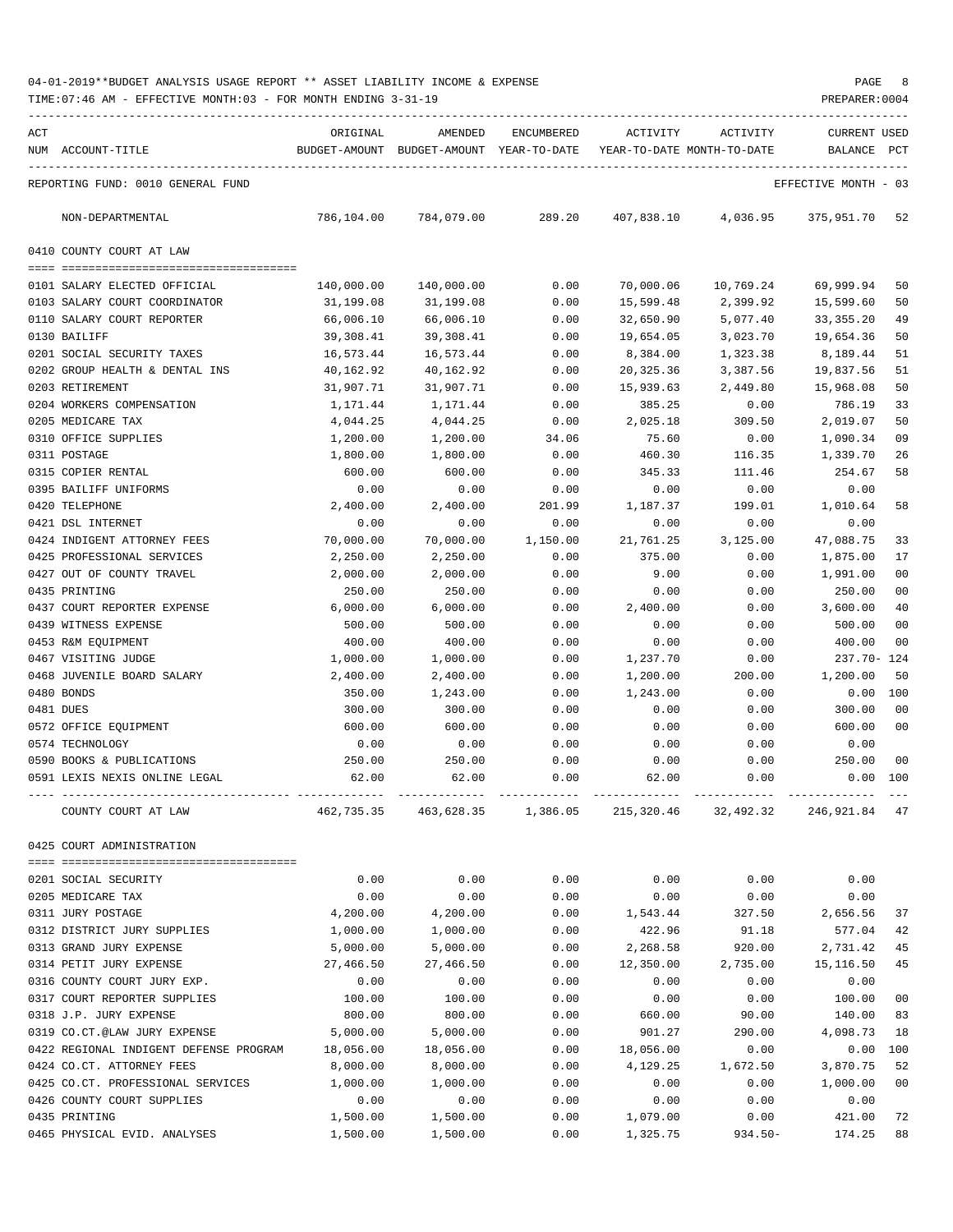04-01-2019**BUDGET ANALYSIS USAGE REPORT ** ASSET LIABILITY INCOME & EXPENSE

TIME:07:46 AM - EFFECTIVE MONTH:03 - FOR MONTH ENDING 3-31-19

PREPARER:0004

REPORTING FUND: 0010 GENERAL FUND — EFFECTIVE MONTH - 03

| ACT NUM | ACCOUNT-TITLE | ORIGINAL BUDGET-AMOUNT | AMENDED BUDGET-AMOUNT | ENCUMBERED YEAR-TO-DATE | ACTIVITY YEAR-TO-DATE | ACTIVITY MONTH-TO-DATE | CURRENT BALANCE | USED PCT |
|---|---|---|---|---|---|---|---|---|
| | NON-DEPARTMENTAL | 786,104.00 | 784,079.00 | 289.20 | 407,838.10 | 4,036.95 | 375,951.70 | 52 |

## 0410 COUNTY COURT AT LAW

| ACT NUM | ACCOUNT-TITLE | ORIGINAL BUDGET-AMOUNT | AMENDED BUDGET-AMOUNT | ENCUMBERED YEAR-TO-DATE | ACTIVITY YEAR-TO-DATE | ACTIVITY MONTH-TO-DATE | CURRENT BALANCE | USED PCT |
|---|---|---|---|---|---|---|---|---|
| 0101 | SALARY ELECTED OFFICIAL | 140,000.00 | 140,000.00 | 0.00 | 70,000.06 | 10,769.24 | 69,999.94 | 50 |
| 0103 | SALARY COURT COORDINATOR | 31,199.08 | 31,199.08 | 0.00 | 15,599.48 | 2,399.92 | 15,599.60 | 50 |
| 0110 | SALARY COURT REPORTER | 66,006.10 | 66,006.10 | 0.00 | 32,650.90 | 5,077.40 | 33,355.20 | 49 |
| 0130 | BAILIFF | 39,308.41 | 39,308.41 | 0.00 | 19,654.05 | 3,023.70 | 19,654.36 | 50 |
| 0201 | SOCIAL SECURITY TAXES | 16,573.44 | 16,573.44 | 0.00 | 8,384.00 | 1,323.38 | 8,189.44 | 51 |
| 0202 | GROUP HEALTH & DENTAL INS | 40,162.92 | 40,162.92 | 0.00 | 20,325.36 | 3,387.56 | 19,837.56 | 51 |
| 0203 | RETIREMENT | 31,907.71 | 31,907.71 | 0.00 | 15,939.63 | 2,449.80 | 15,968.08 | 50 |
| 0204 | WORKERS COMPENSATION | 1,171.44 | 1,171.44 | 0.00 | 385.25 | 0.00 | 786.19 | 33 |
| 0205 | MEDICARE TAX | 4,044.25 | 4,044.25 | 0.00 | 2,025.18 | 309.50 | 2,019.07 | 50 |
| 0310 | OFFICE SUPPLIES | 1,200.00 | 1,200.00 | 34.06 | 75.60 | 0.00 | 1,090.34 | 09 |
| 0311 | POSTAGE | 1,800.00 | 1,800.00 | 0.00 | 460.30 | 116.35 | 1,339.70 | 26 |
| 0315 | COPIER RENTAL | 600.00 | 600.00 | 0.00 | 345.33 | 111.46 | 254.67 | 58 |
| 0395 | BAILIFF UNIFORMS | 0.00 | 0.00 | 0.00 | 0.00 | 0.00 | 0.00 | |
| 0420 | TELEPHONE | 2,400.00 | 2,400.00 | 201.99 | 1,187.37 | 199.01 | 1,010.64 | 58 |
| 0421 | DSL INTERNET | 0.00 | 0.00 | 0.00 | 0.00 | 0.00 | 0.00 | |
| 0424 | INDIGENT ATTORNEY FEES | 70,000.00 | 70,000.00 | 1,150.00 | 21,761.25 | 3,125.00 | 47,088.75 | 33 |
| 0425 | PROFESSIONAL SERVICES | 2,250.00 | 2,250.00 | 0.00 | 375.00 | 0.00 | 1,875.00 | 17 |
| 0427 | OUT OF COUNTY TRAVEL | 2,000.00 | 2,000.00 | 0.00 | 9.00 | 0.00 | 1,991.00 | 00 |
| 0435 | PRINTING | 250.00 | 250.00 | 0.00 | 0.00 | 0.00 | 250.00 | 00 |
| 0437 | COURT REPORTER EXPENSE | 6,000.00 | 6,000.00 | 0.00 | 2,400.00 | 0.00 | 3,600.00 | 40 |
| 0439 | WITNESS EXPENSE | 500.00 | 500.00 | 0.00 | 0.00 | 0.00 | 500.00 | 00 |
| 0453 | R&M EQUIPMENT | 400.00 | 400.00 | 0.00 | 0.00 | 0.00 | 400.00 | 00 |
| 0467 | VISITING JUDGE | 1,000.00 | 1,000.00 | 0.00 | 1,237.70 | 0.00 | 237.70- | 124 |
| 0468 | JUVENILE BOARD SALARY | 2,400.00 | 2,400.00 | 0.00 | 1,200.00 | 200.00 | 1,200.00 | 50 |
| 0480 | BONDS | 350.00 | 1,243.00 | 0.00 | 1,243.00 | 0.00 | 0.00 | 100 |
| 0481 | DUES | 300.00 | 300.00 | 0.00 | 0.00 | 0.00 | 300.00 | 00 |
| 0572 | OFFICE EQUIPMENT | 600.00 | 600.00 | 0.00 | 0.00 | 0.00 | 600.00 | 00 |
| 0574 | TECHNOLOGY | 0.00 | 0.00 | 0.00 | 0.00 | 0.00 | 0.00 | |
| 0590 | BOOKS & PUBLICATIONS | 250.00 | 250.00 | 0.00 | 0.00 | 0.00 | 250.00 | 00 |
| 0591 | LEXIS NEXIS ONLINE LEGAL | 62.00 | 62.00 | 0.00 | 62.00 | 0.00 | 0.00 | 100 |
| | COUNTY COURT AT LAW | 462,735.35 | 463,628.35 | 1,386.05 | 215,320.46 | 32,492.32 | 246,921.84 | 47 |

## 0425 COURT ADMINISTRATION

| ACT NUM | ACCOUNT-TITLE | ORIGINAL BUDGET-AMOUNT | AMENDED BUDGET-AMOUNT | ENCUMBERED YEAR-TO-DATE | ACTIVITY YEAR-TO-DATE | ACTIVITY MONTH-TO-DATE | CURRENT BALANCE | USED PCT |
|---|---|---|---|---|---|---|---|---|
| 0201 | SOCIAL SECURITY | 0.00 | 0.00 | 0.00 | 0.00 | 0.00 | 0.00 | |
| 0205 | MEDICARE TAX | 0.00 | 0.00 | 0.00 | 0.00 | 0.00 | 0.00 | |
| 0311 | JURY POSTAGE | 4,200.00 | 4,200.00 | 0.00 | 1,543.44 | 327.50 | 2,656.56 | 37 |
| 0312 | DISTRICT JURY SUPPLIES | 1,000.00 | 1,000.00 | 0.00 | 422.96 | 91.18 | 577.04 | 42 |
| 0313 | GRAND JURY EXPENSE | 5,000.00 | 5,000.00 | 0.00 | 2,268.58 | 920.00 | 2,731.42 | 45 |
| 0314 | PETIT JURY EXPENSE | 27,466.50 | 27,466.50 | 0.00 | 12,350.00 | 2,735.00 | 15,116.50 | 45 |
| 0316 | COUNTY COURT JURY EXP. | 0.00 | 0.00 | 0.00 | 0.00 | 0.00 | 0.00 | |
| 0317 | COURT REPORTER SUPPLIES | 100.00 | 100.00 | 0.00 | 0.00 | 0.00 | 100.00 | 00 |
| 0318 | J.P. JURY EXPENSE | 800.00 | 800.00 | 0.00 | 660.00 | 90.00 | 140.00 | 83 |
| 0319 | CO.CT.@LAW JURY EXPENSE | 5,000.00 | 5,000.00 | 0.00 | 901.27 | 290.00 | 4,098.73 | 18 |
| 0422 | REGIONAL INDIGENT DEFENSE PROGRAM | 18,056.00 | 18,056.00 | 0.00 | 18,056.00 | 0.00 | 0.00 | 100 |
| 0424 | CO.CT. ATTORNEY FEES | 8,000.00 | 8,000.00 | 0.00 | 4,129.25 | 1,672.50 | 3,870.75 | 52 |
| 0425 | CO.CT. PROFESSIONAL SERVICES | 1,000.00 | 1,000.00 | 0.00 | 0.00 | 0.00 | 1,000.00 | 00 |
| 0426 | COUNTY COURT SUPPLIES | 0.00 | 0.00 | 0.00 | 0.00 | 0.00 | 0.00 | |
| 0435 | PRINTING | 1,500.00 | 1,500.00 | 0.00 | 1,079.00 | 0.00 | 421.00 | 72 |
| 0465 | PHYSICAL EVID. ANALYSES | 1,500.00 | 1,500.00 | 0.00 | 1,325.75 | 934.50- | 174.25 | 88 |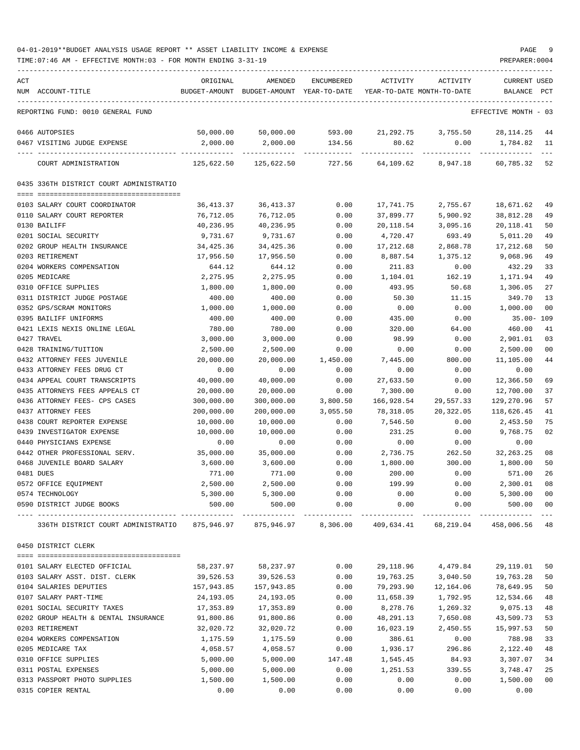04-01-2019**BUDGET ANALYSIS USAGE REPORT ** ASSET LIABILITY INCOME & EXPENSE

TIME:07:46 AM - EFFECTIVE MONTH:03 - FOR MONTH ENDING 3-31-19

PREPARER:0004

| ACT NUM | ACCOUNT-TITLE | ORIGINAL BUDGET-AMOUNT | AMENDED BUDGET-AMOUNT | ENCUMBERED YEAR-TO-DATE | ACTIVITY YEAR-TO-DATE | ACTIVITY MONTH-TO-DATE | CURRENT BALANCE | USED PCT |
|---|---|---|---|---|---|---|---|---|
| | REPORTING FUND: 0010 GENERAL FUND | | | | | | EFFECTIVE MONTH - 03 | |
| 0466 | AUTOPSIES | 50,000.00 | 50,000.00 | 593.00 | 21,292.75 | 3,755.50 | 28,114.25 | 44 |
| 0467 | VISITING JUDGE EXPENSE | 2,000.00 | 2,000.00 | 134.56 | 80.62 | 0.00 | 1,784.82 | 11 |
| | COURT ADMINISTRATION | 125,622.50 | 125,622.50 | 727.56 | 64,109.62 | 8,947.18 | 60,785.32 | 52 |
| | 0435 336TH DISTRICT COURT ADMINISTRATIO | | | | | | | |
| 0103 | SALARY COURT COORDINATOR | 36,413.37 | 36,413.37 | 0.00 | 17,741.75 | 2,755.67 | 18,671.62 | 49 |
| 0110 | SALARY COURT REPORTER | 76,712.05 | 76,712.05 | 0.00 | 37,899.77 | 5,900.92 | 38,812.28 | 49 |
| 0130 | BAILIFF | 40,236.95 | 40,236.95 | 0.00 | 20,118.54 | 3,095.16 | 20,118.41 | 50 |
| 0201 | SOCIAL SECURITY | 9,731.67 | 9,731.67 | 0.00 | 4,720.47 | 693.49 | 5,011.20 | 49 |
| 0202 | GROUP HEALTH INSURANCE | 34,425.36 | 34,425.36 | 0.00 | 17,212.68 | 2,868.78 | 17,212.68 | 50 |
| 0203 | RETIREMENT | 17,956.50 | 17,956.50 | 0.00 | 8,887.54 | 1,375.12 | 9,068.96 | 49 |
| 0204 | WORKERS COMPENSATION | 644.12 | 644.12 | 0.00 | 211.83 | 0.00 | 432.29 | 33 |
| 0205 | MEDICARE | 2,275.95 | 2,275.95 | 0.00 | 1,104.01 | 162.19 | 1,171.94 | 49 |
| 0310 | OFFICE SUPPLIES | 1,800.00 | 1,800.00 | 0.00 | 493.95 | 50.68 | 1,306.05 | 27 |
| 0311 | DISTRICT JUDGE POSTAGE | 400.00 | 400.00 | 0.00 | 50.30 | 11.15 | 349.70 | 13 |
| 0352 | GPS/SCRAM MONITORS | 1,000.00 | 1,000.00 | 0.00 | 0.00 | 0.00 | 1,000.00 | 00 |
| 0395 | BAILIFF UNIFORMS | 400.00 | 400.00 | 0.00 | 435.00 | 0.00 | 35.00- | 109 |
| 0421 | LEXIS NEXIS ONLINE LEGAL | 780.00 | 780.00 | 0.00 | 320.00 | 64.00 | 460.00 | 41 |
| 0427 | TRAVEL | 3,000.00 | 3,000.00 | 0.00 | 98.99 | 0.00 | 2,901.01 | 03 |
| 0428 | TRAINING/TUITION | 2,500.00 | 2,500.00 | 0.00 | 0.00 | 0.00 | 2,500.00 | 00 |
| 0432 | ATTORNEY FEES JUVENILE | 20,000.00 | 20,000.00 | 1,450.00 | 7,445.00 | 800.00 | 11,105.00 | 44 |
| 0433 | ATTORNEY FEES DRUG CT | 0.00 | 0.00 | 0.00 | 0.00 | 0.00 | 0.00 | |
| 0434 | APPEAL COURT TRANSCRIPTS | 40,000.00 | 40,000.00 | 0.00 | 27,633.50 | 0.00 | 12,366.50 | 69 |
| 0435 | ATTORNEYS FEES APPEALS CT | 20,000.00 | 20,000.00 | 0.00 | 7,300.00 | 0.00 | 12,700.00 | 37 |
| 0436 | ATTORNEY FEES- CPS CASES | 300,000.00 | 300,000.00 | 3,800.50 | 166,928.54 | 29,557.33 | 129,270.96 | 57 |
| 0437 | ATTORNEY FEES | 200,000.00 | 200,000.00 | 3,055.50 | 78,318.05 | 20,322.05 | 118,626.45 | 41 |
| 0438 | COURT REPORTER EXPENSE | 10,000.00 | 10,000.00 | 0.00 | 7,546.50 | 0.00 | 2,453.50 | 75 |
| 0439 | INVESTIGATOR EXPENSE | 10,000.00 | 10,000.00 | 0.00 | 231.25 | 0.00 | 9,768.75 | 02 |
| 0440 | PHYSICIANS EXPENSE | 0.00 | 0.00 | 0.00 | 0.00 | 0.00 | 0.00 | |
| 0442 | OTHER PROFESSIONAL SERV. | 35,000.00 | 35,000.00 | 0.00 | 2,736.75 | 262.50 | 32,263.25 | 08 |
| 0468 | JUVENILE BOARD SALARY | 3,600.00 | 3,600.00 | 0.00 | 1,800.00 | 300.00 | 1,800.00 | 50 |
| 0481 | DUES | 771.00 | 771.00 | 0.00 | 200.00 | 0.00 | 571.00 | 26 |
| 0572 | OFFICE EQUIPMENT | 2,500.00 | 2,500.00 | 0.00 | 199.99 | 0.00 | 2,300.01 | 08 |
| 0574 | TECHNOLOGY | 5,300.00 | 5,300.00 | 0.00 | 0.00 | 0.00 | 5,300.00 | 00 |
| 0590 | DISTRICT JUDGE BOOKS | 500.00 | 500.00 | 0.00 | 0.00 | 0.00 | 500.00 | 00 |
| | 336TH DISTRICT COURT ADMINISTRATIO | 875,946.97 | 875,946.97 | 8,306.00 | 409,634.41 | 68,219.04 | 458,006.56 | 48 |
| | 0450 DISTRICT CLERK | | | | | | | |
| 0101 | SALARY ELECTED OFFICIAL | 58,237.97 | 58,237.97 | 0.00 | 29,118.96 | 4,479.84 | 29,119.01 | 50 |
| 0103 | SALARY ASST. DIST. CLERK | 39,526.53 | 39,526.53 | 0.00 | 19,763.25 | 3,040.50 | 19,763.28 | 50 |
| 0104 | SALARIES DEPUTIES | 157,943.85 | 157,943.85 | 0.00 | 79,293.90 | 12,164.06 | 78,649.95 | 50 |
| 0107 | SALARY PART-TIME | 24,193.05 | 24,193.05 | 0.00 | 11,658.39 | 1,792.95 | 12,534.66 | 48 |
| 0201 | SOCIAL SECURITY TAXES | 17,353.89 | 17,353.89 | 0.00 | 8,278.76 | 1,269.32 | 9,075.13 | 48 |
| 0202 | GROUP HEALTH & DENTAL INSURANCE | 91,800.86 | 91,800.86 | 0.00 | 48,291.13 | 7,650.08 | 43,509.73 | 53 |
| 0203 | RETIREMENT | 32,020.72 | 32,020.72 | 0.00 | 16,023.19 | 2,450.55 | 15,997.53 | 50 |
| 0204 | WORKERS COMPENSATION | 1,175.59 | 1,175.59 | 0.00 | 386.61 | 0.00 | 788.98 | 33 |
| 0205 | MEDICARE TAX | 4,058.57 | 4,058.57 | 0.00 | 1,936.17 | 296.86 | 2,122.40 | 48 |
| 0310 | OFFICE SUPPLIES | 5,000.00 | 5,000.00 | 147.48 | 1,545.45 | 84.93 | 3,307.07 | 34 |
| 0311 | POSTAL EXPENSES | 5,000.00 | 5,000.00 | 0.00 | 1,251.53 | 339.55 | 3,748.47 | 25 |
| 0313 | PASSPORT PHOTO SUPPLIES | 1,500.00 | 1,500.00 | 0.00 | 0.00 | 0.00 | 1,500.00 | 00 |
| 0315 | COPIER RENTAL | 0.00 | 0.00 | 0.00 | 0.00 | 0.00 | 0.00 | |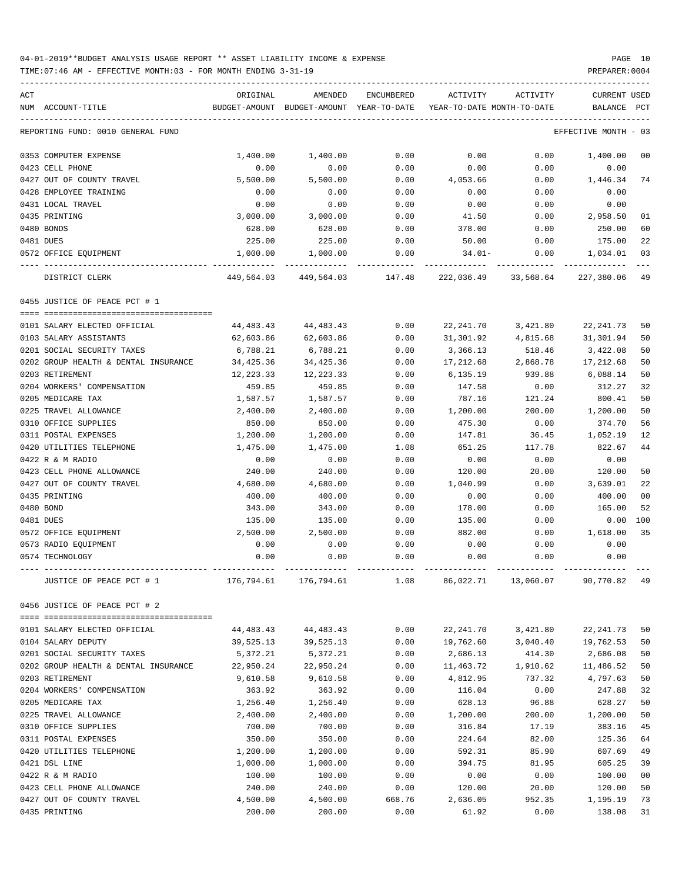04-01-2019**BUDGET ANALYSIS USAGE REPORT ** ASSET LIABILITY INCOME & EXPENSE

TIME:07:46 AM - EFFECTIVE MONTH:03 - FOR MONTH ENDING 3-31-19

PREPARER:0004

| ACT NUM | ACCOUNT-TITLE | ORIGINAL BUDGET-AMOUNT | AMENDED BUDGET-AMOUNT | ENCUMBERED YEAR-TO-DATE | ACTIVITY YEAR-TO-DATE | ACTIVITY MONTH-TO-DATE | CURRENT BALANCE | USED PCT |
|---|---|---|---|---|---|---|---|---|
| | REPORTING FUND: 0010 GENERAL FUND | | | | | | EFFECTIVE MONTH - 03 | |
| 0353 | COMPUTER EXPENSE | 1,400.00 | 1,400.00 | 0.00 | 0.00 | 0.00 | 1,400.00 | 00 |
| 0423 | CELL PHONE | 0.00 | 0.00 | 0.00 | 0.00 | 0.00 | 0.00 | |
| 0427 | OUT OF COUNTY TRAVEL | 5,500.00 | 5,500.00 | 0.00 | 4,053.66 | 0.00 | 1,446.34 | 74 |
| 0428 | EMPLOYEE TRAINING | 0.00 | 0.00 | 0.00 | 0.00 | 0.00 | 0.00 | |
| 0431 | LOCAL TRAVEL | 0.00 | 0.00 | 0.00 | 0.00 | 0.00 | 0.00 | |
| 0435 | PRINTING | 3,000.00 | 3,000.00 | 0.00 | 41.50 | 0.00 | 2,958.50 | 01 |
| 0480 | BONDS | 628.00 | 628.00 | 0.00 | 378.00 | 0.00 | 250.00 | 60 |
| 0481 | DUES | 225.00 | 225.00 | 0.00 | 50.00 | 0.00 | 175.00 | 22 |
| 0572 | OFFICE EQUIPMENT | 1,000.00 | 1,000.00 | 0.00 | 34.01- | 0.00 | 1,034.01 | 03 |
| | DISTRICT CLERK | 449,564.03 | 449,564.03 | 147.48 | 222,036.49 | 33,568.64 | 227,380.06 | 49 |
| | 0455 JUSTICE OF PEACE PCT # 1 | | | | | | | |
| 0101 | SALARY ELECTED OFFICIAL | 44,483.43 | 44,483.43 | 0.00 | 22,241.70 | 3,421.80 | 22,241.73 | 50 |
| 0103 | SALARY ASSISTANTS | 62,603.86 | 62,603.86 | 0.00 | 31,301.92 | 4,815.68 | 31,301.94 | 50 |
| 0201 | SOCIAL SECURITY TAXES | 6,788.21 | 6,788.21 | 0.00 | 3,366.13 | 518.46 | 3,422.08 | 50 |
| 0202 | GROUP HEALTH & DENTAL INSURANCE | 34,425.36 | 34,425.36 | 0.00 | 17,212.68 | 2,868.78 | 17,212.68 | 50 |
| 0203 | RETIREMENT | 12,223.33 | 12,223.33 | 0.00 | 6,135.19 | 939.88 | 6,088.14 | 50 |
| 0204 | WORKERS' COMPENSATION | 459.85 | 459.85 | 0.00 | 147.58 | 0.00 | 312.27 | 32 |
| 0205 | MEDICARE TAX | 1,587.57 | 1,587.57 | 0.00 | 787.16 | 121.24 | 800.41 | 50 |
| 0225 | TRAVEL ALLOWANCE | 2,400.00 | 2,400.00 | 0.00 | 1,200.00 | 200.00 | 1,200.00 | 50 |
| 0310 | OFFICE SUPPLIES | 850.00 | 850.00 | 0.00 | 475.30 | 0.00 | 374.70 | 56 |
| 0311 | POSTAL EXPENSES | 1,200.00 | 1,200.00 | 0.00 | 147.81 | 36.45 | 1,052.19 | 12 |
| 0420 | UTILITIES TELEPHONE | 1,475.00 | 1,475.00 | 1.08 | 651.25 | 117.78 | 822.67 | 44 |
| 0422 | R & M RADIO | 0.00 | 0.00 | 0.00 | 0.00 | 0.00 | 0.00 | |
| 0423 | CELL PHONE ALLOWANCE | 240.00 | 240.00 | 0.00 | 120.00 | 20.00 | 120.00 | 50 |
| 0427 | OUT OF COUNTY TRAVEL | 4,680.00 | 4,680.00 | 0.00 | 1,040.99 | 0.00 | 3,639.01 | 22 |
| 0435 | PRINTING | 400.00 | 400.00 | 0.00 | 0.00 | 0.00 | 400.00 | 00 |
| 0480 | BOND | 343.00 | 343.00 | 0.00 | 178.00 | 0.00 | 165.00 | 52 |
| 0481 | DUES | 135.00 | 135.00 | 0.00 | 135.00 | 0.00 | 0.00 | 100 |
| 0572 | OFFICE EQUIPMENT | 2,500.00 | 2,500.00 | 0.00 | 882.00 | 0.00 | 1,618.00 | 35 |
| 0573 | RADIO EQUIPMENT | 0.00 | 0.00 | 0.00 | 0.00 | 0.00 | 0.00 | |
| 0574 | TECHNOLOGY | 0.00 | 0.00 | 0.00 | 0.00 | 0.00 | 0.00 | |
| | JUSTICE OF PEACE PCT # 1 | 176,794.61 | 176,794.61 | 1.08 | 86,022.71 | 13,060.07 | 90,770.82 | 49 |
| | 0456 JUSTICE OF PEACE PCT # 2 | | | | | | | |
| 0101 | SALARY ELECTED OFFICIAL | 44,483.43 | 44,483.43 | 0.00 | 22,241.70 | 3,421.80 | 22,241.73 | 50 |
| 0104 | SALARY DEPUTY | 39,525.13 | 39,525.13 | 0.00 | 19,762.60 | 3,040.40 | 19,762.53 | 50 |
| 0201 | SOCIAL SECURITY TAXES | 5,372.21 | 5,372.21 | 0.00 | 2,686.13 | 414.30 | 2,686.08 | 50 |
| 0202 | GROUP HEALTH & DENTAL INSURANCE | 22,950.24 | 22,950.24 | 0.00 | 11,463.72 | 1,910.62 | 11,486.52 | 50 |
| 0203 | RETIREMENT | 9,610.58 | 9,610.58 | 0.00 | 4,812.95 | 737.32 | 4,797.63 | 50 |
| 0204 | WORKERS' COMPENSATION | 363.92 | 363.92 | 0.00 | 116.04 | 0.00 | 247.88 | 32 |
| 0205 | MEDICARE TAX | 1,256.40 | 1,256.40 | 0.00 | 628.13 | 96.88 | 628.27 | 50 |
| 0225 | TRAVEL ALLOWANCE | 2,400.00 | 2,400.00 | 0.00 | 1,200.00 | 200.00 | 1,200.00 | 50 |
| 0310 | OFFICE SUPPLIES | 700.00 | 700.00 | 0.00 | 316.84 | 17.19 | 383.16 | 45 |
| 0311 | POSTAL EXPENSES | 350.00 | 350.00 | 0.00 | 224.64 | 82.00 | 125.36 | 64 |
| 0420 | UTILITIES TELEPHONE | 1,200.00 | 1,200.00 | 0.00 | 592.31 | 85.90 | 607.69 | 49 |
| 0421 | DSL LINE | 1,000.00 | 1,000.00 | 0.00 | 394.75 | 81.95 | 605.25 | 39 |
| 0422 | R & M RADIO | 100.00 | 100.00 | 0.00 | 0.00 | 0.00 | 100.00 | 00 |
| 0423 | CELL PHONE ALLOWANCE | 240.00 | 240.00 | 0.00 | 120.00 | 20.00 | 120.00 | 50 |
| 0427 | OUT OF COUNTY TRAVEL | 4,500.00 | 4,500.00 | 668.76 | 2,636.05 | 952.35 | 1,195.19 | 73 |
| 0435 | PRINTING | 200.00 | 200.00 | 0.00 | 61.92 | 0.00 | 138.08 | 31 |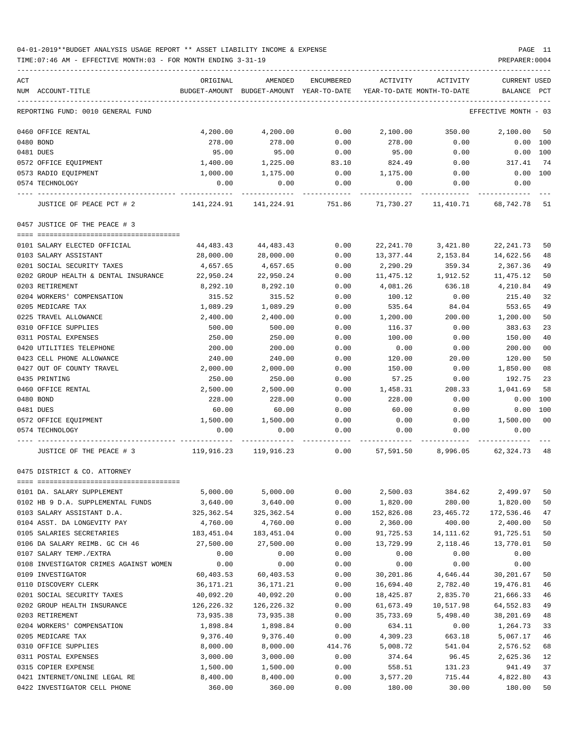04-01-2019**BUDGET ANALYSIS USAGE REPORT ** ASSET LIABILITY INCOME & EXPENSE

TIME:07:46 AM - EFFECTIVE MONTH:03 - FOR MONTH ENDING 3-31-19

PREPARER:0004

| ACT NUM | ACCOUNT-TITLE | ORIGINAL BUDGET-AMOUNT | AMENDED BUDGET-AMOUNT | ENCUMBERED YEAR-TO-DATE | ACTIVITY YEAR-TO-DATE | ACTIVITY MONTH-TO-DATE | CURRENT BALANCE | USED PCT |
|---|---|---|---|---|---|---|---|---|
| | REPORTING FUND: 0010 GENERAL FUND | | | | | | EFFECTIVE MONTH - 03 | |
| 0460 | OFFICE RENTAL | 4,200.00 | 4,200.00 | 0.00 | 2,100.00 | 350.00 | 2,100.00 | 50 |
| 0480 | BOND | 278.00 | 278.00 | 0.00 | 278.00 | 0.00 | 0.00 | 100 |
| 0481 | DUES | 95.00 | 95.00 | 0.00 | 95.00 | 0.00 | 0.00 | 100 |
| 0572 | OFFICE EQUIPMENT | 1,400.00 | 1,225.00 | 83.10 | 824.49 | 0.00 | 317.41 | 74 |
| 0573 | RADIO EQUIPMENT | 1,000.00 | 1,175.00 | 0.00 | 1,175.00 | 0.00 | 0.00 | 100 |
| 0574 | TECHNOLOGY | 0.00 | 0.00 | 0.00 | 0.00 | 0.00 | 0.00 | |
| | JUSTICE OF PEACE PCT # 2 | 141,224.91 | 141,224.91 | 751.86 | 71,730.27 | 11,410.71 | 68,742.78 | 51 |
| | 0457 JUSTICE OF THE PEACE # 3 | | | | | | | |
| 0101 | SALARY ELECTED OFFICIAL | 44,483.43 | 44,483.43 | 0.00 | 22,241.70 | 3,421.80 | 22,241.73 | 50 |
| 0103 | SALARY ASSISTANT | 28,000.00 | 28,000.00 | 0.00 | 13,377.44 | 2,153.84 | 14,622.56 | 48 |
| 0201 | SOCIAL SECURITY TAXES | 4,657.65 | 4,657.65 | 0.00 | 2,290.29 | 359.34 | 2,367.36 | 49 |
| 0202 | GROUP HEALTH & DENTAL INSURANCE | 22,950.24 | 22,950.24 | 0.00 | 11,475.12 | 1,912.52 | 11,475.12 | 50 |
| 0203 | RETIREMENT | 8,292.10 | 8,292.10 | 0.00 | 4,081.26 | 636.18 | 4,210.84 | 49 |
| 0204 | WORKERS' COMPENSATION | 315.52 | 315.52 | 0.00 | 100.12 | 0.00 | 215.40 | 32 |
| 0205 | MEDICARE TAX | 1,089.29 | 1,089.29 | 0.00 | 535.64 | 84.04 | 553.65 | 49 |
| 0225 | TRAVEL ALLOWANCE | 2,400.00 | 2,400.00 | 0.00 | 1,200.00 | 200.00 | 1,200.00 | 50 |
| 0310 | OFFICE SUPPLIES | 500.00 | 500.00 | 0.00 | 116.37 | 0.00 | 383.63 | 23 |
| 0311 | POSTAL EXPENSES | 250.00 | 250.00 | 0.00 | 100.00 | 0.00 | 150.00 | 40 |
| 0420 | UTILITIES TELEPHONE | 200.00 | 200.00 | 0.00 | 0.00 | 0.00 | 200.00 | 00 |
| 0423 | CELL PHONE ALLOWANCE | 240.00 | 240.00 | 0.00 | 120.00 | 20.00 | 120.00 | 50 |
| 0427 | OUT OF COUNTY TRAVEL | 2,000.00 | 2,000.00 | 0.00 | 150.00 | 0.00 | 1,850.00 | 08 |
| 0435 | PRINTING | 250.00 | 250.00 | 0.00 | 57.25 | 0.00 | 192.75 | 23 |
| 0460 | OFFICE RENTAL | 2,500.00 | 2,500.00 | 0.00 | 1,458.31 | 208.33 | 1,041.69 | 58 |
| 0480 | BOND | 228.00 | 228.00 | 0.00 | 228.00 | 0.00 | 0.00 | 100 |
| 0481 | DUES | 60.00 | 60.00 | 0.00 | 60.00 | 0.00 | 0.00 | 100 |
| 0572 | OFFICE EQUIPMENT | 1,500.00 | 1,500.00 | 0.00 | 0.00 | 0.00 | 1,500.00 | 00 |
| 0574 | TECHNOLOGY | 0.00 | 0.00 | 0.00 | 0.00 | 0.00 | 0.00 | |
| | JUSTICE OF THE PEACE # 3 | 119,916.23 | 119,916.23 | 0.00 | 57,591.50 | 8,996.05 | 62,324.73 | 48 |
| | 0475 DISTRICT & CO. ATTORNEY | | | | | | | |
| 0101 | DA. SALARY SUPPLEMENT | 5,000.00 | 5,000.00 | 0.00 | 2,500.03 | 384.62 | 2,499.97 | 50 |
| 0102 | HB 9 D.A. SUPPLEMENTAL FUNDS | 3,640.00 | 3,640.00 | 0.00 | 1,820.00 | 280.00 | 1,820.00 | 50 |
| 0103 | SALARY ASSISTANT D.A. | 325,362.54 | 325,362.54 | 0.00 | 152,826.08 | 23,465.72 | 172,536.46 | 47 |
| 0104 | ASST. DA LONGEVITY PAY | 4,760.00 | 4,760.00 | 0.00 | 2,360.00 | 400.00 | 2,400.00 | 50 |
| 0105 | SALARIES SECRETARIES | 183,451.04 | 183,451.04 | 0.00 | 91,725.53 | 14,111.62 | 91,725.51 | 50 |
| 0106 | DA SALARY REIMB. GC CH 46 | 27,500.00 | 27,500.00 | 0.00 | 13,729.99 | 2,118.46 | 13,770.01 | 50 |
| 0107 | SALARY TEMP./EXTRA | 0.00 | 0.00 | 0.00 | 0.00 | 0.00 | 0.00 | |
| 0108 | INVESTIGATOR CRIMES AGAINST WOMEN | 0.00 | 0.00 | 0.00 | 0.00 | 0.00 | 0.00 | |
| 0109 | INVESTIGATOR | 60,403.53 | 60,403.53 | 0.00 | 30,201.86 | 4,646.44 | 30,201.67 | 50 |
| 0110 | DISCOVERY CLERK | 36,171.21 | 36,171.21 | 0.00 | 16,694.40 | 2,782.40 | 19,476.81 | 46 |
| 0201 | SOCIAL SECURITY TAXES | 40,092.20 | 40,092.20 | 0.00 | 18,425.87 | 2,835.70 | 21,666.33 | 46 |
| 0202 | GROUP HEALTH INSURANCE | 126,226.32 | 126,226.32 | 0.00 | 61,673.49 | 10,517.98 | 64,552.83 | 49 |
| 0203 | RETIREMENT | 73,935.38 | 73,935.38 | 0.00 | 35,733.69 | 5,498.40 | 38,201.69 | 48 |
| 0204 | WORKERS' COMPENSATION | 1,898.84 | 1,898.84 | 0.00 | 634.11 | 0.00 | 1,264.73 | 33 |
| 0205 | MEDICARE TAX | 9,376.40 | 9,376.40 | 0.00 | 4,309.23 | 663.18 | 5,067.17 | 46 |
| 0310 | OFFICE SUPPLIES | 8,000.00 | 8,000.00 | 414.76 | 5,008.72 | 541.04 | 2,576.52 | 68 |
| 0311 | POSTAL EXPENSES | 3,000.00 | 3,000.00 | 0.00 | 374.64 | 96.45 | 2,625.36 | 12 |
| 0315 | COPIER EXPENSE | 1,500.00 | 1,500.00 | 0.00 | 558.51 | 131.23 | 941.49 | 37 |
| 0421 | INTERNET/ONLINE LEGAL RE | 8,400.00 | 8,400.00 | 0.00 | 3,577.20 | 715.44 | 4,822.80 | 43 |
| 0422 | INVESTIGATOR CELL PHONE | 360.00 | 360.00 | 0.00 | 180.00 | 30.00 | 180.00 | 50 |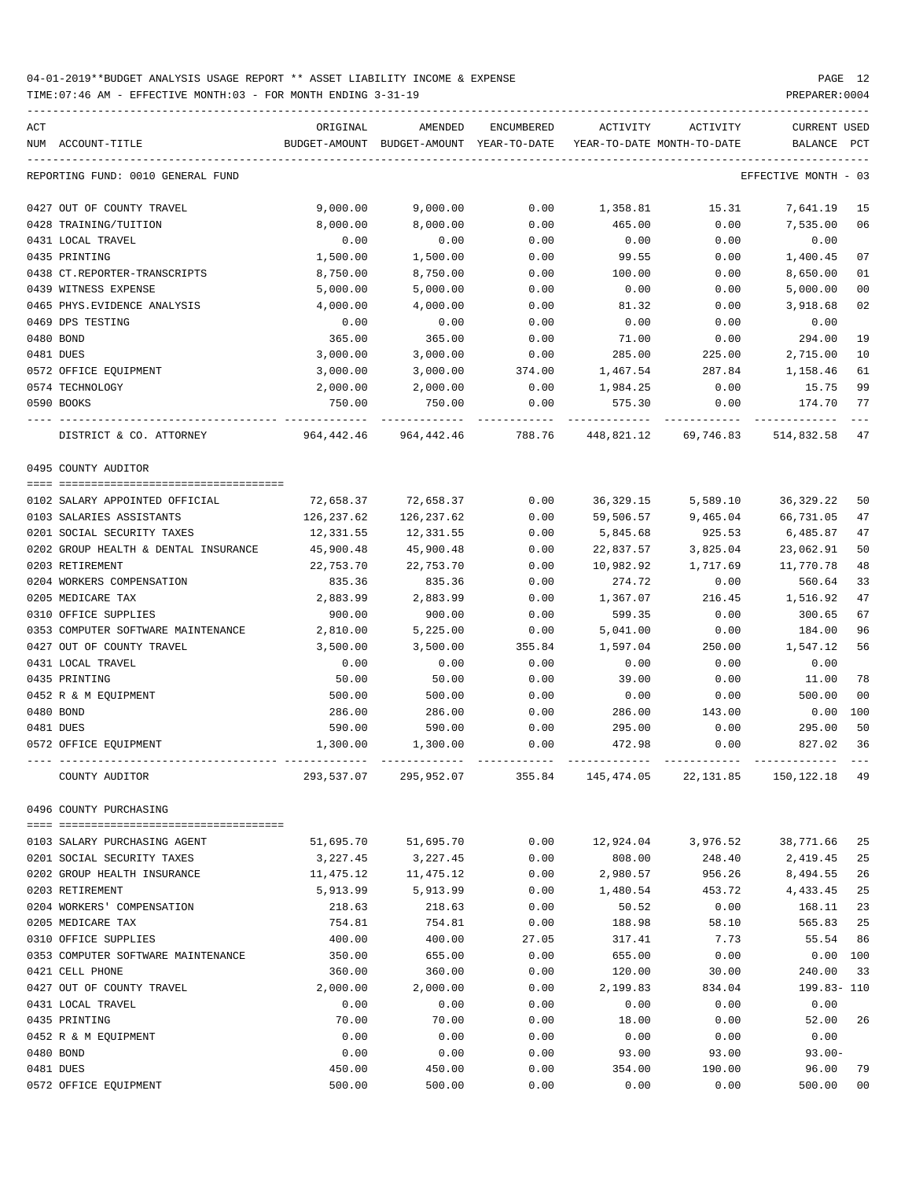04-01-2019**BUDGET ANALYSIS USAGE REPORT ** ASSET LIABILITY INCOME & EXPENSE

TIME:07:46 AM - EFFECTIVE MONTH:03 - FOR MONTH ENDING 3-31-19

PREPARER:0004

| ACT NUM | ACCOUNT-TITLE | ORIGINAL BUDGET-AMOUNT | AMENDED BUDGET-AMOUNT | ENCUMBERED YEAR-TO-DATE | ACTIVITY YEAR-TO-DATE | ACTIVITY MONTH-TO-DATE | CURRENT BALANCE | USED PCT |
|---|---|---|---|---|---|---|---|---|
| | REPORTING FUND: 0010 GENERAL FUND | | | | | | EFFECTIVE MONTH - 03 | |
| 0427 | OUT OF COUNTY TRAVEL | 9,000.00 | 9,000.00 | 0.00 | 1,358.81 | 15.31 | 7,641.19 | 15 |
| 0428 | TRAINING/TUITION | 8,000.00 | 8,000.00 | 0.00 | 465.00 | 0.00 | 7,535.00 | 06 |
| 0431 | LOCAL TRAVEL | 0.00 | 0.00 | 0.00 | 0.00 | 0.00 | 0.00 | |
| 0435 | PRINTING | 1,500.00 | 1,500.00 | 0.00 | 99.55 | 0.00 | 1,400.45 | 07 |
| 0438 | CT.REPORTER-TRANSCRIPTS | 8,750.00 | 8,750.00 | 0.00 | 100.00 | 0.00 | 8,650.00 | 01 |
| 0439 | WITNESS EXPENSE | 5,000.00 | 5,000.00 | 0.00 | 0.00 | 0.00 | 5,000.00 | 00 |
| 0465 | PHYS.EVIDENCE ANALYSIS | 4,000.00 | 4,000.00 | 0.00 | 81.32 | 0.00 | 3,918.68 | 02 |
| 0469 | DPS TESTING | 0.00 | 0.00 | 0.00 | 0.00 | 0.00 | 0.00 | |
| 0480 | BOND | 365.00 | 365.00 | 0.00 | 71.00 | 0.00 | 294.00 | 19 |
| 0481 | DUES | 3,000.00 | 3,000.00 | 0.00 | 285.00 | 225.00 | 2,715.00 | 10 |
| 0572 | OFFICE EQUIPMENT | 3,000.00 | 3,000.00 | 374.00 | 1,467.54 | 287.84 | 1,158.46 | 61 |
| 0574 | TECHNOLOGY | 2,000.00 | 2,000.00 | 0.00 | 1,984.25 | 0.00 | 15.75 | 99 |
| 0590 | BOOKS | 750.00 | 750.00 | 0.00 | 575.30 | 0.00 | 174.70 | 77 |
| | DISTRICT & CO. ATTORNEY | 964,442.46 | 964,442.46 | 788.76 | 448,821.12 | 69,746.83 | 514,832.58 | 47 |
| | 0495 COUNTY AUDITOR | | | | | | | |
| 0102 | SALARY APPOINTED OFFICIAL | 72,658.37 | 72,658.37 | 0.00 | 36,329.15 | 5,589.10 | 36,329.22 | 50 |
| 0103 | SALARIES ASSISTANTS | 126,237.62 | 126,237.62 | 0.00 | 59,506.57 | 9,465.04 | 66,731.05 | 47 |
| 0201 | SOCIAL SECURITY TAXES | 12,331.55 | 12,331.55 | 0.00 | 5,845.68 | 925.53 | 6,485.87 | 47 |
| 0202 | GROUP HEALTH & DENTAL INSURANCE | 45,900.48 | 45,900.48 | 0.00 | 22,837.57 | 3,825.04 | 23,062.91 | 50 |
| 0203 | RETIREMENT | 22,753.70 | 22,753.70 | 0.00 | 10,982.92 | 1,717.69 | 11,770.78 | 48 |
| 0204 | WORKERS COMPENSATION | 835.36 | 835.36 | 0.00 | 274.72 | 0.00 | 560.64 | 33 |
| 0205 | MEDICARE TAX | 2,883.99 | 2,883.99 | 0.00 | 1,367.07 | 216.45 | 1,516.92 | 47 |
| 0310 | OFFICE SUPPLIES | 900.00 | 900.00 | 0.00 | 599.35 | 0.00 | 300.65 | 67 |
| 0353 | COMPUTER SOFTWARE MAINTENANCE | 2,810.00 | 5,225.00 | 0.00 | 5,041.00 | 0.00 | 184.00 | 96 |
| 0427 | OUT OF COUNTY TRAVEL | 3,500.00 | 3,500.00 | 355.84 | 1,597.04 | 250.00 | 1,547.12 | 56 |
| 0431 | LOCAL TRAVEL | 0.00 | 0.00 | 0.00 | 0.00 | 0.00 | 0.00 | |
| 0435 | PRINTING | 50.00 | 50.00 | 0.00 | 39.00 | 0.00 | 11.00 | 78 |
| 0452 | R & M EQUIPMENT | 500.00 | 500.00 | 0.00 | 0.00 | 0.00 | 500.00 | 00 |
| 0480 | BOND | 286.00 | 286.00 | 0.00 | 286.00 | 143.00 | 0.00 | 100 |
| 0481 | DUES | 590.00 | 590.00 | 0.00 | 295.00 | 0.00 | 295.00 | 50 |
| 0572 | OFFICE EQUIPMENT | 1,300.00 | 1,300.00 | 0.00 | 472.98 | 0.00 | 827.02 | 36 |
| | COUNTY AUDITOR | 293,537.07 | 295,952.07 | 355.84 | 145,474.05 | 22,131.85 | 150,122.18 | 49 |
| | 0496 COUNTY PURCHASING | | | | | | | |
| 0103 | SALARY PURCHASING AGENT | 51,695.70 | 51,695.70 | 0.00 | 12,924.04 | 3,976.52 | 38,771.66 | 25 |
| 0201 | SOCIAL SECURITY TAXES | 3,227.45 | 3,227.45 | 0.00 | 808.00 | 248.40 | 2,419.45 | 25 |
| 0202 | GROUP HEALTH INSURANCE | 11,475.12 | 11,475.12 | 0.00 | 2,980.57 | 956.26 | 8,494.55 | 26 |
| 0203 | RETIREMENT | 5,913.99 | 5,913.99 | 0.00 | 1,480.54 | 453.72 | 4,433.45 | 25 |
| 0204 | WORKERS' COMPENSATION | 218.63 | 218.63 | 0.00 | 50.52 | 0.00 | 168.11 | 23 |
| 0205 | MEDICARE TAX | 754.81 | 754.81 | 0.00 | 188.98 | 58.10 | 565.83 | 25 |
| 0310 | OFFICE SUPPLIES | 400.00 | 400.00 | 27.05 | 317.41 | 7.73 | 55.54 | 86 |
| 0353 | COMPUTER SOFTWARE MAINTENANCE | 350.00 | 655.00 | 0.00 | 655.00 | 0.00 | 0.00 | 100 |
| 0421 | CELL PHONE | 360.00 | 360.00 | 0.00 | 120.00 | 30.00 | 240.00 | 33 |
| 0427 | OUT OF COUNTY TRAVEL | 2,000.00 | 2,000.00 | 0.00 | 2,199.83 | 834.04 | 199.83- | 110 |
| 0431 | LOCAL TRAVEL | 0.00 | 0.00 | 0.00 | 0.00 | 0.00 | 0.00 | |
| 0435 | PRINTING | 70.00 | 70.00 | 0.00 | 18.00 | 0.00 | 52.00 | 26 |
| 0452 | R & M EQUIPMENT | 0.00 | 0.00 | 0.00 | 0.00 | 0.00 | 0.00 | |
| 0480 | BOND | 0.00 | 0.00 | 0.00 | 93.00 | 93.00 | 93.00- | |
| 0481 | DUES | 450.00 | 450.00 | 0.00 | 354.00 | 190.00 | 96.00 | 79 |
| 0572 | OFFICE EQUIPMENT | 500.00 | 500.00 | 0.00 | 0.00 | 0.00 | 500.00 | 00 |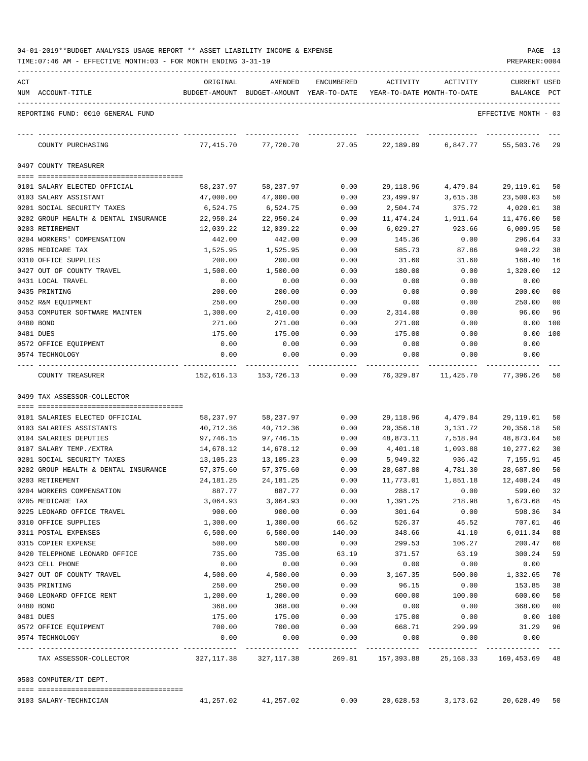04-01-2019**BUDGET ANALYSIS USAGE REPORT ** ASSET LIABILITY INCOME & EXPENSE

TIME:07:46 AM - EFFECTIVE MONTH:03 - FOR MONTH ENDING 3-31-19

REPORTING FUND: 0010 GENERAL FUND — EFFECTIVE MONTH - 03

| ACT NUM | ACCOUNT-TITLE | ORIGINAL BUDGET-AMOUNT | AMENDED BUDGET-AMOUNT | ENCUMBERED YEAR-TO-DATE | ACTIVITY YEAR-TO-DATE | ACTIVITY MONTH-TO-DATE | CURRENT BALANCE | USED PCT |
|---|---|---|---|---|---|---|---|---|
| | COUNTY PURCHASING | 77,415.70 | 77,720.70 | 27.05 | 22,189.89 | 6,847.77 | 55,503.76 | 29 |
| | **0497 COUNTY TREASURER** | | | | | | | |
| 0101 | SALARY ELECTED OFFICIAL | 58,237.97 | 58,237.97 | 0.00 | 29,118.96 | 4,479.84 | 29,119.01 | 50 |
| 0103 | SALARY ASSISTANT | 47,000.00 | 47,000.00 | 0.00 | 23,499.97 | 3,615.38 | 23,500.03 | 50 |
| 0201 | SOCIAL SECURITY TAXES | 6,524.75 | 6,524.75 | 0.00 | 2,504.74 | 375.72 | 4,020.01 | 38 |
| 0202 | GROUP HEALTH & DENTAL INSURANCE | 22,950.24 | 22,950.24 | 0.00 | 11,474.24 | 1,911.64 | 11,476.00 | 50 |
| 0203 | RETIREMENT | 12,039.22 | 12,039.22 | 0.00 | 6,029.27 | 923.66 | 6,009.95 | 50 |
| 0204 | WORKERS' COMPENSATION | 442.00 | 442.00 | 0.00 | 145.36 | 0.00 | 296.64 | 33 |
| 0205 | MEDICARE TAX | 1,525.95 | 1,525.95 | 0.00 | 585.73 | 87.86 | 940.22 | 38 |
| 0310 | OFFICE SUPPLIES | 200.00 | 200.00 | 0.00 | 31.60 | 31.60 | 168.40 | 16 |
| 0427 | OUT OF COUNTY TRAVEL | 1,500.00 | 1,500.00 | 0.00 | 180.00 | 0.00 | 1,320.00 | 12 |
| 0431 | LOCAL TRAVEL | 0.00 | 0.00 | 0.00 | 0.00 | 0.00 | 0.00 | |
| 0435 | PRINTING | 200.00 | 200.00 | 0.00 | 0.00 | 0.00 | 200.00 | 00 |
| 0452 | R&M EQUIPMENT | 250.00 | 250.00 | 0.00 | 0.00 | 0.00 | 250.00 | 00 |
| 0453 | COMPUTER SOFTWARE MAINTEN | 1,300.00 | 2,410.00 | 0.00 | 2,314.00 | 0.00 | 96.00 | 96 |
| 0480 | BOND | 271.00 | 271.00 | 0.00 | 271.00 | 0.00 | 0.00 | 100 |
| 0481 | DUES | 175.00 | 175.00 | 0.00 | 175.00 | 0.00 | 0.00 | 100 |
| 0572 | OFFICE EQUIPMENT | 0.00 | 0.00 | 0.00 | 0.00 | 0.00 | 0.00 | |
| 0574 | TECHNOLOGY | 0.00 | 0.00 | 0.00 | 0.00 | 0.00 | 0.00 | |
| | COUNTY TREASURER | 152,616.13 | 153,726.13 | 0.00 | 76,329.87 | 11,425.70 | 77,396.26 | 50 |
| | **0499 TAX ASSESSOR-COLLECTOR** | | | | | | | |
| 0101 | SALARIES ELECTED OFFICIAL | 58,237.97 | 58,237.97 | 0.00 | 29,118.96 | 4,479.84 | 29,119.01 | 50 |
| 0103 | SALARIES ASSISTANTS | 40,712.36 | 40,712.36 | 0.00 | 20,356.18 | 3,131.72 | 20,356.18 | 50 |
| 0104 | SALARIES DEPUTIES | 97,746.15 | 97,746.15 | 0.00 | 48,873.11 | 7,518.94 | 48,873.04 | 50 |
| 0107 | SALARY TEMP./EXTRA | 14,678.12 | 14,678.12 | 0.00 | 4,401.10 | 1,093.88 | 10,277.02 | 30 |
| 0201 | SOCIAL SECURITY TAXES | 13,105.23 | 13,105.23 | 0.00 | 5,949.32 | 936.42 | 7,155.91 | 45 |
| 0202 | GROUP HEALTH & DENTAL INSURANCE | 57,375.60 | 57,375.60 | 0.00 | 28,687.80 | 4,781.30 | 28,687.80 | 50 |
| 0203 | RETIREMENT | 24,181.25 | 24,181.25 | 0.00 | 11,773.01 | 1,851.18 | 12,408.24 | 49 |
| 0204 | WORKERS COMPENSATION | 887.77 | 887.77 | 0.00 | 288.17 | 0.00 | 599.60 | 32 |
| 0205 | MEDICARE TAX | 3,064.93 | 3,064.93 | 0.00 | 1,391.25 | 218.98 | 1,673.68 | 45 |
| 0225 | LEONARD OFFICE TRAVEL | 900.00 | 900.00 | 0.00 | 301.64 | 0.00 | 598.36 | 34 |
| 0310 | OFFICE SUPPLIES | 1,300.00 | 1,300.00 | 66.62 | 526.37 | 45.52 | 707.01 | 46 |
| 0311 | POSTAL EXPENSES | 6,500.00 | 6,500.00 | 140.00 | 348.66 | 41.10 | 6,011.34 | 08 |
| 0315 | COPIER EXPENSE | 500.00 | 500.00 | 0.00 | 299.53 | 106.27 | 200.47 | 60 |
| 0420 | TELEPHONE LEONARD OFFICE | 735.00 | 735.00 | 63.19 | 371.57 | 63.19 | 300.24 | 59 |
| 0423 | CELL PHONE | 0.00 | 0.00 | 0.00 | 0.00 | 0.00 | 0.00 | |
| 0427 | OUT OF COUNTY TRAVEL | 4,500.00 | 4,500.00 | 0.00 | 3,167.35 | 500.00 | 1,332.65 | 70 |
| 0435 | PRINTING | 250.00 | 250.00 | 0.00 | 96.15 | 0.00 | 153.85 | 38 |
| 0460 | LEONARD OFFICE RENT | 1,200.00 | 1,200.00 | 0.00 | 600.00 | 100.00 | 600.00 | 50 |
| 0480 | BOND | 368.00 | 368.00 | 0.00 | 0.00 | 0.00 | 368.00 | 00 |
| 0481 | DUES | 175.00 | 175.00 | 0.00 | 175.00 | 0.00 | 0.00 | 100 |
| 0572 | OFFICE EQUIPMENT | 700.00 | 700.00 | 0.00 | 668.71 | 299.99 | 31.29 | 96 |
| 0574 | TECHNOLOGY | 0.00 | 0.00 | 0.00 | 0.00 | 0.00 | 0.00 | |
| | TAX ASSESSOR-COLLECTOR | 327,117.38 | 327,117.38 | 269.81 | 157,393.88 | 25,168.33 | 169,453.69 | 48 |
| | **0503 COMPUTER/IT DEPT.** | | | | | | | |
| 0103 | SALARY-TECHNICIAN | 41,257.02 | 41,257.02 | 0.00 | 20,628.53 | 3,173.62 | 20,628.49 | 50 |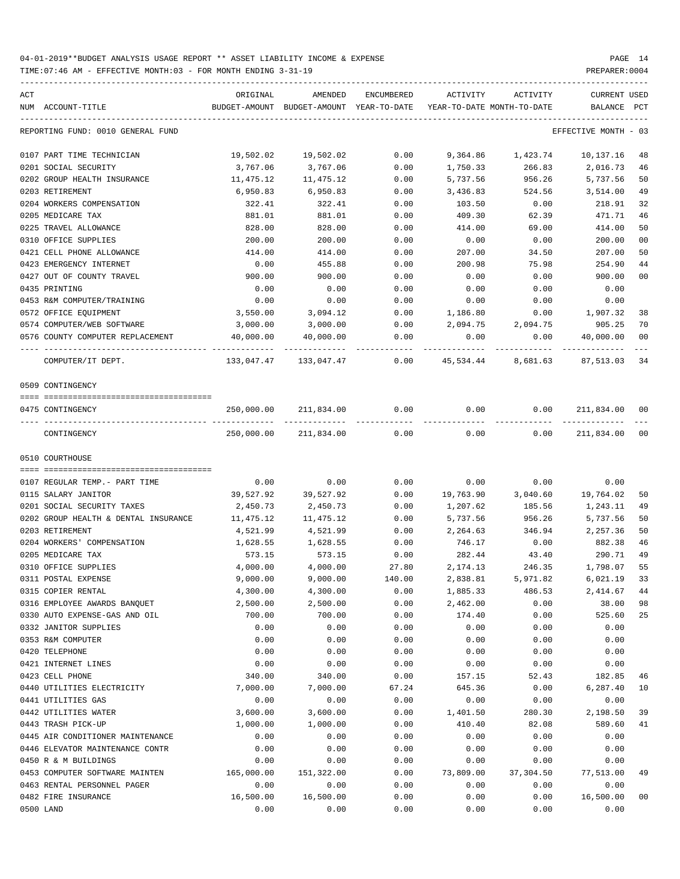04-01-2019**BUDGET ANALYSIS USAGE REPORT ** ASSET LIABILITY INCOME & EXPENSE

TIME:07:46 AM - EFFECTIVE MONTH:03 - FOR MONTH ENDING 3-31-19

PREPARER:0004

| ACT NUM | ACCOUNT-TITLE | ORIGINAL BUDGET-AMOUNT | AMENDED BUDGET-AMOUNT | ENCUMBERED YEAR-TO-DATE | ACTIVITY YEAR-TO-DATE | ACTIVITY MONTH-TO-DATE | CURRENT USED BALANCE | PCT |
|---|---|---|---|---|---|---|---|---|
| | REPORTING FUND: 0010 GENERAL FUND | | | | | | EFFECTIVE MONTH - 03 | |
| 0107 | PART TIME TECHNICIAN | 19,502.02 | 19,502.02 | 0.00 | 9,364.86 | 1,423.74 | 10,137.16 | 48 |
| 0201 | SOCIAL SECURITY | 3,767.06 | 3,767.06 | 0.00 | 1,750.33 | 266.83 | 2,016.73 | 46 |
| 0202 | GROUP HEALTH INSURANCE | 11,475.12 | 11,475.12 | 0.00 | 5,737.56 | 956.26 | 5,737.56 | 50 |
| 0203 | RETIREMENT | 6,950.83 | 6,950.83 | 0.00 | 3,436.83 | 524.56 | 3,514.00 | 49 |
| 0204 | WORKERS COMPENSATION | 322.41 | 322.41 | 0.00 | 103.50 | 0.00 | 218.91 | 32 |
| 0205 | MEDICARE TAX | 881.01 | 881.01 | 0.00 | 409.30 | 62.39 | 471.71 | 46 |
| 0225 | TRAVEL ALLOWANCE | 828.00 | 828.00 | 0.00 | 414.00 | 69.00 | 414.00 | 50 |
| 0310 | OFFICE SUPPLIES | 200.00 | 200.00 | 0.00 | 0.00 | 0.00 | 200.00 | 00 |
| 0421 | CELL PHONE ALLOWANCE | 414.00 | 414.00 | 0.00 | 207.00 | 34.50 | 207.00 | 50 |
| 0423 | EMERGENCY INTERNET | 0.00 | 455.88 | 0.00 | 200.98 | 75.98 | 254.90 | 44 |
| 0427 | OUT OF COUNTY TRAVEL | 900.00 | 900.00 | 0.00 | 0.00 | 0.00 | 900.00 | 00 |
| 0435 | PRINTING | 0.00 | 0.00 | 0.00 | 0.00 | 0.00 | 0.00 | |
| 0453 | R&M COMPUTER/TRAINING | 0.00 | 0.00 | 0.00 | 0.00 | 0.00 | 0.00 | |
| 0572 | OFFICE EQUIPMENT | 3,550.00 | 3,094.12 | 0.00 | 1,186.80 | 0.00 | 1,907.32 | 38 |
| 0574 | COMPUTER/WEB SOFTWARE | 3,000.00 | 3,000.00 | 0.00 | 2,094.75 | 2,094.75 | 905.25 | 70 |
| 0576 | COUNTY COMPUTER REPLACEMENT | 40,000.00 | 40,000.00 | 0.00 | 0.00 | 0.00 | 40,000.00 | 00 |
| | COMPUTER/IT DEPT. | 133,047.47 | 133,047.47 | 0.00 | 45,534.44 | 8,681.63 | 87,513.03 | 34 |
| | 0509 CONTINGENCY | | | | | | | |
| 0475 | CONTINGENCY | 250,000.00 | 211,834.00 | 0.00 | 0.00 | 0.00 | 211,834.00 | 00 |
| | CONTINGENCY | 250,000.00 | 211,834.00 | 0.00 | 0.00 | 0.00 | 211,834.00 | 00 |
| | 0510 COURTHOUSE | | | | | | | |
| 0107 | REGULAR TEMP.- PART TIME | 0.00 | 0.00 | 0.00 | 0.00 | 0.00 | 0.00 | |
| 0115 | SALARY JANITOR | 39,527.92 | 39,527.92 | 0.00 | 19,763.90 | 3,040.60 | 19,764.02 | 50 |
| 0201 | SOCIAL SECURITY TAXES | 2,450.73 | 2,450.73 | 0.00 | 1,207.62 | 185.56 | 1,243.11 | 49 |
| 0202 | GROUP HEALTH & DENTAL INSURANCE | 11,475.12 | 11,475.12 | 0.00 | 5,737.56 | 956.26 | 5,737.56 | 50 |
| 0203 | RETIREMENT | 4,521.99 | 4,521.99 | 0.00 | 2,264.63 | 346.94 | 2,257.36 | 50 |
| 0204 | WORKERS' COMPENSATION | 1,628.55 | 1,628.55 | 0.00 | 746.17 | 0.00 | 882.38 | 46 |
| 0205 | MEDICARE TAX | 573.15 | 573.15 | 0.00 | 282.44 | 43.40 | 290.71 | 49 |
| 0310 | OFFICE SUPPLIES | 4,000.00 | 4,000.00 | 27.80 | 2,174.13 | 246.35 | 1,798.07 | 55 |
| 0311 | POSTAL EXPENSE | 9,000.00 | 9,000.00 | 140.00 | 2,838.81 | 5,971.82 | 6,021.19 | 33 |
| 0315 | COPIER RENTAL | 4,300.00 | 4,300.00 | 0.00 | 1,885.33 | 486.53 | 2,414.67 | 44 |
| 0316 | EMPLOYEE AWARDS BANQUET | 2,500.00 | 2,500.00 | 0.00 | 2,462.00 | 0.00 | 38.00 | 98 |
| 0330 | AUTO EXPENSE-GAS AND OIL | 700.00 | 700.00 | 0.00 | 174.40 | 0.00 | 525.60 | 25 |
| 0332 | JANITOR SUPPLIES | 0.00 | 0.00 | 0.00 | 0.00 | 0.00 | 0.00 | |
| 0353 | R&M COMPUTER | 0.00 | 0.00 | 0.00 | 0.00 | 0.00 | 0.00 | |
| 0420 | TELEPHONE | 0.00 | 0.00 | 0.00 | 0.00 | 0.00 | 0.00 | |
| 0421 | INTERNET LINES | 0.00 | 0.00 | 0.00 | 0.00 | 0.00 | 0.00 | |
| 0423 | CELL PHONE | 340.00 | 340.00 | 0.00 | 157.15 | 52.43 | 182.85 | 46 |
| 0440 | UTILITIES ELECTRICITY | 7,000.00 | 7,000.00 | 67.24 | 645.36 | 0.00 | 6,287.40 | 10 |
| 0441 | UTILITIES GAS | 0.00 | 0.00 | 0.00 | 0.00 | 0.00 | 0.00 | |
| 0442 | UTILITIES WATER | 3,600.00 | 3,600.00 | 0.00 | 1,401.50 | 280.30 | 2,198.50 | 39 |
| 0443 | TRASH PICK-UP | 1,000.00 | 1,000.00 | 0.00 | 410.40 | 82.08 | 589.60 | 41 |
| 0445 | AIR CONDITIONER MAINTENANCE | 0.00 | 0.00 | 0.00 | 0.00 | 0.00 | 0.00 | |
| 0446 | ELEVATOR MAINTENANCE CONTR | 0.00 | 0.00 | 0.00 | 0.00 | 0.00 | 0.00 | |
| 0450 | R & M BUILDINGS | 0.00 | 0.00 | 0.00 | 0.00 | 0.00 | 0.00 | |
| 0453 | COMPUTER SOFTWARE MAINTEN | 165,000.00 | 151,322.00 | 0.00 | 73,809.00 | 37,304.50 | 77,513.00 | 49 |
| 0463 | RENTAL PERSONNEL PAGER | 0.00 | 0.00 | 0.00 | 0.00 | 0.00 | 0.00 | |
| 0482 | FIRE INSURANCE | 16,500.00 | 16,500.00 | 0.00 | 0.00 | 0.00 | 16,500.00 | 00 |
| 0500 | LAND | 0.00 | 0.00 | 0.00 | 0.00 | 0.00 | 0.00 | |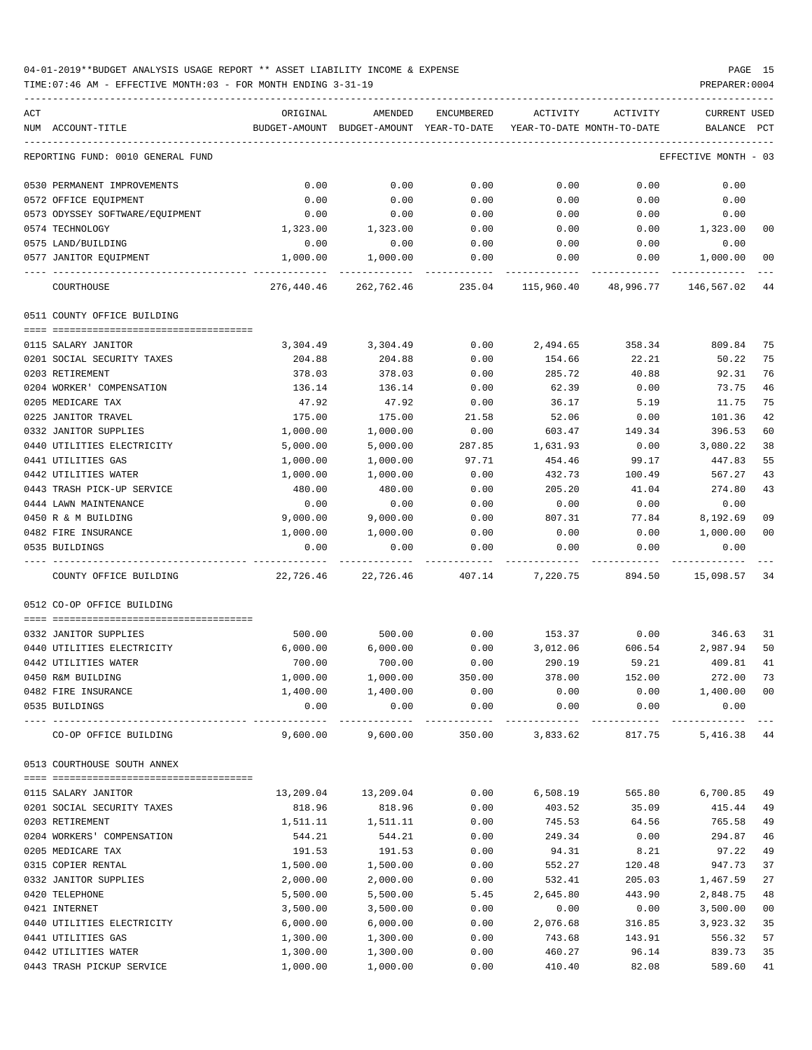04-01-2019**BUDGET ANALYSIS USAGE REPORT ** ASSET LIABILITY INCOME & EXPENSE

TIME:07:46 AM - EFFECTIVE MONTH:03 - FOR MONTH ENDING 3-31-19

PREPARER:0004

| ACT NUM | ACCOUNT-TITLE | ORIGINAL BUDGET-AMOUNT | AMENDED BUDGET-AMOUNT | ENCUMBERED YEAR-TO-DATE | ACTIVITY YEAR-TO-DATE | ACTIVITY MONTH-TO-DATE | CURRENT BALANCE | USED PCT |
|---|---|---|---|---|---|---|---|---|
| | REPORTING FUND: 0010 GENERAL FUND | | | | | | EFFECTIVE MONTH - 03 | |
| 0530 | PERMANENT IMPROVEMENTS | 0.00 | 0.00 | 0.00 | 0.00 | 0.00 | 0.00 | |
| 0572 | OFFICE EQUIPMENT | 0.00 | 0.00 | 0.00 | 0.00 | 0.00 | 0.00 | |
| 0573 | ODYSSEY SOFTWARE/EQUIPMENT | 0.00 | 0.00 | 0.00 | 0.00 | 0.00 | 0.00 | |
| 0574 | TECHNOLOGY | 1,323.00 | 1,323.00 | 0.00 | 0.00 | 0.00 | 1,323.00 | 00 |
| 0575 | LAND/BUILDING | 0.00 | 0.00 | 0.00 | 0.00 | 0.00 | 0.00 | |
| 0577 | JANITOR EQUIPMENT | 1,000.00 | 1,000.00 | 0.00 | 0.00 | 0.00 | 1,000.00 | 00 |
| | COURTHOUSE | 276,440.46 | 262,762.46 | 235.04 | 115,960.40 | 48,996.77 | 146,567.02 | 44 |
| | 0511 COUNTY OFFICE BUILDING | | | | | | | |
| 0115 | SALARY JANITOR | 3,304.49 | 3,304.49 | 0.00 | 2,494.65 | 358.34 | 809.84 | 75 |
| 0201 | SOCIAL SECURITY TAXES | 204.88 | 204.88 | 0.00 | 154.66 | 22.21 | 50.22 | 75 |
| 0203 | RETIREMENT | 378.03 | 378.03 | 0.00 | 285.72 | 40.88 | 92.31 | 76 |
| 0204 | WORKER' COMPENSATION | 136.14 | 136.14 | 0.00 | 62.39 | 0.00 | 73.75 | 46 |
| 0205 | MEDICARE TAX | 47.92 | 47.92 | 0.00 | 36.17 | 5.19 | 11.75 | 75 |
| 0225 | JANITOR TRAVEL | 175.00 | 175.00 | 21.58 | 52.06 | 0.00 | 101.36 | 42 |
| 0332 | JANITOR SUPPLIES | 1,000.00 | 1,000.00 | 0.00 | 603.47 | 149.34 | 396.53 | 60 |
| 0440 | UTILITIES ELECTRICITY | 5,000.00 | 5,000.00 | 287.85 | 1,631.93 | 0.00 | 3,080.22 | 38 |
| 0441 | UTILITIES GAS | 1,000.00 | 1,000.00 | 97.71 | 454.46 | 99.17 | 447.83 | 55 |
| 0442 | UTILITIES WATER | 1,000.00 | 1,000.00 | 0.00 | 432.73 | 100.49 | 567.27 | 43 |
| 0443 | TRASH PICK-UP SERVICE | 480.00 | 480.00 | 0.00 | 205.20 | 41.04 | 274.80 | 43 |
| 0444 | LAWN MAINTENANCE | 0.00 | 0.00 | 0.00 | 0.00 | 0.00 | 0.00 | |
| 0450 | R & M BUILDING | 9,000.00 | 9,000.00 | 0.00 | 807.31 | 77.84 | 8,192.69 | 09 |
| 0482 | FIRE INSURANCE | 1,000.00 | 1,000.00 | 0.00 | 0.00 | 0.00 | 1,000.00 | 00 |
| 0535 | BUILDINGS | 0.00 | 0.00 | 0.00 | 0.00 | 0.00 | 0.00 | |
| | COUNTY OFFICE BUILDING | 22,726.46 | 22,726.46 | 407.14 | 7,220.75 | 894.50 | 15,098.57 | 34 |
| | 0512 CO-OP OFFICE BUILDING | | | | | | | |
| 0332 | JANITOR SUPPLIES | 500.00 | 500.00 | 0.00 | 153.37 | 0.00 | 346.63 | 31 |
| 0440 | UTILITIES ELECTRICITY | 6,000.00 | 6,000.00 | 0.00 | 3,012.06 | 606.54 | 2,987.94 | 50 |
| 0442 | UTILITIES WATER | 700.00 | 700.00 | 0.00 | 290.19 | 59.21 | 409.81 | 41 |
| 0450 | R&M BUILDING | 1,000.00 | 1,000.00 | 350.00 | 378.00 | 152.00 | 272.00 | 73 |
| 0482 | FIRE INSURANCE | 1,400.00 | 1,400.00 | 0.00 | 0.00 | 0.00 | 1,400.00 | 00 |
| 0535 | BUILDINGS | 0.00 | 0.00 | 0.00 | 0.00 | 0.00 | 0.00 | |
| | CO-OP OFFICE BUILDING | 9,600.00 | 9,600.00 | 350.00 | 3,833.62 | 817.75 | 5,416.38 | 44 |
| | 0513 COURTHOUSE SOUTH ANNEX | | | | | | | |
| 0115 | SALARY JANITOR | 13,209.04 | 13,209.04 | 0.00 | 6,508.19 | 565.80 | 6,700.85 | 49 |
| 0201 | SOCIAL SECURITY TAXES | 818.96 | 818.96 | 0.00 | 403.52 | 35.09 | 415.44 | 49 |
| 0203 | RETIREMENT | 1,511.11 | 1,511.11 | 0.00 | 745.53 | 64.56 | 765.58 | 49 |
| 0204 | WORKERS' COMPENSATION | 544.21 | 544.21 | 0.00 | 249.34 | 0.00 | 294.87 | 46 |
| 0205 | MEDICARE TAX | 191.53 | 191.53 | 0.00 | 94.31 | 8.21 | 97.22 | 49 |
| 0315 | COPIER RENTAL | 1,500.00 | 1,500.00 | 0.00 | 552.27 | 120.48 | 947.73 | 37 |
| 0332 | JANITOR SUPPLIES | 2,000.00 | 2,000.00 | 0.00 | 532.41 | 205.03 | 1,467.59 | 27 |
| 0420 | TELEPHONE | 5,500.00 | 5,500.00 | 5.45 | 2,645.80 | 443.90 | 2,848.75 | 48 |
| 0421 | INTERNET | 3,500.00 | 3,500.00 | 0.00 | 0.00 | 0.00 | 3,500.00 | 00 |
| 0440 | UTILITIES ELECTRICITY | 6,000.00 | 6,000.00 | 0.00 | 2,076.68 | 316.85 | 3,923.32 | 35 |
| 0441 | UTILITIES GAS | 1,300.00 | 1,300.00 | 0.00 | 743.68 | 143.91 | 556.32 | 57 |
| 0442 | UTILITIES WATER | 1,300.00 | 1,300.00 | 0.00 | 460.27 | 96.14 | 839.73 | 35 |
| 0443 | TRASH PICKUP SERVICE | 1,000.00 | 1,000.00 | 0.00 | 410.40 | 82.08 | 589.60 | 41 |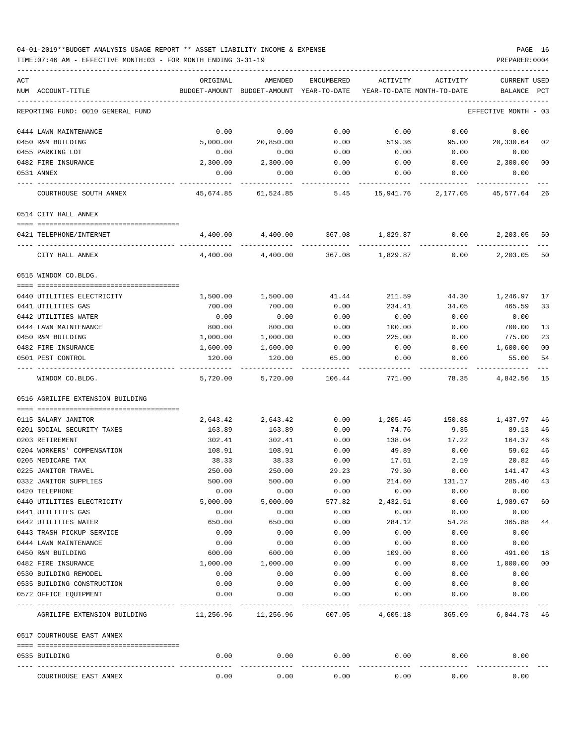04-01-2019**BUDGET ANALYSIS USAGE REPORT ** ASSET LIABILITY INCOME & EXPENSE

TIME:07:46 AM - EFFECTIVE MONTH:03 - FOR MONTH ENDING 3-31-19

PREPARER:0004

| ACT NUM | ACCOUNT-TITLE | ORIGINAL BUDGET-AMOUNT | AMENDED BUDGET-AMOUNT | ENCUMBERED YEAR-TO-DATE | ACTIVITY YEAR-TO-DATE | ACTIVITY MONTH-TO-DATE | CURRENT BALANCE | USED PCT |
|---|---|---|---|---|---|---|---|---|
| | REPORTING FUND: 0010 GENERAL FUND | | | | | | EFFECTIVE MONTH - 03 | |
| 0444 | LAWN MAINTENANCE | 0.00 | 0.00 | 0.00 | 0.00 | 0.00 | 0.00 | |
| 0450 | R&M BUILDING | 5,000.00 | 20,850.00 | 0.00 | 519.36 | 95.00 | 20,330.64 | 02 |
| 0455 | PARKING LOT | 0.00 | 0.00 | 0.00 | 0.00 | 0.00 | 0.00 | |
| 0482 | FIRE INSURANCE | 2,300.00 | 2,300.00 | 0.00 | 0.00 | 0.00 | 2,300.00 | 00 |
| 0531 | ANNEX | 0.00 | 0.00 | 0.00 | 0.00 | 0.00 | 0.00 | |
| | COURTHOUSE SOUTH ANNEX | 45,674.85 | 61,524.85 | 5.45 | 15,941.76 | 2,177.05 | 45,577.64 | 26 |
| | 0514 CITY HALL ANNEX | | | | | | | |
| 0421 | TELEPHONE/INTERNET | 4,400.00 | 4,400.00 | 367.08 | 1,829.87 | 0.00 | 2,203.05 | 50 |
| | CITY HALL ANNEX | 4,400.00 | 4,400.00 | 367.08 | 1,829.87 | 0.00 | 2,203.05 | 50 |
| | 0515 WINDOM CO.BLDG. | | | | | | | |
| 0440 | UTILITIES ELECTRICITY | 1,500.00 | 1,500.00 | 41.44 | 211.59 | 44.30 | 1,246.97 | 17 |
| 0441 | UTILITIES GAS | 700.00 | 700.00 | 0.00 | 234.41 | 34.05 | 465.59 | 33 |
| 0442 | UTILITIES WATER | 0.00 | 0.00 | 0.00 | 0.00 | 0.00 | 0.00 | |
| 0444 | LAWN MAINTENANCE | 800.00 | 800.00 | 0.00 | 100.00 | 0.00 | 700.00 | 13 |
| 0450 | R&M BUILDING | 1,000.00 | 1,000.00 | 0.00 | 225.00 | 0.00 | 775.00 | 23 |
| 0482 | FIRE INSURANCE | 1,600.00 | 1,600.00 | 0.00 | 0.00 | 0.00 | 1,600.00 | 00 |
| 0501 | PEST CONTROL | 120.00 | 120.00 | 65.00 | 0.00 | 0.00 | 55.00 | 54 |
| | WINDOM CO.BLDG. | 5,720.00 | 5,720.00 | 106.44 | 771.00 | 78.35 | 4,842.56 | 15 |
| | 0516 AGRILIFE EXTENSION BUILDING | | | | | | | |
| 0115 | SALARY JANITOR | 2,643.42 | 2,643.42 | 0.00 | 1,205.45 | 150.88 | 1,437.97 | 46 |
| 0201 | SOCIAL SECURITY TAXES | 163.89 | 163.89 | 0.00 | 74.76 | 9.35 | 89.13 | 46 |
| 0203 | RETIREMENT | 302.41 | 302.41 | 0.00 | 138.04 | 17.22 | 164.37 | 46 |
| 0204 | WORKERS' COMPENSATION | 108.91 | 108.91 | 0.00 | 49.89 | 0.00 | 59.02 | 46 |
| 0205 | MEDICARE TAX | 38.33 | 38.33 | 0.00 | 17.51 | 2.19 | 20.82 | 46 |
| 0225 | JANITOR TRAVEL | 250.00 | 250.00 | 29.23 | 79.30 | 0.00 | 141.47 | 43 |
| 0332 | JANITOR SUPPLIES | 500.00 | 500.00 | 0.00 | 214.60 | 131.17 | 285.40 | 43 |
| 0420 | TELEPHONE | 0.00 | 0.00 | 0.00 | 0.00 | 0.00 | 0.00 | |
| 0440 | UTILITIES ELECTRICITY | 5,000.00 | 5,000.00 | 577.82 | 2,432.51 | 0.00 | 1,989.67 | 60 |
| 0441 | UTILITIES GAS | 0.00 | 0.00 | 0.00 | 0.00 | 0.00 | 0.00 | |
| 0442 | UTILITIES WATER | 650.00 | 650.00 | 0.00 | 284.12 | 54.28 | 365.88 | 44 |
| 0443 | TRASH PICKUP SERVICE | 0.00 | 0.00 | 0.00 | 0.00 | 0.00 | 0.00 | |
| 0444 | LAWN MAINTENANCE | 0.00 | 0.00 | 0.00 | 0.00 | 0.00 | 0.00 | |
| 0450 | R&M BUILDING | 600.00 | 600.00 | 0.00 | 109.00 | 0.00 | 491.00 | 18 |
| 0482 | FIRE INSURANCE | 1,000.00 | 1,000.00 | 0.00 | 0.00 | 0.00 | 1,000.00 | 00 |
| 0530 | BUILDING REMODEL | 0.00 | 0.00 | 0.00 | 0.00 | 0.00 | 0.00 | |
| 0535 | BUILDING CONSTRUCTION | 0.00 | 0.00 | 0.00 | 0.00 | 0.00 | 0.00 | |
| 0572 | OFFICE EQUIPMENT | 0.00 | 0.00 | 0.00 | 0.00 | 0.00 | 0.00 | |
| | AGRILIFE EXTENSION BUILDING | 11,256.96 | 11,256.96 | 607.05 | 4,605.18 | 365.09 | 6,044.73 | 46 |
| | 0517 COURTHOUSE EAST ANNEX | | | | | | | |
| 0535 | BUILDING | 0.00 | 0.00 | 0.00 | 0.00 | 0.00 | 0.00 | |
| | COURTHOUSE EAST ANNEX | 0.00 | 0.00 | 0.00 | 0.00 | 0.00 | 0.00 | |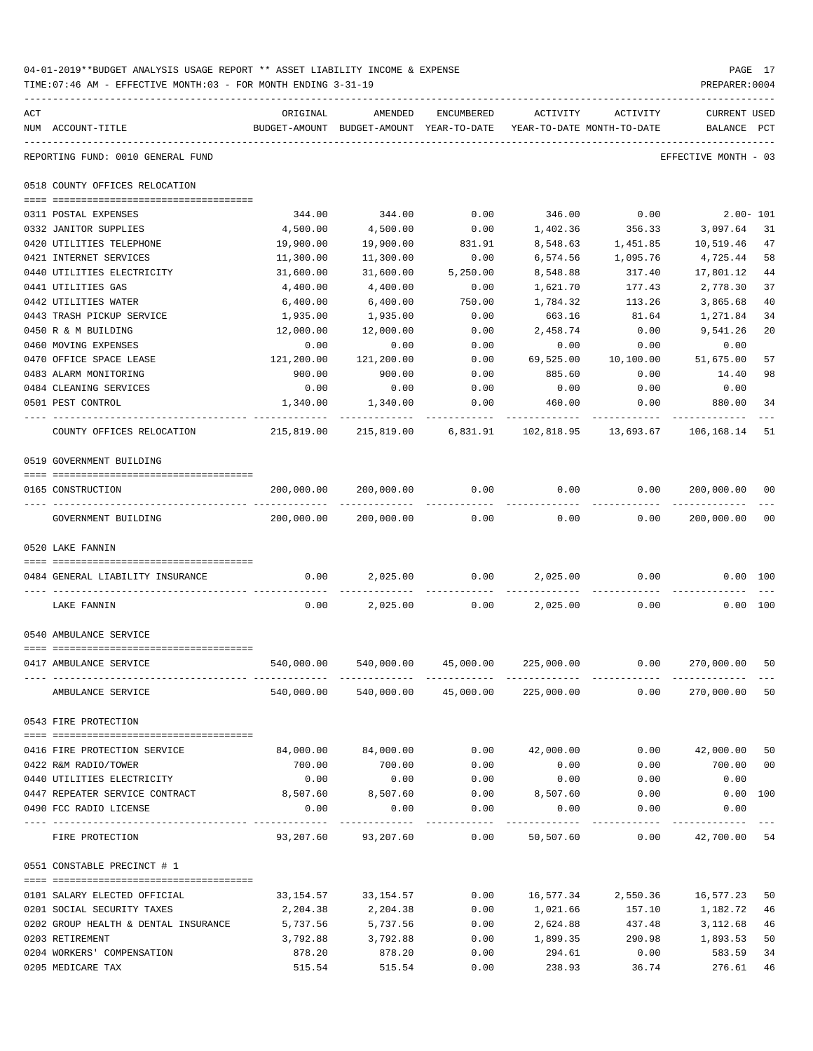04-01-2019**BUDGET ANALYSIS USAGE REPORT ** ASSET LIABILITY INCOME & EXPENSE

TIME:07:46 AM - EFFECTIVE MONTH:03 - FOR MONTH ENDING 3-31-19

PREPARER:0004

REPORTING FUND: 0010 GENERAL FUND — EFFECTIVE MONTH - 03

| ACT NUM | ACCOUNT-TITLE | ORIGINAL BUDGET-AMOUNT | AMENDED BUDGET-AMOUNT | ENCUMBERED YEAR-TO-DATE | ACTIVITY YEAR-TO-DATE | ACTIVITY MONTH-TO-DATE | CURRENT BALANCE | USED PCT |
|---|---|---|---|---|---|---|---|---|
| | **0518 COUNTY OFFICES RELOCATION** | | | | | | | |
| 0311 | POSTAL EXPENSES | 344.00 | 344.00 | 0.00 | 346.00 | 0.00 | 2.00- | 101 |
| 0332 | JANITOR SUPPLIES | 4,500.00 | 4,500.00 | 0.00 | 1,402.36 | 356.33 | 3,097.64 | 31 |
| 0420 | UTILITIES TELEPHONE | 19,900.00 | 19,900.00 | 831.91 | 8,548.63 | 1,451.85 | 10,519.46 | 47 |
| 0421 | INTERNET SERVICES | 11,300.00 | 11,300.00 | 0.00 | 6,574.56 | 1,095.76 | 4,725.44 | 58 |
| 0440 | UTILITIES ELECTRICITY | 31,600.00 | 31,600.00 | 5,250.00 | 8,548.88 | 317.40 | 17,801.12 | 44 |
| 0441 | UTILITIES GAS | 4,400.00 | 4,400.00 | 0.00 | 1,621.70 | 177.43 | 2,778.30 | 37 |
| 0442 | UTILITIES WATER | 6,400.00 | 6,400.00 | 750.00 | 1,784.32 | 113.26 | 3,865.68 | 40 |
| 0443 | TRASH PICKUP SERVICE | 1,935.00 | 1,935.00 | 0.00 | 663.16 | 81.64 | 1,271.84 | 34 |
| 0450 | R & M BUILDING | 12,000.00 | 12,000.00 | 0.00 | 2,458.74 | 0.00 | 9,541.26 | 20 |
| 0460 | MOVING EXPENSES | 0.00 | 0.00 | 0.00 | 0.00 | 0.00 | 0.00 | |
| 0470 | OFFICE SPACE LEASE | 121,200.00 | 121,200.00 | 0.00 | 69,525.00 | 10,100.00 | 51,675.00 | 57 |
| 0483 | ALARM MONITORING | 900.00 | 900.00 | 0.00 | 885.60 | 0.00 | 14.40 | 98 |
| 0484 | CLEANING SERVICES | 0.00 | 0.00 | 0.00 | 0.00 | 0.00 | 0.00 | |
| 0501 | PEST CONTROL | 1,340.00 | 1,340.00 | 0.00 | 460.00 | 0.00 | 880.00 | 34 |
| | COUNTY OFFICES RELOCATION | 215,819.00 | 215,819.00 | 6,831.91 | 102,818.95 | 13,693.67 | 106,168.14 | 51 |
| | **0519 GOVERNMENT BUILDING** | | | | | | | |
| 0165 | CONSTRUCTION | 200,000.00 | 200,000.00 | 0.00 | 0.00 | 0.00 | 200,000.00 | 00 |
| | GOVERNMENT BUILDING | 200,000.00 | 200,000.00 | 0.00 | 0.00 | 0.00 | 200,000.00 | 00 |
| | **0520 LAKE FANNIN** | | | | | | | |
| 0484 | GENERAL LIABILITY INSURANCE | 0.00 | 2,025.00 | 0.00 | 2,025.00 | 0.00 | 0.00 | 100 |
| | LAKE FANNIN | 0.00 | 2,025.00 | 0.00 | 2,025.00 | 0.00 | 0.00 | 100 |
| | **0540 AMBULANCE SERVICE** | | | | | | | |
| 0417 | AMBULANCE SERVICE | 540,000.00 | 540,000.00 | 45,000.00 | 225,000.00 | 0.00 | 270,000.00 | 50 |
| | AMBULANCE SERVICE | 540,000.00 | 540,000.00 | 45,000.00 | 225,000.00 | 0.00 | 270,000.00 | 50 |
| | **0543 FIRE PROTECTION** | | | | | | | |
| 0416 | FIRE PROTECTION SERVICE | 84,000.00 | 84,000.00 | 0.00 | 42,000.00 | 0.00 | 42,000.00 | 50 |
| 0422 | R&M RADIO/TOWER | 700.00 | 700.00 | 0.00 | 0.00 | 0.00 | 700.00 | 00 |
| 0440 | UTILITIES ELECTRICITY | 0.00 | 0.00 | 0.00 | 0.00 | 0.00 | 0.00 | |
| 0447 | REPEATER SERVICE CONTRACT | 8,507.60 | 8,507.60 | 0.00 | 8,507.60 | 0.00 | 0.00 | 100 |
| 0490 | FCC RADIO LICENSE | 0.00 | 0.00 | 0.00 | 0.00 | 0.00 | 0.00 | |
| | FIRE PROTECTION | 93,207.60 | 93,207.60 | 0.00 | 50,507.60 | 0.00 | 42,700.00 | 54 |
| | **0551 CONSTABLE PRECINCT # 1** | | | | | | | |
| 0101 | SALARY ELECTED OFFICIAL | 33,154.57 | 33,154.57 | 0.00 | 16,577.34 | 2,550.36 | 16,577.23 | 50 |
| 0201 | SOCIAL SECURITY TAXES | 2,204.38 | 2,204.38 | 0.00 | 1,021.66 | 157.10 | 1,182.72 | 46 |
| 0202 | GROUP HEALTH & DENTAL INSURANCE | 5,737.56 | 5,737.56 | 0.00 | 2,624.88 | 437.48 | 3,112.68 | 46 |
| 0203 | RETIREMENT | 3,792.88 | 3,792.88 | 0.00 | 1,899.35 | 290.98 | 1,893.53 | 50 |
| 0204 | WORKERS' COMPENSATION | 878.20 | 878.20 | 0.00 | 294.61 | 0.00 | 583.59 | 34 |
| 0205 | MEDICARE TAX | 515.54 | 515.54 | 0.00 | 238.93 | 36.74 | 276.61 | 46 |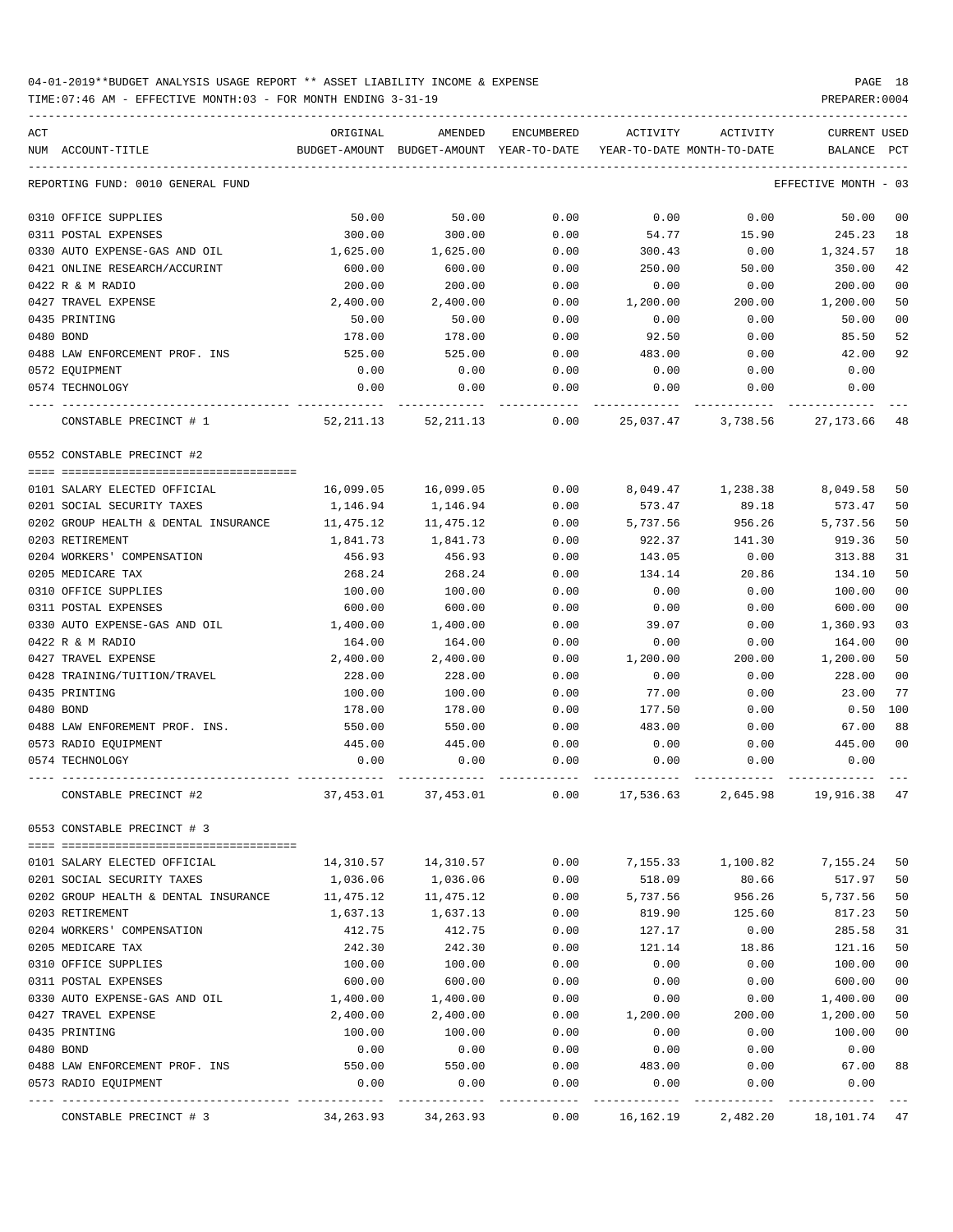04-01-2019**BUDGET ANALYSIS USAGE REPORT ** ASSET LIABILITY INCOME & EXPENSE

TIME:07:46 AM - EFFECTIVE MONTH:03 - FOR MONTH ENDING 3-31-19 PREPARER:0004

| ACT NUM | ACCOUNT-TITLE | ORIGINAL BUDGET-AMOUNT | AMENDED BUDGET-AMOUNT | ENCUMBERED YEAR-TO-DATE | ACTIVITY YEAR-TO-DATE | ACTIVITY MONTH-TO-DATE | CURRENT BALANCE | USED PCT |
|---|---|---|---|---|---|---|---|---|
| | REPORTING FUND: 0010 GENERAL FUND | | | | | | EFFECTIVE MONTH - 03 | |
| 0310 | OFFICE SUPPLIES | 50.00 | 50.00 | 0.00 | 0.00 | 0.00 | 50.00 | 00 |
| 0311 | POSTAL EXPENSES | 300.00 | 300.00 | 0.00 | 54.77 | 15.90 | 245.23 | 18 |
| 0330 | AUTO EXPENSE-GAS AND OIL | 1,625.00 | 1,625.00 | 0.00 | 300.43 | 0.00 | 1,324.57 | 18 |
| 0421 | ONLINE RESEARCH/ACCURINT | 600.00 | 600.00 | 0.00 | 250.00 | 50.00 | 350.00 | 42 |
| 0422 | R & M RADIO | 200.00 | 200.00 | 0.00 | 0.00 | 0.00 | 200.00 | 00 |
| 0427 | TRAVEL EXPENSE | 2,400.00 | 2,400.00 | 0.00 | 1,200.00 | 200.00 | 1,200.00 | 50 |
| 0435 | PRINTING | 50.00 | 50.00 | 0.00 | 0.00 | 0.00 | 50.00 | 00 |
| 0480 | BOND | 178.00 | 178.00 | 0.00 | 92.50 | 0.00 | 85.50 | 52 |
| 0488 | LAW ENFORCEMENT PROF. INS | 525.00 | 525.00 | 0.00 | 483.00 | 0.00 | 42.00 | 92 |
| 0572 | EQUIPMENT | 0.00 | 0.00 | 0.00 | 0.00 | 0.00 | 0.00 | |
| 0574 | TECHNOLOGY | 0.00 | 0.00 | 0.00 | 0.00 | 0.00 | 0.00 | |
| | CONSTABLE PRECINCT # 1 | 52,211.13 | 52,211.13 | 0.00 | 25,037.47 | 3,738.56 | 27,173.66 | 48 |
| | **0552 CONSTABLE PRECINCT #2** | | | | | | | |
| 0101 | SALARY ELECTED OFFICIAL | 16,099.05 | 16,099.05 | 0.00 | 8,049.47 | 1,238.38 | 8,049.58 | 50 |
| 0201 | SOCIAL SECURITY TAXES | 1,146.94 | 1,146.94 | 0.00 | 573.47 | 89.18 | 573.47 | 50 |
| 0202 | GROUP HEALTH & DENTAL INSURANCE | 11,475.12 | 11,475.12 | 0.00 | 5,737.56 | 956.26 | 5,737.56 | 50 |
| 0203 | RETIREMENT | 1,841.73 | 1,841.73 | 0.00 | 922.37 | 141.30 | 919.36 | 50 |
| 0204 | WORKERS' COMPENSATION | 456.93 | 456.93 | 0.00 | 143.05 | 0.00 | 313.88 | 31 |
| 0205 | MEDICARE TAX | 268.24 | 268.24 | 0.00 | 134.14 | 20.86 | 134.10 | 50 |
| 0310 | OFFICE SUPPLIES | 100.00 | 100.00 | 0.00 | 0.00 | 0.00 | 100.00 | 00 |
| 0311 | POSTAL EXPENSES | 600.00 | 600.00 | 0.00 | 0.00 | 0.00 | 600.00 | 00 |
| 0330 | AUTO EXPENSE-GAS AND OIL | 1,400.00 | 1,400.00 | 0.00 | 39.07 | 0.00 | 1,360.93 | 03 |
| 0422 | R & M RADIO | 164.00 | 164.00 | 0.00 | 0.00 | 0.00 | 164.00 | 00 |
| 0427 | TRAVEL EXPENSE | 2,400.00 | 2,400.00 | 0.00 | 1,200.00 | 200.00 | 1,200.00 | 50 |
| 0428 | TRAINING/TUITION/TRAVEL | 228.00 | 228.00 | 0.00 | 0.00 | 0.00 | 228.00 | 00 |
| 0435 | PRINTING | 100.00 | 100.00 | 0.00 | 77.00 | 0.00 | 23.00 | 77 |
| 0480 | BOND | 178.00 | 178.00 | 0.00 | 177.50 | 0.00 | 0.50 | 100 |
| 0488 | LAW ENFOREMENT PROF. INS. | 550.00 | 550.00 | 0.00 | 483.00 | 0.00 | 67.00 | 88 |
| 0573 | RADIO EQUIPMENT | 445.00 | 445.00 | 0.00 | 0.00 | 0.00 | 445.00 | 00 |
| 0574 | TECHNOLOGY | 0.00 | 0.00 | 0.00 | 0.00 | 0.00 | 0.00 | |
| | CONSTABLE PRECINCT #2 | 37,453.01 | 37,453.01 | 0.00 | 17,536.63 | 2,645.98 | 19,916.38 | 47 |
| | **0553 CONSTABLE PRECINCT # 3** | | | | | | | |
| 0101 | SALARY ELECTED OFFICIAL | 14,310.57 | 14,310.57 | 0.00 | 7,155.33 | 1,100.82 | 7,155.24 | 50 |
| 0201 | SOCIAL SECURITY TAXES | 1,036.06 | 1,036.06 | 0.00 | 518.09 | 80.66 | 517.97 | 50 |
| 0202 | GROUP HEALTH & DENTAL INSURANCE | 11,475.12 | 11,475.12 | 0.00 | 5,737.56 | 956.26 | 5,737.56 | 50 |
| 0203 | RETIREMENT | 1,637.13 | 1,637.13 | 0.00 | 819.90 | 125.60 | 817.23 | 50 |
| 0204 | WORKERS' COMPENSATION | 412.75 | 412.75 | 0.00 | 127.17 | 0.00 | 285.58 | 31 |
| 0205 | MEDICARE TAX | 242.30 | 242.30 | 0.00 | 121.14 | 18.86 | 121.16 | 50 |
| 0310 | OFFICE SUPPLIES | 100.00 | 100.00 | 0.00 | 0.00 | 0.00 | 100.00 | 00 |
| 0311 | POSTAL EXPENSES | 600.00 | 600.00 | 0.00 | 0.00 | 0.00 | 600.00 | 00 |
| 0330 | AUTO EXPENSE-GAS AND OIL | 1,400.00 | 1,400.00 | 0.00 | 0.00 | 0.00 | 1,400.00 | 00 |
| 0427 | TRAVEL EXPENSE | 2,400.00 | 2,400.00 | 0.00 | 1,200.00 | 200.00 | 1,200.00 | 50 |
| 0435 | PRINTING | 100.00 | 100.00 | 0.00 | 0.00 | 0.00 | 100.00 | 00 |
| 0480 | BOND | 0.00 | 0.00 | 0.00 | 0.00 | 0.00 | 0.00 | |
| 0488 | LAW ENFORCEMENT PROF. INS | 550.00 | 550.00 | 0.00 | 483.00 | 0.00 | 67.00 | 88 |
| 0573 | RADIO EQUIPMENT | 0.00 | 0.00 | 0.00 | 0.00 | 0.00 | 0.00 | |
| | CONSTABLE PRECINCT # 3 | 34,263.93 | 34,263.93 | 0.00 | 16,162.19 | 2,482.20 | 18,101.74 | 47 |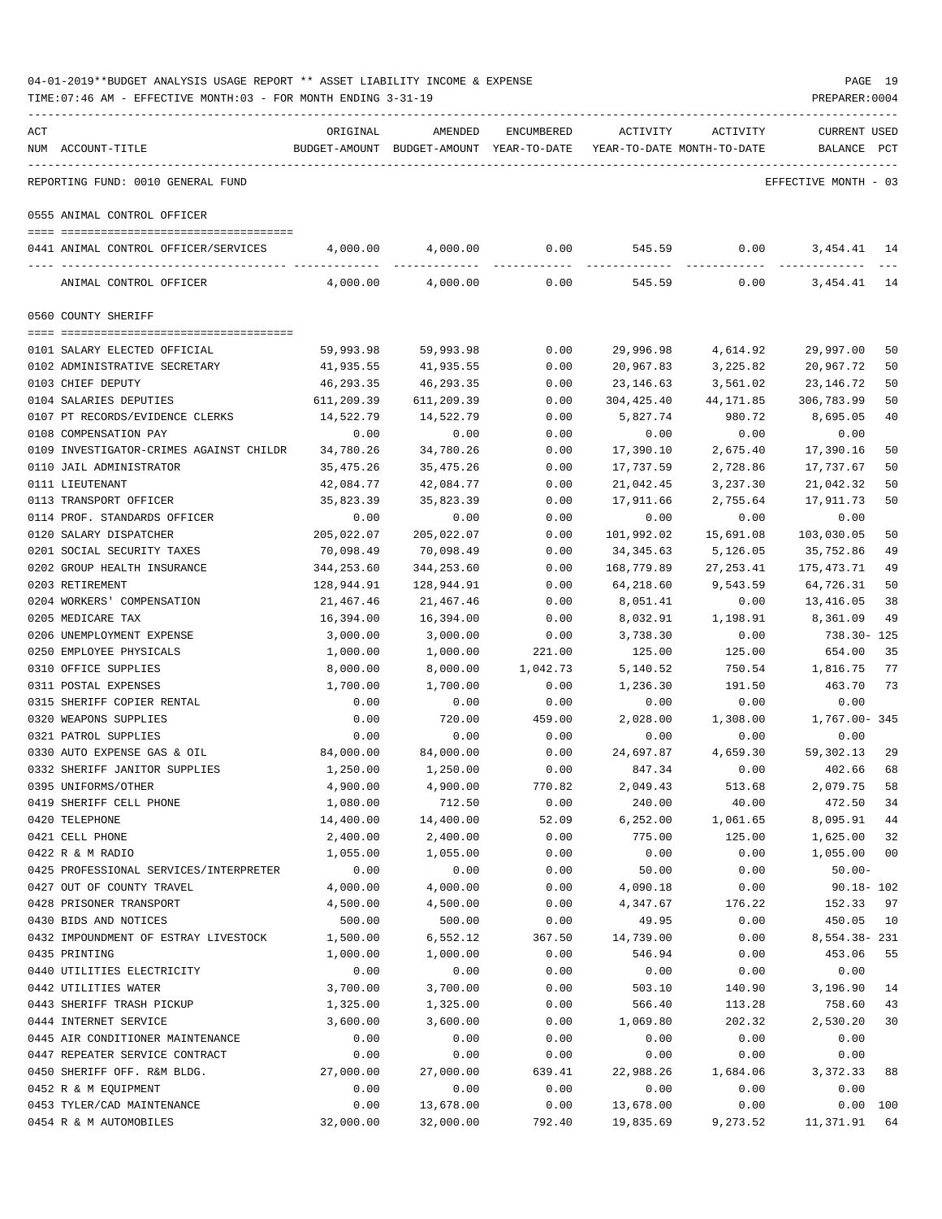04-01-2019**BUDGET ANALYSIS USAGE REPORT ** ASSET LIABILITY INCOME & EXPENSE

TIME:07:46 AM - EFFECTIVE MONTH:03 - FOR MONTH ENDING 3-31-19

PREPARER:0004

REPORTING FUND: 0010 GENERAL FUND — EFFECTIVE MONTH - 03

## 0555 ANIMAL CONTROL OFFICER

| ACT NUM | ACCOUNT-TITLE | ORIGINAL BUDGET-AMOUNT | AMENDED BUDGET-AMOUNT | ENCUMBERED YEAR-TO-DATE | ACTIVITY YEAR-TO-DATE | ACTIVITY MONTH-TO-DATE | CURRENT USED BALANCE | PCT |
|---|---|---|---|---|---|---|---|---|
| 0441 | ANIMAL CONTROL OFFICER/SERVICES | 4,000.00 | 4,000.00 | 0.00 | 545.59 | 0.00 | 3,454.41 | 14 |
| | ANIMAL CONTROL OFFICER | 4,000.00 | 4,000.00 | 0.00 | 545.59 | 0.00 | 3,454.41 | 14 |

## 0560 COUNTY SHERIFF

| ACT NUM | ACCOUNT-TITLE | ORIGINAL BUDGET-AMOUNT | AMENDED BUDGET-AMOUNT | ENCUMBERED YEAR-TO-DATE | ACTIVITY YEAR-TO-DATE | ACTIVITY MONTH-TO-DATE | CURRENT USED BALANCE | PCT |
|---|---|---|---|---|---|---|---|---|
| 0101 | SALARY ELECTED OFFICIAL | 59,993.98 | 59,993.98 | 0.00 | 29,996.98 | 4,614.92 | 29,997.00 | 50 |
| 0102 | ADMINISTRATIVE SECRETARY | 41,935.55 | 41,935.55 | 0.00 | 20,967.83 | 3,225.82 | 20,967.72 | 50 |
| 0103 | CHIEF DEPUTY | 46,293.35 | 46,293.35 | 0.00 | 23,146.63 | 3,561.02 | 23,146.72 | 50 |
| 0104 | SALARIES DEPUTIES | 611,209.39 | 611,209.39 | 0.00 | 304,425.40 | 44,171.85 | 306,783.99 | 50 |
| 0107 | PT RECORDS/EVIDENCE CLERKS | 14,522.79 | 14,522.79 | 0.00 | 5,827.74 | 980.72 | 8,695.05 | 40 |
| 0108 | COMPENSATION PAY | 0.00 | 0.00 | 0.00 | 0.00 | 0.00 | 0.00 | |
| 0109 | INVESTIGATOR-CRIMES AGAINST CHILDR | 34,780.26 | 34,780.26 | 0.00 | 17,390.10 | 2,675.40 | 17,390.16 | 50 |
| 0110 | JAIL ADMINISTRATOR | 35,475.26 | 35,475.26 | 0.00 | 17,737.59 | 2,728.86 | 17,737.67 | 50 |
| 0111 | LIEUTENANT | 42,084.77 | 42,084.77 | 0.00 | 21,042.45 | 3,237.30 | 21,042.32 | 50 |
| 0113 | TRANSPORT OFFICER | 35,823.39 | 35,823.39 | 0.00 | 17,911.66 | 2,755.64 | 17,911.73 | 50 |
| 0114 | PROF. STANDARDS OFFICER | 0.00 | 0.00 | 0.00 | 0.00 | 0.00 | 0.00 | |
| 0120 | SALARY DISPATCHER | 205,022.07 | 205,022.07 | 0.00 | 101,992.02 | 15,691.08 | 103,030.05 | 50 |
| 0201 | SOCIAL SECURITY TAXES | 70,098.49 | 70,098.49 | 0.00 | 34,345.63 | 5,126.05 | 35,752.86 | 49 |
| 0202 | GROUP HEALTH INSURANCE | 344,253.60 | 344,253.60 | 0.00 | 168,779.89 | 27,253.41 | 175,473.71 | 49 |
| 0203 | RETIREMENT | 128,944.91 | 128,944.91 | 0.00 | 64,218.60 | 9,543.59 | 64,726.31 | 50 |
| 0204 | WORKERS' COMPENSATION | 21,467.46 | 21,467.46 | 0.00 | 8,051.41 | 0.00 | 13,416.05 | 38 |
| 0205 | MEDICARE TAX | 16,394.00 | 16,394.00 | 0.00 | 8,032.91 | 1,198.91 | 8,361.09 | 49 |
| 0206 | UNEMPLOYMENT EXPENSE | 3,000.00 | 3,000.00 | 0.00 | 3,738.30 | 0.00 | 738.30- | 125 |
| 0250 | EMPLOYEE PHYSICALS | 1,000.00 | 1,000.00 | 221.00 | 125.00 | 125.00 | 654.00 | 35 |
| 0310 | OFFICE SUPPLIES | 8,000.00 | 8,000.00 | 1,042.73 | 5,140.52 | 750.54 | 1,816.75 | 77 |
| 0311 | POSTAL EXPENSES | 1,700.00 | 1,700.00 | 0.00 | 1,236.30 | 191.50 | 463.70 | 73 |
| 0315 | SHERIFF COPIER RENTAL | 0.00 | 0.00 | 0.00 | 0.00 | 0.00 | 0.00 | |
| 0320 | WEAPONS SUPPLIES | 0.00 | 720.00 | 459.00 | 2,028.00 | 1,308.00 | 1,767.00- | 345 |
| 0321 | PATROL SUPPLIES | 0.00 | 0.00 | 0.00 | 0.00 | 0.00 | 0.00 | |
| 0330 | AUTO EXPENSE GAS & OIL | 84,000.00 | 84,000.00 | 0.00 | 24,697.87 | 4,659.30 | 59,302.13 | 29 |
| 0332 | SHERIFF JANITOR SUPPLIES | 1,250.00 | 1,250.00 | 0.00 | 847.34 | 0.00 | 402.66 | 68 |
| 0395 | UNIFORMS/OTHER | 4,900.00 | 4,900.00 | 770.82 | 2,049.43 | 513.68 | 2,079.75 | 58 |
| 0419 | SHERIFF CELL PHONE | 1,080.00 | 712.50 | 0.00 | 240.00 | 40.00 | 472.50 | 34 |
| 0420 | TELEPHONE | 14,400.00 | 14,400.00 | 52.09 | 6,252.00 | 1,061.65 | 8,095.91 | 44 |
| 0421 | CELL PHONE | 2,400.00 | 2,400.00 | 0.00 | 775.00 | 125.00 | 1,625.00 | 32 |
| 0422 | R & M RADIO | 1,055.00 | 1,055.00 | 0.00 | 0.00 | 0.00 | 1,055.00 | 00 |
| 0425 | PROFESSIONAL SERVICES/INTERPRETER | 0.00 | 0.00 | 0.00 | 50.00 | 0.00 | 50.00- | |
| 0427 | OUT OF COUNTY TRAVEL | 4,000.00 | 4,000.00 | 0.00 | 4,090.18 | 0.00 | 90.18- | 102 |
| 0428 | PRISONER TRANSPORT | 4,500.00 | 4,500.00 | 0.00 | 4,347.67 | 176.22 | 152.33 | 97 |
| 0430 | BIDS AND NOTICES | 500.00 | 500.00 | 0.00 | 49.95 | 0.00 | 450.05 | 10 |
| 0432 | IMPOUNDMENT OF ESTRAY LIVESTOCK | 1,500.00 | 6,552.12 | 367.50 | 14,739.00 | 0.00 | 8,554.38- | 231 |
| 0435 | PRINTING | 1,000.00 | 1,000.00 | 0.00 | 546.94 | 0.00 | 453.06 | 55 |
| 0440 | UTILITIES ELECTRICITY | 0.00 | 0.00 | 0.00 | 0.00 | 0.00 | 0.00 | |
| 0442 | UTILITIES WATER | 3,700.00 | 3,700.00 | 0.00 | 503.10 | 140.90 | 3,196.90 | 14 |
| 0443 | SHERIFF TRASH PICKUP | 1,325.00 | 1,325.00 | 0.00 | 566.40 | 113.28 | 758.60 | 43 |
| 0444 | INTERNET SERVICE | 3,600.00 | 3,600.00 | 0.00 | 1,069.80 | 202.32 | 2,530.20 | 30 |
| 0445 | AIR CONDITIONER MAINTENANCE | 0.00 | 0.00 | 0.00 | 0.00 | 0.00 | 0.00 | |
| 0447 | REPEATER SERVICE CONTRACT | 0.00 | 0.00 | 0.00 | 0.00 | 0.00 | 0.00 | |
| 0450 | SHERIFF OFF. R&M BLDG. | 27,000.00 | 27,000.00 | 639.41 | 22,988.26 | 1,684.06 | 3,372.33 | 88 |
| 0452 | R & M EQUIPMENT | 0.00 | 0.00 | 0.00 | 0.00 | 0.00 | 0.00 | |
| 0453 | TYLER/CAD MAINTENANCE | 0.00 | 13,678.00 | 0.00 | 13,678.00 | 0.00 | 0.00 | 100 |
| 0454 | R & M AUTOMOBILES | 32,000.00 | 32,000.00 | 792.40 | 19,835.69 | 9,273.52 | 11,371.91 | 64 |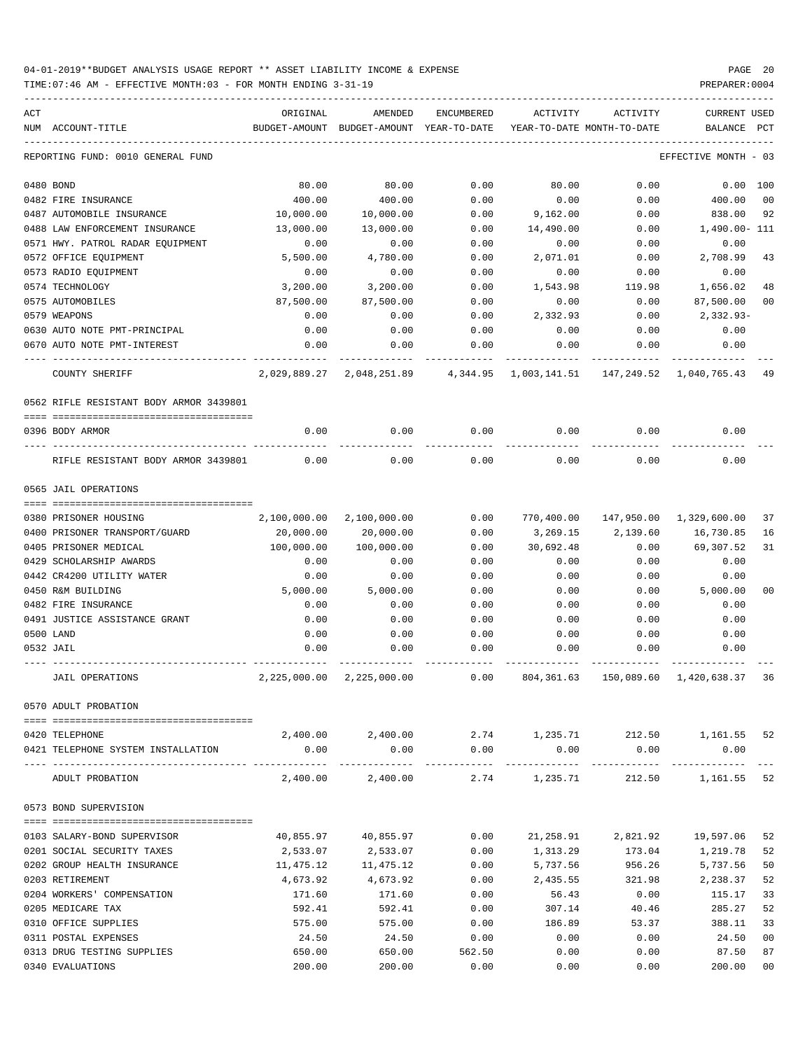04-01-2019**BUDGET ANALYSIS USAGE REPORT ** ASSET LIABILITY INCOME & EXPENSE

TIME:07:46 AM - EFFECTIVE MONTH:03 - FOR MONTH ENDING 3-31-19

PREPARER:0004

| ACT NUM | ACCOUNT-TITLE | ORIGINAL BUDGET-AMOUNT | AMENDED BUDGET-AMOUNT | ENCUMBERED YEAR-TO-DATE | ACTIVITY YEAR-TO-DATE | ACTIVITY MONTH-TO-DATE | CURRENT BALANCE | USED PCT |
|---|---|---|---|---|---|---|---|---|
| | REPORTING FUND: 0010 GENERAL FUND | | | | | | EFFECTIVE MONTH - 03 | |
| 0480 | BOND | 80.00 | 80.00 | 0.00 | 80.00 | 0.00 | 0.00 | 100 |
| 0482 | FIRE INSURANCE | 400.00 | 400.00 | 0.00 | 0.00 | 0.00 | 400.00 | 00 |
| 0487 | AUTOMOBILE INSURANCE | 10,000.00 | 10,000.00 | 0.00 | 9,162.00 | 0.00 | 838.00 | 92 |
| 0488 | LAW ENFORCEMENT INSURANCE | 13,000.00 | 13,000.00 | 0.00 | 14,490.00 | 0.00 | 1,490.00- | 111 |
| 0571 | HWY. PATROL RADAR EQUIPMENT | 0.00 | 0.00 | 0.00 | 0.00 | 0.00 | 0.00 | |
| 0572 | OFFICE EQUIPMENT | 5,500.00 | 4,780.00 | 0.00 | 2,071.01 | 0.00 | 2,708.99 | 43 |
| 0573 | RADIO EQUIPMENT | 0.00 | 0.00 | 0.00 | 0.00 | 0.00 | 0.00 | |
| 0574 | TECHNOLOGY | 3,200.00 | 3,200.00 | 0.00 | 1,543.98 | 119.98 | 1,656.02 | 48 |
| 0575 | AUTOMOBILES | 87,500.00 | 87,500.00 | 0.00 | 0.00 | 0.00 | 87,500.00 | 00 |
| 0579 | WEAPONS | 0.00 | 0.00 | 0.00 | 2,332.93 | 0.00 | 2,332.93- | |
| 0630 | AUTO NOTE PMT-PRINCIPAL | 0.00 | 0.00 | 0.00 | 0.00 | 0.00 | 0.00 | |
| 0670 | AUTO NOTE PMT-INTEREST | 0.00 | 0.00 | 0.00 | 0.00 | 0.00 | 0.00 | |
| | COUNTY SHERIFF | 2,029,889.27 | 2,048,251.89 | 4,344.95 | 1,003,141.51 | 147,249.52 | 1,040,765.43 | 49 |
| | 0562 RIFLE RESISTANT BODY ARMOR 3439801 | | | | | | | |
| 0396 | BODY ARMOR | 0.00 | 0.00 | 0.00 | 0.00 | 0.00 | 0.00 | |
| | RIFLE RESISTANT BODY ARMOR 3439801 | 0.00 | 0.00 | 0.00 | 0.00 | 0.00 | 0.00 | |
| | 0565 JAIL OPERATIONS | | | | | | | |
| 0380 | PRISONER HOUSING | 2,100,000.00 | 2,100,000.00 | 0.00 | 770,400.00 | 147,950.00 | 1,329,600.00 | 37 |
| 0400 | PRISONER TRANSPORT/GUARD | 20,000.00 | 20,000.00 | 0.00 | 3,269.15 | 2,139.60 | 16,730.85 | 16 |
| 0405 | PRISONER MEDICAL | 100,000.00 | 100,000.00 | 0.00 | 30,692.48 | 0.00 | 69,307.52 | 31 |
| 0429 | SCHOLARSHIP AWARDS | 0.00 | 0.00 | 0.00 | 0.00 | 0.00 | 0.00 | |
| 0442 | CR4200 UTILITY WATER | 0.00 | 0.00 | 0.00 | 0.00 | 0.00 | 0.00 | |
| 0450 | R&M BUILDING | 5,000.00 | 5,000.00 | 0.00 | 0.00 | 0.00 | 5,000.00 | 00 |
| 0482 | FIRE INSURANCE | 0.00 | 0.00 | 0.00 | 0.00 | 0.00 | 0.00 | |
| 0491 | JUSTICE ASSISTANCE GRANT | 0.00 | 0.00 | 0.00 | 0.00 | 0.00 | 0.00 | |
| 0500 | LAND | 0.00 | 0.00 | 0.00 | 0.00 | 0.00 | 0.00 | |
| 0532 | JAIL | 0.00 | 0.00 | 0.00 | 0.00 | 0.00 | 0.00 | |
| | JAIL OPERATIONS | 2,225,000.00 | 2,225,000.00 | 0.00 | 804,361.63 | 150,089.60 | 1,420,638.37 | 36 |
| | 0570 ADULT PROBATION | | | | | | | |
| 0420 | TELEPHONE | 2,400.00 | 2,400.00 | 2.74 | 1,235.71 | 212.50 | 1,161.55 | 52 |
| 0421 | TELEPHONE SYSTEM INSTALLATION | 0.00 | 0.00 | 0.00 | 0.00 | 0.00 | 0.00 | |
| | ADULT PROBATION | 2,400.00 | 2,400.00 | 2.74 | 1,235.71 | 212.50 | 1,161.55 | 52 |
| | 0573 BOND SUPERVISION | | | | | | | |
| 0103 | SALARY-BOND SUPERVISOR | 40,855.97 | 40,855.97 | 0.00 | 21,258.91 | 2,821.92 | 19,597.06 | 52 |
| 0201 | SOCIAL SECURITY TAXES | 2,533.07 | 2,533.07 | 0.00 | 1,313.29 | 173.04 | 1,219.78 | 52 |
| 0202 | GROUP HEALTH INSURANCE | 11,475.12 | 11,475.12 | 0.00 | 5,737.56 | 956.26 | 5,737.56 | 50 |
| 0203 | RETIREMENT | 4,673.92 | 4,673.92 | 0.00 | 2,435.55 | 321.98 | 2,238.37 | 52 |
| 0204 | WORKERS' COMPENSATION | 171.60 | 171.60 | 0.00 | 56.43 | 0.00 | 115.17 | 33 |
| 0205 | MEDICARE TAX | 592.41 | 592.41 | 0.00 | 307.14 | 40.46 | 285.27 | 52 |
| 0310 | OFFICE SUPPLIES | 575.00 | 575.00 | 0.00 | 186.89 | 53.37 | 388.11 | 33 |
| 0311 | POSTAL EXPENSES | 24.50 | 24.50 | 0.00 | 0.00 | 0.00 | 24.50 | 00 |
| 0313 | DRUG TESTING SUPPLIES | 650.00 | 650.00 | 562.50 | 0.00 | 0.00 | 87.50 | 87 |
| 0340 | EVALUATIONS | 200.00 | 200.00 | 0.00 | 0.00 | 0.00 | 200.00 | 00 |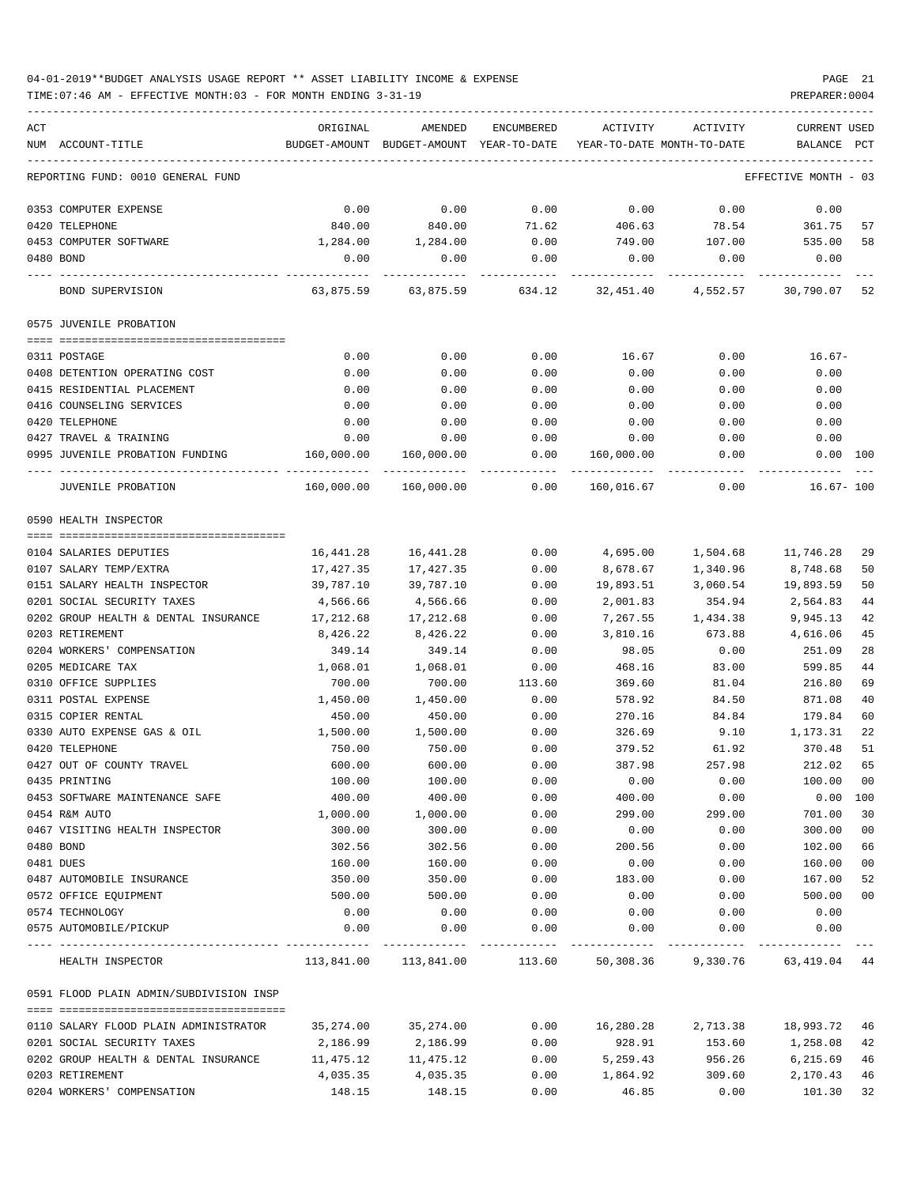04-01-2019**BUDGET ANALYSIS USAGE REPORT ** ASSET LIABILITY INCOME & EXPENSE

TIME:07:46 AM - EFFECTIVE MONTH:03 - FOR MONTH ENDING 3-31-19

PREPARER:0004

| ACT NUM | ACCOUNT-TITLE | ORIGINAL BUDGET-AMOUNT | AMENDED BUDGET-AMOUNT | ENCUMBERED YEAR-TO-DATE | ACTIVITY YEAR-TO-DATE | ACTIVITY MONTH-TO-DATE | CURRENT BALANCE | USED PCT |
|---|---|---|---|---|---|---|---|---|
| | REPORTING FUND: 0010 GENERAL FUND | | | | | | EFFECTIVE MONTH - 03 | |
| 0353 | COMPUTER EXPENSE | 0.00 | 0.00 | 0.00 | 0.00 | 0.00 | 0.00 | |
| 0420 | TELEPHONE | 840.00 | 840.00 | 71.62 | 406.63 | 78.54 | 361.75 | 57 |
| 0453 | COMPUTER SOFTWARE | 1,284.00 | 1,284.00 | 0.00 | 749.00 | 107.00 | 535.00 | 58 |
| 0480 | BOND | 0.00 | 0.00 | 0.00 | 0.00 | 0.00 | 0.00 | |
| | BOND SUPERVISION | 63,875.59 | 63,875.59 | 634.12 | 32,451.40 | 4,552.57 | 30,790.07 | 52 |
| | 0575 JUVENILE PROBATION | | | | | | | |
| 0311 | POSTAGE | 0.00 | 0.00 | 0.00 | 16.67 | 0.00 | 16.67- | |
| 0408 | DETENTION OPERATING COST | 0.00 | 0.00 | 0.00 | 0.00 | 0.00 | 0.00 | |
| 0415 | RESIDENTIAL PLACEMENT | 0.00 | 0.00 | 0.00 | 0.00 | 0.00 | 0.00 | |
| 0416 | COUNSELING SERVICES | 0.00 | 0.00 | 0.00 | 0.00 | 0.00 | 0.00 | |
| 0420 | TELEPHONE | 0.00 | 0.00 | 0.00 | 0.00 | 0.00 | 0.00 | |
| 0427 | TRAVEL & TRAINING | 0.00 | 0.00 | 0.00 | 0.00 | 0.00 | 0.00 | |
| 0995 | JUVENILE PROBATION FUNDING | 160,000.00 | 160,000.00 | 0.00 | 160,000.00 | 0.00 | 0.00 | 100 |
| | JUVENILE PROBATION | 160,000.00 | 160,000.00 | 0.00 | 160,016.67 | 0.00 | 16.67- | 100 |
| | 0590 HEALTH INSPECTOR | | | | | | | |
| 0104 | SALARIES DEPUTIES | 16,441.28 | 16,441.28 | 0.00 | 4,695.00 | 1,504.68 | 11,746.28 | 29 |
| 0107 | SALARY TEMP/EXTRA | 17,427.35 | 17,427.35 | 0.00 | 8,678.67 | 1,340.96 | 8,748.68 | 50 |
| 0151 | SALARY HEALTH INSPECTOR | 39,787.10 | 39,787.10 | 0.00 | 19,893.51 | 3,060.54 | 19,893.59 | 50 |
| 0201 | SOCIAL SECURITY TAXES | 4,566.66 | 4,566.66 | 0.00 | 2,001.83 | 354.94 | 2,564.83 | 44 |
| 0202 | GROUP HEALTH & DENTAL INSURANCE | 17,212.68 | 17,212.68 | 0.00 | 7,267.55 | 1,434.38 | 9,945.13 | 42 |
| 0203 | RETIREMENT | 8,426.22 | 8,426.22 | 0.00 | 3,810.16 | 673.88 | 4,616.06 | 45 |
| 0204 | WORKERS' COMPENSATION | 349.14 | 349.14 | 0.00 | 98.05 | 0.00 | 251.09 | 28 |
| 0205 | MEDICARE TAX | 1,068.01 | 1,068.01 | 0.00 | 468.16 | 83.00 | 599.85 | 44 |
| 0310 | OFFICE SUPPLIES | 700.00 | 700.00 | 113.60 | 369.60 | 81.04 | 216.80 | 69 |
| 0311 | POSTAL EXPENSE | 1,450.00 | 1,450.00 | 0.00 | 578.92 | 84.50 | 871.08 | 40 |
| 0315 | COPIER RENTAL | 450.00 | 450.00 | 0.00 | 270.16 | 84.84 | 179.84 | 60 |
| 0330 | AUTO EXPENSE GAS & OIL | 1,500.00 | 1,500.00 | 0.00 | 326.69 | 9.10 | 1,173.31 | 22 |
| 0420 | TELEPHONE | 750.00 | 750.00 | 0.00 | 379.52 | 61.92 | 370.48 | 51 |
| 0427 | OUT OF COUNTY TRAVEL | 600.00 | 600.00 | 0.00 | 387.98 | 257.98 | 212.02 | 65 |
| 0435 | PRINTING | 100.00 | 100.00 | 0.00 | 0.00 | 0.00 | 100.00 | 00 |
| 0453 | SOFTWARE MAINTENANCE SAFE | 400.00 | 400.00 | 0.00 | 400.00 | 0.00 | 0.00 | 100 |
| 0454 | R&M AUTO | 1,000.00 | 1,000.00 | 0.00 | 299.00 | 299.00 | 701.00 | 30 |
| 0467 | VISITING HEALTH INSPECTOR | 300.00 | 300.00 | 0.00 | 0.00 | 0.00 | 300.00 | 00 |
| 0480 | BOND | 302.56 | 302.56 | 0.00 | 200.56 | 0.00 | 102.00 | 66 |
| 0481 | DUES | 160.00 | 160.00 | 0.00 | 0.00 | 0.00 | 160.00 | 00 |
| 0487 | AUTOMOBILE INSURANCE | 350.00 | 350.00 | 0.00 | 183.00 | 0.00 | 167.00 | 52 |
| 0572 | OFFICE EQUIPMENT | 500.00 | 500.00 | 0.00 | 0.00 | 0.00 | 500.00 | 00 |
| 0574 | TECHNOLOGY | 0.00 | 0.00 | 0.00 | 0.00 | 0.00 | 0.00 | |
| 0575 | AUTOMOBILE/PICKUP | 0.00 | 0.00 | 0.00 | 0.00 | 0.00 | 0.00 | |
| | HEALTH INSPECTOR | 113,841.00 | 113,841.00 | 113.60 | 50,308.36 | 9,330.76 | 63,419.04 | 44 |
| | 0591 FLOOD PLAIN ADMIN/SUBDIVISION INSP | | | | | | | |
| 0110 | SALARY FLOOD PLAIN ADMINISTRATOR | 35,274.00 | 35,274.00 | 0.00 | 16,280.28 | 2,713.38 | 18,993.72 | 46 |
| 0201 | SOCIAL SECURITY TAXES | 2,186.99 | 2,186.99 | 0.00 | 928.91 | 153.60 | 1,258.08 | 42 |
| 0202 | GROUP HEALTH & DENTAL INSURANCE | 11,475.12 | 11,475.12 | 0.00 | 5,259.43 | 956.26 | 6,215.69 | 46 |
| 0203 | RETIREMENT | 4,035.35 | 4,035.35 | 0.00 | 1,864.92 | 309.60 | 2,170.43 | 46 |
| 0204 | WORKERS' COMPENSATION | 148.15 | 148.15 | 0.00 | 46.85 | 0.00 | 101.30 | 32 |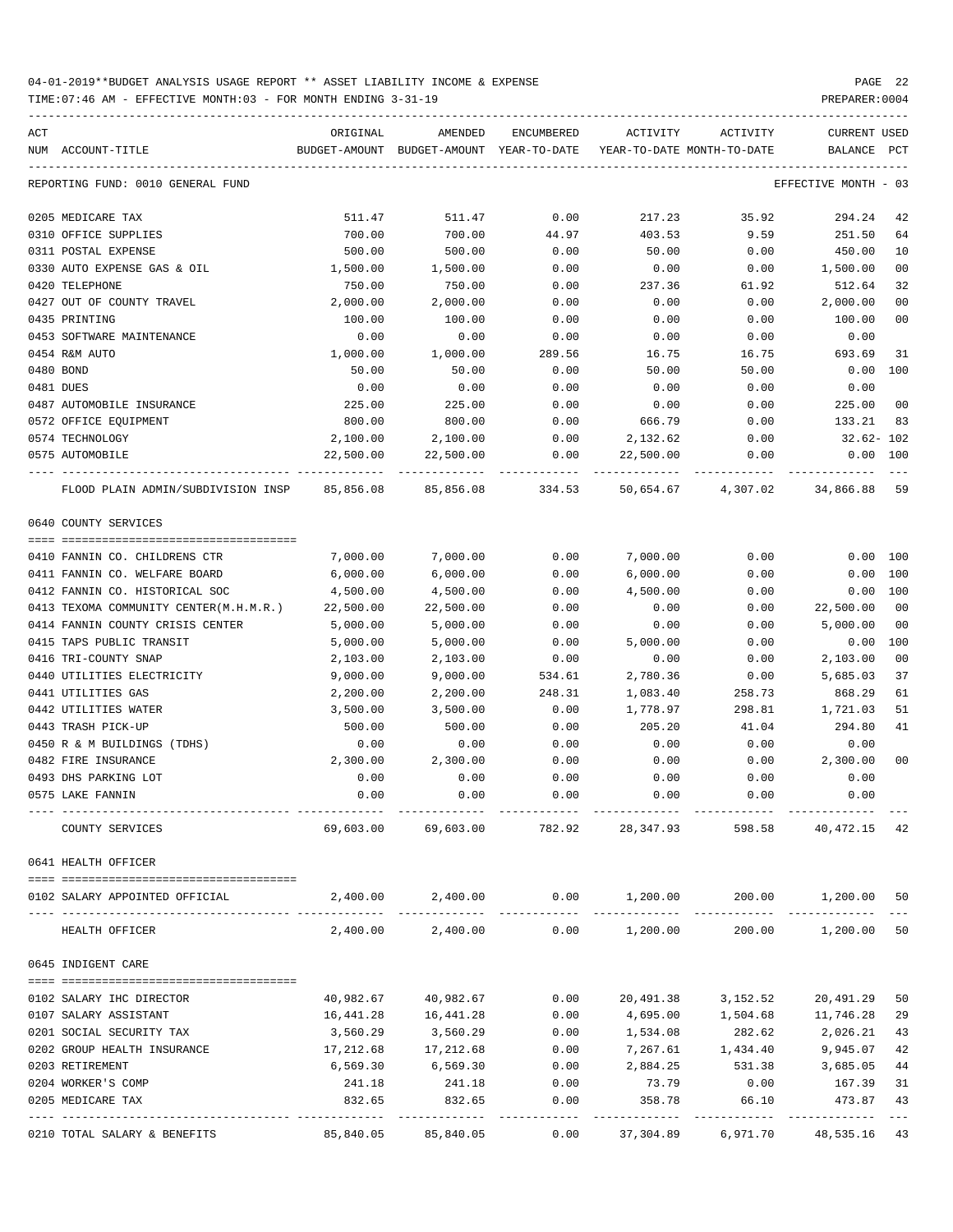04-01-2019**BUDGET ANALYSIS USAGE REPORT ** ASSET LIABILITY INCOME & EXPENSE

TIME:07:46 AM - EFFECTIVE MONTH:03 - FOR MONTH ENDING 3-31-19

PREPARER:0004

| ACT NUM | ACCOUNT-TITLE | ORIGINAL BUDGET-AMOUNT | AMENDED BUDGET-AMOUNT | ENCUMBERED YEAR-TO-DATE | ACTIVITY YEAR-TO-DATE | ACTIVITY MONTH-TO-DATE | CURRENT BALANCE | USED PCT |
|---|---|---|---|---|---|---|---|---|
| | REPORTING FUND: 0010 GENERAL FUND | | | | | | EFFECTIVE MONTH - 03 | |
| 0205 | MEDICARE TAX | 511.47 | 511.47 | 0.00 | 217.23 | 35.92 | 294.24 | 42 |
| 0310 | OFFICE SUPPLIES | 700.00 | 700.00 | 44.97 | 403.53 | 9.59 | 251.50 | 64 |
| 0311 | POSTAL EXPENSE | 500.00 | 500.00 | 0.00 | 50.00 | 0.00 | 450.00 | 10 |
| 0330 | AUTO EXPENSE GAS & OIL | 1,500.00 | 1,500.00 | 0.00 | 0.00 | 0.00 | 1,500.00 | 00 |
| 0420 | TELEPHONE | 750.00 | 750.00 | 0.00 | 237.36 | 61.92 | 512.64 | 32 |
| 0427 | OUT OF COUNTY TRAVEL | 2,000.00 | 2,000.00 | 0.00 | 0.00 | 0.00 | 2,000.00 | 00 |
| 0435 | PRINTING | 100.00 | 100.00 | 0.00 | 0.00 | 0.00 | 100.00 | 00 |
| 0453 | SOFTWARE MAINTENANCE | 0.00 | 0.00 | 0.00 | 0.00 | 0.00 | 0.00 | |
| 0454 | R&M AUTO | 1,000.00 | 1,000.00 | 289.56 | 16.75 | 16.75 | 693.69 | 31 |
| 0480 | BOND | 50.00 | 50.00 | 0.00 | 50.00 | 50.00 | 0.00 | 100 |
| 0481 | DUES | 0.00 | 0.00 | 0.00 | 0.00 | 0.00 | 0.00 | |
| 0487 | AUTOMOBILE INSURANCE | 225.00 | 225.00 | 0.00 | 0.00 | 0.00 | 225.00 | 00 |
| 0572 | OFFICE EQUIPMENT | 800.00 | 800.00 | 0.00 | 666.79 | 0.00 | 133.21 | 83 |
| 0574 | TECHNOLOGY | 2,100.00 | 2,100.00 | 0.00 | 2,132.62 | 0.00 | 32.62- | 102 |
| 0575 | AUTOMOBILE | 22,500.00 | 22,500.00 | 0.00 | 22,500.00 | 0.00 | 0.00 | 100 |
| | FLOOD PLAIN ADMIN/SUBDIVISION INSP | 85,856.08 | 85,856.08 | 334.53 | 50,654.67 | 4,307.02 | 34,866.88 | 59 |
| | **0640 COUNTY SERVICES** | | | | | | | |
| 0410 | FANNIN CO. CHILDRENS CTR | 7,000.00 | 7,000.00 | 0.00 | 7,000.00 | 0.00 | 0.00 | 100 |
| 0411 | FANNIN CO. WELFARE BOARD | 6,000.00 | 6,000.00 | 0.00 | 6,000.00 | 0.00 | 0.00 | 100 |
| 0412 | FANNIN CO. HISTORICAL SOC | 4,500.00 | 4,500.00 | 0.00 | 4,500.00 | 0.00 | 0.00 | 100 |
| 0413 | TEXOMA COMMUNITY CENTER(M.H.M.R.) | 22,500.00 | 22,500.00 | 0.00 | 0.00 | 0.00 | 22,500.00 | 00 |
| 0414 | FANNIN COUNTY CRISIS CENTER | 5,000.00 | 5,000.00 | 0.00 | 0.00 | 0.00 | 5,000.00 | 00 |
| 0415 | TAPS PUBLIC TRANSIT | 5,000.00 | 5,000.00 | 0.00 | 5,000.00 | 0.00 | 0.00 | 100 |
| 0416 | TRI-COUNTY SNAP | 2,103.00 | 2,103.00 | 0.00 | 0.00 | 0.00 | 2,103.00 | 00 |
| 0440 | UTILITIES ELECTRICITY | 9,000.00 | 9,000.00 | 534.61 | 2,780.36 | 0.00 | 5,685.03 | 37 |
| 0441 | UTILITIES GAS | 2,200.00 | 2,200.00 | 248.31 | 1,083.40 | 258.73 | 868.29 | 61 |
| 0442 | UTILITIES WATER | 3,500.00 | 3,500.00 | 0.00 | 1,778.97 | 298.81 | 1,721.03 | 51 |
| 0443 | TRASH PICK-UP | 500.00 | 500.00 | 0.00 | 205.20 | 41.04 | 294.80 | 41 |
| 0450 | R & M BUILDINGS (TDHS) | 0.00 | 0.00 | 0.00 | 0.00 | 0.00 | 0.00 | |
| 0482 | FIRE INSURANCE | 2,300.00 | 2,300.00 | 0.00 | 0.00 | 0.00 | 2,300.00 | 00 |
| 0493 | DHS PARKING LOT | 0.00 | 0.00 | 0.00 | 0.00 | 0.00 | 0.00 | |
| 0575 | LAKE FANNIN | 0.00 | 0.00 | 0.00 | 0.00 | 0.00 | 0.00 | |
| | COUNTY SERVICES | 69,603.00 | 69,603.00 | 782.92 | 28,347.93 | 598.58 | 40,472.15 | 42 |
| | **0641 HEALTH OFFICER** | | | | | | | |
| 0102 | SALARY APPOINTED OFFICIAL | 2,400.00 | 2,400.00 | 0.00 | 1,200.00 | 200.00 | 1,200.00 | 50 |
| | HEALTH OFFICER | 2,400.00 | 2,400.00 | 0.00 | 1,200.00 | 200.00 | 1,200.00 | 50 |
| | **0645 INDIGENT CARE** | | | | | | | |
| 0102 | SALARY IHC DIRECTOR | 40,982.67 | 40,982.67 | 0.00 | 20,491.38 | 3,152.52 | 20,491.29 | 50 |
| 0107 | SALARY ASSISTANT | 16,441.28 | 16,441.28 | 0.00 | 4,695.00 | 1,504.68 | 11,746.28 | 29 |
| 0201 | SOCIAL SECURITY TAX | 3,560.29 | 3,560.29 | 0.00 | 1,534.08 | 282.62 | 2,026.21 | 43 |
| 0202 | GROUP HEALTH INSURANCE | 17,212.68 | 17,212.68 | 0.00 | 7,267.61 | 1,434.40 | 9,945.07 | 42 |
| 0203 | RETIREMENT | 6,569.30 | 6,569.30 | 0.00 | 2,884.25 | 531.38 | 3,685.05 | 44 |
| 0204 | WORKER'S COMP | 241.18 | 241.18 | 0.00 | 73.79 | 0.00 | 167.39 | 31 |
| 0205 | MEDICARE TAX | 832.65 | 832.65 | 0.00 | 358.78 | 66.10 | 473.87 | 43 |
| 0210 | TOTAL SALARY & BENEFITS | 85,840.05 | 85,840.05 | 0.00 | 37,304.89 | 6,971.70 | 48,535.16 | 43 |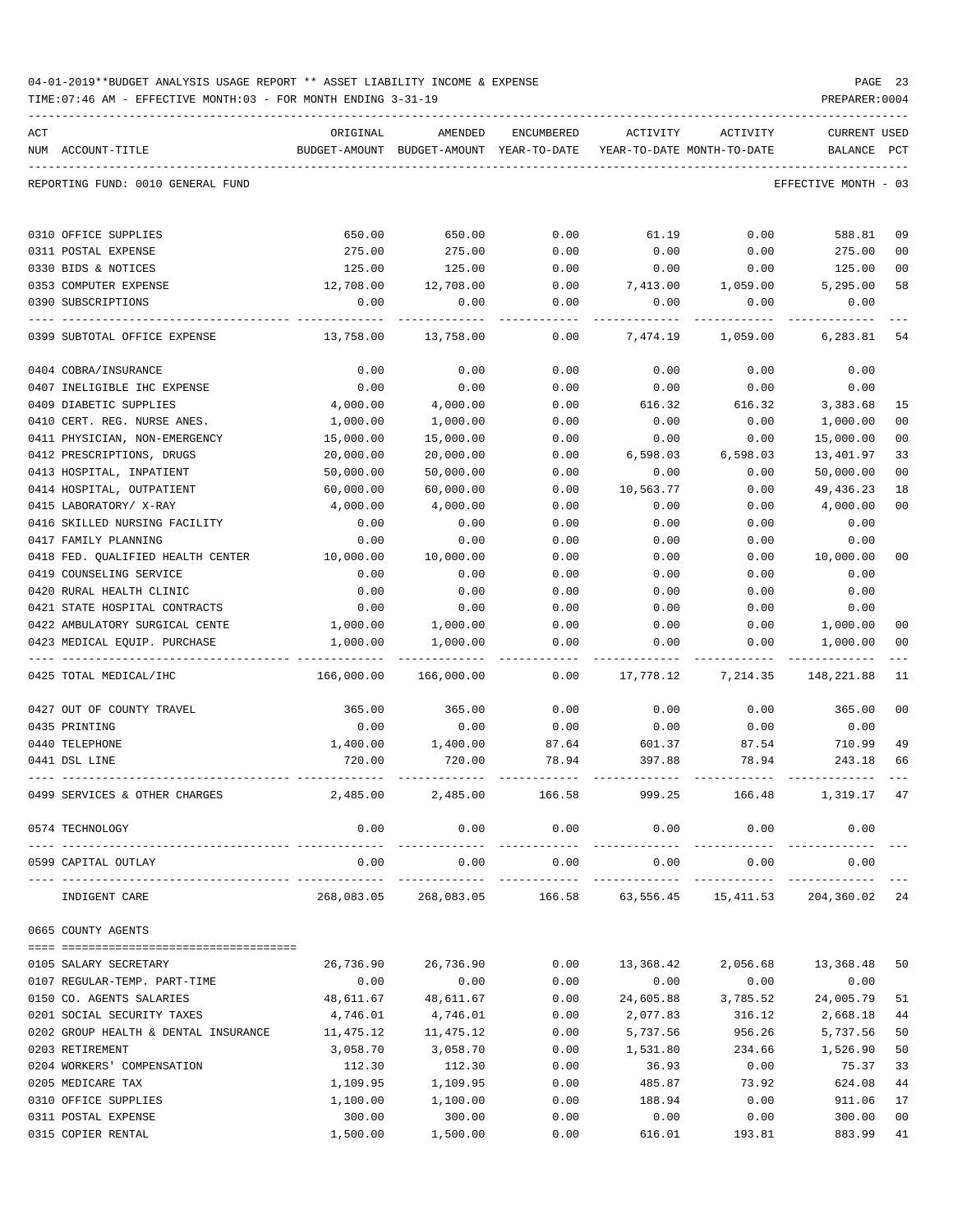04-01-2019**BUDGET ANALYSIS USAGE REPORT ** ASSET LIABILITY INCOME & EXPENSE

TIME:07:46 AM - EFFECTIVE MONTH:03 - FOR MONTH ENDING 3-31-19 PREPARER:0004

| ACT NUM | ACCOUNT-TITLE | ORIGINAL BUDGET-AMOUNT | AMENDED BUDGET-AMOUNT | ENCUMBERED YEAR-TO-DATE | ACTIVITY YEAR-TO-DATE | ACTIVITY MONTH-TO-DATE | CURRENT BALANCE | USED PCT |
|---|---|---|---|---|---|---|---|---|
| | REPORTING FUND: 0010 GENERAL FUND | | | | | | EFFECTIVE MONTH - 03 | |
| 0310 | OFFICE SUPPLIES | 650.00 | 650.00 | 0.00 | 61.19 | 0.00 | 588.81 | 09 |
| 0311 | POSTAL EXPENSE | 275.00 | 275.00 | 0.00 | 0.00 | 0.00 | 275.00 | 00 |
| 0330 | BIDS & NOTICES | 125.00 | 125.00 | 0.00 | 0.00 | 0.00 | 125.00 | 00 |
| 0353 | COMPUTER EXPENSE | 12,708.00 | 12,708.00 | 0.00 | 7,413.00 | 1,059.00 | 5,295.00 | 58 |
| 0390 | SUBSCRIPTIONS | 0.00 | 0.00 | 0.00 | 0.00 | 0.00 | 0.00 | |
| 0399 | SUBTOTAL OFFICE EXPENSE | 13,758.00 | 13,758.00 | 0.00 | 7,474.19 | 1,059.00 | 6,283.81 | 54 |
| 0404 | COBRA/INSURANCE | 0.00 | 0.00 | 0.00 | 0.00 | 0.00 | 0.00 | |
| 0407 | INELIGIBLE IHC EXPENSE | 0.00 | 0.00 | 0.00 | 0.00 | 0.00 | 0.00 | |
| 0409 | DIABETIC SUPPLIES | 4,000.00 | 4,000.00 | 0.00 | 616.32 | 616.32 | 3,383.68 | 15 |
| 0410 | CERT. REG. NURSE ANES. | 1,000.00 | 1,000.00 | 0.00 | 0.00 | 0.00 | 1,000.00 | 00 |
| 0411 | PHYSICIAN, NON-EMERGENCY | 15,000.00 | 15,000.00 | 0.00 | 0.00 | 0.00 | 15,000.00 | 00 |
| 0412 | PRESCRIPTIONS, DRUGS | 20,000.00 | 20,000.00 | 0.00 | 6,598.03 | 6,598.03 | 13,401.97 | 33 |
| 0413 | HOSPITAL, INPATIENT | 50,000.00 | 50,000.00 | 0.00 | 0.00 | 0.00 | 50,000.00 | 00 |
| 0414 | HOSPITAL, OUTPATIENT | 60,000.00 | 60,000.00 | 0.00 | 10,563.77 | 0.00 | 49,436.23 | 18 |
| 0415 | LABORATORY/ X-RAY | 4,000.00 | 4,000.00 | 0.00 | 0.00 | 0.00 | 4,000.00 | 00 |
| 0416 | SKILLED NURSING FACILITY | 0.00 | 0.00 | 0.00 | 0.00 | 0.00 | 0.00 | |
| 0417 | FAMILY PLANNING | 0.00 | 0.00 | 0.00 | 0.00 | 0.00 | 0.00 | |
| 0418 | FED. QUALIFIED HEALTH CENTER | 10,000.00 | 10,000.00 | 0.00 | 0.00 | 0.00 | 10,000.00 | 00 |
| 0419 | COUNSELING SERVICE | 0.00 | 0.00 | 0.00 | 0.00 | 0.00 | 0.00 | |
| 0420 | RURAL HEALTH CLINIC | 0.00 | 0.00 | 0.00 | 0.00 | 0.00 | 0.00 | |
| 0421 | STATE HOSPITAL CONTRACTS | 0.00 | 0.00 | 0.00 | 0.00 | 0.00 | 0.00 | |
| 0422 | AMBULATORY SURGICAL CENTE | 1,000.00 | 1,000.00 | 0.00 | 0.00 | 0.00 | 1,000.00 | 00 |
| 0423 | MEDICAL EQUIP. PURCHASE | 1,000.00 | 1,000.00 | 0.00 | 0.00 | 0.00 | 1,000.00 | 00 |
| 0425 | TOTAL MEDICAL/IHC | 166,000.00 | 166,000.00 | 0.00 | 17,778.12 | 7,214.35 | 148,221.88 | 11 |
| 0427 | OUT OF COUNTY TRAVEL | 365.00 | 365.00 | 0.00 | 0.00 | 0.00 | 365.00 | 00 |
| 0435 | PRINTING | 0.00 | 0.00 | 0.00 | 0.00 | 0.00 | 0.00 | |
| 0440 | TELEPHONE | 1,400.00 | 1,400.00 | 87.64 | 601.37 | 87.54 | 710.99 | 49 |
| 0441 | DSL LINE | 720.00 | 720.00 | 78.94 | 397.88 | 78.94 | 243.18 | 66 |
| 0499 | SERVICES & OTHER CHARGES | 2,485.00 | 2,485.00 | 166.58 | 999.25 | 166.48 | 1,319.17 | 47 |
| 0574 | TECHNOLOGY | 0.00 | 0.00 | 0.00 | 0.00 | 0.00 | 0.00 | |
| 0599 | CAPITAL OUTLAY | 0.00 | 0.00 | 0.00 | 0.00 | 0.00 | 0.00 | |
| | INDIGENT CARE | 268,083.05 | 268,083.05 | 166.58 | 63,556.45 | 15,411.53 | 204,360.02 | 24 |
| 0665 | COUNTY AGENTS | | | | | | | |
| 0105 | SALARY SECRETARY | 26,736.90 | 26,736.90 | 0.00 | 13,368.42 | 2,056.68 | 13,368.48 | 50 |
| 0107 | REGULAR-TEMP. PART-TIME | 0.00 | 0.00 | 0.00 | 0.00 | 0.00 | 0.00 | |
| 0150 | CO. AGENTS SALARIES | 48,611.67 | 48,611.67 | 0.00 | 24,605.88 | 3,785.52 | 24,005.79 | 51 |
| 0201 | SOCIAL SECURITY TAXES | 4,746.01 | 4,746.01 | 0.00 | 2,077.83 | 316.12 | 2,668.18 | 44 |
| 0202 | GROUP HEALTH & DENTAL INSURANCE | 11,475.12 | 11,475.12 | 0.00 | 5,737.56 | 956.26 | 5,737.56 | 50 |
| 0203 | RETIREMENT | 3,058.70 | 3,058.70 | 0.00 | 1,531.80 | 234.66 | 1,526.90 | 50 |
| 0204 | WORKERS' COMPENSATION | 112.30 | 112.30 | 0.00 | 36.93 | 0.00 | 75.37 | 33 |
| 0205 | MEDICARE TAX | 1,109.95 | 1,109.95 | 0.00 | 485.87 | 73.92 | 624.08 | 44 |
| 0310 | OFFICE SUPPLIES | 1,100.00 | 1,100.00 | 0.00 | 188.94 | 0.00 | 911.06 | 17 |
| 0311 | POSTAL EXPENSE | 300.00 | 300.00 | 0.00 | 0.00 | 0.00 | 300.00 | 00 |
| 0315 | COPIER RENTAL | 1,500.00 | 1,500.00 | 0.00 | 616.01 | 193.81 | 883.99 | 41 |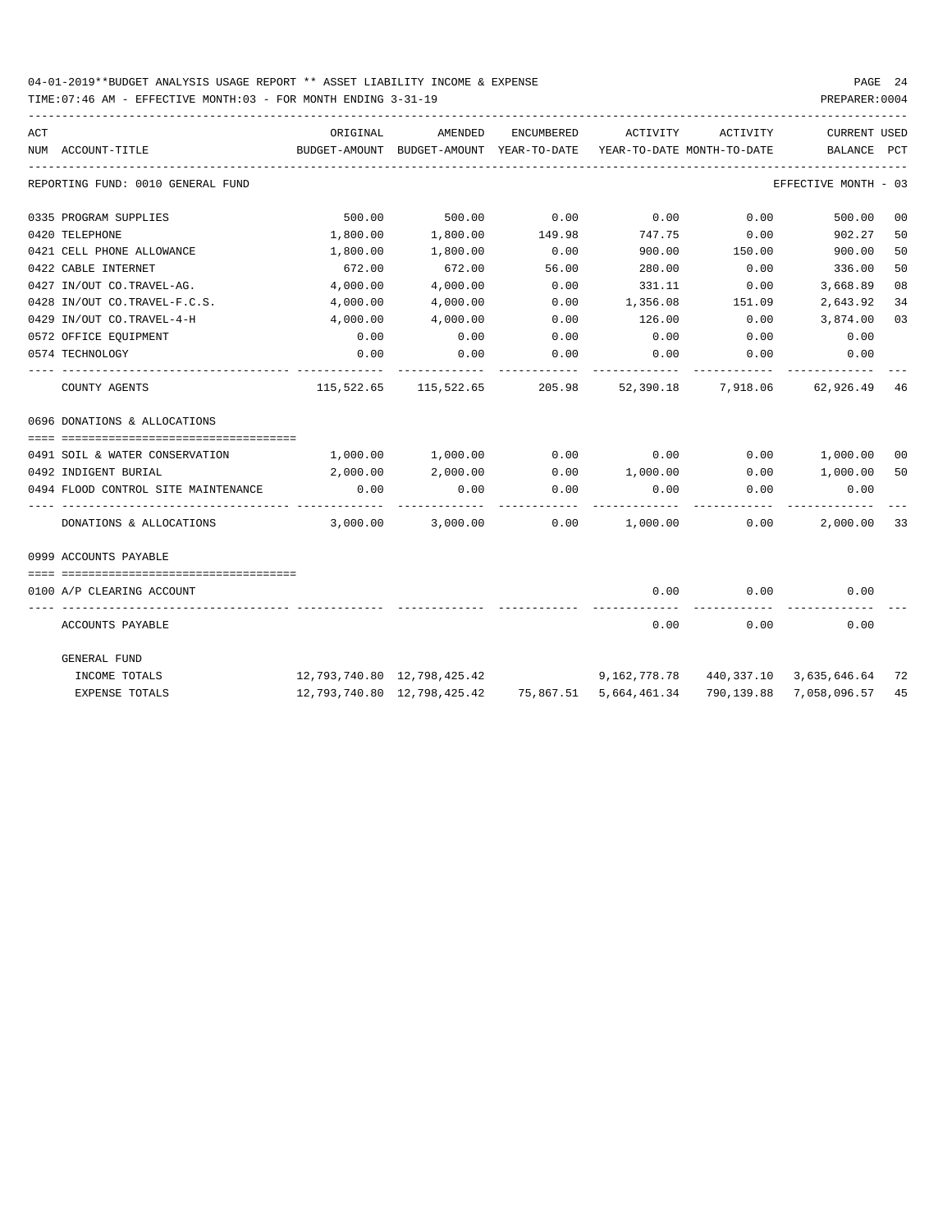04-01-2019**BUDGET ANALYSIS USAGE REPORT ** ASSET LIABILITY INCOME & EXPENSE

TIME:07:46 AM - EFFECTIVE MONTH:03 - FOR MONTH ENDING 3-31-19

PREPARER:0004

| ACT NUM | ACCOUNT-TITLE | ORIGINAL BUDGET-AMOUNT | AMENDED BUDGET-AMOUNT | ENCUMBERED YEAR-TO-DATE | ACTIVITY YEAR-TO-DATE | ACTIVITY MONTH-TO-DATE | CURRENT BALANCE | USED PCT |
|---|---|---|---|---|---|---|---|---|
| | REPORTING FUND: 0010 GENERAL FUND | | | | | | EFFECTIVE MONTH - 03 | |
| 0335 | PROGRAM SUPPLIES | 500.00 | 500.00 | 0.00 | 0.00 | 0.00 | 500.00 | 00 |
| 0420 | TELEPHONE | 1,800.00 | 1,800.00 | 149.98 | 747.75 | 0.00 | 902.27 | 50 |
| 0421 | CELL PHONE ALLOWANCE | 1,800.00 | 1,800.00 | 0.00 | 900.00 | 150.00 | 900.00 | 50 |
| 0422 | CABLE INTERNET | 672.00 | 672.00 | 56.00 | 280.00 | 0.00 | 336.00 | 50 |
| 0427 | IN/OUT CO.TRAVEL-AG. | 4,000.00 | 4,000.00 | 0.00 | 331.11 | 0.00 | 3,668.89 | 08 |
| 0428 | IN/OUT CO.TRAVEL-F.C.S. | 4,000.00 | 4,000.00 | 0.00 | 1,356.08 | 151.09 | 2,643.92 | 34 |
| 0429 | IN/OUT CO.TRAVEL-4-H | 4,000.00 | 4,000.00 | 0.00 | 126.00 | 0.00 | 3,874.00 | 03 |
| 0572 | OFFICE EQUIPMENT | 0.00 | 0.00 | 0.00 | 0.00 | 0.00 | 0.00 | |
| 0574 | TECHNOLOGY | 0.00 | 0.00 | 0.00 | 0.00 | 0.00 | 0.00 | |
| | COUNTY AGENTS | 115,522.65 | 115,522.65 | 205.98 | 52,390.18 | 7,918.06 | 62,926.49 | 46 |
| | 0696 DONATIONS & ALLOCATIONS | | | | | | | |
| 0491 | SOIL & WATER CONSERVATION | 1,000.00 | 1,000.00 | 0.00 | 0.00 | 0.00 | 1,000.00 | 00 |
| 0492 | INDIGENT BURIAL | 2,000.00 | 2,000.00 | 0.00 | 1,000.00 | 0.00 | 1,000.00 | 50 |
| 0494 | FLOOD CONTROL SITE MAINTENANCE | 0.00 | 0.00 | 0.00 | 0.00 | 0.00 | 0.00 | |
| | DONATIONS & ALLOCATIONS | 3,000.00 | 3,000.00 | 0.00 | 1,000.00 | 0.00 | 2,000.00 | 33 |
| | 0999 ACCOUNTS PAYABLE | | | | | | | |
| 0100 | A/P CLEARING ACCOUNT | | | | 0.00 | 0.00 | 0.00 | |
| | ACCOUNTS PAYABLE | | | | 0.00 | 0.00 | 0.00 | |
| | GENERAL FUND | | | | | | | |
| | INCOME TOTALS | 12,793,740.80 | 12,798,425.42 | | 9,162,778.78 | 440,337.10 | 3,635,646.64 | 72 |
| | EXPENSE TOTALS | 12,793,740.80 | 12,798,425.42 | 75,867.51 | 5,664,461.34 | 790,139.88 | 7,058,096.57 | 45 |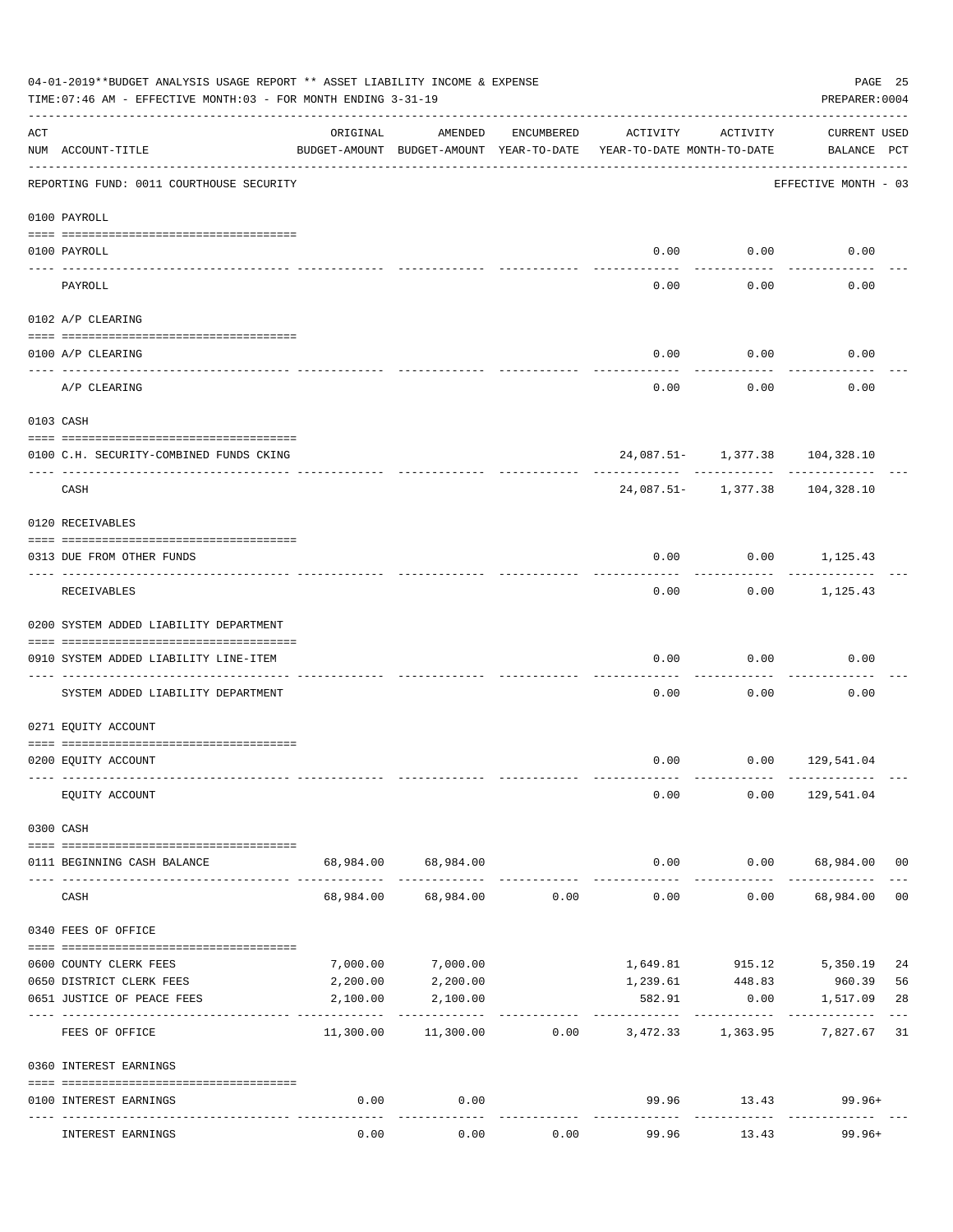04-01-2019**BUDGET ANALYSIS USAGE REPORT ** ASSET LIABILITY INCOME & EXPENSE

TIME:07:46 AM - EFFECTIVE MONTH:03 - FOR MONTH ENDING 3-31-19

PREPARER:0004

| ACT NUM | ACCOUNT-TITLE | ORIGINAL BUDGET-AMOUNT | AMENDED BUDGET-AMOUNT | ENCUMBERED YEAR-TO-DATE | ACTIVITY YEAR-TO-DATE | ACTIVITY MONTH-TO-DATE | CURRENT BALANCE | USED PCT |
|---|---|---|---|---|---|---|---|---|
| | REPORTING FUND: 0011 COURTHOUSE SECURITY | | | | | | EFFECTIVE MONTH - 03 | |
| | 0100 PAYROLL | | | | | | | |
| 0100 | PAYROLL | | | | 0.00 | 0.00 | 0.00 | |
| | PAYROLL | | | | 0.00 | 0.00 | 0.00 | |
| | 0102 A/P CLEARING | | | | | | | |
| 0100 | A/P CLEARING | | | | 0.00 | 0.00 | 0.00 | |
| | A/P CLEARING | | | | 0.00 | 0.00 | 0.00 | |
| | 0103 CASH | | | | | | | |
| 0100 | C.H. SECURITY-COMBINED FUNDS CKING | | | | 24,087.51- | 1,377.38 | 104,328.10 | |
| | CASH | | | | 24,087.51- | 1,377.38 | 104,328.10 | |
| | 0120 RECEIVABLES | | | | | | | |
| 0313 | DUE FROM OTHER FUNDS | | | | 0.00 | 0.00 | 1,125.43 | |
| | RECEIVABLES | | | | 0.00 | 0.00 | 1,125.43 | |
| | 0200 SYSTEM ADDED LIABILITY DEPARTMENT | | | | | | | |
| 0910 | SYSTEM ADDED LIABILITY LINE-ITEM | | | | 0.00 | 0.00 | 0.00 | |
| | SYSTEM ADDED LIABILITY DEPARTMENT | | | | 0.00 | 0.00 | 0.00 | |
| | 0271 EQUITY ACCOUNT | | | | | | | |
| 0200 | EQUITY ACCOUNT | | | | 0.00 | 0.00 | 129,541.04 | |
| | EQUITY ACCOUNT | | | | 0.00 | 0.00 | 129,541.04 | |
| | 0300 CASH | | | | | | | |
| 0111 | BEGINNING CASH BALANCE | 68,984.00 | 68,984.00 | | 0.00 | 0.00 | 68,984.00 | 00 |
| | CASH | 68,984.00 | 68,984.00 | 0.00 | 0.00 | 0.00 | 68,984.00 | 00 |
| | 0340 FEES OF OFFICE | | | | | | | |
| 0600 | COUNTY CLERK FEES | 7,000.00 | 7,000.00 | | 1,649.81 | 915.12 | 5,350.19 | 24 |
| 0650 | DISTRICT CLERK FEES | 2,200.00 | 2,200.00 | | 1,239.61 | 448.83 | 960.39 | 56 |
| 0651 | JUSTICE OF PEACE FEES | 2,100.00 | 2,100.00 | | 582.91 | 0.00 | 1,517.09 | 28 |
| | FEES OF OFFICE | 11,300.00 | 11,300.00 | 0.00 | 3,472.33 | 1,363.95 | 7,827.67 | 31 |
| | 0360 INTEREST EARNINGS | | | | | | | |
| 0100 | INTEREST EARNINGS | 0.00 | 0.00 | | 99.96 | 13.43 | 99.96+ | |
| | INTEREST EARNINGS | 0.00 | 0.00 | 0.00 | 99.96 | 13.43 | 99.96+ | |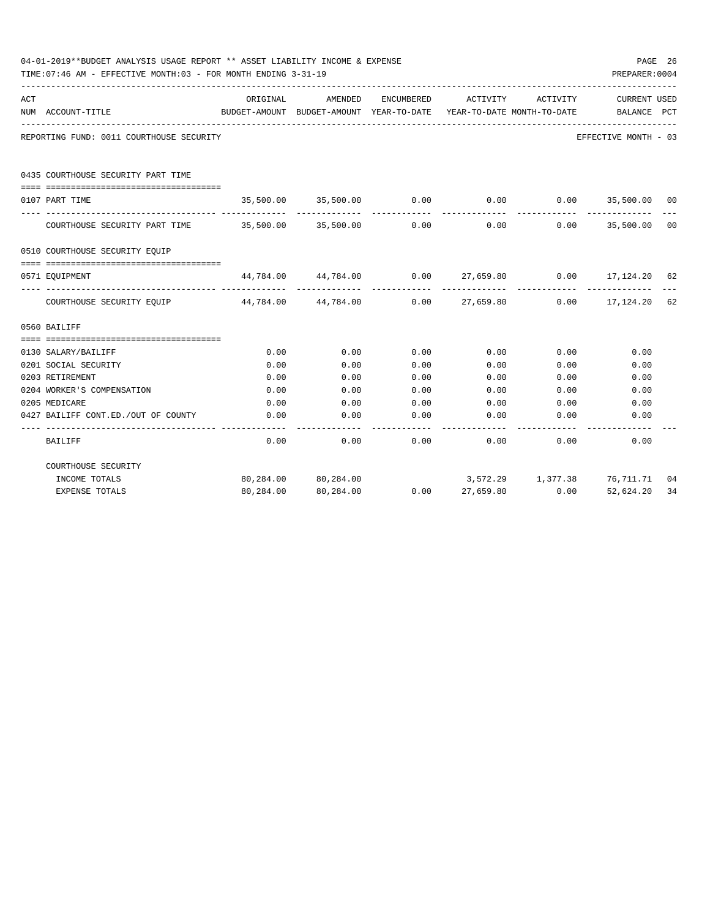04-01-2019**BUDGET ANALYSIS USAGE REPORT ** ASSET LIABILITY INCOME & EXPENSE

TIME:07:46 AM - EFFECTIVE MONTH:03 - FOR MONTH ENDING 3-31-19

PREPARER:0004

| ACT NUM | ACCOUNT-TITLE | ORIGINAL BUDGET-AMOUNT | AMENDED BUDGET-AMOUNT | ENCUMBERED YEAR-TO-DATE | ACTIVITY YEAR-TO-DATE | ACTIVITY MONTH-TO-DATE | CURRENT BALANCE | USED PCT |
|---|---|---|---|---|---|---|---|---|

REPORTING FUND: 0011 COURTHOUSE SECURITY

EFFECTIVE MONTH - 03

**0435 COURTHOUSE SECURITY PART TIME**

| ACT NUM | ACCOUNT-TITLE | ORIGINAL BUDGET-AMOUNT | AMENDED BUDGET-AMOUNT | ENCUMBERED YEAR-TO-DATE | ACTIVITY YEAR-TO-DATE | ACTIVITY MONTH-TO-DATE | CURRENT BALANCE | USED PCT |
|---|---|---|---|---|---|---|---|---|
| 0107 | PART TIME | 35,500.00 | 35,500.00 | 0.00 | 0.00 | 0.00 | 35,500.00 | 00 |
| | COURTHOUSE SECURITY PART TIME | 35,500.00 | 35,500.00 | 0.00 | 0.00 | 0.00 | 35,500.00 | 00 |

**0510 COURTHOUSE SECURITY EQUIP**

| ACT NUM | ACCOUNT-TITLE | ORIGINAL BUDGET-AMOUNT | AMENDED BUDGET-AMOUNT | ENCUMBERED YEAR-TO-DATE | ACTIVITY YEAR-TO-DATE | ACTIVITY MONTH-TO-DATE | CURRENT BALANCE | USED PCT |
|---|---|---|---|---|---|---|---|---|
| 0571 | EQUIPMENT | 44,784.00 | 44,784.00 | 0.00 | 27,659.80 | 0.00 | 17,124.20 | 62 |
| | COURTHOUSE SECURITY EQUIP | 44,784.00 | 44,784.00 | 0.00 | 27,659.80 | 0.00 | 17,124.20 | 62 |

**0560 BAILIFF**

| ACT NUM | ACCOUNT-TITLE | ORIGINAL BUDGET-AMOUNT | AMENDED BUDGET-AMOUNT | ENCUMBERED YEAR-TO-DATE | ACTIVITY YEAR-TO-DATE | ACTIVITY MONTH-TO-DATE | CURRENT BALANCE | USED PCT |
|---|---|---|---|---|---|---|---|---|
| 0130 | SALARY/BAILIFF | 0.00 | 0.00 | 0.00 | 0.00 | 0.00 | 0.00 | |
| 0201 | SOCIAL SECURITY | 0.00 | 0.00 | 0.00 | 0.00 | 0.00 | 0.00 | |
| 0203 | RETIREMENT | 0.00 | 0.00 | 0.00 | 0.00 | 0.00 | 0.00 | |
| 0204 | WORKER'S COMPENSATION | 0.00 | 0.00 | 0.00 | 0.00 | 0.00 | 0.00 | |
| 0205 | MEDICARE | 0.00 | 0.00 | 0.00 | 0.00 | 0.00 | 0.00 | |
| 0427 | BAILIFF CONT.ED./OUT OF COUNTY | 0.00 | 0.00 | 0.00 | 0.00 | 0.00 | 0.00 | |
| | BAILIFF | 0.00 | 0.00 | 0.00 | 0.00 | 0.00 | 0.00 | |

**COURTHOUSE SECURITY**

| | ORIGINAL BUDGET-AMOUNT | AMENDED BUDGET-AMOUNT | ENCUMBERED YEAR-TO-DATE | ACTIVITY YEAR-TO-DATE | ACTIVITY MONTH-TO-DATE | CURRENT BALANCE | USED PCT |
|---|---|---|---|---|---|---|---|
| INCOME TOTALS | 80,284.00 | 80,284.00 | | 3,572.29 | 1,377.38 | 76,711.71 | 04 |
| EXPENSE TOTALS | 80,284.00 | 80,284.00 | 0.00 | 27,659.80 | 0.00 | 52,624.20 | 34 |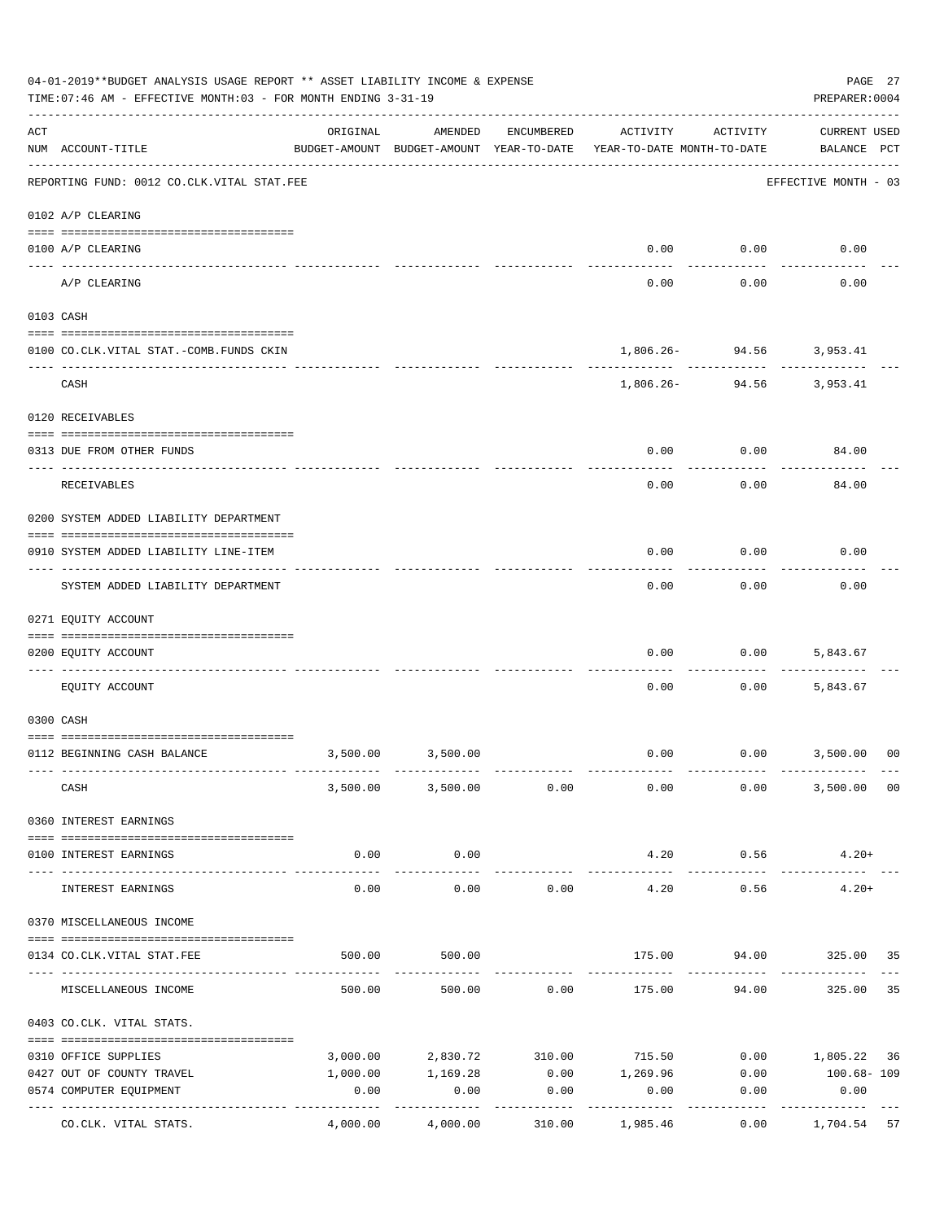04-01-2019**BUDGET ANALYSIS USAGE REPORT ** ASSET LIABILITY INCOME & EXPENSE

TIME:07:46 AM - EFFECTIVE MONTH:03 - FOR MONTH ENDING 3-31-19

PREPARER:0004

| ACT NUM | ACCOUNT-TITLE | ORIGINAL BUDGET-AMOUNT | AMENDED BUDGET-AMOUNT | ENCUMBERED YEAR-TO-DATE | ACTIVITY YEAR-TO-DATE | ACTIVITY MONTH-TO-DATE | CURRENT BALANCE | USED PCT |
|---|---|---|---|---|---|---|---|---|
| | REPORTING FUND: 0012 CO.CLK.VITAL STAT.FEE | | | | | | EFFECTIVE MONTH - 03 | |
| | **0102 A/P CLEARING** | | | | | | | |
| 0100 | A/P CLEARING | | | | 0.00 | 0.00 | 0.00 | |
| | A/P CLEARING | | | | 0.00 | 0.00 | 0.00 | |
| | **0103 CASH** | | | | | | | |
| 0100 | CO.CLK.VITAL STAT.-COMB.FUNDS CKIN | | | | 1,806.26- | 94.56 | 3,953.41 | |
| | CASH | | | | 1,806.26- | 94.56 | 3,953.41 | |
| | **0120 RECEIVABLES** | | | | | | | |
| 0313 | DUE FROM OTHER FUNDS | | | | 0.00 | 0.00 | 84.00 | |
| | RECEIVABLES | | | | 0.00 | 0.00 | 84.00 | |
| | **0200 SYSTEM ADDED LIABILITY DEPARTMENT** | | | | | | | |
| 0910 | SYSTEM ADDED LIABILITY LINE-ITEM | | | | 0.00 | 0.00 | 0.00 | |
| | SYSTEM ADDED LIABILITY DEPARTMENT | | | | 0.00 | 0.00 | 0.00 | |
| | **0271 EQUITY ACCOUNT** | | | | | | | |
| 0200 | EQUITY ACCOUNT | | | | 0.00 | 0.00 | 5,843.67 | |
| | EQUITY ACCOUNT | | | | 0.00 | 0.00 | 5,843.67 | |
| | **0300 CASH** | | | | | | | |
| 0112 | BEGINNING CASH BALANCE | 3,500.00 | 3,500.00 | | 0.00 | 0.00 | 3,500.00 | 00 |
| | CASH | 3,500.00 | 3,500.00 | 0.00 | 0.00 | 0.00 | 3,500.00 | 00 |
| | **0360 INTEREST EARNINGS** | | | | | | | |
| 0100 | INTEREST EARNINGS | 0.00 | 0.00 | | 4.20 | 0.56 | 4.20+ | |
| | INTEREST EARNINGS | 0.00 | 0.00 | 0.00 | 4.20 | 0.56 | 4.20+ | |
| | **0370 MISCELLANEOUS INCOME** | | | | | | | |
| 0134 | CO.CLK.VITAL STAT.FEE | 500.00 | 500.00 | | 175.00 | 94.00 | 325.00 | 35 |
| | MISCELLANEOUS INCOME | 500.00 | 500.00 | 0.00 | 175.00 | 94.00 | 325.00 | 35 |
| | **0403 CO.CLK. VITAL STATS.** | | | | | | | |
| 0310 | OFFICE SUPPLIES | 3,000.00 | 2,830.72 | 310.00 | 715.50 | 0.00 | 1,805.22 | 36 |
| 0427 | OUT OF COUNTY TRAVEL | 1,000.00 | 1,169.28 | 0.00 | 1,269.96 | 0.00 | 100.68- | 109 |
| 0574 | COMPUTER EQUIPMENT | 0.00 | 0.00 | 0.00 | 0.00 | 0.00 | 0.00 | |
| | CO.CLK. VITAL STATS. | 4,000.00 | 4,000.00 | 310.00 | 1,985.46 | 0.00 | 1,704.54 | 57 |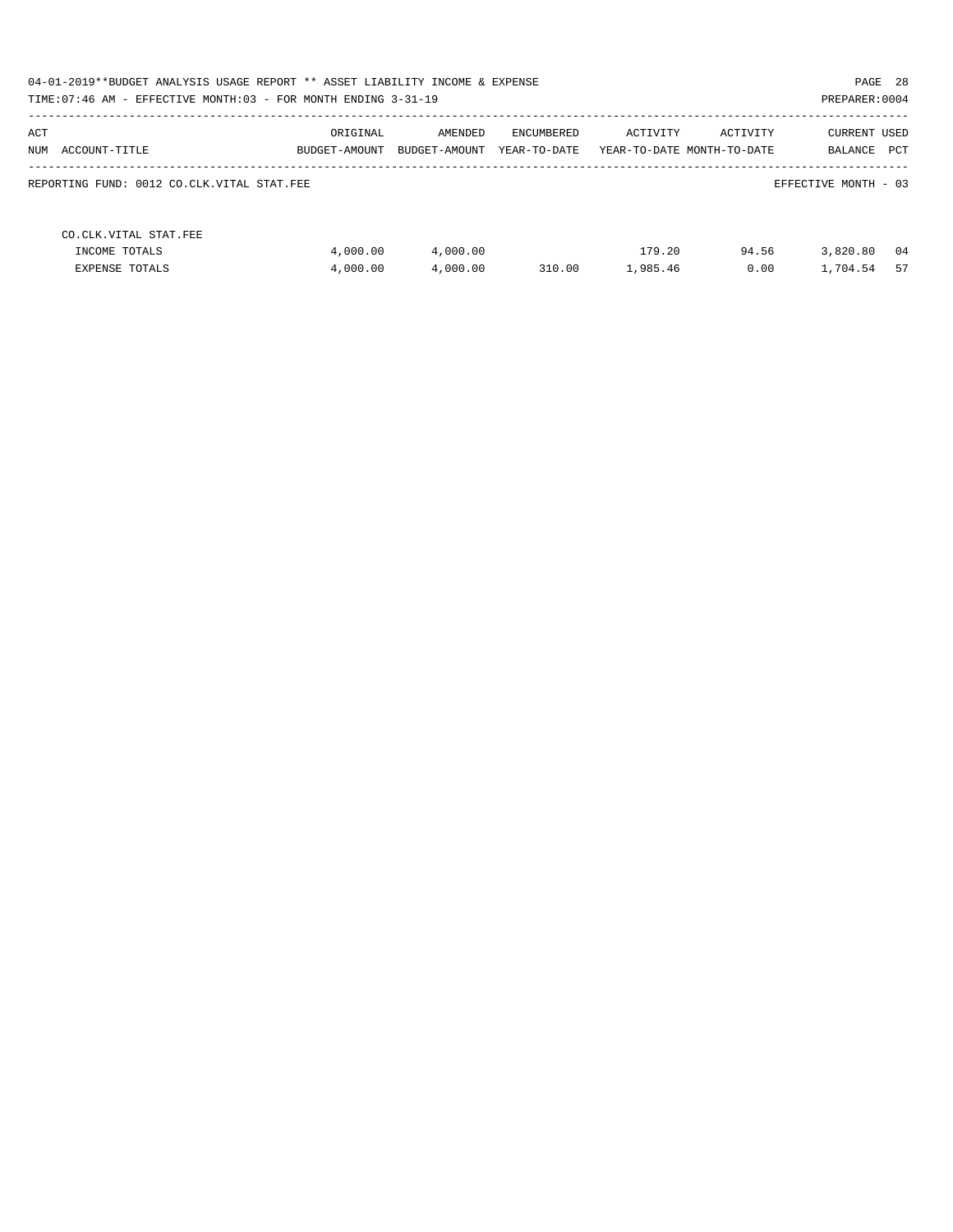04-01-2019**BUDGET ANALYSIS USAGE REPORT ** ASSET LIABILITY INCOME & EXPENSE

TIME:07:46 AM - EFFECTIVE MONTH:03 - FOR MONTH ENDING 3-31-19

PREPARER:0004

REPORTING FUND: 0012 CO.CLK.VITAL STAT.FEE

EFFECTIVE MONTH - 03

| ACT NUM ACCOUNT-TITLE | ORIGINAL BUDGET-AMOUNT | AMENDED BUDGET-AMOUNT | ENCUMBERED YEAR-TO-DATE | ACTIVITY YEAR-TO-DATE | ACTIVITY MONTH-TO-DATE | CURRENT BALANCE | USED PCT |
|---|---|---|---|---|---|---|---|
| CO.CLK.VITAL STAT.FEE | | | | | | | |
| INCOME TOTALS | 4,000.00 | 4,000.00 | | 179.20 | 94.56 | 3,820.80 | 04 |
| EXPENSE TOTALS | 4,000.00 | 4,000.00 | 310.00 | 1,985.46 | 0.00 | 1,704.54 | 57 |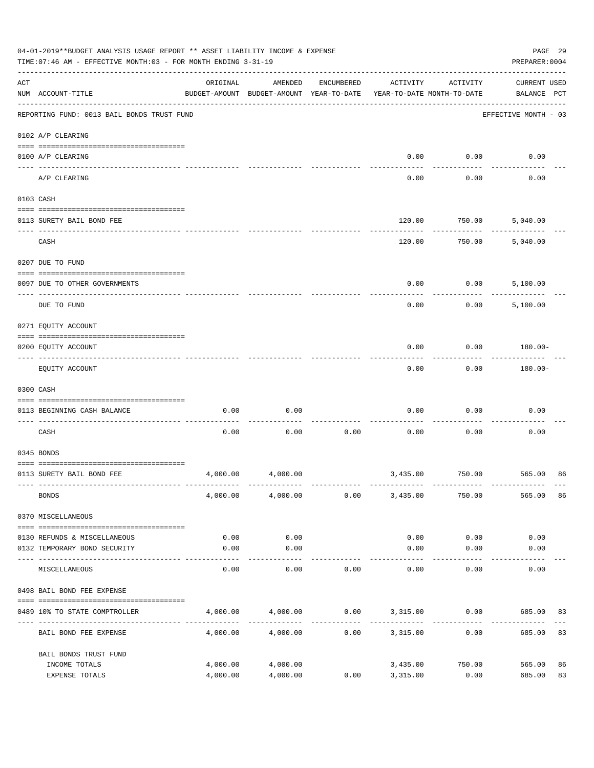04-01-2019**BUDGET ANALYSIS USAGE REPORT ** ASSET LIABILITY INCOME & EXPENSE

TIME:07:46 AM - EFFECTIVE MONTH:03 - FOR MONTH ENDING 3-31-19

PREPARER:0004

REPORTING FUND: 0013 BAIL BONDS TRUST FUND — EFFECTIVE MONTH - 03

| ACT NUM | ACCOUNT-TITLE | ORIGINAL BUDGET-AMOUNT | AMENDED BUDGET-AMOUNT | ENCUMBERED YEAR-TO-DATE | ACTIVITY YEAR-TO-DATE | ACTIVITY MONTH-TO-DATE | CURRENT USED BALANCE | PCT |
|---|---|---|---|---|---|---|---|---|
| | **0102 A/P CLEARING** | | | | | | | |
| 0100 | A/P CLEARING | | | | 0.00 | 0.00 | 0.00 | |
| | A/P CLEARING | | | | 0.00 | 0.00 | 0.00 | |
| | **0103 CASH** | | | | | | | |
| 0113 | SURETY BAIL BOND FEE | | | | 120.00 | 750.00 | 5,040.00 | |
| | CASH | | | | 120.00 | 750.00 | 5,040.00 | |
| | **0207 DUE TO FUND** | | | | | | | |
| 0097 | DUE TO OTHER GOVERNMENTS | | | | 0.00 | 0.00 | 5,100.00 | |
| | DUE TO FUND | | | | 0.00 | 0.00 | 5,100.00 | |
| | **0271 EQUITY ACCOUNT** | | | | | | | |
| 0200 | EQUITY ACCOUNT | | | | 0.00 | 0.00 | 180.00- | |
| | EQUITY ACCOUNT | | | | 0.00 | 0.00 | 180.00- | |
| | **0300 CASH** | | | | | | | |
| 0113 | BEGINNING CASH BALANCE | 0.00 | 0.00 | | 0.00 | 0.00 | 0.00 | |
| | CASH | 0.00 | 0.00 | 0.00 | 0.00 | 0.00 | 0.00 | |
| | **0345 BONDS** | | | | | | | |
| 0113 | SURETY BAIL BOND FEE | 4,000.00 | 4,000.00 | | 3,435.00 | 750.00 | 565.00 | 86 |
| | BONDS | 4,000.00 | 4,000.00 | 0.00 | 3,435.00 | 750.00 | 565.00 | 86 |
| | **0370 MISCELLANEOUS** | | | | | | | |
| 0130 | REFUNDS & MISCELLANEOUS | 0.00 | 0.00 | | 0.00 | 0.00 | 0.00 | |
| 0132 | TEMPORARY BOND SECURITY | 0.00 | 0.00 | | 0.00 | 0.00 | 0.00 | |
| | MISCELLANEOUS | 0.00 | 0.00 | 0.00 | 0.00 | 0.00 | 0.00 | |
| | **0498 BAIL BOND FEE EXPENSE** | | | | | | | |
| 0489 | 10% TO STATE COMPTROLLER | 4,000.00 | 4,000.00 | 0.00 | 3,315.00 | 0.00 | 685.00 | 83 |
| | BAIL BOND FEE EXPENSE | 4,000.00 | 4,000.00 | 0.00 | 3,315.00 | 0.00 | 685.00 | 83 |
| | **BAIL BONDS TRUST FUND** | | | | | | | |
| | INCOME TOTALS | 4,000.00 | 4,000.00 | | 3,435.00 | 750.00 | 565.00 | 86 |
| | EXPENSE TOTALS | 4,000.00 | 4,000.00 | 0.00 | 3,315.00 | 0.00 | 685.00 | 83 |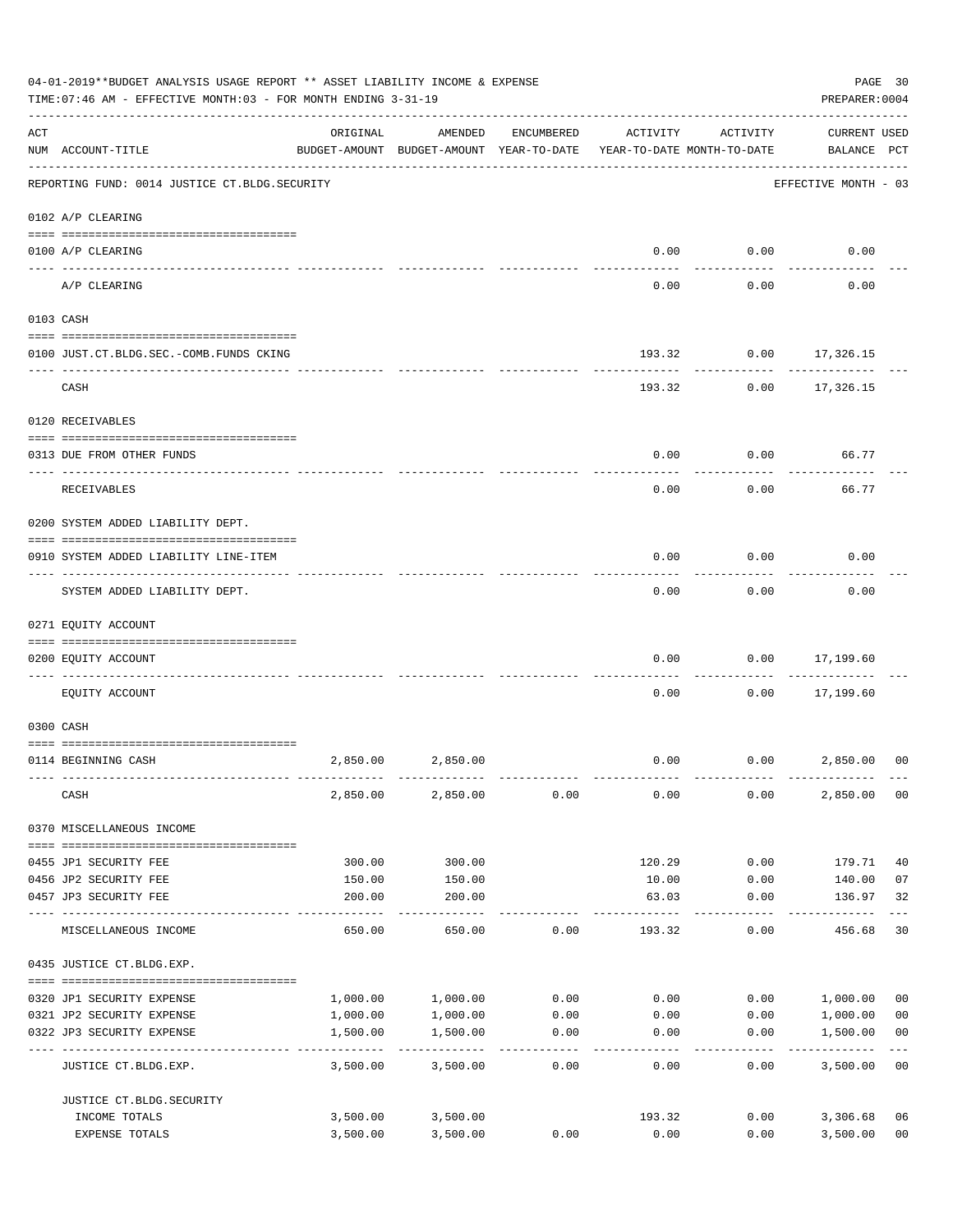04-01-2019**BUDGET ANALYSIS USAGE REPORT ** ASSET LIABILITY INCOME & EXPENSE

TIME:07:46 AM - EFFECTIVE MONTH:03 - FOR MONTH ENDING 3-31-19

PREPARER:0004

REPORTING FUND: 0014 JUSTICE CT.BLDG.SECURITY — EFFECTIVE MONTH - 03

| ACT NUM | ACCOUNT-TITLE | ORIGINAL BUDGET-AMOUNT | AMENDED BUDGET-AMOUNT | ENCUMBERED YEAR-TO-DATE | ACTIVITY YEAR-TO-DATE | ACTIVITY MONTH-TO-DATE | CURRENT BALANCE | USED PCT |
|---|---|---|---|---|---|---|---|---|
| | **0102 A/P CLEARING** | | | | | | | |
| 0100 | A/P CLEARING | | | | 0.00 | 0.00 | 0.00 | |
| | A/P CLEARING | | | | 0.00 | 0.00 | 0.00 | |
| | **0103 CASH** | | | | | | | |
| 0100 | JUST.CT.BLDG.SEC.-COMB.FUNDS CKING | | | | 193.32 | 0.00 | 17,326.15 | |
| | CASH | | | | 193.32 | 0.00 | 17,326.15 | |
| | **0120 RECEIVABLES** | | | | | | | |
| 0313 | DUE FROM OTHER FUNDS | | | | 0.00 | 0.00 | 66.77 | |
| | RECEIVABLES | | | | 0.00 | 0.00 | 66.77 | |
| | **0200 SYSTEM ADDED LIABILITY DEPT.** | | | | | | | |
| 0910 | SYSTEM ADDED LIABILITY LINE-ITEM | | | | 0.00 | 0.00 | 0.00 | |
| | SYSTEM ADDED LIABILITY DEPT. | | | | 0.00 | 0.00 | 0.00 | |
| | **0271 EQUITY ACCOUNT** | | | | | | | |
| 0200 | EQUITY ACCOUNT | | | | 0.00 | 0.00 | 17,199.60 | |
| | EQUITY ACCOUNT | | | | 0.00 | 0.00 | 17,199.60 | |
| | **0300 CASH** | | | | | | | |
| 0114 | BEGINNING CASH | 2,850.00 | 2,850.00 | | 0.00 | 0.00 | 2,850.00 | 00 |
| | CASH | 2,850.00 | 2,850.00 | 0.00 | 0.00 | 0.00 | 2,850.00 | 00 |
| | **0370 MISCELLANEOUS INCOME** | | | | | | | |
| 0455 | JP1 SECURITY FEE | 300.00 | 300.00 | | 120.29 | 0.00 | 179.71 | 40 |
| 0456 | JP2 SECURITY FEE | 150.00 | 150.00 | | 10.00 | 0.00 | 140.00 | 07 |
| 0457 | JP3 SECURITY FEE | 200.00 | 200.00 | | 63.03 | 0.00 | 136.97 | 32 |
| | MISCELLANEOUS INCOME | 650.00 | 650.00 | 0.00 | 193.32 | 0.00 | 456.68 | 30 |
| | **0435 JUSTICE CT.BLDG.EXP.** | | | | | | | |
| 0320 | JP1 SECURITY EXPENSE | 1,000.00 | 1,000.00 | 0.00 | 0.00 | 0.00 | 1,000.00 | 00 |
| 0321 | JP2 SECURITY EXPENSE | 1,000.00 | 1,000.00 | 0.00 | 0.00 | 0.00 | 1,000.00 | 00 |
| 0322 | JP3 SECURITY EXPENSE | 1,500.00 | 1,500.00 | 0.00 | 0.00 | 0.00 | 1,500.00 | 00 |
| | JUSTICE CT.BLDG.EXP. | 3,500.00 | 3,500.00 | 0.00 | 0.00 | 0.00 | 3,500.00 | 00 |
| | **JUSTICE CT.BLDG.SECURITY** | | | | | | | |
| | INCOME TOTALS | 3,500.00 | 3,500.00 | | 193.32 | 0.00 | 3,306.68 | 06 |
| | EXPENSE TOTALS | 3,500.00 | 3,500.00 | 0.00 | 0.00 | 0.00 | 3,500.00 | 00 |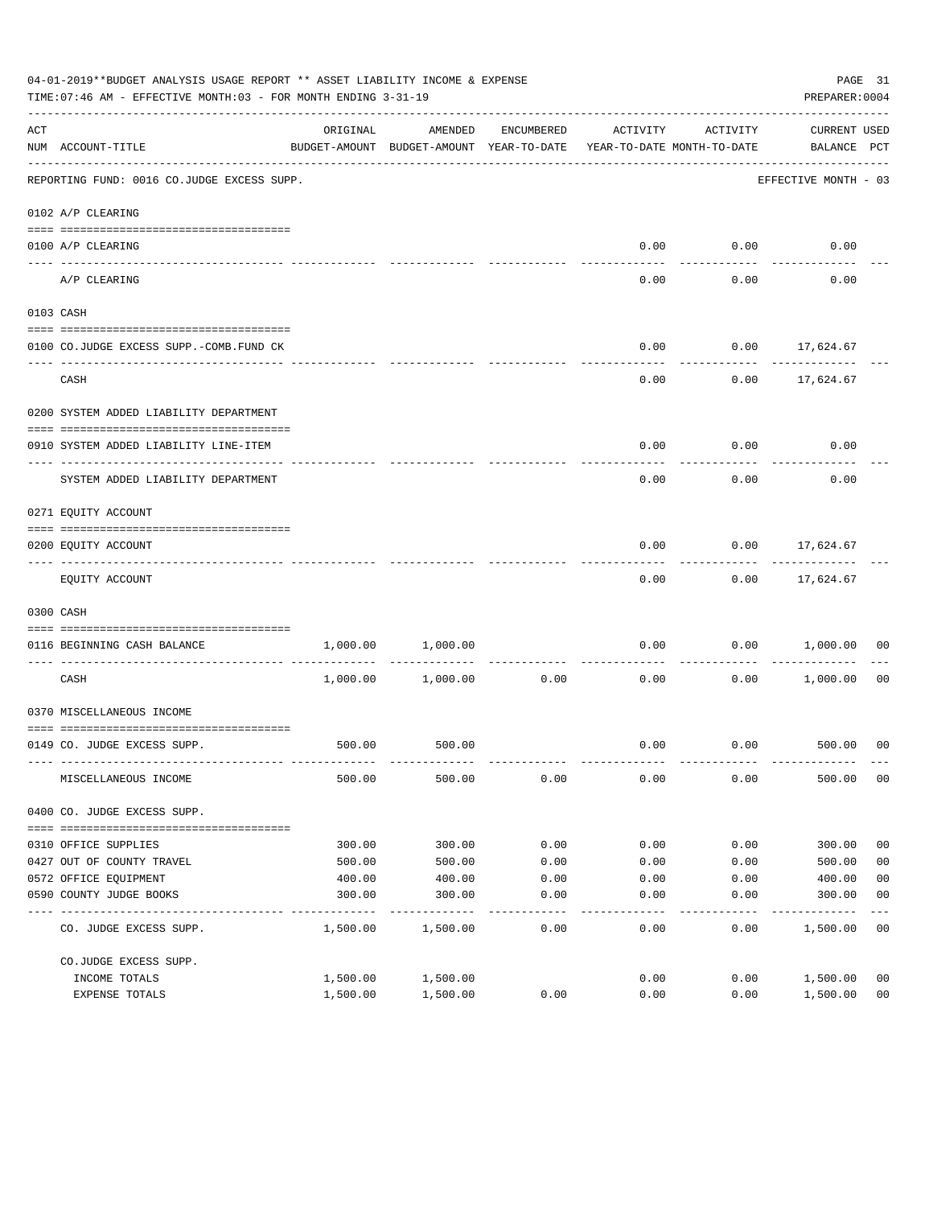04-01-2019**BUDGET ANALYSIS USAGE REPORT ** ASSET LIABILITY INCOME & EXPENSE

TIME:07:46 AM - EFFECTIVE MONTH:03 - FOR MONTH ENDING 3-31-19

PREPARER:0004

| ACT NUM | ACCOUNT-TITLE | ORIGINAL BUDGET-AMOUNT | AMENDED BUDGET-AMOUNT | ENCUMBERED YEAR-TO-DATE | ACTIVITY YEAR-TO-DATE | ACTIVITY MONTH-TO-DATE | CURRENT BALANCE | USED PCT |
|---|---|---|---|---|---|---|---|---|
| | REPORTING FUND: 0016 CO.JUDGE EXCESS SUPP. | | | | | | EFFECTIVE MONTH - 03 | |
| | 0102 A/P CLEARING | | | | | | | |
| 0100 | A/P CLEARING | | | | 0.00 | 0.00 | 0.00 | |
| | A/P CLEARING | | | | 0.00 | 0.00 | 0.00 | |
| | 0103 CASH | | | | | | | |
| 0100 | CO.JUDGE EXCESS SUPP.-COMB.FUND CK | | | | 0.00 | 0.00 | 17,624.67 | |
| | CASH | | | | 0.00 | 0.00 | 17,624.67 | |
| | 0200 SYSTEM ADDED LIABILITY DEPARTMENT | | | | | | | |
| 0910 | SYSTEM ADDED LIABILITY LINE-ITEM | | | | 0.00 | 0.00 | 0.00 | |
| | SYSTEM ADDED LIABILITY DEPARTMENT | | | | 0.00 | 0.00 | 0.00 | |
| | 0271 EQUITY ACCOUNT | | | | | | | |
| 0200 | EQUITY ACCOUNT | | | | 0.00 | 0.00 | 17,624.67 | |
| | EQUITY ACCOUNT | | | | 0.00 | 0.00 | 17,624.67 | |
| | 0300 CASH | | | | | | | |
| 0116 | BEGINNING CASH BALANCE | 1,000.00 | 1,000.00 | | 0.00 | 0.00 | 1,000.00 | 00 |
| | CASH | 1,000.00 | 1,000.00 | 0.00 | 0.00 | 0.00 | 1,000.00 | 00 |
| | 0370 MISCELLANEOUS INCOME | | | | | | | |
| 0149 | CO. JUDGE EXCESS SUPP. | 500.00 | 500.00 | | 0.00 | 0.00 | 500.00 | 00 |
| | MISCELLANEOUS INCOME | 500.00 | 500.00 | 0.00 | 0.00 | 0.00 | 500.00 | 00 |
| | 0400 CO. JUDGE EXCESS SUPP. | | | | | | | |
| 0310 | OFFICE SUPPLIES | 300.00 | 300.00 | 0.00 | 0.00 | 0.00 | 300.00 | 00 |
| 0427 | OUT OF COUNTY TRAVEL | 500.00 | 500.00 | 0.00 | 0.00 | 0.00 | 500.00 | 00 |
| 0572 | OFFICE EQUIPMENT | 400.00 | 400.00 | 0.00 | 0.00 | 0.00 | 400.00 | 00 |
| 0590 | COUNTY JUDGE BOOKS | 300.00 | 300.00 | 0.00 | 0.00 | 0.00 | 300.00 | 00 |
| | CO. JUDGE EXCESS SUPP. | 1,500.00 | 1,500.00 | 0.00 | 0.00 | 0.00 | 1,500.00 | 00 |
| | CO.JUDGE EXCESS SUPP. | | | | | | | |
| | INCOME TOTALS | 1,500.00 | 1,500.00 | | 0.00 | 0.00 | 1,500.00 | 00 |
| | EXPENSE TOTALS | 1,500.00 | 1,500.00 | 0.00 | 0.00 | 0.00 | 1,500.00 | 00 |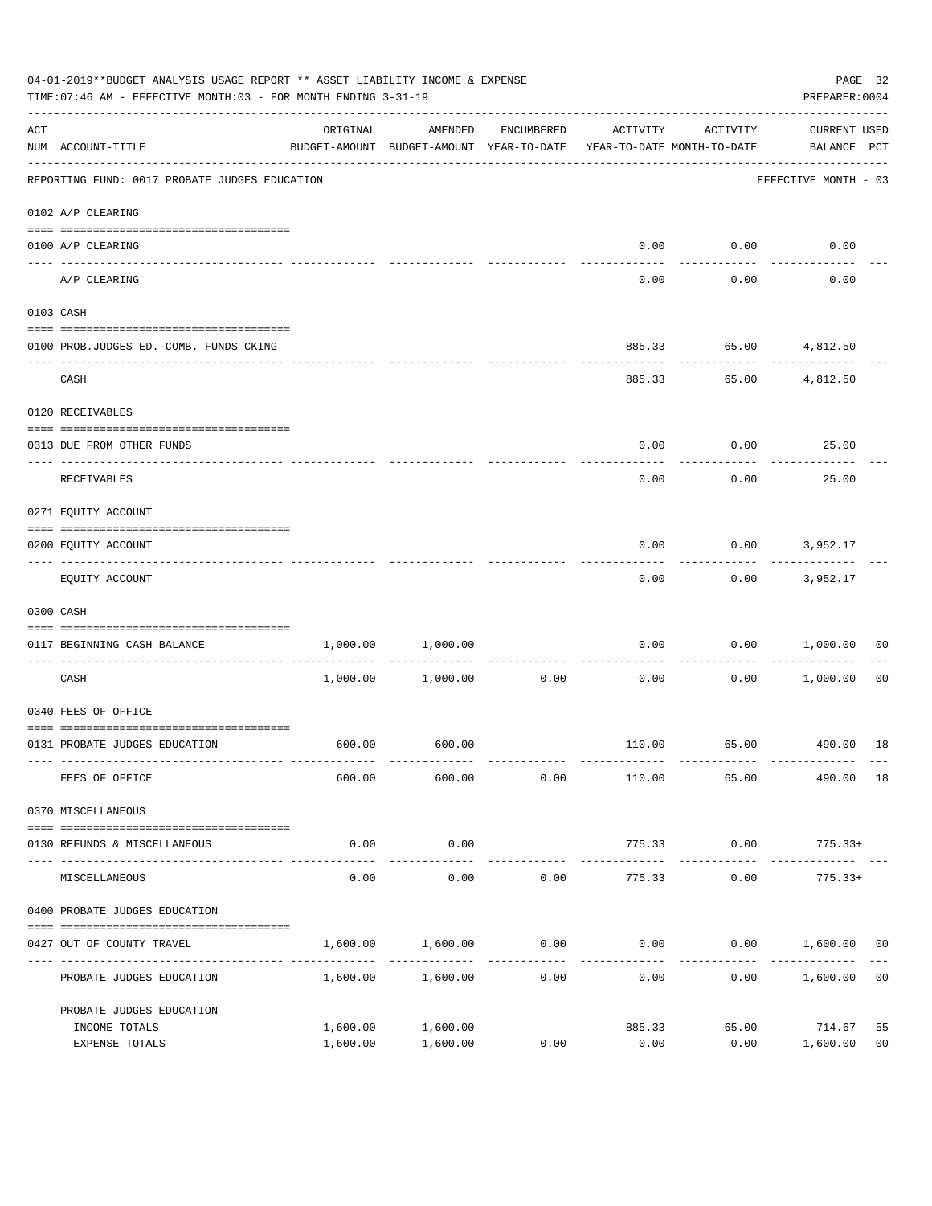04-01-2019**BUDGET ANALYSIS USAGE REPORT ** ASSET LIABILITY INCOME & EXPENSE

TIME:07:46 AM - EFFECTIVE MONTH:03 - FOR MONTH ENDING 3-31-19

PREPARER:0004

| ACT NUM | ACCOUNT-TITLE | ORIGINAL BUDGET-AMOUNT | AMENDED BUDGET-AMOUNT | ENCUMBERED YEAR-TO-DATE | ACTIVITY YEAR-TO-DATE | ACTIVITY MONTH-TO-DATE | CURRENT USED BALANCE | PCT |
|---|---|---|---|---|---|---|---|---|
| | REPORTING FUND: 0017 PROBATE JUDGES EDUCATION | | | | | | EFFECTIVE MONTH - 03 | |
| | 0102 A/P CLEARING | | | | | | | |
| 0100 | A/P CLEARING | | | | 0.00 | 0.00 | 0.00 | |
| | A/P CLEARING | | | | 0.00 | 0.00 | 0.00 | |
| | 0103 CASH | | | | | | | |
| 0100 | PROB.JUDGES ED.-COMB. FUNDS CKING | | | | 885.33 | 65.00 | 4,812.50 | |
| | CASH | | | | 885.33 | 65.00 | 4,812.50 | |
| | 0120 RECEIVABLES | | | | | | | |
| 0313 | DUE FROM OTHER FUNDS | | | | 0.00 | 0.00 | 25.00 | |
| | RECEIVABLES | | | | 0.00 | 0.00 | 25.00 | |
| | 0271 EQUITY ACCOUNT | | | | | | | |
| 0200 | EQUITY ACCOUNT | | | | 0.00 | 0.00 | 3,952.17 | |
| | EQUITY ACCOUNT | | | | 0.00 | 0.00 | 3,952.17 | |
| | 0300 CASH | | | | | | | |
| 0117 | BEGINNING CASH BALANCE | 1,000.00 | 1,000.00 | | 0.00 | 0.00 | 1,000.00 | 00 |
| | CASH | 1,000.00 | 1,000.00 | 0.00 | 0.00 | 0.00 | 1,000.00 | 00 |
| | 0340 FEES OF OFFICE | | | | | | | |
| 0131 | PROBATE JUDGES EDUCATION | 600.00 | 600.00 | | 110.00 | 65.00 | 490.00 | 18 |
| | FEES OF OFFICE | 600.00 | 600.00 | 0.00 | 110.00 | 65.00 | 490.00 | 18 |
| | 0370 MISCELLANEOUS | | | | | | | |
| 0130 | REFUNDS & MISCELLANEOUS | 0.00 | 0.00 | | 775.33 | 0.00 | 775.33+ | |
| | MISCELLANEOUS | 0.00 | 0.00 | 0.00 | 775.33 | 0.00 | 775.33+ | |
| | 0400 PROBATE JUDGES EDUCATION | | | | | | | |
| 0427 | OUT OF COUNTY TRAVEL | 1,600.00 | 1,600.00 | 0.00 | 0.00 | 0.00 | 1,600.00 | 00 |
| | PROBATE JUDGES EDUCATION | 1,600.00 | 1,600.00 | 0.00 | 0.00 | 0.00 | 1,600.00 | 00 |
| | PROBATE JUDGES EDUCATION | | | | | | | |
| | INCOME TOTALS | 1,600.00 | 1,600.00 | | 885.33 | 65.00 | 714.67 | 55 |
| | EXPENSE TOTALS | 1,600.00 | 1,600.00 | 0.00 | 0.00 | 0.00 | 1,600.00 | 00 |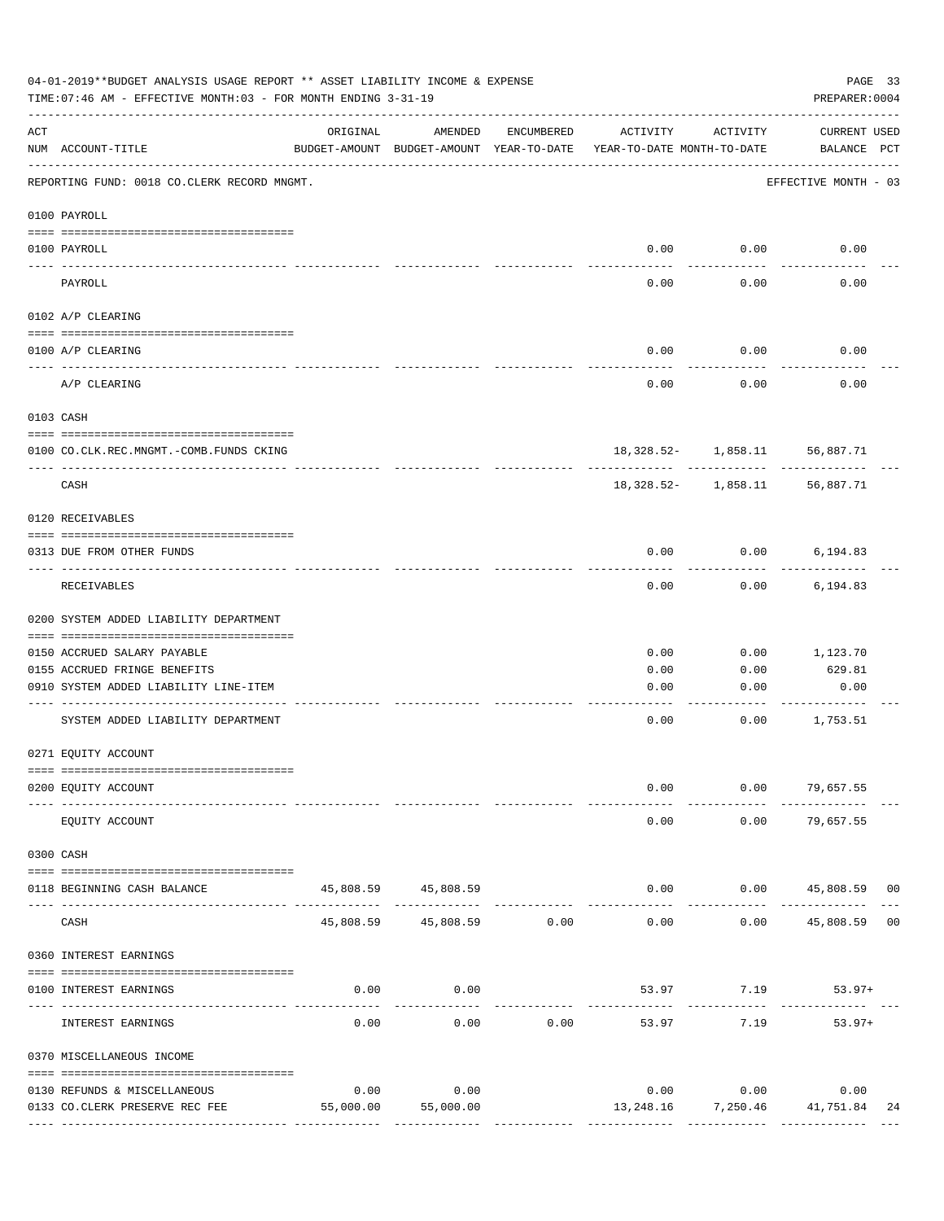04-01-2019**BUDGET ANALYSIS USAGE REPORT ** ASSET LIABILITY INCOME & EXPENSE

TIME:07:46 AM - EFFECTIVE MONTH:03 - FOR MONTH ENDING 3-31-19

PREPARER:0004

REPORTING FUND: 0018 CO.CLERK RECORD MNGMT.

EFFECTIVE MONTH - 03

| ACT NUM | ACCOUNT-TITLE | ORIGINAL BUDGET-AMOUNT | AMENDED BUDGET-AMOUNT | ENCUMBERED YEAR-TO-DATE | ACTIVITY YEAR-TO-DATE | ACTIVITY MONTH-TO-DATE | CURRENT BALANCE | USED PCT |
|---|---|---|---|---|---|---|---|---|
| | **0100 PAYROLL** | | | | | | | |
| 0100 | PAYROLL | | | | 0.00 | 0.00 | 0.00 | |
| | PAYROLL | | | | 0.00 | 0.00 | 0.00 | |
| | **0102 A/P CLEARING** | | | | | | | |
| 0100 | A/P CLEARING | | | | 0.00 | 0.00 | 0.00 | |
| | A/P CLEARING | | | | 0.00 | 0.00 | 0.00 | |
| | **0103 CASH** | | | | | | | |
| 0100 | CO.CLK.REC.MNGMT.-COMB.FUNDS CKING | | | | 18,328.52- | 1,858.11 | 56,887.71 | |
| | CASH | | | | 18,328.52- | 1,858.11 | 56,887.71 | |
| | **0120 RECEIVABLES** | | | | | | | |
| 0313 | DUE FROM OTHER FUNDS | | | | 0.00 | 0.00 | 6,194.83 | |
| | RECEIVABLES | | | | 0.00 | 0.00 | 6,194.83 | |
| | **0200 SYSTEM ADDED LIABILITY DEPARTMENT** | | | | | | | |
| 0150 | ACCRUED SALARY PAYABLE | | | | 0.00 | 0.00 | 1,123.70 | |
| 0155 | ACCRUED FRINGE BENEFITS | | | | 0.00 | 0.00 | 629.81 | |
| 0910 | SYSTEM ADDED LIABILITY LINE-ITEM | | | | 0.00 | 0.00 | 0.00 | |
| | SYSTEM ADDED LIABILITY DEPARTMENT | | | | 0.00 | 0.00 | 1,753.51 | |
| | **0271 EQUITY ACCOUNT** | | | | | | | |
| 0200 | EQUITY ACCOUNT | | | | 0.00 | 0.00 | 79,657.55 | |
| | EQUITY ACCOUNT | | | | 0.00 | 0.00 | 79,657.55 | |
| | **0300 CASH** | | | | | | | |
| 0118 | BEGINNING CASH BALANCE | 45,808.59 | 45,808.59 | | 0.00 | 0.00 | 45,808.59 | 00 |
| | CASH | 45,808.59 | 45,808.59 | 0.00 | 0.00 | 0.00 | 45,808.59 | 00 |
| | **0360 INTEREST EARNINGS** | | | | | | | |
| 0100 | INTEREST EARNINGS | 0.00 | 0.00 | | 53.97 | 7.19 | 53.97+ | |
| | INTEREST EARNINGS | 0.00 | 0.00 | 0.00 | 53.97 | 7.19 | 53.97+ | |
| | **0370 MISCELLANEOUS INCOME** | | | | | | | |
| 0130 | REFUNDS & MISCELLANEOUS | 0.00 | 0.00 | | 0.00 | 0.00 | 0.00 | |
| 0133 | CO.CLERK PRESERVE REC FEE | 55,000.00 | 55,000.00 | | 13,248.16 | 7,250.46 | 41,751.84 | 24 |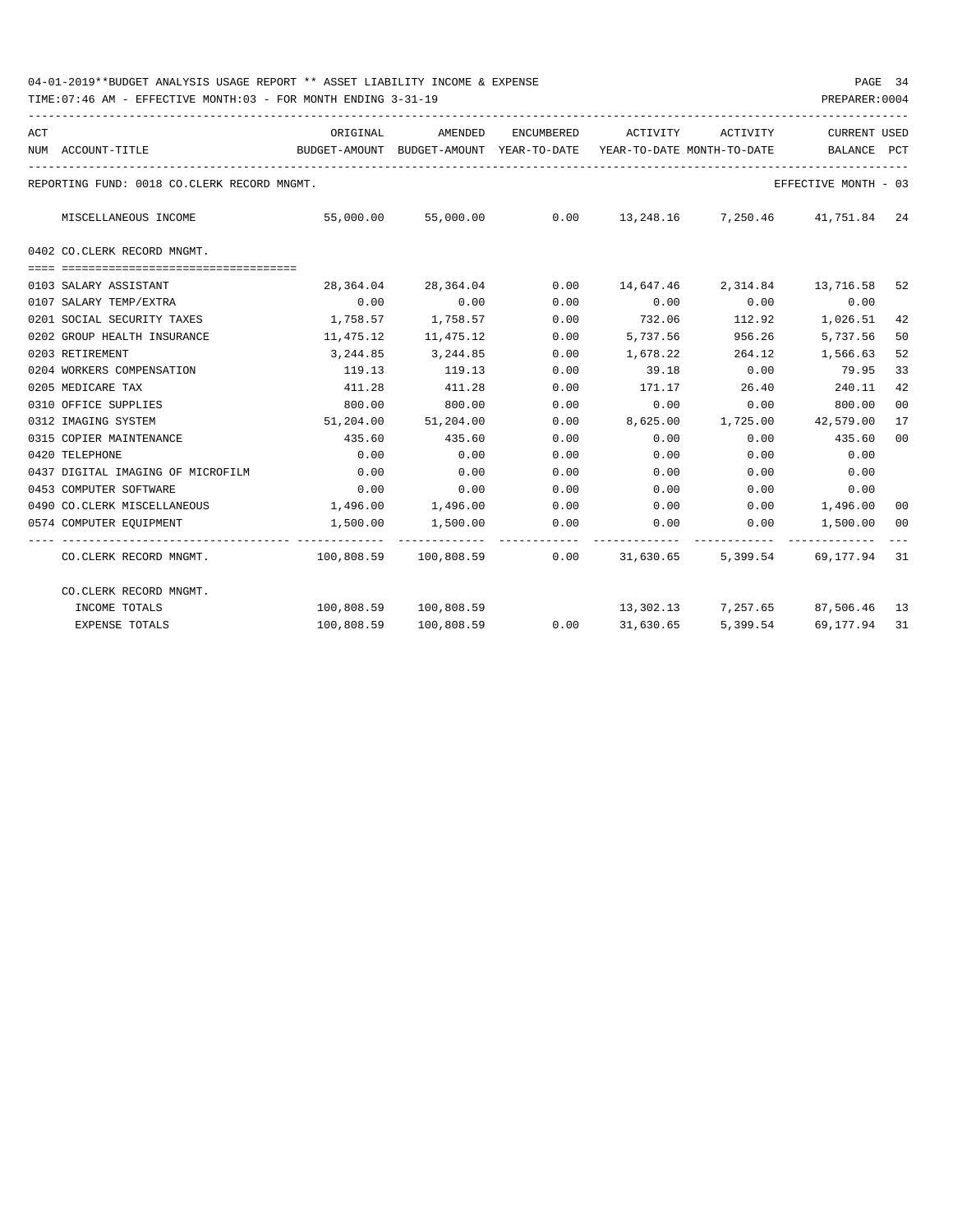REPORTING FUND: 0018 CO.CLERK RECORD MNGMT. — EFFECTIVE MONTH - 03

| ACT NUM | ACCOUNT-TITLE | ORIGINAL BUDGET-AMOUNT | AMENDED BUDGET-AMOUNT | ENCUMBERED YEAR-TO-DATE | ACTIVITY YEAR-TO-DATE | ACTIVITY MONTH-TO-DATE | CURRENT BALANCE | USED PCT |
|---|---|---|---|---|---|---|---|---|
| | MISCELLANEOUS INCOME | 55,000.00 | 55,000.00 | 0.00 | 13,248.16 | 7,250.46 | 41,751.84 | 24 |
| | **0402 CO.CLERK RECORD MNGMT.** | | | | | | | |
| 0103 | SALARY ASSISTANT | 28,364.04 | 28,364.04 | 0.00 | 14,647.46 | 2,314.84 | 13,716.58 | 52 |
| 0107 | SALARY TEMP/EXTRA | 0.00 | 0.00 | 0.00 | 0.00 | 0.00 | 0.00 | |
| 0201 | SOCIAL SECURITY TAXES | 1,758.57 | 1,758.57 | 0.00 | 732.06 | 112.92 | 1,026.51 | 42 |
| 0202 | GROUP HEALTH INSURANCE | 11,475.12 | 11,475.12 | 0.00 | 5,737.56 | 956.26 | 5,737.56 | 50 |
| 0203 | RETIREMENT | 3,244.85 | 3,244.85 | 0.00 | 1,678.22 | 264.12 | 1,566.63 | 52 |
| 0204 | WORKERS COMPENSATION | 119.13 | 119.13 | 0.00 | 39.18 | 0.00 | 79.95 | 33 |
| 0205 | MEDICARE TAX | 411.28 | 411.28 | 0.00 | 171.17 | 26.40 | 240.11 | 42 |
| 0310 | OFFICE SUPPLIES | 800.00 | 800.00 | 0.00 | 0.00 | 0.00 | 800.00 | 00 |
| 0312 | IMAGING SYSTEM | 51,204.00 | 51,204.00 | 0.00 | 8,625.00 | 1,725.00 | 42,579.00 | 17 |
| 0315 | COPIER MAINTENANCE | 435.60 | 435.60 | 0.00 | 0.00 | 0.00 | 435.60 | 00 |
| 0420 | TELEPHONE | 0.00 | 0.00 | 0.00 | 0.00 | 0.00 | 0.00 | |
| 0437 | DIGITAL IMAGING OF MICROFILM | 0.00 | 0.00 | 0.00 | 0.00 | 0.00 | 0.00 | |
| 0453 | COMPUTER SOFTWARE | 0.00 | 0.00 | 0.00 | 0.00 | 0.00 | 0.00 | |
| 0490 | CO.CLERK MISCELLANEOUS | 1,496.00 | 1,496.00 | 0.00 | 0.00 | 0.00 | 1,496.00 | 00 |
| 0574 | COMPUTER EQUIPMENT | 1,500.00 | 1,500.00 | 0.00 | 0.00 | 0.00 | 1,500.00 | 00 |
| | CO.CLERK RECORD MNGMT. | 100,808.59 | 100,808.59 | 0.00 | 31,630.65 | 5,399.54 | 69,177.94 | 31 |
| | **CO.CLERK RECORD MNGMT.** | | | | | | | |
| | INCOME TOTALS | 100,808.59 | 100,808.59 | | 13,302.13 | 7,257.65 | 87,506.46 | 13 |
| | EXPENSE TOTALS | 100,808.59 | 100,808.59 | 0.00 | 31,630.65 | 5,399.54 | 69,177.94 | 31 |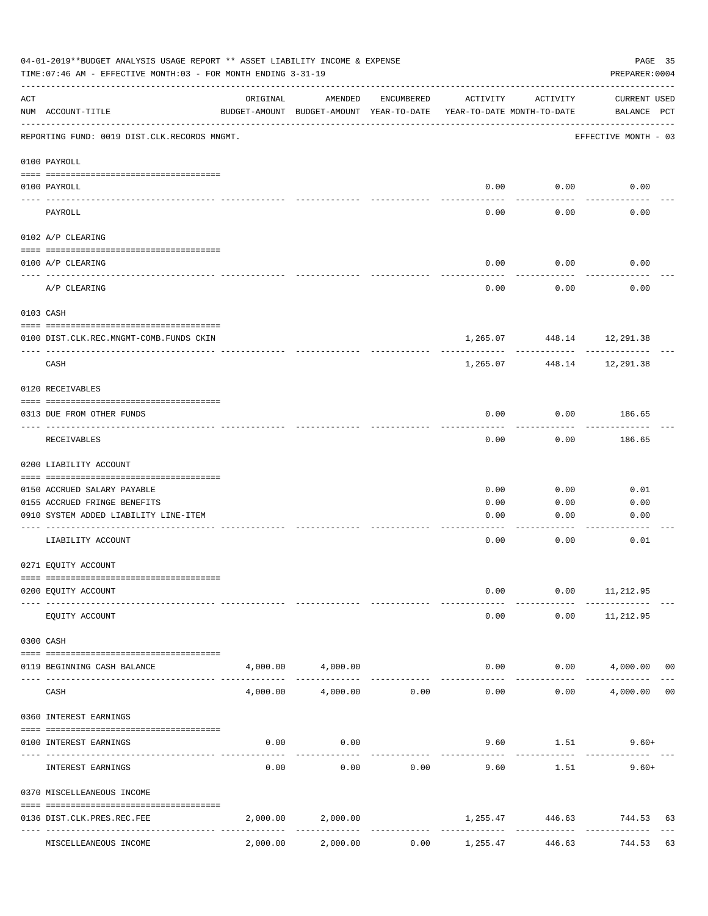04-01-2019**BUDGET ANALYSIS USAGE REPORT ** ASSET LIABILITY INCOME & EXPENSE

TIME:07:46 AM - EFFECTIVE MONTH:03 - FOR MONTH ENDING 3-31-19

PREPARER:0004

| ACT NUM | ACCOUNT-TITLE | ORIGINAL BUDGET-AMOUNT | AMENDED BUDGET-AMOUNT | ENCUMBERED YEAR-TO-DATE | ACTIVITY YEAR-TO-DATE | ACTIVITY MONTH-TO-DATE | CURRENT BALANCE | USED PCT |
|---|---|---|---|---|---|---|---|---|
| | REPORTING FUND: 0019 DIST.CLK.RECORDS MNGMT. | | | | | | EFFECTIVE MONTH - 03 | |
| | **0100 PAYROLL** | | | | | | | |
| 0100 | PAYROLL | | | | 0.00 | 0.00 | 0.00 | |
| | PAYROLL | | | | 0.00 | 0.00 | 0.00 | |
| | **0102 A/P CLEARING** | | | | | | | |
| 0100 | A/P CLEARING | | | | 0.00 | 0.00 | 0.00 | |
| | A/P CLEARING | | | | 0.00 | 0.00 | 0.00 | |
| | **0103 CASH** | | | | | | | |
| 0100 | DIST.CLK.REC.MNGMT-COMB.FUNDS CKIN | | | | 1,265.07 | 448.14 | 12,291.38 | |
| | CASH | | | | 1,265.07 | 448.14 | 12,291.38 | |
| | **0120 RECEIVABLES** | | | | | | | |
| 0313 | DUE FROM OTHER FUNDS | | | | 0.00 | 0.00 | 186.65 | |
| | RECEIVABLES | | | | 0.00 | 0.00 | 186.65 | |
| | **0200 LIABILITY ACCOUNT** | | | | | | | |
| 0150 | ACCRUED SALARY PAYABLE | | | | 0.00 | 0.00 | 0.01 | |
| 0155 | ACCRUED FRINGE BENEFITS | | | | 0.00 | 0.00 | 0.00 | |
| 0910 | SYSTEM ADDED LIABILITY LINE-ITEM | | | | 0.00 | 0.00 | 0.00 | |
| | LIABILITY ACCOUNT | | | | 0.00 | 0.00 | 0.01 | |
| | **0271 EQUITY ACCOUNT** | | | | | | | |
| 0200 | EQUITY ACCOUNT | | | | 0.00 | 0.00 | 11,212.95 | |
| | EQUITY ACCOUNT | | | | 0.00 | 0.00 | 11,212.95 | |
| | **0300 CASH** | | | | | | | |
| 0119 | BEGINNING CASH BALANCE | 4,000.00 | 4,000.00 | | 0.00 | 0.00 | 4,000.00 | 00 |
| | CASH | 4,000.00 | 4,000.00 | 0.00 | 0.00 | 0.00 | 4,000.00 | 00 |
| | **0360 INTEREST EARNINGS** | | | | | | | |
| 0100 | INTEREST EARNINGS | 0.00 | 0.00 | | 9.60 | 1.51 | 9.60+ | |
| | INTEREST EARNINGS | 0.00 | 0.00 | 0.00 | 9.60 | 1.51 | 9.60+ | |
| | **0370 MISCELLANEOUS INCOME** | | | | | | | |
| 0136 | DIST.CLK.PRES.REC.FEE | 2,000.00 | 2,000.00 | | 1,255.47 | 446.63 | 744.53 | 63 |
| | MISCELLANEOUS INCOME | 2,000.00 | 2,000.00 | 0.00 | 1,255.47 | 446.63 | 744.53 | 63 |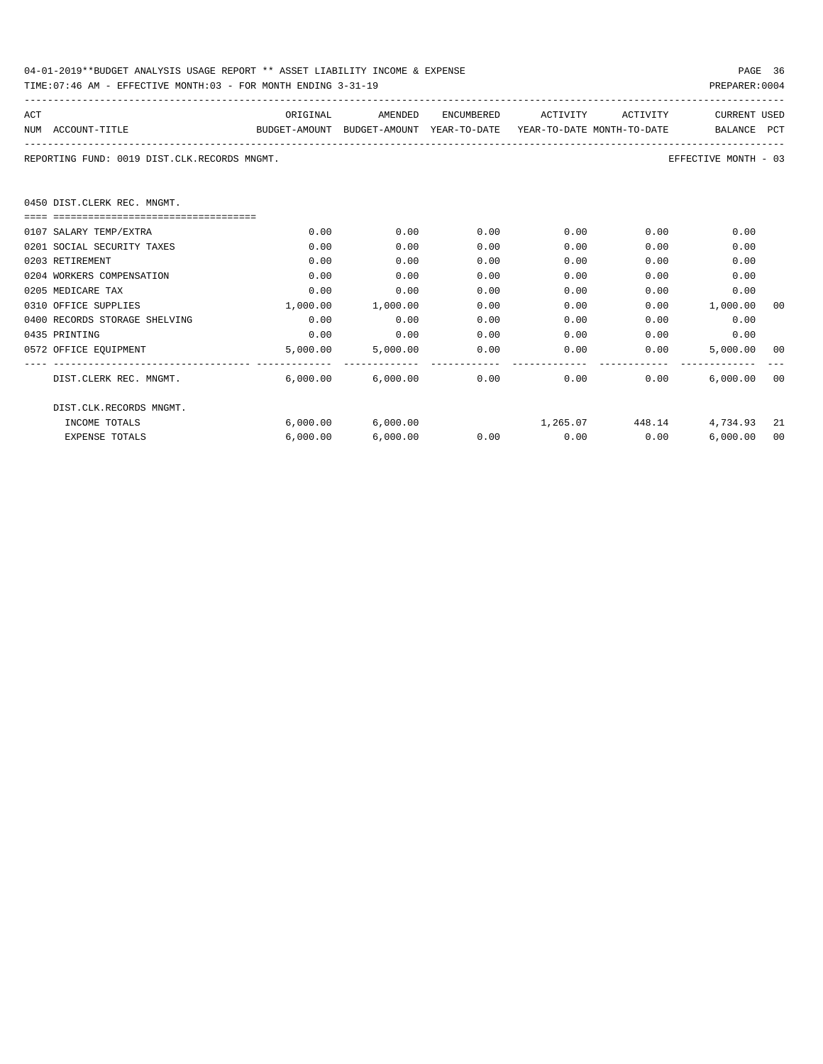04-01-2019**BUDGET ANALYSIS USAGE REPORT ** ASSET LIABILITY INCOME & EXPENSE

TIME:07:46 AM - EFFECTIVE MONTH:03 - FOR MONTH ENDING 3-31-19 PREPARER:0004

REPORTING FUND: 0019 DIST.CLK.RECORDS MNGMT. EFFECTIVE MONTH - 03

| ACT NUM | ACCOUNT-TITLE | ORIGINAL BUDGET-AMOUNT | AMENDED BUDGET-AMOUNT | ENCUMBERED YEAR-TO-DATE | ACTIVITY YEAR-TO-DATE | ACTIVITY MONTH-TO-DATE | CURRENT BALANCE | USED PCT |
|---|---|---|---|---|---|---|---|---|
| | 0450 DIST.CLERK REC. MNGMT. | | | | | | | |
| 0107 | SALARY TEMP/EXTRA | 0.00 | 0.00 | 0.00 | 0.00 | 0.00 | 0.00 | |
| 0201 | SOCIAL SECURITY TAXES | 0.00 | 0.00 | 0.00 | 0.00 | 0.00 | 0.00 | |
| 0203 | RETIREMENT | 0.00 | 0.00 | 0.00 | 0.00 | 0.00 | 0.00 | |
| 0204 | WORKERS COMPENSATION | 0.00 | 0.00 | 0.00 | 0.00 | 0.00 | 0.00 | |
| 0205 | MEDICARE TAX | 0.00 | 0.00 | 0.00 | 0.00 | 0.00 | 0.00 | |
| 0310 | OFFICE SUPPLIES | 1,000.00 | 1,000.00 | 0.00 | 0.00 | 0.00 | 1,000.00 | 00 |
| 0400 | RECORDS STORAGE SHELVING | 0.00 | 0.00 | 0.00 | 0.00 | 0.00 | 0.00 | |
| 0435 | PRINTING | 0.00 | 0.00 | 0.00 | 0.00 | 0.00 | 0.00 | |
| 0572 | OFFICE EQUIPMENT | 5,000.00 | 5,000.00 | 0.00 | 0.00 | 0.00 | 5,000.00 | 00 |
| | DIST.CLERK REC. MNGMT. | 6,000.00 | 6,000.00 | 0.00 | 0.00 | 0.00 | 6,000.00 | 00 |
| | DIST.CLK.RECORDS MNGMT. | | | | | | | |
| | INCOME TOTALS | 6,000.00 | 6,000.00 | | 1,265.07 | 448.14 | 4,734.93 | 21 |
| | EXPENSE TOTALS | 6,000.00 | 6,000.00 | 0.00 | 0.00 | 0.00 | 6,000.00 | 00 |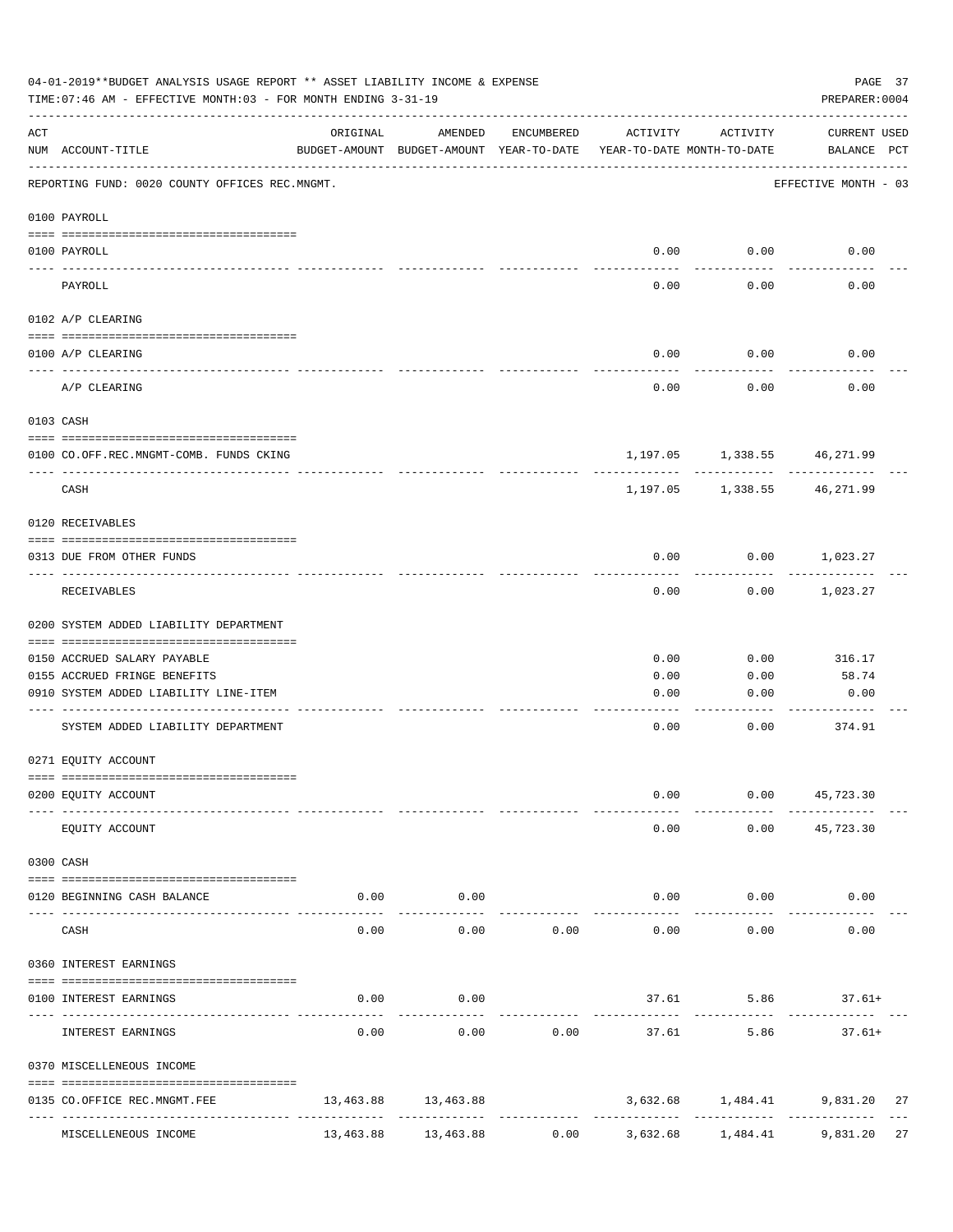04-01-2019**BUDGET ANALYSIS USAGE REPORT ** ASSET LIABILITY INCOME & EXPENSE

TIME:07:46 AM - EFFECTIVE MONTH:03 - FOR MONTH ENDING 3-31-19

PREPARER:0004

| ACT NUM | ACCOUNT-TITLE | ORIGINAL BUDGET-AMOUNT | AMENDED BUDGET-AMOUNT | ENCUMBERED YEAR-TO-DATE | ACTIVITY YEAR-TO-DATE | ACTIVITY MONTH-TO-DATE | CURRENT BALANCE | USED PCT |
|---|---|---|---|---|---|---|---|---|

REPORTING FUND: 0020 COUNTY OFFICES REC.MNGMT. — EFFECTIVE MONTH - 03

| ACT NUM | ACCOUNT-TITLE | ORIGINAL BUDGET-AMOUNT | AMENDED BUDGET-AMOUNT | ENCUMBERED YEAR-TO-DATE | ACTIVITY YEAR-TO-DATE | ACTIVITY MONTH-TO-DATE | CURRENT BALANCE | USED PCT |
|---|---|---|---|---|---|---|---|---|
| **0100 PAYROLL** | | | | | | | | |
| 0100 | PAYROLL | | | | 0.00 | 0.00 | 0.00 | |
| | PAYROLL | | | | 0.00 | 0.00 | 0.00 | |
| **0102 A/P CLEARING** | | | | | | | | |
| 0100 | A/P CLEARING | | | | 0.00 | 0.00 | 0.00 | |
| | A/P CLEARING | | | | 0.00 | 0.00 | 0.00 | |
| **0103 CASH** | | | | | | | | |
| 0100 | CO.OFF.REC.MNGMT-COMB. FUNDS CKING | | | | 1,197.05 | 1,338.55 | 46,271.99 | |
| | CASH | | | | 1,197.05 | 1,338.55 | 46,271.99 | |
| **0120 RECEIVABLES** | | | | | | | | |
| 0313 | DUE FROM OTHER FUNDS | | | | 0.00 | 0.00 | 1,023.27 | |
| | RECEIVABLES | | | | 0.00 | 0.00 | 1,023.27 | |
| **0200 SYSTEM ADDED LIABILITY DEPARTMENT** | | | | | | | | |
| 0150 | ACCRUED SALARY PAYABLE | | | | 0.00 | 0.00 | 316.17 | |
| 0155 | ACCRUED FRINGE BENEFITS | | | | 0.00 | 0.00 | 58.74 | |
| 0910 | SYSTEM ADDED LIABILITY LINE-ITEM | | | | 0.00 | 0.00 | 0.00 | |
| | SYSTEM ADDED LIABILITY DEPARTMENT | | | | 0.00 | 0.00 | 374.91 | |
| **0271 EQUITY ACCOUNT** | | | | | | | | |
| 0200 | EQUITY ACCOUNT | | | | 0.00 | 0.00 | 45,723.30 | |
| | EQUITY ACCOUNT | | | | 0.00 | 0.00 | 45,723.30 | |
| **0300 CASH** | | | | | | | | |
| 0120 | BEGINNING CASH BALANCE | 0.00 | 0.00 | | 0.00 | 0.00 | 0.00 | |
| | CASH | 0.00 | 0.00 | 0.00 | 0.00 | 0.00 | 0.00 | |
| **0360 INTEREST EARNINGS** | | | | | | | | |
| 0100 | INTEREST EARNINGS | 0.00 | 0.00 | | 37.61 | 5.86 | 37.61+ | |
| | INTEREST EARNINGS | 0.00 | 0.00 | 0.00 | 37.61 | 5.86 | 37.61+ | |
| **0370 MISCELLENEOUS INCOME** | | | | | | | | |
| 0135 | CO.OFFICE REC.MNGMT.FEE | 13,463.88 | 13,463.88 | | 3,632.68 | 1,484.41 | 9,831.20 | 27 |
| | MISCELLENEOUS INCOME | 13,463.88 | 13,463.88 | 0.00 | 3,632.68 | 1,484.41 | 9,831.20 | 27 |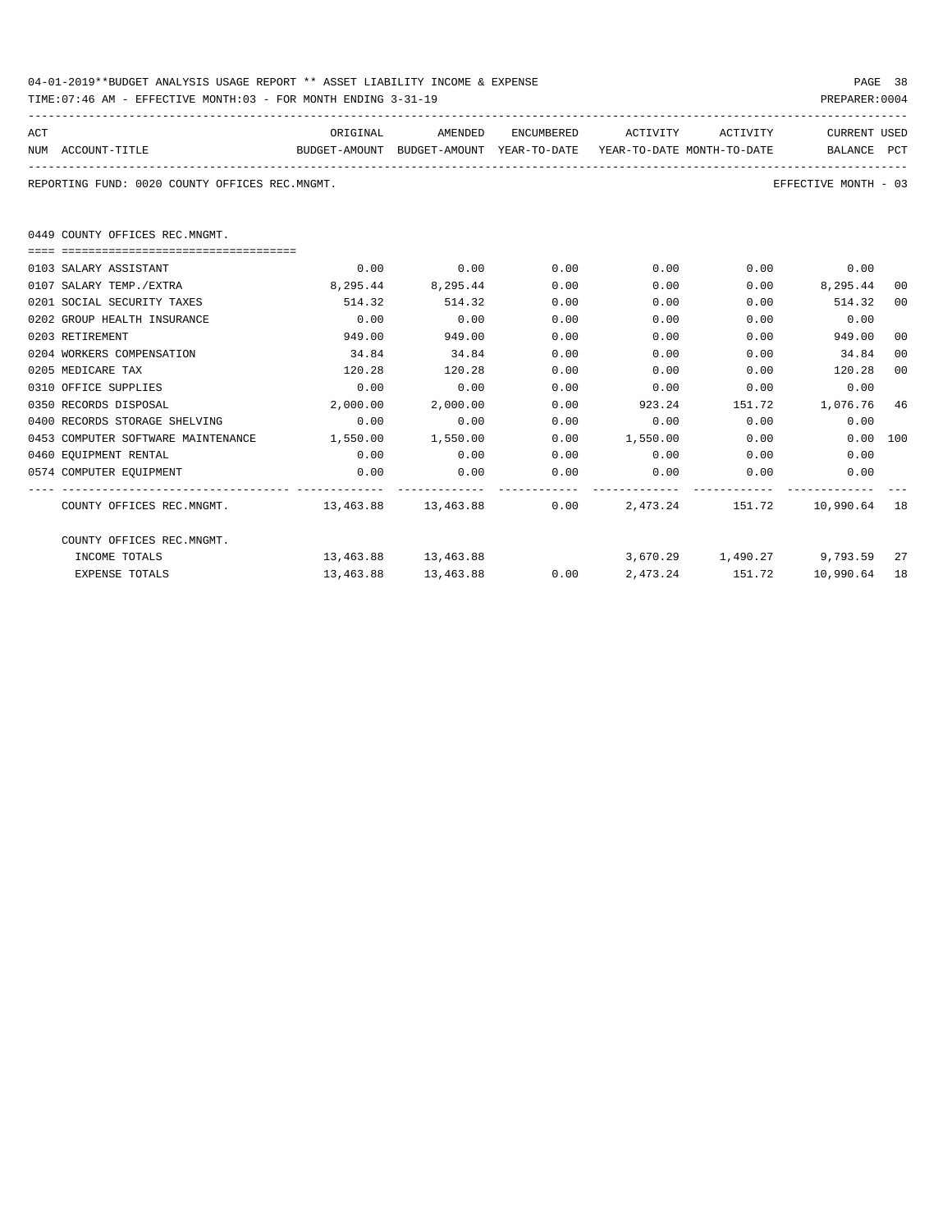04-01-2019**BUDGET ANALYSIS USAGE REPORT ** ASSET LIABILITY INCOME & EXPENSE

TIME:07:46 AM - EFFECTIVE MONTH:03 - FOR MONTH ENDING 3-31-19

PREPARER:0004

REPORTING FUND: 0020 COUNTY OFFICES REC.MNGMT.

EFFECTIVE MONTH - 03

0449 COUNTY OFFICES REC.MNGMT.

| ACT NUM | ACCOUNT-TITLE | ORIGINAL BUDGET-AMOUNT | AMENDED BUDGET-AMOUNT | ENCUMBERED YEAR-TO-DATE | ACTIVITY YEAR-TO-DATE | ACTIVITY MONTH-TO-DATE | CURRENT BALANCE | USED PCT |
|---|---|---|---|---|---|---|---|---|
| 0103 | SALARY ASSISTANT | 0.00 | 0.00 | 0.00 | 0.00 | 0.00 | 0.00 | |
| 0107 | SALARY TEMP./EXTRA | 8,295.44 | 8,295.44 | 0.00 | 0.00 | 0.00 | 8,295.44 | 00 |
| 0201 | SOCIAL SECURITY TAXES | 514.32 | 514.32 | 0.00 | 0.00 | 0.00 | 514.32 | 00 |
| 0202 | GROUP HEALTH INSURANCE | 0.00 | 0.00 | 0.00 | 0.00 | 0.00 | 0.00 | |
| 0203 | RETIREMENT | 949.00 | 949.00 | 0.00 | 0.00 | 0.00 | 949.00 | 00 |
| 0204 | WORKERS COMPENSATION | 34.84 | 34.84 | 0.00 | 0.00 | 0.00 | 34.84 | 00 |
| 0205 | MEDICARE TAX | 120.28 | 120.28 | 0.00 | 0.00 | 0.00 | 120.28 | 00 |
| 0310 | OFFICE SUPPLIES | 0.00 | 0.00 | 0.00 | 0.00 | 0.00 | 0.00 | |
| 0350 | RECORDS DISPOSAL | 2,000.00 | 2,000.00 | 0.00 | 923.24 | 151.72 | 1,076.76 | 46 |
| 0400 | RECORDS STORAGE SHELVING | 0.00 | 0.00 | 0.00 | 0.00 | 0.00 | 0.00 | |
| 0453 | COMPUTER SOFTWARE MAINTENANCE | 1,550.00 | 1,550.00 | 0.00 | 1,550.00 | 0.00 | 0.00 | 100 |
| 0460 | EQUIPMENT RENTAL | 0.00 | 0.00 | 0.00 | 0.00 | 0.00 | 0.00 | |
| 0574 | COMPUTER EQUIPMENT | 0.00 | 0.00 | 0.00 | 0.00 | 0.00 | 0.00 | |
| | COUNTY OFFICES REC.MNGMT. | 13,463.88 | 13,463.88 | 0.00 | 2,473.24 | 151.72 | 10,990.64 | 18 |
| | COUNTY OFFICES REC.MNGMT. | | | | | | | |
| | INCOME TOTALS | 13,463.88 | 13,463.88 | | 3,670.29 | 1,490.27 | 9,793.59 | 27 |
| | EXPENSE TOTALS | 13,463.88 | 13,463.88 | 0.00 | 2,473.24 | 151.72 | 10,990.64 | 18 |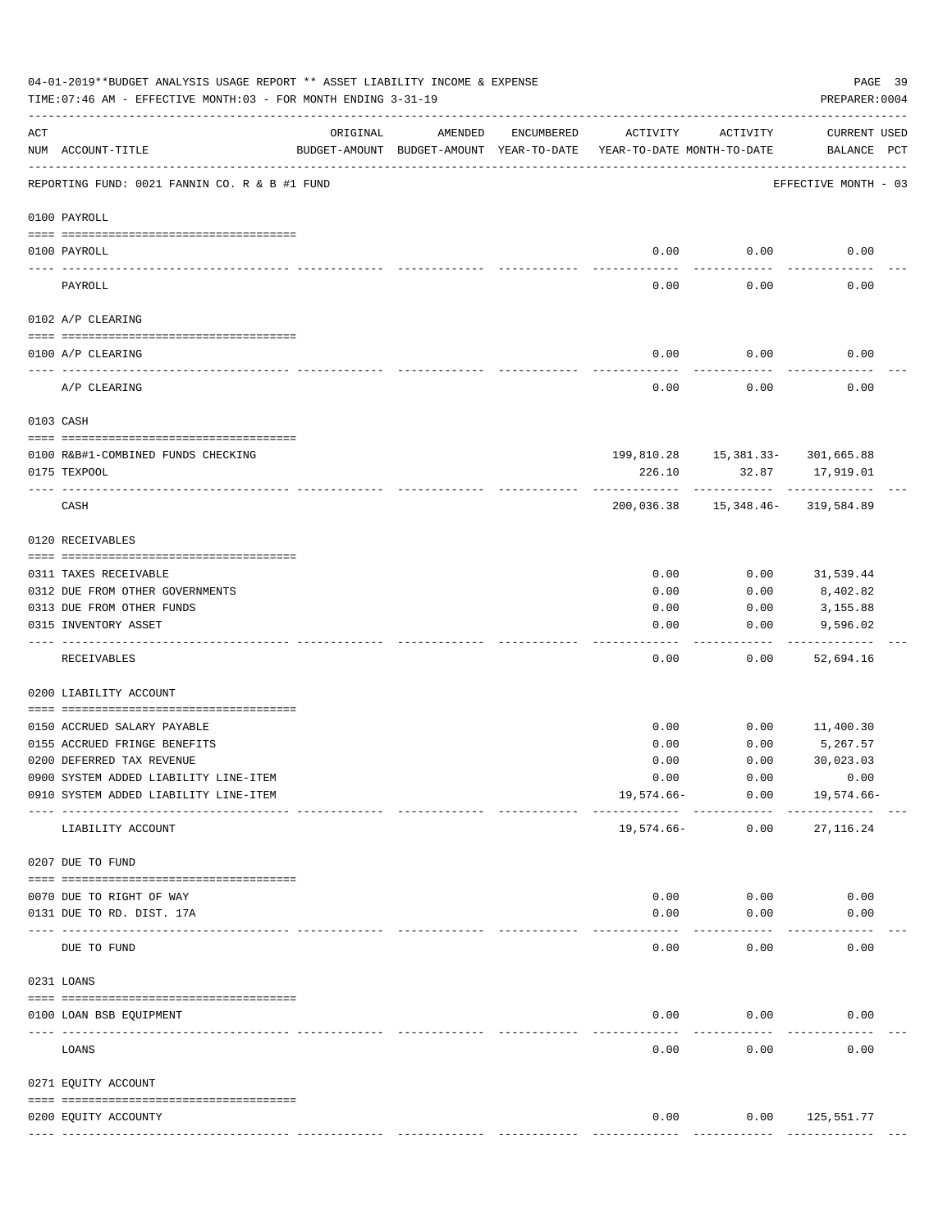04-01-2019**BUDGET ANALYSIS USAGE REPORT ** ASSET LIABILITY INCOME & EXPENSE

TIME:07:46 AM - EFFECTIVE MONTH:03 - FOR MONTH ENDING 3-31-19

PREPARER:0004

REPORTING FUND: 0021 FANNIN CO. R & B #1 FUND — EFFECTIVE MONTH - 03

| ACT NUM | ACCOUNT-TITLE | ORIGINAL BUDGET-AMOUNT | AMENDED BUDGET-AMOUNT | ENCUMBERED YEAR-TO-DATE | ACTIVITY YEAR-TO-DATE | ACTIVITY MONTH-TO-DATE | CURRENT BALANCE | USED PCT |
|---|---|---|---|---|---|---|---|---|
| | **0100 PAYROLL** | | | | | | | |
| 0100 | PAYROLL | | | | 0.00 | 0.00 | 0.00 | |
| | PAYROLL | | | | 0.00 | 0.00 | 0.00 | |
| | **0102 A/P CLEARING** | | | | | | | |
| 0100 | A/P CLEARING | | | | 0.00 | 0.00 | 0.00 | |
| | A/P CLEARING | | | | 0.00 | 0.00 | 0.00 | |
| | **0103 CASH** | | | | | | | |
| 0100 | R&B#1-COMBINED FUNDS CHECKING | | | | 199,810.28 | 15,381.33- | 301,665.88 | |
| 0175 | TEXPOOL | | | | 226.10 | 32.87 | 17,919.01 | |
| | CASH | | | | 200,036.38 | 15,348.46- | 319,584.89 | |
| | **0120 RECEIVABLES** | | | | | | | |
| 0311 | TAXES RECEIVABLE | | | | 0.00 | 0.00 | 31,539.44 | |
| 0312 | DUE FROM OTHER GOVERNMENTS | | | | 0.00 | 0.00 | 8,402.82 | |
| 0313 | DUE FROM OTHER FUNDS | | | | 0.00 | 0.00 | 3,155.88 | |
| 0315 | INVENTORY ASSET | | | | 0.00 | 0.00 | 9,596.02 | |
| | RECEIVABLES | | | | 0.00 | 0.00 | 52,694.16 | |
| | **0200 LIABILITY ACCOUNT** | | | | | | | |
| 0150 | ACCRUED SALARY PAYABLE | | | | 0.00 | 0.00 | 11,400.30 | |
| 0155 | ACCRUED FRINGE BENEFITS | | | | 0.00 | 0.00 | 5,267.57 | |
| 0200 | DEFERRED TAX REVENUE | | | | 0.00 | 0.00 | 30,023.03 | |
| 0900 | SYSTEM ADDED LIABILITY LINE-ITEM | | | | 0.00 | 0.00 | 0.00 | |
| 0910 | SYSTEM ADDED LIABILITY LINE-ITEM | | | | 19,574.66- | 0.00 | 19,574.66- | |
| | LIABILITY ACCOUNT | | | | 19,574.66- | 0.00 | 27,116.24 | |
| | **0207 DUE TO FUND** | | | | | | | |
| 0070 | DUE TO RIGHT OF WAY | | | | 0.00 | 0.00 | 0.00 | |
| 0131 | DUE TO RD. DIST. 17A | | | | 0.00 | 0.00 | 0.00 | |
| | DUE TO FUND | | | | 0.00 | 0.00 | 0.00 | |
| | **0231 LOANS** | | | | | | | |
| 0100 | LOAN BSB EQUIPMENT | | | | 0.00 | 0.00 | 0.00 | |
| | LOANS | | | | 0.00 | 0.00 | 0.00 | |
| | **0271 EQUITY ACCOUNT** | | | | | | | |
| 0200 | EQUITY ACCOUNTY | | | | 0.00 | 0.00 | 125,551.77 | |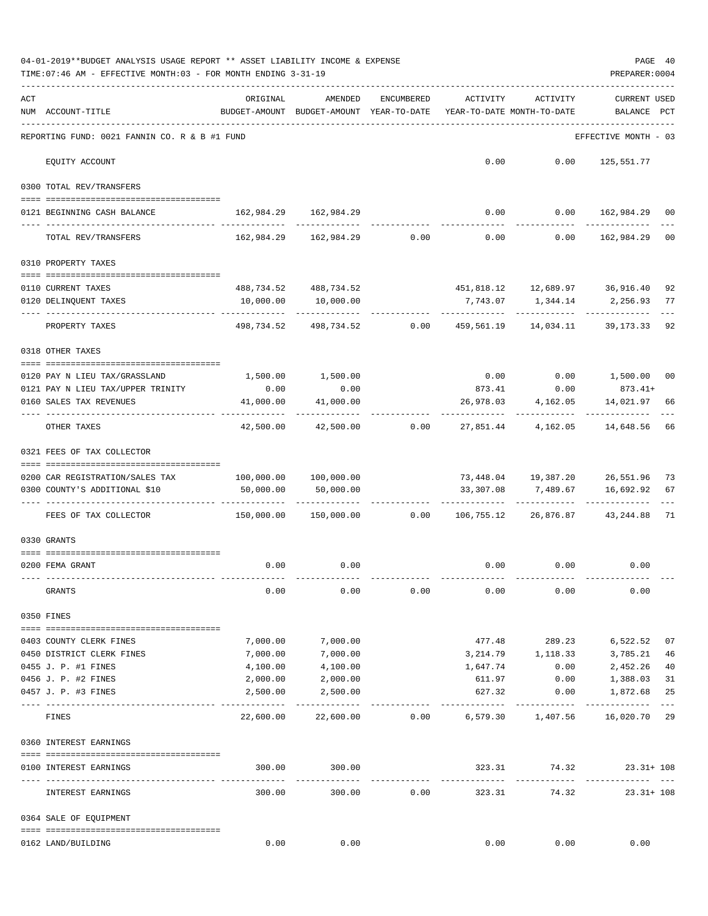04-01-2019**BUDGET ANALYSIS USAGE REPORT ** ASSET LIABILITY INCOME & EXPENSE

TIME:07:46 AM - EFFECTIVE MONTH:03 - FOR MONTH ENDING 3-31-19

PREPARER:0004

| ACT NUM | ACCOUNT-TITLE | ORIGINAL BUDGET-AMOUNT | AMENDED BUDGET-AMOUNT | ENCUMBERED YEAR-TO-DATE | ACTIVITY YEAR-TO-DATE | ACTIVITY MONTH-TO-DATE | CURRENT USED BALANCE | PCT |
|---|---|---|---|---|---|---|---|---|
| | REPORTING FUND: 0021 FANNIN CO. R & B #1 FUND | | | | | | EFFECTIVE MONTH - 03 | |
| | EQUITY ACCOUNT | | | | 0.00 | 0.00 | 125,551.77 | |
| | 0300 TOTAL REV/TRANSFERS | | | | | | | |
| 0121 | BEGINNING CASH BALANCE | 162,984.29 | 162,984.29 | | 0.00 | 0.00 | 162,984.29 | 00 |
| | TOTAL REV/TRANSFERS | 162,984.29 | 162,984.29 | 0.00 | 0.00 | 0.00 | 162,984.29 | 00 |
| | 0310 PROPERTY TAXES | | | | | | | |
| 0110 | CURRENT TAXES | 488,734.52 | 488,734.52 | | 451,818.12 | 12,689.97 | 36,916.40 | 92 |
| 0120 | DELINQUENT TAXES | 10,000.00 | 10,000.00 | | 7,743.07 | 1,344.14 | 2,256.93 | 77 |
| | PROPERTY TAXES | 498,734.52 | 498,734.52 | 0.00 | 459,561.19 | 14,034.11 | 39,173.33 | 92 |
| | 0318 OTHER TAXES | | | | | | | |
| 0120 | PAY N LIEU TAX/GRASSLAND | 1,500.00 | 1,500.00 | | 0.00 | 0.00 | 1,500.00 | 00 |
| 0121 | PAY N LIEU TAX/UPPER TRINITY | 0.00 | 0.00 | | 873.41 | 0.00 | 873.41+ | |
| 0160 | SALES TAX REVENUES | 41,000.00 | 41,000.00 | | 26,978.03 | 4,162.05 | 14,021.97 | 66 |
| | OTHER TAXES | 42,500.00 | 42,500.00 | 0.00 | 27,851.44 | 4,162.05 | 14,648.56 | 66 |
| | 0321 FEES OF TAX COLLECTOR | | | | | | | |
| 0200 | CAR REGISTRATION/SALES TAX | 100,000.00 | 100,000.00 | | 73,448.04 | 19,387.20 | 26,551.96 | 73 |
| 0300 | COUNTY'S ADDITIONAL $10 | 50,000.00 | 50,000.00 | | 33,307.08 | 7,489.67 | 16,692.92 | 67 |
| | FEES OF TAX COLLECTOR | 150,000.00 | 150,000.00 | 0.00 | 106,755.12 | 26,876.87 | 43,244.88 | 71 |
| | 0330 GRANTS | | | | | | | |
| 0200 | FEMA GRANT | 0.00 | 0.00 | | 0.00 | 0.00 | 0.00 | |
| | GRANTS | 0.00 | 0.00 | 0.00 | 0.00 | 0.00 | 0.00 | |
| | 0350 FINES | | | | | | | |
| 0403 | COUNTY CLERK FINES | 7,000.00 | 7,000.00 | | 477.48 | 289.23 | 6,522.52 | 07 |
| 0450 | DISTRICT CLERK FINES | 7,000.00 | 7,000.00 | | 3,214.79 | 1,118.33 | 3,785.21 | 46 |
| 0455 | J. P. #1 FINES | 4,100.00 | 4,100.00 | | 1,647.74 | 0.00 | 2,452.26 | 40 |
| 0456 | J. P. #2 FINES | 2,000.00 | 2,000.00 | | 611.97 | 0.00 | 1,388.03 | 31 |
| 0457 | J. P. #3 FINES | 2,500.00 | 2,500.00 | | 627.32 | 0.00 | 1,872.68 | 25 |
| | FINES | 22,600.00 | 22,600.00 | 0.00 | 6,579.30 | 1,407.56 | 16,020.70 | 29 |
| | 0360 INTEREST EARNINGS | | | | | | | |
| 0100 | INTEREST EARNINGS | 300.00 | 300.00 | | 323.31 | 74.32 | 23.31+ | 108 |
| | INTEREST EARNINGS | 300.00 | 300.00 | 0.00 | 323.31 | 74.32 | 23.31+ | 108 |
| | 0364 SALE OF EQUIPMENT | | | | | | | |
| 0162 | LAND/BUILDING | 0.00 | 0.00 | | 0.00 | 0.00 | 0.00 | |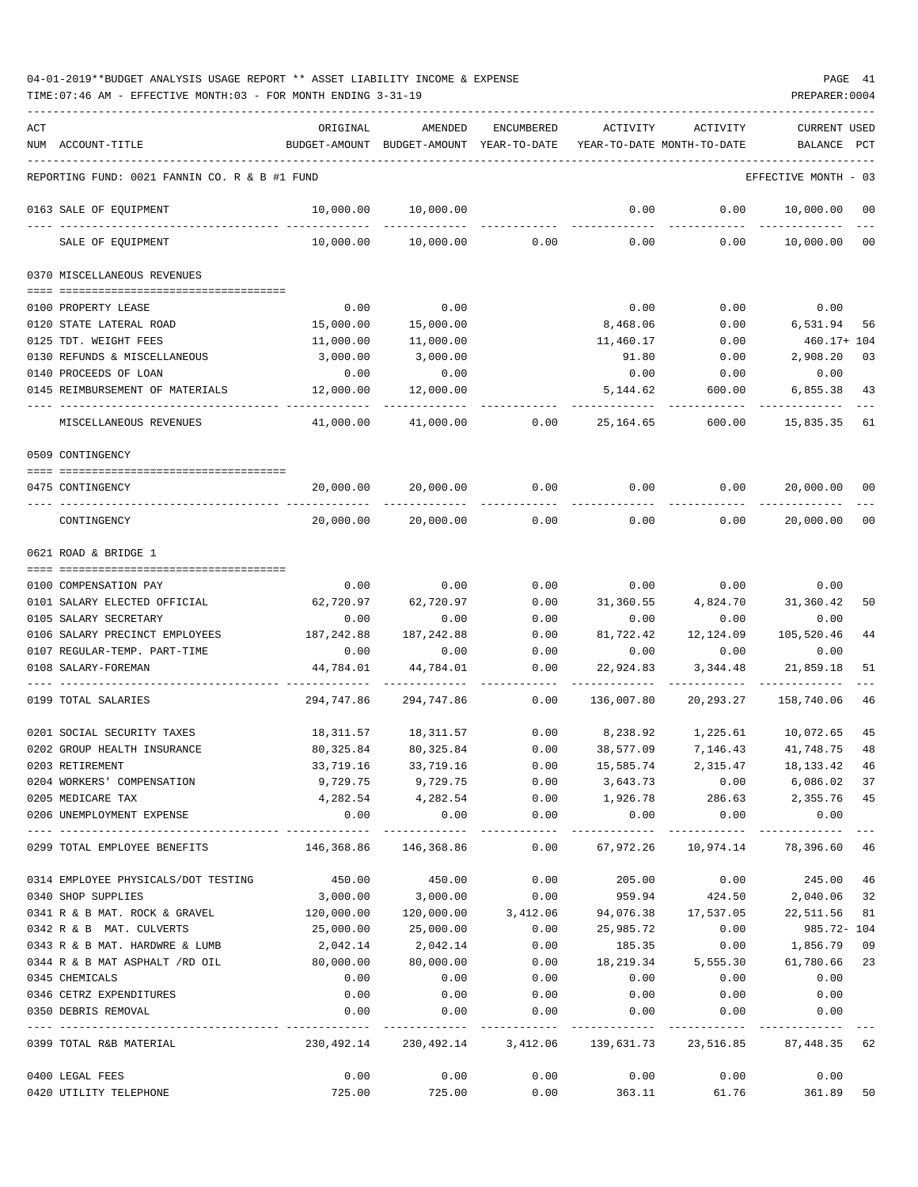04-01-2019**BUDGET ANALYSIS USAGE REPORT ** ASSET LIABILITY INCOME & EXPENSE

TIME:07:46 AM - EFFECTIVE MONTH:03 - FOR MONTH ENDING 3-31-19

PREPARER:0004

| ACT NUM | ACCOUNT-TITLE | ORIGINAL BUDGET-AMOUNT | AMENDED BUDGET-AMOUNT | ENCUMBERED YEAR-TO-DATE | ACTIVITY YEAR-TO-DATE | ACTIVITY MONTH-TO-DATE | CURRENT BALANCE | USED PCT |
|---|---|---|---|---|---|---|---|---|
| | REPORTING FUND: 0021 FANNIN CO. R & B #1 FUND | | | | | | EFFECTIVE MONTH - 03 | |
| 0163 | SALE OF EQUIPMENT | 10,000.00 | 10,000.00 | | 0.00 | 0.00 | 10,000.00 | 00 |
| | SALE OF EQUIPMENT | 10,000.00 | 10,000.00 | 0.00 | 0.00 | 0.00 | 10,000.00 | 00 |
| 0370 | MISCELLANEOUS REVENUES | | | | | | | |
| 0100 | PROPERTY LEASE | 0.00 | 0.00 | | 0.00 | 0.00 | 0.00 | |
| 0120 | STATE LATERAL ROAD | 15,000.00 | 15,000.00 | | 8,468.06 | 0.00 | 6,531.94 | 56 |
| 0125 | TDT. WEIGHT FEES | 11,000.00 | 11,000.00 | | 11,460.17 | 0.00 | 460.17+ | 104 |
| 0130 | REFUNDS & MISCELLANEOUS | 3,000.00 | 3,000.00 | | 91.80 | 0.00 | 2,908.20 | 03 |
| 0140 | PROCEEDS OF LOAN | 0.00 | 0.00 | | 0.00 | 0.00 | 0.00 | |
| 0145 | REIMBURSEMENT OF MATERIALS | 12,000.00 | 12,000.00 | | 5,144.62 | 600.00 | 6,855.38 | 43 |
| | MISCELLANEOUS REVENUES | 41,000.00 | 41,000.00 | 0.00 | 25,164.65 | 600.00 | 15,835.35 | 61 |
| 0509 | CONTINGENCY | | | | | | | |
| 0475 | CONTINGENCY | 20,000.00 | 20,000.00 | 0.00 | 0.00 | 0.00 | 20,000.00 | 00 |
| | CONTINGENCY | 20,000.00 | 20,000.00 | 0.00 | 0.00 | 0.00 | 20,000.00 | 00 |
| 0621 | ROAD & BRIDGE 1 | | | | | | | |
| 0100 | COMPENSATION PAY | 0.00 | 0.00 | 0.00 | 0.00 | 0.00 | 0.00 | |
| 0101 | SALARY ELECTED OFFICIAL | 62,720.97 | 62,720.97 | 0.00 | 31,360.55 | 4,824.70 | 31,360.42 | 50 |
| 0105 | SALARY SECRETARY | 0.00 | 0.00 | 0.00 | 0.00 | 0.00 | 0.00 | |
| 0106 | SALARY PRECINCT EMPLOYEES | 187,242.88 | 187,242.88 | 0.00 | 81,722.42 | 12,124.09 | 105,520.46 | 44 |
| 0107 | REGULAR-TEMP. PART-TIME | 0.00 | 0.00 | 0.00 | 0.00 | 0.00 | 0.00 | |
| 0108 | SALARY-FOREMAN | 44,784.01 | 44,784.01 | 0.00 | 22,924.83 | 3,344.48 | 21,859.18 | 51 |
| 0199 | TOTAL SALARIES | 294,747.86 | 294,747.86 | 0.00 | 136,007.80 | 20,293.27 | 158,740.06 | 46 |
| 0201 | SOCIAL SECURITY TAXES | 18,311.57 | 18,311.57 | 0.00 | 8,238.92 | 1,225.61 | 10,072.65 | 45 |
| 0202 | GROUP HEALTH INSURANCE | 80,325.84 | 80,325.84 | 0.00 | 38,577.09 | 7,146.43 | 41,748.75 | 48 |
| 0203 | RETIREMENT | 33,719.16 | 33,719.16 | 0.00 | 15,585.74 | 2,315.47 | 18,133.42 | 46 |
| 0204 | WORKERS' COMPENSATION | 9,729.75 | 9,729.75 | 0.00 | 3,643.73 | 0.00 | 6,086.02 | 37 |
| 0205 | MEDICARE TAX | 4,282.54 | 4,282.54 | 0.00 | 1,926.78 | 286.63 | 2,355.76 | 45 |
| 0206 | UNEMPLOYMENT EXPENSE | 0.00 | 0.00 | 0.00 | 0.00 | 0.00 | 0.00 | |
| 0299 | TOTAL EMPLOYEE BENEFITS | 146,368.86 | 146,368.86 | 0.00 | 67,972.26 | 10,974.14 | 78,396.60 | 46 |
| 0314 | EMPLOYEE PHYSICALS/DOT TESTING | 450.00 | 450.00 | 0.00 | 205.00 | 0.00 | 245.00 | 46 |
| 0340 | SHOP SUPPLIES | 3,000.00 | 3,000.00 | 0.00 | 959.94 | 424.50 | 2,040.06 | 32 |
| 0341 | R & B MAT. ROCK & GRAVEL | 120,000.00 | 120,000.00 | 3,412.06 | 94,076.38 | 17,537.05 | 22,511.56 | 81 |
| 0342 | R & B MAT. CULVERTS | 25,000.00 | 25,000.00 | 0.00 | 25,985.72 | 0.00 | 985.72- | 104 |
| 0343 | R & B MAT. HARDWRE & LUMB | 2,042.14 | 2,042.14 | 0.00 | 185.35 | 0.00 | 1,856.79 | 09 |
| 0344 | R & B MAT ASPHALT /RD OIL | 80,000.00 | 80,000.00 | 0.00 | 18,219.34 | 5,555.30 | 61,780.66 | 23 |
| 0345 | CHEMICALS | 0.00 | 0.00 | 0.00 | 0.00 | 0.00 | 0.00 | |
| 0346 | CETRZ EXPENDITURES | 0.00 | 0.00 | 0.00 | 0.00 | 0.00 | 0.00 | |
| 0350 | DEBRIS REMOVAL | 0.00 | 0.00 | 0.00 | 0.00 | 0.00 | 0.00 | |
| 0399 | TOTAL R&B MATERIAL | 230,492.14 | 230,492.14 | 3,412.06 | 139,631.73 | 23,516.85 | 87,448.35 | 62 |
| 0400 | LEGAL FEES | 0.00 | 0.00 | 0.00 | 0.00 | 0.00 | 0.00 | |
| 0420 | UTILITY TELEPHONE | 725.00 | 725.00 | 0.00 | 363.11 | 61.76 | 361.89 | 50 |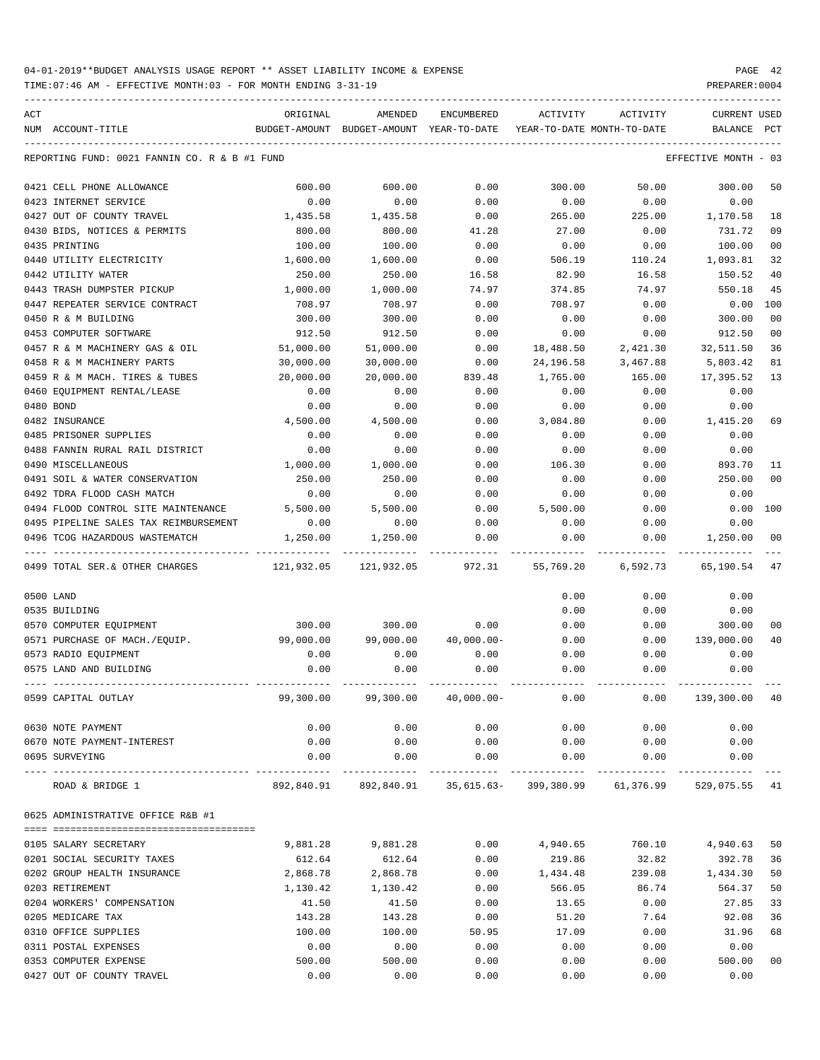04-01-2019**BUDGET ANALYSIS USAGE REPORT ** ASSET LIABILITY INCOME & EXPENSE

TIME:07:46 AM - EFFECTIVE MONTH:03 - FOR MONTH ENDING 3-31-19

PREPARER:0004

| ACT NUM | ACCOUNT-TITLE | ORIGINAL BUDGET-AMOUNT | AMENDED BUDGET-AMOUNT | ENCUMBERED YEAR-TO-DATE | ACTIVITY YEAR-TO-DATE | ACTIVITY MONTH-TO-DATE | CURRENT BALANCE | USED PCT |
|---|---|---|---|---|---|---|---|---|
| REPORTING FUND: 0021 FANNIN CO. R & B #1 FUND | | | | | | | EFFECTIVE MONTH - 03 | |
| 0421 | CELL PHONE ALLOWANCE | 600.00 | 600.00 | 0.00 | 300.00 | 50.00 | 300.00 | 50 |
| 0423 | INTERNET SERVICE | 0.00 | 0.00 | 0.00 | 0.00 | 0.00 | 0.00 | |
| 0427 | OUT OF COUNTY TRAVEL | 1,435.58 | 1,435.58 | 0.00 | 265.00 | 225.00 | 1,170.58 | 18 |
| 0430 | BIDS, NOTICES & PERMITS | 800.00 | 800.00 | 41.28 | 27.00 | 0.00 | 731.72 | 09 |
| 0435 | PRINTING | 100.00 | 100.00 | 0.00 | 0.00 | 0.00 | 100.00 | 00 |
| 0440 | UTILITY ELECTRICITY | 1,600.00 | 1,600.00 | 0.00 | 506.19 | 110.24 | 1,093.81 | 32 |
| 0442 | UTILITY WATER | 250.00 | 250.00 | 16.58 | 82.90 | 16.58 | 150.52 | 40 |
| 0443 | TRASH DUMPSTER PICKUP | 1,000.00 | 1,000.00 | 74.97 | 374.85 | 74.97 | 550.18 | 45 |
| 0447 | REPEATER SERVICE CONTRACT | 708.97 | 708.97 | 0.00 | 708.97 | 0.00 | 0.00 | 100 |
| 0450 | R & M BUILDING | 300.00 | 300.00 | 0.00 | 0.00 | 0.00 | 300.00 | 00 |
| 0453 | COMPUTER SOFTWARE | 912.50 | 912.50 | 0.00 | 0.00 | 0.00 | 912.50 | 00 |
| 0457 | R & M MACHINERY GAS & OIL | 51,000.00 | 51,000.00 | 0.00 | 18,488.50 | 2,421.30 | 32,511.50 | 36 |
| 0458 | R & M MACHINERY PARTS | 30,000.00 | 30,000.00 | 0.00 | 24,196.58 | 3,467.88 | 5,803.42 | 81 |
| 0459 | R & M MACH. TIRES & TUBES | 20,000.00 | 20,000.00 | 839.48 | 1,765.00 | 165.00 | 17,395.52 | 13 |
| 0460 | EQUIPMENT RENTAL/LEASE | 0.00 | 0.00 | 0.00 | 0.00 | 0.00 | 0.00 | |
| 0480 | BOND | 0.00 | 0.00 | 0.00 | 0.00 | 0.00 | 0.00 | |
| 0482 | INSURANCE | 4,500.00 | 4,500.00 | 0.00 | 3,084.80 | 0.00 | 1,415.20 | 69 |
| 0485 | PRISONER SUPPLIES | 0.00 | 0.00 | 0.00 | 0.00 | 0.00 | 0.00 | |
| 0488 | FANNIN RURAL RAIL DISTRICT | 0.00 | 0.00 | 0.00 | 0.00 | 0.00 | 0.00 | |
| 0490 | MISCELLANEOUS | 1,000.00 | 1,000.00 | 0.00 | 106.30 | 0.00 | 893.70 | 11 |
| 0491 | SOIL & WATER CONSERVATION | 250.00 | 250.00 | 0.00 | 0.00 | 0.00 | 250.00 | 00 |
| 0492 | TDRA FLOOD CASH MATCH | 0.00 | 0.00 | 0.00 | 0.00 | 0.00 | 0.00 | |
| 0494 | FLOOD CONTROL SITE MAINTENANCE | 5,500.00 | 5,500.00 | 0.00 | 5,500.00 | 0.00 | 0.00 | 100 |
| 0495 | PIPELINE SALES TAX REIMBURSEMENT | 0.00 | 0.00 | 0.00 | 0.00 | 0.00 | 0.00 | |
| 0496 | TCOG HAZARDOUS WASTEMATCH | 1,250.00 | 1,250.00 | 0.00 | 0.00 | 0.00 | 1,250.00 | 00 |
| 0499 | TOTAL SER.& OTHER CHARGES | 121,932.05 | 121,932.05 | 972.31 | 55,769.20 | 6,592.73 | 65,190.54 | 47 |
| 0500 | LAND | | | | 0.00 | 0.00 | 0.00 | |
| 0535 | BUILDING | | | | 0.00 | 0.00 | 0.00 | |
| 0570 | COMPUTER EQUIPMENT | 300.00 | 300.00 | 0.00 | 0.00 | 0.00 | 300.00 | 00 |
| 0571 | PURCHASE OF MACH./EQUIP. | 99,000.00 | 99,000.00 | 40,000.00- | 0.00 | 0.00 | 139,000.00 | 40 |
| 0573 | RADIO EQUIPMENT | 0.00 | 0.00 | 0.00 | 0.00 | 0.00 | 0.00 | |
| 0575 | LAND AND BUILDING | 0.00 | 0.00 | 0.00 | 0.00 | 0.00 | 0.00 | |
| 0599 | CAPITAL OUTLAY | 99,300.00 | 99,300.00 | 40,000.00- | 0.00 | 0.00 | 139,300.00 | 40 |
| 0630 | NOTE PAYMENT | 0.00 | 0.00 | 0.00 | 0.00 | 0.00 | 0.00 | |
| 0670 | NOTE PAYMENT-INTEREST | 0.00 | 0.00 | 0.00 | 0.00 | 0.00 | 0.00 | |
| 0695 | SURVEYING | 0.00 | 0.00 | 0.00 | 0.00 | 0.00 | 0.00 | |
| | ROAD & BRIDGE 1 | 892,840.91 | 892,840.91 | 35,615.63- | 399,380.99 | 61,376.99 | 529,075.55 | 41 |
| 0625 ADMINISTRATIVE OFFICE R&B #1 | | | | | | | | |
| 0105 | SALARY SECRETARY | 9,881.28 | 9,881.28 | 0.00 | 4,940.65 | 760.10 | 4,940.63 | 50 |
| 0201 | SOCIAL SECURITY TAXES | 612.64 | 612.64 | 0.00 | 219.86 | 32.82 | 392.78 | 36 |
| 0202 | GROUP HEALTH INSURANCE | 2,868.78 | 2,868.78 | 0.00 | 1,434.48 | 239.08 | 1,434.30 | 50 |
| 0203 | RETIREMENT | 1,130.42 | 1,130.42 | 0.00 | 566.05 | 86.74 | 564.37 | 50 |
| 0204 | WORKERS' COMPENSATION | 41.50 | 41.50 | 0.00 | 13.65 | 0.00 | 27.85 | 33 |
| 0205 | MEDICARE TAX | 143.28 | 143.28 | 0.00 | 51.20 | 7.64 | 92.08 | 36 |
| 0310 | OFFICE SUPPLIES | 100.00 | 100.00 | 50.95 | 17.09 | 0.00 | 31.96 | 68 |
| 0311 | POSTAL EXPENSES | 0.00 | 0.00 | 0.00 | 0.00 | 0.00 | 0.00 | |
| 0353 | COMPUTER EXPENSE | 500.00 | 500.00 | 0.00 | 0.00 | 0.00 | 500.00 | 00 |
| 0427 | OUT OF COUNTY TRAVEL | 0.00 | 0.00 | 0.00 | 0.00 | 0.00 | 0.00 | |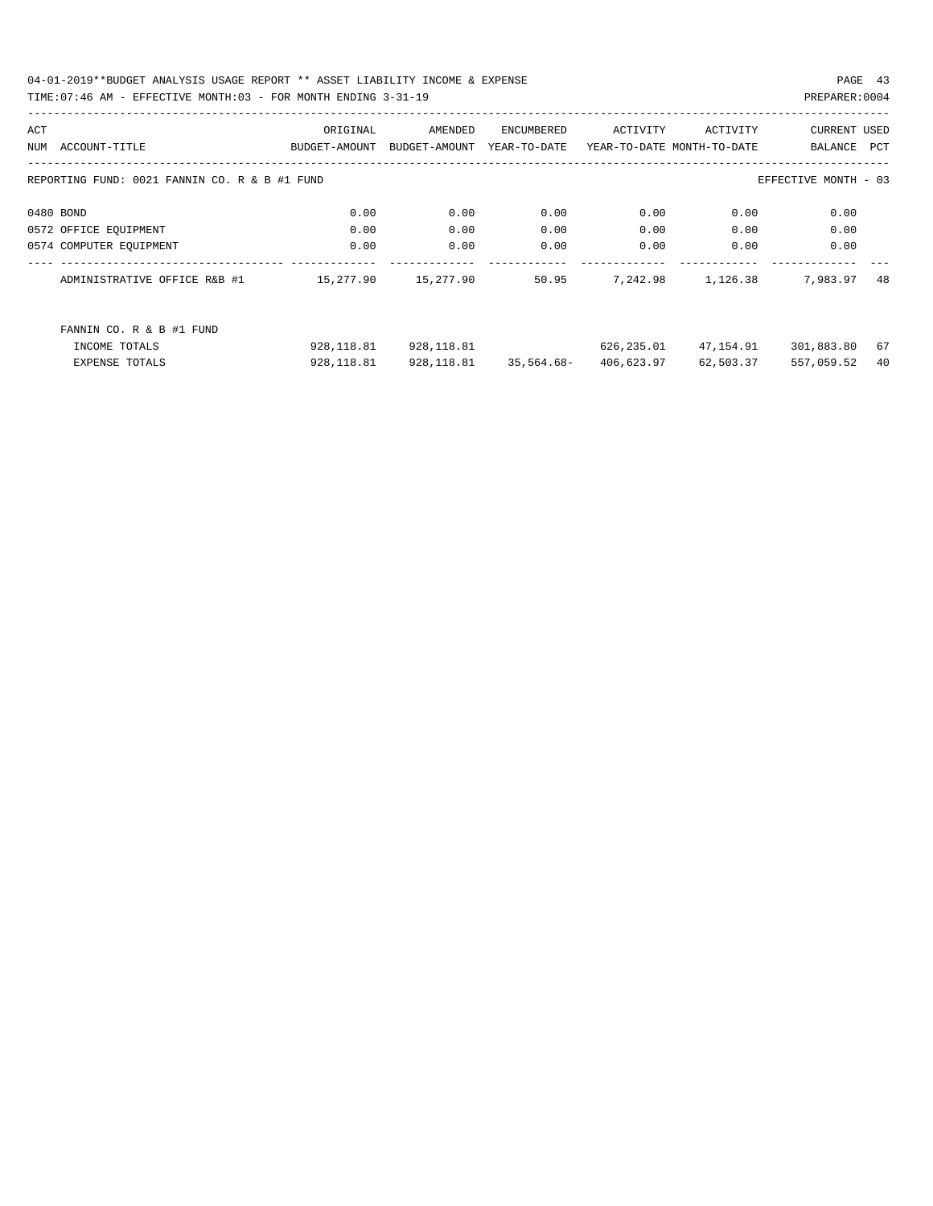REPORTING FUND: 0021 FANNIN CO. R & B #1 FUND — EFFECTIVE MONTH - 03

| ACT NUM | ACCOUNT-TITLE | ORIGINAL BUDGET-AMOUNT | AMENDED BUDGET-AMOUNT | ENCUMBERED YEAR-TO-DATE | ACTIVITY YEAR-TO-DATE | ACTIVITY MONTH-TO-DATE | CURRENT BALANCE | USED PCT |
|---|---|---|---|---|---|---|---|---|
| 0480 | BOND | 0.00 | 0.00 | 0.00 | 0.00 | 0.00 | 0.00 | |
| 0572 | OFFICE EQUIPMENT | 0.00 | 0.00 | 0.00 | 0.00 | 0.00 | 0.00 | |
| 0574 | COMPUTER EQUIPMENT | 0.00 | 0.00 | 0.00 | 0.00 | 0.00 | 0.00 | |
| | ADMINISTRATIVE OFFICE R&B #1 | 15,277.90 | 15,277.90 | 50.95 | 7,242.98 | 1,126.38 | 7,983.97 | 48 |
| | FANNIN CO. R & B #1 FUND | | | | | | | |
| | INCOME TOTALS | 928,118.81 | 928,118.81 | | 626,235.01 | 47,154.91 | 301,883.80 | 67 |
| | EXPENSE TOTALS | 928,118.81 | 928,118.81 | 35,564.68- | 406,623.97 | 62,503.37 | 557,059.52 | 40 |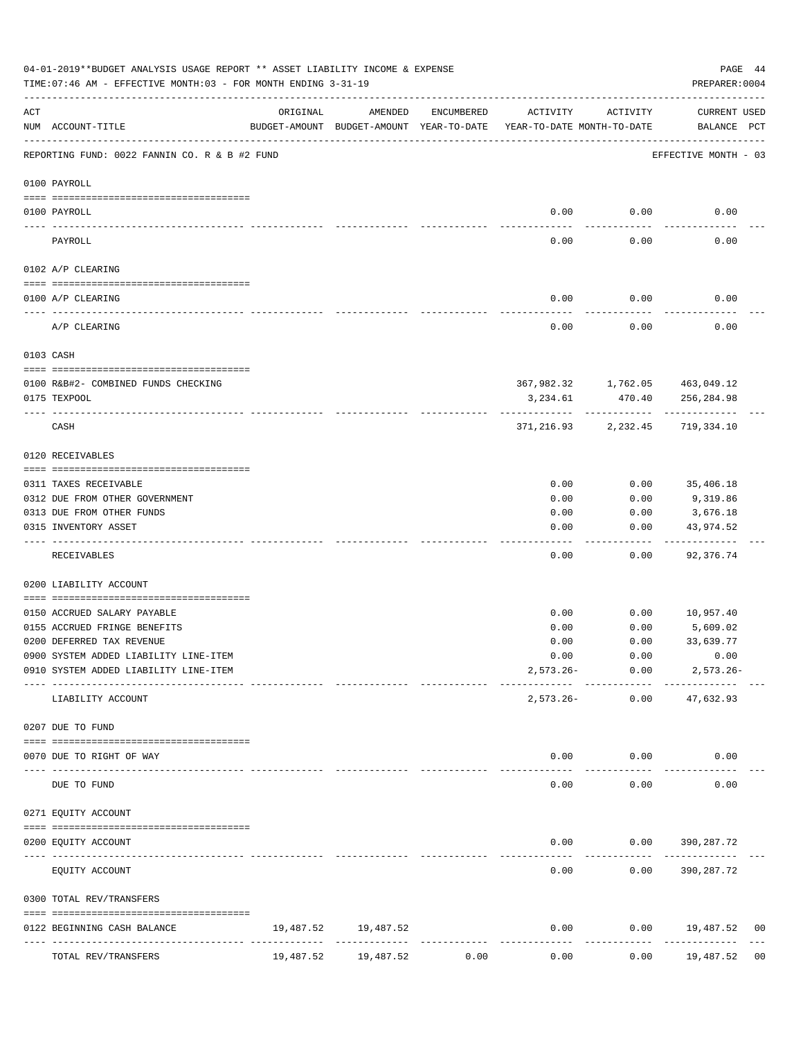04-01-2019**BUDGET ANALYSIS USAGE REPORT ** ASSET LIABILITY INCOME & EXPENSE

TIME:07:46 AM - EFFECTIVE MONTH:03 - FOR MONTH ENDING 3-31-19

PREPARER:0004

| ACT NUM | ACCOUNT-TITLE | ORIGINAL BUDGET-AMOUNT | AMENDED BUDGET-AMOUNT | ENCUMBERED YEAR-TO-DATE | ACTIVITY YEAR-TO-DATE | ACTIVITY MONTH-TO-DATE | CURRENT USED BALANCE | PCT |
|---|---|---|---|---|---|---|---|---|
| | REPORTING FUND: 0022 FANNIN CO. R & B #2 FUND | | | | | | EFFECTIVE MONTH - 03 | |
| | **0100 PAYROLL** | | | | | | | |
| 0100 | PAYROLL | | | | 0.00 | 0.00 | 0.00 | |
| | PAYROLL | | | | 0.00 | 0.00 | 0.00 | |
| | **0102 A/P CLEARING** | | | | | | | |
| 0100 | A/P CLEARING | | | | 0.00 | 0.00 | 0.00 | |
| | A/P CLEARING | | | | 0.00 | 0.00 | 0.00 | |
| | **0103 CASH** | | | | | | | |
| 0100 | R&B#2- COMBINED FUNDS CHECKING | | | | 367,982.32 | 1,762.05 | 463,049.12 | |
| 0175 | TEXPOOL | | | | 3,234.61 | 470.40 | 256,284.98 | |
| | CASH | | | | 371,216.93 | 2,232.45 | 719,334.10 | |
| | **0120 RECEIVABLES** | | | | | | | |
| 0311 | TAXES RECEIVABLE | | | | 0.00 | 0.00 | 35,406.18 | |
| 0312 | DUE FROM OTHER GOVERNMENT | | | | 0.00 | 0.00 | 9,319.86 | |
| 0313 | DUE FROM OTHER FUNDS | | | | 0.00 | 0.00 | 3,676.18 | |
| 0315 | INVENTORY ASSET | | | | 0.00 | 0.00 | 43,974.52 | |
| | RECEIVABLES | | | | 0.00 | 0.00 | 92,376.74 | |
| | **0200 LIABILITY ACCOUNT** | | | | | | | |
| 0150 | ACCRUED SALARY PAYABLE | | | | 0.00 | 0.00 | 10,957.40 | |
| 0155 | ACCRUED FRINGE BENEFITS | | | | 0.00 | 0.00 | 5,609.02 | |
| 0200 | DEFERRED TAX REVENUE | | | | 0.00 | 0.00 | 33,639.77 | |
| 0900 | SYSTEM ADDED LIABILITY LINE-ITEM | | | | 0.00 | 0.00 | 0.00 | |
| 0910 | SYSTEM ADDED LIABILITY LINE-ITEM | | | | 2,573.26- | 0.00 | 2,573.26- | |
| | LIABILITY ACCOUNT | | | | 2,573.26- | 0.00 | 47,632.93 | |
| | **0207 DUE TO FUND** | | | | | | | |
| 0070 | DUE TO RIGHT OF WAY | | | | 0.00 | 0.00 | 0.00 | |
| | DUE TO FUND | | | | 0.00 | 0.00 | 0.00 | |
| | **0271 EQUITY ACCOUNT** | | | | | | | |
| 0200 | EQUITY ACCOUNT | | | | 0.00 | 0.00 | 390,287.72 | |
| | EQUITY ACCOUNT | | | | 0.00 | 0.00 | 390,287.72 | |
| | **0300 TOTAL REV/TRANSFERS** | | | | | | | |
| 0122 | BEGINNING CASH BALANCE | 19,487.52 | 19,487.52 | | 0.00 | 0.00 | 19,487.52 | 00 |
| | TOTAL REV/TRANSFERS | 19,487.52 | 19,487.52 | 0.00 | 0.00 | 0.00 | 19,487.52 | 00 |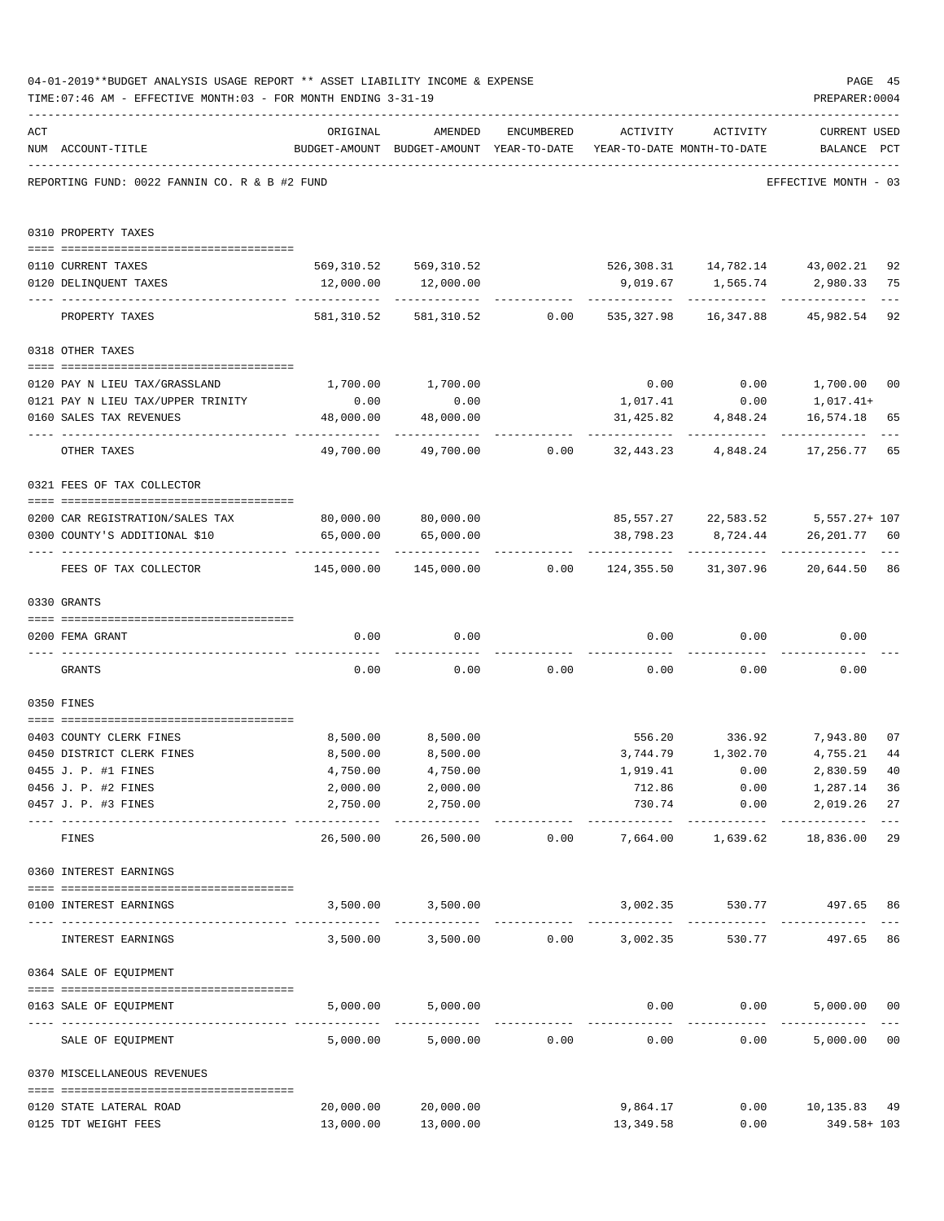04-01-2019**BUDGET ANALYSIS USAGE REPORT ** ASSET LIABILITY INCOME & EXPENSE

TIME:07:46 AM - EFFECTIVE MONTH:03 - FOR MONTH ENDING 3-31-19

PREPARER:0004

REPORTING FUND: 0022 FANNIN CO. R & B #2 FUND — EFFECTIVE MONTH - 03

| ACT NUM | ACCOUNT-TITLE | ORIGINAL BUDGET-AMOUNT | AMENDED BUDGET-AMOUNT | ENCUMBERED YEAR-TO-DATE | ACTIVITY YEAR-TO-DATE | ACTIVITY MONTH-TO-DATE | CURRENT BALANCE | USED PCT |
|---|---|---|---|---|---|---|---|---|
| | **0310 PROPERTY TAXES** | | | | | | | |
| 0110 | CURRENT TAXES | 569,310.52 | 569,310.52 | | 526,308.31 | 14,782.14 | 43,002.21 | 92 |
| 0120 | DELINQUENT TAXES | 12,000.00 | 12,000.00 | | 9,019.67 | 1,565.74 | 2,980.33 | 75 |
| | PROPERTY TAXES | 581,310.52 | 581,310.52 | 0.00 | 535,327.98 | 16,347.88 | 45,982.54 | 92 |
| | **0318 OTHER TAXES** | | | | | | | |
| 0120 | PAY N LIEU TAX/GRASSLAND | 1,700.00 | 1,700.00 | | 0.00 | 0.00 | 1,700.00 | 00 |
| 0121 | PAY N LIEU TAX/UPPER TRINITY | 0.00 | 0.00 | | 1,017.41 | 0.00 | 1,017.41+ | |
| 0160 | SALES TAX REVENUES | 48,000.00 | 48,000.00 | | 31,425.82 | 4,848.24 | 16,574.18 | 65 |
| | OTHER TAXES | 49,700.00 | 49,700.00 | 0.00 | 32,443.23 | 4,848.24 | 17,256.77 | 65 |
| | **0321 FEES OF TAX COLLECTOR** | | | | | | | |
| 0200 | CAR REGISTRATION/SALES TAX | 80,000.00 | 80,000.00 | | 85,557.27 | 22,583.52 | 5,557.27+ | 107 |
| 0300 | COUNTY'S ADDITIONAL $10 | 65,000.00 | 65,000.00 | | 38,798.23 | 8,724.44 | 26,201.77 | 60 |
| | FEES OF TAX COLLECTOR | 145,000.00 | 145,000.00 | 0.00 | 124,355.50 | 31,307.96 | 20,644.50 | 86 |
| | **0330 GRANTS** | | | | | | | |
| 0200 | FEMA GRANT | 0.00 | 0.00 | | 0.00 | 0.00 | 0.00 | |
| | GRANTS | 0.00 | 0.00 | 0.00 | 0.00 | 0.00 | 0.00 | |
| | **0350 FINES** | | | | | | | |
| 0403 | COUNTY CLERK FINES | 8,500.00 | 8,500.00 | | 556.20 | 336.92 | 7,943.80 | 07 |
| 0450 | DISTRICT CLERK FINES | 8,500.00 | 8,500.00 | | 3,744.79 | 1,302.70 | 4,755.21 | 44 |
| 0455 | J. P. #1 FINES | 4,750.00 | 4,750.00 | | 1,919.41 | 0.00 | 2,830.59 | 40 |
| 0456 | J. P. #2 FINES | 2,000.00 | 2,000.00 | | 712.86 | 0.00 | 1,287.14 | 36 |
| 0457 | J. P. #3 FINES | 2,750.00 | 2,750.00 | | 730.74 | 0.00 | 2,019.26 | 27 |
| | FINES | 26,500.00 | 26,500.00 | 0.00 | 7,664.00 | 1,639.62 | 18,836.00 | 29 |
| | **0360 INTEREST EARNINGS** | | | | | | | |
| 0100 | INTEREST EARNINGS | 3,500.00 | 3,500.00 | | 3,002.35 | 530.77 | 497.65 | 86 |
| | INTEREST EARNINGS | 3,500.00 | 3,500.00 | 0.00 | 3,002.35 | 530.77 | 497.65 | 86 |
| | **0364 SALE OF EQUIPMENT** | | | | | | | |
| 0163 | SALE OF EQUIPMENT | 5,000.00 | 5,000.00 | | 0.00 | 0.00 | 5,000.00 | 00 |
| | SALE OF EQUIPMENT | 5,000.00 | 5,000.00 | 0.00 | 0.00 | 0.00 | 5,000.00 | 00 |
| | **0370 MISCELLANEOUS REVENUES** | | | | | | | |
| 0120 | STATE LATERAL ROAD | 20,000.00 | 20,000.00 | | 9,864.17 | 0.00 | 10,135.83 | 49 |
| 0125 | TDT WEIGHT FEES | 13,000.00 | 13,000.00 | | 13,349.58 | 0.00 | 349.58+ | 103 |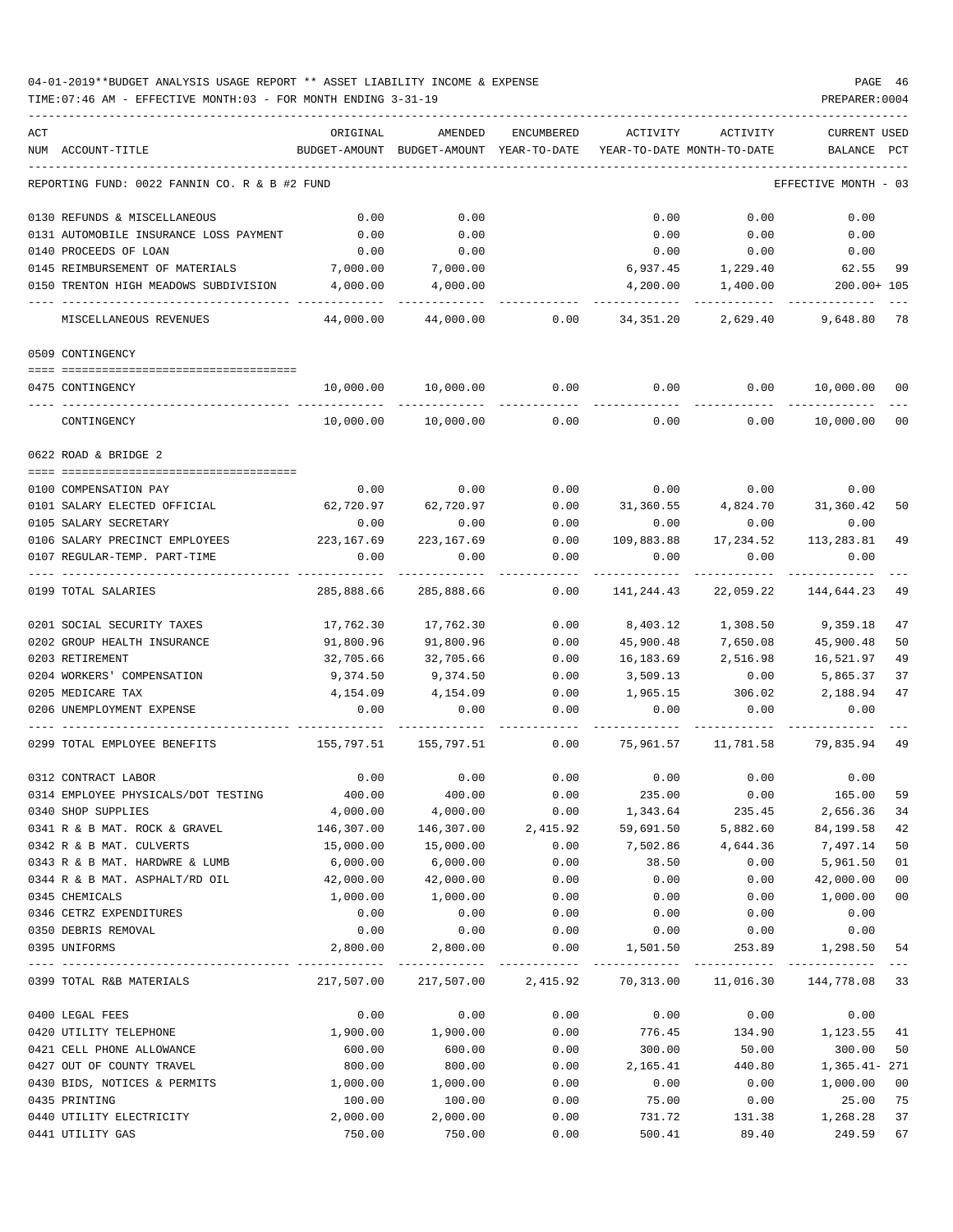04-01-2019**BUDGET ANALYSIS USAGE REPORT ** ASSET LIABILITY INCOME & EXPENSE

TIME:07:46 AM - EFFECTIVE MONTH:03 - FOR MONTH ENDING 3-31-19

PREPARER:0004

| ACT NUM | ACCOUNT-TITLE | ORIGINAL BUDGET-AMOUNT | AMENDED BUDGET-AMOUNT | ENCUMBERED YEAR-TO-DATE | ACTIVITY YEAR-TO-DATE | ACTIVITY MONTH-TO-DATE | CURRENT BALANCE | USED PCT |
|---|---|---|---|---|---|---|---|---|
| | REPORTING FUND: 0022 FANNIN CO. R & B #2 FUND | | | | | | EFFECTIVE MONTH - 03 | |
| 0130 | REFUNDS & MISCELLANEOUS | 0.00 | 0.00 | | 0.00 | 0.00 | 0.00 | |
| 0131 | AUTOMOBILE INSURANCE LOSS PAYMENT | 0.00 | 0.00 | | 0.00 | 0.00 | 0.00 | |
| 0140 | PROCEEDS OF LOAN | 0.00 | 0.00 | | 0.00 | 0.00 | 0.00 | |
| 0145 | REIMBURSEMENT OF MATERIALS | 7,000.00 | 7,000.00 | | 6,937.45 | 1,229.40 | 62.55 | 99 |
| 0150 | TRENTON HIGH MEADOWS SUBDIVISION | 4,000.00 | 4,000.00 | | 4,200.00 | 1,400.00 | 200.00+ | 105 |
| | MISCELLANEOUS REVENUES | 44,000.00 | 44,000.00 | 0.00 | 34,351.20 | 2,629.40 | 9,648.80 | 78 |
| | 0509 CONTINGENCY | | | | | | | |
| 0475 | CONTINGENCY | 10,000.00 | 10,000.00 | 0.00 | 0.00 | 0.00 | 10,000.00 | 00 |
| | CONTINGENCY | 10,000.00 | 10,000.00 | 0.00 | 0.00 | 0.00 | 10,000.00 | 00 |
| | 0622 ROAD & BRIDGE 2 | | | | | | | |
| 0100 | COMPENSATION PAY | 0.00 | 0.00 | 0.00 | 0.00 | 0.00 | 0.00 | |
| 0101 | SALARY ELECTED OFFICIAL | 62,720.97 | 62,720.97 | 0.00 | 31,360.55 | 4,824.70 | 31,360.42 | 50 |
| 0105 | SALARY SECRETARY | 0.00 | 0.00 | 0.00 | 0.00 | 0.00 | 0.00 | |
| 0106 | SALARY PRECINCT EMPLOYEES | 223,167.69 | 223,167.69 | 0.00 | 109,883.88 | 17,234.52 | 113,283.81 | 49 |
| 0107 | REGULAR-TEMP. PART-TIME | 0.00 | 0.00 | 0.00 | 0.00 | 0.00 | 0.00 | |
| 0199 | TOTAL SALARIES | 285,888.66 | 285,888.66 | 0.00 | 141,244.43 | 22,059.22 | 144,644.23 | 49 |
| 0201 | SOCIAL SECURITY TAXES | 17,762.30 | 17,762.30 | 0.00 | 8,403.12 | 1,308.50 | 9,359.18 | 47 |
| 0202 | GROUP HEALTH INSURANCE | 91,800.96 | 91,800.96 | 0.00 | 45,900.48 | 7,650.08 | 45,900.48 | 50 |
| 0203 | RETIREMENT | 32,705.66 | 32,705.66 | 0.00 | 16,183.69 | 2,516.98 | 16,521.97 | 49 |
| 0204 | WORKERS' COMPENSATION | 9,374.50 | 9,374.50 | 0.00 | 3,509.13 | 0.00 | 5,865.37 | 37 |
| 0205 | MEDICARE TAX | 4,154.09 | 4,154.09 | 0.00 | 1,965.15 | 306.02 | 2,188.94 | 47 |
| 0206 | UNEMPLOYMENT EXPENSE | 0.00 | 0.00 | 0.00 | 0.00 | 0.00 | 0.00 | |
| 0299 | TOTAL EMPLOYEE BENEFITS | 155,797.51 | 155,797.51 | 0.00 | 75,961.57 | 11,781.58 | 79,835.94 | 49 |
| 0312 | CONTRACT LABOR | 0.00 | 0.00 | 0.00 | 0.00 | 0.00 | 0.00 | |
| 0314 | EMPLOYEE PHYSICALS/DOT TESTING | 400.00 | 400.00 | 0.00 | 235.00 | 0.00 | 165.00 | 59 |
| 0340 | SHOP SUPPLIES | 4,000.00 | 4,000.00 | 0.00 | 1,343.64 | 235.45 | 2,656.36 | 34 |
| 0341 | R & B MAT. ROCK & GRAVEL | 146,307.00 | 146,307.00 | 2,415.92 | 59,691.50 | 5,882.60 | 84,199.58 | 42 |
| 0342 | R & B MAT. CULVERTS | 15,000.00 | 15,000.00 | 0.00 | 7,502.86 | 4,644.36 | 7,497.14 | 50 |
| 0343 | R & B MAT. HARDWRE & LUMB | 6,000.00 | 6,000.00 | 0.00 | 38.50 | 0.00 | 5,961.50 | 01 |
| 0344 | R & B MAT. ASPHALT/RD OIL | 42,000.00 | 42,000.00 | 0.00 | 0.00 | 0.00 | 42,000.00 | 00 |
| 0345 | CHEMICALS | 1,000.00 | 1,000.00 | 0.00 | 0.00 | 0.00 | 1,000.00 | 00 |
| 0346 | CETRZ EXPENDITURES | 0.00 | 0.00 | 0.00 | 0.00 | 0.00 | 0.00 | |
| 0350 | DEBRIS REMOVAL | 0.00 | 0.00 | 0.00 | 0.00 | 0.00 | 0.00 | |
| 0395 | UNIFORMS | 2,800.00 | 2,800.00 | 0.00 | 1,501.50 | 253.89 | 1,298.50 | 54 |
| 0399 | TOTAL R&B MATERIALS | 217,507.00 | 217,507.00 | 2,415.92 | 70,313.00 | 11,016.30 | 144,778.08 | 33 |
| 0400 | LEGAL FEES | 0.00 | 0.00 | 0.00 | 0.00 | 0.00 | 0.00 | |
| 0420 | UTILITY TELEPHONE | 1,900.00 | 1,900.00 | 0.00 | 776.45 | 134.90 | 1,123.55 | 41 |
| 0421 | CELL PHONE ALLOWANCE | 600.00 | 600.00 | 0.00 | 300.00 | 50.00 | 300.00 | 50 |
| 0427 | OUT OF COUNTY TRAVEL | 800.00 | 800.00 | 0.00 | 2,165.41 | 440.80 | 1,365.41- | 271 |
| 0430 | BIDS, NOTICES & PERMITS | 1,000.00 | 1,000.00 | 0.00 | 0.00 | 0.00 | 1,000.00 | 00 |
| 0435 | PRINTING | 100.00 | 100.00 | 0.00 | 75.00 | 0.00 | 25.00 | 75 |
| 0440 | UTILITY ELECTRICITY | 2,000.00 | 2,000.00 | 0.00 | 731.72 | 131.38 | 1,268.28 | 37 |
| 0441 | UTILITY GAS | 750.00 | 750.00 | 0.00 | 500.41 | 89.40 | 249.59 | 67 |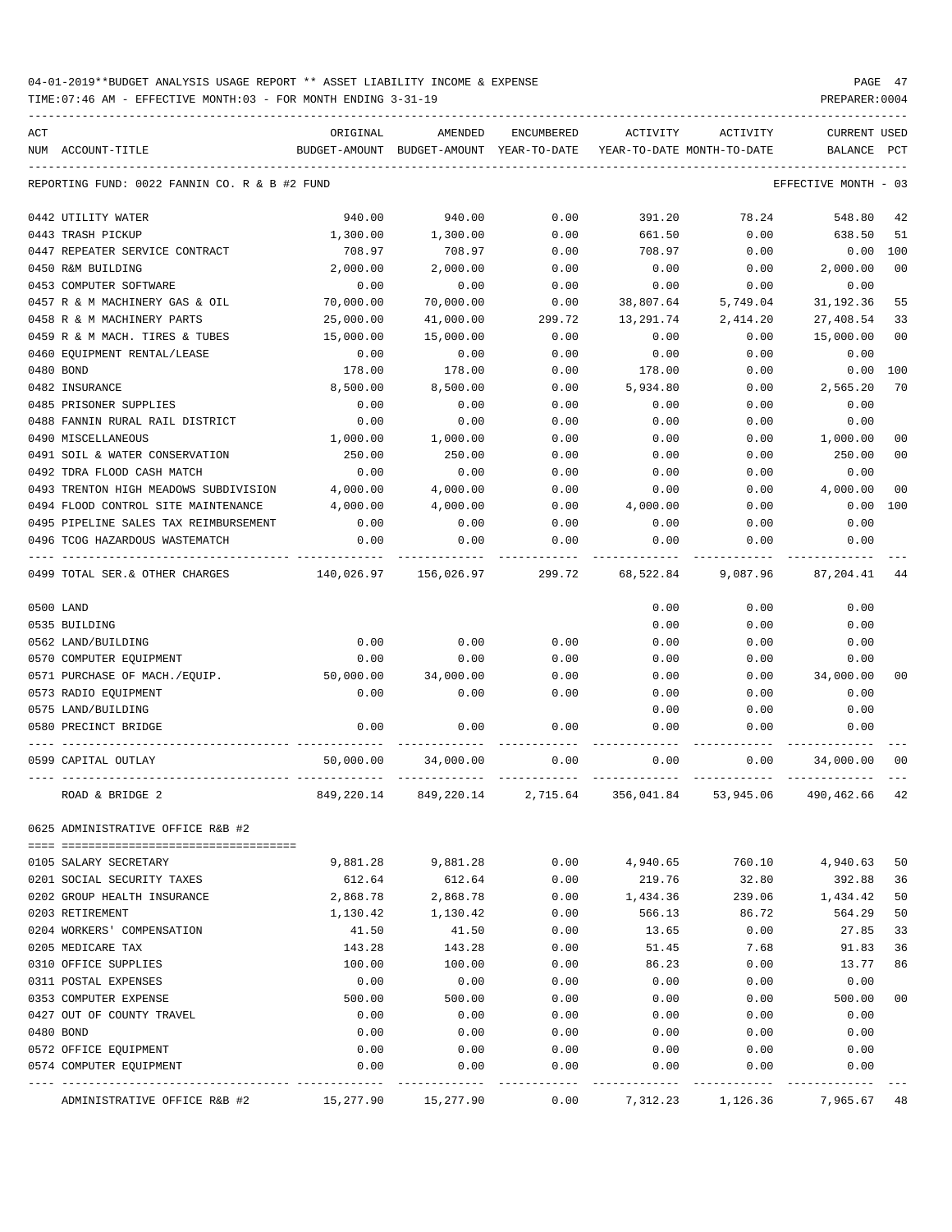04-01-2019**BUDGET ANALYSIS USAGE REPORT ** ASSET LIABILITY INCOME & EXPENSE

TIME:07:46 AM - EFFECTIVE MONTH:03 - FOR MONTH ENDING 3-31-19

PREPARER:0004

| ACT NUM | ACCOUNT-TITLE | ORIGINAL BUDGET-AMOUNT | AMENDED BUDGET-AMOUNT | ENCUMBERED YEAR-TO-DATE | ACTIVITY YEAR-TO-DATE | ACTIVITY MONTH-TO-DATE | CURRENT USED BALANCE | PCT |
|---|---|---|---|---|---|---|---|---|
| | REPORTING FUND: 0022 FANNIN CO. R & B #2 FUND | | | | | | EFFECTIVE MONTH - 03 | |
| 0442 | UTILITY WATER | 940.00 | 940.00 | 0.00 | 391.20 | 78.24 | 548.80 | 42 |
| 0443 | TRASH PICKUP | 1,300.00 | 1,300.00 | 0.00 | 661.50 | 0.00 | 638.50 | 51 |
| 0447 | REPEATER SERVICE CONTRACT | 708.97 | 708.97 | 0.00 | 708.97 | 0.00 | 0.00 | 100 |
| 0450 | R&M BUILDING | 2,000.00 | 2,000.00 | 0.00 | 0.00 | 0.00 | 2,000.00 | 00 |
| 0453 | COMPUTER SOFTWARE | 0.00 | 0.00 | 0.00 | 0.00 | 0.00 | 0.00 | |
| 0457 | R & M MACHINERY GAS & OIL | 70,000.00 | 70,000.00 | 0.00 | 38,807.64 | 5,749.04 | 31,192.36 | 55 |
| 0458 | R & M MACHINERY PARTS | 25,000.00 | 41,000.00 | 299.72 | 13,291.74 | 2,414.20 | 27,408.54 | 33 |
| 0459 | R & M MACH. TIRES & TUBES | 15,000.00 | 15,000.00 | 0.00 | 0.00 | 0.00 | 15,000.00 | 00 |
| 0460 | EQUIPMENT RENTAL/LEASE | 0.00 | 0.00 | 0.00 | 0.00 | 0.00 | 0.00 | |
| 0480 | BOND | 178.00 | 178.00 | 0.00 | 178.00 | 0.00 | 0.00 | 100 |
| 0482 | INSURANCE | 8,500.00 | 8,500.00 | 0.00 | 5,934.80 | 0.00 | 2,565.20 | 70 |
| 0485 | PRISONER SUPPLIES | 0.00 | 0.00 | 0.00 | 0.00 | 0.00 | 0.00 | |
| 0488 | FANNIN RURAL RAIL DISTRICT | 0.00 | 0.00 | 0.00 | 0.00 | 0.00 | 0.00 | |
| 0490 | MISCELLANEOUS | 1,000.00 | 1,000.00 | 0.00 | 0.00 | 0.00 | 1,000.00 | 00 |
| 0491 | SOIL & WATER CONSERVATION | 250.00 | 250.00 | 0.00 | 0.00 | 0.00 | 250.00 | 00 |
| 0492 | TDRA FLOOD CASH MATCH | 0.00 | 0.00 | 0.00 | 0.00 | 0.00 | 0.00 | |
| 0493 | TRENTON HIGH MEADOWS SUBDIVISION | 4,000.00 | 4,000.00 | 0.00 | 0.00 | 0.00 | 4,000.00 | 00 |
| 0494 | FLOOD CONTROL SITE MAINTENANCE | 4,000.00 | 4,000.00 | 0.00 | 4,000.00 | 0.00 | 0.00 | 100 |
| 0495 | PIPELINE SALES TAX REIMBURSEMENT | 0.00 | 0.00 | 0.00 | 0.00 | 0.00 | 0.00 | |
| 0496 | TCOG HAZARDOUS WASTEMATCH | 0.00 | 0.00 | 0.00 | 0.00 | 0.00 | 0.00 | |
| 0499 | TOTAL SER.& OTHER CHARGES | 140,026.97 | 156,026.97 | 299.72 | 68,522.84 | 9,087.96 | 87,204.41 | 44 |
| 0500 | LAND | | | | 0.00 | 0.00 | 0.00 | |
| 0535 | BUILDING | | | | 0.00 | 0.00 | 0.00 | |
| 0562 | LAND/BUILDING | 0.00 | 0.00 | 0.00 | 0.00 | 0.00 | 0.00 | |
| 0570 | COMPUTER EQUIPMENT | 0.00 | 0.00 | 0.00 | 0.00 | 0.00 | 0.00 | |
| 0571 | PURCHASE OF MACH./EQUIP. | 50,000.00 | 34,000.00 | 0.00 | 0.00 | 0.00 | 34,000.00 | 00 |
| 0573 | RADIO EQUIPMENT | 0.00 | 0.00 | 0.00 | 0.00 | 0.00 | 0.00 | |
| 0575 | LAND/BUILDING | | | | 0.00 | 0.00 | 0.00 | |
| 0580 | PRECINCT BRIDGE | 0.00 | 0.00 | 0.00 | 0.00 | 0.00 | 0.00 | |
| 0599 | CAPITAL OUTLAY | 50,000.00 | 34,000.00 | 0.00 | 0.00 | 0.00 | 34,000.00 | 00 |
| | ROAD & BRIDGE 2 | 849,220.14 | 849,220.14 | 2,715.64 | 356,041.84 | 53,945.06 | 490,462.66 | 42 |
| 0625 | ADMINISTRATIVE OFFICE R&B #2 | | | | | | | |
| 0105 | SALARY SECRETARY | 9,881.28 | 9,881.28 | 0.00 | 4,940.65 | 760.10 | 4,940.63 | 50 |
| 0201 | SOCIAL SECURITY TAXES | 612.64 | 612.64 | 0.00 | 219.76 | 32.80 | 392.88 | 36 |
| 0202 | GROUP HEALTH INSURANCE | 2,868.78 | 2,868.78 | 0.00 | 1,434.36 | 239.06 | 1,434.42 | 50 |
| 0203 | RETIREMENT | 1,130.42 | 1,130.42 | 0.00 | 566.13 | 86.72 | 564.29 | 50 |
| 0204 | WORKERS' COMPENSATION | 41.50 | 41.50 | 0.00 | 13.65 | 0.00 | 27.85 | 33 |
| 0205 | MEDICARE TAX | 143.28 | 143.28 | 0.00 | 51.45 | 7.68 | 91.83 | 36 |
| 0310 | OFFICE SUPPLIES | 100.00 | 100.00 | 0.00 | 86.23 | 0.00 | 13.77 | 86 |
| 0311 | POSTAL EXPENSES | 0.00 | 0.00 | 0.00 | 0.00 | 0.00 | 0.00 | |
| 0353 | COMPUTER EXPENSE | 500.00 | 500.00 | 0.00 | 0.00 | 0.00 | 500.00 | 00 |
| 0427 | OUT OF COUNTY TRAVEL | 0.00 | 0.00 | 0.00 | 0.00 | 0.00 | 0.00 | |
| 0480 | BOND | 0.00 | 0.00 | 0.00 | 0.00 | 0.00 | 0.00 | |
| 0572 | OFFICE EQUIPMENT | 0.00 | 0.00 | 0.00 | 0.00 | 0.00 | 0.00 | |
| 0574 | COMPUTER EQUIPMENT | 0.00 | 0.00 | 0.00 | 0.00 | 0.00 | 0.00 | |
| | ADMINISTRATIVE OFFICE R&B #2 | 15,277.90 | 15,277.90 | 0.00 | 7,312.23 | 1,126.36 | 7,965.67 | 48 |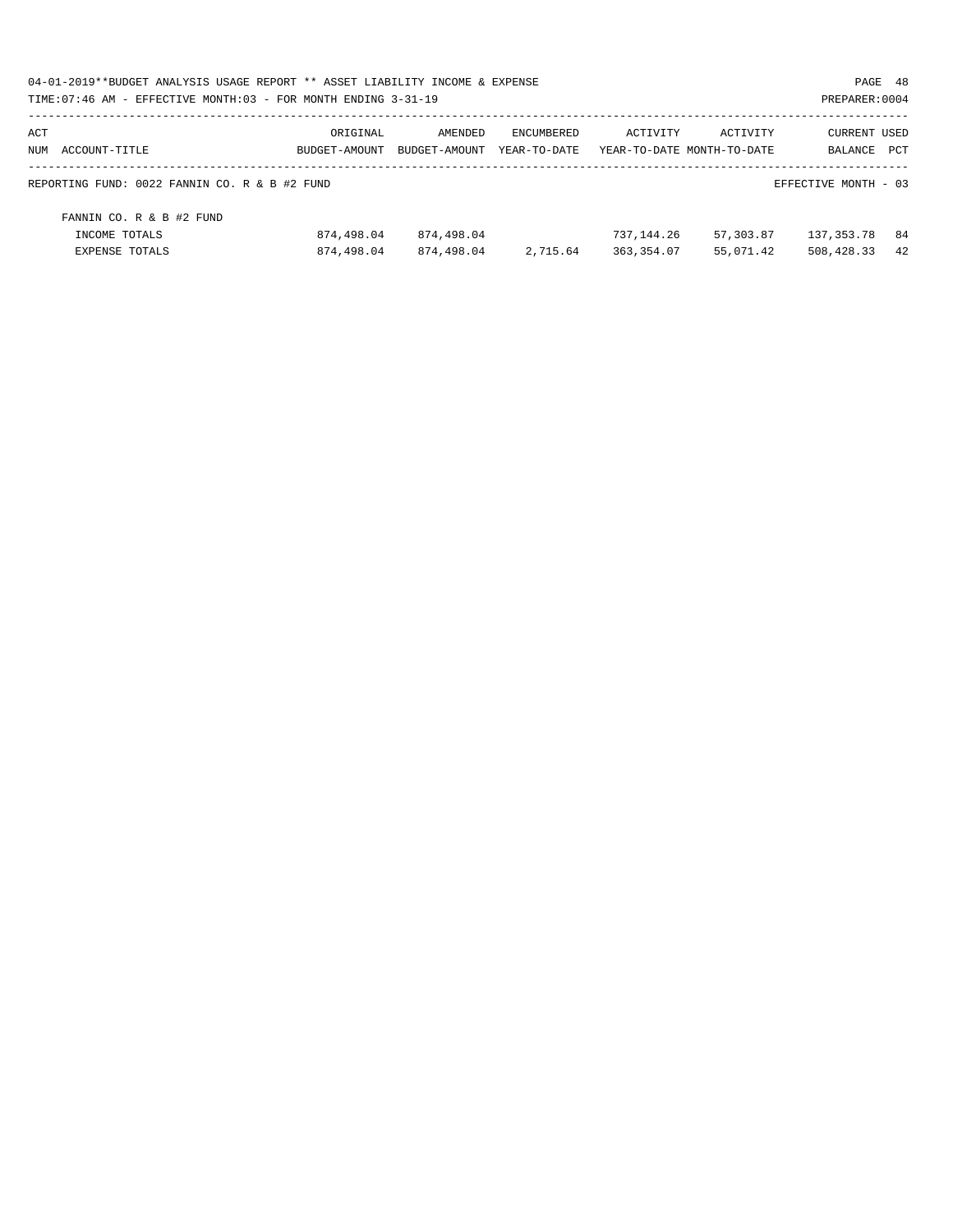04-01-2019**BUDGET ANALYSIS USAGE REPORT ** ASSET LIABILITY INCOME & EXPENSE

TIME:07:46 AM - EFFECTIVE MONTH:03 - FOR MONTH ENDING 3-31-19

PREPARER:0004

| ACT NUM ACCOUNT-TITLE | ORIGINAL BUDGET-AMOUNT | AMENDED BUDGET-AMOUNT | ENCUMBERED YEAR-TO-DATE | ACTIVITY YEAR-TO-DATE | ACTIVITY MONTH-TO-DATE | CURRENT BALANCE | USED PCT |
|---|---|---|---|---|---|---|---|
| REPORTING FUND: 0022 FANNIN CO. R & B #2 FUND | | | | | | EFFECTIVE MONTH - 03 | |
| FANNIN CO. R & B #2 FUND | | | | | | | |
| INCOME TOTALS | 874,498.04 | 874,498.04 | | 737,144.26 | 57,303.87 | 137,353.78 | 84 |
| EXPENSE TOTALS | 874,498.04 | 874,498.04 | 2,715.64 | 363,354.07 | 55,071.42 | 508,428.33 | 42 |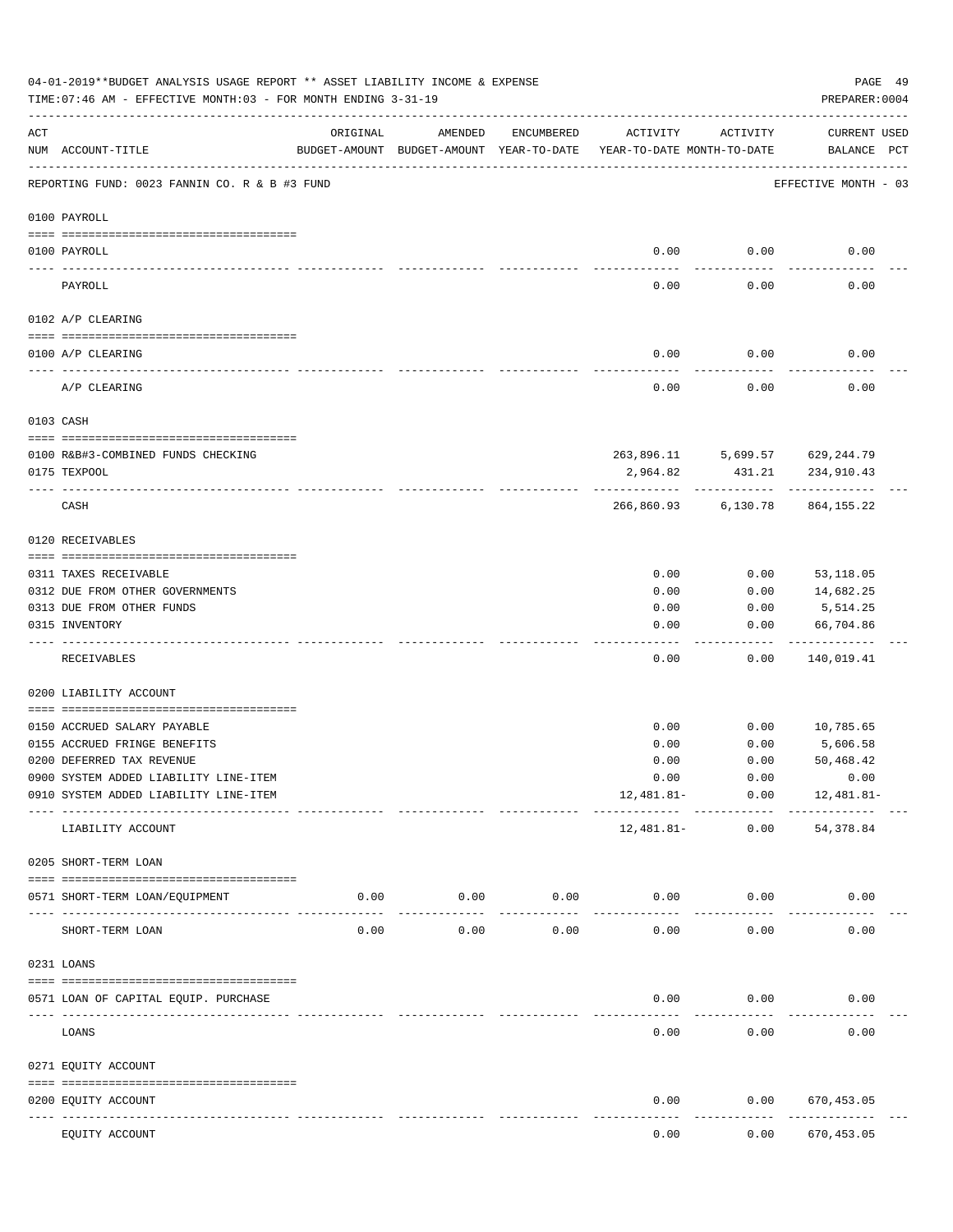04-01-2019**BUDGET ANALYSIS USAGE REPORT ** ASSET LIABILITY INCOME & EXPENSE

TIME:07:46 AM - EFFECTIVE MONTH:03 - FOR MONTH ENDING 3-31-19

PREPARER:0004

| ACT NUM | ACCOUNT-TITLE | ORIGINAL BUDGET-AMOUNT | AMENDED BUDGET-AMOUNT | ENCUMBERED YEAR-TO-DATE | ACTIVITY YEAR-TO-DATE | ACTIVITY MONTH-TO-DATE | CURRENT BALANCE | USED PCT |
|---|---|---|---|---|---|---|---|---|
| | REPORTING FUND: 0023 FANNIN CO. R & B #3 FUND | | | | | | EFFECTIVE MONTH - 03 | |
| | **0100 PAYROLL** | | | | | | | |
| 0100 | PAYROLL | | | | 0.00 | 0.00 | 0.00 | |
| | PAYROLL | | | | 0.00 | 0.00 | 0.00 | |
| | **0102 A/P CLEARING** | | | | | | | |
| 0100 | A/P CLEARING | | | | 0.00 | 0.00 | 0.00 | |
| | A/P CLEARING | | | | 0.00 | 0.00 | 0.00 | |
| | **0103 CASH** | | | | | | | |
| 0100 | R&B#3-COMBINED FUNDS CHECKING | | | | 263,896.11 | 5,699.57 | 629,244.79 | |
| 0175 | TEXPOOL | | | | 2,964.82 | 431.21 | 234,910.43 | |
| | CASH | | | | 266,860.93 | 6,130.78 | 864,155.22 | |
| | **0120 RECEIVABLES** | | | | | | | |
| 0311 | TAXES RECEIVABLE | | | | 0.00 | 0.00 | 53,118.05 | |
| 0312 | DUE FROM OTHER GOVERNMENTS | | | | 0.00 | 0.00 | 14,682.25 | |
| 0313 | DUE FROM OTHER FUNDS | | | | 0.00 | 0.00 | 5,514.25 | |
| 0315 | INVENTORY | | | | 0.00 | 0.00 | 66,704.86 | |
| | RECEIVABLES | | | | 0.00 | 0.00 | 140,019.41 | |
| | **0200 LIABILITY ACCOUNT** | | | | | | | |
| 0150 | ACCRUED SALARY PAYABLE | | | | 0.00 | 0.00 | 10,785.65 | |
| 0155 | ACCRUED FRINGE BENEFITS | | | | 0.00 | 0.00 | 5,606.58 | |
| 0200 | DEFERRED TAX REVENUE | | | | 0.00 | 0.00 | 50,468.42 | |
| 0900 | SYSTEM ADDED LIABILITY LINE-ITEM | | | | 0.00 | 0.00 | 0.00 | |
| 0910 | SYSTEM ADDED LIABILITY LINE-ITEM | | | | 12,481.81- | 0.00 | 12,481.81- | |
| | LIABILITY ACCOUNT | | | | 12,481.81- | 0.00 | 54,378.84 | |
| | **0205 SHORT-TERM LOAN** | | | | | | | |
| 0571 | SHORT-TERM LOAN/EQUIPMENT | 0.00 | 0.00 | 0.00 | 0.00 | 0.00 | 0.00 | |
| | SHORT-TERM LOAN | 0.00 | 0.00 | 0.00 | 0.00 | 0.00 | 0.00 | |
| | **0231 LOANS** | | | | | | | |
| 0571 | LOAN OF CAPITAL EQUIP. PURCHASE | | | | 0.00 | 0.00 | 0.00 | |
| | LOANS | | | | 0.00 | 0.00 | 0.00 | |
| | **0271 EQUITY ACCOUNT** | | | | | | | |
| 0200 | EQUITY ACCOUNT | | | | 0.00 | 0.00 | 670,453.05 | |
| | EQUITY ACCOUNT | | | | 0.00 | 0.00 | 670,453.05 | |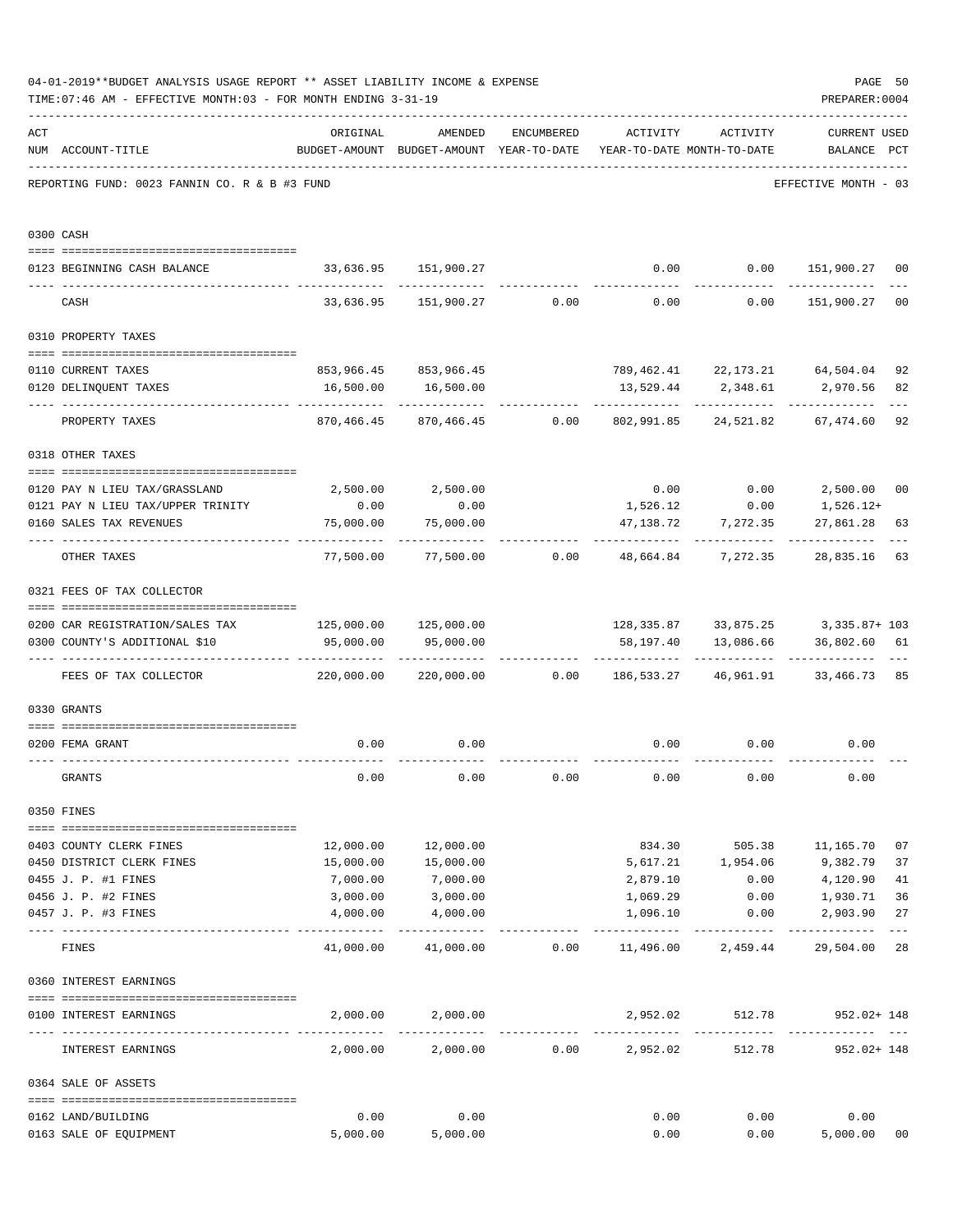04-01-2019**BUDGET ANALYSIS USAGE REPORT ** ASSET LIABILITY INCOME & EXPENSE

TIME:07:46 AM - EFFECTIVE MONTH:03 - FOR MONTH ENDING 3-31-19

PREPARER:0004

REPORTING FUND: 0023 FANNIN CO. R & B #3 FUND — EFFECTIVE MONTH - 03

| ACT NUM | ACCOUNT-TITLE | ORIGINAL BUDGET-AMOUNT | AMENDED BUDGET-AMOUNT | ENCUMBERED YEAR-TO-DATE | ACTIVITY YEAR-TO-DATE | ACTIVITY MONTH-TO-DATE | CURRENT BALANCE | USED PCT |
|---|---|---|---|---|---|---|---|---|
| **0300** | **CASH** | | | | | | | |
| 0123 | BEGINNING CASH BALANCE | 33,636.95 | 151,900.27 | | 0.00 | 0.00 | 151,900.27 | 00 |
| | CASH | 33,636.95 | 151,900.27 | 0.00 | 0.00 | 0.00 | 151,900.27 | 00 |
| **0310** | **PROPERTY TAXES** | | | | | | | |
| 0110 | CURRENT TAXES | 853,966.45 | 853,966.45 | | 789,462.41 | 22,173.21 | 64,504.04 | 92 |
| 0120 | DELINQUENT TAXES | 16,500.00 | 16,500.00 | | 13,529.44 | 2,348.61 | 2,970.56 | 82 |
| | PROPERTY TAXES | 870,466.45 | 870,466.45 | 0.00 | 802,991.85 | 24,521.82 | 67,474.60 | 92 |
| **0318** | **OTHER TAXES** | | | | | | | |
| 0120 | PAY N LIEU TAX/GRASSLAND | 2,500.00 | 2,500.00 | | 0.00 | 0.00 | 2,500.00 | 00 |
| 0121 | PAY N LIEU TAX/UPPER TRINITY | 0.00 | 0.00 | | 1,526.12 | 0.00 | 1,526.12+ | |
| 0160 | SALES TAX REVENUES | 75,000.00 | 75,000.00 | | 47,138.72 | 7,272.35 | 27,861.28 | 63 |
| | OTHER TAXES | 77,500.00 | 77,500.00 | 0.00 | 48,664.84 | 7,272.35 | 28,835.16 | 63 |
| **0321** | **FEES OF TAX COLLECTOR** | | | | | | | |
| 0200 | CAR REGISTRATION/SALES TAX | 125,000.00 | 125,000.00 | | 128,335.87 | 33,875.25 | 3,335.87+ | 103 |
| 0300 | COUNTY'S ADDITIONAL $10 | 95,000.00 | 95,000.00 | | 58,197.40 | 13,086.66 | 36,802.60 | 61 |
| | FEES OF TAX COLLECTOR | 220,000.00 | 220,000.00 | 0.00 | 186,533.27 | 46,961.91 | 33,466.73 | 85 |
| **0330** | **GRANTS** | | | | | | | |
| 0200 | FEMA GRANT | 0.00 | 0.00 | | 0.00 | 0.00 | 0.00 | |
| | GRANTS | 0.00 | 0.00 | 0.00 | 0.00 | 0.00 | 0.00 | |
| **0350** | **FINES** | | | | | | | |
| 0403 | COUNTY CLERK FINES | 12,000.00 | 12,000.00 | | 834.30 | 505.38 | 11,165.70 | 07 |
| 0450 | DISTRICT CLERK FINES | 15,000.00 | 15,000.00 | | 5,617.21 | 1,954.06 | 9,382.79 | 37 |
| 0455 | J. P. #1 FINES | 7,000.00 | 7,000.00 | | 2,879.10 | 0.00 | 4,120.90 | 41 |
| 0456 | J. P. #2 FINES | 3,000.00 | 3,000.00 | | 1,069.29 | 0.00 | 1,930.71 | 36 |
| 0457 | J. P. #3 FINES | 4,000.00 | 4,000.00 | | 1,096.10 | 0.00 | 2,903.90 | 27 |
| | FINES | 41,000.00 | 41,000.00 | 0.00 | 11,496.00 | 2,459.44 | 29,504.00 | 28 |
| **0360** | **INTEREST EARNINGS** | | | | | | | |
| 0100 | INTEREST EARNINGS | 2,000.00 | 2,000.00 | | 2,952.02 | 512.78 | 952.02+ | 148 |
| | INTEREST EARNINGS | 2,000.00 | 2,000.00 | 0.00 | 2,952.02 | 512.78 | 952.02+ | 148 |
| **0364** | **SALE OF ASSETS** | | | | | | | |
| 0162 | LAND/BUILDING | 0.00 | 0.00 | | 0.00 | 0.00 | 0.00 | |
| 0163 | SALE OF EQUIPMENT | 5,000.00 | 5,000.00 | | 0.00 | 0.00 | 5,000.00 | 00 |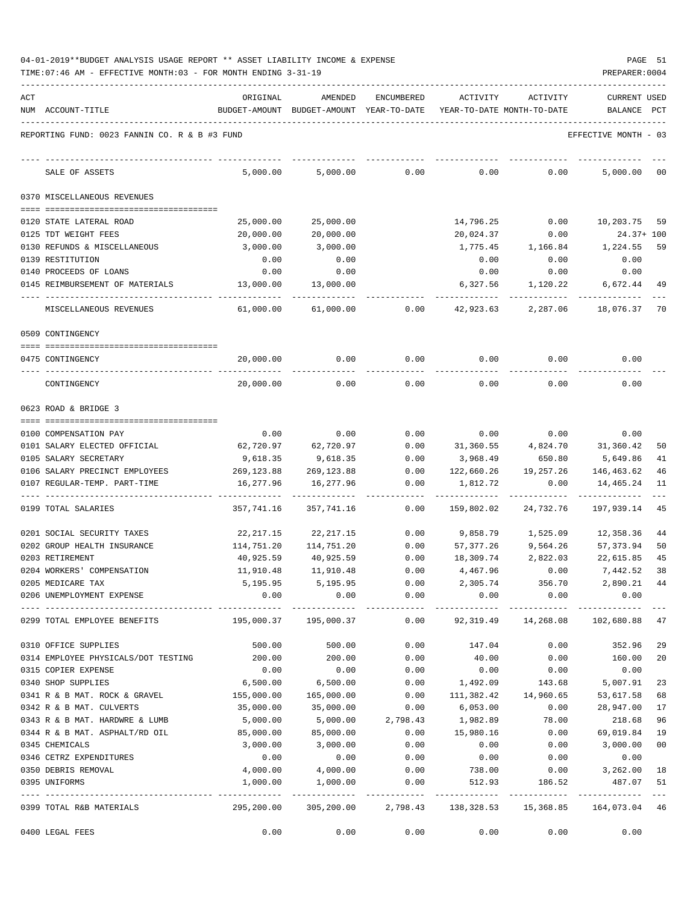04-01-2019**BUDGET ANALYSIS USAGE REPORT ** ASSET LIABILITY INCOME & EXPENSE

TIME:07:46 AM - EFFECTIVE MONTH:03 - FOR MONTH ENDING 3-31-19

PREPARER:0004

REPORTING FUND: 0023 FANNIN CO. R & B #3 FUND — EFFECTIVE MONTH - 03

| ACT NUM | ACCOUNT-TITLE | ORIGINAL BUDGET-AMOUNT | AMENDED BUDGET-AMOUNT | ENCUMBERED YEAR-TO-DATE | ACTIVITY YEAR-TO-DATE | ACTIVITY MONTH-TO-DATE | CURRENT BALANCE | USED PCT |
|---|---|---|---|---|---|---|---|---|
| | SALE OF ASSETS | 5,000.00 | 5,000.00 | 0.00 | 0.00 | 0.00 | 5,000.00 | 00 |
| | **0370 MISCELLANEOUS REVENUES** | | | | | | | |
| 0120 | STATE LATERAL ROAD | 25,000.00 | 25,000.00 | | 14,796.25 | 0.00 | 10,203.75 | 59 |
| 0125 | TDT WEIGHT FEES | 20,000.00 | 20,000.00 | | 20,024.37 | 0.00 | 24.37+ | 100 |
| 0130 | REFUNDS & MISCELLANEOUS | 3,000.00 | 3,000.00 | | 1,775.45 | 1,166.84 | 1,224.55 | 59 |
| 0139 | RESTITUTION | 0.00 | 0.00 | | 0.00 | 0.00 | 0.00 | |
| 0140 | PROCEEDS OF LOANS | 0.00 | 0.00 | | 0.00 | 0.00 | 0.00 | |
| 0145 | REIMBURSEMENT OF MATERIALS | 13,000.00 | 13,000.00 | | 6,327.56 | 1,120.22 | 6,672.44 | 49 |
| | MISCELLANEOUS REVENUES | 61,000.00 | 61,000.00 | 0.00 | 42,923.63 | 2,287.06 | 18,076.37 | 70 |
| | **0509 CONTINGENCY** | | | | | | | |
| 0475 | CONTINGENCY | 20,000.00 | 0.00 | 0.00 | 0.00 | 0.00 | 0.00 | |
| | CONTINGENCY | 20,000.00 | 0.00 | 0.00 | 0.00 | 0.00 | 0.00 | |
| | **0623 ROAD & BRIDGE 3** | | | | | | | |
| 0100 | COMPENSATION PAY | 0.00 | 0.00 | 0.00 | 0.00 | 0.00 | 0.00 | |
| 0101 | SALARY ELECTED OFFICIAL | 62,720.97 | 62,720.97 | 0.00 | 31,360.55 | 4,824.70 | 31,360.42 | 50 |
| 0105 | SALARY SECRETARY | 9,618.35 | 9,618.35 | 0.00 | 3,968.49 | 650.80 | 5,649.86 | 41 |
| 0106 | SALARY PRECINCT EMPLOYEES | 269,123.88 | 269,123.88 | 0.00 | 122,660.26 | 19,257.26 | 146,463.62 | 46 |
| 0107 | REGULAR-TEMP. PART-TIME | 16,277.96 | 16,277.96 | 0.00 | 1,812.72 | 0.00 | 14,465.24 | 11 |
| 0199 | TOTAL SALARIES | 357,741.16 | 357,741.16 | 0.00 | 159,802.02 | 24,732.76 | 197,939.14 | 45 |
| 0201 | SOCIAL SECURITY TAXES | 22,217.15 | 22,217.15 | 0.00 | 9,858.79 | 1,525.09 | 12,358.36 | 44 |
| 0202 | GROUP HEALTH INSURANCE | 114,751.20 | 114,751.20 | 0.00 | 57,377.26 | 9,564.26 | 57,373.94 | 50 |
| 0203 | RETIREMENT | 40,925.59 | 40,925.59 | 0.00 | 18,309.74 | 2,822.03 | 22,615.85 | 45 |
| 0204 | WORKERS' COMPENSATION | 11,910.48 | 11,910.48 | 0.00 | 4,467.96 | 0.00 | 7,442.52 | 38 |
| 0205 | MEDICARE TAX | 5,195.95 | 5,195.95 | 0.00 | 2,305.74 | 356.70 | 2,890.21 | 44 |
| 0206 | UNEMPLOYMENT EXPENSE | 0.00 | 0.00 | 0.00 | 0.00 | 0.00 | 0.00 | |
| 0299 | TOTAL EMPLOYEE BENEFITS | 195,000.37 | 195,000.37 | 0.00 | 92,319.49 | 14,268.08 | 102,680.88 | 47 |
| 0310 | OFFICE SUPPLIES | 500.00 | 500.00 | 0.00 | 147.04 | 0.00 | 352.96 | 29 |
| 0314 | EMPLOYEE PHYSICALS/DOT TESTING | 200.00 | 200.00 | 0.00 | 40.00 | 0.00 | 160.00 | 20 |
| 0315 | COPIER EXPENSE | 0.00 | 0.00 | 0.00 | 0.00 | 0.00 | 0.00 | |
| 0340 | SHOP SUPPLIES | 6,500.00 | 6,500.00 | 0.00 | 1,492.09 | 143.68 | 5,007.91 | 23 |
| 0341 | R & B MAT. ROCK & GRAVEL | 155,000.00 | 165,000.00 | 0.00 | 111,382.42 | 14,960.65 | 53,617.58 | 68 |
| 0342 | R & B MAT. CULVERTS | 35,000.00 | 35,000.00 | 0.00 | 6,053.00 | 0.00 | 28,947.00 | 17 |
| 0343 | R & B MAT. HARDWRE & LUMB | 5,000.00 | 5,000.00 | 2,798.43 | 1,982.89 | 78.00 | 218.68 | 96 |
| 0344 | R & B MAT. ASPHALT/RD OIL | 85,000.00 | 85,000.00 | 0.00 | 15,980.16 | 0.00 | 69,019.84 | 19 |
| 0345 | CHEMICALS | 3,000.00 | 3,000.00 | 0.00 | 0.00 | 0.00 | 3,000.00 | 00 |
| 0346 | CETRZ EXPENDITURES | 0.00 | 0.00 | 0.00 | 0.00 | 0.00 | 0.00 | |
| 0350 | DEBRIS REMOVAL | 4,000.00 | 4,000.00 | 0.00 | 738.00 | 0.00 | 3,262.00 | 18 |
| 0395 | UNIFORMS | 1,000.00 | 1,000.00 | 0.00 | 512.93 | 186.52 | 487.07 | 51 |
| 0399 | TOTAL R&B MATERIALS | 295,200.00 | 305,200.00 | 2,798.43 | 138,328.53 | 15,368.85 | 164,073.04 | 46 |
| 0400 | LEGAL FEES | 0.00 | 0.00 | 0.00 | 0.00 | 0.00 | 0.00 | |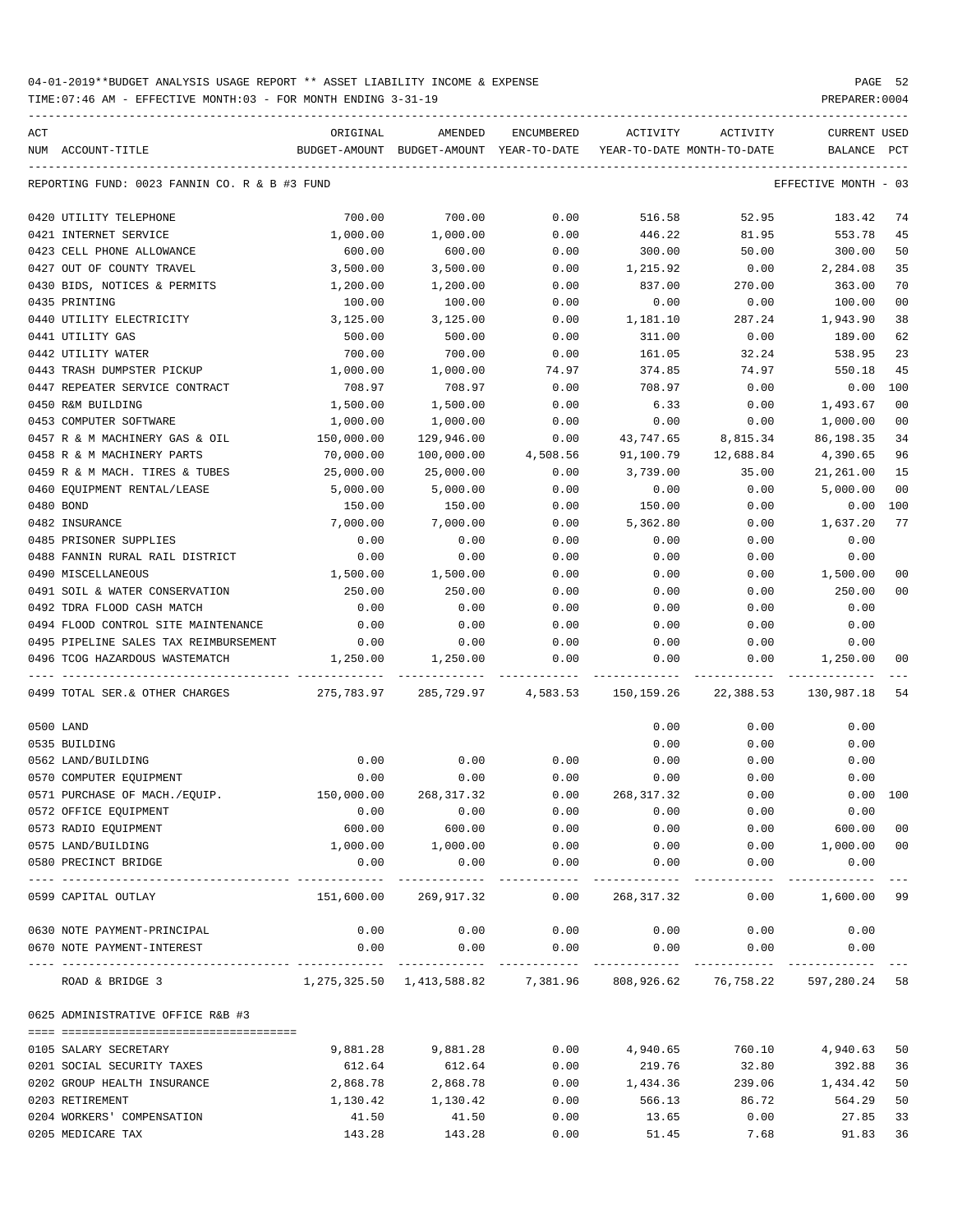04-01-2019**BUDGET ANALYSIS USAGE REPORT ** ASSET LIABILITY INCOME & EXPENSE

TIME:07:46 AM - EFFECTIVE MONTH:03 - FOR MONTH ENDING 3-31-19 PREPARER:0004

REPORTING FUND: 0023 FANNIN CO. R & B #3 FUND — EFFECTIVE MONTH - 03

| ACT NUM | ACCOUNT-TITLE | ORIGINAL BUDGET-AMOUNT | AMENDED BUDGET-AMOUNT | ENCUMBERED YEAR-TO-DATE | ACTIVITY YEAR-TO-DATE | ACTIVITY MONTH-TO-DATE | CURRENT USED BALANCE | PCT |
|---|---|---|---|---|---|---|---|---|
| 0420 | UTILITY TELEPHONE | 700.00 | 700.00 | 0.00 | 516.58 | 52.95 | 183.42 | 74 |
| 0421 | INTERNET SERVICE | 1,000.00 | 1,000.00 | 0.00 | 446.22 | 81.95 | 553.78 | 45 |
| 0423 | CELL PHONE ALLOWANCE | 600.00 | 600.00 | 0.00 | 300.00 | 50.00 | 300.00 | 50 |
| 0427 | OUT OF COUNTY TRAVEL | 3,500.00 | 3,500.00 | 0.00 | 1,215.92 | 0.00 | 2,284.08 | 35 |
| 0430 | BIDS, NOTICES & PERMITS | 1,200.00 | 1,200.00 | 0.00 | 837.00 | 270.00 | 363.00 | 70 |
| 0435 | PRINTING | 100.00 | 100.00 | 0.00 | 0.00 | 0.00 | 100.00 | 00 |
| 0440 | UTILITY ELECTRICITY | 3,125.00 | 3,125.00 | 0.00 | 1,181.10 | 287.24 | 1,943.90 | 38 |
| 0441 | UTILITY GAS | 500.00 | 500.00 | 0.00 | 311.00 | 0.00 | 189.00 | 62 |
| 0442 | UTILITY WATER | 700.00 | 700.00 | 0.00 | 161.05 | 32.24 | 538.95 | 23 |
| 0443 | TRASH DUMPSTER PICKUP | 1,000.00 | 1,000.00 | 74.97 | 374.85 | 74.97 | 550.18 | 45 |
| 0447 | REPEATER SERVICE CONTRACT | 708.97 | 708.97 | 0.00 | 708.97 | 0.00 | 0.00 | 100 |
| 0450 | R&M BUILDING | 1,500.00 | 1,500.00 | 0.00 | 6.33 | 0.00 | 1,493.67 | 00 |
| 0453 | COMPUTER SOFTWARE | 1,000.00 | 1,000.00 | 0.00 | 0.00 | 0.00 | 1,000.00 | 00 |
| 0457 | R & M MACHINERY GAS & OIL | 150,000.00 | 129,946.00 | 0.00 | 43,747.65 | 8,815.34 | 86,198.35 | 34 |
| 0458 | R & M MACHINERY PARTS | 70,000.00 | 100,000.00 | 4,508.56 | 91,100.79 | 12,688.84 | 4,390.65 | 96 |
| 0459 | R & M MACH. TIRES & TUBES | 25,000.00 | 25,000.00 | 0.00 | 3,739.00 | 35.00 | 21,261.00 | 15 |
| 0460 | EQUIPMENT RENTAL/LEASE | 5,000.00 | 5,000.00 | 0.00 | 0.00 | 0.00 | 5,000.00 | 00 |
| 0480 | BOND | 150.00 | 150.00 | 0.00 | 150.00 | 0.00 | 0.00 | 100 |
| 0482 | INSURANCE | 7,000.00 | 7,000.00 | 0.00 | 5,362.80 | 0.00 | 1,637.20 | 77 |
| 0485 | PRISONER SUPPLIES | 0.00 | 0.00 | 0.00 | 0.00 | 0.00 | 0.00 | |
| 0488 | FANNIN RURAL RAIL DISTRICT | 0.00 | 0.00 | 0.00 | 0.00 | 0.00 | 0.00 | |
| 0490 | MISCELLANEOUS | 1,500.00 | 1,500.00 | 0.00 | 0.00 | 0.00 | 1,500.00 | 00 |
| 0491 | SOIL & WATER CONSERVATION | 250.00 | 250.00 | 0.00 | 0.00 | 0.00 | 250.00 | 00 |
| 0492 | TDRA FLOOD CASH MATCH | 0.00 | 0.00 | 0.00 | 0.00 | 0.00 | 0.00 | |
| 0494 | FLOOD CONTROL SITE MAINTENANCE | 0.00 | 0.00 | 0.00 | 0.00 | 0.00 | 0.00 | |
| 0495 | PIPELINE SALES TAX REIMBURSEMENT | 0.00 | 0.00 | 0.00 | 0.00 | 0.00 | 0.00 | |
| 0496 | TCOG HAZARDOUS WASTEMATCH | 1,250.00 | 1,250.00 | 0.00 | 0.00 | 0.00 | 1,250.00 | 00 |
| 0499 | TOTAL SER.& OTHER CHARGES | 275,783.97 | 285,729.97 | 4,583.53 | 150,159.26 | 22,388.53 | 130,987.18 | 54 |
| 0500 | LAND | | | | 0.00 | 0.00 | 0.00 | |
| 0535 | BUILDING | | | | 0.00 | 0.00 | 0.00 | |
| 0562 | LAND/BUILDING | 0.00 | 0.00 | 0.00 | 0.00 | 0.00 | 0.00 | |
| 0570 | COMPUTER EQUIPMENT | 0.00 | 0.00 | 0.00 | 0.00 | 0.00 | 0.00 | |
| 0571 | PURCHASE OF MACH./EQUIP. | 150,000.00 | 268,317.32 | 0.00 | 268,317.32 | 0.00 | 0.00 | 100 |
| 0572 | OFFICE EQUIPMENT | 0.00 | 0.00 | 0.00 | 0.00 | 0.00 | 0.00 | |
| 0573 | RADIO EQUIPMENT | 600.00 | 600.00 | 0.00 | 0.00 | 0.00 | 600.00 | 00 |
| 0575 | LAND/BUILDING | 1,000.00 | 1,000.00 | 0.00 | 0.00 | 0.00 | 1,000.00 | 00 |
| 0580 | PRECINCT BRIDGE | 0.00 | 0.00 | 0.00 | 0.00 | 0.00 | 0.00 | |
| 0599 | CAPITAL OUTLAY | 151,600.00 | 269,917.32 | 0.00 | 268,317.32 | 0.00 | 1,600.00 | 99 |
| 0630 | NOTE PAYMENT-PRINCIPAL | 0.00 | 0.00 | 0.00 | 0.00 | 0.00 | 0.00 | |
| 0670 | NOTE PAYMENT-INTEREST | 0.00 | 0.00 | 0.00 | 0.00 | 0.00 | 0.00 | |
| | ROAD & BRIDGE 3 | 1,275,325.50 | 1,413,588.82 | 7,381.96 | 808,926.62 | 76,758.22 | 597,280.24 | 58 |

0625 ADMINISTRATIVE OFFICE R&B #3

| ACT NUM | ACCOUNT-TITLE | ORIGINAL BUDGET-AMOUNT | AMENDED BUDGET-AMOUNT | ENCUMBERED YEAR-TO-DATE | ACTIVITY YEAR-TO-DATE | ACTIVITY MONTH-TO-DATE | CURRENT USED BALANCE | PCT |
|---|---|---|---|---|---|---|---|---|
| 0105 | SALARY SECRETARY | 9,881.28 | 9,881.28 | 0.00 | 4,940.65 | 760.10 | 4,940.63 | 50 |
| 0201 | SOCIAL SECURITY TAXES | 612.64 | 612.64 | 0.00 | 219.76 | 32.80 | 392.88 | 36 |
| 0202 | GROUP HEALTH INSURANCE | 2,868.78 | 2,868.78 | 0.00 | 1,434.36 | 239.06 | 1,434.42 | 50 |
| 0203 | RETIREMENT | 1,130.42 | 1,130.42 | 0.00 | 566.13 | 86.72 | 564.29 | 50 |
| 0204 | WORKERS' COMPENSATION | 41.50 | 41.50 | 0.00 | 13.65 | 0.00 | 27.85 | 33 |
| 0205 | MEDICARE TAX | 143.28 | 143.28 | 0.00 | 51.45 | 7.68 | 91.83 | 36 |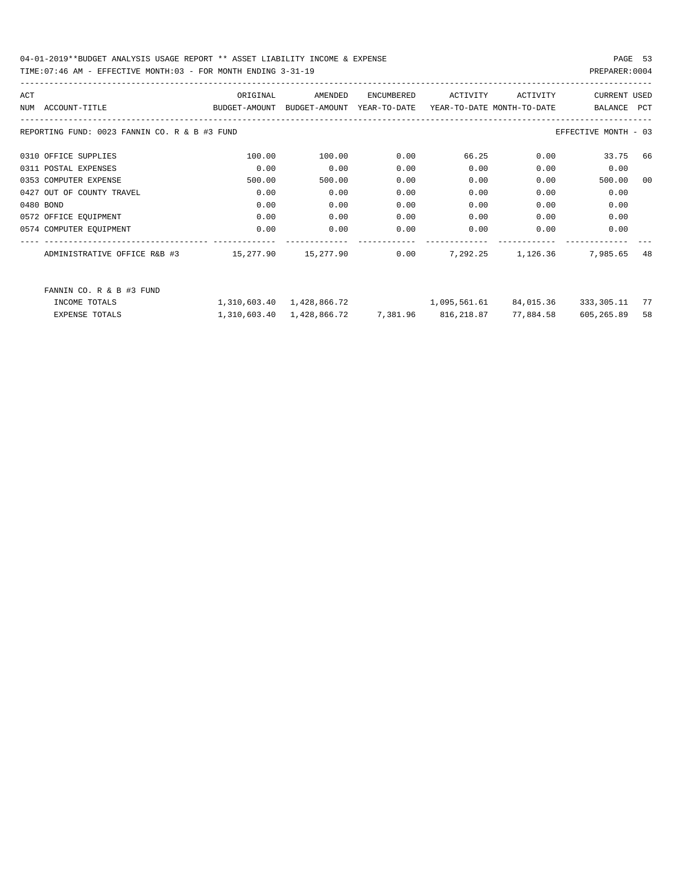04-01-2019**BUDGET ANALYSIS USAGE REPORT ** ASSET LIABILITY INCOME & EXPENSE

TIME:07:46 AM - EFFECTIVE MONTH:03 - FOR MONTH ENDING 3-31-19

PREPARER:0004

| ACT NUM | ACCOUNT-TITLE | ORIGINAL BUDGET-AMOUNT | AMENDED BUDGET-AMOUNT | ENCUMBERED YEAR-TO-DATE | ACTIVITY YEAR-TO-DATE | ACTIVITY MONTH-TO-DATE | CURRENT BALANCE | USED PCT |
|---|---|---|---|---|---|---|---|---|
| | REPORTING FUND: 0023 FANNIN CO. R & B #3 FUND | | | | | | EFFECTIVE MONTH - 03 | |
| 0310 | OFFICE SUPPLIES | 100.00 | 100.00 | 0.00 | 66.25 | 0.00 | 33.75 | 66 |
| 0311 | POSTAL EXPENSES | 0.00 | 0.00 | 0.00 | 0.00 | 0.00 | 0.00 | |
| 0353 | COMPUTER EXPENSE | 500.00 | 500.00 | 0.00 | 0.00 | 0.00 | 500.00 | 00 |
| 0427 | OUT OF COUNTY TRAVEL | 0.00 | 0.00 | 0.00 | 0.00 | 0.00 | 0.00 | |
| 0480 | BOND | 0.00 | 0.00 | 0.00 | 0.00 | 0.00 | 0.00 | |
| 0572 | OFFICE EQUIPMENT | 0.00 | 0.00 | 0.00 | 0.00 | 0.00 | 0.00 | |
| 0574 | COMPUTER EQUIPMENT | 0.00 | 0.00 | 0.00 | 0.00 | 0.00 | 0.00 | |
| | ADMINISTRATIVE OFFICE R&B #3 | 15,277.90 | 15,277.90 | 0.00 | 7,292.25 | 1,126.36 | 7,985.65 | 48 |
| | FANNIN CO. R & B #3 FUND | | | | | | | |
| | INCOME TOTALS | 1,310,603.40 | 1,428,866.72 | | 1,095,561.61 | 84,015.36 | 333,305.11 | 77 |
| | EXPENSE TOTALS | 1,310,603.40 | 1,428,866.72 | 7,381.96 | 816,218.87 | 77,884.58 | 605,265.89 | 58 |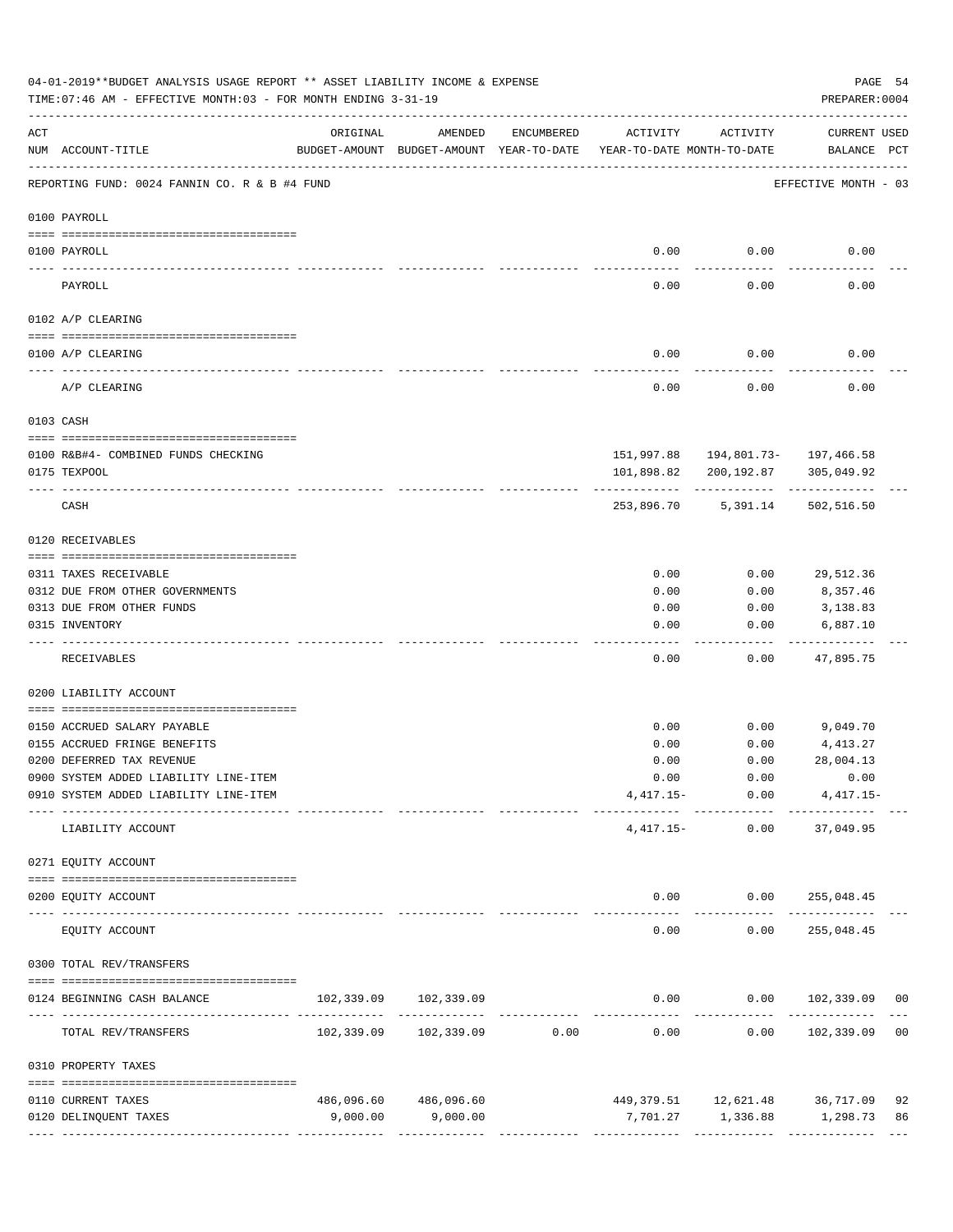04-01-2019**BUDGET ANALYSIS USAGE REPORT ** ASSET LIABILITY INCOME & EXPENSE

TIME:07:46 AM - EFFECTIVE MONTH:03 - FOR MONTH ENDING 3-31-19

PREPARER:0004

| ACT NUM | ACCOUNT-TITLE | ORIGINAL BUDGET-AMOUNT | AMENDED BUDGET-AMOUNT | ENCUMBERED YEAR-TO-DATE | ACTIVITY YEAR-TO-DATE | ACTIVITY MONTH-TO-DATE | CURRENT USED BALANCE | PCT |
|---|---|---|---|---|---|---|---|---|
| | REPORTING FUND: 0024 FANNIN CO. R & B #4 FUND | | | | | | EFFECTIVE MONTH - 03 | |
| | **0100 PAYROLL** | | | | | | | |
| 0100 | PAYROLL | | | | 0.00 | 0.00 | 0.00 | |
| | PAYROLL | | | | 0.00 | 0.00 | 0.00 | |
| | **0102 A/P CLEARING** | | | | | | | |
| 0100 | A/P CLEARING | | | | 0.00 | 0.00 | 0.00 | |
| | A/P CLEARING | | | | 0.00 | 0.00 | 0.00 | |
| | **0103 CASH** | | | | | | | |
| 0100 | R&B#4- COMBINED FUNDS CHECKING | | | | 151,997.88 | 194,801.73- | 197,466.58 | |
| 0175 | TEXPOOL | | | | 101,898.82 | 200,192.87 | 305,049.92 | |
| | CASH | | | | 253,896.70 | 5,391.14 | 502,516.50 | |
| | **0120 RECEIVABLES** | | | | | | | |
| 0311 | TAXES RECEIVABLE | | | | 0.00 | 0.00 | 29,512.36 | |
| 0312 | DUE FROM OTHER GOVERNMENTS | | | | 0.00 | 0.00 | 8,357.46 | |
| 0313 | DUE FROM OTHER FUNDS | | | | 0.00 | 0.00 | 3,138.83 | |
| 0315 | INVENTORY | | | | 0.00 | 0.00 | 6,887.10 | |
| | RECEIVABLES | | | | 0.00 | 0.00 | 47,895.75 | |
| | **0200 LIABILITY ACCOUNT** | | | | | | | |
| 0150 | ACCRUED SALARY PAYABLE | | | | 0.00 | 0.00 | 9,049.70 | |
| 0155 | ACCRUED FRINGE BENEFITS | | | | 0.00 | 0.00 | 4,413.27 | |
| 0200 | DEFERRED TAX REVENUE | | | | 0.00 | 0.00 | 28,004.13 | |
| 0900 | SYSTEM ADDED LIABILITY LINE-ITEM | | | | 0.00 | 0.00 | 0.00 | |
| 0910 | SYSTEM ADDED LIABILITY LINE-ITEM | | | | 4,417.15- | 0.00 | 4,417.15- | |
| | LIABILITY ACCOUNT | | | | 4,417.15- | 0.00 | 37,049.95 | |
| | **0271 EQUITY ACCOUNT** | | | | | | | |
| 0200 | EQUITY ACCOUNT | | | | 0.00 | 0.00 | 255,048.45 | |
| | EQUITY ACCOUNT | | | | 0.00 | 0.00 | 255,048.45 | |
| | **0300 TOTAL REV/TRANSFERS** | | | | | | | |
| 0124 | BEGINNING CASH BALANCE | 102,339.09 | 102,339.09 | | 0.00 | 0.00 | 102,339.09 | 00 |
| | TOTAL REV/TRANSFERS | 102,339.09 | 102,339.09 | 0.00 | 0.00 | 0.00 | 102,339.09 | 00 |
| | **0310 PROPERTY TAXES** | | | | | | | |
| 0110 | CURRENT TAXES | 486,096.60 | 486,096.60 | | 449,379.51 | 12,621.48 | 36,717.09 | 92 |
| 0120 | DELINQUENT TAXES | 9,000.00 | 9,000.00 | | 7,701.27 | 1,336.88 | 1,298.73 | 86 |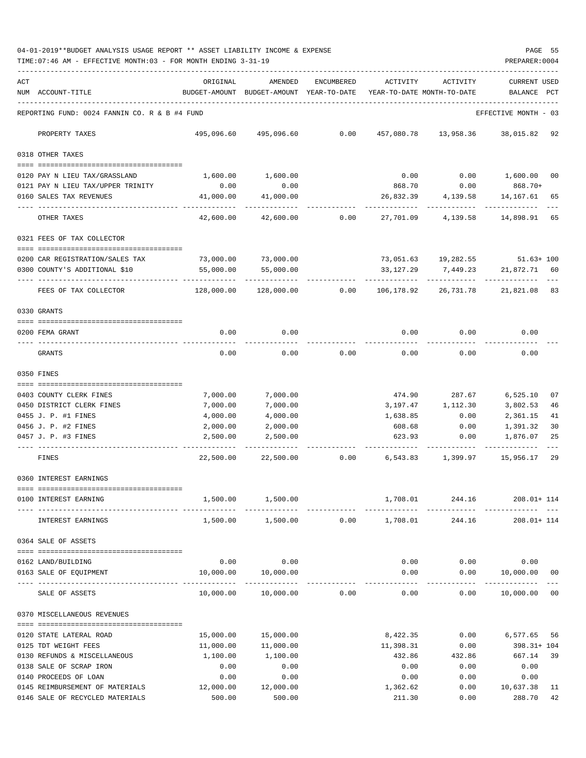04-01-2019**BUDGET ANALYSIS USAGE REPORT ** ASSET LIABILITY INCOME & EXPENSE

TIME:07:46 AM - EFFECTIVE MONTH:03 - FOR MONTH ENDING 3-31-19

PREPARER:0004

REPORTING FUND: 0024 FANNIN CO. R & B #4 FUND — EFFECTIVE MONTH - 03

| ACT NUM | ACCOUNT-TITLE | ORIGINAL BUDGET-AMOUNT | AMENDED BUDGET-AMOUNT | ENCUMBERED YEAR-TO-DATE | ACTIVITY YEAR-TO-DATE | ACTIVITY MONTH-TO-DATE | CURRENT USED BALANCE | PCT |
|---|---|---|---|---|---|---|---|---|
| | PROPERTY TAXES | 495,096.60 | 495,096.60 | 0.00 | 457,080.78 | 13,958.36 | 38,015.82 | 92 |
| | **0318 OTHER TAXES** | | | | | | | |
| 0120 | PAY N LIEU TAX/GRASSLAND | 1,600.00 | 1,600.00 | | 0.00 | 0.00 | 1,600.00 | 00 |
| 0121 | PAY N LIEU TAX/UPPER TRINITY | 0.00 | 0.00 | | 868.70 | 0.00 | 868.70+ | |
| 0160 | SALES TAX REVENUES | 41,000.00 | 41,000.00 | | 26,832.39 | 4,139.58 | 14,167.61 | 65 |
| | OTHER TAXES | 42,600.00 | 42,600.00 | 0.00 | 27,701.09 | 4,139.58 | 14,898.91 | 65 |
| | **0321 FEES OF TAX COLLECTOR** | | | | | | | |
| 0200 | CAR REGISTRATION/SALES TAX | 73,000.00 | 73,000.00 | | 73,051.63 | 19,282.55 | 51.63+ | 100 |
| 0300 | COUNTY'S ADDITIONAL $10 | 55,000.00 | 55,000.00 | | 33,127.29 | 7,449.23 | 21,872.71 | 60 |
| | FEES OF TAX COLLECTOR | 128,000.00 | 128,000.00 | 0.00 | 106,178.92 | 26,731.78 | 21,821.08 | 83 |
| | **0330 GRANTS** | | | | | | | |
| 0200 | FEMA GRANT | 0.00 | 0.00 | | 0.00 | 0.00 | 0.00 | |
| | GRANTS | 0.00 | 0.00 | 0.00 | 0.00 | 0.00 | 0.00 | |
| | **0350 FINES** | | | | | | | |
| 0403 | COUNTY CLERK FINES | 7,000.00 | 7,000.00 | | 474.90 | 287.67 | 6,525.10 | 07 |
| 0450 | DISTRICT CLERK FINES | 7,000.00 | 7,000.00 | | 3,197.47 | 1,112.30 | 3,802.53 | 46 |
| 0455 | J. P. #1 FINES | 4,000.00 | 4,000.00 | | 1,638.85 | 0.00 | 2,361.15 | 41 |
| 0456 | J. P. #2 FINES | 2,000.00 | 2,000.00 | | 608.68 | 0.00 | 1,391.32 | 30 |
| 0457 | J. P. #3 FINES | 2,500.00 | 2,500.00 | | 623.93 | 0.00 | 1,876.07 | 25 |
| | FINES | 22,500.00 | 22,500.00 | 0.00 | 6,543.83 | 1,399.97 | 15,956.17 | 29 |
| | **0360 INTEREST EARNINGS** | | | | | | | |
| 0100 | INTEREST EARNING | 1,500.00 | 1,500.00 | | 1,708.01 | 244.16 | 208.01+ | 114 |
| | INTEREST EARNINGS | 1,500.00 | 1,500.00 | 0.00 | 1,708.01 | 244.16 | 208.01+ | 114 |
| | **0364 SALE OF ASSETS** | | | | | | | |
| 0162 | LAND/BUILDING | 0.00 | 0.00 | | 0.00 | 0.00 | 0.00 | |
| 0163 | SALE OF EQUIPMENT | 10,000.00 | 10,000.00 | | 0.00 | 0.00 | 10,000.00 | 00 |
| | SALE OF ASSETS | 10,000.00 | 10,000.00 | 0.00 | 0.00 | 0.00 | 10,000.00 | 00 |
| | **0370 MISCELLANEOUS REVENUES** | | | | | | | |
| 0120 | STATE LATERAL ROAD | 15,000.00 | 15,000.00 | | 8,422.35 | 0.00 | 6,577.65 | 56 |
| 0125 | TDT WEIGHT FEES | 11,000.00 | 11,000.00 | | 11,398.31 | 0.00 | 398.31+ | 104 |
| 0130 | REFUNDS & MISCELLANEOUS | 1,100.00 | 1,100.00 | | 432.86 | 432.86 | 667.14 | 39 |
| 0138 | SALE OF SCRAP IRON | 0.00 | 0.00 | | 0.00 | 0.00 | 0.00 | |
| 0140 | PROCEEDS OF LOAN | 0.00 | 0.00 | | 0.00 | 0.00 | 0.00 | |
| 0145 | REIMBURSEMENT OF MATERIALS | 12,000.00 | 12,000.00 | | 1,362.62 | 0.00 | 10,637.38 | 11 |
| 0146 | SALE OF RECYCLED MATERIALS | 500.00 | 500.00 | | 211.30 | 0.00 | 288.70 | 42 |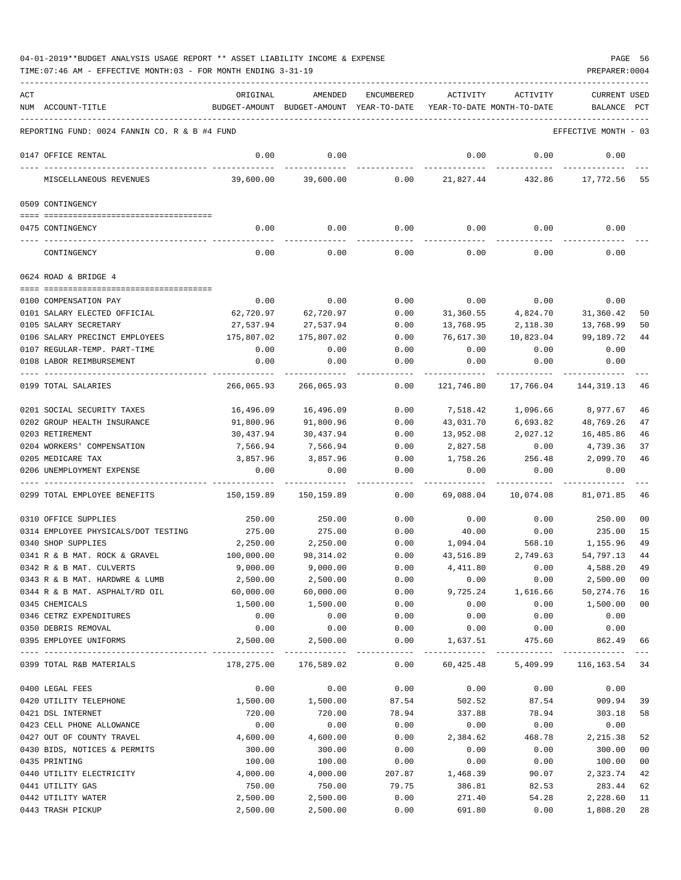04-01-2019**BUDGET ANALYSIS USAGE REPORT ** ASSET LIABILITY INCOME & EXPENSE

TIME:07:46 AM - EFFECTIVE MONTH:03 - FOR MONTH ENDING 3-31-19

PREPARER:0004

| ACT NUM | ACCOUNT-TITLE | ORIGINAL BUDGET-AMOUNT | AMENDED BUDGET-AMOUNT | ENCUMBERED YEAR-TO-DATE | ACTIVITY YEAR-TO-DATE | ACTIVITY MONTH-TO-DATE | CURRENT BALANCE | USED PCT |
|---|---|---|---|---|---|---|---|---|
| | REPORTING FUND: 0024 FANNIN CO. R & B #4 FUND | | | | | | EFFECTIVE MONTH - 03 | |
| 0147 | OFFICE RENTAL | 0.00 | 0.00 | | 0.00 | 0.00 | 0.00 | |
| | MISCELLANEOUS REVENUES | 39,600.00 | 39,600.00 | 0.00 | 21,827.44 | 432.86 | 17,772.56 | 55 |
| | 0509 CONTINGENCY | | | | | | | |
| 0475 | CONTINGENCY | 0.00 | 0.00 | 0.00 | 0.00 | 0.00 | 0.00 | |
| | CONTINGENCY | 0.00 | 0.00 | 0.00 | 0.00 | 0.00 | 0.00 | |
| | 0624 ROAD & BRIDGE 4 | | | | | | | |
| 0100 | COMPENSATION PAY | 0.00 | 0.00 | 0.00 | 0.00 | 0.00 | 0.00 | |
| 0101 | SALARY ELECTED OFFICIAL | 62,720.97 | 62,720.97 | 0.00 | 31,360.55 | 4,824.70 | 31,360.42 | 50 |
| 0105 | SALARY SECRETARY | 27,537.94 | 27,537.94 | 0.00 | 13,768.95 | 2,118.30 | 13,768.99 | 50 |
| 0106 | SALARY PRECINCT EMPLOYEES | 175,807.02 | 175,807.02 | 0.00 | 76,617.30 | 10,823.04 | 99,189.72 | 44 |
| 0107 | REGULAR-TEMP. PART-TIME | 0.00 | 0.00 | 0.00 | 0.00 | 0.00 | 0.00 | |
| 0108 | LABOR REIMBURSEMENT | 0.00 | 0.00 | 0.00 | 0.00 | 0.00 | 0.00 | |
| 0199 | TOTAL SALARIES | 266,065.93 | 266,065.93 | 0.00 | 121,746.80 | 17,766.04 | 144,319.13 | 46 |
| 0201 | SOCIAL SECURITY TAXES | 16,496.09 | 16,496.09 | 0.00 | 7,518.42 | 1,096.66 | 8,977.67 | 46 |
| 0202 | GROUP HEALTH INSURANCE | 91,800.96 | 91,800.96 | 0.00 | 43,031.70 | 6,693.82 | 48,769.26 | 47 |
| 0203 | RETIREMENT | 30,437.94 | 30,437.94 | 0.00 | 13,952.08 | 2,027.12 | 16,485.86 | 46 |
| 0204 | WORKERS' COMPENSATION | 7,566.94 | 7,566.94 | 0.00 | 2,827.58 | 0.00 | 4,739.36 | 37 |
| 0205 | MEDICARE TAX | 3,857.96 | 3,857.96 | 0.00 | 1,758.26 | 256.48 | 2,099.70 | 46 |
| 0206 | UNEMPLOYMENT EXPENSE | 0.00 | 0.00 | 0.00 | 0.00 | 0.00 | 0.00 | |
| 0299 | TOTAL EMPLOYEE BENEFITS | 150,159.89 | 150,159.89 | 0.00 | 69,088.04 | 10,074.08 | 81,071.85 | 46 |
| 0310 | OFFICE SUPPLIES | 250.00 | 250.00 | 0.00 | 0.00 | 0.00 | 250.00 | 00 |
| 0314 | EMPLOYEE PHYSICALS/DOT TESTING | 275.00 | 275.00 | 0.00 | 40.00 | 0.00 | 235.00 | 15 |
| 0340 | SHOP SUPPLIES | 2,250.00 | 2,250.00 | 0.00 | 1,094.04 | 568.10 | 1,155.96 | 49 |
| 0341 | R & B MAT. ROCK & GRAVEL | 100,000.00 | 98,314.02 | 0.00 | 43,516.89 | 2,749.63 | 54,797.13 | 44 |
| 0342 | R & B MAT. CULVERTS | 9,000.00 | 9,000.00 | 0.00 | 4,411.80 | 0.00 | 4,588.20 | 49 |
| 0343 | R & B MAT. HARDWRE & LUMB | 2,500.00 | 2,500.00 | 0.00 | 0.00 | 0.00 | 2,500.00 | 00 |
| 0344 | R & B MAT. ASPHALT/RD OIL | 60,000.00 | 60,000.00 | 0.00 | 9,725.24 | 1,616.66 | 50,274.76 | 16 |
| 0345 | CHEMICALS | 1,500.00 | 1,500.00 | 0.00 | 0.00 | 0.00 | 1,500.00 | 00 |
| 0346 | CETRZ EXPENDITURES | 0.00 | 0.00 | 0.00 | 0.00 | 0.00 | 0.00 | |
| 0350 | DEBRIS REMOVAL | 0.00 | 0.00 | 0.00 | 0.00 | 0.00 | 0.00 | |
| 0395 | EMPLOYEE UNIFORMS | 2,500.00 | 2,500.00 | 0.00 | 1,637.51 | 475.60 | 862.49 | 66 |
| 0399 | TOTAL R&B MATERIALS | 178,275.00 | 176,589.02 | 0.00 | 60,425.48 | 5,409.99 | 116,163.54 | 34 |
| 0400 | LEGAL FEES | 0.00 | 0.00 | 0.00 | 0.00 | 0.00 | 0.00 | |
| 0420 | UTILITY TELEPHONE | 1,500.00 | 1,500.00 | 87.54 | 502.52 | 87.54 | 909.94 | 39 |
| 0421 | DSL INTERNET | 720.00 | 720.00 | 78.94 | 337.88 | 78.94 | 303.18 | 58 |
| 0423 | CELL PHONE ALLOWANCE | 0.00 | 0.00 | 0.00 | 0.00 | 0.00 | 0.00 | |
| 0427 | OUT OF COUNTY TRAVEL | 4,600.00 | 4,600.00 | 0.00 | 2,384.62 | 468.78 | 2,215.38 | 52 |
| 0430 | BIDS, NOTICES & PERMITS | 300.00 | 300.00 | 0.00 | 0.00 | 0.00 | 300.00 | 00 |
| 0435 | PRINTING | 100.00 | 100.00 | 0.00 | 0.00 | 0.00 | 100.00 | 00 |
| 0440 | UTILITY ELECTRICITY | 4,000.00 | 4,000.00 | 207.87 | 1,468.39 | 90.07 | 2,323.74 | 42 |
| 0441 | UTILITY GAS | 750.00 | 750.00 | 79.75 | 386.81 | 82.53 | 283.44 | 62 |
| 0442 | UTILITY WATER | 2,500.00 | 2,500.00 | 0.00 | 271.40 | 54.28 | 2,228.60 | 11 |
| 0443 | TRASH PICKUP | 2,500.00 | 2,500.00 | 0.00 | 691.80 | 0.00 | 1,808.20 | 28 |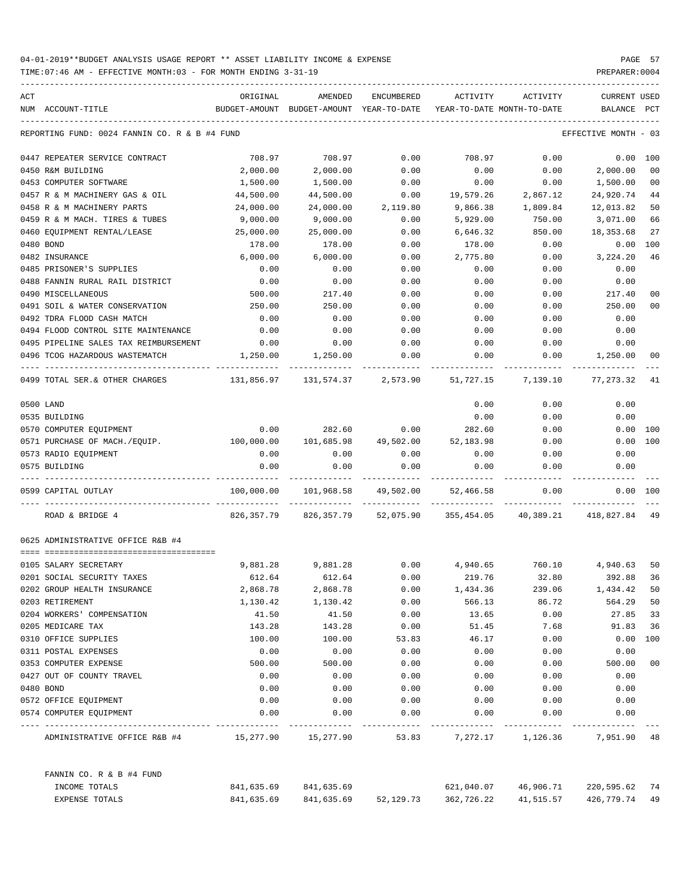04-01-2019**BUDGET ANALYSIS USAGE REPORT ** ASSET LIABILITY INCOME & EXPENSE

TIME:07:46 AM - EFFECTIVE MONTH:03 - FOR MONTH ENDING 3-31-19

PREPARER:0004

| ACT NUM | ACCOUNT-TITLE | ORIGINAL BUDGET-AMOUNT | AMENDED BUDGET-AMOUNT | ENCUMBERED YEAR-TO-DATE | ACTIVITY YEAR-TO-DATE | ACTIVITY MONTH-TO-DATE | CURRENT BALANCE | USED PCT |
|---|---|---|---|---|---|---|---|---|
| | REPORTING FUND: 0024 FANNIN CO. R & B #4 FUND | | | | | | EFFECTIVE MONTH - 03 | |
| 0447 | REPEATER SERVICE CONTRACT | 708.97 | 708.97 | 0.00 | 708.97 | 0.00 | 0.00 | 100 |
| 0450 | R&M BUILDING | 2,000.00 | 2,000.00 | 0.00 | 0.00 | 0.00 | 2,000.00 | 00 |
| 0453 | COMPUTER SOFTWARE | 1,500.00 | 1,500.00 | 0.00 | 0.00 | 0.00 | 1,500.00 | 00 |
| 0457 | R & M MACHINERY GAS & OIL | 44,500.00 | 44,500.00 | 0.00 | 19,579.26 | 2,867.12 | 24,920.74 | 44 |
| 0458 | R & M MACHINERY PARTS | 24,000.00 | 24,000.00 | 2,119.80 | 9,866.38 | 1,809.84 | 12,013.82 | 50 |
| 0459 | R & M MACH. TIRES & TUBES | 9,000.00 | 9,000.00 | 0.00 | 5,929.00 | 750.00 | 3,071.00 | 66 |
| 0460 | EQUIPMENT RENTAL/LEASE | 25,000.00 | 25,000.00 | 0.00 | 6,646.32 | 850.00 | 18,353.68 | 27 |
| 0480 | BOND | 178.00 | 178.00 | 0.00 | 178.00 | 0.00 | 0.00 | 100 |
| 0482 | INSURANCE | 6,000.00 | 6,000.00 | 0.00 | 2,775.80 | 0.00 | 3,224.20 | 46 |
| 0485 | PRISONER'S SUPPLIES | 0.00 | 0.00 | 0.00 | 0.00 | 0.00 | 0.00 | |
| 0488 | FANNIN RURAL RAIL DISTRICT | 0.00 | 0.00 | 0.00 | 0.00 | 0.00 | 0.00 | |
| 0490 | MISCELLANEOUS | 500.00 | 217.40 | 0.00 | 0.00 | 0.00 | 217.40 | 00 |
| 0491 | SOIL & WATER CONSERVATION | 250.00 | 250.00 | 0.00 | 0.00 | 0.00 | 250.00 | 00 |
| 0492 | TDRA FLOOD CASH MATCH | 0.00 | 0.00 | 0.00 | 0.00 | 0.00 | 0.00 | |
| 0494 | FLOOD CONTROL SITE MAINTENANCE | 0.00 | 0.00 | 0.00 | 0.00 | 0.00 | 0.00 | |
| 0495 | PIPELINE SALES TAX REIMBURSEMENT | 0.00 | 0.00 | 0.00 | 0.00 | 0.00 | 0.00 | |
| 0496 | TCOG HAZARDOUS WASTEMATCH | 1,250.00 | 1,250.00 | 0.00 | 0.00 | 0.00 | 1,250.00 | 00 |
| 0499 | TOTAL SER.& OTHER CHARGES | 131,856.97 | 131,574.37 | 2,573.90 | 51,727.15 | 7,139.10 | 77,273.32 | 41 |
| 0500 | LAND | | | | 0.00 | 0.00 | 0.00 | |
| 0535 | BUILDING | | | | 0.00 | 0.00 | 0.00 | |
| 0570 | COMPUTER EQUIPMENT | 0.00 | 282.60 | 0.00 | 282.60 | 0.00 | 0.00 | 100 |
| 0571 | PURCHASE OF MACH./EQUIP. | 100,000.00 | 101,685.98 | 49,502.00 | 52,183.98 | 0.00 | 0.00 | 100 |
| 0573 | RADIO EQUIPMENT | 0.00 | 0.00 | 0.00 | 0.00 | 0.00 | 0.00 | |
| 0575 | BUILDING | 0.00 | 0.00 | 0.00 | 0.00 | 0.00 | 0.00 | |
| 0599 | CAPITAL OUTLAY | 100,000.00 | 101,968.58 | 49,502.00 | 52,466.58 | 0.00 | 0.00 | 100 |
| | ROAD & BRIDGE 4 | 826,357.79 | 826,357.79 | 52,075.90 | 355,454.05 | 40,389.21 | 418,827.84 | 49 |
| | 0625 ADMINISTRATIVE OFFICE R&B #4 | | | | | | | |
| 0105 | SALARY SECRETARY | 9,881.28 | 9,881.28 | 0.00 | 4,940.65 | 760.10 | 4,940.63 | 50 |
| 0201 | SOCIAL SECURITY TAXES | 612.64 | 612.64 | 0.00 | 219.76 | 32.80 | 392.88 | 36 |
| 0202 | GROUP HEALTH INSURANCE | 2,868.78 | 2,868.78 | 0.00 | 1,434.36 | 239.06 | 1,434.42 | 50 |
| 0203 | RETIREMENT | 1,130.42 | 1,130.42 | 0.00 | 566.13 | 86.72 | 564.29 | 50 |
| 0204 | WORKERS' COMPENSATION | 41.50 | 41.50 | 0.00 | 13.65 | 0.00 | 27.85 | 33 |
| 0205 | MEDICARE TAX | 143.28 | 143.28 | 0.00 | 51.45 | 7.68 | 91.83 | 36 |
| 0310 | OFFICE SUPPLIES | 100.00 | 100.00 | 53.83 | 46.17 | 0.00 | 0.00 | 100 |
| 0311 | POSTAL EXPENSES | 0.00 | 0.00 | 0.00 | 0.00 | 0.00 | 0.00 | |
| 0353 | COMPUTER EXPENSE | 500.00 | 500.00 | 0.00 | 0.00 | 0.00 | 500.00 | 00 |
| 0427 | OUT OF COUNTY TRAVEL | 0.00 | 0.00 | 0.00 | 0.00 | 0.00 | 0.00 | |
| 0480 | BOND | 0.00 | 0.00 | 0.00 | 0.00 | 0.00 | 0.00 | |
| 0572 | OFFICE EQUIPMENT | 0.00 | 0.00 | 0.00 | 0.00 | 0.00 | 0.00 | |
| 0574 | COMPUTER EQUIPMENT | 0.00 | 0.00 | 0.00 | 0.00 | 0.00 | 0.00 | |
| | ADMINISTRATIVE OFFICE R&B #4 | 15,277.90 | 15,277.90 | 53.83 | 7,272.17 | 1,126.36 | 7,951.90 | 48 |
| | FANNIN CO. R & B #4 FUND | | | | | | | |
| | INCOME TOTALS | 841,635.69 | 841,635.69 | | 621,040.07 | 46,906.71 | 220,595.62 | 74 |
| | EXPENSE TOTALS | 841,635.69 | 841,635.69 | 52,129.73 | 362,726.22 | 41,515.57 | 426,779.74 | 49 |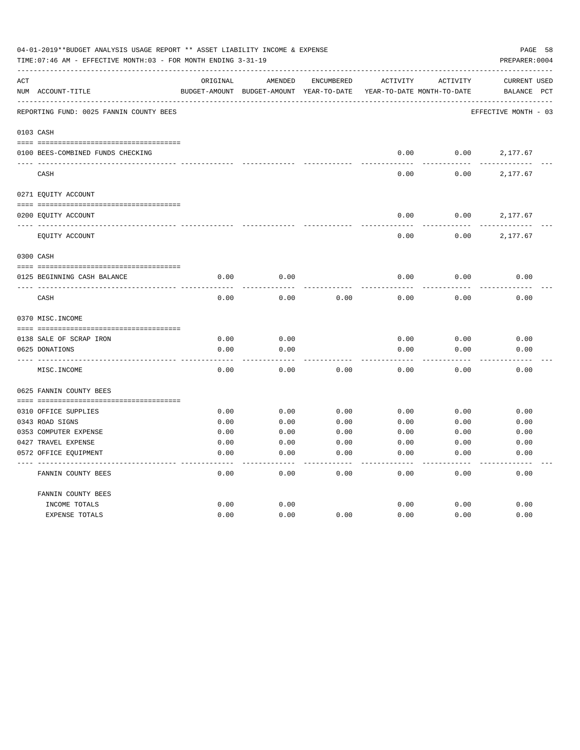04-01-2019**BUDGET ANALYSIS USAGE REPORT ** ASSET LIABILITY INCOME & EXPENSE

TIME:07:46 AM - EFFECTIVE MONTH:03 - FOR MONTH ENDING 3-31-19

PREPARER:0004

REPORTING FUND: 0025 FANNIN COUNTY BEES — EFFECTIVE MONTH - 03

| ACT NUM | ACCOUNT-TITLE | ORIGINAL BUDGET-AMOUNT | AMENDED BUDGET-AMOUNT | ENCUMBERED YEAR-TO-DATE | ACTIVITY YEAR-TO-DATE | ACTIVITY MONTH-TO-DATE | CURRENT BALANCE | USED PCT |
|---|---|---|---|---|---|---|---|---|
| **0103** | **CASH** | | | | | | | |
| 0100 | BEES-COMBINED FUNDS CHECKING | | | | 0.00 | 0.00 | 2,177.67 | |
| | CASH | | | | 0.00 | 0.00 | 2,177.67 | |
| **0271** | **EQUITY ACCOUNT** | | | | | | | |
| 0200 | EQUITY ACCOUNT | | | | 0.00 | 0.00 | 2,177.67 | |
| | EQUITY ACCOUNT | | | | 0.00 | 0.00 | 2,177.67 | |
| **0300** | **CASH** | | | | | | | |
| 0125 | BEGINNING CASH BALANCE | 0.00 | 0.00 | | 0.00 | 0.00 | 0.00 | |
| | CASH | 0.00 | 0.00 | 0.00 | 0.00 | 0.00 | 0.00 | |
| **0370** | **MISC.INCOME** | | | | | | | |
| 0138 | SALE OF SCRAP IRON | 0.00 | 0.00 | | 0.00 | 0.00 | 0.00 | |
| 0625 | DONATIONS | 0.00 | 0.00 | | 0.00 | 0.00 | 0.00 | |
| | MISC.INCOME | 0.00 | 0.00 | 0.00 | 0.00 | 0.00 | 0.00 | |
| **0625** | **FANNIN COUNTY BEES** | | | | | | | |
| 0310 | OFFICE SUPPLIES | 0.00 | 0.00 | 0.00 | 0.00 | 0.00 | 0.00 | |
| 0343 | ROAD SIGNS | 0.00 | 0.00 | 0.00 | 0.00 | 0.00 | 0.00 | |
| 0353 | COMPUTER EXPENSE | 0.00 | 0.00 | 0.00 | 0.00 | 0.00 | 0.00 | |
| 0427 | TRAVEL EXPENSE | 0.00 | 0.00 | 0.00 | 0.00 | 0.00 | 0.00 | |
| 0572 | OFFICE EQUIPMENT | 0.00 | 0.00 | 0.00 | 0.00 | 0.00 | 0.00 | |
| | FANNIN COUNTY BEES | 0.00 | 0.00 | 0.00 | 0.00 | 0.00 | 0.00 | |
| | FANNIN COUNTY BEES | | | | | | | |
| | INCOME TOTALS | 0.00 | 0.00 | | 0.00 | 0.00 | 0.00 | |
| | EXPENSE TOTALS | 0.00 | 0.00 | 0.00 | 0.00 | 0.00 | 0.00 | |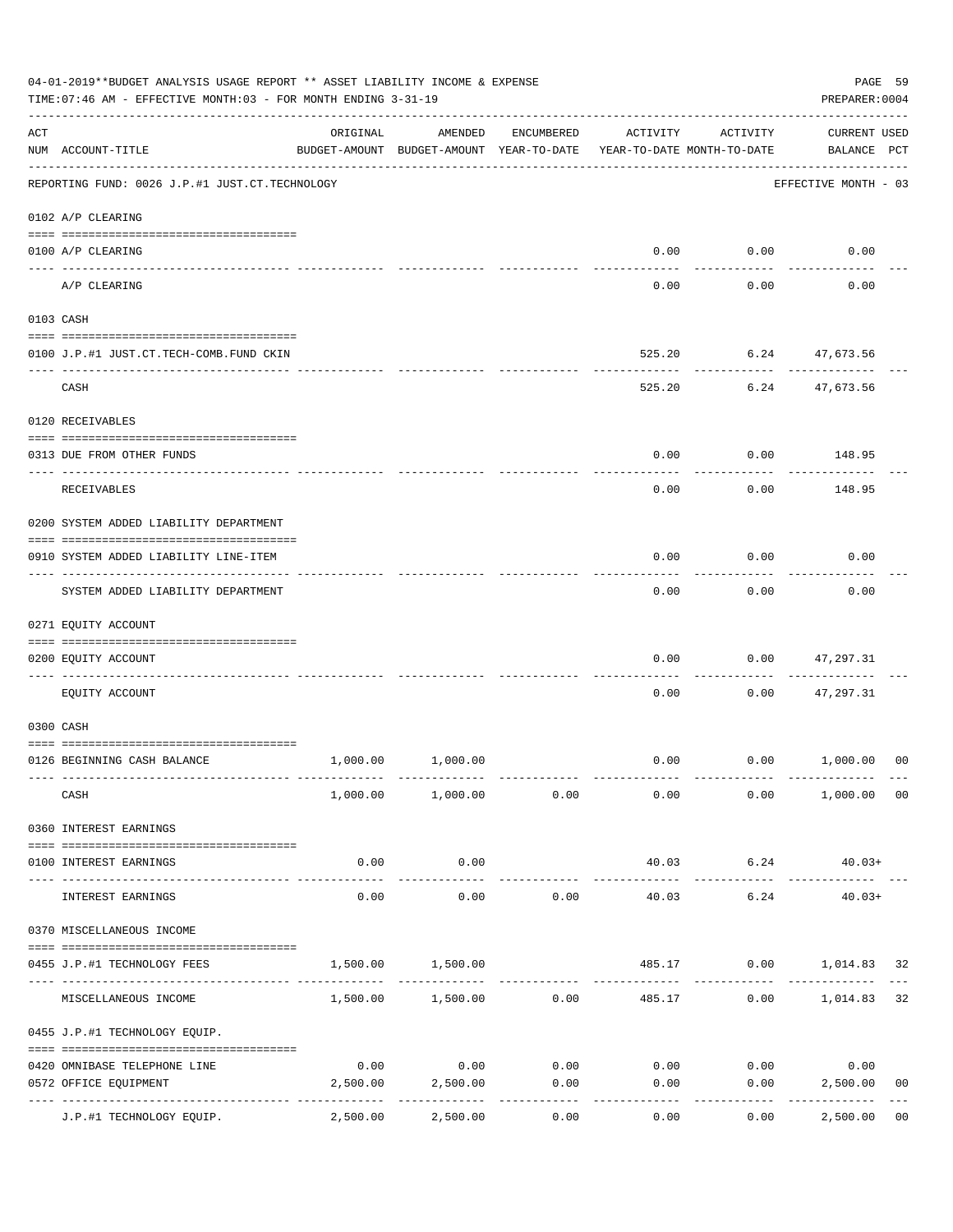04-01-2019**BUDGET ANALYSIS USAGE REPORT ** ASSET LIABILITY INCOME & EXPENSE

TIME:07:46 AM - EFFECTIVE MONTH:03 - FOR MONTH ENDING 3-31-19

PREPARER:0004

| ACT NUM | ACCOUNT-TITLE | ORIGINAL BUDGET-AMOUNT | AMENDED BUDGET-AMOUNT | ENCUMBERED YEAR-TO-DATE | ACTIVITY YEAR-TO-DATE | ACTIVITY MONTH-TO-DATE | CURRENT USED BALANCE | PCT |
|---|---|---|---|---|---|---|---|---|
| | REPORTING FUND: 0026 J.P.#1 JUST.CT.TECHNOLOGY | | | | | | EFFECTIVE MONTH - 03 | |
| | 0102 A/P CLEARING | | | | | | | |
| 0100 | A/P CLEARING | | | | 0.00 | 0.00 | 0.00 | |
| | A/P CLEARING | | | | 0.00 | 0.00 | 0.00 | |
| | 0103 CASH | | | | | | | |
| 0100 | J.P.#1 JUST.CT.TECH-COMB.FUND CKIN | | | | 525.20 | 6.24 | 47,673.56 | |
| | CASH | | | | 525.20 | 6.24 | 47,673.56 | |
| | 0120 RECEIVABLES | | | | | | | |
| 0313 | DUE FROM OTHER FUNDS | | | | 0.00 | 0.00 | 148.95 | |
| | RECEIVABLES | | | | 0.00 | 0.00 | 148.95 | |
| | 0200 SYSTEM ADDED LIABILITY DEPARTMENT | | | | | | | |
| 0910 | SYSTEM ADDED LIABILITY LINE-ITEM | | | | 0.00 | 0.00 | 0.00 | |
| | SYSTEM ADDED LIABILITY DEPARTMENT | | | | 0.00 | 0.00 | 0.00 | |
| | 0271 EQUITY ACCOUNT | | | | | | | |
| 0200 | EQUITY ACCOUNT | | | | 0.00 | 0.00 | 47,297.31 | |
| | EQUITY ACCOUNT | | | | 0.00 | 0.00 | 47,297.31 | |
| | 0300 CASH | | | | | | | |
| 0126 | BEGINNING CASH BALANCE | 1,000.00 | 1,000.00 | | 0.00 | 0.00 | 1,000.00 | 00 |
| | CASH | 1,000.00 | 1,000.00 | 0.00 | 0.00 | 0.00 | 1,000.00 | 00 |
| | 0360 INTEREST EARNINGS | | | | | | | |
| 0100 | INTEREST EARNINGS | 0.00 | 0.00 | | 40.03 | 6.24 | 40.03+ | |
| | INTEREST EARNINGS | 0.00 | 0.00 | 0.00 | 40.03 | 6.24 | 40.03+ | |
| | 0370 MISCELLANEOUS INCOME | | | | | | | |
| 0455 | J.P.#1 TECHNOLOGY FEES | 1,500.00 | 1,500.00 | | 485.17 | 0.00 | 1,014.83 | 32 |
| | MISCELLANEOUS INCOME | 1,500.00 | 1,500.00 | 0.00 | 485.17 | 0.00 | 1,014.83 | 32 |
| | 0455 J.P.#1 TECHNOLOGY EQUIP. | | | | | | | |
| 0420 | OMNIBASE TELEPHONE LINE | 0.00 | 0.00 | 0.00 | 0.00 | 0.00 | 0.00 | |
| 0572 | OFFICE EQUIPMENT | 2,500.00 | 2,500.00 | 0.00 | 0.00 | 0.00 | 2,500.00 | 00 |
| | J.P.#1 TECHNOLOGY EQUIP. | 2,500.00 | 2,500.00 | 0.00 | 0.00 | 0.00 | 2,500.00 | 00 |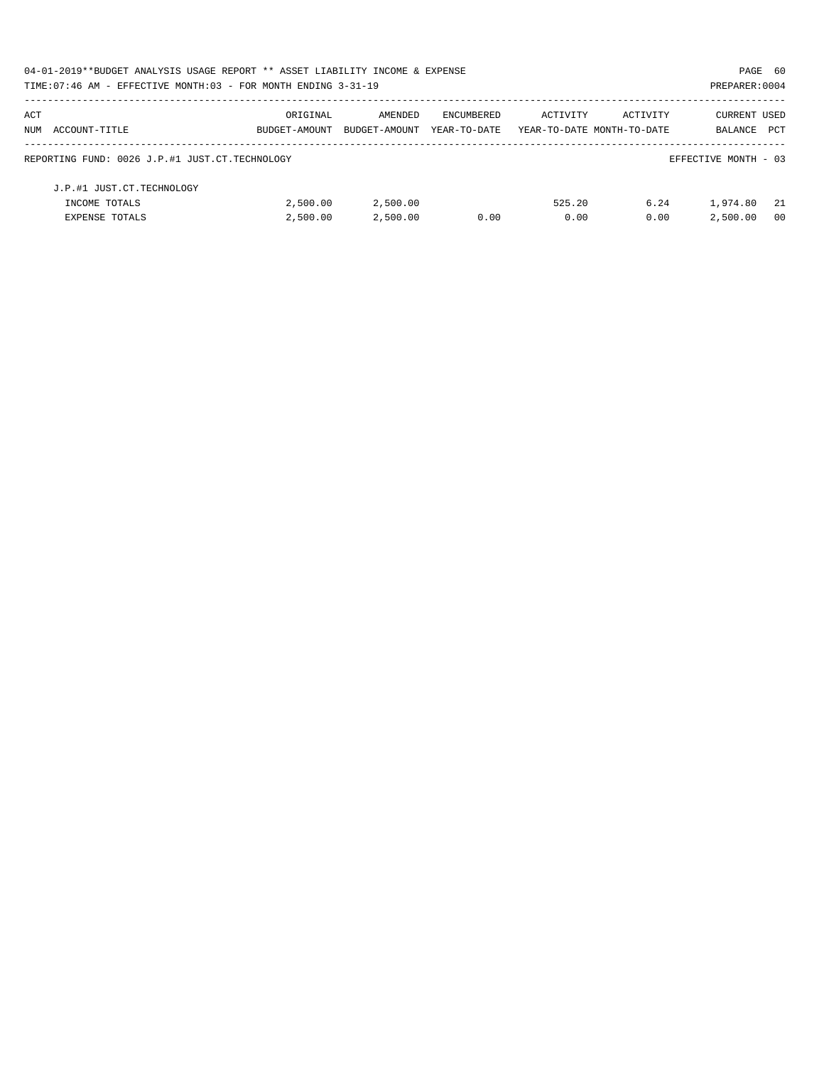| ACT NUM | ACCOUNT-TITLE | ORIGINAL BUDGET-AMOUNT | AMENDED BUDGET-AMOUNT | ENCUMBERED YEAR-TO-DATE | ACTIVITY YEAR-TO-DATE | ACTIVITY MONTH-TO-DATE | CURRENT BALANCE | USED PCT |
|---|---|---|---|---|---|---|---|---|
| REPORTING FUND: 0026 J.P.#1 JUST.CT.TECHNOLOGY | | | | | | | EFFECTIVE MONTH - 03 | |
| | J.P.#1 JUST.CT.TECHNOLOGY | | | | | | | |
| | INCOME TOTALS | 2,500.00 | 2,500.00 | | 525.20 | 6.24 | 1,974.80 | 21 |
| | EXPENSE TOTALS | 2,500.00 | 2,500.00 | 0.00 | 0.00 | 0.00 | 2,500.00 | 00 |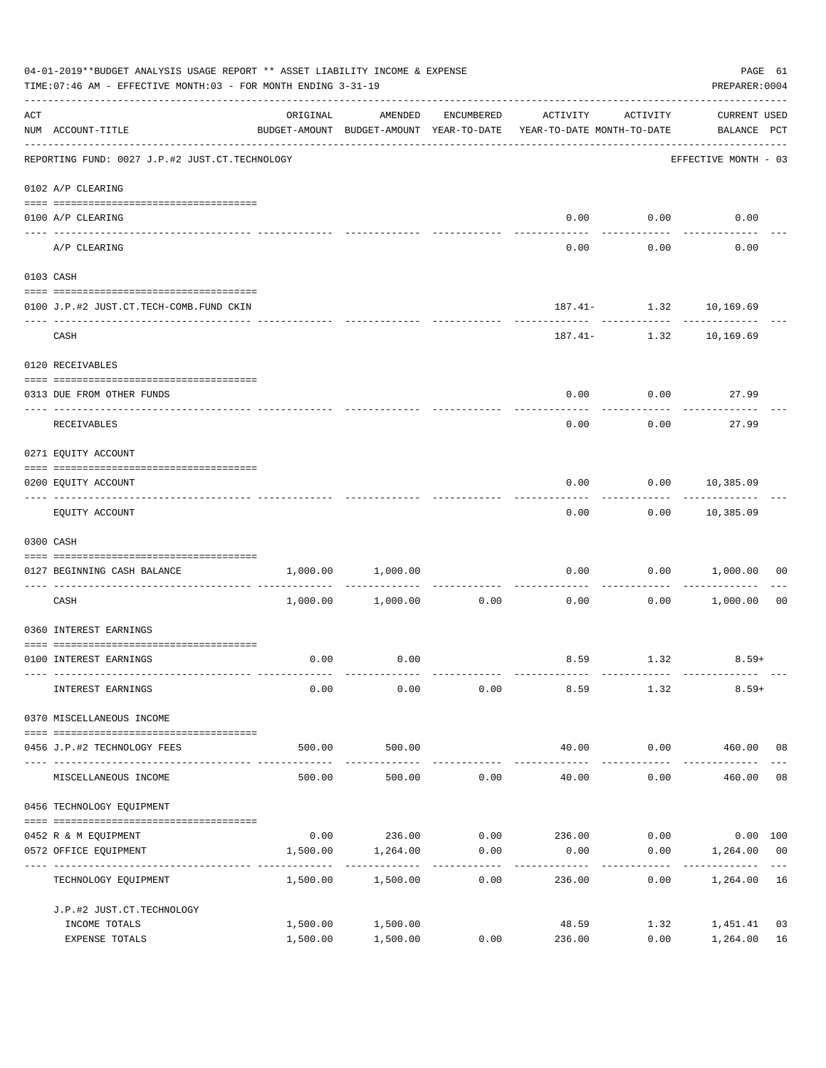04-01-2019**BUDGET ANALYSIS USAGE REPORT ** ASSET LIABILITY INCOME & EXPENSE

TIME:07:46 AM - EFFECTIVE MONTH:03 - FOR MONTH ENDING 3-31-19

PREPARER:0004

| ACT NUM | ACCOUNT-TITLE | ORIGINAL BUDGET-AMOUNT | AMENDED BUDGET-AMOUNT | ENCUMBERED YEAR-TO-DATE | ACTIVITY YEAR-TO-DATE | ACTIVITY MONTH-TO-DATE | CURRENT USED BALANCE | PCT |
|---|---|---|---|---|---|---|---|---|
| | REPORTING FUND: 0027 J.P.#2 JUST.CT.TECHNOLOGY | | | | | | EFFECTIVE MONTH - 03 | |
| | 0102 A/P CLEARING | | | | | | | |
| 0100 | A/P CLEARING | | | | 0.00 | 0.00 | 0.00 | |
| | A/P CLEARING | | | | 0.00 | 0.00 | 0.00 | |
| | 0103 CASH | | | | | | | |
| 0100 | J.P.#2 JUST.CT.TECH-COMB.FUND CKIN | | | | 187.41- | 1.32 | 10,169.69 | |
| | CASH | | | | 187.41- | 1.32 | 10,169.69 | |
| | 0120 RECEIVABLES | | | | | | | |
| 0313 | DUE FROM OTHER FUNDS | | | | 0.00 | 0.00 | 27.99 | |
| | RECEIVABLES | | | | 0.00 | 0.00 | 27.99 | |
| | 0271 EQUITY ACCOUNT | | | | | | | |
| 0200 | EQUITY ACCOUNT | | | | 0.00 | 0.00 | 10,385.09 | |
| | EQUITY ACCOUNT | | | | 0.00 | 0.00 | 10,385.09 | |
| | 0300 CASH | | | | | | | |
| 0127 | BEGINNING CASH BALANCE | 1,000.00 | 1,000.00 | | 0.00 | 0.00 | 1,000.00 | 00 |
| | CASH | 1,000.00 | 1,000.00 | 0.00 | 0.00 | 0.00 | 1,000.00 | 00 |
| | 0360 INTEREST EARNINGS | | | | | | | |
| 0100 | INTEREST EARNINGS | 0.00 | 0.00 | | 8.59 | 1.32 | 8.59+ | |
| | INTEREST EARNINGS | 0.00 | 0.00 | 0.00 | 8.59 | 1.32 | 8.59+ | |
| | 0370 MISCELLANEOUS INCOME | | | | | | | |
| 0456 | J.P.#2 TECHNOLOGY FEES | 500.00 | 500.00 | | 40.00 | 0.00 | 460.00 | 08 |
| | MISCELLANEOUS INCOME | 500.00 | 500.00 | 0.00 | 40.00 | 0.00 | 460.00 | 08 |
| | 0456 TECHNOLOGY EQUIPMENT | | | | | | | |
| 0452 | R & M EQUIPMENT | 0.00 | 236.00 | 0.00 | 236.00 | 0.00 | 0.00 | 100 |
| 0572 | OFFICE EQUIPMENT | 1,500.00 | 1,264.00 | 0.00 | 0.00 | 0.00 | 1,264.00 | 00 |
| | TECHNOLOGY EQUIPMENT | 1,500.00 | 1,500.00 | 0.00 | 236.00 | 0.00 | 1,264.00 | 16 |
| | J.P.#2 JUST.CT.TECHNOLOGY | | | | | | | |
| | INCOME TOTALS | 1,500.00 | 1,500.00 | | 48.59 | 1.32 | 1,451.41 | 03 |
| | EXPENSE TOTALS | 1,500.00 | 1,500.00 | 0.00 | 236.00 | 0.00 | 1,264.00 | 16 |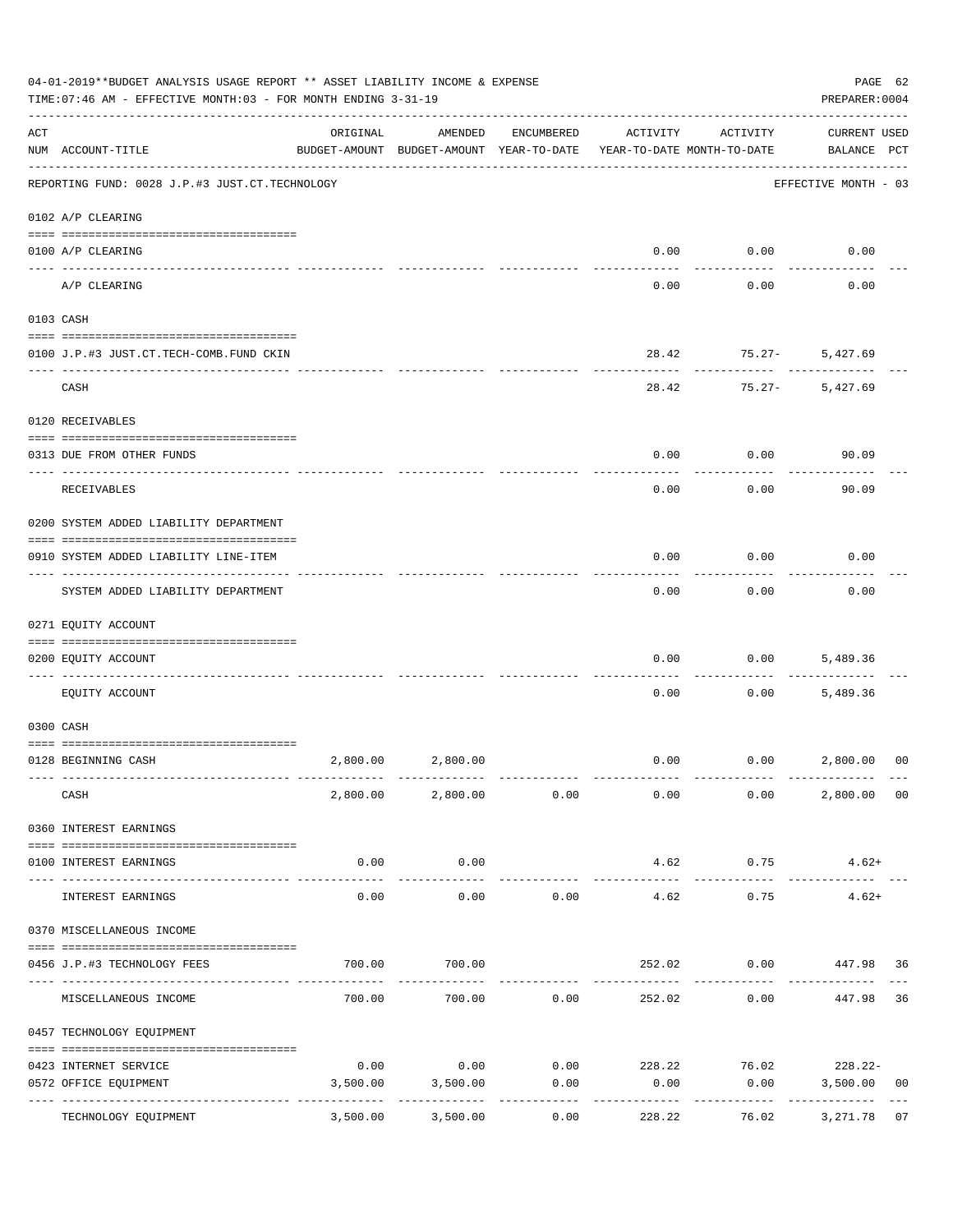04-01-2019**BUDGET ANALYSIS USAGE REPORT ** ASSET LIABILITY INCOME & EXPENSE

TIME:07:46 AM - EFFECTIVE MONTH:03 - FOR MONTH ENDING 3-31-19

PREPARER:0004

| ACT NUM | ACCOUNT-TITLE | ORIGINAL BUDGET-AMOUNT | AMENDED BUDGET-AMOUNT | ENCUMBERED YEAR-TO-DATE | ACTIVITY YEAR-TO-DATE | ACTIVITY MONTH-TO-DATE | CURRENT BALANCE | USED PCT |
|---|---|---|---|---|---|---|---|---|
| | REPORTING FUND: 0028 J.P.#3 JUST.CT.TECHNOLOGY | | | | | | EFFECTIVE MONTH - 03 | |
| | 0102 A/P CLEARING | | | | | | | |
| 0100 | A/P CLEARING | | | | 0.00 | 0.00 | 0.00 | |
| | A/P CLEARING | | | | 0.00 | 0.00 | 0.00 | |
| | 0103 CASH | | | | | | | |
| 0100 | J.P.#3 JUST.CT.TECH-COMB.FUND CKIN | | | | 28.42 | 75.27- | 5,427.69 | |
| | CASH | | | | 28.42 | 75.27- | 5,427.69 | |
| | 0120 RECEIVABLES | | | | | | | |
| 0313 | DUE FROM OTHER FUNDS | | | | 0.00 | 0.00 | 90.09 | |
| | RECEIVABLES | | | | 0.00 | 0.00 | 90.09 | |
| | 0200 SYSTEM ADDED LIABILITY DEPARTMENT | | | | | | | |
| 0910 | SYSTEM ADDED LIABILITY LINE-ITEM | | | | 0.00 | 0.00 | 0.00 | |
| | SYSTEM ADDED LIABILITY DEPARTMENT | | | | 0.00 | 0.00 | 0.00 | |
| | 0271 EQUITY ACCOUNT | | | | | | | |
| 0200 | EQUITY ACCOUNT | | | | 0.00 | 0.00 | 5,489.36 | |
| | EQUITY ACCOUNT | | | | 0.00 | 0.00 | 5,489.36 | |
| | 0300 CASH | | | | | | | |
| 0128 | BEGINNING CASH | 2,800.00 | 2,800.00 | | 0.00 | 0.00 | 2,800.00 | 00 |
| | CASH | 2,800.00 | 2,800.00 | 0.00 | 0.00 | 0.00 | 2,800.00 | 00 |
| | 0360 INTEREST EARNINGS | | | | | | | |
| 0100 | INTEREST EARNINGS | 0.00 | 0.00 | | 4.62 | 0.75 | 4.62+ | |
| | INTEREST EARNINGS | 0.00 | 0.00 | 0.00 | 4.62 | 0.75 | 4.62+ | |
| | 0370 MISCELLANEOUS INCOME | | | | | | | |
| 0456 | J.P.#3 TECHNOLOGY FEES | 700.00 | 700.00 | | 252.02 | 0.00 | 447.98 | 36 |
| | MISCELLANEOUS INCOME | 700.00 | 700.00 | 0.00 | 252.02 | 0.00 | 447.98 | 36 |
| | 0457 TECHNOLOGY EQUIPMENT | | | | | | | |
| 0423 | INTERNET SERVICE | 0.00 | 0.00 | 0.00 | 228.22 | 76.02 | 228.22- | |
| 0572 | OFFICE EQUIPMENT | 3,500.00 | 3,500.00 | 0.00 | 0.00 | 0.00 | 3,500.00 | 00 |
| | TECHNOLOGY EQUIPMENT | 3,500.00 | 3,500.00 | 0.00 | 228.22 | 76.02 | 3,271.78 | 07 |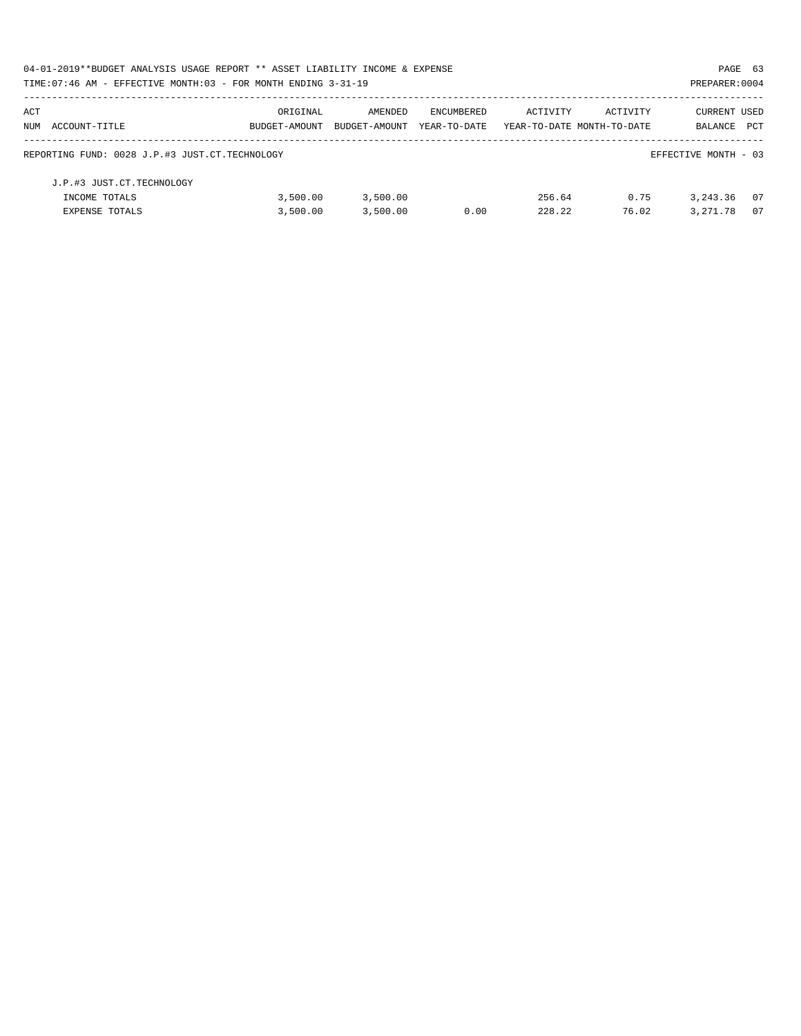04-01-2019**BUDGET ANALYSIS USAGE REPORT ** ASSET LIABILITY INCOME & EXPENSE

TIME:07:46 AM - EFFECTIVE MONTH:03 - FOR MONTH ENDING 3-31-19

PREPARER:0004

| ACT NUM | ACCOUNT-TITLE | ORIGINAL BUDGET-AMOUNT | AMENDED BUDGET-AMOUNT | ENCUMBERED YEAR-TO-DATE | ACTIVITY YEAR-TO-DATE | ACTIVITY MONTH-TO-DATE | CURRENT BALANCE | USED PCT |
|---|---|---|---|---|---|---|---|---|
| | REPORTING FUND: 0028 J.P.#3 JUST.CT.TECHNOLOGY | | | | | | EFFECTIVE MONTH - 03 | |
| | J.P.#3 JUST.CT.TECHNOLOGY | | | | | | | |
| | INCOME TOTALS | 3,500.00 | 3,500.00 | | 256.64 | 0.75 | 3,243.36 | 07 |
| | EXPENSE TOTALS | 3,500.00 | 3,500.00 | 0.00 | 228.22 | 76.02 | 3,271.78 | 07 |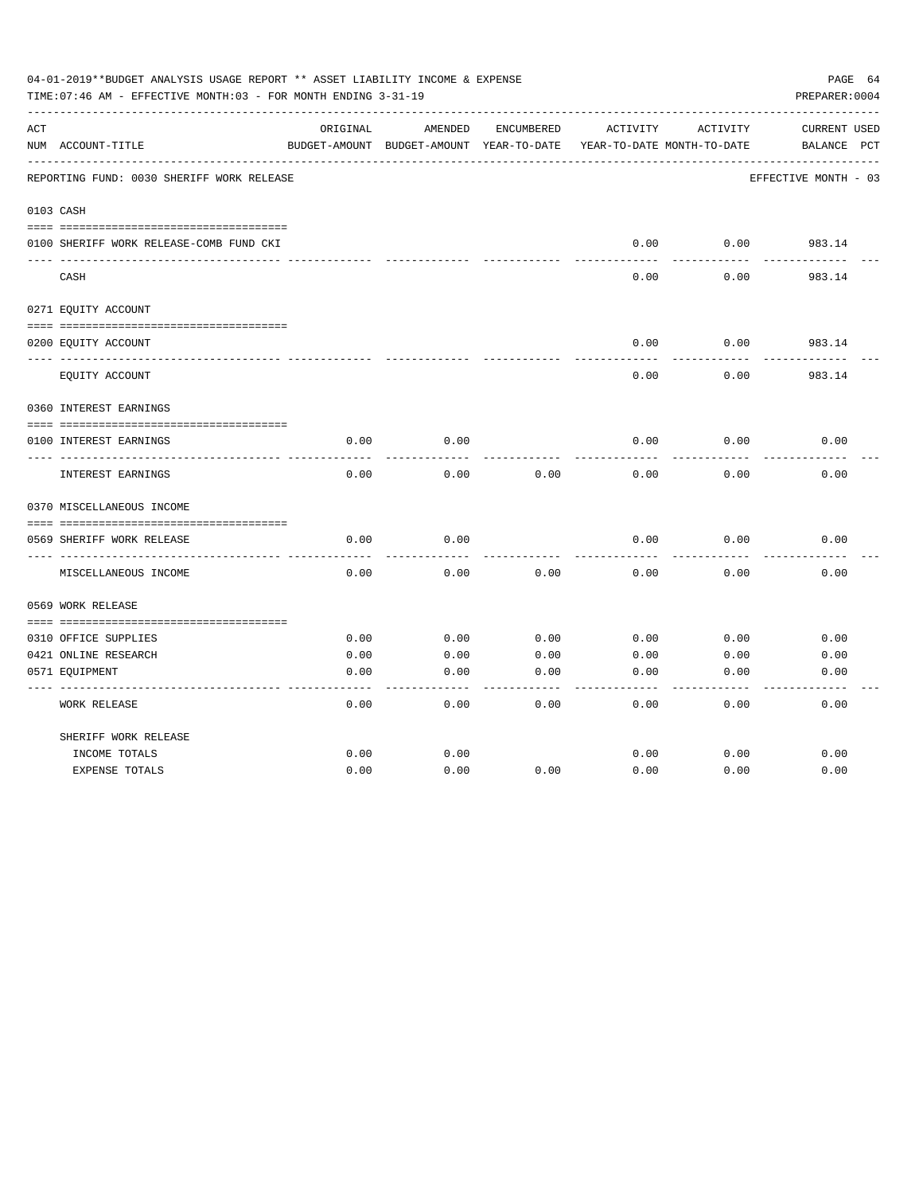04-01-2019**BUDGET ANALYSIS USAGE REPORT ** ASSET LIABILITY INCOME & EXPENSE

TIME:07:46 AM - EFFECTIVE MONTH:03 - FOR MONTH ENDING 3-31-19

PREPARER:0004

| ACT NUM | ACCOUNT-TITLE | ORIGINAL BUDGET-AMOUNT | AMENDED BUDGET-AMOUNT | ENCUMBERED YEAR-TO-DATE | ACTIVITY YEAR-TO-DATE | ACTIVITY MONTH-TO-DATE | CURRENT BALANCE | USED PCT |
|---|---|---|---|---|---|---|---|---|
| | REPORTING FUND: 0030 SHERIFF WORK RELEASE | | | | | | EFFECTIVE MONTH - 03 | |
| | **0103 CASH** | | | | | | | |
| 0100 | SHERIFF WORK RELEASE-COMB FUND CKI | | | | 0.00 | 0.00 | 983.14 | |
| | CASH | | | | 0.00 | 0.00 | 983.14 | |
| | **0271 EQUITY ACCOUNT** | | | | | | | |
| 0200 | EQUITY ACCOUNT | | | | 0.00 | 0.00 | 983.14 | |
| | EQUITY ACCOUNT | | | | 0.00 | 0.00 | 983.14 | |
| | **0360 INTEREST EARNINGS** | | | | | | | |
| 0100 | INTEREST EARNINGS | 0.00 | 0.00 | | 0.00 | 0.00 | 0.00 | |
| | INTEREST EARNINGS | 0.00 | 0.00 | 0.00 | 0.00 | 0.00 | 0.00 | |
| | **0370 MISCELLANEOUS INCOME** | | | | | | | |
| 0569 | SHERIFF WORK RELEASE | 0.00 | 0.00 | | 0.00 | 0.00 | 0.00 | |
| | MISCELLANEOUS INCOME | 0.00 | 0.00 | 0.00 | 0.00 | 0.00 | 0.00 | |
| | **0569 WORK RELEASE** | | | | | | | |
| 0310 | OFFICE SUPPLIES | 0.00 | 0.00 | 0.00 | 0.00 | 0.00 | 0.00 | |
| 0421 | ONLINE RESEARCH | 0.00 | 0.00 | 0.00 | 0.00 | 0.00 | 0.00 | |
| 0571 | EQUIPMENT | 0.00 | 0.00 | 0.00 | 0.00 | 0.00 | 0.00 | |
| | WORK RELEASE | 0.00 | 0.00 | 0.00 | 0.00 | 0.00 | 0.00 | |
| | SHERIFF WORK RELEASE | | | | | | | |
| | INCOME TOTALS | 0.00 | 0.00 | | 0.00 | 0.00 | 0.00 | |
| | EXPENSE TOTALS | 0.00 | 0.00 | 0.00 | 0.00 | 0.00 | 0.00 | |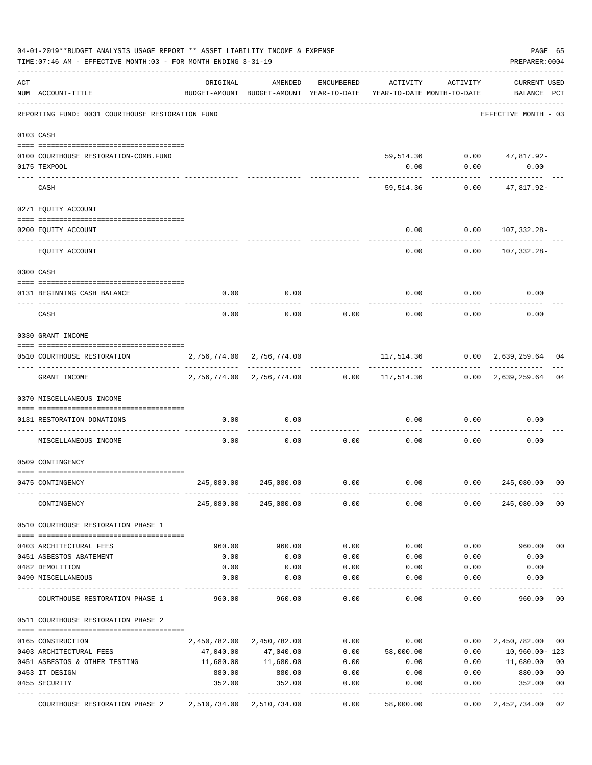04-01-2019**BUDGET ANALYSIS USAGE REPORT ** ASSET LIABILITY INCOME & EXPENSE

TIME:07:46 AM - EFFECTIVE MONTH:03 - FOR MONTH ENDING 3-31-19

PREPARER:0004

REPORTING FUND: 0031 COURTHOUSE RESTORATION FUND — EFFECTIVE MONTH - 03

| ACT NUM | ACCOUNT-TITLE | ORIGINAL BUDGET-AMOUNT | AMENDED BUDGET-AMOUNT | ENCUMBERED YEAR-TO-DATE | ACTIVITY YEAR-TO-DATE | ACTIVITY MONTH-TO-DATE | CURRENT BALANCE | USED PCT |
|---|---|---|---|---|---|---|---|---|
| **0103** | **CASH** | | | | | | | |
| 0100 | COURTHOUSE RESTORATION-COMB.FUND | | | | 59,514.36 | 0.00 | 47,817.92- | |
| 0175 | TEXPOOL | | | | 0.00 | 0.00 | 0.00 | |
| | CASH | | | | 59,514.36 | 0.00 | 47,817.92- | |
| **0271** | **EQUITY ACCOUNT** | | | | | | | |
| 0200 | EQUITY ACCOUNT | | | | 0.00 | 0.00 | 107,332.28- | |
| | EQUITY ACCOUNT | | | | 0.00 | 0.00 | 107,332.28- | |
| **0300** | **CASH** | | | | | | | |
| 0131 | BEGINNING CASH BALANCE | 0.00 | 0.00 | | 0.00 | 0.00 | 0.00 | |
| | CASH | 0.00 | 0.00 | 0.00 | 0.00 | 0.00 | 0.00 | |
| **0330** | **GRANT INCOME** | | | | | | | |
| 0510 | COURTHOUSE RESTORATION | 2,756,774.00 | 2,756,774.00 | | 117,514.36 | 0.00 | 2,639,259.64 | 04 |
| | GRANT INCOME | 2,756,774.00 | 2,756,774.00 | 0.00 | 117,514.36 | 0.00 | 2,639,259.64 | 04 |
| **0370** | **MISCELLANEOUS INCOME** | | | | | | | |
| 0131 | RESTORATION DONATIONS | 0.00 | 0.00 | | 0.00 | 0.00 | 0.00 | |
| | MISCELLANEOUS INCOME | 0.00 | 0.00 | 0.00 | 0.00 | 0.00 | 0.00 | |
| **0509** | **CONTINGENCY** | | | | | | | |
| 0475 | CONTINGENCY | 245,080.00 | 245,080.00 | 0.00 | 0.00 | 0.00 | 245,080.00 | 00 |
| | CONTINGENCY | 245,080.00 | 245,080.00 | 0.00 | 0.00 | 0.00 | 245,080.00 | 00 |
| **0510** | **COURTHOUSE RESTORATION PHASE 1** | | | | | | | |
| 0403 | ARCHITECTURAL FEES | 960.00 | 960.00 | 0.00 | 0.00 | 0.00 | 960.00 | 00 |
| 0451 | ASBESTOS ABATEMENT | 0.00 | 0.00 | 0.00 | 0.00 | 0.00 | 0.00 | |
| 0482 | DEMOLITION | 0.00 | 0.00 | 0.00 | 0.00 | 0.00 | 0.00 | |
| 0490 | MISCELLANEOUS | 0.00 | 0.00 | 0.00 | 0.00 | 0.00 | 0.00 | |
| | COURTHOUSE RESTORATION PHASE 1 | 960.00 | 960.00 | 0.00 | 0.00 | 0.00 | 960.00 | 00 |
| **0511** | **COURTHOUSE RESTORATION PHASE 2** | | | | | | | |
| 0165 | CONSTRUCTION | 2,450,782.00 | 2,450,782.00 | 0.00 | 0.00 | 0.00 | 2,450,782.00 | 00 |
| 0403 | ARCHITECTURAL FEES | 47,040.00 | 47,040.00 | 0.00 | 58,000.00 | 0.00 | 10,960.00- | 123 |
| 0451 | ASBESTOS & OTHER TESTING | 11,680.00 | 11,680.00 | 0.00 | 0.00 | 0.00 | 11,680.00 | 00 |
| 0453 | IT DESIGN | 880.00 | 880.00 | 0.00 | 0.00 | 0.00 | 880.00 | 00 |
| 0455 | SECURITY | 352.00 | 352.00 | 0.00 | 0.00 | 0.00 | 352.00 | 00 |
| | COURTHOUSE RESTORATION PHASE 2 | 2,510,734.00 | 2,510,734.00 | 0.00 | 58,000.00 | 0.00 | 2,452,734.00 | 02 |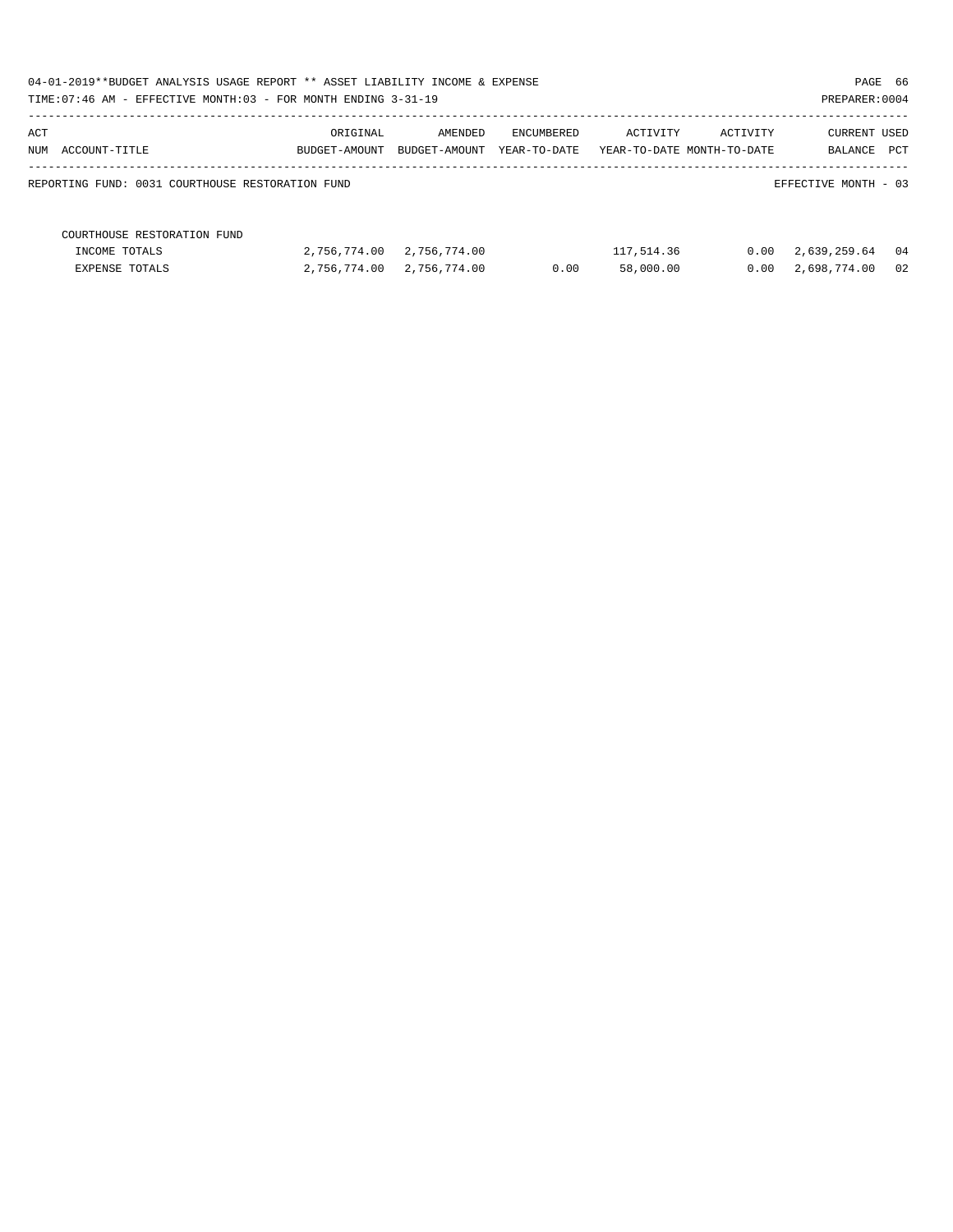REPORTING FUND: 0031 COURTHOUSE RESTORATION FUND

EFFECTIVE MONTH - 03

| ACT NUM | ACCOUNT-TITLE | ORIGINAL BUDGET-AMOUNT | AMENDED BUDGET-AMOUNT | ENCUMBERED YEAR-TO-DATE | ACTIVITY YEAR-TO-DATE | ACTIVITY MONTH-TO-DATE | CURRENT BALANCE | USED PCT |
|---|---|---|---|---|---|---|---|---|
| | COURTHOUSE RESTORATION FUND | | | | | | | |
| | INCOME TOTALS | 2,756,774.00 | 2,756,774.00 | | 117,514.36 | 0.00 | 2,639,259.64 | 04 |
| | EXPENSE TOTALS | 2,756,774.00 | 2,756,774.00 | 0.00 | 58,000.00 | 0.00 | 2,698,774.00 | 02 |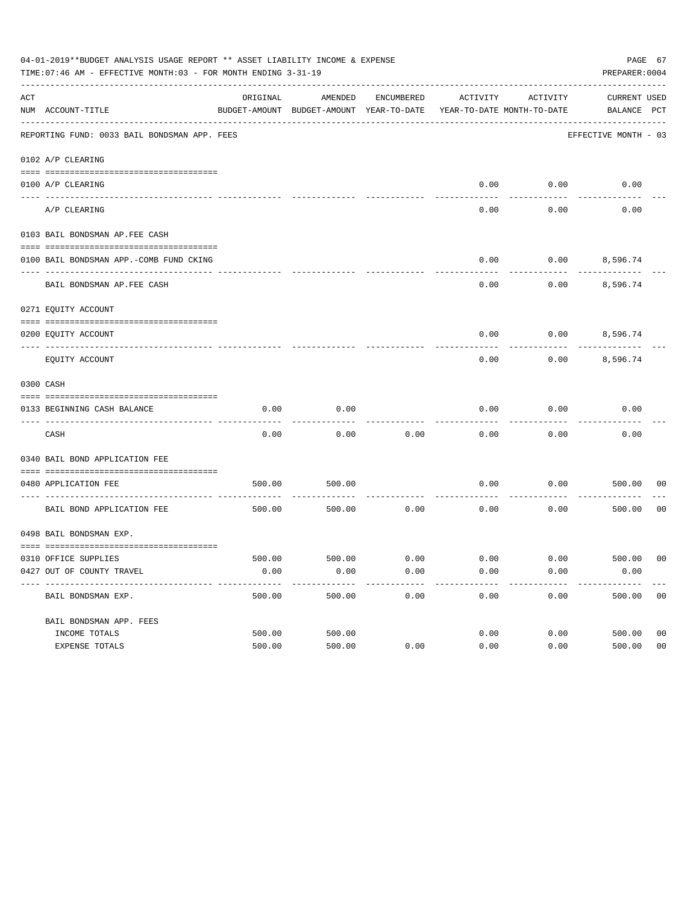04-01-2019**BUDGET ANALYSIS USAGE REPORT ** ASSET LIABILITY INCOME & EXPENSE

TIME:07:46 AM - EFFECTIVE MONTH:03 - FOR MONTH ENDING 3-31-19

PREPARER:0004

| ACT NUM | ACCOUNT-TITLE | ORIGINAL BUDGET-AMOUNT | AMENDED BUDGET-AMOUNT | ENCUMBERED YEAR-TO-DATE | ACTIVITY YEAR-TO-DATE | ACTIVITY MONTH-TO-DATE | CURRENT BALANCE | USED PCT |
|---|---|---|---|---|---|---|---|---|
| | REPORTING FUND: 0033 BAIL BONDSMAN APP. FEES | | | | | | EFFECTIVE MONTH - 03 | |
| | 0102 A/P CLEARING | | | | | | | |
| 0100 | A/P CLEARING | | | | 0.00 | 0.00 | 0.00 | |
| | A/P CLEARING | | | | 0.00 | 0.00 | 0.00 | |
| | 0103 BAIL BONDSMAN AP.FEE CASH | | | | | | | |
| 0100 | BAIL BONDSMAN APP.-COMB FUND CKING | | | | 0.00 | 0.00 | 8,596.74 | |
| | BAIL BONDSMAN AP.FEE CASH | | | | 0.00 | 0.00 | 8,596.74 | |
| | 0271 EQUITY ACCOUNT | | | | | | | |
| 0200 | EQUITY ACCOUNT | | | | 0.00 | 0.00 | 8,596.74 | |
| | EQUITY ACCOUNT | | | | 0.00 | 0.00 | 8,596.74 | |
| | 0300 CASH | | | | | | | |
| 0133 | BEGINNING CASH BALANCE | 0.00 | 0.00 | | 0.00 | 0.00 | 0.00 | |
| | CASH | 0.00 | 0.00 | 0.00 | 0.00 | 0.00 | 0.00 | |
| | 0340 BAIL BOND APPLICATION FEE | | | | | | | |
| 0480 | APPLICATION FEE | 500.00 | 500.00 | | 0.00 | 0.00 | 500.00 | 00 |
| | BAIL BOND APPLICATION FEE | 500.00 | 500.00 | 0.00 | 0.00 | 0.00 | 500.00 | 00 |
| | 0498 BAIL BONDSMAN EXP. | | | | | | | |
| 0310 | OFFICE SUPPLIES | 500.00 | 500.00 | 0.00 | 0.00 | 0.00 | 500.00 | 00 |
| 0427 | OUT OF COUNTY TRAVEL | 0.00 | 0.00 | 0.00 | 0.00 | 0.00 | 0.00 | |
| | BAIL BONDSMAN EXP. | 500.00 | 500.00 | 0.00 | 0.00 | 0.00 | 500.00 | 00 |
| | BAIL BONDSMAN APP. FEES | | | | | | | |
| | INCOME TOTALS | 500.00 | 500.00 | | 0.00 | 0.00 | 500.00 | 00 |
| | EXPENSE TOTALS | 500.00 | 500.00 | 0.00 | 0.00 | 0.00 | 500.00 | 00 |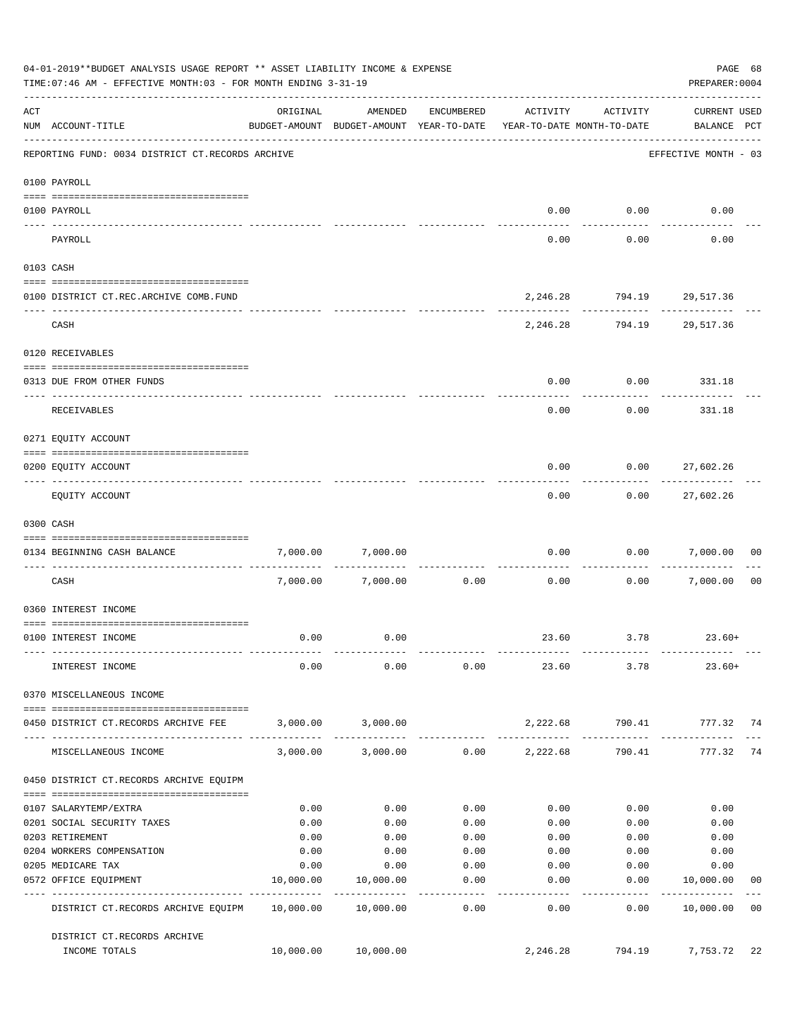04-01-2019**BUDGET ANALYSIS USAGE REPORT ** ASSET LIABILITY INCOME & EXPENSE

TIME:07:46 AM - EFFECTIVE MONTH:03 - FOR MONTH ENDING 3-31-19

PREPARER:0004

| ACT NUM | ACCOUNT-TITLE | ORIGINAL BUDGET-AMOUNT | AMENDED BUDGET-AMOUNT | ENCUMBERED YEAR-TO-DATE | ACTIVITY YEAR-TO-DATE | ACTIVITY MONTH-TO-DATE | CURRENT USED BALANCE | PCT |
|---|---|---|---|---|---|---|---|---|
| | REPORTING FUND: 0034 DISTRICT CT.RECORDS ARCHIVE | | | | | | EFFECTIVE MONTH - 03 | |
| | 0100 PAYROLL | | | | | | | |
| 0100 | PAYROLL | | | | 0.00 | 0.00 | 0.00 | |
| | PAYROLL | | | | 0.00 | 0.00 | 0.00 | |
| | 0103 CASH | | | | | | | |
| 0100 | DISTRICT CT.REC.ARCHIVE COMB.FUND | | | | 2,246.28 | 794.19 | 29,517.36 | |
| | CASH | | | | 2,246.28 | 794.19 | 29,517.36 | |
| | 0120 RECEIVABLES | | | | | | | |
| 0313 | DUE FROM OTHER FUNDS | | | | 0.00 | 0.00 | 331.18 | |
| | RECEIVABLES | | | | 0.00 | 0.00 | 331.18 | |
| | 0271 EQUITY ACCOUNT | | | | | | | |
| 0200 | EQUITY ACCOUNT | | | | 0.00 | 0.00 | 27,602.26 | |
| | EQUITY ACCOUNT | | | | 0.00 | 0.00 | 27,602.26 | |
| | 0300 CASH | | | | | | | |
| 0134 | BEGINNING CASH BALANCE | 7,000.00 | 7,000.00 | | 0.00 | 0.00 | 7,000.00 | 00 |
| | CASH | 7,000.00 | 7,000.00 | 0.00 | 0.00 | 0.00 | 7,000.00 | 00 |
| | 0360 INTEREST INCOME | | | | | | | |
| 0100 | INTEREST INCOME | 0.00 | 0.00 | | 23.60 | 3.78 | 23.60+ | |
| | INTEREST INCOME | 0.00 | 0.00 | 0.00 | 23.60 | 3.78 | 23.60+ | |
| | 0370 MISCELLANEOUS INCOME | | | | | | | |
| 0450 | DISTRICT CT.RECORDS ARCHIVE FEE | 3,000.00 | 3,000.00 | | 2,222.68 | 790.41 | 777.32 | 74 |
| | MISCELLANEOUS INCOME | 3,000.00 | 3,000.00 | 0.00 | 2,222.68 | 790.41 | 777.32 | 74 |
| | 0450 DISTRICT CT.RECORDS ARCHIVE EQUIPM | | | | | | | |
| 0107 | SALARYTEMP/EXTRA | 0.00 | 0.00 | 0.00 | 0.00 | 0.00 | 0.00 | |
| 0201 | SOCIAL SECURITY TAXES | 0.00 | 0.00 | 0.00 | 0.00 | 0.00 | 0.00 | |
| 0203 | RETIREMENT | 0.00 | 0.00 | 0.00 | 0.00 | 0.00 | 0.00 | |
| 0204 | WORKERS COMPENSATION | 0.00 | 0.00 | 0.00 | 0.00 | 0.00 | 0.00 | |
| 0205 | MEDICARE TAX | 0.00 | 0.00 | 0.00 | 0.00 | 0.00 | 0.00 | |
| 0572 | OFFICE EQUIPMENT | 10,000.00 | 10,000.00 | 0.00 | 0.00 | 0.00 | 10,000.00 | 00 |
| | DISTRICT CT.RECORDS ARCHIVE EQUIPM | 10,000.00 | 10,000.00 | 0.00 | 0.00 | 0.00 | 10,000.00 | 00 |
| | DISTRICT CT.RECORDS ARCHIVE INCOME TOTALS | 10,000.00 | 10,000.00 | | 2,246.28 | 794.19 | 7,753.72 | 22 |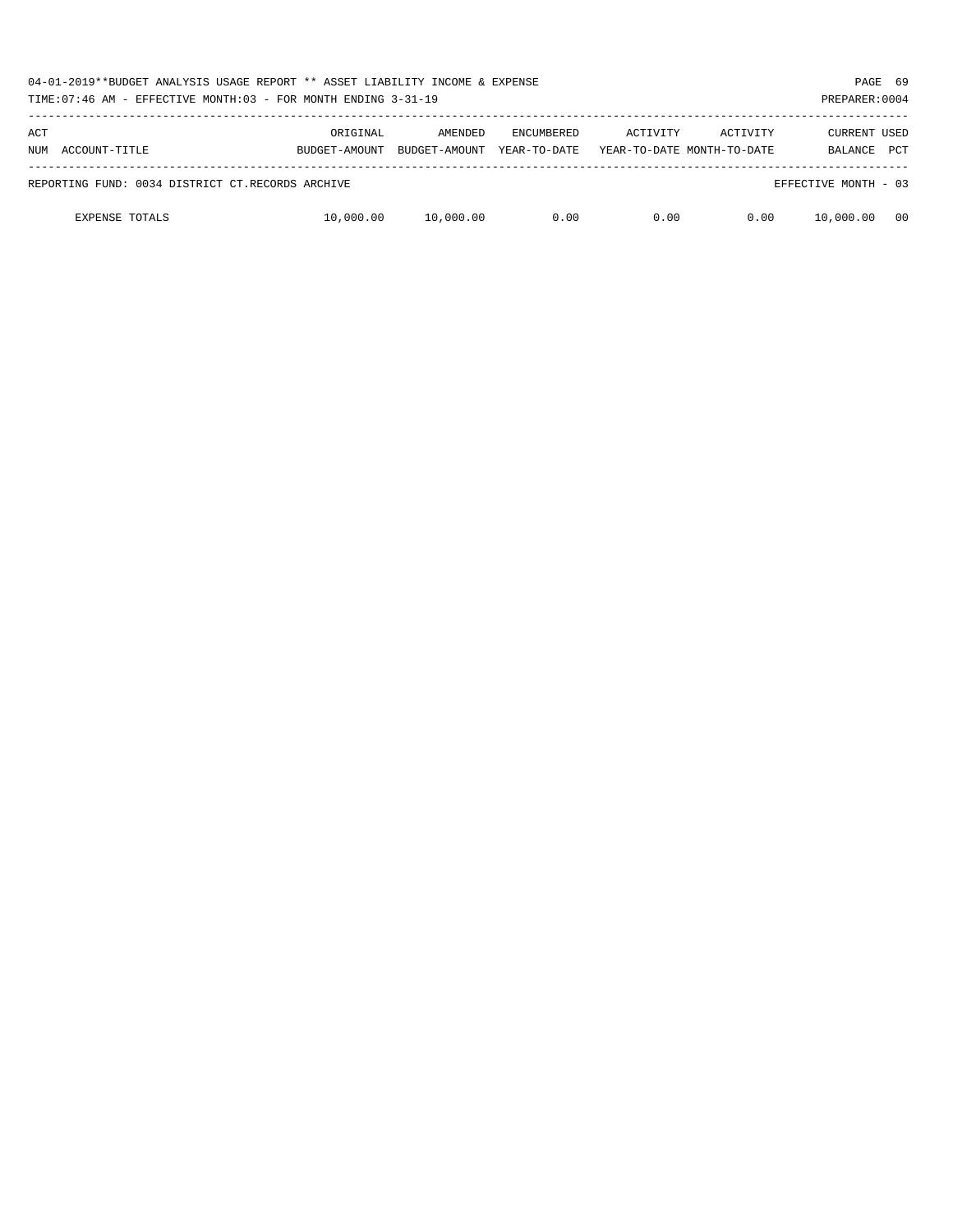| ACT NUM | ACCOUNT-TITLE | ORIGINAL BUDGET-AMOUNT | AMENDED BUDGET-AMOUNT | ENCUMBERED YEAR-TO-DATE | ACTIVITY YEAR-TO-DATE | ACTIVITY MONTH-TO-DATE | CURRENT BALANCE | USED PCT |
|---|---|---|---|---|---|---|---|---|
| REPORTING FUND: 0034 DISTRICT CT.RECORDS ARCHIVE | | | | | | | EFFECTIVE MONTH - 03 | |
| | EXPENSE TOTALS | 10,000.00 | 10,000.00 | 0.00 | 0.00 | 0.00 | 10,000.00 | 00 |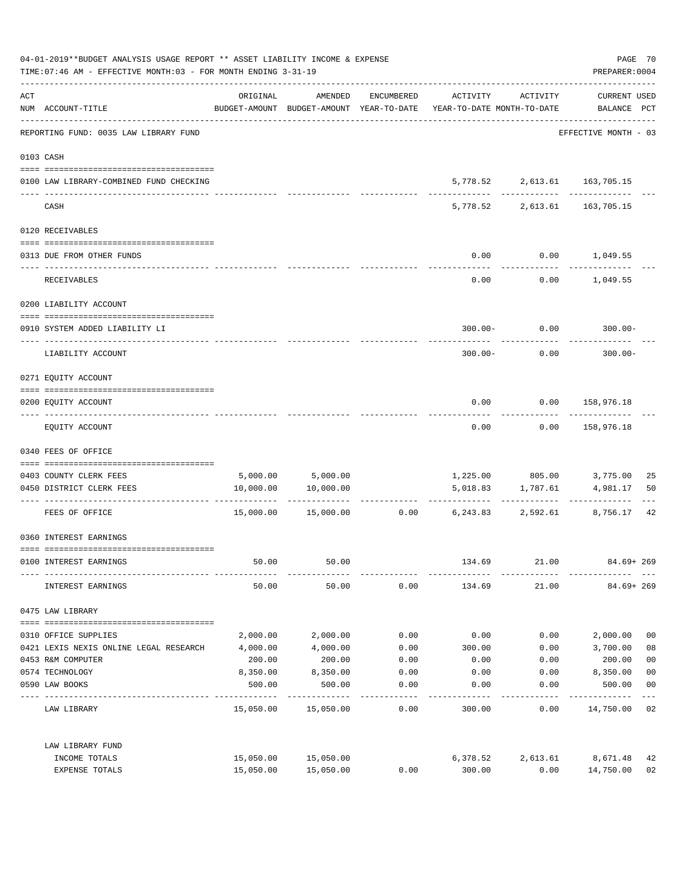04-01-2019**BUDGET ANALYSIS USAGE REPORT ** ASSET LIABILITY INCOME & EXPENSE

TIME:07:46 AM - EFFECTIVE MONTH:03 - FOR MONTH ENDING 3-31-19

PREPARER:0004

| ACT NUM | ACCOUNT-TITLE | ORIGINAL BUDGET-AMOUNT | AMENDED BUDGET-AMOUNT | ENCUMBERED YEAR-TO-DATE | ACTIVITY YEAR-TO-DATE | ACTIVITY MONTH-TO-DATE | CURRENT USED BALANCE | PCT |
|---|---|---|---|---|---|---|---|---|
| | REPORTING FUND: 0035 LAW LIBRARY FUND | | | | | | EFFECTIVE MONTH - 03 | |
| | 0103 CASH | | | | | | | |
| 0100 | LAW LIBRARY-COMBINED FUND CHECKING | | | | 5,778.52 | 2,613.61 | 163,705.15 | |
| | CASH | | | | 5,778.52 | 2,613.61 | 163,705.15 | |
| | 0120 RECEIVABLES | | | | | | | |
| 0313 | DUE FROM OTHER FUNDS | | | | 0.00 | 0.00 | 1,049.55 | |
| | RECEIVABLES | | | | 0.00 | 0.00 | 1,049.55 | |
| | 0200 LIABILITY ACCOUNT | | | | | | | |
| 0910 | SYSTEM ADDED LIABILITY LI | | | | 300.00- | 0.00 | 300.00- | |
| | LIABILITY ACCOUNT | | | | 300.00- | 0.00 | 300.00- | |
| | 0271 EQUITY ACCOUNT | | | | | | | |
| 0200 | EQUITY ACCOUNT | | | | 0.00 | 0.00 | 158,976.18 | |
| | EQUITY ACCOUNT | | | | 0.00 | 0.00 | 158,976.18 | |
| | 0340 FEES OF OFFICE | | | | | | | |
| 0403 | COUNTY CLERK FEES | 5,000.00 | 5,000.00 | | 1,225.00 | 805.00 | 3,775.00 | 25 |
| 0450 | DISTRICT CLERK FEES | 10,000.00 | 10,000.00 | | 5,018.83 | 1,787.61 | 4,981.17 | 50 |
| | FEES OF OFFICE | 15,000.00 | 15,000.00 | 0.00 | 6,243.83 | 2,592.61 | 8,756.17 | 42 |
| | 0360 INTEREST EARNINGS | | | | | | | |
| 0100 | INTEREST EARNINGS | 50.00 | 50.00 | | 134.69 | 21.00 | 84.69+ | 269 |
| | INTEREST EARNINGS | 50.00 | 50.00 | 0.00 | 134.69 | 21.00 | 84.69+ | 269 |
| | 0475 LAW LIBRARY | | | | | | | |
| 0310 | OFFICE SUPPLIES | 2,000.00 | 2,000.00 | 0.00 | 0.00 | 0.00 | 2,000.00 | 00 |
| 0421 | LEXIS NEXIS ONLINE LEGAL RESEARCH | 4,000.00 | 4,000.00 | 0.00 | 300.00 | 0.00 | 3,700.00 | 08 |
| 0453 | R&M COMPUTER | 200.00 | 200.00 | 0.00 | 0.00 | 0.00 | 200.00 | 00 |
| 0574 | TECHNOLOGY | 8,350.00 | 8,350.00 | 0.00 | 0.00 | 0.00 | 8,350.00 | 00 |
| 0590 | LAW BOOKS | 500.00 | 500.00 | 0.00 | 0.00 | 0.00 | 500.00 | 00 |
| | LAW LIBRARY | 15,050.00 | 15,050.00 | 0.00 | 300.00 | 0.00 | 14,750.00 | 02 |
| | LAW LIBRARY FUND | | | | | | | |
| | INCOME TOTALS | 15,050.00 | 15,050.00 | | 6,378.52 | 2,613.61 | 8,671.48 | 42 |
| | EXPENSE TOTALS | 15,050.00 | 15,050.00 | 0.00 | 300.00 | 0.00 | 14,750.00 | 02 |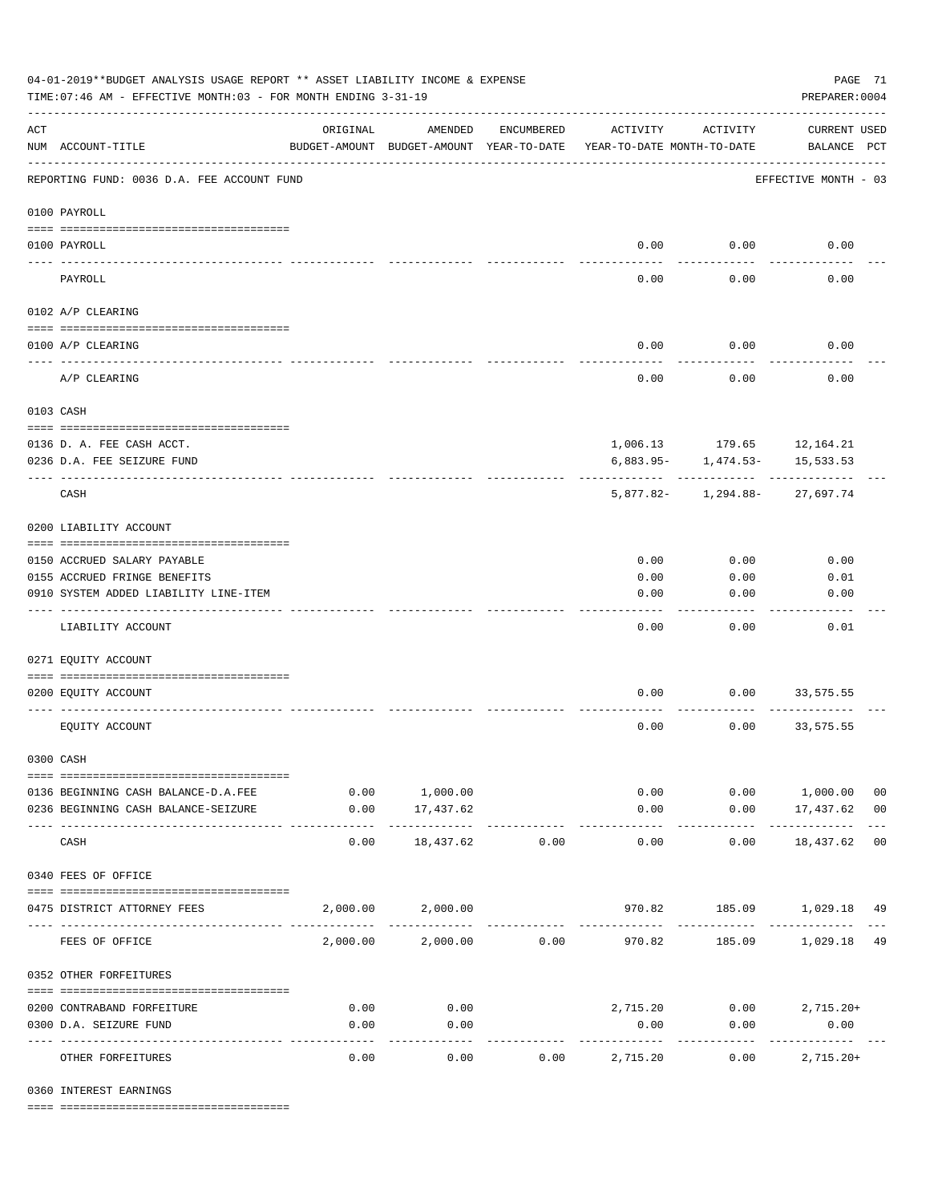04-01-2019**BUDGET ANALYSIS USAGE REPORT ** ASSET LIABILITY INCOME & EXPENSE

TIME:07:46 AM - EFFECTIVE MONTH:03 - FOR MONTH ENDING 3-31-19

PREPARER:0004

| ACT NUM | ACCOUNT-TITLE | ORIGINAL BUDGET-AMOUNT | AMENDED BUDGET-AMOUNT | ENCUMBERED YEAR-TO-DATE | ACTIVITY YEAR-TO-DATE | ACTIVITY MONTH-TO-DATE | CURRENT USED BALANCE | PCT |
|---|---|---|---|---|---|---|---|---|
| | REPORTING FUND: 0036 D.A. FEE ACCOUNT FUND | | | | | | EFFECTIVE MONTH - 03 | |
| 0100 | PAYROLL | | | | | | | |
| 0100 | PAYROLL | | | | 0.00 | 0.00 | 0.00 | |
| | PAYROLL | | | | 0.00 | 0.00 | 0.00 | |
| 0102 | A/P CLEARING | | | | | | | |
| 0100 | A/P CLEARING | | | | 0.00 | 0.00 | 0.00 | |
| | A/P CLEARING | | | | 0.00 | 0.00 | 0.00 | |
| 0103 | CASH | | | | | | | |
| 0136 | D. A. FEE CASH ACCT. | | | | 1,006.13 | 179.65 | 12,164.21 | |
| 0236 | D.A. FEE SEIZURE FUND | | | | 6,883.95- | 1,474.53- | 15,533.53 | |
| | CASH | | | | 5,877.82- | 1,294.88- | 27,697.74 | |
| 0200 | LIABILITY ACCOUNT | | | | | | | |
| 0150 | ACCRUED SALARY PAYABLE | | | | 0.00 | 0.00 | 0.00 | |
| 0155 | ACCRUED FRINGE BENEFITS | | | | 0.00 | 0.00 | 0.01 | |
| 0910 | SYSTEM ADDED LIABILITY LINE-ITEM | | | | 0.00 | 0.00 | 0.00 | |
| | LIABILITY ACCOUNT | | | | 0.00 | 0.00 | 0.01 | |
| 0271 | EQUITY ACCOUNT | | | | | | | |
| 0200 | EQUITY ACCOUNT | | | | 0.00 | 0.00 | 33,575.55 | |
| | EQUITY ACCOUNT | | | | 0.00 | 0.00 | 33,575.55 | |
| 0300 | CASH | | | | | | | |
| 0136 | BEGINNING CASH BALANCE-D.A.FEE | 0.00 | 1,000.00 | | 0.00 | 0.00 | 1,000.00 | 00 |
| 0236 | BEGINNING CASH BALANCE-SEIZURE | 0.00 | 17,437.62 | | 0.00 | 0.00 | 17,437.62 | 00 |
| | CASH | 0.00 | 18,437.62 | 0.00 | 0.00 | 0.00 | 18,437.62 | 00 |
| 0340 | FEES OF OFFICE | | | | | | | |
| 0475 | DISTRICT ATTORNEY FEES | 2,000.00 | 2,000.00 | | 970.82 | 185.09 | 1,029.18 | 49 |
| | FEES OF OFFICE | 2,000.00 | 2,000.00 | 0.00 | 970.82 | 185.09 | 1,029.18 | 49 |
| 0352 | OTHER FORFEITURES | | | | | | | |
| 0200 | CONTRABAND FORFEITURE | 0.00 | 0.00 | | 2,715.20 | 0.00 | 2,715.20+ | |
| 0300 | D.A. SEIZURE FUND | 0.00 | 0.00 | | 0.00 | 0.00 | 0.00 | |
| | OTHER FORFEITURES | 0.00 | 0.00 | 0.00 | 2,715.20 | 0.00 | 2,715.20+ | |
| 0360 | INTEREST EARNINGS | | | | | | | |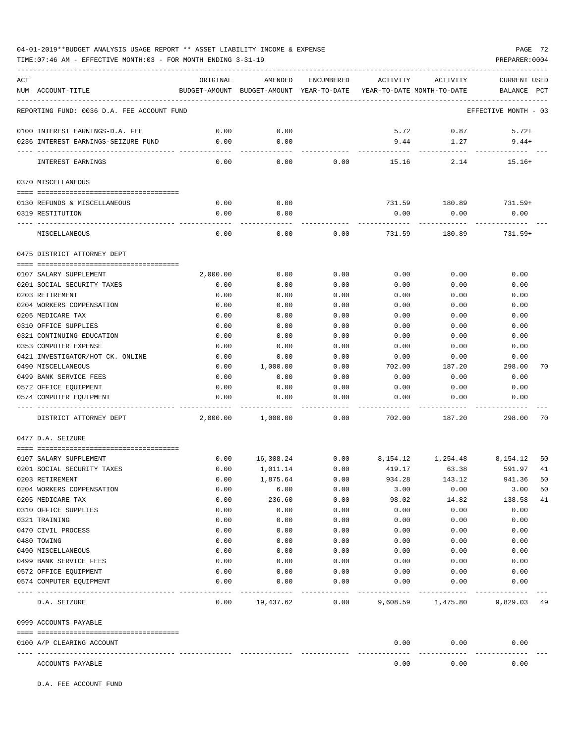04-01-2019**BUDGET ANALYSIS USAGE REPORT ** ASSET LIABILITY INCOME & EXPENSE

TIME:07:46 AM - EFFECTIVE MONTH:03 - FOR MONTH ENDING 3-31-19

PREPARER:0004

| ACT NUM | ACCOUNT-TITLE | ORIGINAL BUDGET-AMOUNT | AMENDED BUDGET-AMOUNT | ENCUMBERED YEAR-TO-DATE | ACTIVITY YEAR-TO-DATE | ACTIVITY MONTH-TO-DATE | CURRENT USED BALANCE | PCT |
|---|---|---|---|---|---|---|---|---|
| | REPORTING FUND: 0036 D.A. FEE ACCOUNT FUND | | | | | | EFFECTIVE MONTH - 03 | |
| 0100 | INTEREST EARNINGS-D.A. FEE | 0.00 | 0.00 | | 5.72 | 0.87 | 5.72+ | |
| 0236 | INTEREST EARNINGS-SEIZURE FUND | 0.00 | 0.00 | | 9.44 | 1.27 | 9.44+ | |
| | INTEREST EARNINGS | 0.00 | 0.00 | 0.00 | 15.16 | 2.14 | 15.16+ | |
| | 0370 MISCELLANEOUS | | | | | | | |
| 0130 | REFUNDS & MISCELLANEOUS | 0.00 | 0.00 | | 731.59 | 180.89 | 731.59+ | |
| 0319 | RESTITUTION | 0.00 | 0.00 | | 0.00 | 0.00 | 0.00 | |
| | MISCELLANEOUS | 0.00 | 0.00 | 0.00 | 731.59 | 180.89 | 731.59+ | |
| | 0475 DISTRICT ATTORNEY DEPT | | | | | | | |
| 0107 | SALARY SUPPLEMENT | 2,000.00 | 0.00 | 0.00 | 0.00 | 0.00 | 0.00 | |
| 0201 | SOCIAL SECURITY TAXES | 0.00 | 0.00 | 0.00 | 0.00 | 0.00 | 0.00 | |
| 0203 | RETIREMENT | 0.00 | 0.00 | 0.00 | 0.00 | 0.00 | 0.00 | |
| 0204 | WORKERS COMPENSATION | 0.00 | 0.00 | 0.00 | 0.00 | 0.00 | 0.00 | |
| 0205 | MEDICARE TAX | 0.00 | 0.00 | 0.00 | 0.00 | 0.00 | 0.00 | |
| 0310 | OFFICE SUPPLIES | 0.00 | 0.00 | 0.00 | 0.00 | 0.00 | 0.00 | |
| 0321 | CONTINUING EDUCATION | 0.00 | 0.00 | 0.00 | 0.00 | 0.00 | 0.00 | |
| 0353 | COMPUTER EXPENSE | 0.00 | 0.00 | 0.00 | 0.00 | 0.00 | 0.00 | |
| 0421 | INVESTIGATOR/HOT CK. ONLINE | 0.00 | 0.00 | 0.00 | 0.00 | 0.00 | 0.00 | |
| 0490 | MISCELLANEOUS | 0.00 | 1,000.00 | 0.00 | 702.00 | 187.20 | 298.00 | 70 |
| 0499 | BANK SERVICE FEES | 0.00 | 0.00 | 0.00 | 0.00 | 0.00 | 0.00 | |
| 0572 | OFFICE EQUIPMENT | 0.00 | 0.00 | 0.00 | 0.00 | 0.00 | 0.00 | |
| 0574 | COMPUTER EQUIPMENT | 0.00 | 0.00 | 0.00 | 0.00 | 0.00 | 0.00 | |
| | DISTRICT ATTORNEY DEPT | 2,000.00 | 1,000.00 | 0.00 | 702.00 | 187.20 | 298.00 | 70 |
| | 0477 D.A. SEIZURE | | | | | | | |
| 0107 | SALARY SUPPLEMENT | 0.00 | 16,308.24 | 0.00 | 8,154.12 | 1,254.48 | 8,154.12 | 50 |
| 0201 | SOCIAL SECURITY TAXES | 0.00 | 1,011.14 | 0.00 | 419.17 | 63.38 | 591.97 | 41 |
| 0203 | RETIREMENT | 0.00 | 1,875.64 | 0.00 | 934.28 | 143.12 | 941.36 | 50 |
| 0204 | WORKERS COMPENSATION | 0.00 | 6.00 | 0.00 | 3.00 | 0.00 | 3.00 | 50 |
| 0205 | MEDICARE TAX | 0.00 | 236.60 | 0.00 | 98.02 | 14.82 | 138.58 | 41 |
| 0310 | OFFICE SUPPLIES | 0.00 | 0.00 | 0.00 | 0.00 | 0.00 | 0.00 | |
| 0321 | TRAINING | 0.00 | 0.00 | 0.00 | 0.00 | 0.00 | 0.00 | |
| 0470 | CIVIL PROCESS | 0.00 | 0.00 | 0.00 | 0.00 | 0.00 | 0.00 | |
| 0480 | TOWING | 0.00 | 0.00 | 0.00 | 0.00 | 0.00 | 0.00 | |
| 0490 | MISCELLANEOUS | 0.00 | 0.00 | 0.00 | 0.00 | 0.00 | 0.00 | |
| 0499 | BANK SERVICE FEES | 0.00 | 0.00 | 0.00 | 0.00 | 0.00 | 0.00 | |
| 0572 | OFFICE EQUIPMENT | 0.00 | 0.00 | 0.00 | 0.00 | 0.00 | 0.00 | |
| 0574 | COMPUTER EQUIPMENT | 0.00 | 0.00 | 0.00 | 0.00 | 0.00 | 0.00 | |
| | D.A. SEIZURE | 0.00 | 19,437.62 | 0.00 | 9,608.59 | 1,475.80 | 9,829.03 | 49 |
| | 0999 ACCOUNTS PAYABLE | | | | | | | |
| 0100 | A/P CLEARING ACCOUNT | | | | 0.00 | 0.00 | 0.00 | |
| | ACCOUNTS PAYABLE | | | | 0.00 | 0.00 | 0.00 | |

D.A. FEE ACCOUNT FUND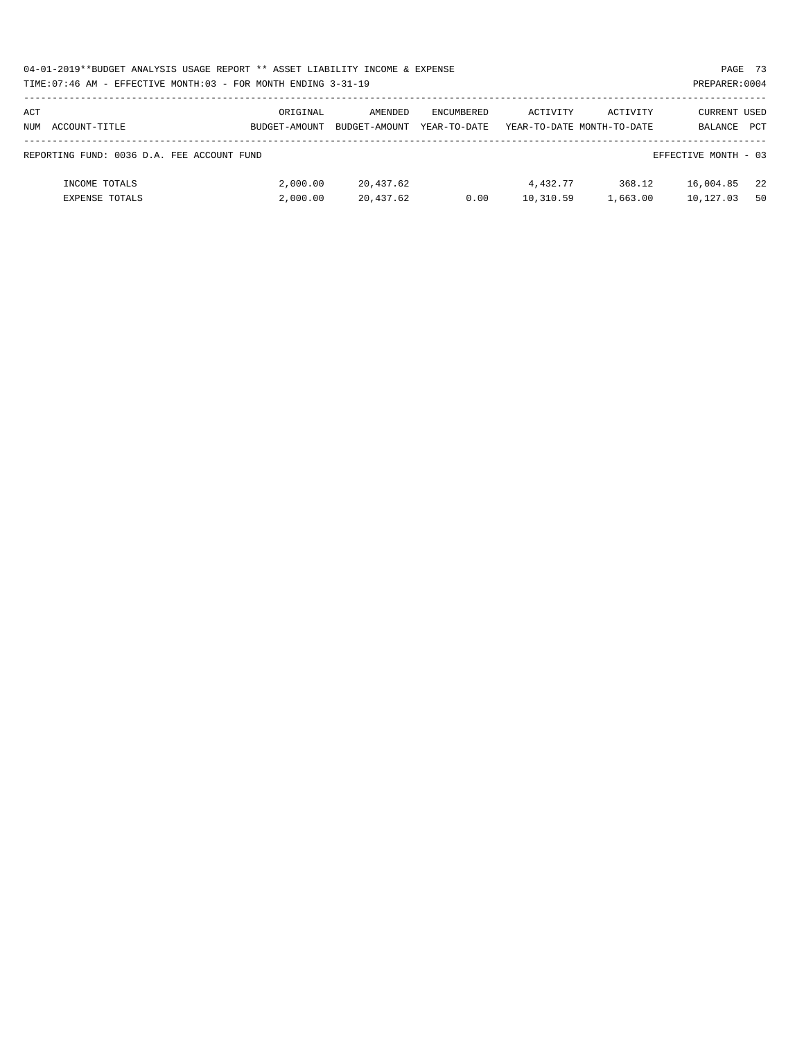04-01-2019**BUDGET ANALYSIS USAGE REPORT ** ASSET LIABILITY INCOME & EXPENSE

TIME:07:46 AM - EFFECTIVE MONTH:03 - FOR MONTH ENDING 3-31-19 PREPARER:0004

| ACT NUM ACCOUNT-TITLE | ORIGINAL BUDGET-AMOUNT | AMENDED BUDGET-AMOUNT | ENCUMBERED YEAR-TO-DATE | ACTIVITY YEAR-TO-DATE | ACTIVITY MONTH-TO-DATE | CURRENT BALANCE | USED PCT |
|---|---|---|---|---|---|---|---|
| REPORTING FUND: 0036 D.A. FEE ACCOUNT FUND | | | | | | EFFECTIVE MONTH - 03 | |
| INCOME TOTALS | 2,000.00 | 20,437.62 | | 4,432.77 | 368.12 | 16,004.85 | 22 |
| EXPENSE TOTALS | 2,000.00 | 20,437.62 | 0.00 | 10,310.59 | 1,663.00 | 10,127.03 | 50 |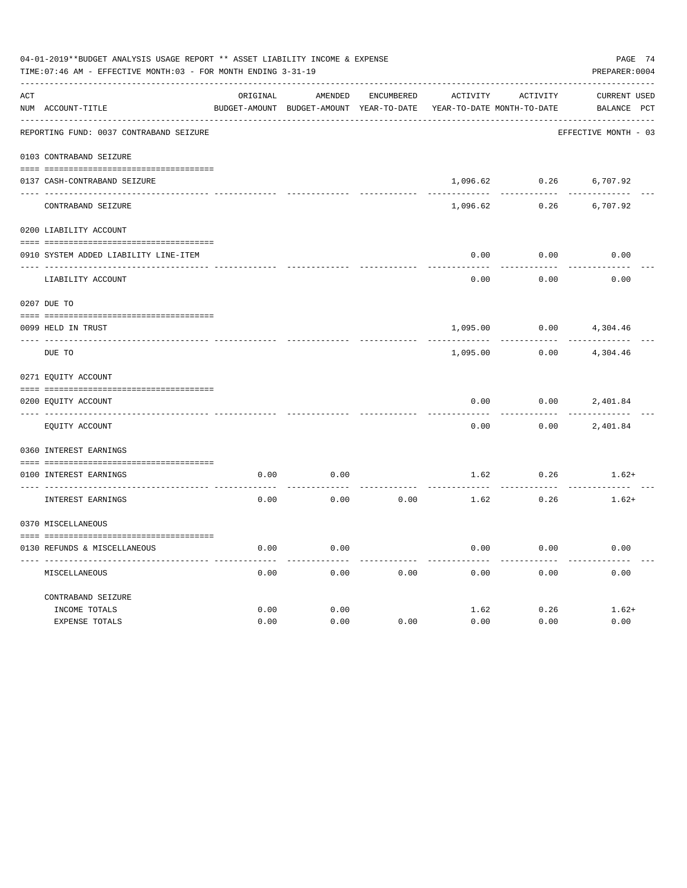04-01-2019**BUDGET ANALYSIS USAGE REPORT ** ASSET LIABILITY INCOME & EXPENSE

TIME:07:46 AM - EFFECTIVE MONTH:03 - FOR MONTH ENDING 3-31-19

PREPARER:0004

| ACT NUM | ACCOUNT-TITLE | ORIGINAL BUDGET-AMOUNT | AMENDED BUDGET-AMOUNT | ENCUMBERED YEAR-TO-DATE | ACTIVITY YEAR-TO-DATE | ACTIVITY MONTH-TO-DATE | CURRENT BALANCE | USED PCT |
|---|---|---|---|---|---|---|---|---|
| | REPORTING FUND: 0037 CONTRABAND SEIZURE | | | | | | EFFECTIVE MONTH - 03 | |
| | 0103 CONTRABAND SEIZURE | | | | | | | |
| 0137 | CASH-CONTRABAND SEIZURE | | | | 1,096.62 | 0.26 | 6,707.92 | |
| | CONTRABAND SEIZURE | | | | 1,096.62 | 0.26 | 6,707.92 | |
| | 0200 LIABILITY ACCOUNT | | | | | | | |
| 0910 | SYSTEM ADDED LIABILITY LINE-ITEM | | | | 0.00 | 0.00 | 0.00 | |
| | LIABILITY ACCOUNT | | | | 0.00 | 0.00 | 0.00 | |
| | 0207 DUE TO | | | | | | | |
| 0099 | HELD IN TRUST | | | | 1,095.00 | 0.00 | 4,304.46 | |
| | DUE TO | | | | 1,095.00 | 0.00 | 4,304.46 | |
| | 0271 EQUITY ACCOUNT | | | | | | | |
| 0200 | EQUITY ACCOUNT | | | | 0.00 | 0.00 | 2,401.84 | |
| | EQUITY ACCOUNT | | | | 0.00 | 0.00 | 2,401.84 | |
| | 0360 INTEREST EARNINGS | | | | | | | |
| 0100 | INTEREST EARNINGS | 0.00 | 0.00 | | 1.62 | 0.26 | 1.62+ | |
| | INTEREST EARNINGS | 0.00 | 0.00 | 0.00 | 1.62 | 0.26 | 1.62+ | |
| | 0370 MISCELLANEOUS | | | | | | | |
| 0130 | REFUNDS & MISCELLANEOUS | 0.00 | 0.00 | | 0.00 | 0.00 | 0.00 | |
| | MISCELLANEOUS | 0.00 | 0.00 | 0.00 | 0.00 | 0.00 | 0.00 | |
| | CONTRABAND SEIZURE | | | | | | | |
| | INCOME TOTALS | 0.00 | 0.00 | | 1.62 | 0.26 | 1.62+ | |
| | EXPENSE TOTALS | 0.00 | 0.00 | 0.00 | 0.00 | 0.00 | 0.00 | |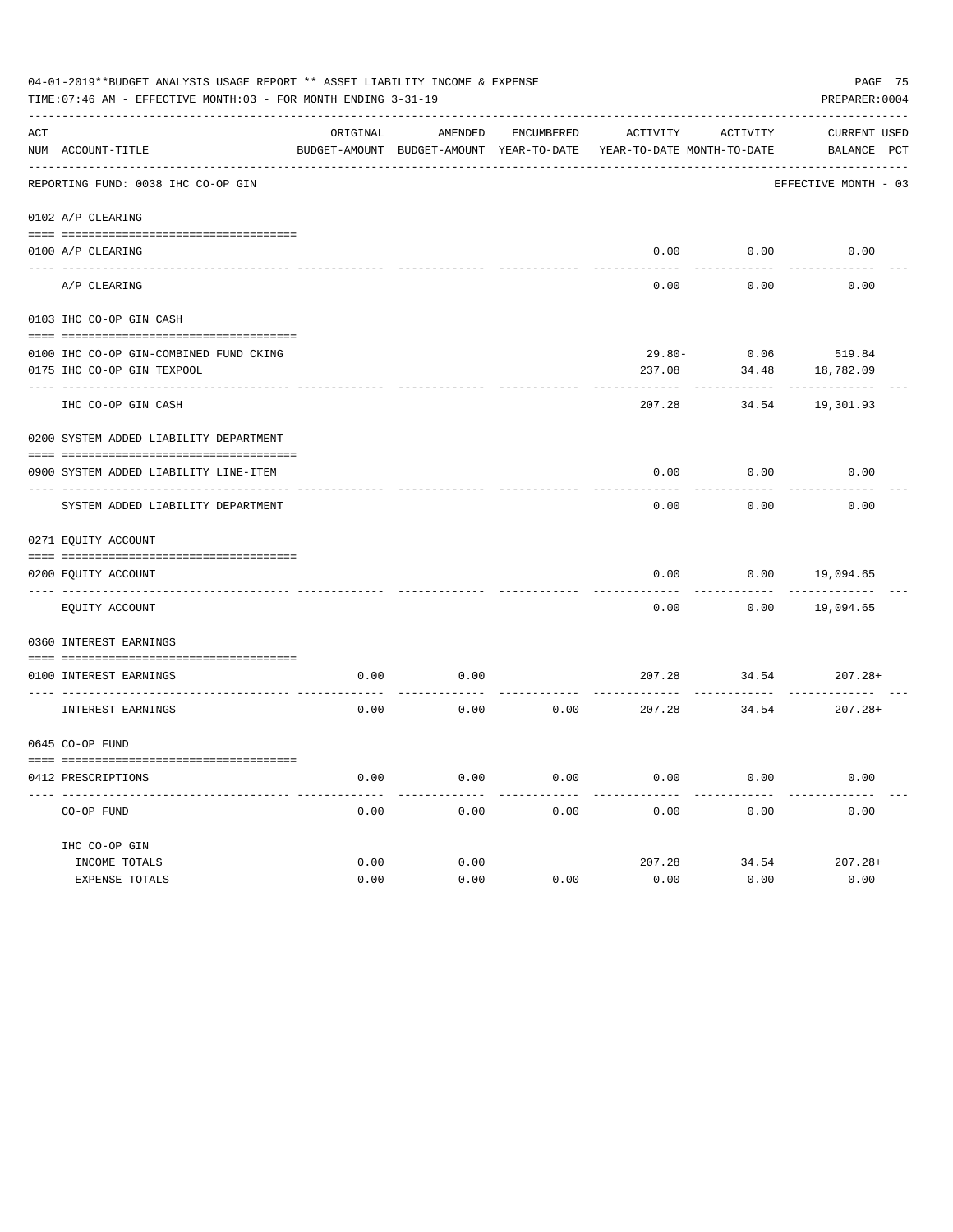04-01-2019**BUDGET ANALYSIS USAGE REPORT ** ASSET LIABILITY INCOME & EXPENSE

TIME:07:46 AM - EFFECTIVE MONTH:03 - FOR MONTH ENDING 3-31-19

PREPARER:0004

REPORTING FUND: 0038 IHC CO-OP GIN — EFFECTIVE MONTH - 03

| ACT NUM | ACCOUNT-TITLE | ORIGINAL BUDGET-AMOUNT | AMENDED BUDGET-AMOUNT | ENCUMBERED YEAR-TO-DATE | ACTIVITY YEAR-TO-DATE | ACTIVITY MONTH-TO-DATE | CURRENT BALANCE | USED PCT |
|---|---|---|---|---|---|---|---|---|
| 0102 | A/P CLEARING | | | | | | | |
| 0100 | A/P CLEARING | | | | 0.00 | 0.00 | 0.00 | |
| | A/P CLEARING | | | | 0.00 | 0.00 | 0.00 | |
| 0103 | IHC CO-OP GIN CASH | | | | | | | |
| 0100 | IHC CO-OP GIN-COMBINED FUND CKING | | | | 29.80- | 0.06 | 519.84 | |
| 0175 | IHC CO-OP GIN TEXPOOL | | | | 237.08 | 34.48 | 18,782.09 | |
| | IHC CO-OP GIN CASH | | | | 207.28 | 34.54 | 19,301.93 | |
| 0200 | SYSTEM ADDED LIABILITY DEPARTMENT | | | | | | | |
| 0900 | SYSTEM ADDED LIABILITY LINE-ITEM | | | | 0.00 | 0.00 | 0.00 | |
| | SYSTEM ADDED LIABILITY DEPARTMENT | | | | 0.00 | 0.00 | 0.00 | |
| 0271 | EQUITY ACCOUNT | | | | | | | |
| 0200 | EQUITY ACCOUNT | | | | 0.00 | 0.00 | 19,094.65 | |
| | EQUITY ACCOUNT | | | | 0.00 | 0.00 | 19,094.65 | |
| 0360 | INTEREST EARNINGS | | | | | | | |
| 0100 | INTEREST EARNINGS | 0.00 | 0.00 | | 207.28 | 34.54 | 207.28+ | |
| | INTEREST EARNINGS | 0.00 | 0.00 | 0.00 | 207.28 | 34.54 | 207.28+ | |
| 0645 | CO-OP FUND | | | | | | | |
| 0412 | PRESCRIPTIONS | 0.00 | 0.00 | 0.00 | 0.00 | 0.00 | 0.00 | |
| | CO-OP FUND | 0.00 | 0.00 | 0.00 | 0.00 | 0.00 | 0.00 | |
| | IHC CO-OP GIN | | | | | | | |
| | INCOME TOTALS | 0.00 | 0.00 | | 207.28 | 34.54 | 207.28+ | |
| | EXPENSE TOTALS | 0.00 | 0.00 | 0.00 | 0.00 | 0.00 | 0.00 | |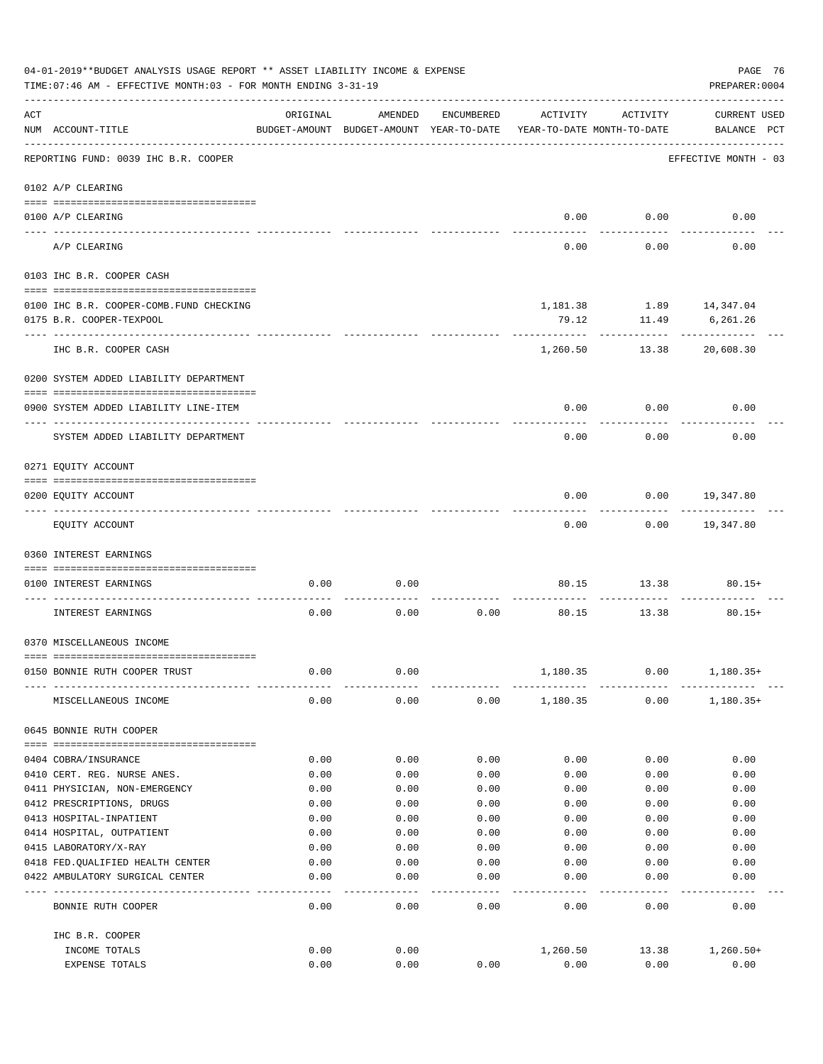04-01-2019**BUDGET ANALYSIS USAGE REPORT ** ASSET LIABILITY INCOME & EXPENSE

TIME:07:46 AM - EFFECTIVE MONTH:03 - FOR MONTH ENDING 3-31-19

PREPARER:0004

REPORTING FUND: 0039 IHC B.R. COOPER — EFFECTIVE MONTH - 03

| ACT NUM | ACCOUNT-TITLE | ORIGINAL BUDGET-AMOUNT | AMENDED BUDGET-AMOUNT | ENCUMBERED YEAR-TO-DATE | ACTIVITY YEAR-TO-DATE | ACTIVITY MONTH-TO-DATE | CURRENT BALANCE | USED PCT |
|---|---|---|---|---|---|---|---|---|
| | **0102 A/P CLEARING** | | | | | | | |
| 0100 | A/P CLEARING | | | | 0.00 | 0.00 | 0.00 | |
| | A/P CLEARING | | | | 0.00 | 0.00 | 0.00 | |
| | **0103 IHC B.R. COOPER CASH** | | | | | | | |
| 0100 | IHC B.R. COOPER-COMB.FUND CHECKING | | | | 1,181.38 | 1.89 | 14,347.04 | |
| 0175 | B.R. COOPER-TEXPOOL | | | | 79.12 | 11.49 | 6,261.26 | |
| | IHC B.R. COOPER CASH | | | | 1,260.50 | 13.38 | 20,608.30 | |
| | **0200 SYSTEM ADDED LIABILITY DEPARTMENT** | | | | | | | |
| 0900 | SYSTEM ADDED LIABILITY LINE-ITEM | | | | 0.00 | 0.00 | 0.00 | |
| | SYSTEM ADDED LIABILITY DEPARTMENT | | | | 0.00 | 0.00 | 0.00 | |
| | **0271 EQUITY ACCOUNT** | | | | | | | |
| 0200 | EQUITY ACCOUNT | | | | 0.00 | 0.00 | 19,347.80 | |
| | EQUITY ACCOUNT | | | | 0.00 | 0.00 | 19,347.80 | |
| | **0360 INTEREST EARNINGS** | | | | | | | |
| 0100 | INTEREST EARNINGS | 0.00 | 0.00 | | 80.15 | 13.38 | 80.15+ | |
| | INTEREST EARNINGS | 0.00 | 0.00 | 0.00 | 80.15 | 13.38 | 80.15+ | |
| | **0370 MISCELLANEOUS INCOME** | | | | | | | |
| 0150 | BONNIE RUTH COOPER TRUST | 0.00 | 0.00 | | 1,180.35 | 0.00 | 1,180.35+ | |
| | MISCELLANEOUS INCOME | 0.00 | 0.00 | 0.00 | 1,180.35 | 0.00 | 1,180.35+ | |
| | **0645 BONNIE RUTH COOPER** | | | | | | | |
| 0404 | COBRA/INSURANCE | 0.00 | 0.00 | 0.00 | 0.00 | 0.00 | 0.00 | |
| 0410 | CERT. REG. NURSE ANES. | 0.00 | 0.00 | 0.00 | 0.00 | 0.00 | 0.00 | |
| 0411 | PHYSICIAN, NON-EMERGENCY | 0.00 | 0.00 | 0.00 | 0.00 | 0.00 | 0.00 | |
| 0412 | PRESCRIPTIONS, DRUGS | 0.00 | 0.00 | 0.00 | 0.00 | 0.00 | 0.00 | |
| 0413 | HOSPITAL-INPATIENT | 0.00 | 0.00 | 0.00 | 0.00 | 0.00 | 0.00 | |
| 0414 | HOSPITAL, OUTPATIENT | 0.00 | 0.00 | 0.00 | 0.00 | 0.00 | 0.00 | |
| 0415 | LABORATORY/X-RAY | 0.00 | 0.00 | 0.00 | 0.00 | 0.00 | 0.00 | |
| 0418 | FED.QUALIFIED HEALTH CENTER | 0.00 | 0.00 | 0.00 | 0.00 | 0.00 | 0.00 | |
| 0422 | AMBULATORY SURGICAL CENTER | 0.00 | 0.00 | 0.00 | 0.00 | 0.00 | 0.00 | |
| | BONNIE RUTH COOPER | 0.00 | 0.00 | 0.00 | 0.00 | 0.00 | 0.00 | |
| | **IHC B.R. COOPER** | | | | | | | |
| | INCOME TOTALS | 0.00 | 0.00 | | 1,260.50 | 13.38 | 1,260.50+ | |
| | EXPENSE TOTALS | 0.00 | 0.00 | 0.00 | 0.00 | 0.00 | 0.00 | |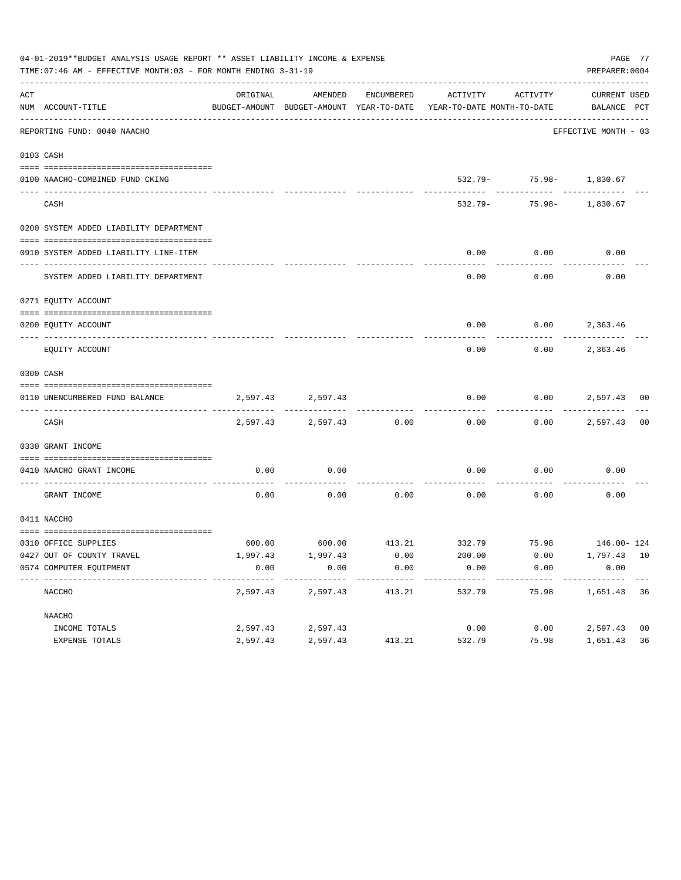04-01-2019**BUDGET ANALYSIS USAGE REPORT ** ASSET LIABILITY INCOME & EXPENSE

TIME:07:46 AM - EFFECTIVE MONTH:03 - FOR MONTH ENDING 3-31-19

PREPARER:0004

REPORTING FUND: 0040 NAACHO — EFFECTIVE MONTH - 03

| ACT NUM | ACCOUNT-TITLE | ORIGINAL BUDGET-AMOUNT | AMENDED BUDGET-AMOUNT | ENCUMBERED YEAR-TO-DATE | ACTIVITY YEAR-TO-DATE | ACTIVITY MONTH-TO-DATE | CURRENT BALANCE | USED PCT |
|---|---|---|---|---|---|---|---|---|
| 0103 | CASH | | | | | | | |
| 0100 | NAACHO-COMBINED FUND CKING | | | | 532.79- | 75.98- | 1,830.67 | |
| | CASH | | | | 532.79- | 75.98- | 1,830.67 | |
| 0200 | SYSTEM ADDED LIABILITY DEPARTMENT | | | | | | | |
| 0910 | SYSTEM ADDED LIABILITY LINE-ITEM | | | | 0.00 | 0.00 | 0.00 | |
| | SYSTEM ADDED LIABILITY DEPARTMENT | | | | 0.00 | 0.00 | 0.00 | |
| 0271 | EQUITY ACCOUNT | | | | | | | |
| 0200 | EQUITY ACCOUNT | | | | 0.00 | 0.00 | 2,363.46 | |
| | EQUITY ACCOUNT | | | | 0.00 | 0.00 | 2,363.46 | |
| 0300 | CASH | | | | | | | |
| 0110 | UNENCUMBERED FUND BALANCE | 2,597.43 | 2,597.43 | | 0.00 | 0.00 | 2,597.43 | 00 |
| | CASH | 2,597.43 | 2,597.43 | 0.00 | 0.00 | 0.00 | 2,597.43 | 00 |
| 0330 | GRANT INCOME | | | | | | | |
| 0410 | NAACHO GRANT INCOME | 0.00 | 0.00 | | 0.00 | 0.00 | 0.00 | |
| | GRANT INCOME | 0.00 | 0.00 | 0.00 | 0.00 | 0.00 | 0.00 | |
| 0411 | NACCHO | | | | | | | |
| 0310 | OFFICE SUPPLIES | 600.00 | 600.00 | 413.21 | 332.79 | 75.98 | 146.00- | 124 |
| 0427 | OUT OF COUNTY TRAVEL | 1,997.43 | 1,997.43 | 0.00 | 200.00 | 0.00 | 1,797.43 | 10 |
| 0574 | COMPUTER EQUIPMENT | 0.00 | 0.00 | 0.00 | 0.00 | 0.00 | 0.00 | |
| | NACCHO | 2,597.43 | 2,597.43 | 413.21 | 532.79 | 75.98 | 1,651.43 | 36 |
| | NAACHO | | | | | | | |
| | INCOME TOTALS | 2,597.43 | 2,597.43 | | 0.00 | 0.00 | 2,597.43 | 00 |
| | EXPENSE TOTALS | 2,597.43 | 2,597.43 | 413.21 | 532.79 | 75.98 | 1,651.43 | 36 |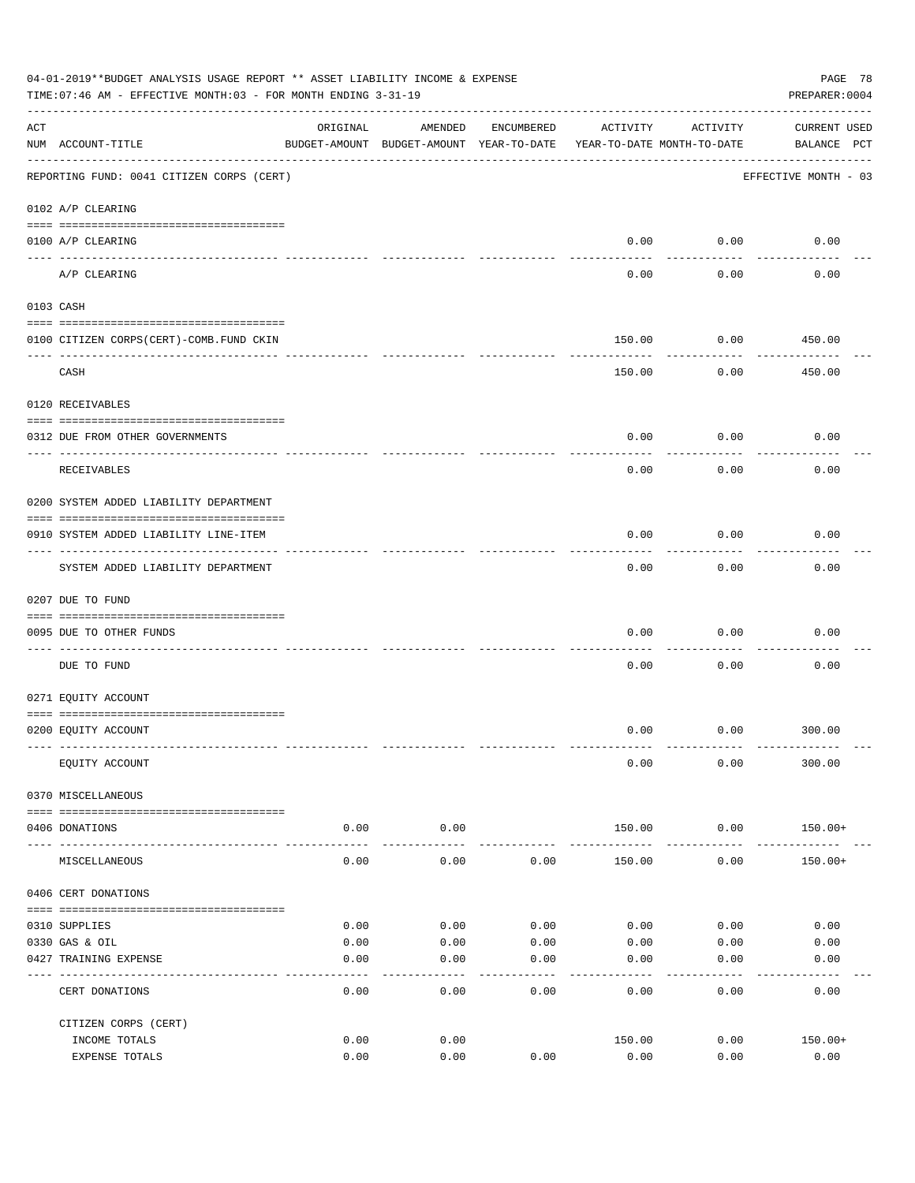04-01-2019**BUDGET ANALYSIS USAGE REPORT ** ASSET LIABILITY INCOME & EXPENSE

TIME:07:46 AM - EFFECTIVE MONTH:03 - FOR MONTH ENDING 3-31-19

PREPARER:0004

REPORTING FUND: 0041 CITIZEN CORPS (CERT) — EFFECTIVE MONTH - 03

| ACT NUM | ACCOUNT-TITLE | ORIGINAL BUDGET-AMOUNT | AMENDED BUDGET-AMOUNT | ENCUMBERED YEAR-TO-DATE | ACTIVITY YEAR-TO-DATE | ACTIVITY MONTH-TO-DATE | CURRENT BALANCE | USED PCT |
|---|---|---|---|---|---|---|---|---|
| 0102 | A/P CLEARING | | | | | | | |
| 0100 | A/P CLEARING | | | | 0.00 | 0.00 | 0.00 | |
| | A/P CLEARING | | | | 0.00 | 0.00 | 0.00 | |
| 0103 | CASH | | | | | | | |
| 0100 | CITIZEN CORPS(CERT)-COMB.FUND CKIN | | | | 150.00 | 0.00 | 450.00 | |
| | CASH | | | | 150.00 | 0.00 | 450.00 | |
| 0120 | RECEIVABLES | | | | | | | |
| 0312 | DUE FROM OTHER GOVERNMENTS | | | | 0.00 | 0.00 | 0.00 | |
| | RECEIVABLES | | | | 0.00 | 0.00 | 0.00 | |
| 0200 | SYSTEM ADDED LIABILITY DEPARTMENT | | | | | | | |
| 0910 | SYSTEM ADDED LIABILITY LINE-ITEM | | | | 0.00 | 0.00 | 0.00 | |
| | SYSTEM ADDED LIABILITY DEPARTMENT | | | | 0.00 | 0.00 | 0.00 | |
| 0207 | DUE TO FUND | | | | | | | |
| 0095 | DUE TO OTHER FUNDS | | | | 0.00 | 0.00 | 0.00 | |
| | DUE TO FUND | | | | 0.00 | 0.00 | 0.00 | |
| 0271 | EQUITY ACCOUNT | | | | | | | |
| 0200 | EQUITY ACCOUNT | | | | 0.00 | 0.00 | 300.00 | |
| | EQUITY ACCOUNT | | | | 0.00 | 0.00 | 300.00 | |
| 0370 | MISCELLANEOUS | | | | | | | |
| 0406 | DONATIONS | 0.00 | 0.00 | | 150.00 | 0.00 | 150.00+ | |
| | MISCELLANEOUS | 0.00 | 0.00 | 0.00 | 150.00 | 0.00 | 150.00+ | |
| 0406 | CERT DONATIONS | | | | | | | |
| 0310 | SUPPLIES | 0.00 | 0.00 | 0.00 | 0.00 | 0.00 | 0.00 | |
| 0330 | GAS & OIL | 0.00 | 0.00 | 0.00 | 0.00 | 0.00 | 0.00 | |
| 0427 | TRAINING EXPENSE | 0.00 | 0.00 | 0.00 | 0.00 | 0.00 | 0.00 | |
| | CERT DONATIONS | 0.00 | 0.00 | 0.00 | 0.00 | 0.00 | 0.00 | |
| | CITIZEN CORPS (CERT) | | | | | | | |
| | INCOME TOTALS | 0.00 | 0.00 | | 150.00 | 0.00 | 150.00+ | |
| | EXPENSE TOTALS | 0.00 | 0.00 | 0.00 | 0.00 | 0.00 | 0.00 | |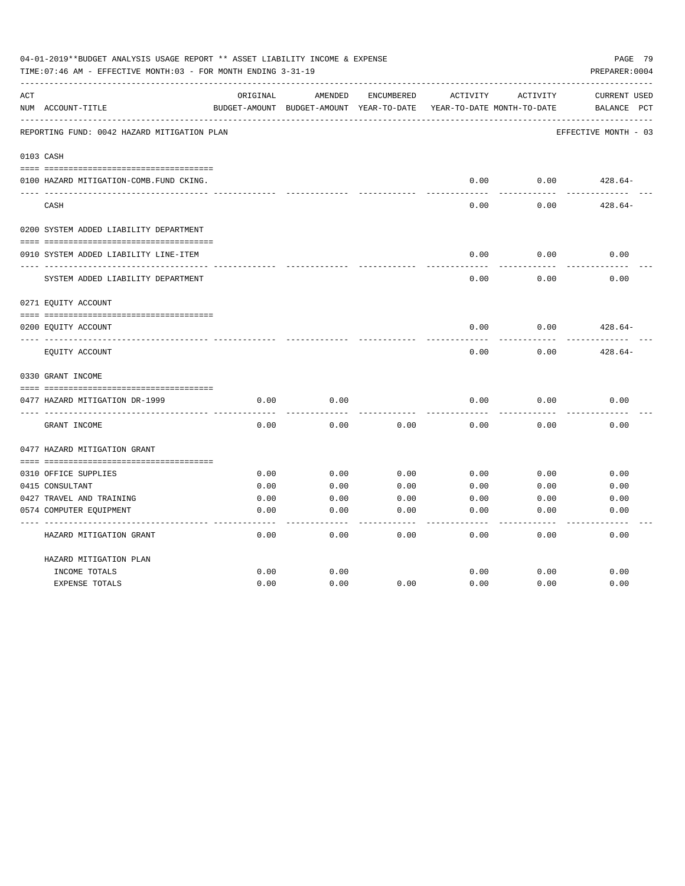04-01-2019**BUDGET ANALYSIS USAGE REPORT ** ASSET LIABILITY INCOME & EXPENSE

TIME:07:46 AM - EFFECTIVE MONTH:03 - FOR MONTH ENDING 3-31-19

PREPARER:0004

| ACT NUM | ACCOUNT-TITLE | ORIGINAL BUDGET-AMOUNT | AMENDED BUDGET-AMOUNT | ENCUMBERED YEAR-TO-DATE | ACTIVITY YEAR-TO-DATE | ACTIVITY MONTH-TO-DATE | CURRENT BALANCE | USED PCT |
|---|---|---|---|---|---|---|---|---|
| | **REPORTING FUND: 0042 HAZARD MITIGATION PLAN** | | | | | | EFFECTIVE MONTH - 03 | |
| | **0103 CASH** | | | | | | | |
| 0100 | HAZARD MITIGATION-COMB.FUND CKING. | | | | 0.00 | 0.00 | 428.64- | |
| | CASH | | | | 0.00 | 0.00 | 428.64- | |
| | **0200 SYSTEM ADDED LIABILITY DEPARTMENT** | | | | | | | |
| 0910 | SYSTEM ADDED LIABILITY LINE-ITEM | | | | 0.00 | 0.00 | 0.00 | |
| | SYSTEM ADDED LIABILITY DEPARTMENT | | | | 0.00 | 0.00 | 0.00 | |
| | **0271 EQUITY ACCOUNT** | | | | | | | |
| 0200 | EQUITY ACCOUNT | | | | 0.00 | 0.00 | 428.64- | |
| | EQUITY ACCOUNT | | | | 0.00 | 0.00 | 428.64- | |
| | **0330 GRANT INCOME** | | | | | | | |
| 0477 | HAZARD MITIGATION DR-1999 | 0.00 | 0.00 | | 0.00 | 0.00 | 0.00 | |
| | GRANT INCOME | 0.00 | 0.00 | 0.00 | 0.00 | 0.00 | 0.00 | |
| | **0477 HAZARD MITIGATION GRANT** | | | | | | | |
| 0310 | OFFICE SUPPLIES | 0.00 | 0.00 | 0.00 | 0.00 | 0.00 | 0.00 | |
| 0415 | CONSULTANT | 0.00 | 0.00 | 0.00 | 0.00 | 0.00 | 0.00 | |
| 0427 | TRAVEL AND TRAINING | 0.00 | 0.00 | 0.00 | 0.00 | 0.00 | 0.00 | |
| 0574 | COMPUTER EQUIPMENT | 0.00 | 0.00 | 0.00 | 0.00 | 0.00 | 0.00 | |
| | HAZARD MITIGATION GRANT | 0.00 | 0.00 | 0.00 | 0.00 | 0.00 | 0.00 | |
| | **HAZARD MITIGATION PLAN** | | | | | | | |
| | INCOME TOTALS | 0.00 | 0.00 | | 0.00 | 0.00 | 0.00 | |
| | EXPENSE TOTALS | 0.00 | 0.00 | 0.00 | 0.00 | 0.00 | 0.00 | |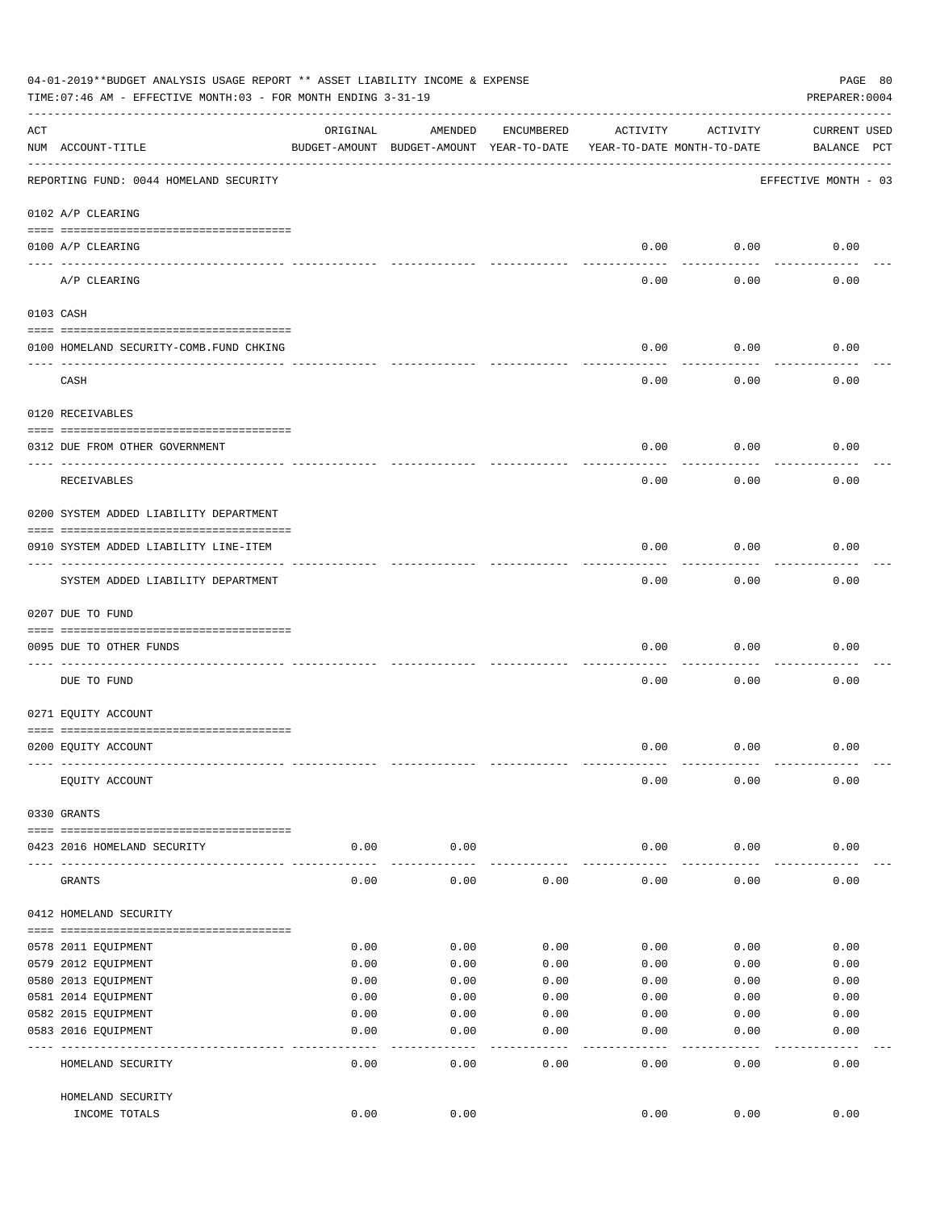04-01-2019**BUDGET ANALYSIS USAGE REPORT ** ASSET LIABILITY INCOME & EXPENSE

TIME:07:46 AM - EFFECTIVE MONTH:03 - FOR MONTH ENDING 3-31-19

PREPARER:0004

| ACT NUM | ACCOUNT-TITLE | ORIGINAL BUDGET-AMOUNT | AMENDED BUDGET-AMOUNT | ENCUMBERED YEAR-TO-DATE | ACTIVITY YEAR-TO-DATE | ACTIVITY MONTH-TO-DATE | CURRENT BALANCE | USED PCT |
|---|---|---|---|---|---|---|---|---|
| | REPORTING FUND: 0044 HOMELAND SECURITY | | | | | | EFFECTIVE MONTH - 03 | |
| | 0102 A/P CLEARING | | | | | | | |
| 0100 | A/P CLEARING | | | | 0.00 | 0.00 | 0.00 | |
| | A/P CLEARING | | | | 0.00 | 0.00 | 0.00 | |
| | 0103 CASH | | | | | | | |
| 0100 | HOMELAND SECURITY-COMB.FUND CHKING | | | | 0.00 | 0.00 | 0.00 | |
| | CASH | | | | 0.00 | 0.00 | 0.00 | |
| | 0120 RECEIVABLES | | | | | | | |
| 0312 | DUE FROM OTHER GOVERNMENT | | | | 0.00 | 0.00 | 0.00 | |
| | RECEIVABLES | | | | 0.00 | 0.00 | 0.00 | |
| | 0200 SYSTEM ADDED LIABILITY DEPARTMENT | | | | | | | |
| 0910 | SYSTEM ADDED LIABILITY LINE-ITEM | | | | 0.00 | 0.00 | 0.00 | |
| | SYSTEM ADDED LIABILITY DEPARTMENT | | | | 0.00 | 0.00 | 0.00 | |
| | 0207 DUE TO FUND | | | | | | | |
| 0095 | DUE TO OTHER FUNDS | | | | 0.00 | 0.00 | 0.00 | |
| | DUE TO FUND | | | | 0.00 | 0.00 | 0.00 | |
| | 0271 EQUITY ACCOUNT | | | | | | | |
| 0200 | EQUITY ACCOUNT | | | | 0.00 | 0.00 | 0.00 | |
| | EQUITY ACCOUNT | | | | 0.00 | 0.00 | 0.00 | |
| | 0330 GRANTS | | | | | | | |
| 0423 | 2016 HOMELAND SECURITY | 0.00 | 0.00 | | 0.00 | 0.00 | 0.00 | |
| | GRANTS | 0.00 | 0.00 | 0.00 | 0.00 | 0.00 | 0.00 | |
| | 0412 HOMELAND SECURITY | | | | | | | |
| 0578 | 2011 EQUIPMENT | 0.00 | 0.00 | 0.00 | 0.00 | 0.00 | 0.00 | |
| 0579 | 2012 EQUIPMENT | 0.00 | 0.00 | 0.00 | 0.00 | 0.00 | 0.00 | |
| 0580 | 2013 EQUIPMENT | 0.00 | 0.00 | 0.00 | 0.00 | 0.00 | 0.00 | |
| 0581 | 2014 EQUIPMENT | 0.00 | 0.00 | 0.00 | 0.00 | 0.00 | 0.00 | |
| 0582 | 2015 EQUIPMENT | 0.00 | 0.00 | 0.00 | 0.00 | 0.00 | 0.00 | |
| 0583 | 2016 EQUIPMENT | 0.00 | 0.00 | 0.00 | 0.00 | 0.00 | 0.00 | |
| | HOMELAND SECURITY | 0.00 | 0.00 | 0.00 | 0.00 | 0.00 | 0.00 | |
| | HOMELAND SECURITY INCOME TOTALS | 0.00 | 0.00 | | 0.00 | 0.00 | 0.00 | |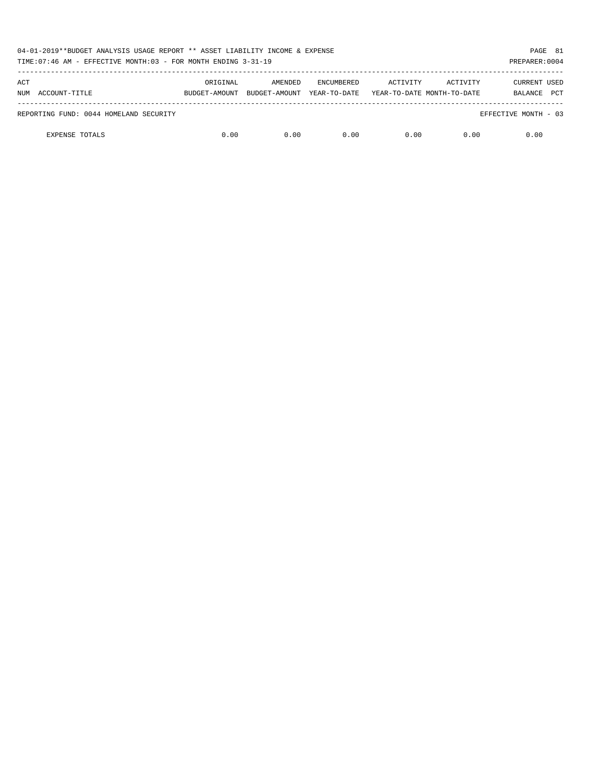| ACT NUM | ACCOUNT-TITLE | ORIGINAL BUDGET-AMOUNT | AMENDED BUDGET-AMOUNT | ENCUMBERED YEAR-TO-DATE | ACTIVITY YEAR-TO-DATE | ACTIVITY MONTH-TO-DATE | CURRENT BALANCE | USED PCT |
|---|---|---|---|---|---|---|---|---|
| REPORTING FUND: 0044 HOMELAND SECURITY | | | | | | | EFFECTIVE MONTH - 03 | |
| | EXPENSE TOTALS | 0.00 | 0.00 | 0.00 | 0.00 | 0.00 | 0.00 | |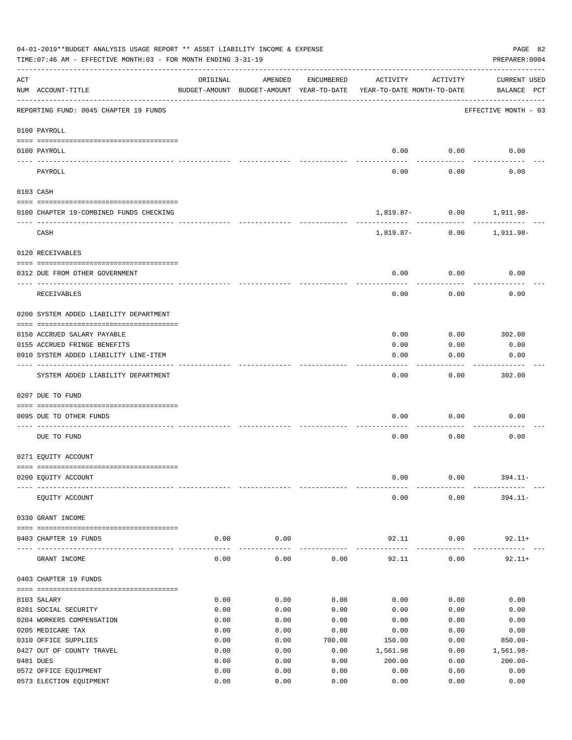04-01-2019**BUDGET ANALYSIS USAGE REPORT ** ASSET LIABILITY INCOME & EXPENSE

TIME:07:46 AM - EFFECTIVE MONTH:03 - FOR MONTH ENDING 3-31-19

PREPARER:0004

REPORTING FUND: 0045 CHAPTER 19 FUNDS — EFFECTIVE MONTH - 03

| ACT NUM | ACCOUNT-TITLE | ORIGINAL BUDGET-AMOUNT | AMENDED BUDGET-AMOUNT | ENCUMBERED YEAR-TO-DATE | ACTIVITY YEAR-TO-DATE | ACTIVITY MONTH-TO-DATE | CURRENT BALANCE | USED PCT |
|---|---|---|---|---|---|---|---|---|
| | **0100 PAYROLL** | | | | | | | |
| 0100 | PAYROLL | | | | 0.00 | 0.00 | 0.00 | |
| | PAYROLL | | | | 0.00 | 0.00 | 0.00 | |
| | **0103 CASH** | | | | | | | |
| 0100 | CHAPTER 19-COMBINED FUNDS CHECKING | | | | 1,819.87- | 0.00 | 1,911.98- | |
| | CASH | | | | 1,819.87- | 0.00 | 1,911.98- | |
| | **0120 RECEIVABLES** | | | | | | | |
| 0312 | DUE FROM OTHER GOVERNMENT | | | | 0.00 | 0.00 | 0.00 | |
| | RECEIVABLES | | | | 0.00 | 0.00 | 0.00 | |
| | **0200 SYSTEM ADDED LIABILITY DEPARTMENT** | | | | | | | |
| 0150 | ACCRUED SALARY PAYABLE | | | | 0.00 | 0.00 | 302.00 | |
| 0155 | ACCRUED FRINGE BENEFITS | | | | 0.00 | 0.00 | 0.00 | |
| 0910 | SYSTEM ADDED LIABILITY LINE-ITEM | | | | 0.00 | 0.00 | 0.00 | |
| | SYSTEM ADDED LIABILITY DEPARTMENT | | | | 0.00 | 0.00 | 302.00 | |
| | **0207 DUE TO FUND** | | | | | | | |
| 0095 | DUE TO OTHER FUNDS | | | | 0.00 | 0.00 | 0.00 | |
| | DUE TO FUND | | | | 0.00 | 0.00 | 0.00 | |
| | **0271 EQUITY ACCOUNT** | | | | | | | |
| 0200 | EQUITY ACCOUNT | | | | 0.00 | 0.00 | 394.11- | |
| | EQUITY ACCOUNT | | | | 0.00 | 0.00 | 394.11- | |
| | **0330 GRANT INCOME** | | | | | | | |
| 0403 | CHAPTER 19 FUNDS | 0.00 | 0.00 | | 92.11 | 0.00 | 92.11+ | |
| | GRANT INCOME | 0.00 | 0.00 | 0.00 | 92.11 | 0.00 | 92.11+ | |
| | **0403 CHAPTER 19 FUNDS** | | | | | | | |
| 0103 | SALARY | 0.00 | 0.00 | 0.00 | 0.00 | 0.00 | 0.00 | |
| 0201 | SOCIAL SECURITY | 0.00 | 0.00 | 0.00 | 0.00 | 0.00 | 0.00 | |
| 0204 | WORKERS COMPENSATION | 0.00 | 0.00 | 0.00 | 0.00 | 0.00 | 0.00 | |
| 0205 | MEDICARE TAX | 0.00 | 0.00 | 0.00 | 0.00 | 0.00 | 0.00 | |
| 0310 | OFFICE SUPPLIES | 0.00 | 0.00 | 700.00 | 150.00 | 0.00 | 850.00- | |
| 0427 | OUT OF COUNTY TRAVEL | 0.00 | 0.00 | 0.00 | 1,561.98 | 0.00 | 1,561.98- | |
| 0481 | DUES | 0.00 | 0.00 | 0.00 | 200.00 | 0.00 | 200.00- | |
| 0572 | OFFICE EQUIPMENT | 0.00 | 0.00 | 0.00 | 0.00 | 0.00 | 0.00 | |
| 0573 | ELECTION EQUIPMENT | 0.00 | 0.00 | 0.00 | 0.00 | 0.00 | 0.00 | |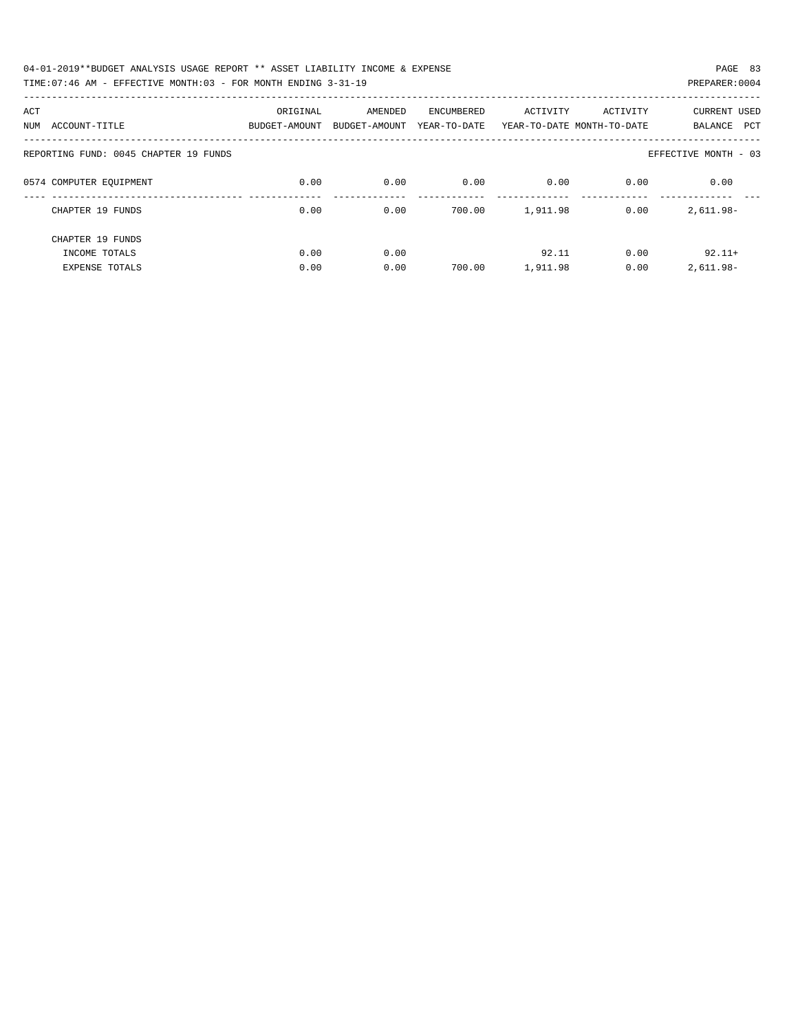REPORTING FUND: 0045 CHAPTER 19 FUNDS — EFFECTIVE MONTH - 03

| ACT NUM | ACCOUNT-TITLE | ORIGINAL BUDGET-AMOUNT | AMENDED BUDGET-AMOUNT | ENCUMBERED YEAR-TO-DATE | ACTIVITY YEAR-TO-DATE | ACTIVITY MONTH-TO-DATE | CURRENT BALANCE | USED PCT |
|---|---|---|---|---|---|---|---|---|
| 0574 | COMPUTER EQUIPMENT | 0.00 | 0.00 | 0.00 | 0.00 | 0.00 | 0.00 | |
| | CHAPTER 19 FUNDS | 0.00 | 0.00 | 700.00 | 1,911.98 | 0.00 | 2,611.98- | |
| | CHAPTER 19 FUNDS | | | | | | | |
| | INCOME TOTALS | 0.00 | 0.00 | | 92.11 | 0.00 | 92.11+ | |
| | EXPENSE TOTALS | 0.00 | 0.00 | 700.00 | 1,911.98 | 0.00 | 2,611.98- | |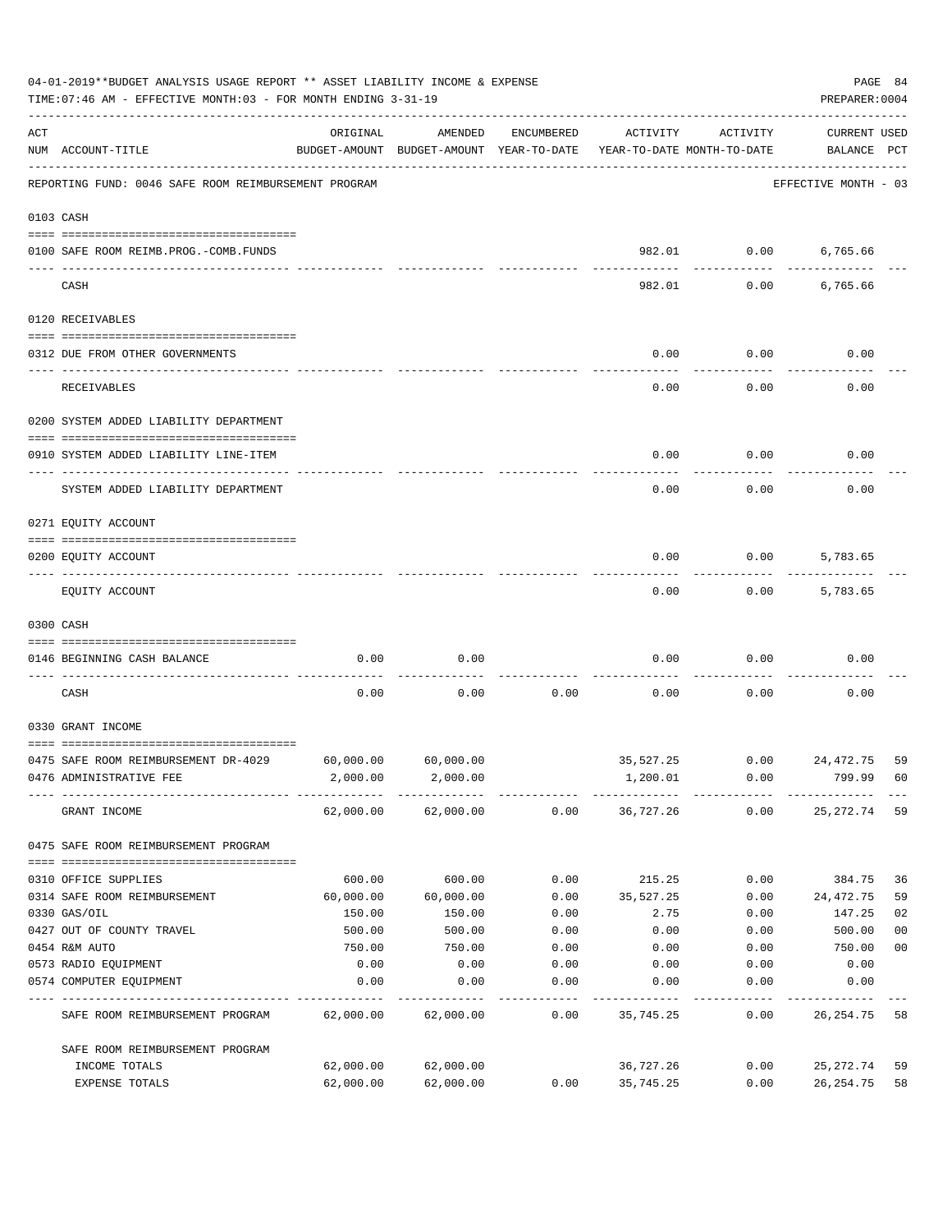04-01-2019**BUDGET ANALYSIS USAGE REPORT ** ASSET LIABILITY INCOME & EXPENSE

TIME:07:46 AM - EFFECTIVE MONTH:03 - FOR MONTH ENDING 3-31-19

PREPARER:0004

REPORTING FUND: 0046 SAFE ROOM REIMBURSEMENT PROGRAM — EFFECTIVE MONTH - 03

| ACT NUM | ACCOUNT-TITLE | ORIGINAL BUDGET-AMOUNT | AMENDED BUDGET-AMOUNT | ENCUMBERED YEAR-TO-DATE | ACTIVITY YEAR-TO-DATE | ACTIVITY MONTH-TO-DATE | CURRENT USED BALANCE | PCT |
|---|---|---|---|---|---|---|---|---|
| 0103 | CASH | | | | | | | |
| 0100 | SAFE ROOM REIMB.PROG.-COMB.FUNDS | | | | 982.01 | 0.00 | 6,765.66 | |
| | CASH | | | | 982.01 | 0.00 | 6,765.66 | |
| 0120 | RECEIVABLES | | | | | | | |
| 0312 | DUE FROM OTHER GOVERNMENTS | | | | 0.00 | 0.00 | 0.00 | |
| | RECEIVABLES | | | | 0.00 | 0.00 | 0.00 | |
| 0200 | SYSTEM ADDED LIABILITY DEPARTMENT | | | | | | | |
| 0910 | SYSTEM ADDED LIABILITY LINE-ITEM | | | | 0.00 | 0.00 | 0.00 | |
| | SYSTEM ADDED LIABILITY DEPARTMENT | | | | 0.00 | 0.00 | 0.00 | |
| 0271 | EQUITY ACCOUNT | | | | | | | |
| 0200 | EQUITY ACCOUNT | | | | 0.00 | 0.00 | 5,783.65 | |
| | EQUITY ACCOUNT | | | | 0.00 | 0.00 | 5,783.65 | |
| 0300 | CASH | | | | | | | |
| 0146 | BEGINNING CASH BALANCE | 0.00 | 0.00 | | 0.00 | 0.00 | 0.00 | |
| | CASH | 0.00 | 0.00 | 0.00 | 0.00 | 0.00 | 0.00 | |
| 0330 | GRANT INCOME | | | | | | | |
| 0475 | SAFE ROOM REIMBURSEMENT DR-4029 | 60,000.00 | 60,000.00 | | 35,527.25 | 0.00 | 24,472.75 | 59 |
| 0476 | ADMINISTRATIVE FEE | 2,000.00 | 2,000.00 | | 1,200.01 | 0.00 | 799.99 | 60 |
| | GRANT INCOME | 62,000.00 | 62,000.00 | 0.00 | 36,727.26 | 0.00 | 25,272.74 | 59 |
| 0475 | SAFE ROOM REIMBURSEMENT PROGRAM | | | | | | | |
| 0310 | OFFICE SUPPLIES | 600.00 | 600.00 | 0.00 | 215.25 | 0.00 | 384.75 | 36 |
| 0314 | SAFE ROOM REIMBURSEMENT | 60,000.00 | 60,000.00 | 0.00 | 35,527.25 | 0.00 | 24,472.75 | 59 |
| 0330 | GAS/OIL | 150.00 | 150.00 | 0.00 | 2.75 | 0.00 | 147.25 | 02 |
| 0427 | OUT OF COUNTY TRAVEL | 500.00 | 500.00 | 0.00 | 0.00 | 0.00 | 500.00 | 00 |
| 0454 | R&M AUTO | 750.00 | 750.00 | 0.00 | 0.00 | 0.00 | 750.00 | 00 |
| 0573 | RADIO EQUIPMENT | 0.00 | 0.00 | 0.00 | 0.00 | 0.00 | 0.00 | |
| 0574 | COMPUTER EQUIPMENT | 0.00 | 0.00 | 0.00 | 0.00 | 0.00 | 0.00 | |
| | SAFE ROOM REIMBURSEMENT PROGRAM | 62,000.00 | 62,000.00 | 0.00 | 35,745.25 | 0.00 | 26,254.75 | 58 |
| | SAFE ROOM REIMBURSEMENT PROGRAM | | | | | | | |
| | INCOME TOTALS | 62,000.00 | 62,000.00 | | 36,727.26 | 0.00 | 25,272.74 | 59 |
| | EXPENSE TOTALS | 62,000.00 | 62,000.00 | 0.00 | 35,745.25 | 0.00 | 26,254.75 | 58 |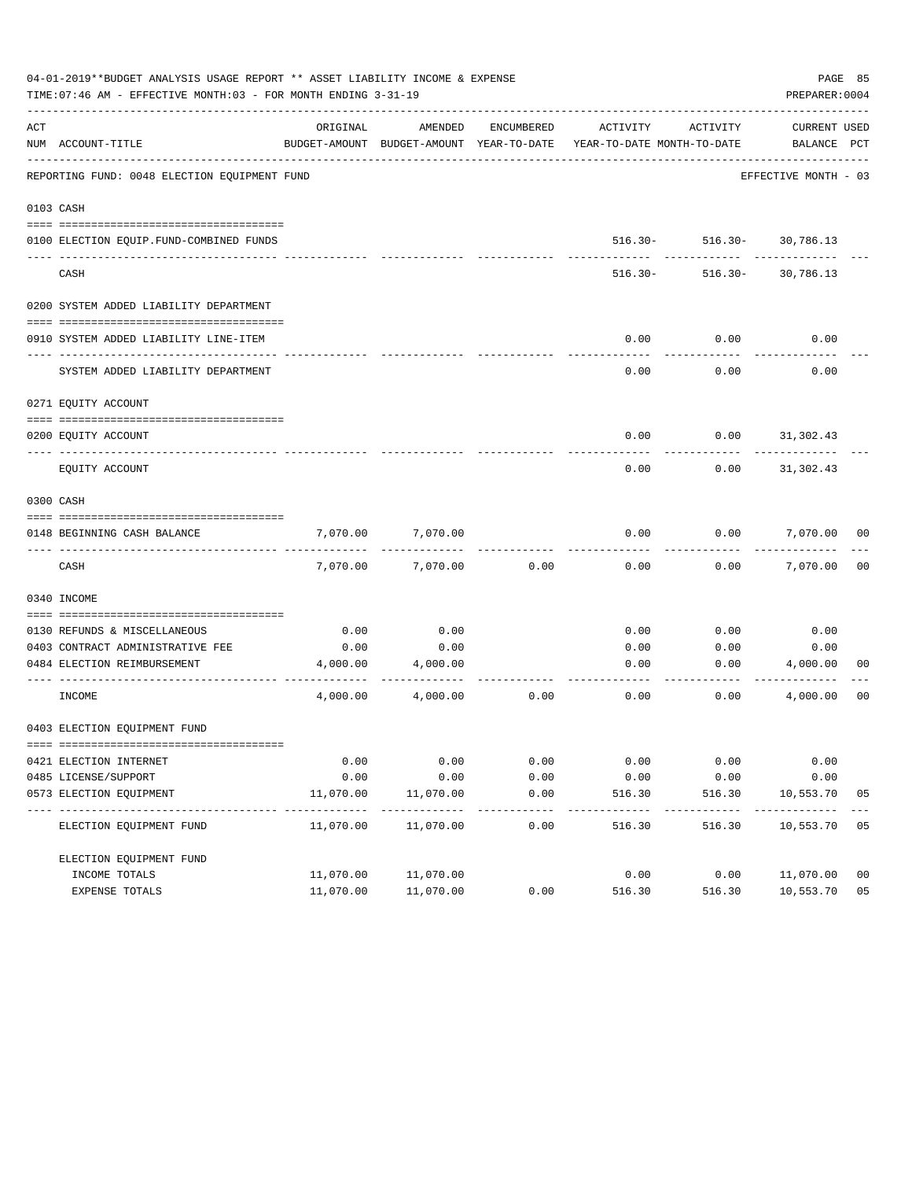04-01-2019**BUDGET ANALYSIS USAGE REPORT ** ASSET LIABILITY INCOME & EXPENSE

TIME:07:46 AM - EFFECTIVE MONTH:03 - FOR MONTH ENDING 3-31-19

PREPARER:0004

REPORTING FUND: 0048 ELECTION EQUIPMENT FUND — EFFECTIVE MONTH - 03

| ACT NUM | ACCOUNT-TITLE | ORIGINAL BUDGET-AMOUNT | AMENDED BUDGET-AMOUNT | ENCUMBERED YEAR-TO-DATE | ACTIVITY YEAR-TO-DATE | ACTIVITY MONTH-TO-DATE | CURRENT BALANCE | USED PCT |
|---|---|---|---|---|---|---|---|---|
| **0103** | **CASH** | | | | | | | |
| 0100 | ELECTION EQUIP.FUND-COMBINED FUNDS | | | | 516.30- | 516.30- | 30,786.13 | |
| | CASH | | | | 516.30- | 516.30- | 30,786.13 | |
| **0200** | **SYSTEM ADDED LIABILITY DEPARTMENT** | | | | | | | |
| 0910 | SYSTEM ADDED LIABILITY LINE-ITEM | | | | 0.00 | 0.00 | 0.00 | |
| | SYSTEM ADDED LIABILITY DEPARTMENT | | | | 0.00 | 0.00 | 0.00 | |
| **0271** | **EQUITY ACCOUNT** | | | | | | | |
| 0200 | EQUITY ACCOUNT | | | | 0.00 | 0.00 | 31,302.43 | |
| | EQUITY ACCOUNT | | | | 0.00 | 0.00 | 31,302.43 | |
| **0300** | **CASH** | | | | | | | |
| 0148 | BEGINNING CASH BALANCE | 7,070.00 | 7,070.00 | | 0.00 | 0.00 | 7,070.00 | 00 |
| | CASH | 7,070.00 | 7,070.00 | 0.00 | 0.00 | 0.00 | 7,070.00 | 00 |
| **0340** | **INCOME** | | | | | | | |
| 0130 | REFUNDS & MISCELLANEOUS | 0.00 | 0.00 | | 0.00 | 0.00 | 0.00 | |
| 0403 | CONTRACT ADMINISTRATIVE FEE | 0.00 | 0.00 | | 0.00 | 0.00 | 0.00 | |
| 0484 | ELECTION REIMBURSEMENT | 4,000.00 | 4,000.00 | | 0.00 | 0.00 | 4,000.00 | 00 |
| | INCOME | 4,000.00 | 4,000.00 | 0.00 | 0.00 | 0.00 | 4,000.00 | 00 |
| **0403** | **ELECTION EQUIPMENT FUND** | | | | | | | |
| 0421 | ELECTION INTERNET | 0.00 | 0.00 | 0.00 | 0.00 | 0.00 | 0.00 | |
| 0485 | LICENSE/SUPPORT | 0.00 | 0.00 | 0.00 | 0.00 | 0.00 | 0.00 | |
| 0573 | ELECTION EQUIPMENT | 11,070.00 | 11,070.00 | 0.00 | 516.30 | 516.30 | 10,553.70 | 05 |
| | ELECTION EQUIPMENT FUND | 11,070.00 | 11,070.00 | 0.00 | 516.30 | 516.30 | 10,553.70 | 05 |
| | ELECTION EQUIPMENT FUND | | | | | | | |
| | INCOME TOTALS | 11,070.00 | 11,070.00 | | 0.00 | 0.00 | 11,070.00 | 00 |
| | EXPENSE TOTALS | 11,070.00 | 11,070.00 | 0.00 | 516.30 | 516.30 | 10,553.70 | 05 |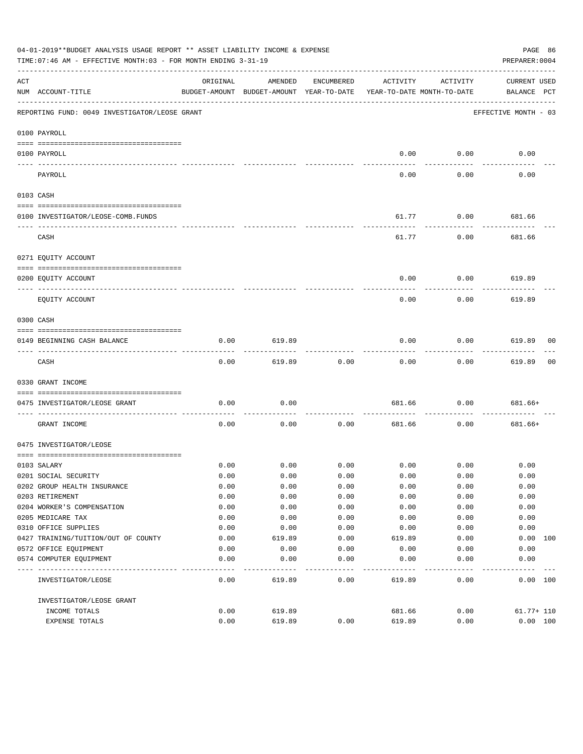04-01-2019**BUDGET ANALYSIS USAGE REPORT ** ASSET LIABILITY INCOME & EXPENSE

TIME:07:46 AM - EFFECTIVE MONTH:03 - FOR MONTH ENDING 3-31-19

PREPARER:0004

REPORTING FUND: 0049 INVESTIGATOR/LEOSE GRANT — EFFECTIVE MONTH - 03

| ACT NUM | ACCOUNT-TITLE | ORIGINAL BUDGET-AMOUNT | AMENDED BUDGET-AMOUNT | ENCUMBERED YEAR-TO-DATE | ACTIVITY YEAR-TO-DATE | ACTIVITY MONTH-TO-DATE | CURRENT BALANCE | USED PCT |
|---|---|---|---|---|---|---|---|---|
| **0100 PAYROLL** | | | | | | | | |
| 0100 | PAYROLL | | | | 0.00 | 0.00 | 0.00 | |
| | PAYROLL | | | | 0.00 | 0.00 | 0.00 | |
| **0103 CASH** | | | | | | | | |
| 0100 | INVESTIGATOR/LEOSE-COMB.FUNDS | | | | 61.77 | 0.00 | 681.66 | |
| | CASH | | | | 61.77 | 0.00 | 681.66 | |
| **0271 EQUITY ACCOUNT** | | | | | | | | |
| 0200 | EQUITY ACCOUNT | | | | 0.00 | 0.00 | 619.89 | |
| | EQUITY ACCOUNT | | | | 0.00 | 0.00 | 619.89 | |
| **0300 CASH** | | | | | | | | |
| 0149 | BEGINNING CASH BALANCE | 0.00 | 619.89 | | 0.00 | 0.00 | 619.89 | 00 |
| | CASH | 0.00 | 619.89 | 0.00 | 0.00 | 0.00 | 619.89 | 00 |
| **0330 GRANT INCOME** | | | | | | | | |
| 0475 | INVESTIGATOR/LEOSE GRANT | 0.00 | 0.00 | | 681.66 | 0.00 | 681.66+ | |
| | GRANT INCOME | 0.00 | 0.00 | 0.00 | 681.66 | 0.00 | 681.66+ | |
| **0475 INVESTIGATOR/LEOSE** | | | | | | | | |
| 0103 | SALARY | 0.00 | 0.00 | 0.00 | 0.00 | 0.00 | 0.00 | |
| 0201 | SOCIAL SECURITY | 0.00 | 0.00 | 0.00 | 0.00 | 0.00 | 0.00 | |
| 0202 | GROUP HEALTH INSURANCE | 0.00 | 0.00 | 0.00 | 0.00 | 0.00 | 0.00 | |
| 0203 | RETIREMENT | 0.00 | 0.00 | 0.00 | 0.00 | 0.00 | 0.00 | |
| 0204 | WORKER'S COMPENSATION | 0.00 | 0.00 | 0.00 | 0.00 | 0.00 | 0.00 | |
| 0205 | MEDICARE TAX | 0.00 | 0.00 | 0.00 | 0.00 | 0.00 | 0.00 | |
| 0310 | OFFICE SUPPLIES | 0.00 | 0.00 | 0.00 | 0.00 | 0.00 | 0.00 | |
| 0427 | TRAINING/TUITION/OUT OF COUNTY | 0.00 | 619.89 | 0.00 | 619.89 | 0.00 | 0.00 | 100 |
| 0572 | OFFICE EQUIPMENT | 0.00 | 0.00 | 0.00 | 0.00 | 0.00 | 0.00 | |
| 0574 | COMPUTER EQUIPMENT | 0.00 | 0.00 | 0.00 | 0.00 | 0.00 | 0.00 | |
| | INVESTIGATOR/LEOSE | 0.00 | 619.89 | 0.00 | 619.89 | 0.00 | 0.00 | 100 |
| | INVESTIGATOR/LEOSE GRANT | | | | | | | |
| | INCOME TOTALS | 0.00 | 619.89 | | 681.66 | 0.00 | 61.77+ | 110 |
| | EXPENSE TOTALS | 0.00 | 619.89 | 0.00 | 619.89 | 0.00 | 0.00 | 100 |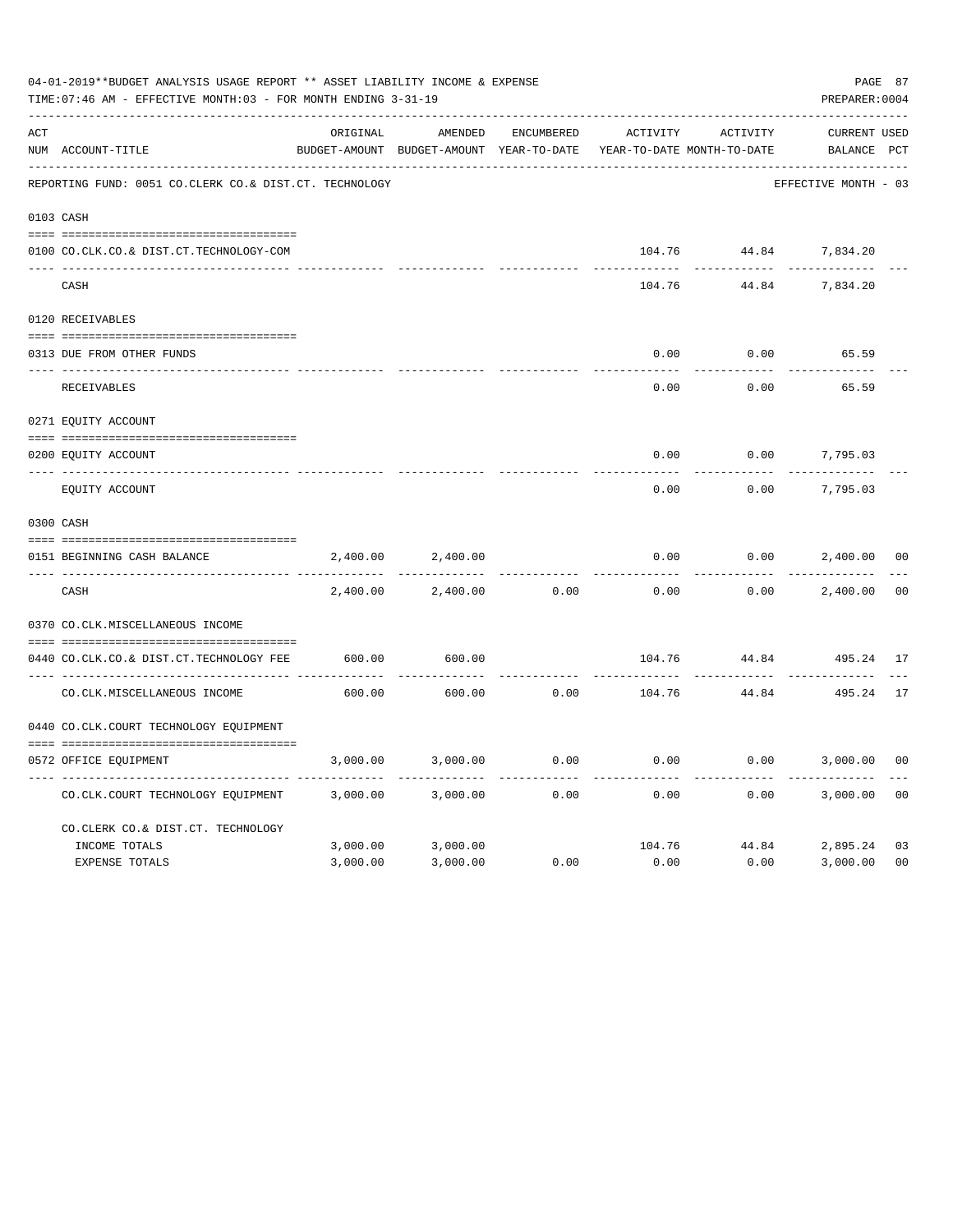04-01-2019**BUDGET ANALYSIS USAGE REPORT ** ASSET LIABILITY INCOME & EXPENSE

TIME:07:46 AM - EFFECTIVE MONTH:03 - FOR MONTH ENDING 3-31-19

PREPARER:0004

REPORTING FUND: 0051 CO.CLERK CO.& DIST.CT. TECHNOLOGY — EFFECTIVE MONTH - 03

| ACT NUM | ACCOUNT-TITLE | ORIGINAL BUDGET-AMOUNT | AMENDED BUDGET-AMOUNT | ENCUMBERED YEAR-TO-DATE | ACTIVITY YEAR-TO-DATE | ACTIVITY MONTH-TO-DATE | CURRENT BALANCE | USED PCT |
|---|---|---|---|---|---|---|---|---|
| 0103 | CASH | | | | | | | |
| 0100 | CO.CLK.CO.& DIST.CT.TECHNOLOGY-COM | | | | 104.76 | 44.84 | 7,834.20 | |
| | CASH | | | | 104.76 | 44.84 | 7,834.20 | |
| 0120 | RECEIVABLES | | | | | | | |
| 0313 | DUE FROM OTHER FUNDS | | | | 0.00 | 0.00 | 65.59 | |
| | RECEIVABLES | | | | 0.00 | 0.00 | 65.59 | |
| 0271 | EQUITY ACCOUNT | | | | | | | |
| 0200 | EQUITY ACCOUNT | | | | 0.00 | 0.00 | 7,795.03 | |
| | EQUITY ACCOUNT | | | | 0.00 | 0.00 | 7,795.03 | |
| 0300 | CASH | | | | | | | |
| 0151 | BEGINNING CASH BALANCE | 2,400.00 | 2,400.00 | | 0.00 | 0.00 | 2,400.00 | 00 |
| | CASH | 2,400.00 | 2,400.00 | 0.00 | 0.00 | 0.00 | 2,400.00 | 00 |
| 0370 | CO.CLK.MISCELLANEOUS INCOME | | | | | | | |
| 0440 | CO.CLK.CO.& DIST.CT.TECHNOLOGY FEE | 600.00 | 600.00 | | 104.76 | 44.84 | 495.24 | 17 |
| | CO.CLK.MISCELLANEOUS INCOME | 600.00 | 600.00 | 0.00 | 104.76 | 44.84 | 495.24 | 17 |
| 0440 | CO.CLK.COURT TECHNOLOGY EQUIPMENT | | | | | | | |
| 0572 | OFFICE EQUIPMENT | 3,000.00 | 3,000.00 | 0.00 | 0.00 | 0.00 | 3,000.00 | 00 |
| | CO.CLK.COURT TECHNOLOGY EQUIPMENT | 3,000.00 | 3,000.00 | 0.00 | 0.00 | 0.00 | 3,000.00 | 00 |
| | CO.CLERK CO.& DIST.CT. TECHNOLOGY | | | | | | | |
| | INCOME TOTALS | 3,000.00 | 3,000.00 | | 104.76 | 44.84 | 2,895.24 | 03 |
| | EXPENSE TOTALS | 3,000.00 | 3,000.00 | 0.00 | 0.00 | 0.00 | 3,000.00 | 00 |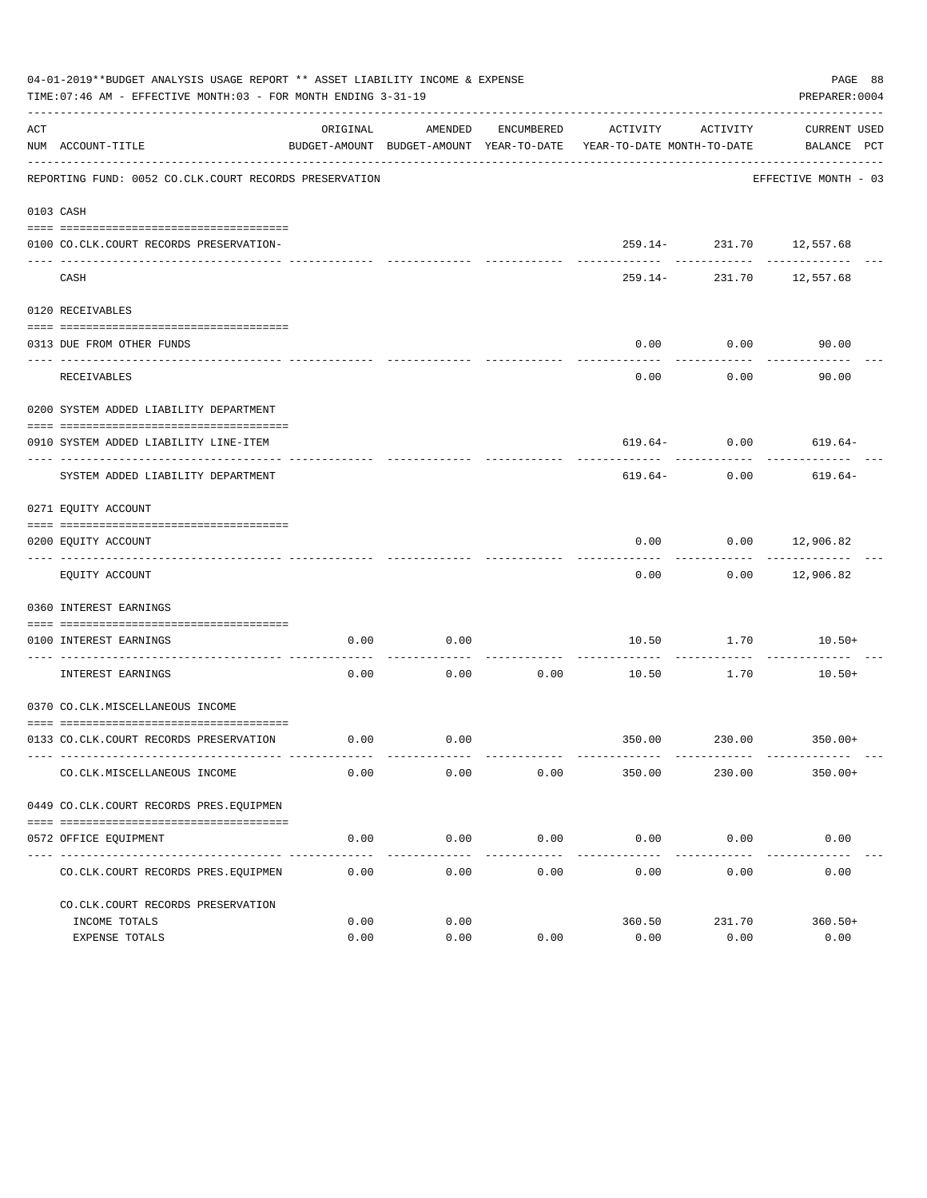04-01-2019**BUDGET ANALYSIS USAGE REPORT ** ASSET LIABILITY INCOME & EXPENSE

TIME:07:46 AM - EFFECTIVE MONTH:03 - FOR MONTH ENDING 3-31-19

PREPARER:0004

REPORTING FUND: 0052 CO.CLK.COURT RECORDS PRESERVATION — EFFECTIVE MONTH - 03

| ACT NUM | ACCOUNT-TITLE | ORIGINAL BUDGET-AMOUNT | AMENDED BUDGET-AMOUNT | ENCUMBERED YEAR-TO-DATE | ACTIVITY YEAR-TO-DATE | ACTIVITY MONTH-TO-DATE | CURRENT BALANCE | USED PCT |
|---|---|---|---|---|---|---|---|---|
| 0103 | CASH | | | | | | | |
| 0100 | CO.CLK.COURT RECORDS PRESERVATION- | | | | 259.14- | 231.70 | 12,557.68 | |
| | CASH | | | | 259.14- | 231.70 | 12,557.68 | |
| 0120 | RECEIVABLES | | | | | | | |
| 0313 | DUE FROM OTHER FUNDS | | | | 0.00 | 0.00 | 90.00 | |
| | RECEIVABLES | | | | 0.00 | 0.00 | 90.00 | |
| 0200 | SYSTEM ADDED LIABILITY DEPARTMENT | | | | | | | |
| 0910 | SYSTEM ADDED LIABILITY LINE-ITEM | | | | 619.64- | 0.00 | 619.64- | |
| | SYSTEM ADDED LIABILITY DEPARTMENT | | | | 619.64- | 0.00 | 619.64- | |
| 0271 | EQUITY ACCOUNT | | | | | | | |
| 0200 | EQUITY ACCOUNT | | | | 0.00 | 0.00 | 12,906.82 | |
| | EQUITY ACCOUNT | | | | 0.00 | 0.00 | 12,906.82 | |
| 0360 | INTEREST EARNINGS | | | | | | | |
| 0100 | INTEREST EARNINGS | 0.00 | 0.00 | | 10.50 | 1.70 | 10.50+ | |
| | INTEREST EARNINGS | 0.00 | 0.00 | 0.00 | 10.50 | 1.70 | 10.50+ | |
| 0370 | CO.CLK.MISCELLANEOUS INCOME | | | | | | | |
| 0133 | CO.CLK.COURT RECORDS PRESERVATION | 0.00 | 0.00 | | 350.00 | 230.00 | 350.00+ | |
| | CO.CLK.MISCELLANEOUS INCOME | 0.00 | 0.00 | 0.00 | 350.00 | 230.00 | 350.00+ | |
| 0449 | CO.CLK.COURT RECORDS PRES.EQUIPMEN | | | | | | | |
| 0572 | OFFICE EQUIPMENT | 0.00 | 0.00 | 0.00 | 0.00 | 0.00 | 0.00 | |
| | CO.CLK.COURT RECORDS PRES.EQUIPMEN | 0.00 | 0.00 | 0.00 | 0.00 | 0.00 | 0.00 | |
| | CO.CLK.COURT RECORDS PRESERVATION | | | | | | | |
| | INCOME TOTALS | 0.00 | 0.00 | | 360.50 | 231.70 | 360.50+ | |
| | EXPENSE TOTALS | 0.00 | 0.00 | 0.00 | 0.00 | 0.00 | 0.00 | |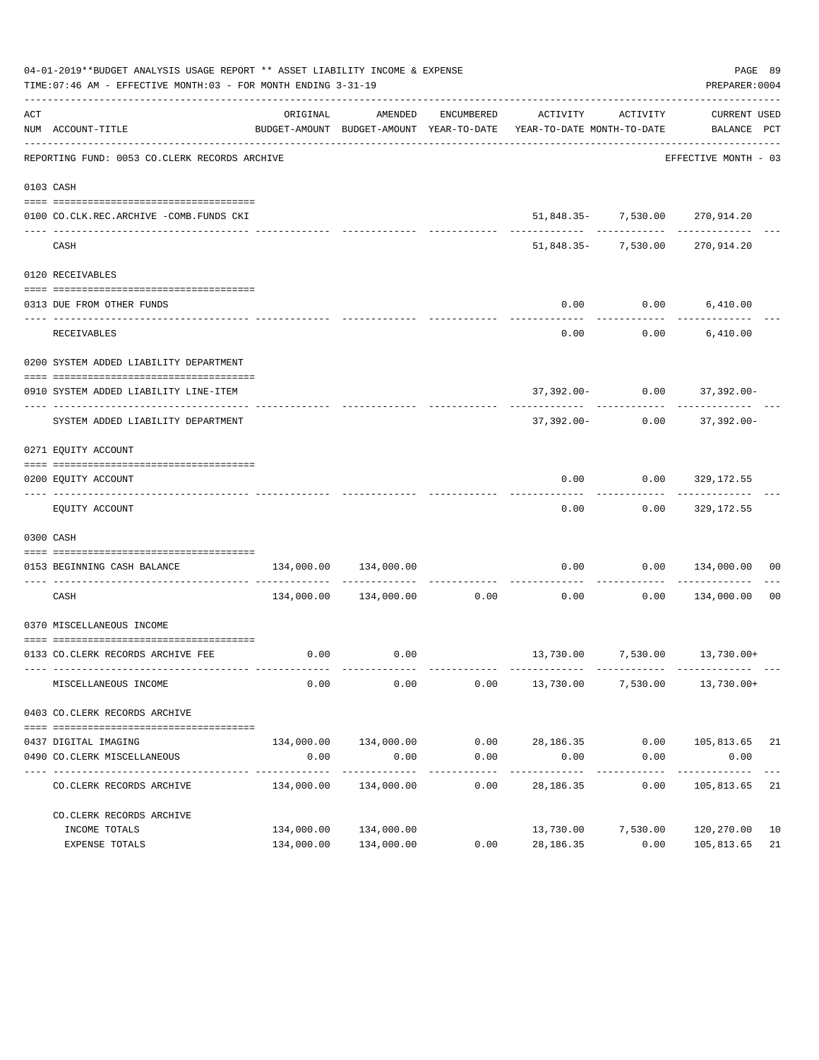04-01-2019**BUDGET ANALYSIS USAGE REPORT ** ASSET LIABILITY INCOME & EXPENSE

TIME:07:46 AM - EFFECTIVE MONTH:03 - FOR MONTH ENDING 3-31-19

PREPARER:0004

REPORTING FUND: 0053 CO.CLERK RECORDS ARCHIVE — EFFECTIVE MONTH - 03

| ACT NUM | ACCOUNT-TITLE | ORIGINAL BUDGET-AMOUNT | AMENDED BUDGET-AMOUNT | ENCUMBERED YEAR-TO-DATE | ACTIVITY YEAR-TO-DATE | ACTIVITY MONTH-TO-DATE | CURRENT BALANCE | USED PCT |
|---|---|---|---|---|---|---|---|---|
| **0103** | **CASH** | | | | | | | |
| 0100 | CO.CLK.REC.ARCHIVE -COMB.FUNDS CKI | | | | 51,848.35- | 7,530.00 | 270,914.20 | |
| | CASH | | | | 51,848.35- | 7,530.00 | 270,914.20 | |
| **0120** | **RECEIVABLES** | | | | | | | |
| 0313 | DUE FROM OTHER FUNDS | | | | 0.00 | 0.00 | 6,410.00 | |
| | RECEIVABLES | | | | 0.00 | 0.00 | 6,410.00 | |
| **0200** | **SYSTEM ADDED LIABILITY DEPARTMENT** | | | | | | | |
| 0910 | SYSTEM ADDED LIABILITY LINE-ITEM | | | | 37,392.00- | 0.00 | 37,392.00- | |
| | SYSTEM ADDED LIABILITY DEPARTMENT | | | | 37,392.00- | 0.00 | 37,392.00- | |
| **0271** | **EQUITY ACCOUNT** | | | | | | | |
| 0200 | EQUITY ACCOUNT | | | | 0.00 | 0.00 | 329,172.55 | |
| | EQUITY ACCOUNT | | | | 0.00 | 0.00 | 329,172.55 | |
| **0300** | **CASH** | | | | | | | |
| 0153 | BEGINNING CASH BALANCE | 134,000.00 | 134,000.00 | | 0.00 | 0.00 | 134,000.00 | 00 |
| | CASH | 134,000.00 | 134,000.00 | 0.00 | 0.00 | 0.00 | 134,000.00 | 00 |
| **0370** | **MISCELLANEOUS INCOME** | | | | | | | |
| 0133 | CO.CLERK RECORDS ARCHIVE FEE | 0.00 | 0.00 | | 13,730.00 | 7,530.00 | 13,730.00+ | |
| | MISCELLANEOUS INCOME | 0.00 | 0.00 | 0.00 | 13,730.00 | 7,530.00 | 13,730.00+ | |
| **0403** | **CO.CLERK RECORDS ARCHIVE** | | | | | | | |
| 0437 | DIGITAL IMAGING | 134,000.00 | 134,000.00 | 0.00 | 28,186.35 | 0.00 | 105,813.65 | 21 |
| 0490 | CO.CLERK MISCELLANEOUS | 0.00 | 0.00 | 0.00 | 0.00 | 0.00 | 0.00 | |
| | CO.CLERK RECORDS ARCHIVE | 134,000.00 | 134,000.00 | 0.00 | 28,186.35 | 0.00 | 105,813.65 | 21 |
| | CO.CLERK RECORDS ARCHIVE | | | | | | | |
| | INCOME TOTALS | 134,000.00 | 134,000.00 | | 13,730.00 | 7,530.00 | 120,270.00 | 10 |
| | EXPENSE TOTALS | 134,000.00 | 134,000.00 | 0.00 | 28,186.35 | 0.00 | 105,813.65 | 21 |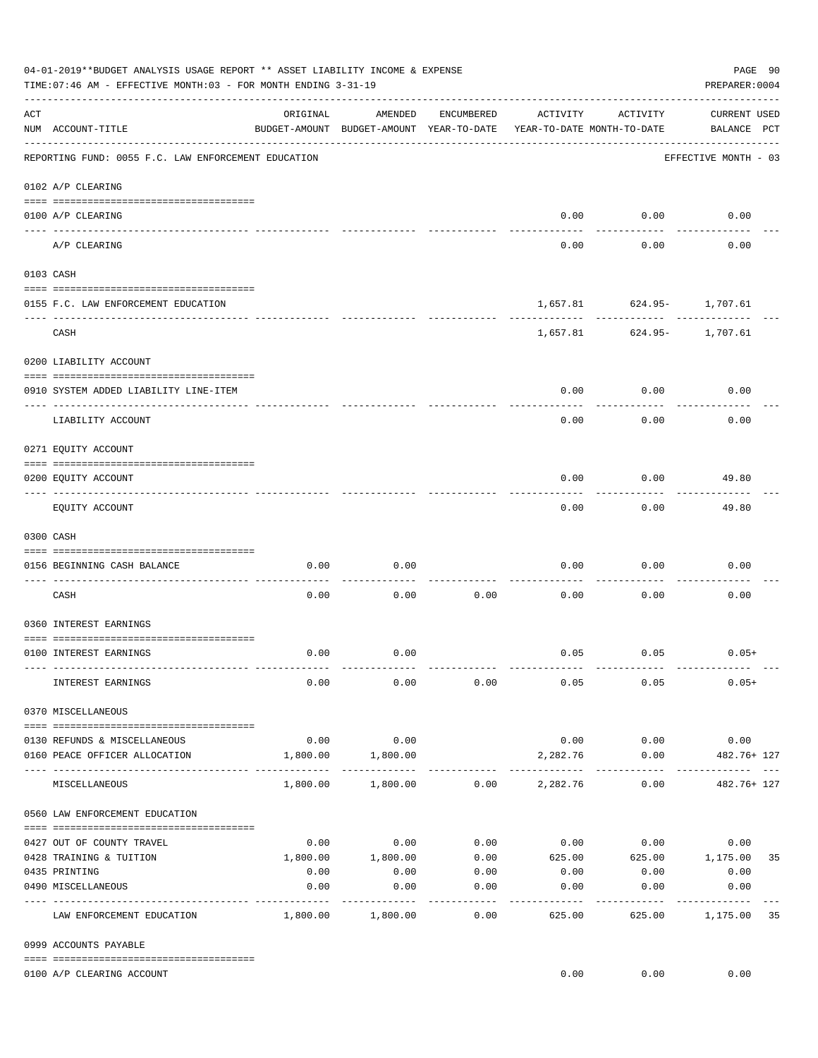04-01-2019**BUDGET ANALYSIS USAGE REPORT ** ASSET LIABILITY INCOME & EXPENSE

TIME:07:46 AM - EFFECTIVE MONTH:03 - FOR MONTH ENDING 3-31-19

PREPARER:0004

REPORTING FUND: 0055 F.C. LAW ENFORCEMENT EDUCATION — EFFECTIVE MONTH - 03

| ACT NUM | ACCOUNT-TITLE | ORIGINAL BUDGET-AMOUNT | AMENDED BUDGET-AMOUNT | ENCUMBERED YEAR-TO-DATE | ACTIVITY YEAR-TO-DATE | ACTIVITY MONTH-TO-DATE | CURRENT BALANCE | USED PCT |
|---|---|---|---|---|---|---|---|---|
| **0102** | **A/P CLEARING** | | | | | | | |
| 0100 | A/P CLEARING | | | | 0.00 | 0.00 | 0.00 | |
| | A/P CLEARING | | | | 0.00 | 0.00 | 0.00 | |
| **0103** | **CASH** | | | | | | | |
| 0155 | F.C. LAW ENFORCEMENT EDUCATION | | | | 1,657.81 | 624.95- | 1,707.61 | |
| | CASH | | | | 1,657.81 | 624.95- | 1,707.61 | |
| **0200** | **LIABILITY ACCOUNT** | | | | | | | |
| 0910 | SYSTEM ADDED LIABILITY LINE-ITEM | | | | 0.00 | 0.00 | 0.00 | |
| | LIABILITY ACCOUNT | | | | 0.00 | 0.00 | 0.00 | |
| **0271** | **EQUITY ACCOUNT** | | | | | | | |
| 0200 | EQUITY ACCOUNT | | | | 0.00 | 0.00 | 49.80 | |
| | EQUITY ACCOUNT | | | | 0.00 | 0.00 | 49.80 | |
| **0300** | **CASH** | | | | | | | |
| 0156 | BEGINNING CASH BALANCE | 0.00 | 0.00 | | 0.00 | 0.00 | 0.00 | |
| | CASH | 0.00 | 0.00 | 0.00 | 0.00 | 0.00 | 0.00 | |
| **0360** | **INTEREST EARNINGS** | | | | | | | |
| 0100 | INTEREST EARNINGS | 0.00 | 0.00 | | 0.05 | 0.05 | 0.05+ | |
| | INTEREST EARNINGS | 0.00 | 0.00 | 0.00 | 0.05 | 0.05 | 0.05+ | |
| **0370** | **MISCELLANEOUS** | | | | | | | |
| 0130 | REFUNDS & MISCELLANEOUS | 0.00 | 0.00 | | 0.00 | 0.00 | 0.00 | |
| 0160 | PEACE OFFICER ALLOCATION | 1,800.00 | 1,800.00 | | 2,282.76 | 0.00 | 482.76+ | 127 |
| | MISCELLANEOUS | 1,800.00 | 1,800.00 | 0.00 | 2,282.76 | 0.00 | 482.76+ | 127 |
| **0560** | **LAW ENFORCEMENT EDUCATION** | | | | | | | |
| 0427 | OUT OF COUNTY TRAVEL | 0.00 | 0.00 | 0.00 | 0.00 | 0.00 | 0.00 | |
| 0428 | TRAINING & TUITION | 1,800.00 | 1,800.00 | 0.00 | 625.00 | 625.00 | 1,175.00 | 35 |
| 0435 | PRINTING | 0.00 | 0.00 | 0.00 | 0.00 | 0.00 | 0.00 | |
| 0490 | MISCELLANEOUS | 0.00 | 0.00 | 0.00 | 0.00 | 0.00 | 0.00 | |
| | LAW ENFORCEMENT EDUCATION | 1,800.00 | 1,800.00 | 0.00 | 625.00 | 625.00 | 1,175.00 | 35 |
| **0999** | **ACCOUNTS PAYABLE** | | | | | | | |
| 0100 | A/P CLEARING ACCOUNT | | | | 0.00 | 0.00 | 0.00 | |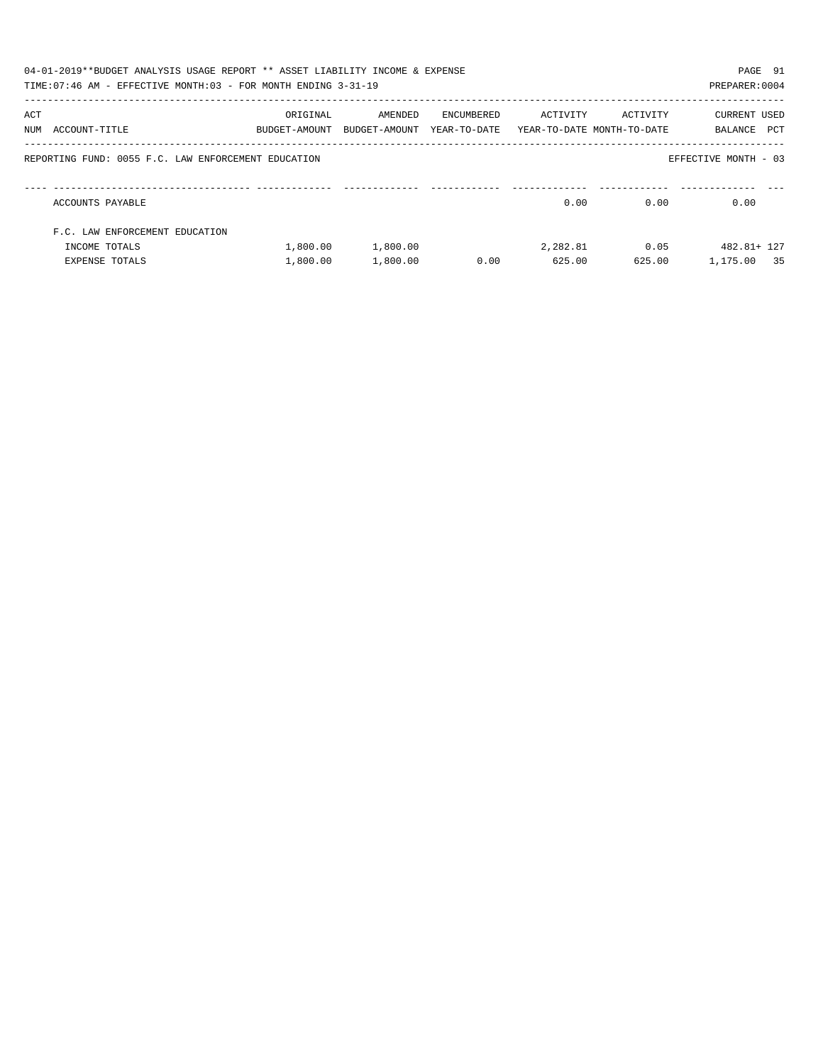04-01-2019**BUDGET ANALYSIS USAGE REPORT ** ASSET LIABILITY INCOME & EXPENSE

TIME:07:46 AM - EFFECTIVE MONTH:03 - FOR MONTH ENDING 3-31-19

PREPARER:0004

REPORTING FUND: 0055 F.C. LAW ENFORCEMENT EDUCATION

EFFECTIVE MONTH - 03

| ACT NUM | ACCOUNT-TITLE | ORIGINAL BUDGET-AMOUNT | AMENDED BUDGET-AMOUNT | ENCUMBERED YEAR-TO-DATE | ACTIVITY YEAR-TO-DATE | ACTIVITY MONTH-TO-DATE | CURRENT BALANCE | USED PCT |
|---|---|---|---|---|---|---|---|---|
| | ACCOUNTS PAYABLE | | | | 0.00 | 0.00 | 0.00 | |
| | F.C. LAW ENFORCEMENT EDUCATION | | | | | | | |
| | INCOME TOTALS | 1,800.00 | 1,800.00 | | 2,282.81 | 0.05 | 482.81+ | 127 |
| | EXPENSE TOTALS | 1,800.00 | 1,800.00 | 0.00 | 625.00 | 625.00 | 1,175.00 | 35 |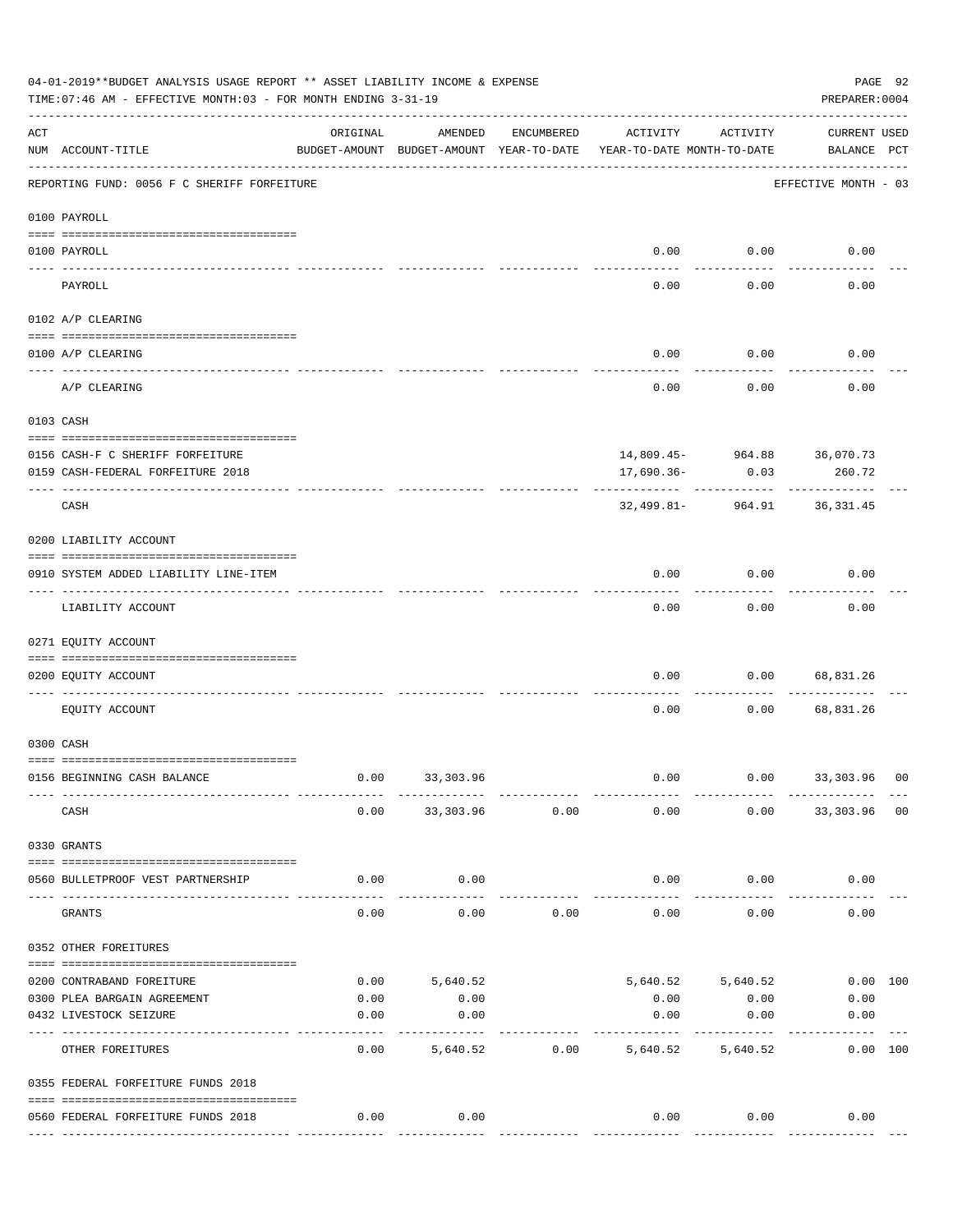04-01-2019**BUDGET ANALYSIS USAGE REPORT ** ASSET LIABILITY INCOME & EXPENSE

TIME:07:46 AM - EFFECTIVE MONTH:03 - FOR MONTH ENDING 3-31-19

PREPARER:0004

| ACT NUM | ACCOUNT-TITLE | ORIGINAL BUDGET-AMOUNT | AMENDED BUDGET-AMOUNT | ENCUMBERED YEAR-TO-DATE | ACTIVITY YEAR-TO-DATE | ACTIVITY MONTH-TO-DATE | CURRENT BALANCE | USED PCT |
|---|---|---|---|---|---|---|---|---|
| | REPORTING FUND: 0056 F C SHERIFF FORFEITURE | | | | | | EFFECTIVE MONTH - 03 | |
| | **0100 PAYROLL** | | | | | | | |
| 0100 | PAYROLL | | | | 0.00 | 0.00 | 0.00 | |
| | PAYROLL | | | | 0.00 | 0.00 | 0.00 | |
| | **0102 A/P CLEARING** | | | | | | | |
| 0100 | A/P CLEARING | | | | 0.00 | 0.00 | 0.00 | |
| | A/P CLEARING | | | | 0.00 | 0.00 | 0.00 | |
| | **0103 CASH** | | | | | | | |
| 0156 | CASH-F C SHERIFF FORFEITURE | | | | 14,809.45- | 964.88 | 36,070.73 | |
| 0159 | CASH-FEDERAL FORFEITURE 2018 | | | | 17,690.36- | 0.03 | 260.72 | |
| | CASH | | | | 32,499.81- | 964.91 | 36,331.45 | |
| | **0200 LIABILITY ACCOUNT** | | | | | | | |
| 0910 | SYSTEM ADDED LIABILITY LINE-ITEM | | | | 0.00 | 0.00 | 0.00 | |
| | LIABILITY ACCOUNT | | | | 0.00 | 0.00 | 0.00 | |
| | **0271 EQUITY ACCOUNT** | | | | | | | |
| 0200 | EQUITY ACCOUNT | | | | 0.00 | 0.00 | 68,831.26 | |
| | EQUITY ACCOUNT | | | | 0.00 | 0.00 | 68,831.26 | |
| | **0300 CASH** | | | | | | | |
| 0156 | BEGINNING CASH BALANCE | 0.00 | 33,303.96 | | 0.00 | 0.00 | 33,303.96 | 00 |
| | CASH | 0.00 | 33,303.96 | 0.00 | 0.00 | 0.00 | 33,303.96 | 00 |
| | **0330 GRANTS** | | | | | | | |
| 0560 | BULLETPROOF VEST PARTNERSHIP | 0.00 | 0.00 | | 0.00 | 0.00 | 0.00 | |
| | GRANTS | 0.00 | 0.00 | 0.00 | 0.00 | 0.00 | 0.00 | |
| | **0352 OTHER FOREITURES** | | | | | | | |
| 0200 | CONTRABAND FOREITURE | 0.00 | 5,640.52 | | 5,640.52 | 5,640.52 | 0.00 | 100 |
| 0300 | PLEA BARGAIN AGREEMENT | 0.00 | 0.00 | | 0.00 | 0.00 | 0.00 | |
| 0432 | LIVESTOCK SEIZURE | 0.00 | 0.00 | | 0.00 | 0.00 | 0.00 | |
| | OTHER FOREITURES | 0.00 | 5,640.52 | 0.00 | 5,640.52 | 5,640.52 | 0.00 | 100 |
| | **0355 FEDERAL FORFEITURE FUNDS 2018** | | | | | | | |
| 0560 | FEDERAL FORFEITURE FUNDS 2018 | 0.00 | 0.00 | | 0.00 | 0.00 | 0.00 | |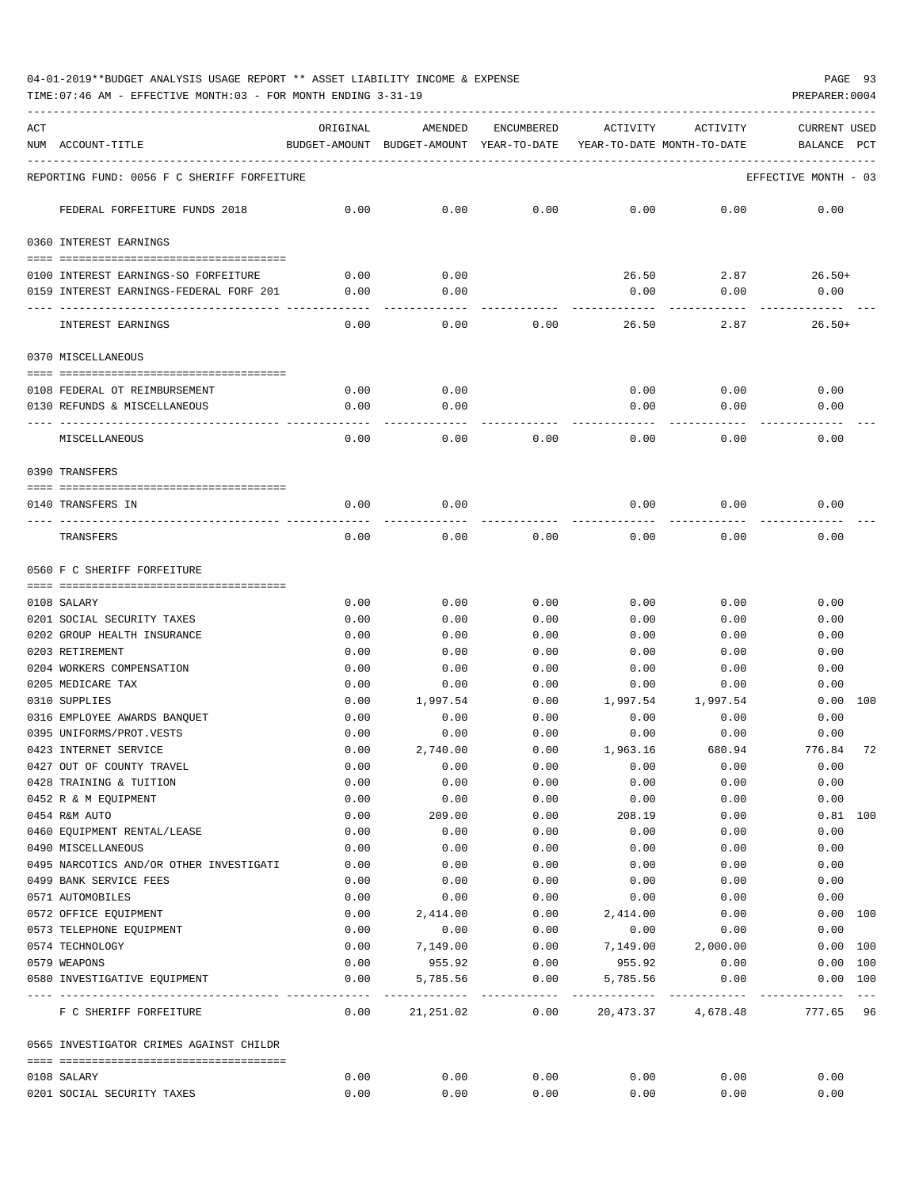04-01-2019**BUDGET ANALYSIS USAGE REPORT ** ASSET LIABILITY INCOME & EXPENSE

TIME:07:46 AM - EFFECTIVE MONTH:03 - FOR MONTH ENDING 3-31-19

PREPARER:0004

| ACT NUM | ACCOUNT-TITLE | ORIGINAL BUDGET-AMOUNT | AMENDED BUDGET-AMOUNT | ENCUMBERED YEAR-TO-DATE | ACTIVITY YEAR-TO-DATE | ACTIVITY MONTH-TO-DATE | CURRENT BALANCE | USED PCT |
|---|---|---|---|---|---|---|---|---|
| | REPORTING FUND: 0056 F C SHERIFF FORFEITURE | | | | | | EFFECTIVE MONTH - 03 | |
| | FEDERAL FORFEITURE FUNDS 2018 | 0.00 | 0.00 | 0.00 | 0.00 | 0.00 | 0.00 | |
| | 0360 INTEREST EARNINGS | | | | | | | |
| 0100 | INTEREST EARNINGS-SO FORFEITURE | 0.00 | 0.00 | | 26.50 | 2.87 | 26.50+ | |
| 0159 | INTEREST EARNINGS-FEDERAL FORF 201 | 0.00 | 0.00 | | 0.00 | 0.00 | 0.00 | |
| | INTEREST EARNINGS | 0.00 | 0.00 | 0.00 | 26.50 | 2.87 | 26.50+ | |
| | 0370 MISCELLANEOUS | | | | | | | |
| 0108 | FEDERAL OT REIMBURSEMENT | 0.00 | 0.00 | | 0.00 | 0.00 | 0.00 | |
| 0130 | REFUNDS & MISCELLANEOUS | 0.00 | 0.00 | | 0.00 | 0.00 | 0.00 | |
| | MISCELLANEOUS | 0.00 | 0.00 | 0.00 | 0.00 | 0.00 | 0.00 | |
| | 0390 TRANSFERS | | | | | | | |
| 0140 | TRANSFERS IN | 0.00 | 0.00 | | 0.00 | 0.00 | 0.00 | |
| | TRANSFERS | 0.00 | 0.00 | 0.00 | 0.00 | 0.00 | 0.00 | |
| | 0560 F C SHERIFF FORFEITURE | | | | | | | |
| 0108 | SALARY | 0.00 | 0.00 | 0.00 | 0.00 | 0.00 | 0.00 | |
| 0201 | SOCIAL SECURITY TAXES | 0.00 | 0.00 | 0.00 | 0.00 | 0.00 | 0.00 | |
| 0202 | GROUP HEALTH INSURANCE | 0.00 | 0.00 | 0.00 | 0.00 | 0.00 | 0.00 | |
| 0203 | RETIREMENT | 0.00 | 0.00 | 0.00 | 0.00 | 0.00 | 0.00 | |
| 0204 | WORKERS COMPENSATION | 0.00 | 0.00 | 0.00 | 0.00 | 0.00 | 0.00 | |
| 0205 | MEDICARE TAX | 0.00 | 0.00 | 0.00 | 0.00 | 0.00 | 0.00 | |
| 0310 | SUPPLIES | 0.00 | 1,997.54 | 0.00 | 1,997.54 | 1,997.54 | 0.00 | 100 |
| 0316 | EMPLOYEE AWARDS BANQUET | 0.00 | 0.00 | 0.00 | 0.00 | 0.00 | 0.00 | |
| 0395 | UNIFORMS/PROT.VESTS | 0.00 | 0.00 | 0.00 | 0.00 | 0.00 | 0.00 | |
| 0423 | INTERNET SERVICE | 0.00 | 2,740.00 | 0.00 | 1,963.16 | 680.94 | 776.84 | 72 |
| 0427 | OUT OF COUNTY TRAVEL | 0.00 | 0.00 | 0.00 | 0.00 | 0.00 | 0.00 | |
| 0428 | TRAINING & TUITION | 0.00 | 0.00 | 0.00 | 0.00 | 0.00 | 0.00 | |
| 0452 | R & M EQUIPMENT | 0.00 | 0.00 | 0.00 | 0.00 | 0.00 | 0.00 | |
| 0454 | R&M AUTO | 0.00 | 209.00 | 0.00 | 208.19 | 0.00 | 0.81 | 100 |
| 0460 | EQUIPMENT RENTAL/LEASE | 0.00 | 0.00 | 0.00 | 0.00 | 0.00 | 0.00 | |
| 0490 | MISCELLANEOUS | 0.00 | 0.00 | 0.00 | 0.00 | 0.00 | 0.00 | |
| 0495 | NARCOTICS AND/OR OTHER INVESTIGATI | 0.00 | 0.00 | 0.00 | 0.00 | 0.00 | 0.00 | |
| 0499 | BANK SERVICE FEES | 0.00 | 0.00 | 0.00 | 0.00 | 0.00 | 0.00 | |
| 0571 | AUTOMOBILES | 0.00 | 0.00 | 0.00 | 0.00 | 0.00 | 0.00 | |
| 0572 | OFFICE EQUIPMENT | 0.00 | 2,414.00 | 0.00 | 2,414.00 | 0.00 | 0.00 | 100 |
| 0573 | TELEPHONE EQUIPMENT | 0.00 | 0.00 | 0.00 | 0.00 | 0.00 | 0.00 | |
| 0574 | TECHNOLOGY | 0.00 | 7,149.00 | 0.00 | 7,149.00 | 2,000.00 | 0.00 | 100 |
| 0579 | WEAPONS | 0.00 | 955.92 | 0.00 | 955.92 | 0.00 | 0.00 | 100 |
| 0580 | INVESTIGATIVE EQUIPMENT | 0.00 | 5,785.56 | 0.00 | 5,785.56 | 0.00 | 0.00 | 100 |
| | F C SHERIFF FORFEITURE | 0.00 | 21,251.02 | 0.00 | 20,473.37 | 4,678.48 | 777.65 | 96 |
| | 0565 INVESTIGATOR CRIMES AGAINST CHILDR | | | | | | | |
| 0108 | SALARY | 0.00 | 0.00 | 0.00 | 0.00 | 0.00 | 0.00 | |
| 0201 | SOCIAL SECURITY TAXES | 0.00 | 0.00 | 0.00 | 0.00 | 0.00 | 0.00 | |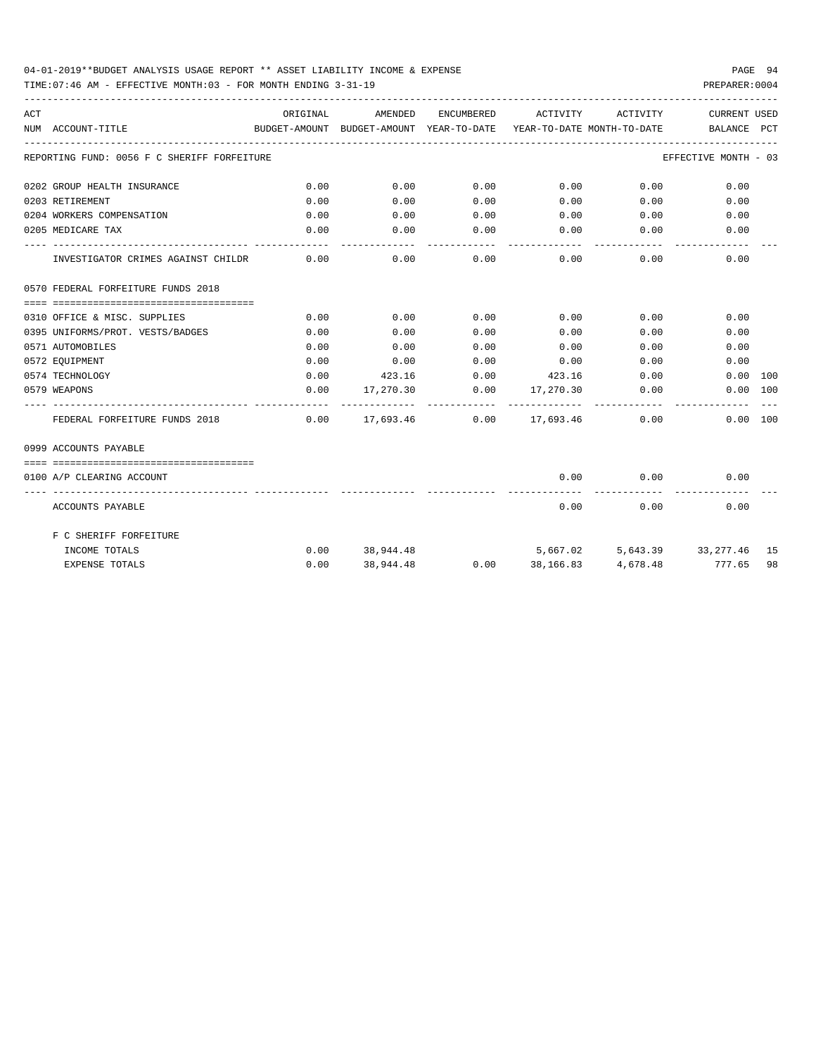04-01-2019**BUDGET ANALYSIS USAGE REPORT ** ASSET LIABILITY INCOME & EXPENSE

TIME:07:46 AM - EFFECTIVE MONTH:03 - FOR MONTH ENDING 3-31-19

PREPARER:0004

| ACT NUM | ACCOUNT-TITLE | ORIGINAL BUDGET-AMOUNT | AMENDED BUDGET-AMOUNT | ENCUMBERED YEAR-TO-DATE | ACTIVITY YEAR-TO-DATE | ACTIVITY MONTH-TO-DATE | CURRENT BALANCE | USED PCT |
|---|---|---|---|---|---|---|---|---|
| REPORTING FUND: 0056 F C SHERIFF FORFEITURE | | | | | | | EFFECTIVE MONTH - 03 | |
| 0202 | GROUP HEALTH INSURANCE | 0.00 | 0.00 | 0.00 | 0.00 | 0.00 | 0.00 | |
| 0203 | RETIREMENT | 0.00 | 0.00 | 0.00 | 0.00 | 0.00 | 0.00 | |
| 0204 | WORKERS COMPENSATION | 0.00 | 0.00 | 0.00 | 0.00 | 0.00 | 0.00 | |
| 0205 | MEDICARE TAX | 0.00 | 0.00 | 0.00 | 0.00 | 0.00 | 0.00 | |
| | INVESTIGATOR CRIMES AGAINST CHILDR | 0.00 | 0.00 | 0.00 | 0.00 | 0.00 | 0.00 | |
| 0570 | FEDERAL FORFEITURE FUNDS 2018 | | | | | | | |
| 0310 | OFFICE & MISC. SUPPLIES | 0.00 | 0.00 | 0.00 | 0.00 | 0.00 | 0.00 | |
| 0395 | UNIFORMS/PROT. VESTS/BADGES | 0.00 | 0.00 | 0.00 | 0.00 | 0.00 | 0.00 | |
| 0571 | AUTOMOBILES | 0.00 | 0.00 | 0.00 | 0.00 | 0.00 | 0.00 | |
| 0572 | EQUIPMENT | 0.00 | 0.00 | 0.00 | 0.00 | 0.00 | 0.00 | |
| 0574 | TECHNOLOGY | 0.00 | 423.16 | 0.00 | 423.16 | 0.00 | 0.00 | 100 |
| 0579 | WEAPONS | 0.00 | 17,270.30 | 0.00 | 17,270.30 | 0.00 | 0.00 | 100 |
| | FEDERAL FORFEITURE FUNDS 2018 | 0.00 | 17,693.46 | 0.00 | 17,693.46 | 0.00 | 0.00 | 100 |
| 0999 | ACCOUNTS PAYABLE | | | | | | | |
| 0100 | A/P CLEARING ACCOUNT | | | | 0.00 | 0.00 | 0.00 | |
| | ACCOUNTS PAYABLE | | | | 0.00 | 0.00 | 0.00 | |
| | F C SHERIFF FORFEITURE | | | | | | | |
| | INCOME TOTALS | 0.00 | 38,944.48 | | 5,667.02 | 5,643.39 | 33,277.46 | 15 |
| | EXPENSE TOTALS | 0.00 | 38,944.48 | 0.00 | 38,166.83 | 4,678.48 | 777.65 | 98 |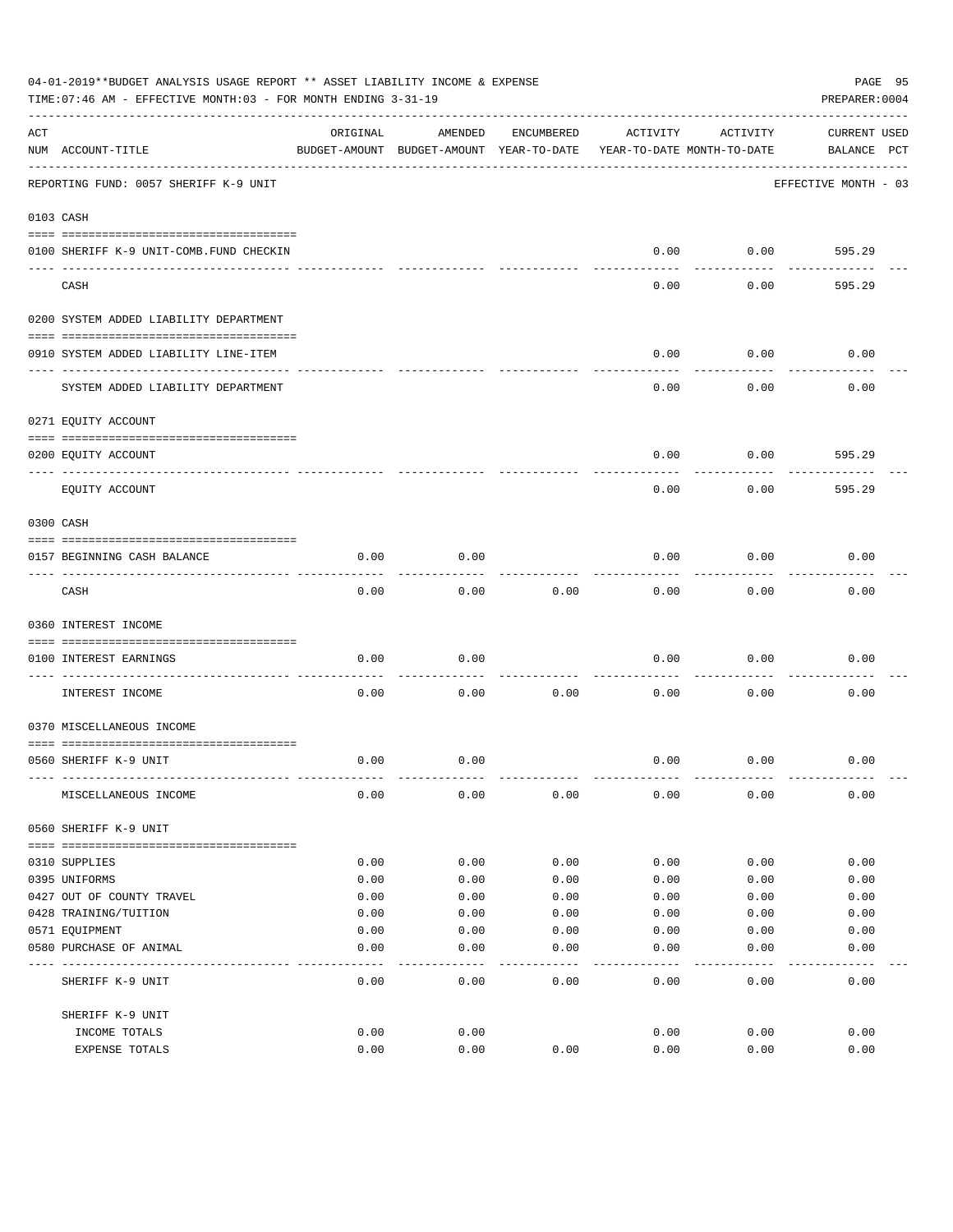04-01-2019**BUDGET ANALYSIS USAGE REPORT ** ASSET LIABILITY INCOME & EXPENSE

TIME:07:46 AM - EFFECTIVE MONTH:03 - FOR MONTH ENDING 3-31-19

PREPARER:0004

| ACT NUM | ACCOUNT-TITLE | ORIGINAL BUDGET-AMOUNT | AMENDED BUDGET-AMOUNT | ENCUMBERED YEAR-TO-DATE | ACTIVITY YEAR-TO-DATE | ACTIVITY MONTH-TO-DATE | CURRENT BALANCE | USED PCT |
|---|---|---|---|---|---|---|---|---|
| | REPORTING FUND: 0057 SHERIFF K-9 UNIT | | | | | | EFFECTIVE MONTH - 03 | |
| | **0103 CASH** | | | | | | | |
| 0100 | SHERIFF K-9 UNIT-COMB.FUND CHECKIN | | | | 0.00 | 0.00 | 595.29 | |
| | CASH | | | | 0.00 | 0.00 | 595.29 | |
| | **0200 SYSTEM ADDED LIABILITY DEPARTMENT** | | | | | | | |
| 0910 | SYSTEM ADDED LIABILITY LINE-ITEM | | | | 0.00 | 0.00 | 0.00 | |
| | SYSTEM ADDED LIABILITY DEPARTMENT | | | | 0.00 | 0.00 | 0.00 | |
| | **0271 EQUITY ACCOUNT** | | | | | | | |
| 0200 | EQUITY ACCOUNT | | | | 0.00 | 0.00 | 595.29 | |
| | EQUITY ACCOUNT | | | | 0.00 | 0.00 | 595.29 | |
| | **0300 CASH** | | | | | | | |
| 0157 | BEGINNING CASH BALANCE | 0.00 | 0.00 | | 0.00 | 0.00 | 0.00 | |
| | CASH | 0.00 | 0.00 | 0.00 | 0.00 | 0.00 | 0.00 | |
| | **0360 INTEREST INCOME** | | | | | | | |
| 0100 | INTEREST EARNINGS | 0.00 | 0.00 | | 0.00 | 0.00 | 0.00 | |
| | INTEREST INCOME | 0.00 | 0.00 | 0.00 | 0.00 | 0.00 | 0.00 | |
| | **0370 MISCELLANEOUS INCOME** | | | | | | | |
| 0560 | SHERIFF K-9 UNIT | 0.00 | 0.00 | | 0.00 | 0.00 | 0.00 | |
| | MISCELLANEOUS INCOME | 0.00 | 0.00 | 0.00 | 0.00 | 0.00 | 0.00 | |
| | **0560 SHERIFF K-9 UNIT** | | | | | | | |
| 0310 | SUPPLIES | 0.00 | 0.00 | 0.00 | 0.00 | 0.00 | 0.00 | |
| 0395 | UNIFORMS | 0.00 | 0.00 | 0.00 | 0.00 | 0.00 | 0.00 | |
| 0427 | OUT OF COUNTY TRAVEL | 0.00 | 0.00 | 0.00 | 0.00 | 0.00 | 0.00 | |
| 0428 | TRAINING/TUITION | 0.00 | 0.00 | 0.00 | 0.00 | 0.00 | 0.00 | |
| 0571 | EQUIPMENT | 0.00 | 0.00 | 0.00 | 0.00 | 0.00 | 0.00 | |
| 0580 | PURCHASE OF ANIMAL | 0.00 | 0.00 | 0.00 | 0.00 | 0.00 | 0.00 | |
| | SHERIFF K-9 UNIT | 0.00 | 0.00 | 0.00 | 0.00 | 0.00 | 0.00 | |
| | SHERIFF K-9 UNIT | | | | | | | |
| | INCOME TOTALS | 0.00 | 0.00 | | 0.00 | 0.00 | 0.00 | |
| | EXPENSE TOTALS | 0.00 | 0.00 | 0.00 | 0.00 | 0.00 | 0.00 | |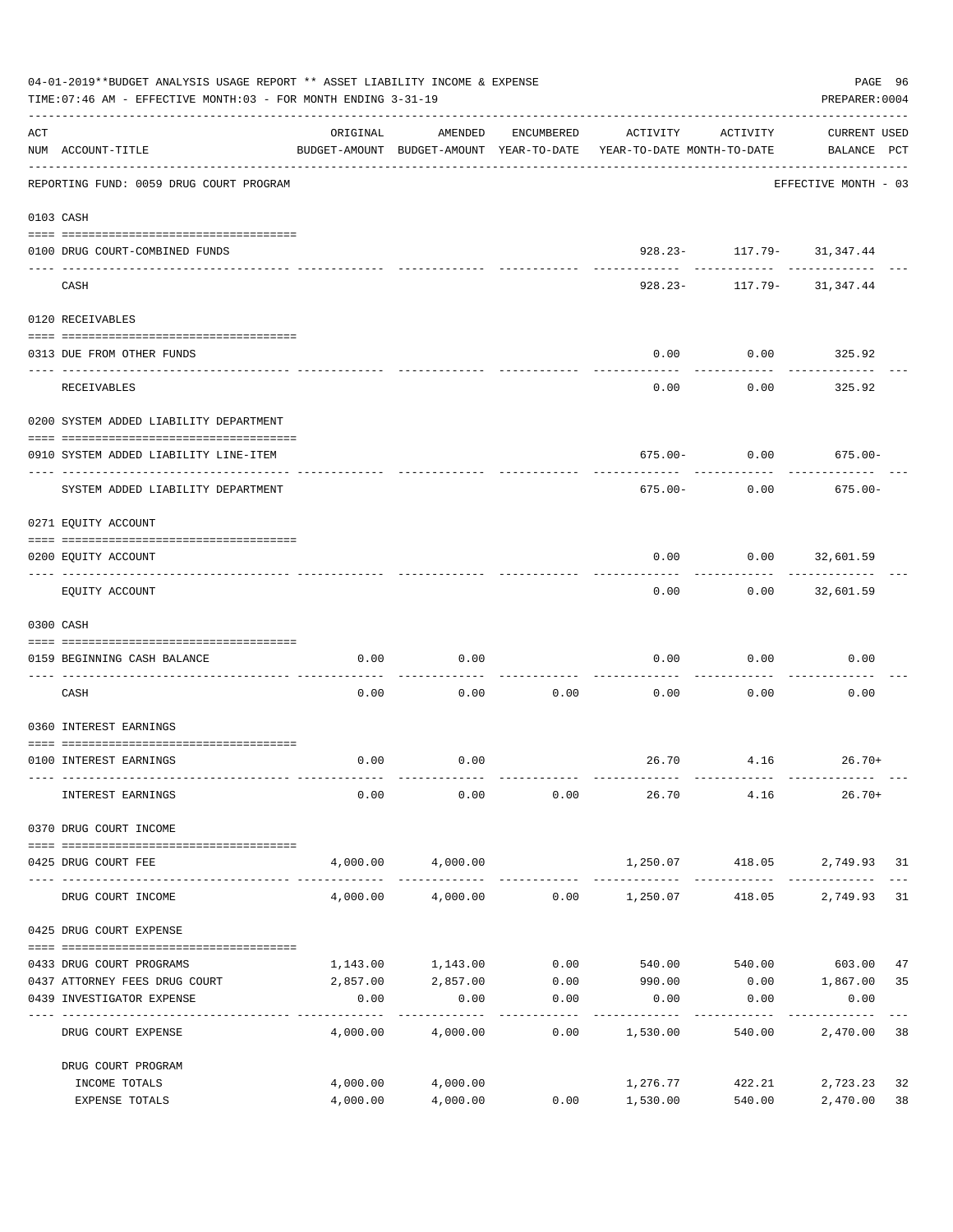04-01-2019**BUDGET ANALYSIS USAGE REPORT ** ASSET LIABILITY INCOME & EXPENSE

TIME:07:46 AM - EFFECTIVE MONTH:03 - FOR MONTH ENDING 3-31-19

PREPARER:0004

| ACT NUM | ACCOUNT-TITLE | ORIGINAL BUDGET-AMOUNT | AMENDED BUDGET-AMOUNT | ENCUMBERED YEAR-TO-DATE | ACTIVITY YEAR-TO-DATE | ACTIVITY MONTH-TO-DATE | CURRENT BALANCE | USED PCT |
|---|---|---|---|---|---|---|---|---|
| | REPORTING FUND: 0059 DRUG COURT PROGRAM | | | | | | EFFECTIVE MONTH - 03 | |
| 0103 | CASH | | | | | | | |
| 0100 | DRUG COURT-COMBINED FUNDS | | | | 928.23- | 117.79- | 31,347.44 | |
| | CASH | | | | 928.23- | 117.79- | 31,347.44 | |
| 0120 | RECEIVABLES | | | | | | | |
| 0313 | DUE FROM OTHER FUNDS | | | | 0.00 | 0.00 | 325.92 | |
| | RECEIVABLES | | | | 0.00 | 0.00 | 325.92 | |
| 0200 | SYSTEM ADDED LIABILITY DEPARTMENT | | | | | | | |
| 0910 | SYSTEM ADDED LIABILITY LINE-ITEM | | | | 675.00- | 0.00 | 675.00- | |
| | SYSTEM ADDED LIABILITY DEPARTMENT | | | | 675.00- | 0.00 | 675.00- | |
| 0271 | EQUITY ACCOUNT | | | | | | | |
| 0200 | EQUITY ACCOUNT | | | | 0.00 | 0.00 | 32,601.59 | |
| | EQUITY ACCOUNT | | | | 0.00 | 0.00 | 32,601.59 | |
| 0300 | CASH | | | | | | | |
| 0159 | BEGINNING CASH BALANCE | 0.00 | 0.00 | | 0.00 | 0.00 | 0.00 | |
| | CASH | 0.00 | 0.00 | 0.00 | 0.00 | 0.00 | 0.00 | |
| 0360 | INTEREST EARNINGS | | | | | | | |
| 0100 | INTEREST EARNINGS | 0.00 | 0.00 | | 26.70 | 4.16 | 26.70+ | |
| | INTEREST EARNINGS | 0.00 | 0.00 | 0.00 | 26.70 | 4.16 | 26.70+ | |
| 0370 | DRUG COURT INCOME | | | | | | | |
| 0425 | DRUG COURT FEE | 4,000.00 | 4,000.00 | | 1,250.07 | 418.05 | 2,749.93 | 31 |
| | DRUG COURT INCOME | 4,000.00 | 4,000.00 | 0.00 | 1,250.07 | 418.05 | 2,749.93 | 31 |
| 0425 | DRUG COURT EXPENSE | | | | | | | |
| 0433 | DRUG COURT PROGRAMS | 1,143.00 | 1,143.00 | 0.00 | 540.00 | 540.00 | 603.00 | 47 |
| 0437 | ATTORNEY FEES DRUG COURT | 2,857.00 | 2,857.00 | 0.00 | 990.00 | 0.00 | 1,867.00 | 35 |
| 0439 | INVESTIGATOR EXPENSE | 0.00 | 0.00 | 0.00 | 0.00 | 0.00 | 0.00 | |
| | DRUG COURT EXPENSE | 4,000.00 | 4,000.00 | 0.00 | 1,530.00 | 540.00 | 2,470.00 | 38 |
| | DRUG COURT PROGRAM | | | | | | | |
| | INCOME TOTALS | 4,000.00 | 4,000.00 | | 1,276.77 | 422.21 | 2,723.23 | 32 |
| | EXPENSE TOTALS | 4,000.00 | 4,000.00 | 0.00 | 1,530.00 | 540.00 | 2,470.00 | 38 |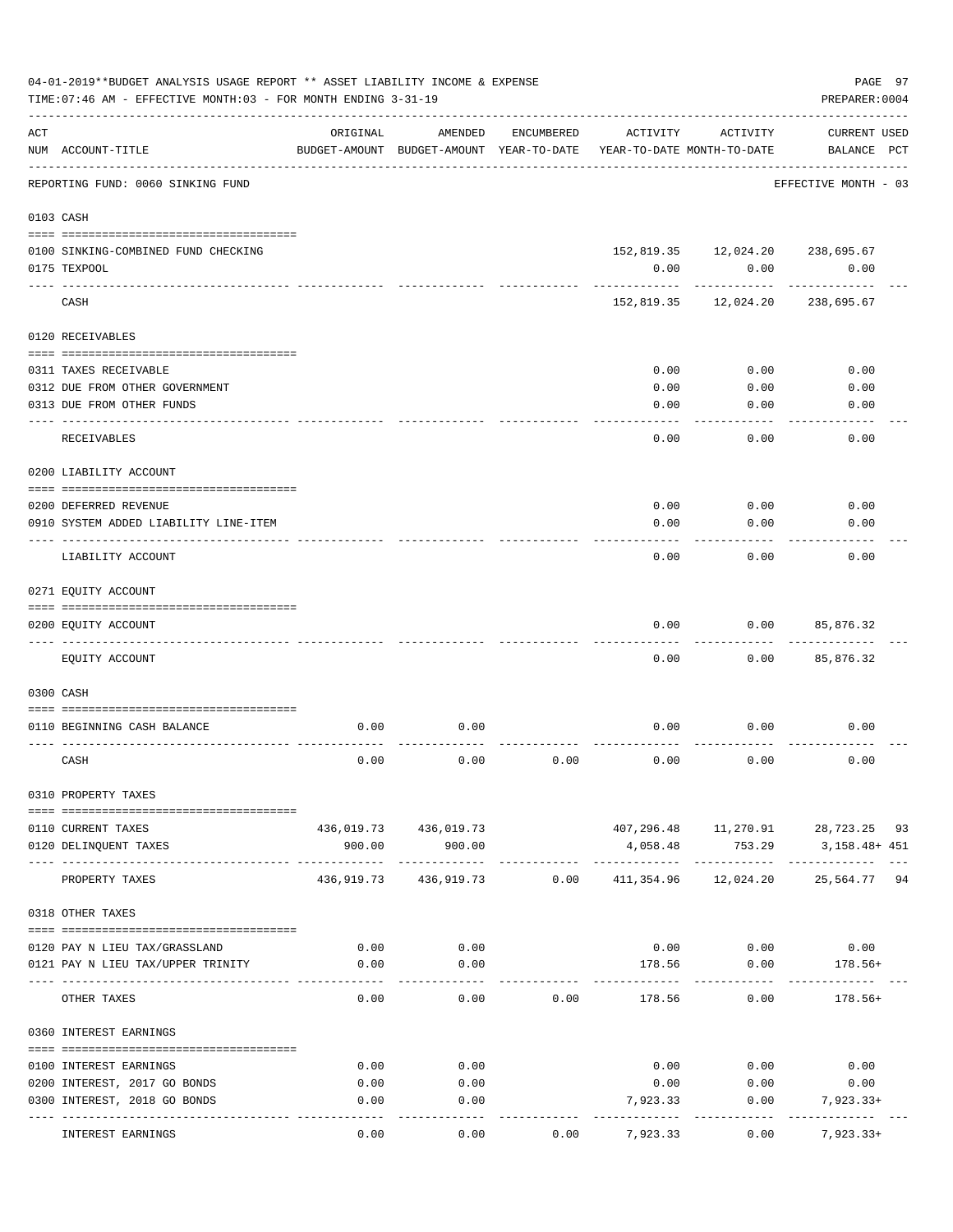04-01-2019**BUDGET ANALYSIS USAGE REPORT ** ASSET LIABILITY INCOME & EXPENSE

TIME:07:46 AM - EFFECTIVE MONTH:03 - FOR MONTH ENDING 3-31-19

PREPARER:0004

REPORTING FUND: 0060 SINKING FUND — EFFECTIVE MONTH - 03

| ACT NUM | ACCOUNT-TITLE | ORIGINAL BUDGET-AMOUNT | AMENDED BUDGET-AMOUNT | ENCUMBERED YEAR-TO-DATE | ACTIVITY YEAR-TO-DATE | ACTIVITY MONTH-TO-DATE | CURRENT USED BALANCE | PCT |
|---|---|---|---|---|---|---|---|---|
| 0103 | CASH | | | | | | | |
| 0100 | SINKING-COMBINED FUND CHECKING | | | | 152,819.35 | 12,024.20 | 238,695.67 | |
| 0175 | TEXPOOL | | | | 0.00 | 0.00 | 0.00 | |
| | CASH | | | | 152,819.35 | 12,024.20 | 238,695.67 | |
| 0120 | RECEIVABLES | | | | | | | |
| 0311 | TAXES RECEIVABLE | | | | 0.00 | 0.00 | 0.00 | |
| 0312 | DUE FROM OTHER GOVERNMENT | | | | 0.00 | 0.00 | 0.00 | |
| 0313 | DUE FROM OTHER FUNDS | | | | 0.00 | 0.00 | 0.00 | |
| | RECEIVABLES | | | | 0.00 | 0.00 | 0.00 | |
| 0200 | LIABILITY ACCOUNT | | | | | | | |
| 0200 | DEFERRED REVENUE | | | | 0.00 | 0.00 | 0.00 | |
| 0910 | SYSTEM ADDED LIABILITY LINE-ITEM | | | | 0.00 | 0.00 | 0.00 | |
| | LIABILITY ACCOUNT | | | | 0.00 | 0.00 | 0.00 | |
| 0271 | EQUITY ACCOUNT | | | | | | | |
| 0200 | EQUITY ACCOUNT | | | | 0.00 | 0.00 | 85,876.32 | |
| | EQUITY ACCOUNT | | | | 0.00 | 0.00 | 85,876.32 | |
| 0300 | CASH | | | | | | | |
| 0110 | BEGINNING CASH BALANCE | 0.00 | 0.00 | | 0.00 | 0.00 | 0.00 | |
| | CASH | 0.00 | 0.00 | 0.00 | 0.00 | 0.00 | 0.00 | |
| 0310 | PROPERTY TAXES | | | | | | | |
| 0110 | CURRENT TAXES | 436,019.73 | 436,019.73 | | 407,296.48 | 11,270.91 | 28,723.25 | 93 |
| 0120 | DELINQUENT TAXES | 900.00 | 900.00 | | 4,058.48 | 753.29 | 3,158.48+ | 451 |
| | PROPERTY TAXES | 436,919.73 | 436,919.73 | 0.00 | 411,354.96 | 12,024.20 | 25,564.77 | 94 |
| 0318 | OTHER TAXES | | | | | | | |
| 0120 | PAY N LIEU TAX/GRASSLAND | 0.00 | 0.00 | | 0.00 | 0.00 | 0.00 | |
| 0121 | PAY N LIEU TAX/UPPER TRINITY | 0.00 | 0.00 | | 178.56 | 0.00 | 178.56+ | |
| | OTHER TAXES | 0.00 | 0.00 | 0.00 | 178.56 | 0.00 | 178.56+ | |
| 0360 | INTEREST EARNINGS | | | | | | | |
| 0100 | INTEREST EARNINGS | 0.00 | 0.00 | | 0.00 | 0.00 | 0.00 | |
| 0200 | INTEREST, 2017 GO BONDS | 0.00 | 0.00 | | 0.00 | 0.00 | 0.00 | |
| 0300 | INTEREST, 2018 GO BONDS | 0.00 | 0.00 | | 7,923.33 | 0.00 | 7,923.33+ | |
| | INTEREST EARNINGS | 0.00 | 0.00 | 0.00 | 7,923.33 | 0.00 | 7,923.33+ | |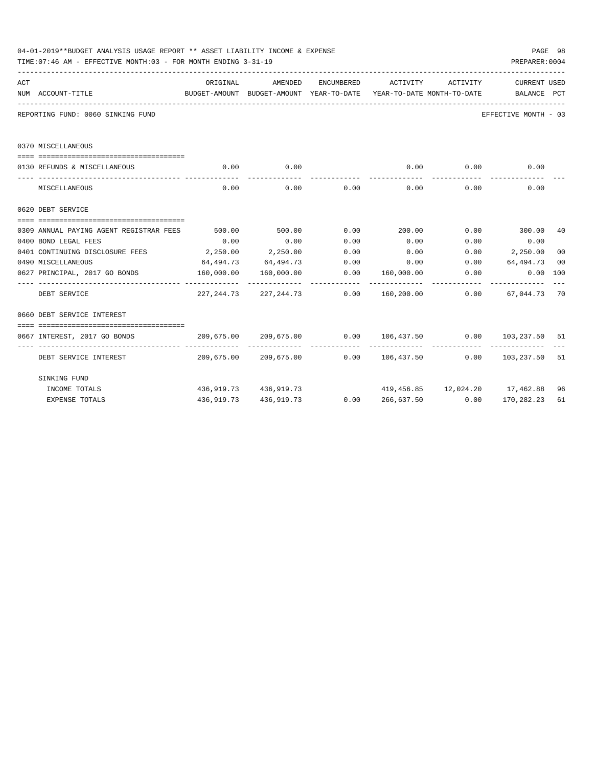04-01-2019**BUDGET ANALYSIS USAGE REPORT ** ASSET LIABILITY INCOME & EXPENSE

TIME:07:46 AM - EFFECTIVE MONTH:03 - FOR MONTH ENDING 3-31-19

PREPARER:0004

REPORTING FUND: 0060 SINKING FUND

EFFECTIVE MONTH - 03

| ACT NUM | ACCOUNT-TITLE | ORIGINAL BUDGET-AMOUNT | AMENDED BUDGET-AMOUNT | ENCUMBERED YEAR-TO-DATE | ACTIVITY YEAR-TO-DATE | ACTIVITY MONTH-TO-DATE | CURRENT BALANCE | USED PCT |
|---|---|---|---|---|---|---|---|---|
| | **0370 MISCELLANEOUS** | | | | | | | |
| 0130 | REFUNDS & MISCELLANEOUS | 0.00 | 0.00 | | 0.00 | 0.00 | 0.00 | |
| | MISCELLANEOUS | 0.00 | 0.00 | 0.00 | 0.00 | 0.00 | 0.00 | |
| | **0620 DEBT SERVICE** | | | | | | | |
| 0309 | ANNUAL PAYING AGENT REGISTRAR FEES | 500.00 | 500.00 | 0.00 | 200.00 | 0.00 | 300.00 | 40 |
| 0400 | BOND LEGAL FEES | 0.00 | 0.00 | 0.00 | 0.00 | 0.00 | 0.00 | |
| 0401 | CONTINUING DISCLOSURE FEES | 2,250.00 | 2,250.00 | 0.00 | 0.00 | 0.00 | 2,250.00 | 00 |
| 0490 | MISCELLANEOUS | 64,494.73 | 64,494.73 | 0.00 | 0.00 | 0.00 | 64,494.73 | 00 |
| 0627 | PRINCIPAL, 2017 GO BONDS | 160,000.00 | 160,000.00 | 0.00 | 160,000.00 | 0.00 | 0.00 | 100 |
| | DEBT SERVICE | 227,244.73 | 227,244.73 | 0.00 | 160,200.00 | 0.00 | 67,044.73 | 70 |
| | **0660 DEBT SERVICE INTEREST** | | | | | | | |
| 0667 | INTEREST, 2017 GO BONDS | 209,675.00 | 209,675.00 | 0.00 | 106,437.50 | 0.00 | 103,237.50 | 51 |
| | DEBT SERVICE INTEREST | 209,675.00 | 209,675.00 | 0.00 | 106,437.50 | 0.00 | 103,237.50 | 51 |
| | **SINKING FUND** | | | | | | | |
| | INCOME TOTALS | 436,919.73 | 436,919.73 | | 419,456.85 | 12,024.20 | 17,462.88 | 96 |
| | EXPENSE TOTALS | 436,919.73 | 436,919.73 | 0.00 | 266,637.50 | 0.00 | 170,282.23 | 61 |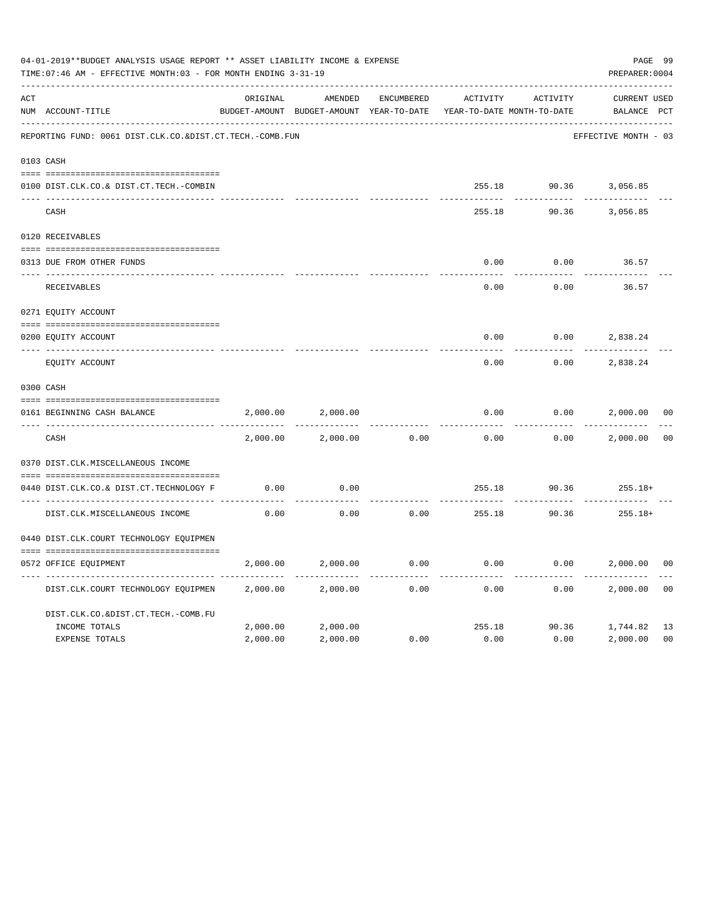04-01-2019**BUDGET ANALYSIS USAGE REPORT ** ASSET LIABILITY INCOME & EXPENSE

TIME:07:46 AM - EFFECTIVE MONTH:03 - FOR MONTH ENDING 3-31-19

PREPARER:0004

| ACT NUM | ACCOUNT-TITLE | ORIGINAL BUDGET-AMOUNT | AMENDED BUDGET-AMOUNT | ENCUMBERED YEAR-TO-DATE | ACTIVITY YEAR-TO-DATE | ACTIVITY MONTH-TO-DATE | CURRENT BALANCE | USED PCT |
|---|---|---|---|---|---|---|---|---|
| | REPORTING FUND: 0061 DIST.CLK.CO.&DIST.CT.TECH.-COMB.FUN | | | | | | EFFECTIVE MONTH - 03 | |
| 0103 | CASH | | | | | | | |
| 0100 | DIST.CLK.CO.& DIST.CT.TECH.-COMBIN | | | | 255.18 | 90.36 | 3,056.85 | |
| | CASH | | | | 255.18 | 90.36 | 3,056.85 | |
| 0120 | RECEIVABLES | | | | | | | |
| 0313 | DUE FROM OTHER FUNDS | | | | 0.00 | 0.00 | 36.57 | |
| | RECEIVABLES | | | | 0.00 | 0.00 | 36.57 | |
| 0271 | EQUITY ACCOUNT | | | | | | | |
| 0200 | EQUITY ACCOUNT | | | | 0.00 | 0.00 | 2,838.24 | |
| | EQUITY ACCOUNT | | | | 0.00 | 0.00 | 2,838.24 | |
| 0300 | CASH | | | | | | | |
| 0161 | BEGINNING CASH BALANCE | 2,000.00 | 2,000.00 | | 0.00 | 0.00 | 2,000.00 | 00 |
| | CASH | 2,000.00 | 2,000.00 | 0.00 | 0.00 | 0.00 | 2,000.00 | 00 |
| 0370 | DIST.CLK.MISCELLANEOUS INCOME | | | | | | | |
| 0440 | DIST.CLK.CO.& DIST.CT.TECHNOLOGY F | 0.00 | 0.00 | | 255.18 | 90.36 | 255.18+ | |
| | DIST.CLK.MISCELLANEOUS INCOME | 0.00 | 0.00 | 0.00 | 255.18 | 90.36 | 255.18+ | |
| 0440 | DIST.CLK.COURT TECHNOLOGY EQUIPMEN | | | | | | | |
| 0572 | OFFICE EQUIPMENT | 2,000.00 | 2,000.00 | 0.00 | 0.00 | 0.00 | 2,000.00 | 00 |
| | DIST.CLK.COURT TECHNOLOGY EQUIPMEN | 2,000.00 | 2,000.00 | 0.00 | 0.00 | 0.00 | 2,000.00 | 00 |
| | DIST.CLK.CO.&DIST.CT.TECH.-COMB.FU | | | | | | | |
| | INCOME TOTALS | 2,000.00 | 2,000.00 | | 255.18 | 90.36 | 1,744.82 | 13 |
| | EXPENSE TOTALS | 2,000.00 | 2,000.00 | 0.00 | 0.00 | 0.00 | 2,000.00 | 00 |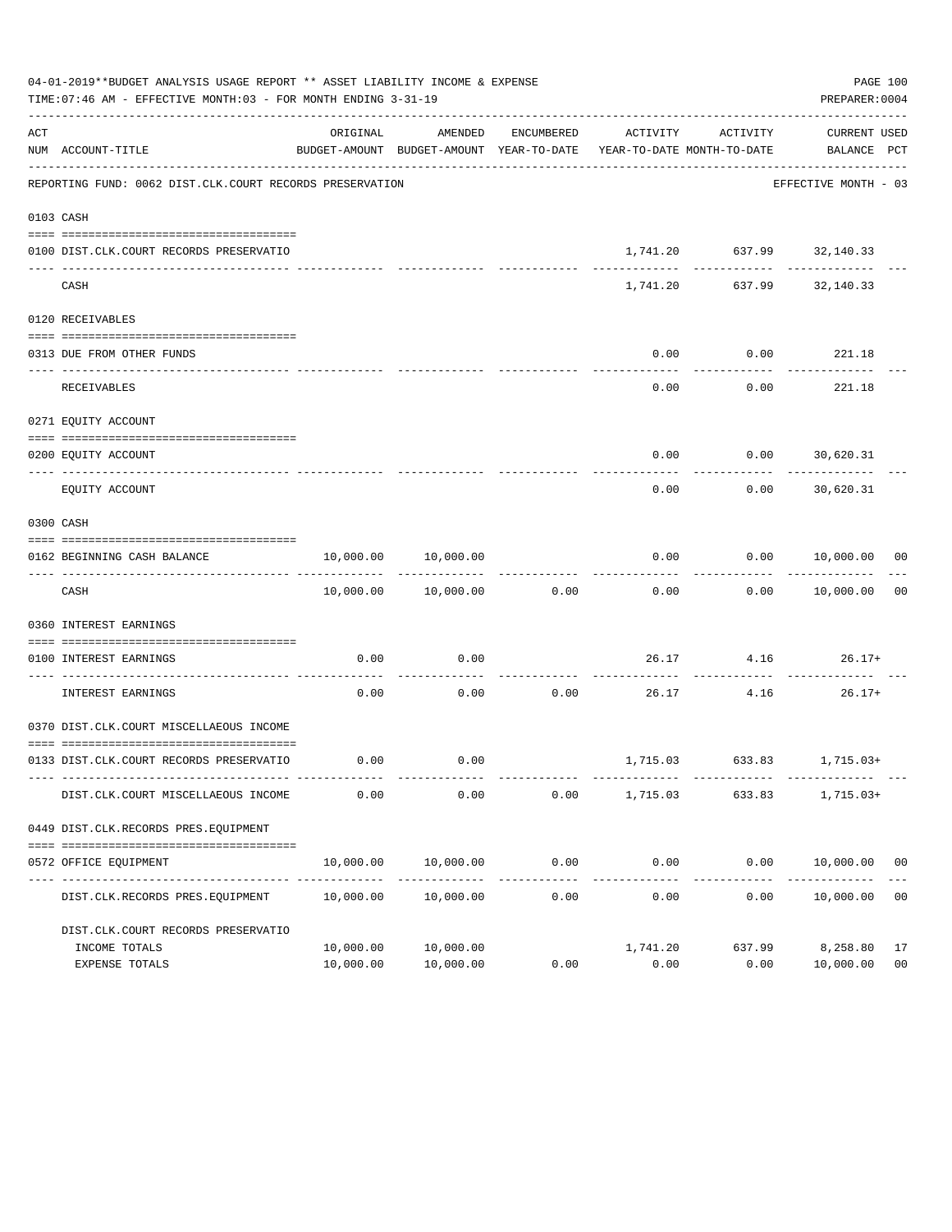04-01-2019**BUDGET ANALYSIS USAGE REPORT ** ASSET LIABILITY INCOME & EXPENSE

TIME:07:46 AM - EFFECTIVE MONTH:03 - FOR MONTH ENDING 3-31-19

PREPARER:0004

REPORTING FUND: 0062 DIST.CLK.COURT RECORDS PRESERVATION — EFFECTIVE MONTH - 03

| ACT NUM | ACCOUNT-TITLE | ORIGINAL BUDGET-AMOUNT | AMENDED BUDGET-AMOUNT | ENCUMBERED YEAR-TO-DATE | ACTIVITY YEAR-TO-DATE | ACTIVITY MONTH-TO-DATE | CURRENT BALANCE | USED PCT |
|---|---|---|---|---|---|---|---|---|
| 0103 | CASH | | | | | | | |
| 0100 | DIST.CLK.COURT RECORDS PRESERVATIO | | | | 1,741.20 | 637.99 | 32,140.33 | |
| | CASH | | | | 1,741.20 | 637.99 | 32,140.33 | |
| 0120 | RECEIVABLES | | | | | | | |
| 0313 | DUE FROM OTHER FUNDS | | | | 0.00 | 0.00 | 221.18 | |
| | RECEIVABLES | | | | 0.00 | 0.00 | 221.18 | |
| 0271 | EQUITY ACCOUNT | | | | | | | |
| 0200 | EQUITY ACCOUNT | | | | 0.00 | 0.00 | 30,620.31 | |
| | EQUITY ACCOUNT | | | | 0.00 | 0.00 | 30,620.31 | |
| 0300 | CASH | | | | | | | |
| 0162 | BEGINNING CASH BALANCE | 10,000.00 | 10,000.00 | | 0.00 | 0.00 | 10,000.00 | 00 |
| | CASH | 10,000.00 | 10,000.00 | 0.00 | 0.00 | 0.00 | 10,000.00 | 00 |
| 0360 | INTEREST EARNINGS | | | | | | | |
| 0100 | INTEREST EARNINGS | 0.00 | 0.00 | | 26.17 | 4.16 | 26.17+ | |
| | INTEREST EARNINGS | 0.00 | 0.00 | 0.00 | 26.17 | 4.16 | 26.17+ | |
| 0370 | DIST.CLK.COURT MISCELLAEOUS INCOME | | | | | | | |
| 0133 | DIST.CLK.COURT RECORDS PRESERVATIO | 0.00 | 0.00 | | 1,715.03 | 633.83 | 1,715.03+ | |
| | DIST.CLK.COURT MISCELLAEOUS INCOME | 0.00 | 0.00 | 0.00 | 1,715.03 | 633.83 | 1,715.03+ | |
| 0449 | DIST.CLK.RECORDS PRES.EQUIPMENT | | | | | | | |
| 0572 | OFFICE EQUIPMENT | 10,000.00 | 10,000.00 | 0.00 | 0.00 | 0.00 | 10,000.00 | 00 |
| | DIST.CLK.RECORDS PRES.EQUIPMENT | 10,000.00 | 10,000.00 | 0.00 | 0.00 | 0.00 | 10,000.00 | 00 |
| | DIST.CLK.COURT RECORDS PRESERVATIO | | | | | | | |
| | INCOME TOTALS | 10,000.00 | 10,000.00 | | 1,741.20 | 637.99 | 8,258.80 | 17 |
| | EXPENSE TOTALS | 10,000.00 | 10,000.00 | 0.00 | 0.00 | 0.00 | 10,000.00 | 00 |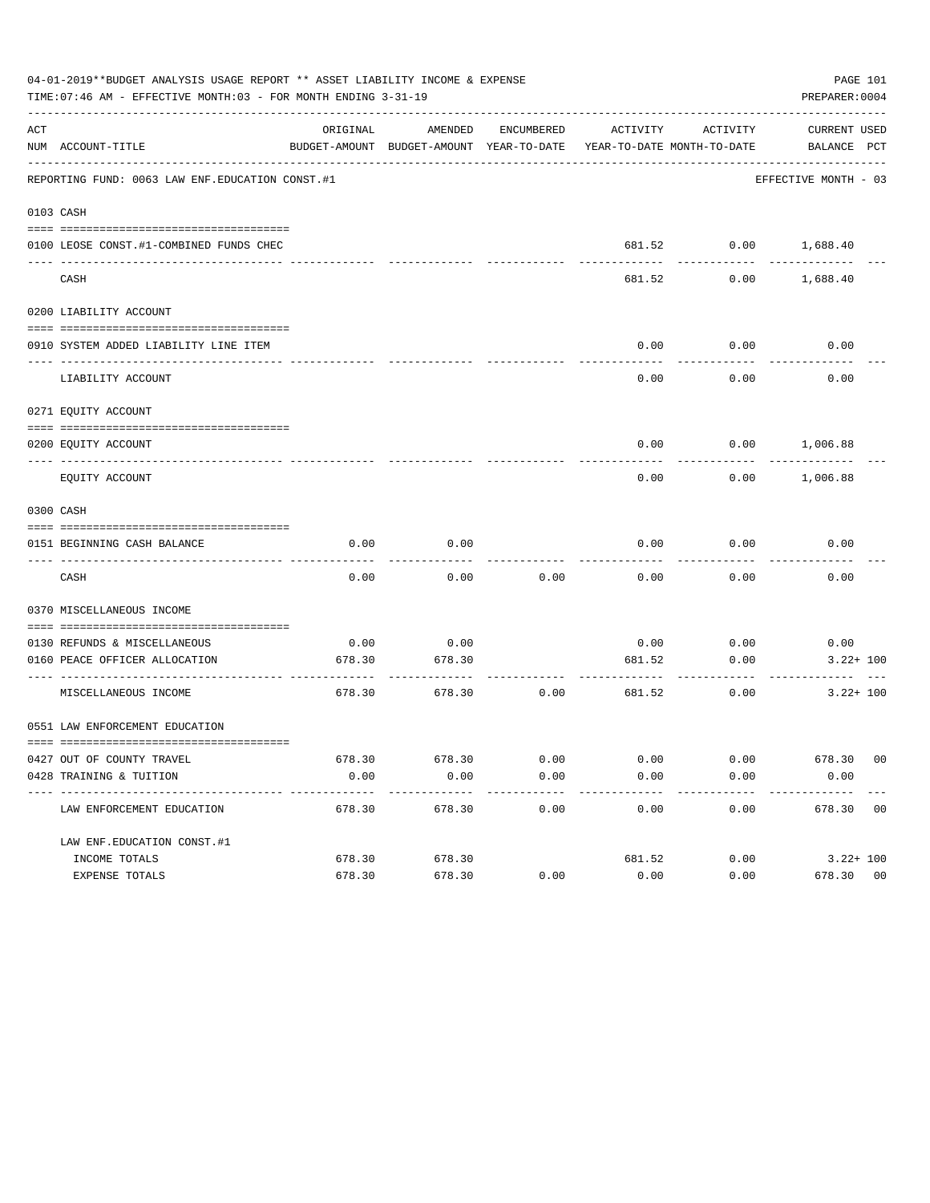04-01-2019**BUDGET ANALYSIS USAGE REPORT ** ASSET LIABILITY INCOME & EXPENSE

TIME:07:46 AM - EFFECTIVE MONTH:03 - FOR MONTH ENDING 3-31-19

PREPARER:0004

REPORTING FUND: 0063 LAW ENF.EDUCATION CONST.#1 — EFFECTIVE MONTH - 03

| ACT NUM | ACCOUNT-TITLE | ORIGINAL BUDGET-AMOUNT | AMENDED BUDGET-AMOUNT | ENCUMBERED YEAR-TO-DATE | ACTIVITY YEAR-TO-DATE | ACTIVITY MONTH-TO-DATE | CURRENT BALANCE | USED PCT |
|---|---|---|---|---|---|---|---|---|
| **0103** | **CASH** | | | | | | | |
| 0100 | LEOSE CONST.#1-COMBINED FUNDS CHEC | | | | 681.52 | 0.00 | 1,688.40 | |
| | CASH | | | | 681.52 | 0.00 | 1,688.40 | |
| **0200** | **LIABILITY ACCOUNT** | | | | | | | |
| 0910 | SYSTEM ADDED LIABILITY LINE ITEM | | | | 0.00 | 0.00 | 0.00 | |
| | LIABILITY ACCOUNT | | | | 0.00 | 0.00 | 0.00 | |
| **0271** | **EQUITY ACCOUNT** | | | | | | | |
| 0200 | EQUITY ACCOUNT | | | | 0.00 | 0.00 | 1,006.88 | |
| | EQUITY ACCOUNT | | | | 0.00 | 0.00 | 1,006.88 | |
| **0300** | **CASH** | | | | | | | |
| 0151 | BEGINNING CASH BALANCE | 0.00 | 0.00 | | 0.00 | 0.00 | 0.00 | |
| | CASH | 0.00 | 0.00 | 0.00 | 0.00 | 0.00 | 0.00 | |
| **0370** | **MISCELLANEOUS INCOME** | | | | | | | |
| 0130 | REFUNDS & MISCELLANEOUS | 0.00 | 0.00 | | 0.00 | 0.00 | 0.00 | |
| 0160 | PEACE OFFICER ALLOCATION | 678.30 | 678.30 | | 681.52 | 0.00 | 3.22+ | 100 |
| | MISCELLANEOUS INCOME | 678.30 | 678.30 | 0.00 | 681.52 | 0.00 | 3.22+ | 100 |
| **0551** | **LAW ENFORCEMENT EDUCATION** | | | | | | | |
| 0427 | OUT OF COUNTY TRAVEL | 678.30 | 678.30 | 0.00 | 0.00 | 0.00 | 678.30 | 00 |
| 0428 | TRAINING & TUITION | 0.00 | 0.00 | 0.00 | 0.00 | 0.00 | 0.00 | |
| | LAW ENFORCEMENT EDUCATION | 678.30 | 678.30 | 0.00 | 0.00 | 0.00 | 678.30 | 00 |
| | LAW ENF.EDUCATION CONST.#1 | | | | | | | |
| | INCOME TOTALS | 678.30 | 678.30 | | 681.52 | 0.00 | 3.22+ | 100 |
| | EXPENSE TOTALS | 678.30 | 678.30 | 0.00 | 0.00 | 0.00 | 678.30 | 00 |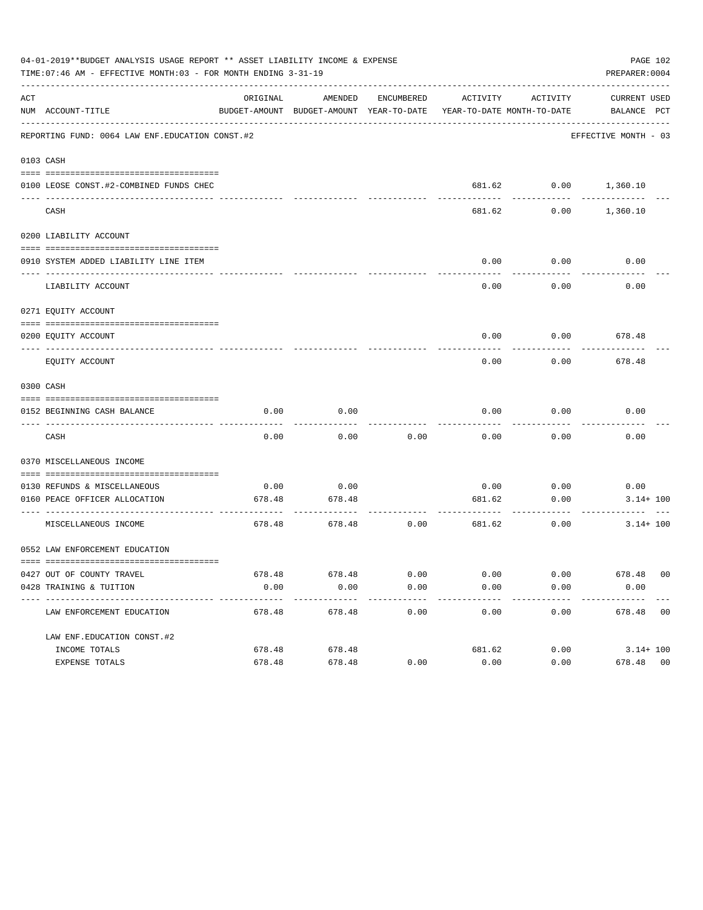04-01-2019**BUDGET ANALYSIS USAGE REPORT ** ASSET LIABILITY INCOME & EXPENSE

TIME:07:46 AM - EFFECTIVE MONTH:03 - FOR MONTH ENDING 3-31-19

PREPARER:0004

REPORTING FUND: 0064 LAW ENF.EDUCATION CONST.#2 — EFFECTIVE MONTH - 03

| ACT NUM | ACCOUNT-TITLE | ORIGINAL BUDGET-AMOUNT | AMENDED BUDGET-AMOUNT | ENCUMBERED YEAR-TO-DATE | ACTIVITY YEAR-TO-DATE | ACTIVITY MONTH-TO-DATE | CURRENT BALANCE | USED PCT |
|---|---|---|---|---|---|---|---|---|
| 0103 | CASH | | | | | | | |
| 0100 | LEOSE CONST.#2-COMBINED FUNDS CHEC | | | | 681.62 | 0.00 | 1,360.10 | |
| | CASH | | | | 681.62 | 0.00 | 1,360.10 | |
| 0200 | LIABILITY ACCOUNT | | | | | | | |
| 0910 | SYSTEM ADDED LIABILITY LINE ITEM | | | | 0.00 | 0.00 | 0.00 | |
| | LIABILITY ACCOUNT | | | | 0.00 | 0.00 | 0.00 | |
| 0271 | EQUITY ACCOUNT | | | | | | | |
| 0200 | EQUITY ACCOUNT | | | | 0.00 | 0.00 | 678.48 | |
| | EQUITY ACCOUNT | | | | 0.00 | 0.00 | 678.48 | |
| 0300 | CASH | | | | | | | |
| 0152 | BEGINNING CASH BALANCE | 0.00 | 0.00 | | 0.00 | 0.00 | 0.00 | |
| | CASH | 0.00 | 0.00 | 0.00 | 0.00 | 0.00 | 0.00 | |
| 0370 | MISCELLANEOUS INCOME | | | | | | | |
| 0130 | REFUNDS & MISCELLANEOUS | 0.00 | 0.00 | | 0.00 | 0.00 | 0.00 | |
| 0160 | PEACE OFFICER ALLOCATION | 678.48 | 678.48 | | 681.62 | 0.00 | 3.14+ | 100 |
| | MISCELLANEOUS INCOME | 678.48 | 678.48 | 0.00 | 681.62 | 0.00 | 3.14+ | 100 |
| 0552 | LAW ENFORCEMENT EDUCATION | | | | | | | |
| 0427 | OUT OF COUNTY TRAVEL | 678.48 | 678.48 | 0.00 | 0.00 | 0.00 | 678.48 | 00 |
| 0428 | TRAINING & TUITION | 0.00 | 0.00 | 0.00 | 0.00 | 0.00 | 0.00 | |
| | LAW ENFORCEMENT EDUCATION | 678.48 | 678.48 | 0.00 | 0.00 | 0.00 | 678.48 | 00 |
| | LAW ENF.EDUCATION CONST.#2 | | | | | | | |
| | INCOME TOTALS | 678.48 | 678.48 | | 681.62 | 0.00 | 3.14+ | 100 |
| | EXPENSE TOTALS | 678.48 | 678.48 | 0.00 | 0.00 | 0.00 | 678.48 | 00 |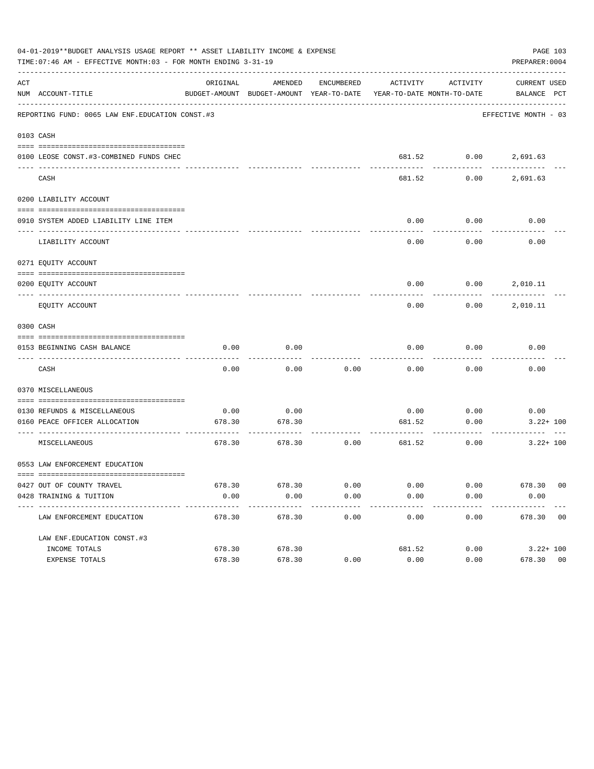04-01-2019**BUDGET ANALYSIS USAGE REPORT ** ASSET LIABILITY INCOME & EXPENSE

TIME:07:46 AM - EFFECTIVE MONTH:03 - FOR MONTH ENDING 3-31-19

PREPARER:0004

| ACT NUM | ACCOUNT-TITLE | ORIGINAL BUDGET-AMOUNT | AMENDED BUDGET-AMOUNT | ENCUMBERED YEAR-TO-DATE | ACTIVITY YEAR-TO-DATE | ACTIVITY MONTH-TO-DATE | CURRENT BALANCE | USED PCT |
|---|---|---|---|---|---|---|---|---|
| | REPORTING FUND: 0065 LAW ENF.EDUCATION CONST.#3 | | | | | | EFFECTIVE MONTH - 03 | |
| 0103 | CASH | | | | | | | |
| 0100 | LEOSE CONST.#3-COMBINED FUNDS CHEC | | | | 681.52 | 0.00 | 2,691.63 | |
| | CASH | | | | 681.52 | 0.00 | 2,691.63 | |
| 0200 | LIABILITY ACCOUNT | | | | | | | |
| 0910 | SYSTEM ADDED LIABILITY LINE ITEM | | | | 0.00 | 0.00 | 0.00 | |
| | LIABILITY ACCOUNT | | | | 0.00 | 0.00 | 0.00 | |
| 0271 | EQUITY ACCOUNT | | | | | | | |
| 0200 | EQUITY ACCOUNT | | | | 0.00 | 0.00 | 2,010.11 | |
| | EQUITY ACCOUNT | | | | 0.00 | 0.00 | 2,010.11 | |
| 0300 | CASH | | | | | | | |
| 0153 | BEGINNING CASH BALANCE | 0.00 | 0.00 | | 0.00 | 0.00 | 0.00 | |
| | CASH | 0.00 | 0.00 | 0.00 | 0.00 | 0.00 | 0.00 | |
| 0370 | MISCELLANEOUS | | | | | | | |
| 0130 | REFUNDS & MISCELLANEOUS | 0.00 | 0.00 | | 0.00 | 0.00 | 0.00 | |
| 0160 | PEACE OFFICER ALLOCATION | 678.30 | 678.30 | | 681.52 | 0.00 | 3.22+ | 100 |
| | MISCELLANEOUS | 678.30 | 678.30 | 0.00 | 681.52 | 0.00 | 3.22+ | 100 |
| 0553 | LAW ENFORCEMENT EDUCATION | | | | | | | |
| 0427 | OUT OF COUNTY TRAVEL | 678.30 | 678.30 | 0.00 | 0.00 | 0.00 | 678.30 | 00 |
| 0428 | TRAINING & TUITION | 0.00 | 0.00 | 0.00 | 0.00 | 0.00 | 0.00 | |
| | LAW ENFORCEMENT EDUCATION | 678.30 | 678.30 | 0.00 | 0.00 | 0.00 | 678.30 | 00 |
| | LAW ENF.EDUCATION CONST.#3 | | | | | | | |
| | INCOME TOTALS | 678.30 | 678.30 | | 681.52 | 0.00 | 3.22+ | 100 |
| | EXPENSE TOTALS | 678.30 | 678.30 | 0.00 | 0.00 | 0.00 | 678.30 | 00 |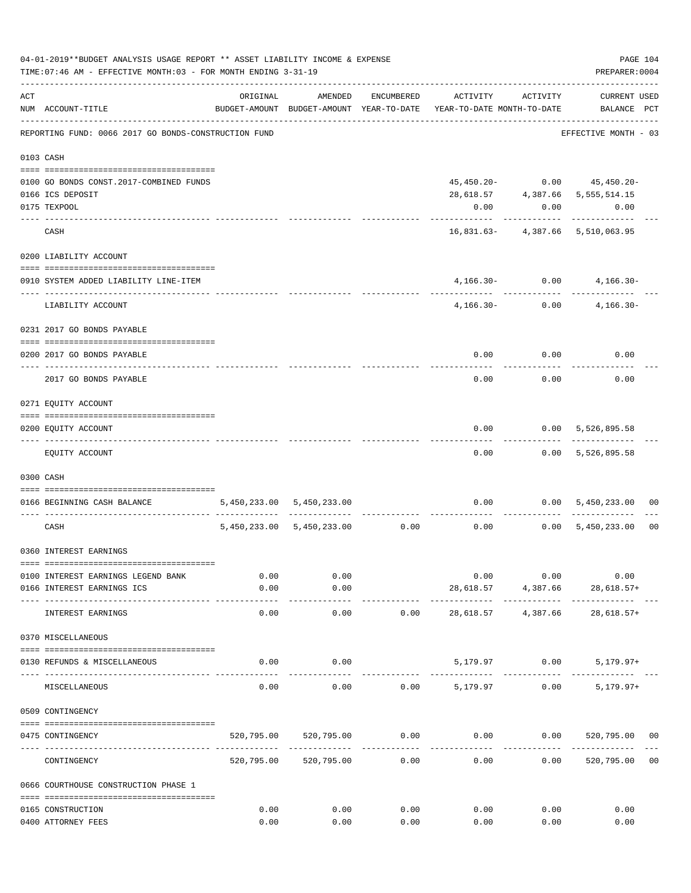04-01-2019**BUDGET ANALYSIS USAGE REPORT ** ASSET LIABILITY INCOME & EXPENSE

TIME:07:46 AM - EFFECTIVE MONTH:03 - FOR MONTH ENDING 3-31-19

PREPARER:0004

REPORTING FUND: 0066 2017 GO BONDS-CONSTRUCTION FUND — EFFECTIVE MONTH - 03

| ACT NUM | ACCOUNT-TITLE | ORIGINAL BUDGET-AMOUNT | AMENDED BUDGET-AMOUNT | ENCUMBERED YEAR-TO-DATE | ACTIVITY YEAR-TO-DATE | ACTIVITY MONTH-TO-DATE | CURRENT BALANCE | USED PCT |
|---|---|---|---|---|---|---|---|---|
| 0103 | CASH | | | | | | | |
| 0100 | GO BONDS CONST.2017-COMBINED FUNDS | | | | 45,450.20- | 0.00 | 45,450.20- | |
| 0166 | ICS DEPOSIT | | | | 28,618.57 | 4,387.66 | 5,555,514.15 | |
| 0175 | TEXPOOL | | | | 0.00 | 0.00 | 0.00 | |
| | CASH | | | | 16,831.63- | 4,387.66 | 5,510,063.95 | |
| 0200 | LIABILITY ACCOUNT | | | | | | | |
| 0910 | SYSTEM ADDED LIABILITY LINE-ITEM | | | | 4,166.30- | 0.00 | 4,166.30- | |
| | LIABILITY ACCOUNT | | | | 4,166.30- | 0.00 | 4,166.30- | |
| 0231 | 2017 GO BONDS PAYABLE | | | | | | | |
| 0200 | 2017 GO BONDS PAYABLE | | | | 0.00 | 0.00 | 0.00 | |
| | 2017 GO BONDS PAYABLE | | | | 0.00 | 0.00 | 0.00 | |
| 0271 | EQUITY ACCOUNT | | | | | | | |
| 0200 | EQUITY ACCOUNT | | | | 0.00 | 0.00 | 5,526,895.58 | |
| | EQUITY ACCOUNT | | | | 0.00 | 0.00 | 5,526,895.58 | |
| 0300 | CASH | | | | | | | |
| 0166 | BEGINNING CASH BALANCE | 5,450,233.00 | 5,450,233.00 | | 0.00 | 0.00 | 5,450,233.00 | 00 |
| | CASH | 5,450,233.00 | 5,450,233.00 | 0.00 | 0.00 | 0.00 | 5,450,233.00 | 00 |
| 0360 | INTEREST EARNINGS | | | | | | | |
| 0100 | INTEREST EARNINGS LEGEND BANK | 0.00 | 0.00 | | 0.00 | 0.00 | 0.00 | |
| 0166 | INTEREST EARNINGS ICS | 0.00 | 0.00 | | 28,618.57 | 4,387.66 | 28,618.57+ | |
| | INTEREST EARNINGS | 0.00 | 0.00 | 0.00 | 28,618.57 | 4,387.66 | 28,618.57+ | |
| 0370 | MISCELLANEOUS | | | | | | | |
| 0130 | REFUNDS & MISCELLANEOUS | 0.00 | 0.00 | | 5,179.97 | 0.00 | 5,179.97+ | |
| | MISCELLANEOUS | 0.00 | 0.00 | 0.00 | 5,179.97 | 0.00 | 5,179.97+ | |
| 0509 | CONTINGENCY | | | | | | | |
| 0475 | CONTINGENCY | 520,795.00 | 520,795.00 | 0.00 | 0.00 | 0.00 | 520,795.00 | 00 |
| | CONTINGENCY | 520,795.00 | 520,795.00 | 0.00 | 0.00 | 0.00 | 520,795.00 | 00 |
| 0666 | COURTHOUSE CONSTRUCTION PHASE 1 | | | | | | | |
| 0165 | CONSTRUCTION | 0.00 | 0.00 | 0.00 | 0.00 | 0.00 | 0.00 | |
| 0400 | ATTORNEY FEES | 0.00 | 0.00 | 0.00 | 0.00 | 0.00 | 0.00 | |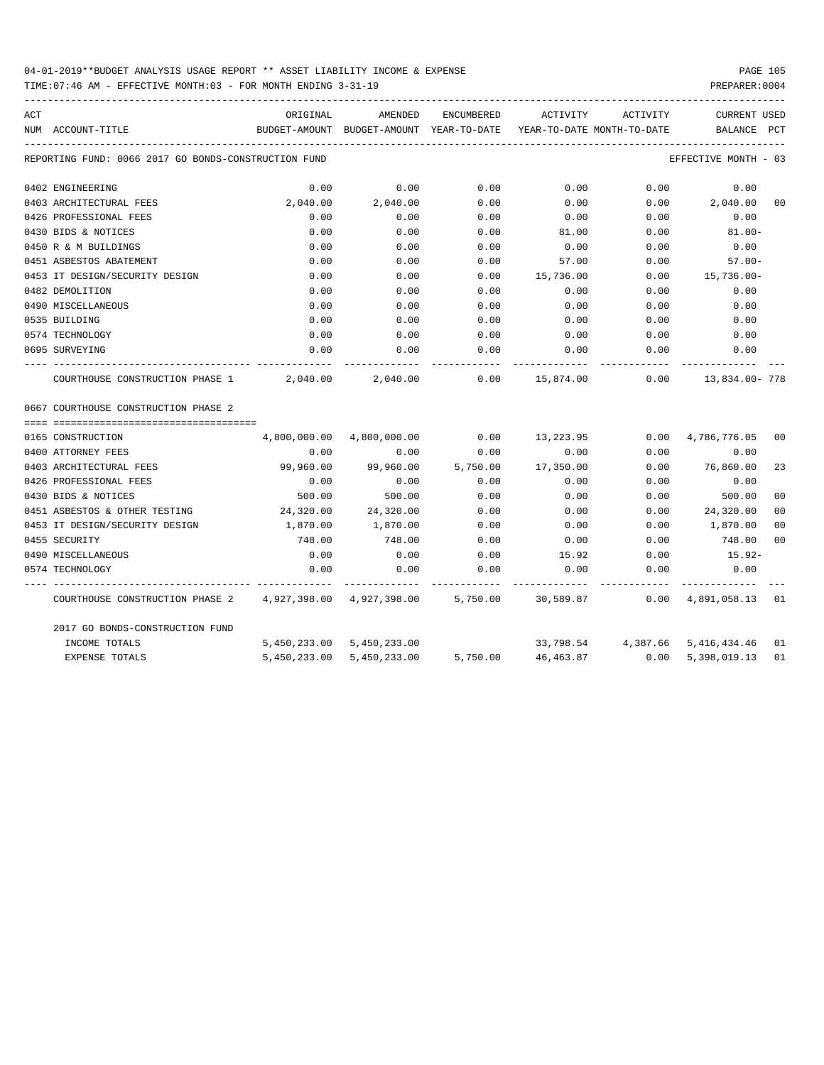04-01-2019**BUDGET ANALYSIS USAGE REPORT ** ASSET LIABILITY INCOME & EXPENSE

TIME:07:46 AM - EFFECTIVE MONTH:03 - FOR MONTH ENDING 3-31-19

PREPARER:0004

REPORTING FUND: 0066 2017 GO BONDS-CONSTRUCTION FUND — EFFECTIVE MONTH - 03

| ACT NUM | ACCOUNT-TITLE | ORIGINAL BUDGET-AMOUNT | AMENDED BUDGET-AMOUNT | ENCUMBERED YEAR-TO-DATE | ACTIVITY YEAR-TO-DATE | ACTIVITY MONTH-TO-DATE | CURRENT BALANCE | USED PCT |
|---|---|---|---|---|---|---|---|---|
| 0402 | ENGINEERING | 0.00 | 0.00 | 0.00 | 0.00 | 0.00 | 0.00 | |
| 0403 | ARCHITECTURAL FEES | 2,040.00 | 2,040.00 | 0.00 | 0.00 | 0.00 | 2,040.00 | 00 |
| 0426 | PROFESSIONAL FEES | 0.00 | 0.00 | 0.00 | 0.00 | 0.00 | 0.00 | |
| 0430 | BIDS & NOTICES | 0.00 | 0.00 | 0.00 | 81.00 | 0.00 | 81.00- | |
| 0450 | R & M BUILDINGS | 0.00 | 0.00 | 0.00 | 0.00 | 0.00 | 0.00 | |
| 0451 | ASBESTOS ABATEMENT | 0.00 | 0.00 | 0.00 | 57.00 | 0.00 | 57.00- | |
| 0453 | IT DESIGN/SECURITY DESIGN | 0.00 | 0.00 | 0.00 | 15,736.00 | 0.00 | 15,736.00- | |
| 0482 | DEMOLITION | 0.00 | 0.00 | 0.00 | 0.00 | 0.00 | 0.00 | |
| 0490 | MISCELLANEOUS | 0.00 | 0.00 | 0.00 | 0.00 | 0.00 | 0.00 | |
| 0535 | BUILDING | 0.00 | 0.00 | 0.00 | 0.00 | 0.00 | 0.00 | |
| 0574 | TECHNOLOGY | 0.00 | 0.00 | 0.00 | 0.00 | 0.00 | 0.00 | |
| 0695 | SURVEYING | 0.00 | 0.00 | 0.00 | 0.00 | 0.00 | 0.00 | |
| | COURTHOUSE CONSTRUCTION PHASE 1 | 2,040.00 | 2,040.00 | 0.00 | 15,874.00 | 0.00 | 13,834.00- | 778 |
| 0667 | COURTHOUSE CONSTRUCTION PHASE 2 | | | | | | | |
| 0165 | CONSTRUCTION | 4,800,000.00 | 4,800,000.00 | 0.00 | 13,223.95 | 0.00 | 4,786,776.05 | 00 |
| 0400 | ATTORNEY FEES | 0.00 | 0.00 | 0.00 | 0.00 | 0.00 | 0.00 | |
| 0403 | ARCHITECTURAL FEES | 99,960.00 | 99,960.00 | 5,750.00 | 17,350.00 | 0.00 | 76,860.00 | 23 |
| 0426 | PROFESSIONAL FEES | 0.00 | 0.00 | 0.00 | 0.00 | 0.00 | 0.00 | |
| 0430 | BIDS & NOTICES | 500.00 | 500.00 | 0.00 | 0.00 | 0.00 | 500.00 | 00 |
| 0451 | ASBESTOS & OTHER TESTING | 24,320.00 | 24,320.00 | 0.00 | 0.00 | 0.00 | 24,320.00 | 00 |
| 0453 | IT DESIGN/SECURITY DESIGN | 1,870.00 | 1,870.00 | 0.00 | 0.00 | 0.00 | 1,870.00 | 00 |
| 0455 | SECURITY | 748.00 | 748.00 | 0.00 | 0.00 | 0.00 | 748.00 | 00 |
| 0490 | MISCELLANEOUS | 0.00 | 0.00 | 0.00 | 15.92 | 0.00 | 15.92- | |
| 0574 | TECHNOLOGY | 0.00 | 0.00 | 0.00 | 0.00 | 0.00 | 0.00 | |
| | COURTHOUSE CONSTRUCTION PHASE 2 | 4,927,398.00 | 4,927,398.00 | 5,750.00 | 30,589.87 | 0.00 | 4,891,058.13 | 01 |
| | 2017 GO BONDS-CONSTRUCTION FUND | | | | | | | |
| | INCOME TOTALS | 5,450,233.00 | 5,450,233.00 | | 33,798.54 | 4,387.66 | 5,416,434.46 | 01 |
| | EXPENSE TOTALS | 5,450,233.00 | 5,450,233.00 | 5,750.00 | 46,463.87 | 0.00 | 5,398,019.13 | 01 |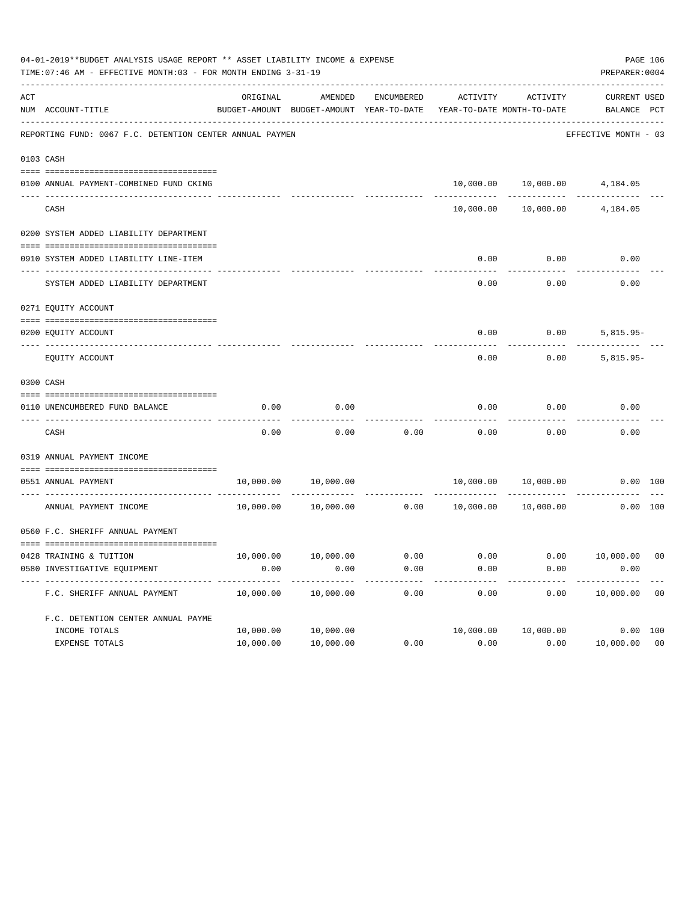04-01-2019**BUDGET ANALYSIS USAGE REPORT ** ASSET LIABILITY INCOME & EXPENSE

TIME:07:46 AM - EFFECTIVE MONTH:03 - FOR MONTH ENDING 3-31-19

PREPARER:0004

| ACT NUM | ACCOUNT-TITLE | ORIGINAL BUDGET-AMOUNT | AMENDED BUDGET-AMOUNT | ENCUMBERED YEAR-TO-DATE | ACTIVITY YEAR-TO-DATE | ACTIVITY MONTH-TO-DATE | CURRENT BALANCE | USED PCT |
|---|---|---|---|---|---|---|---|---|
| | REPORTING FUND: 0067 F.C. DETENTION CENTER ANNUAL PAYMEN | | | | | | EFFECTIVE MONTH - 03 | |
| 0103 | CASH | | | | | | | |
| 0100 | ANNUAL PAYMENT-COMBINED FUND CKING | | | | 10,000.00 | 10,000.00 | 4,184.05 | |
| | CASH | | | | 10,000.00 | 10,000.00 | 4,184.05 | |
| 0200 | SYSTEM ADDED LIABILITY DEPARTMENT | | | | | | | |
| 0910 | SYSTEM ADDED LIABILITY LINE-ITEM | | | | 0.00 | 0.00 | 0.00 | |
| | SYSTEM ADDED LIABILITY DEPARTMENT | | | | 0.00 | 0.00 | 0.00 | |
| 0271 | EQUITY ACCOUNT | | | | | | | |
| 0200 | EQUITY ACCOUNT | | | | 0.00 | 0.00 | 5,815.95- | |
| | EQUITY ACCOUNT | | | | 0.00 | 0.00 | 5,815.95- | |
| 0300 | CASH | | | | | | | |
| 0110 | UNENCUMBERED FUND BALANCE | 0.00 | 0.00 | | 0.00 | 0.00 | 0.00 | |
| | CASH | 0.00 | 0.00 | 0.00 | 0.00 | 0.00 | 0.00 | |
| 0319 | ANNUAL PAYMENT INCOME | | | | | | | |
| 0551 | ANNUAL PAYMENT | 10,000.00 | 10,000.00 | | 10,000.00 | 10,000.00 | 0.00 | 100 |
| | ANNUAL PAYMENT INCOME | 10,000.00 | 10,000.00 | 0.00 | 10,000.00 | 10,000.00 | 0.00 | 100 |
| 0560 | F.C. SHERIFF ANNUAL PAYMENT | | | | | | | |
| 0428 | TRAINING & TUITION | 10,000.00 | 10,000.00 | 0.00 | 0.00 | 0.00 | 10,000.00 | 00 |
| 0580 | INVESTIGATIVE EQUIPMENT | 0.00 | 0.00 | 0.00 | 0.00 | 0.00 | 0.00 | |
| | F.C. SHERIFF ANNUAL PAYMENT | 10,000.00 | 10,000.00 | 0.00 | 0.00 | 0.00 | 10,000.00 | 00 |
| | F.C. DETENTION CENTER ANNUAL PAYME | | | | | | | |
| | INCOME TOTALS | 10,000.00 | 10,000.00 | | 10,000.00 | 10,000.00 | 0.00 | 100 |
| | EXPENSE TOTALS | 10,000.00 | 10,000.00 | 0.00 | 0.00 | 0.00 | 10,000.00 | 00 |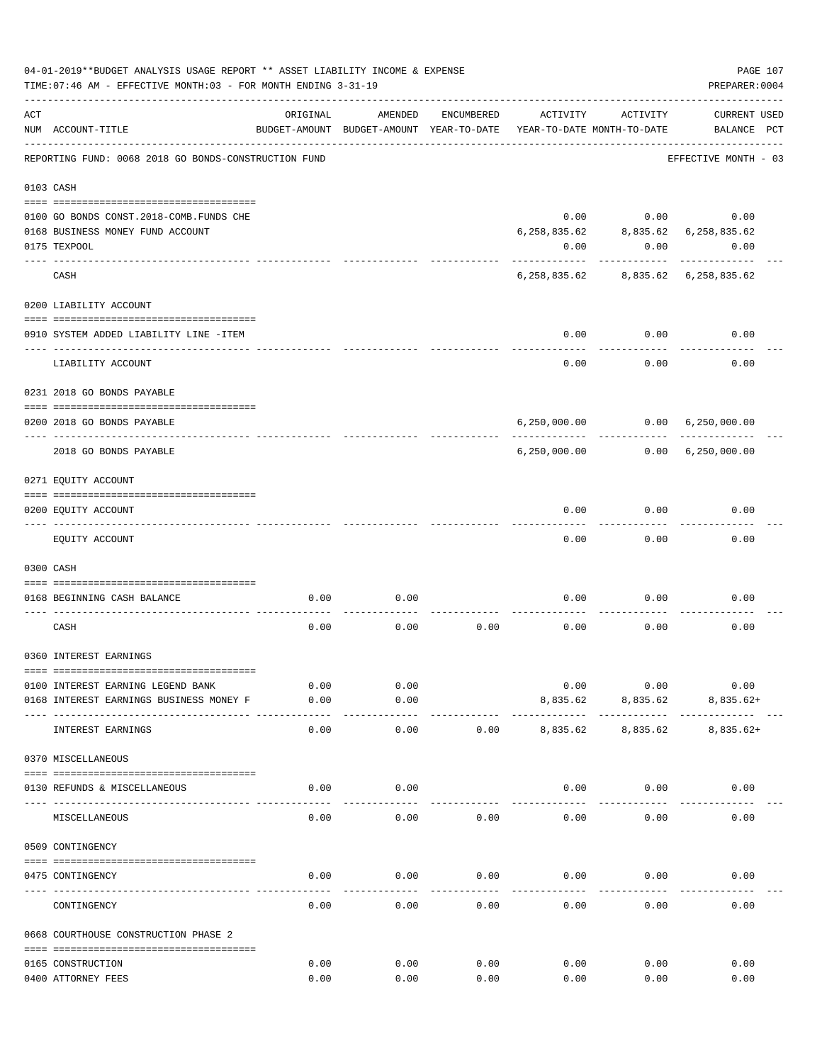04-01-2019**BUDGET ANALYSIS USAGE REPORT ** ASSET LIABILITY INCOME & EXPENSE

TIME:07:46 AM - EFFECTIVE MONTH:03 - FOR MONTH ENDING 3-31-19

PREPARER:0004

| ACT NUM | ACCOUNT-TITLE | ORIGINAL BUDGET-AMOUNT | AMENDED BUDGET-AMOUNT | ENCUMBERED YEAR-TO-DATE | ACTIVITY YEAR-TO-DATE | ACTIVITY MONTH-TO-DATE | CURRENT BALANCE | USED PCT |
|---|---|---|---|---|---|---|---|---|
| | REPORTING FUND: 0068 2018 GO BONDS-CONSTRUCTION FUND | | | | | | EFFECTIVE MONTH - 03 | |
| | **0103 CASH** | | | | | | | |
| 0100 | GO BONDS CONST.2018-COMB.FUNDS CHE | | | | 0.00 | 0.00 | 0.00 | |
| 0168 | BUSINESS MONEY FUND ACCOUNT | | | | 6,258,835.62 | 8,835.62 | 6,258,835.62 | |
| 0175 | TEXPOOL | | | | 0.00 | 0.00 | 0.00 | |
| | CASH | | | | 6,258,835.62 | 8,835.62 | 6,258,835.62 | |
| | **0200 LIABILITY ACCOUNT** | | | | | | | |
| 0910 | SYSTEM ADDED LIABILITY LINE -ITEM | | | | 0.00 | 0.00 | 0.00 | |
| | LIABILITY ACCOUNT | | | | 0.00 | 0.00 | 0.00 | |
| | **0231 2018 GO BONDS PAYABLE** | | | | | | | |
| 0200 | 2018 GO BONDS PAYABLE | | | | 6,250,000.00 | 0.00 | 6,250,000.00 | |
| | 2018 GO BONDS PAYABLE | | | | 6,250,000.00 | 0.00 | 6,250,000.00 | |
| | **0271 EQUITY ACCOUNT** | | | | | | | |
| 0200 | EQUITY ACCOUNT | | | | 0.00 | 0.00 | 0.00 | |
| | EQUITY ACCOUNT | | | | 0.00 | 0.00 | 0.00 | |
| | **0300 CASH** | | | | | | | |
| 0168 | BEGINNING CASH BALANCE | 0.00 | 0.00 | | 0.00 | 0.00 | 0.00 | |
| | CASH | 0.00 | 0.00 | 0.00 | 0.00 | 0.00 | 0.00 | |
| | **0360 INTEREST EARNINGS** | | | | | | | |
| 0100 | INTEREST EARNING LEGEND BANK | 0.00 | 0.00 | | 0.00 | 0.00 | 0.00 | |
| 0168 | INTEREST EARNINGS BUSINESS MONEY F | 0.00 | 0.00 | | 8,835.62 | 8,835.62 | 8,835.62+ | |
| | INTEREST EARNINGS | 0.00 | 0.00 | 0.00 | 8,835.62 | 8,835.62 | 8,835.62+ | |
| | **0370 MISCELLANEOUS** | | | | | | | |
| 0130 | REFUNDS & MISCELLANEOUS | 0.00 | 0.00 | | 0.00 | 0.00 | 0.00 | |
| | MISCELLANEOUS | 0.00 | 0.00 | 0.00 | 0.00 | 0.00 | 0.00 | |
| | **0509 CONTINGENCY** | | | | | | | |
| 0475 | CONTINGENCY | 0.00 | 0.00 | 0.00 | 0.00 | 0.00 | 0.00 | |
| | CONTINGENCY | 0.00 | 0.00 | 0.00 | 0.00 | 0.00 | 0.00 | |
| | **0668 COURTHOUSE CONSTRUCTION PHASE 2** | | | | | | | |
| 0165 | CONSTRUCTION | 0.00 | 0.00 | 0.00 | 0.00 | 0.00 | 0.00 | |
| 0400 | ATTORNEY FEES | 0.00 | 0.00 | 0.00 | 0.00 | 0.00 | 0.00 | |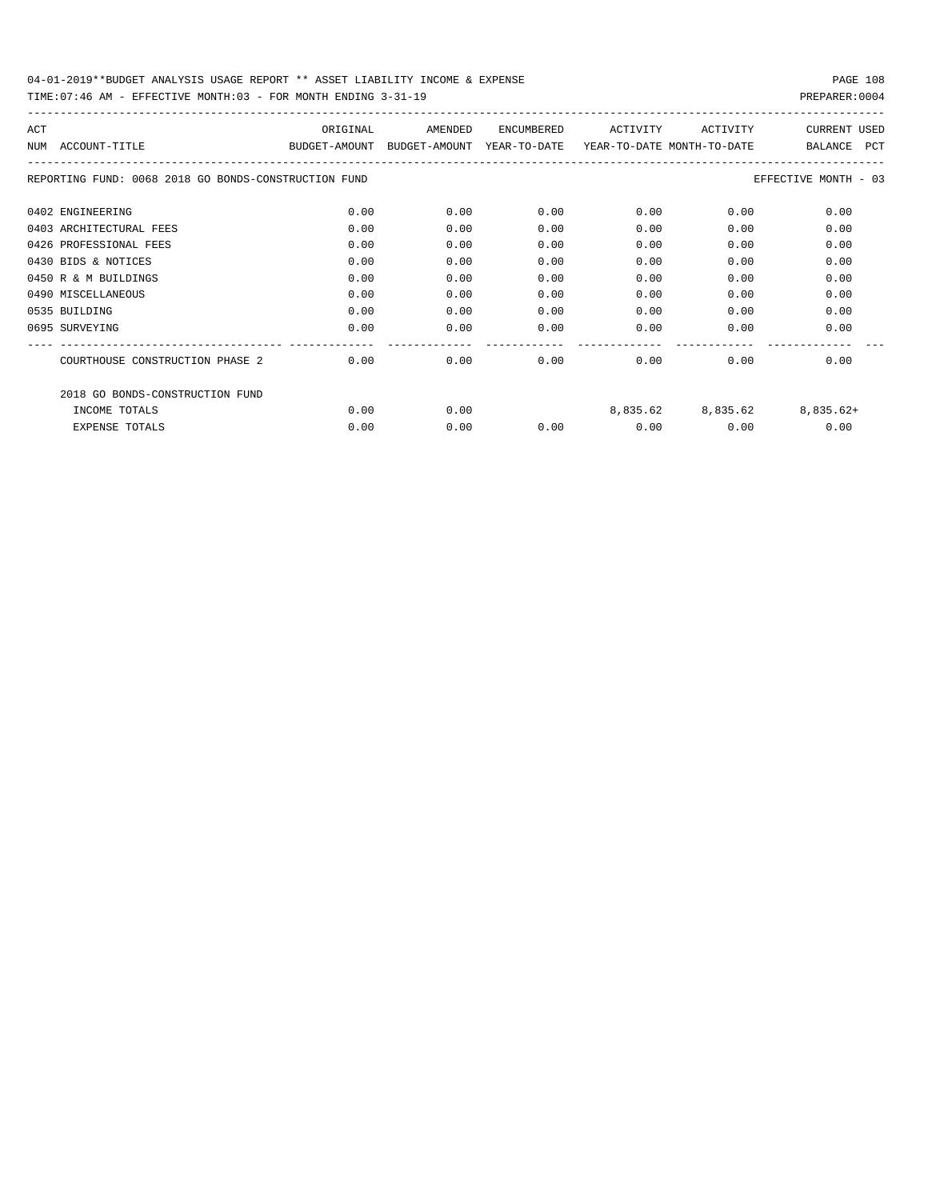REPORTING FUND: 0068 2018 GO BONDS-CONSTRUCTION FUND — EFFECTIVE MONTH - 03

| ACT NUM | ACCOUNT-TITLE | ORIGINAL BUDGET-AMOUNT | AMENDED BUDGET-AMOUNT | ENCUMBERED YEAR-TO-DATE | ACTIVITY YEAR-TO-DATE | ACTIVITY MONTH-TO-DATE | CURRENT BALANCE | USED PCT |
|---|---|---|---|---|---|---|---|---|
| 0402 | ENGINEERING | 0.00 | 0.00 | 0.00 | 0.00 | 0.00 | 0.00 | |
| 0403 | ARCHITECTURAL FEES | 0.00 | 0.00 | 0.00 | 0.00 | 0.00 | 0.00 | |
| 0426 | PROFESSIONAL FEES | 0.00 | 0.00 | 0.00 | 0.00 | 0.00 | 0.00 | |
| 0430 | BIDS & NOTICES | 0.00 | 0.00 | 0.00 | 0.00 | 0.00 | 0.00 | |
| 0450 | R & M BUILDINGS | 0.00 | 0.00 | 0.00 | 0.00 | 0.00 | 0.00 | |
| 0490 | MISCELLANEOUS | 0.00 | 0.00 | 0.00 | 0.00 | 0.00 | 0.00 | |
| 0535 | BUILDING | 0.00 | 0.00 | 0.00 | 0.00 | 0.00 | 0.00 | |
| 0695 | SURVEYING | 0.00 | 0.00 | 0.00 | 0.00 | 0.00 | 0.00 | |
| | COURTHOUSE CONSTRUCTION PHASE 2 | 0.00 | 0.00 | 0.00 | 0.00 | 0.00 | 0.00 | |
| | 2018 GO BONDS-CONSTRUCTION FUND | | | | | | | |
| | INCOME TOTALS | 0.00 | 0.00 | | 8,835.62 | 8,835.62 | 8,835.62+ | |
| | EXPENSE TOTALS | 0.00 | 0.00 | 0.00 | 0.00 | 0.00 | 0.00 | |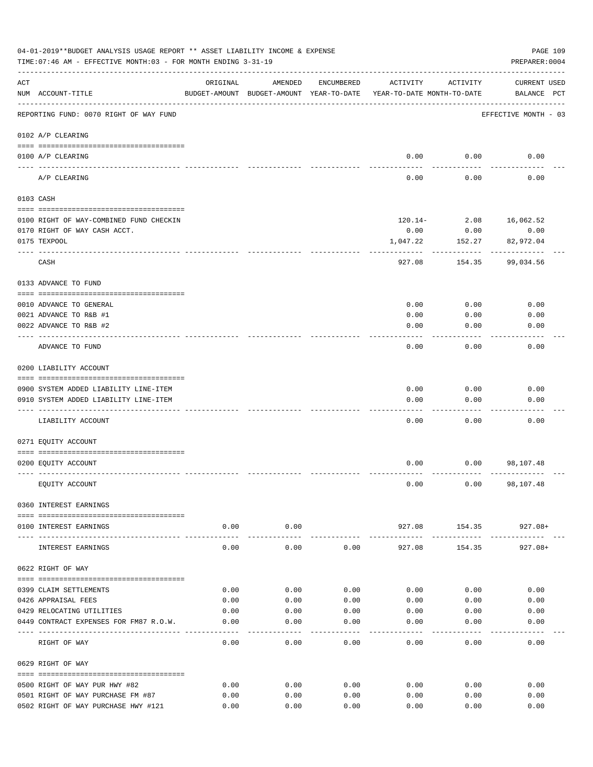04-01-2019**BUDGET ANALYSIS USAGE REPORT ** ASSET LIABILITY INCOME & EXPENSE

TIME:07:46 AM - EFFECTIVE MONTH:03 - FOR MONTH ENDING 3-31-19

PREPARER:0004

| ACT NUM | ACCOUNT-TITLE | ORIGINAL BUDGET-AMOUNT | AMENDED BUDGET-AMOUNT | ENCUMBERED YEAR-TO-DATE | ACTIVITY YEAR-TO-DATE | ACTIVITY MONTH-TO-DATE | CURRENT BALANCE | USED PCT |
|---|---|---|---|---|---|---|---|---|
| | REPORTING FUND: 0070 RIGHT OF WAY FUND | | | | | | EFFECTIVE MONTH - 03 | |
| | 0102 A/P CLEARING | | | | | | | |
| 0100 | A/P CLEARING | | | | 0.00 | 0.00 | 0.00 | |
| | A/P CLEARING | | | | 0.00 | 0.00 | 0.00 | |
| | 0103 CASH | | | | | | | |
| 0100 | RIGHT OF WAY-COMBINED FUND CHECKIN | | | | 120.14- | 2.08 | 16,062.52 | |
| 0170 | RIGHT OF WAY CASH ACCT. | | | | 0.00 | 0.00 | 0.00 | |
| 0175 | TEXPOOL | | | | 1,047.22 | 152.27 | 82,972.04 | |
| | CASH | | | | 927.08 | 154.35 | 99,034.56 | |
| | 0133 ADVANCE TO FUND | | | | | | | |
| 0010 | ADVANCE TO GENERAL | | | | 0.00 | 0.00 | 0.00 | |
| 0021 | ADVANCE TO R&B #1 | | | | 0.00 | 0.00 | 0.00 | |
| 0022 | ADVANCE TO R&B #2 | | | | 0.00 | 0.00 | 0.00 | |
| | ADVANCE TO FUND | | | | 0.00 | 0.00 | 0.00 | |
| | 0200 LIABILITY ACCOUNT | | | | | | | |
| 0900 | SYSTEM ADDED LIABILITY LINE-ITEM | | | | 0.00 | 0.00 | 0.00 | |
| 0910 | SYSTEM ADDED LIABILITY LINE-ITEM | | | | 0.00 | 0.00 | 0.00 | |
| | LIABILITY ACCOUNT | | | | 0.00 | 0.00 | 0.00 | |
| | 0271 EQUITY ACCOUNT | | | | | | | |
| 0200 | EQUITY ACCOUNT | | | | 0.00 | 0.00 | 98,107.48 | |
| | EQUITY ACCOUNT | | | | 0.00 | 0.00 | 98,107.48 | |
| | 0360 INTEREST EARNINGS | | | | | | | |
| 0100 | INTEREST EARNINGS | 0.00 | 0.00 | | 927.08 | 154.35 | 927.08+ | |
| | INTEREST EARNINGS | 0.00 | 0.00 | 0.00 | 927.08 | 154.35 | 927.08+ | |
| | 0622 RIGHT OF WAY | | | | | | | |
| 0399 | CLAIM SETTLEMENTS | 0.00 | 0.00 | 0.00 | 0.00 | 0.00 | 0.00 | |
| 0426 | APPRAISAL FEES | 0.00 | 0.00 | 0.00 | 0.00 | 0.00 | 0.00 | |
| 0429 | RELOCATING UTILITIES | 0.00 | 0.00 | 0.00 | 0.00 | 0.00 | 0.00 | |
| 0449 | CONTRACT EXPENSES FOR FM87 R.O.W. | 0.00 | 0.00 | 0.00 | 0.00 | 0.00 | 0.00 | |
| | RIGHT OF WAY | 0.00 | 0.00 | 0.00 | 0.00 | 0.00 | 0.00 | |
| | 0629 RIGHT OF WAY | | | | | | | |
| 0500 | RIGHT OF WAY PUR HWY #82 | 0.00 | 0.00 | 0.00 | 0.00 | 0.00 | 0.00 | |
| 0501 | RIGHT OF WAY PURCHASE FM #87 | 0.00 | 0.00 | 0.00 | 0.00 | 0.00 | 0.00 | |
| 0502 | RIGHT OF WAY PURCHASE HWY #121 | 0.00 | 0.00 | 0.00 | 0.00 | 0.00 | 0.00 | |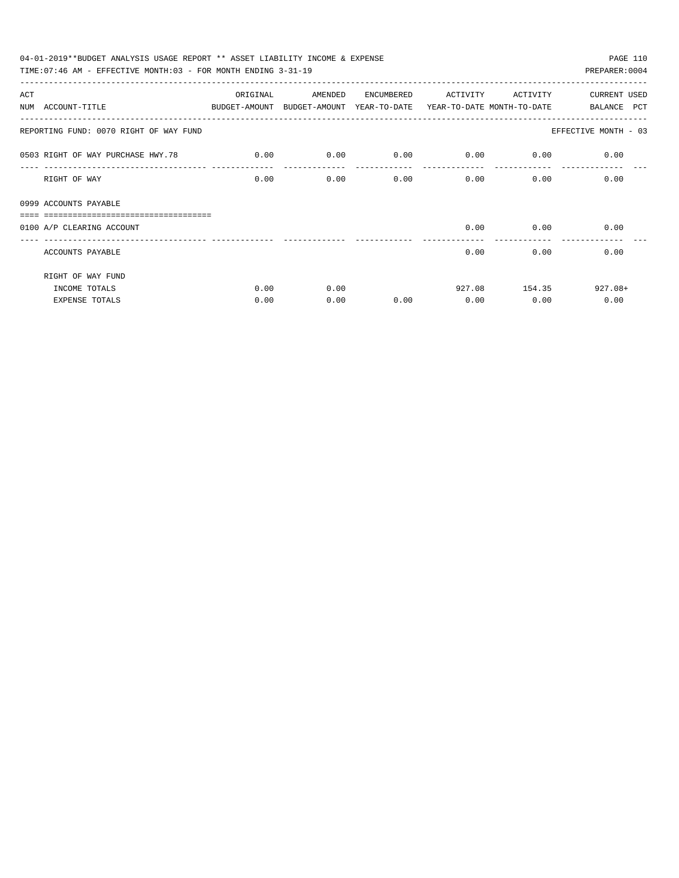04-01-2019**BUDGET ANALYSIS USAGE REPORT ** ASSET LIABILITY INCOME & EXPENSE

TIME:07:46 AM - EFFECTIVE MONTH:03 - FOR MONTH ENDING 3-31-19

PREPARER:0004

| ACT NUM | ACCOUNT-TITLE | ORIGINAL BUDGET-AMOUNT | AMENDED BUDGET-AMOUNT | ENCUMBERED YEAR-TO-DATE | ACTIVITY YEAR-TO-DATE | ACTIVITY MONTH-TO-DATE | CURRENT BALANCE | USED PCT |
|---|---|---|---|---|---|---|---|---|
| | REPORTING FUND: 0070 RIGHT OF WAY FUND | | | | | | EFFECTIVE MONTH - 03 | |
| 0503 | RIGHT OF WAY PURCHASE HWY.78 | 0.00 | 0.00 | 0.00 | 0.00 | 0.00 | 0.00 | |
| | RIGHT OF WAY | 0.00 | 0.00 | 0.00 | 0.00 | 0.00 | 0.00 | |
| 0999 | ACCOUNTS PAYABLE | | | | | | | |
| 0100 | A/P CLEARING ACCOUNT | | | | 0.00 | 0.00 | 0.00 | |
| | ACCOUNTS PAYABLE | | | | 0.00 | 0.00 | 0.00 | |
| | RIGHT OF WAY FUND | | | | | | | |
| | INCOME TOTALS | 0.00 | 0.00 | | 927.08 | 154.35 | 927.08+ | |
| | EXPENSE TOTALS | 0.00 | 0.00 | 0.00 | 0.00 | 0.00 | 0.00 | |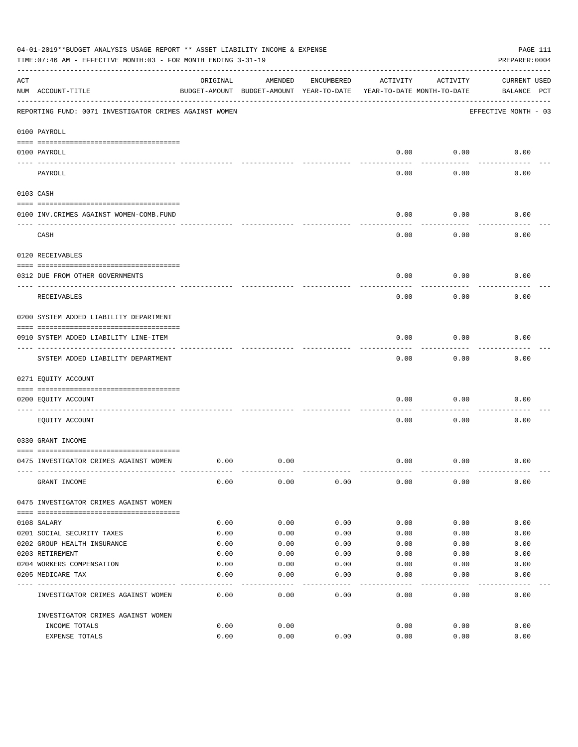04-01-2019**BUDGET ANALYSIS USAGE REPORT ** ASSET LIABILITY INCOME & EXPENSE

TIME:07:46 AM - EFFECTIVE MONTH:03 - FOR MONTH ENDING 3-31-19

PREPARER:0004

| ACT NUM | ACCOUNT-TITLE | ORIGINAL BUDGET-AMOUNT | AMENDED BUDGET-AMOUNT | ENCUMBERED YEAR-TO-DATE | ACTIVITY YEAR-TO-DATE | ACTIVITY MONTH-TO-DATE | CURRENT BALANCE | USED PCT |
|---|---|---|---|---|---|---|---|---|
| | REPORTING FUND: 0071 INVESTIGATOR CRIMES AGAINST WOMEN | | | | | | EFFECTIVE MONTH - 03 | |
| | 0100 PAYROLL | | | | | | | |
| 0100 | PAYROLL | | | | 0.00 | 0.00 | 0.00 | |
| | PAYROLL | | | | 0.00 | 0.00 | 0.00 | |
| | 0103 CASH | | | | | | | |
| 0100 | INV.CRIMES AGAINST WOMEN-COMB.FUND | | | | 0.00 | 0.00 | 0.00 | |
| | CASH | | | | 0.00 | 0.00 | 0.00 | |
| | 0120 RECEIVABLES | | | | | | | |
| 0312 | DUE FROM OTHER GOVERNMENTS | | | | 0.00 | 0.00 | 0.00 | |
| | RECEIVABLES | | | | 0.00 | 0.00 | 0.00 | |
| | 0200 SYSTEM ADDED LIABILITY DEPARTMENT | | | | | | | |
| 0910 | SYSTEM ADDED LIABILITY LINE-ITEM | | | | 0.00 | 0.00 | 0.00 | |
| | SYSTEM ADDED LIABILITY DEPARTMENT | | | | 0.00 | 0.00 | 0.00 | |
| | 0271 EQUITY ACCOUNT | | | | | | | |
| 0200 | EQUITY ACCOUNT | | | | 0.00 | 0.00 | 0.00 | |
| | EQUITY ACCOUNT | | | | 0.00 | 0.00 | 0.00 | |
| | 0330 GRANT INCOME | | | | | | | |
| 0475 | INVESTIGATOR CRIMES AGAINST WOMEN | 0.00 | 0.00 | | 0.00 | 0.00 | 0.00 | |
| | GRANT INCOME | 0.00 | 0.00 | 0.00 | 0.00 | 0.00 | 0.00 | |
| | 0475 INVESTIGATOR CRIMES AGAINST WOMEN | | | | | | | |
| 0108 | SALARY | 0.00 | 0.00 | 0.00 | 0.00 | 0.00 | 0.00 | |
| 0201 | SOCIAL SECURITY TAXES | 0.00 | 0.00 | 0.00 | 0.00 | 0.00 | 0.00 | |
| 0202 | GROUP HEALTH INSURANCE | 0.00 | 0.00 | 0.00 | 0.00 | 0.00 | 0.00 | |
| 0203 | RETIREMENT | 0.00 | 0.00 | 0.00 | 0.00 | 0.00 | 0.00 | |
| 0204 | WORKERS COMPENSATION | 0.00 | 0.00 | 0.00 | 0.00 | 0.00 | 0.00 | |
| 0205 | MEDICARE TAX | 0.00 | 0.00 | 0.00 | 0.00 | 0.00 | 0.00 | |
| | INVESTIGATOR CRIMES AGAINST WOMEN | 0.00 | 0.00 | 0.00 | 0.00 | 0.00 | 0.00 | |
| | INVESTIGATOR CRIMES AGAINST WOMEN | | | | | | | |
| | INCOME TOTALS | 0.00 | 0.00 | | 0.00 | 0.00 | 0.00 | |
| | EXPENSE TOTALS | 0.00 | 0.00 | 0.00 | 0.00 | 0.00 | 0.00 | |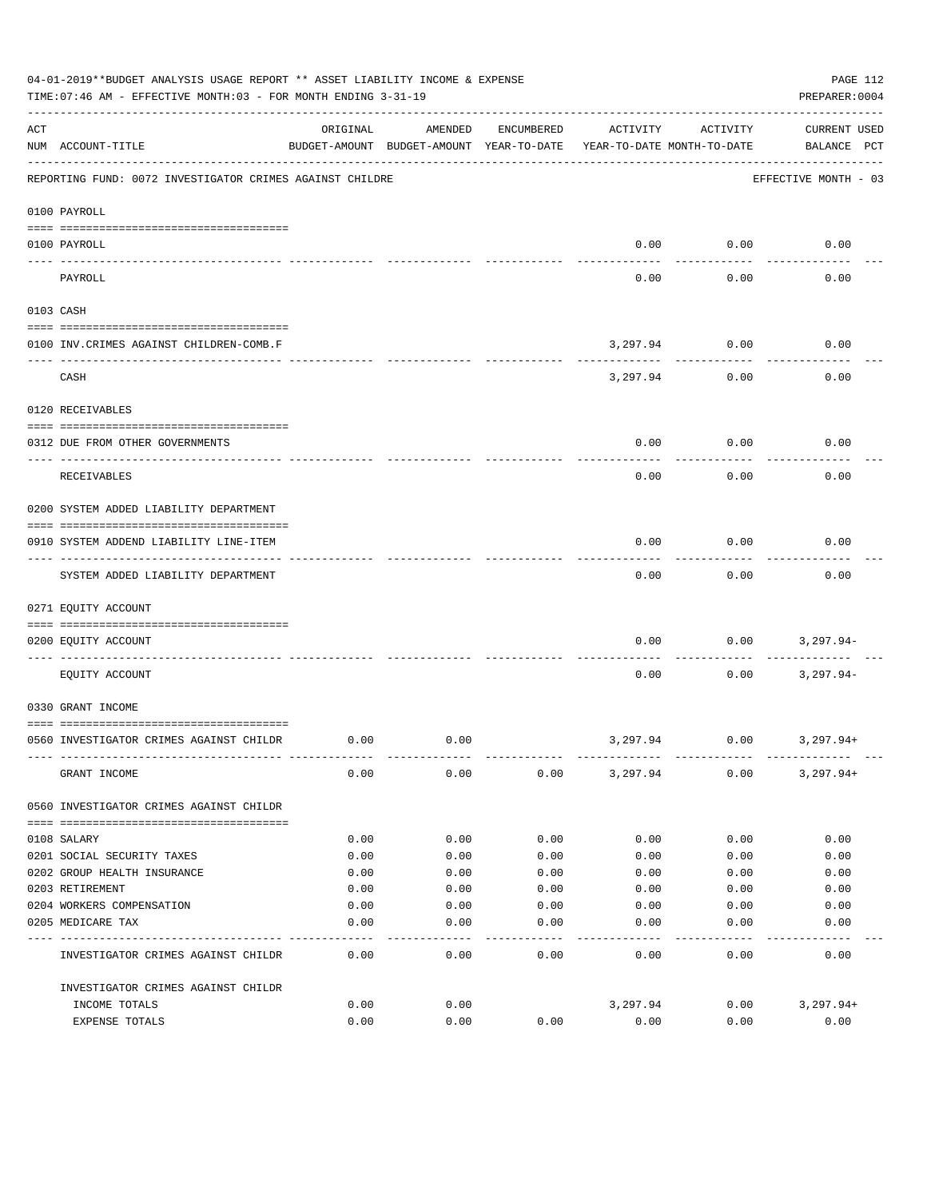04-01-2019**BUDGET ANALYSIS USAGE REPORT ** ASSET LIABILITY INCOME & EXPENSE

TIME:07:46 AM - EFFECTIVE MONTH:03 - FOR MONTH ENDING 3-31-19

PREPARER:0004

| ACT NUM | ACCOUNT-TITLE | ORIGINAL BUDGET-AMOUNT | AMENDED BUDGET-AMOUNT | ENCUMBERED YEAR-TO-DATE | ACTIVITY YEAR-TO-DATE | ACTIVITY MONTH-TO-DATE | CURRENT USED BALANCE | PCT |
|---|---|---|---|---|---|---|---|---|

REPORTING FUND: 0072 INVESTIGATOR CRIMES AGAINST CHILDRE — EFFECTIVE MONTH - 03

| ACT NUM | ACCOUNT-TITLE | ORIGINAL BUDGET-AMOUNT | AMENDED BUDGET-AMOUNT | ENCUMBERED YEAR-TO-DATE | ACTIVITY YEAR-TO-DATE | ACTIVITY MONTH-TO-DATE | CURRENT USED BALANCE | PCT |
|---|---|---|---|---|---|---|---|---|
| **0100 PAYROLL** | | | | | | | | |
| 0100 | PAYROLL | | | | 0.00 | 0.00 | 0.00 | |
| | PAYROLL | | | | 0.00 | 0.00 | 0.00 | |
| **0103 CASH** | | | | | | | | |
| 0100 | INV.CRIMES AGAINST CHILDREN-COMB.F | | | | 3,297.94 | 0.00 | 0.00 | |
| | CASH | | | | 3,297.94 | 0.00 | 0.00 | |
| **0120 RECEIVABLES** | | | | | | | | |
| 0312 | DUE FROM OTHER GOVERNMENTS | | | | 0.00 | 0.00 | 0.00 | |
| | RECEIVABLES | | | | 0.00 | 0.00 | 0.00 | |
| **0200 SYSTEM ADDED LIABILITY DEPARTMENT** | | | | | | | | |
| 0910 | SYSTEM ADDEND LIABILITY LINE-ITEM | | | | 0.00 | 0.00 | 0.00 | |
| | SYSTEM ADDED LIABILITY DEPARTMENT | | | | 0.00 | 0.00 | 0.00 | |
| **0271 EQUITY ACCOUNT** | | | | | | | | |
| 0200 | EQUITY ACCOUNT | | | | 0.00 | 0.00 | 3,297.94- | |
| | EQUITY ACCOUNT | | | | 0.00 | 0.00 | 3,297.94- | |
| **0330 GRANT INCOME** | | | | | | | | |
| 0560 | INVESTIGATOR CRIMES AGAINST CHILDR | 0.00 | 0.00 | | 3,297.94 | 0.00 | 3,297.94+ | |
| | GRANT INCOME | 0.00 | 0.00 | 0.00 | 3,297.94 | 0.00 | 3,297.94+ | |
| **0560 INVESTIGATOR CRIMES AGAINST CHILDR** | | | | | | | | |
| 0108 | SALARY | 0.00 | 0.00 | 0.00 | 0.00 | 0.00 | 0.00 | |
| 0201 | SOCIAL SECURITY TAXES | 0.00 | 0.00 | 0.00 | 0.00 | 0.00 | 0.00 | |
| 0202 | GROUP HEALTH INSURANCE | 0.00 | 0.00 | 0.00 | 0.00 | 0.00 | 0.00 | |
| 0203 | RETIREMENT | 0.00 | 0.00 | 0.00 | 0.00 | 0.00 | 0.00 | |
| 0204 | WORKERS COMPENSATION | 0.00 | 0.00 | 0.00 | 0.00 | 0.00 | 0.00 | |
| 0205 | MEDICARE TAX | 0.00 | 0.00 | 0.00 | 0.00 | 0.00 | 0.00 | |
| | INVESTIGATOR CRIMES AGAINST CHILDR | 0.00 | 0.00 | 0.00 | 0.00 | 0.00 | 0.00 | |
| | INVESTIGATOR CRIMES AGAINST CHILDR | | | | | | | |
| | INCOME TOTALS | 0.00 | 0.00 | | 3,297.94 | 0.00 | 3,297.94+ | |
| | EXPENSE TOTALS | 0.00 | 0.00 | 0.00 | 0.00 | 0.00 | 0.00 | |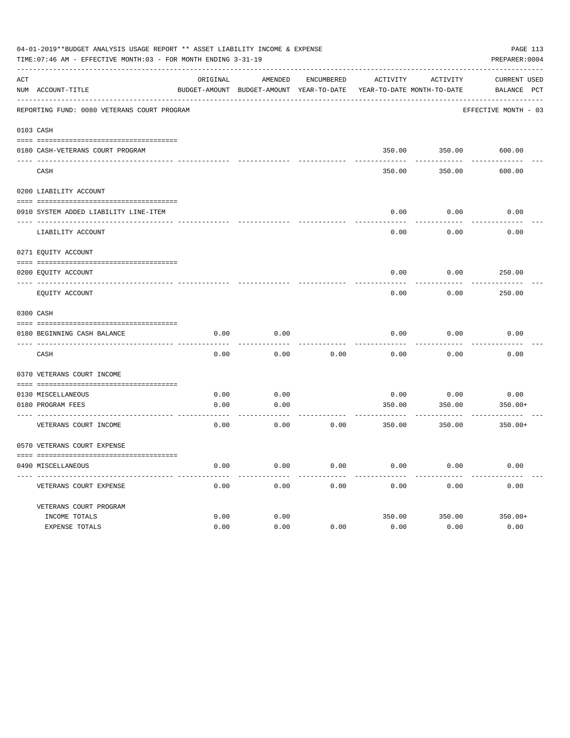04-01-2019**BUDGET ANALYSIS USAGE REPORT ** ASSET LIABILITY INCOME & EXPENSE

TIME:07:46 AM - EFFECTIVE MONTH:03 - FOR MONTH ENDING 3-31-19

PREPARER:0004

| ACT NUM | ACCOUNT-TITLE | ORIGINAL BUDGET-AMOUNT | AMENDED BUDGET-AMOUNT | ENCUMBERED YEAR-TO-DATE | ACTIVITY YEAR-TO-DATE | ACTIVITY MONTH-TO-DATE | CURRENT BALANCE | USED PCT |
|---|---|---|---|---|---|---|---|---|
| | REPORTING FUND: 0080 VETERANS COURT PROGRAM | | | | | | EFFECTIVE MONTH - 03 | |
| | **0103 CASH** | | | | | | | |
| 0180 | CASH-VETERANS COURT PROGRAM | | | | 350.00 | 350.00 | 600.00 | |
| | CASH | | | | 350.00 | 350.00 | 600.00 | |
| | **0200 LIABILITY ACCOUNT** | | | | | | | |
| 0910 | SYSTEM ADDED LIABILITY LINE-ITEM | | | | 0.00 | 0.00 | 0.00 | |
| | LIABILITY ACCOUNT | | | | 0.00 | 0.00 | 0.00 | |
| | **0271 EQUITY ACCOUNT** | | | | | | | |
| 0200 | EQUITY ACCOUNT | | | | 0.00 | 0.00 | 250.00 | |
| | EQUITY ACCOUNT | | | | 0.00 | 0.00 | 250.00 | |
| | **0300 CASH** | | | | | | | |
| 0180 | BEGINNING CASH BALANCE | 0.00 | 0.00 | | 0.00 | 0.00 | 0.00 | |
| | CASH | 0.00 | 0.00 | 0.00 | 0.00 | 0.00 | 0.00 | |
| | **0370 VETERANS COURT INCOME** | | | | | | | |
| 0130 | MISCELLANEOUS | 0.00 | 0.00 | | 0.00 | 0.00 | 0.00 | |
| 0180 | PROGRAM FEES | 0.00 | 0.00 | | 350.00 | 350.00 | 350.00+ | |
| | VETERANS COURT INCOME | 0.00 | 0.00 | 0.00 | 350.00 | 350.00 | 350.00+ | |
| | **0570 VETERANS COURT EXPENSE** | | | | | | | |
| 0490 | MISCELLANEOUS | 0.00 | 0.00 | 0.00 | 0.00 | 0.00 | 0.00 | |
| | VETERANS COURT EXPENSE | 0.00 | 0.00 | 0.00 | 0.00 | 0.00 | 0.00 | |
| | VETERANS COURT PROGRAM | | | | | | | |
| | INCOME TOTALS | 0.00 | 0.00 | | 350.00 | 350.00 | 350.00+ | |
| | EXPENSE TOTALS | 0.00 | 0.00 | 0.00 | 0.00 | 0.00 | 0.00 | |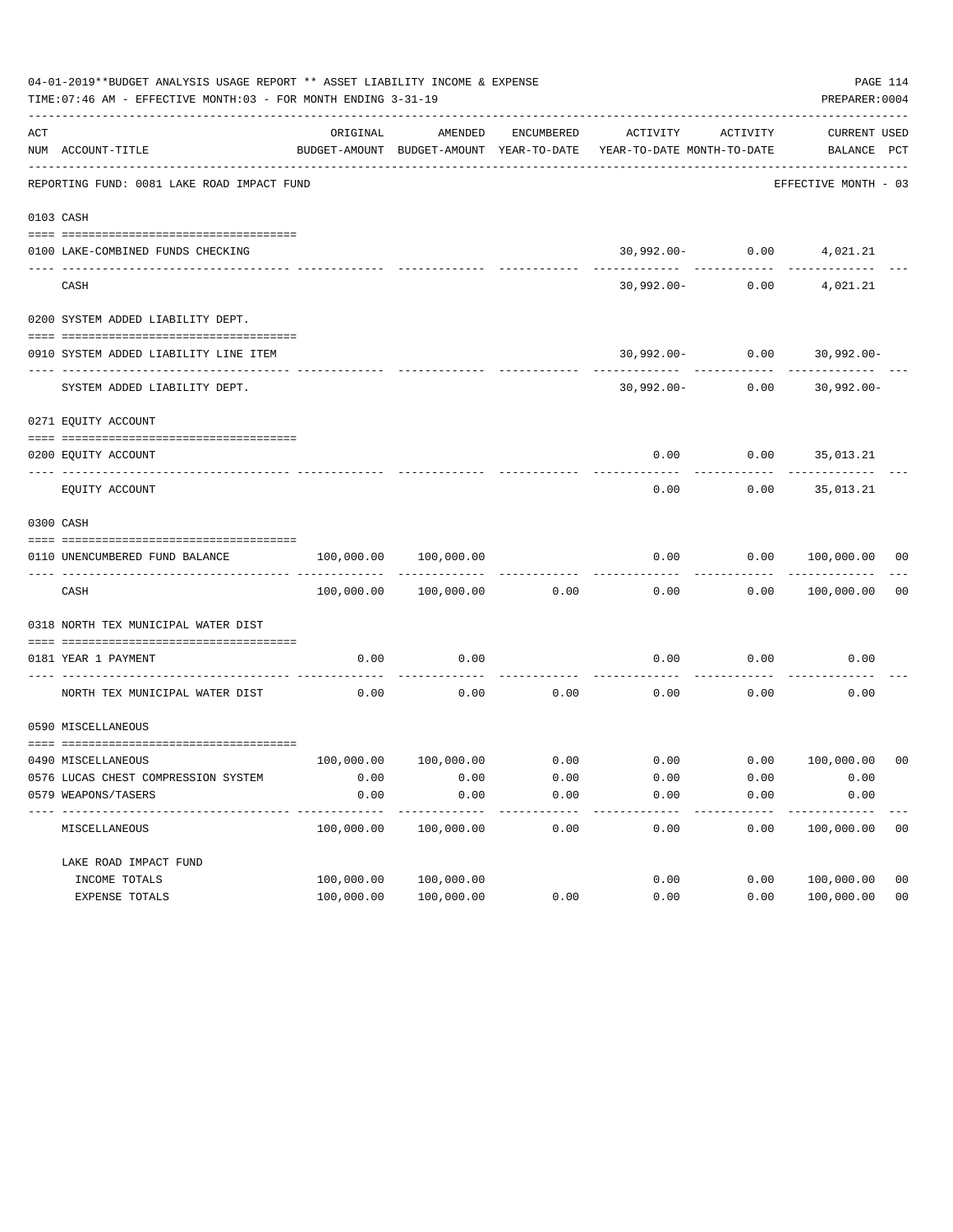04-01-2019**BUDGET ANALYSIS USAGE REPORT ** ASSET LIABILITY INCOME & EXPENSE

TIME:07:46 AM - EFFECTIVE MONTH:03 - FOR MONTH ENDING 3-31-19

PREPARER:0004

| ACT NUM | ACCOUNT-TITLE | ORIGINAL BUDGET-AMOUNT | AMENDED BUDGET-AMOUNT | ENCUMBERED YEAR-TO-DATE | ACTIVITY YEAR-TO-DATE | ACTIVITY MONTH-TO-DATE | CURRENT BALANCE | USED PCT |
|---|---|---|---|---|---|---|---|---|
| | REPORTING FUND: 0081 LAKE ROAD IMPACT FUND | | | | | | EFFECTIVE MONTH - 03 | |
| | **0103 CASH** | | | | | | | |
| 0100 | LAKE-COMBINED FUNDS CHECKING | | | | 30,992.00- | 0.00 | 4,021.21 | |
| | CASH | | | | 30,992.00- | 0.00 | 4,021.21 | |
| | **0200 SYSTEM ADDED LIABILITY DEPT.** | | | | | | | |
| 0910 | SYSTEM ADDED LIABILITY LINE ITEM | | | | 30,992.00- | 0.00 | 30,992.00- | |
| | SYSTEM ADDED LIABILITY DEPT. | | | | 30,992.00- | 0.00 | 30,992.00- | |
| | **0271 EQUITY ACCOUNT** | | | | | | | |
| 0200 | EQUITY ACCOUNT | | | | 0.00 | 0.00 | 35,013.21 | |
| | EQUITY ACCOUNT | | | | 0.00 | 0.00 | 35,013.21 | |
| | **0300 CASH** | | | | | | | |
| 0110 | UNENCUMBERED FUND BALANCE | 100,000.00 | 100,000.00 | | 0.00 | 0.00 | 100,000.00 | 00 |
| | CASH | 100,000.00 | 100,000.00 | 0.00 | 0.00 | 0.00 | 100,000.00 | 00 |
| | **0318 NORTH TEX MUNICIPAL WATER DIST** | | | | | | | |
| 0181 | YEAR 1 PAYMENT | 0.00 | 0.00 | | 0.00 | 0.00 | 0.00 | |
| | NORTH TEX MUNICIPAL WATER DIST | 0.00 | 0.00 | 0.00 | 0.00 | 0.00 | 0.00 | |
| | **0590 MISCELLANEOUS** | | | | | | | |
| 0490 | MISCELLANEOUS | 100,000.00 | 100,000.00 | 0.00 | 0.00 | 0.00 | 100,000.00 | 00 |
| 0576 | LUCAS CHEST COMPRESSION SYSTEM | 0.00 | 0.00 | 0.00 | 0.00 | 0.00 | 0.00 | |
| 0579 | WEAPONS/TASERS | 0.00 | 0.00 | 0.00 | 0.00 | 0.00 | 0.00 | |
| | MISCELLANEOUS | 100,000.00 | 100,000.00 | 0.00 | 0.00 | 0.00 | 100,000.00 | 00 |
| | LAKE ROAD IMPACT FUND | | | | | | | |
| | INCOME TOTALS | 100,000.00 | 100,000.00 | | 0.00 | 0.00 | 100,000.00 | 00 |
| | EXPENSE TOTALS | 100,000.00 | 100,000.00 | 0.00 | 0.00 | 0.00 | 100,000.00 | 00 |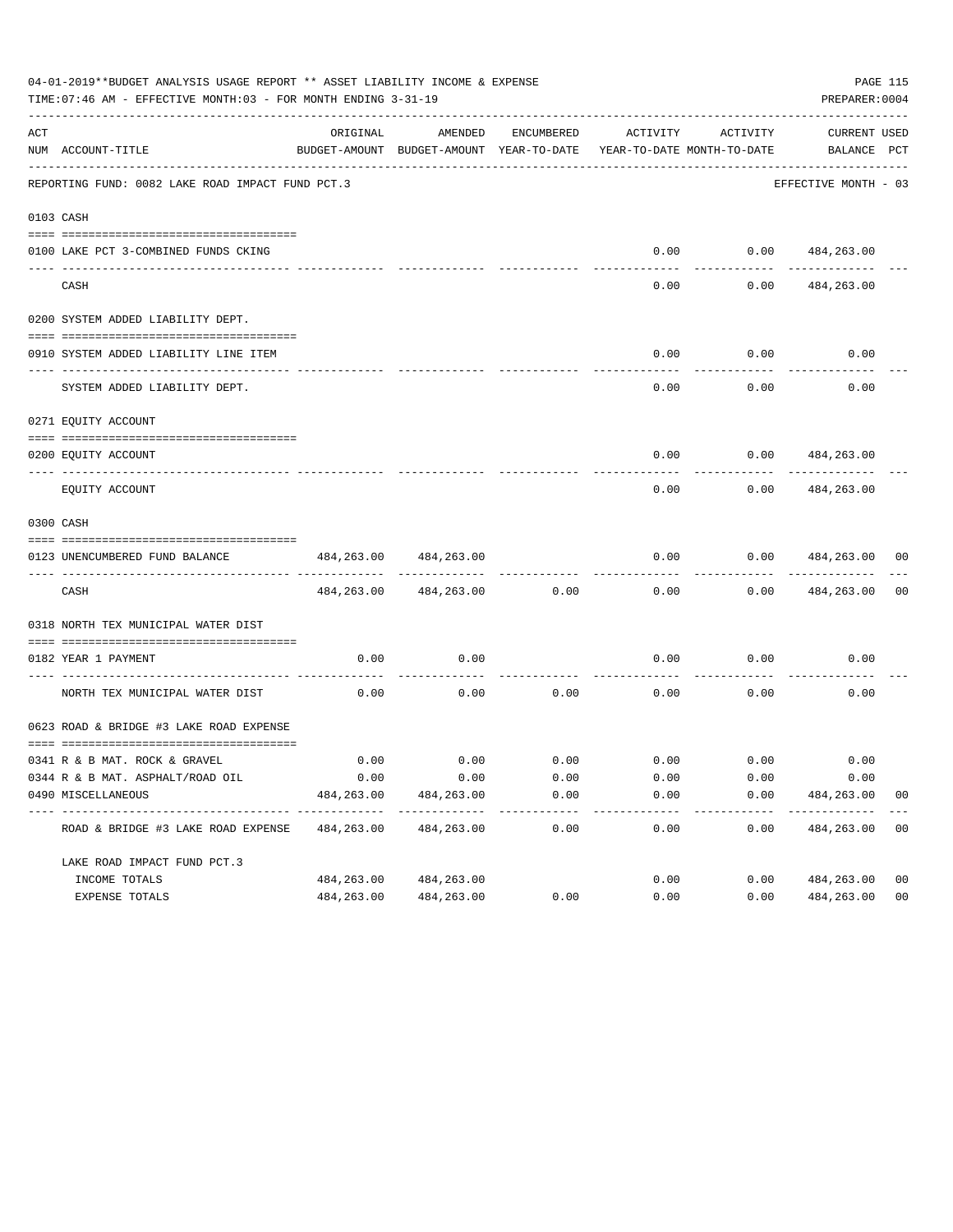04-01-2019**BUDGET ANALYSIS USAGE REPORT ** ASSET LIABILITY INCOME & EXPENSE

TIME:07:46 AM - EFFECTIVE MONTH:03 - FOR MONTH ENDING 3-31-19

PREPARER:0004

REPORTING FUND: 0082 LAKE ROAD IMPACT FUND PCT.3 — EFFECTIVE MONTH - 03

| ACT NUM | ACCOUNT-TITLE | ORIGINAL BUDGET-AMOUNT | AMENDED BUDGET-AMOUNT | ENCUMBERED YEAR-TO-DATE | ACTIVITY YEAR-TO-DATE | ACTIVITY MONTH-TO-DATE | CURRENT BALANCE | USED PCT |
|---|---|---|---|---|---|---|---|---|
| 0103 | CASH | | | | | | | |
| 0100 | LAKE PCT 3-COMBINED FUNDS CKING | | | | 0.00 | 0.00 | 484,263.00 | |
| | CASH | | | | 0.00 | 0.00 | 484,263.00 | |
| 0200 | SYSTEM ADDED LIABILITY DEPT. | | | | | | | |
| 0910 | SYSTEM ADDED LIABILITY LINE ITEM | | | | 0.00 | 0.00 | 0.00 | |
| | SYSTEM ADDED LIABILITY DEPT. | | | | 0.00 | 0.00 | 0.00 | |
| 0271 | EQUITY ACCOUNT | | | | | | | |
| 0200 | EQUITY ACCOUNT | | | | 0.00 | 0.00 | 484,263.00 | |
| | EQUITY ACCOUNT | | | | 0.00 | 0.00 | 484,263.00 | |
| 0300 | CASH | | | | | | | |
| 0123 | UNENCUMBERED FUND BALANCE | 484,263.00 | 484,263.00 | | 0.00 | 0.00 | 484,263.00 | 00 |
| | CASH | 484,263.00 | 484,263.00 | 0.00 | 0.00 | 0.00 | 484,263.00 | 00 |
| 0318 | NORTH TEX MUNICIPAL WATER DIST | | | | | | | |
| 0182 | YEAR 1 PAYMENT | 0.00 | 0.00 | | 0.00 | 0.00 | 0.00 | |
| | NORTH TEX MUNICIPAL WATER DIST | 0.00 | 0.00 | 0.00 | 0.00 | 0.00 | 0.00 | |
| 0623 | ROAD & BRIDGE #3 LAKE ROAD EXPENSE | | | | | | | |
| 0341 | R & B MAT. ROCK & GRAVEL | 0.00 | 0.00 | 0.00 | 0.00 | 0.00 | 0.00 | |
| 0344 | R & B MAT. ASPHALT/ROAD OIL | 0.00 | 0.00 | 0.00 | 0.00 | 0.00 | 0.00 | |
| 0490 | MISCELLANEOUS | 484,263.00 | 484,263.00 | 0.00 | 0.00 | 0.00 | 484,263.00 | 00 |
| | ROAD & BRIDGE #3 LAKE ROAD EXPENSE | 484,263.00 | 484,263.00 | 0.00 | 0.00 | 0.00 | 484,263.00 | 00 |
| | LAKE ROAD IMPACT FUND PCT.3 | | | | | | | |
| | INCOME TOTALS | 484,263.00 | 484,263.00 | | 0.00 | 0.00 | 484,263.00 | 00 |
| | EXPENSE TOTALS | 484,263.00 | 484,263.00 | 0.00 | 0.00 | 0.00 | 484,263.00 | 00 |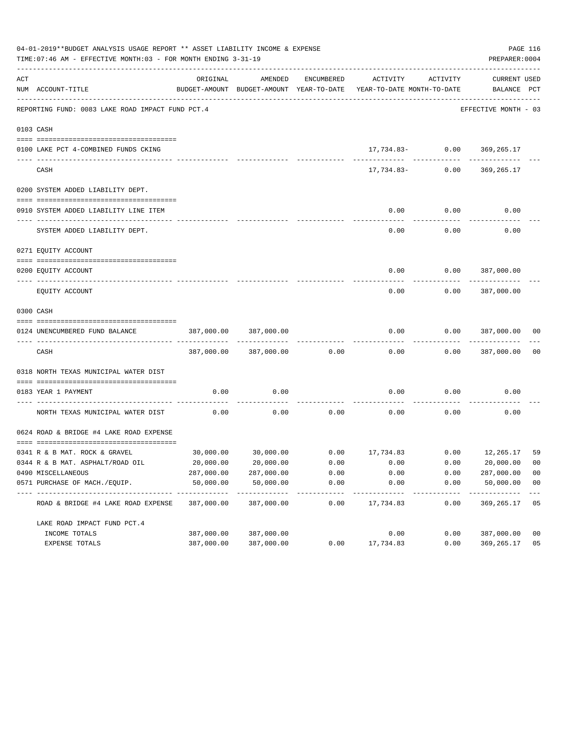04-01-2019**BUDGET ANALYSIS USAGE REPORT ** ASSET LIABILITY INCOME & EXPENSE

TIME:07:46 AM - EFFECTIVE MONTH:03 - FOR MONTH ENDING 3-31-19

PREPARER:0004

REPORTING FUND: 0083 LAKE ROAD IMPACT FUND PCT.4 — EFFECTIVE MONTH - 03

| ACT NUM | ACCOUNT-TITLE | ORIGINAL BUDGET-AMOUNT | AMENDED BUDGET-AMOUNT | ENCUMBERED YEAR-TO-DATE | ACTIVITY YEAR-TO-DATE | ACTIVITY MONTH-TO-DATE | CURRENT BALANCE | USED PCT |
|---|---|---|---|---|---|---|---|---|
| **0103** | **CASH** | | | | | | | |
| 0100 | LAKE PCT 4-COMBINED FUNDS CKING | | | | 17,734.83- | 0.00 | 369,265.17 | |
| | CASH | | | | 17,734.83- | 0.00 | 369,265.17 | |
| **0200** | **SYSTEM ADDED LIABILITY DEPT.** | | | | | | | |
| 0910 | SYSTEM ADDED LIABILITY LINE ITEM | | | | 0.00 | 0.00 | 0.00 | |
| | SYSTEM ADDED LIABILITY DEPT. | | | | 0.00 | 0.00 | 0.00 | |
| **0271** | **EQUITY ACCOUNT** | | | | | | | |
| 0200 | EQUITY ACCOUNT | | | | 0.00 | 0.00 | 387,000.00 | |
| | EQUITY ACCOUNT | | | | 0.00 | 0.00 | 387,000.00 | |
| **0300** | **CASH** | | | | | | | |
| 0124 | UNENCUMBERED FUND BALANCE | 387,000.00 | 387,000.00 | | 0.00 | 0.00 | 387,000.00 | 00 |
| | CASH | 387,000.00 | 387,000.00 | 0.00 | 0.00 | 0.00 | 387,000.00 | 00 |
| **0318** | **NORTH TEXAS MUNICIPAL WATER DIST** | | | | | | | |
| 0183 | YEAR 1 PAYMENT | 0.00 | 0.00 | | 0.00 | 0.00 | 0.00 | |
| | NORTH TEXAS MUNICIPAL WATER DIST | 0.00 | 0.00 | 0.00 | 0.00 | 0.00 | 0.00 | |
| **0624** | **ROAD & BRIDGE #4 LAKE ROAD EXPENSE** | | | | | | | |
| 0341 | R & B MAT. ROCK & GRAVEL | 30,000.00 | 30,000.00 | 0.00 | 17,734.83 | 0.00 | 12,265.17 | 59 |
| 0344 | R & B MAT. ASPHALT/ROAD OIL | 20,000.00 | 20,000.00 | 0.00 | 0.00 | 0.00 | 20,000.00 | 00 |
| 0490 | MISCELLANEOUS | 287,000.00 | 287,000.00 | 0.00 | 0.00 | 0.00 | 287,000.00 | 00 |
| 0571 | PURCHASE OF MACH./EQUIP. | 50,000.00 | 50,000.00 | 0.00 | 0.00 | 0.00 | 50,000.00 | 00 |
| | ROAD & BRIDGE #4 LAKE ROAD EXPENSE | 387,000.00 | 387,000.00 | 0.00 | 17,734.83 | 0.00 | 369,265.17 | 05 |
| | LAKE ROAD IMPACT FUND PCT.4 | | | | | | | |
| | INCOME TOTALS | 387,000.00 | 387,000.00 | | 0.00 | 0.00 | 387,000.00 | 00 |
| | EXPENSE TOTALS | 387,000.00 | 387,000.00 | 0.00 | 17,734.83 | 0.00 | 369,265.17 | 05 |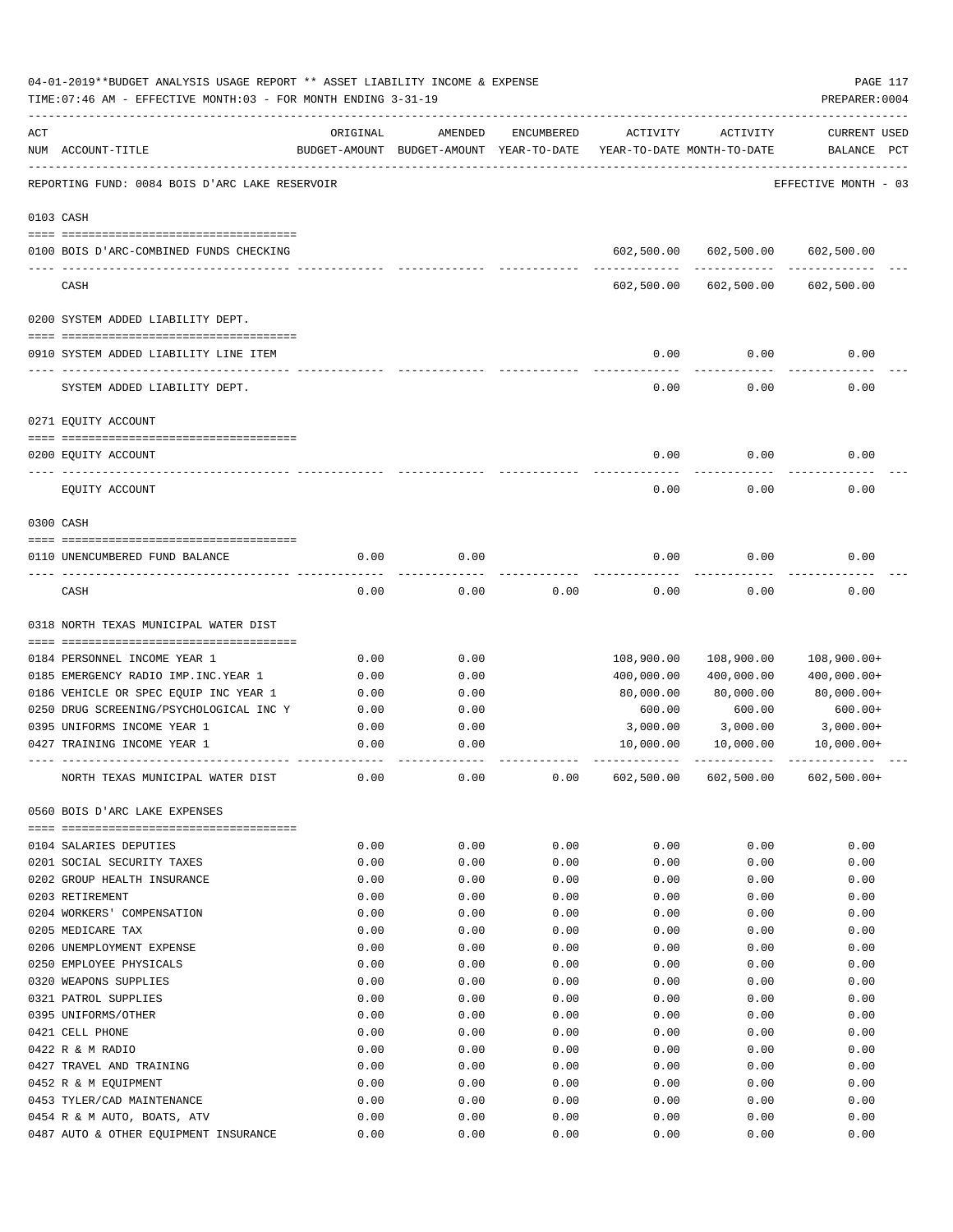04-01-2019**BUDGET ANALYSIS USAGE REPORT ** ASSET LIABILITY INCOME & EXPENSE

TIME:07:46 AM - EFFECTIVE MONTH:03 - FOR MONTH ENDING 3-31-19

PREPARER:0004

| ACT NUM | ACCOUNT-TITLE | ORIGINAL BUDGET-AMOUNT | AMENDED BUDGET-AMOUNT | ENCUMBERED YEAR-TO-DATE | ACTIVITY YEAR-TO-DATE | ACTIVITY MONTH-TO-DATE | CURRENT USED BALANCE | PCT |
|---|---|---|---|---|---|---|---|---|

REPORTING FUND: 0084 BOIS D'ARC LAKE RESERVOIR — EFFECTIVE MONTH - 03

**0103 CASH**

| ACT NUM | ACCOUNT-TITLE | ORIGINAL BUDGET-AMOUNT | AMENDED BUDGET-AMOUNT | ENCUMBERED YEAR-TO-DATE | ACTIVITY YEAR-TO-DATE | ACTIVITY MONTH-TO-DATE | CURRENT USED BALANCE | PCT |
|---|---|---|---|---|---|---|---|---|
| 0100 | BOIS D'ARC-COMBINED FUNDS CHECKING | | | | 602,500.00 | 602,500.00 | 602,500.00 | |
| | CASH | | | | 602,500.00 | 602,500.00 | 602,500.00 | |

**0200 SYSTEM ADDED LIABILITY DEPT.**

| ACT NUM | ACCOUNT-TITLE | ORIGINAL BUDGET-AMOUNT | AMENDED BUDGET-AMOUNT | ENCUMBERED YEAR-TO-DATE | ACTIVITY YEAR-TO-DATE | ACTIVITY MONTH-TO-DATE | CURRENT USED BALANCE | PCT |
|---|---|---|---|---|---|---|---|---|
| 0910 | SYSTEM ADDED LIABILITY LINE ITEM | | | | 0.00 | 0.00 | 0.00 | |
| | SYSTEM ADDED LIABILITY DEPT. | | | | 0.00 | 0.00 | 0.00 | |

**0271 EQUITY ACCOUNT**

| ACT NUM | ACCOUNT-TITLE | ORIGINAL BUDGET-AMOUNT | AMENDED BUDGET-AMOUNT | ENCUMBERED YEAR-TO-DATE | ACTIVITY YEAR-TO-DATE | ACTIVITY MONTH-TO-DATE | CURRENT USED BALANCE | PCT |
|---|---|---|---|---|---|---|---|---|
| 0200 | EQUITY ACCOUNT | | | | 0.00 | 0.00 | 0.00 | |
| | EQUITY ACCOUNT | | | | 0.00 | 0.00 | 0.00 | |

**0300 CASH**

| ACT NUM | ACCOUNT-TITLE | ORIGINAL BUDGET-AMOUNT | AMENDED BUDGET-AMOUNT | ENCUMBERED YEAR-TO-DATE | ACTIVITY YEAR-TO-DATE | ACTIVITY MONTH-TO-DATE | CURRENT USED BALANCE | PCT |
|---|---|---|---|---|---|---|---|---|
| 0110 | UNENCUMBERED FUND BALANCE | 0.00 | 0.00 | | 0.00 | 0.00 | 0.00 | |
| | CASH | 0.00 | 0.00 | 0.00 | 0.00 | 0.00 | 0.00 | |

**0318 NORTH TEXAS MUNICIPAL WATER DIST**

| ACT NUM | ACCOUNT-TITLE | ORIGINAL BUDGET-AMOUNT | AMENDED BUDGET-AMOUNT | ENCUMBERED YEAR-TO-DATE | ACTIVITY YEAR-TO-DATE | ACTIVITY MONTH-TO-DATE | CURRENT USED BALANCE | PCT |
|---|---|---|---|---|---|---|---|---|
| 0184 | PERSONNEL INCOME YEAR 1 | 0.00 | 0.00 | | 108,900.00 | 108,900.00 | 108,900.00+ | |
| 0185 | EMERGENCY RADIO IMP.INC.YEAR 1 | 0.00 | 0.00 | | 400,000.00 | 400,000.00 | 400,000.00+ | |
| 0186 | VEHICLE OR SPEC EQUIP INC YEAR 1 | 0.00 | 0.00 | | 80,000.00 | 80,000.00 | 80,000.00+ | |
| 0250 | DRUG SCREENING/PSYCHOLOGICAL INC Y | 0.00 | 0.00 | | 600.00 | 600.00 | 600.00+ | |
| 0395 | UNIFORMS INCOME YEAR 1 | 0.00 | 0.00 | | 3,000.00 | 3,000.00 | 3,000.00+ | |
| 0427 | TRAINING INCOME YEAR 1 | 0.00 | 0.00 | | 10,000.00 | 10,000.00 | 10,000.00+ | |
| | NORTH TEXAS MUNICIPAL WATER DIST | 0.00 | 0.00 | 0.00 | 602,500.00 | 602,500.00 | 602,500.00+ | |

**0560 BOIS D'ARC LAKE EXPENSES**

| ACT NUM | ACCOUNT-TITLE | ORIGINAL BUDGET-AMOUNT | AMENDED BUDGET-AMOUNT | ENCUMBERED YEAR-TO-DATE | ACTIVITY YEAR-TO-DATE | ACTIVITY MONTH-TO-DATE | CURRENT USED BALANCE | PCT |
|---|---|---|---|---|---|---|---|---|
| 0104 | SALARIES DEPUTIES | 0.00 | 0.00 | 0.00 | 0.00 | 0.00 | 0.00 | |
| 0201 | SOCIAL SECURITY TAXES | 0.00 | 0.00 | 0.00 | 0.00 | 0.00 | 0.00 | |
| 0202 | GROUP HEALTH INSURANCE | 0.00 | 0.00 | 0.00 | 0.00 | 0.00 | 0.00 | |
| 0203 | RETIREMENT | 0.00 | 0.00 | 0.00 | 0.00 | 0.00 | 0.00 | |
| 0204 | WORKERS' COMPENSATION | 0.00 | 0.00 | 0.00 | 0.00 | 0.00 | 0.00 | |
| 0205 | MEDICARE TAX | 0.00 | 0.00 | 0.00 | 0.00 | 0.00 | 0.00 | |
| 0206 | UNEMPLOYMENT EXPENSE | 0.00 | 0.00 | 0.00 | 0.00 | 0.00 | 0.00 | |
| 0250 | EMPLOYEE PHYSICALS | 0.00 | 0.00 | 0.00 | 0.00 | 0.00 | 0.00 | |
| 0320 | WEAPONS SUPPLIES | 0.00 | 0.00 | 0.00 | 0.00 | 0.00 | 0.00 | |
| 0321 | PATROL SUPPLIES | 0.00 | 0.00 | 0.00 | 0.00 | 0.00 | 0.00 | |
| 0395 | UNIFORMS/OTHER | 0.00 | 0.00 | 0.00 | 0.00 | 0.00 | 0.00 | |
| 0421 | CELL PHONE | 0.00 | 0.00 | 0.00 | 0.00 | 0.00 | 0.00 | |
| 0422 | R & M RADIO | 0.00 | 0.00 | 0.00 | 0.00 | 0.00 | 0.00 | |
| 0427 | TRAVEL AND TRAINING | 0.00 | 0.00 | 0.00 | 0.00 | 0.00 | 0.00 | |
| 0452 | R & M EQUIPMENT | 0.00 | 0.00 | 0.00 | 0.00 | 0.00 | 0.00 | |
| 0453 | TYLER/CAD MAINTENANCE | 0.00 | 0.00 | 0.00 | 0.00 | 0.00 | 0.00 | |
| 0454 | R & M AUTO, BOATS, ATV | 0.00 | 0.00 | 0.00 | 0.00 | 0.00 | 0.00 | |
| 0487 | AUTO & OTHER EQUIPMENT INSURANCE | 0.00 | 0.00 | 0.00 | 0.00 | 0.00 | 0.00 | |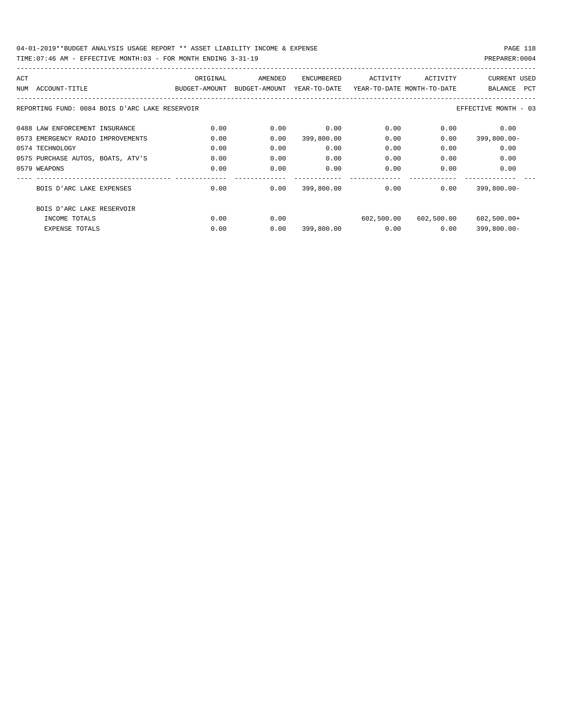04-01-2019**BUDGET ANALYSIS USAGE REPORT ** ASSET LIABILITY INCOME & EXPENSE

TIME:07:46 AM - EFFECTIVE MONTH:03 - FOR MONTH ENDING 3-31-19 PREPARER:0004

| ACT NUM | ACCOUNT-TITLE | ORIGINAL BUDGET-AMOUNT | AMENDED BUDGET-AMOUNT | ENCUMBERED YEAR-TO-DATE | ACTIVITY YEAR-TO-DATE | ACTIVITY MONTH-TO-DATE | CURRENT BALANCE | USED PCT |
|---|---|---|---|---|---|---|---|---|
| | REPORTING FUND: 0084 BOIS D'ARC LAKE RESERVOIR | | | | | | EFFECTIVE MONTH - 03 | |
| 0488 | LAW ENFORCEMENT INSURANCE | 0.00 | 0.00 | 0.00 | 0.00 | 0.00 | 0.00 | |
| 0573 | EMERGENCY RADIO IMPROVEMENTS | 0.00 | 0.00 | 399,800.00 | 0.00 | 0.00 | 399,800.00- | |
| 0574 | TECHNOLOGY | 0.00 | 0.00 | 0.00 | 0.00 | 0.00 | 0.00 | |
| 0575 | PURCHASE AUTOS, BOATS, ATV'S | 0.00 | 0.00 | 0.00 | 0.00 | 0.00 | 0.00 | |
| 0579 | WEAPONS | 0.00 | 0.00 | 0.00 | 0.00 | 0.00 | 0.00 | |
| | BOIS D'ARC LAKE EXPENSES | 0.00 | 0.00 | 399,800.00 | 0.00 | 0.00 | 399,800.00- | |
| | BOIS D'ARC LAKE RESERVOIR | | | | | | | |
| | INCOME TOTALS | 0.00 | 0.00 | | 602,500.00 | 602,500.00 | 602,500.00+ | |
| | EXPENSE TOTALS | 0.00 | 0.00 | 399,800.00 | 0.00 | 0.00 | 399,800.00- | |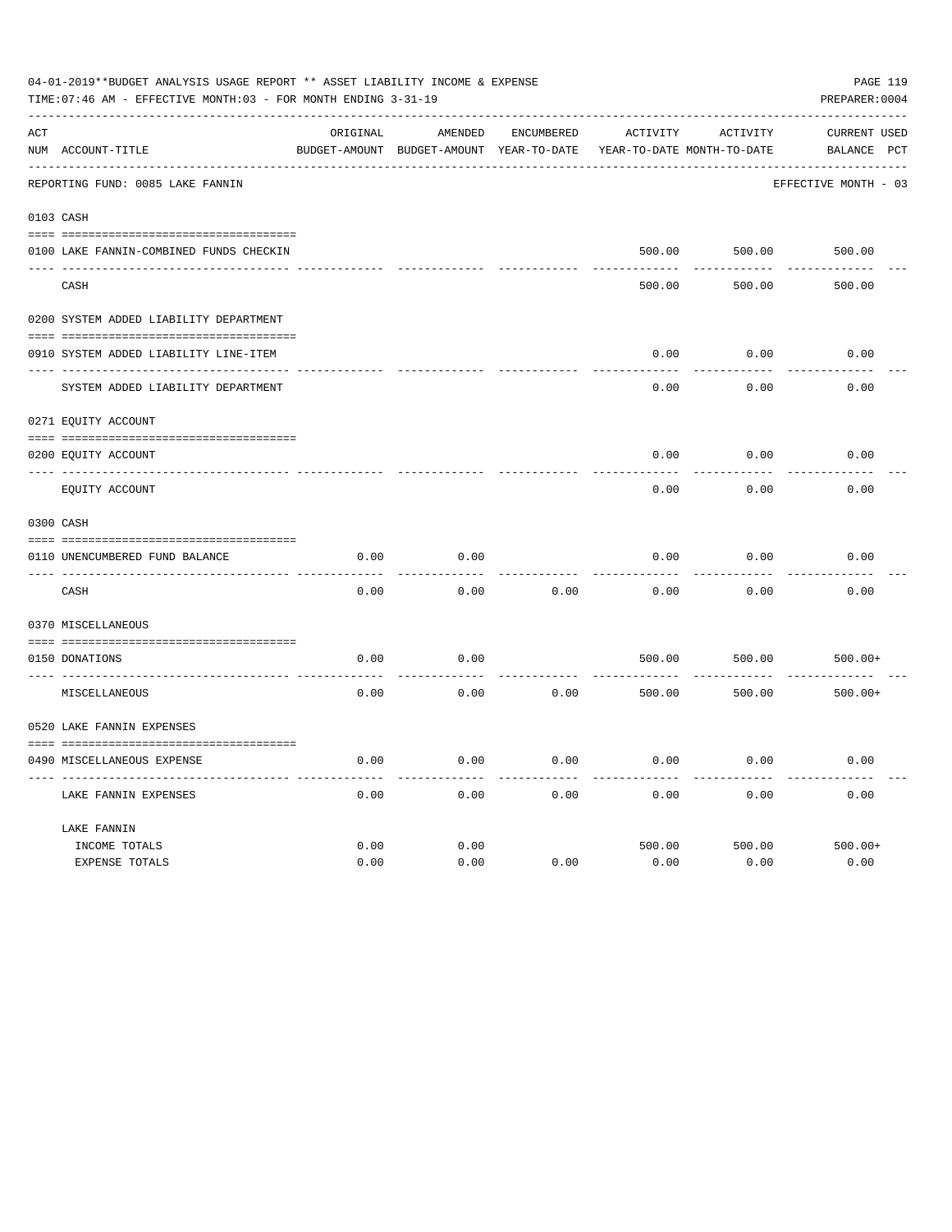04-01-2019**BUDGET ANALYSIS USAGE REPORT ** ASSET LIABILITY INCOME & EXPENSE

TIME:07:46 AM - EFFECTIVE MONTH:03 - FOR MONTH ENDING 3-31-19

PREPARER:0004

| ACT NUM | ACCOUNT-TITLE | ORIGINAL BUDGET-AMOUNT | AMENDED BUDGET-AMOUNT | ENCUMBERED YEAR-TO-DATE | ACTIVITY YEAR-TO-DATE | ACTIVITY MONTH-TO-DATE | CURRENT BALANCE | USED PCT |
|---|---|---|---|---|---|---|---|---|
| | REPORTING FUND: 0085 LAKE FANNIN | | | | | | EFFECTIVE MONTH - 03 | |
| 0103 | CASH | | | | | | | |
| 0100 | LAKE FANNIN-COMBINED FUNDS CHECKIN | | | | 500.00 | 500.00 | 500.00 | |
| | CASH | | | | 500.00 | 500.00 | 500.00 | |
| 0200 | SYSTEM ADDED LIABILITY DEPARTMENT | | | | | | | |
| 0910 | SYSTEM ADDED LIABILITY LINE-ITEM | | | | 0.00 | 0.00 | 0.00 | |
| | SYSTEM ADDED LIABILITY DEPARTMENT | | | | 0.00 | 0.00 | 0.00 | |
| 0271 | EQUITY ACCOUNT | | | | | | | |
| 0200 | EQUITY ACCOUNT | | | | 0.00 | 0.00 | 0.00 | |
| | EQUITY ACCOUNT | | | | 0.00 | 0.00 | 0.00 | |
| 0300 | CASH | | | | | | | |
| 0110 | UNENCUMBERED FUND BALANCE | 0.00 | 0.00 | | 0.00 | 0.00 | 0.00 | |
| | CASH | 0.00 | 0.00 | 0.00 | 0.00 | 0.00 | 0.00 | |
| 0370 | MISCELLANEOUS | | | | | | | |
| 0150 | DONATIONS | 0.00 | 0.00 | | 500.00 | 500.00 | 500.00+ | |
| | MISCELLANEOUS | 0.00 | 0.00 | 0.00 | 500.00 | 500.00 | 500.00+ | |
| 0520 | LAKE FANNIN EXPENSES | | | | | | | |
| 0490 | MISCELLANEOUS EXPENSE | 0.00 | 0.00 | 0.00 | 0.00 | 0.00 | 0.00 | |
| | LAKE FANNIN EXPENSES | 0.00 | 0.00 | 0.00 | 0.00 | 0.00 | 0.00 | |
| | LAKE FANNIN | | | | | | | |
| | INCOME TOTALS | 0.00 | 0.00 | | 500.00 | 500.00 | 500.00+ | |
| | EXPENSE TOTALS | 0.00 | 0.00 | 0.00 | 0.00 | 0.00 | 0.00 | |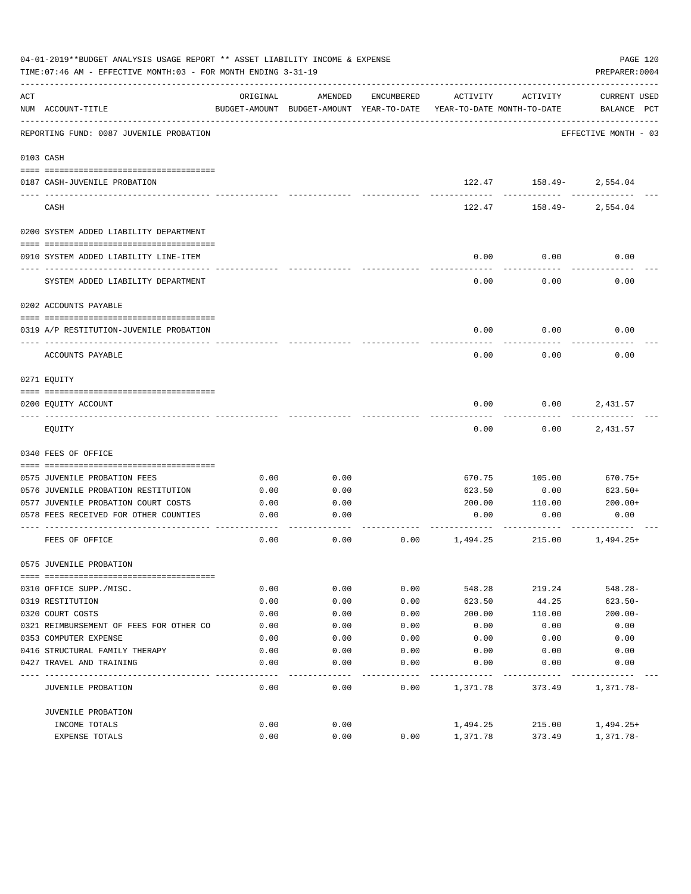04-01-2019**BUDGET ANALYSIS USAGE REPORT ** ASSET LIABILITY INCOME & EXPENSE

TIME:07:46 AM - EFFECTIVE MONTH:03 - FOR MONTH ENDING 3-31-19

PREPARER:0004

| ACT NUM | ACCOUNT-TITLE | ORIGINAL BUDGET-AMOUNT | AMENDED BUDGET-AMOUNT | ENCUMBERED YEAR-TO-DATE | ACTIVITY YEAR-TO-DATE | ACTIVITY MONTH-TO-DATE | CURRENT USED BALANCE | PCT |
|---|---|---|---|---|---|---|---|---|
| | REPORTING FUND: 0087 JUVENILE PROBATION | | | | | | EFFECTIVE MONTH - 03 | |
| | 0103 CASH | | | | | | | |
| 0187 | CASH-JUVENILE PROBATION | | | | 122.47 | 158.49- | 2,554.04 | |
| | CASH | | | | 122.47 | 158.49- | 2,554.04 | |
| | 0200 SYSTEM ADDED LIABILITY DEPARTMENT | | | | | | | |
| 0910 | SYSTEM ADDED LIABILITY LINE-ITEM | | | | 0.00 | 0.00 | 0.00 | |
| | SYSTEM ADDED LIABILITY DEPARTMENT | | | | 0.00 | 0.00 | 0.00 | |
| | 0202 ACCOUNTS PAYABLE | | | | | | | |
| 0319 | A/P RESTITUTION-JUVENILE PROBATION | | | | 0.00 | 0.00 | 0.00 | |
| | ACCOUNTS PAYABLE | | | | 0.00 | 0.00 | 0.00 | |
| | 0271 EQUITY | | | | | | | |
| 0200 | EQUITY ACCOUNT | | | | 0.00 | 0.00 | 2,431.57 | |
| | EQUITY | | | | 0.00 | 0.00 | 2,431.57 | |
| | 0340 FEES OF OFFICE | | | | | | | |
| 0575 | JUVENILE PROBATION FEES | 0.00 | 0.00 | | 670.75 | 105.00 | 670.75+ | |
| 0576 | JUVENILE PROBATION RESTITUTION | 0.00 | 0.00 | | 623.50 | 0.00 | 623.50+ | |
| 0577 | JUVENILE PROBATION COURT COSTS | 0.00 | 0.00 | | 200.00 | 110.00 | 200.00+ | |
| 0578 | FEES RECEIVED FOR OTHER COUNTIES | 0.00 | 0.00 | | 0.00 | 0.00 | 0.00 | |
| | FEES OF OFFICE | 0.00 | 0.00 | 0.00 | 1,494.25 | 215.00 | 1,494.25+ | |
| | 0575 JUVENILE PROBATION | | | | | | | |
| 0310 | OFFICE SUPP./MISC. | 0.00 | 0.00 | 0.00 | 548.28 | 219.24 | 548.28- | |
| 0319 | RESTITUTION | 0.00 | 0.00 | 0.00 | 623.50 | 44.25 | 623.50- | |
| 0320 | COURT COSTS | 0.00 | 0.00 | 0.00 | 200.00 | 110.00 | 200.00- | |
| 0321 | REIMBURSEMENT OF FEES FOR OTHER CO | 0.00 | 0.00 | 0.00 | 0.00 | 0.00 | 0.00 | |
| 0353 | COMPUTER EXPENSE | 0.00 | 0.00 | 0.00 | 0.00 | 0.00 | 0.00 | |
| 0416 | STRUCTURAL FAMILY THERAPY | 0.00 | 0.00 | 0.00 | 0.00 | 0.00 | 0.00 | |
| 0427 | TRAVEL AND TRAINING | 0.00 | 0.00 | 0.00 | 0.00 | 0.00 | 0.00 | |
| | JUVENILE PROBATION | 0.00 | 0.00 | 0.00 | 1,371.78 | 373.49 | 1,371.78- | |
| | JUVENILE PROBATION | | | | | | | |
| | INCOME TOTALS | 0.00 | 0.00 | | 1,494.25 | 215.00 | 1,494.25+ | |
| | EXPENSE TOTALS | 0.00 | 0.00 | 0.00 | 1,371.78 | 373.49 | 1,371.78- | |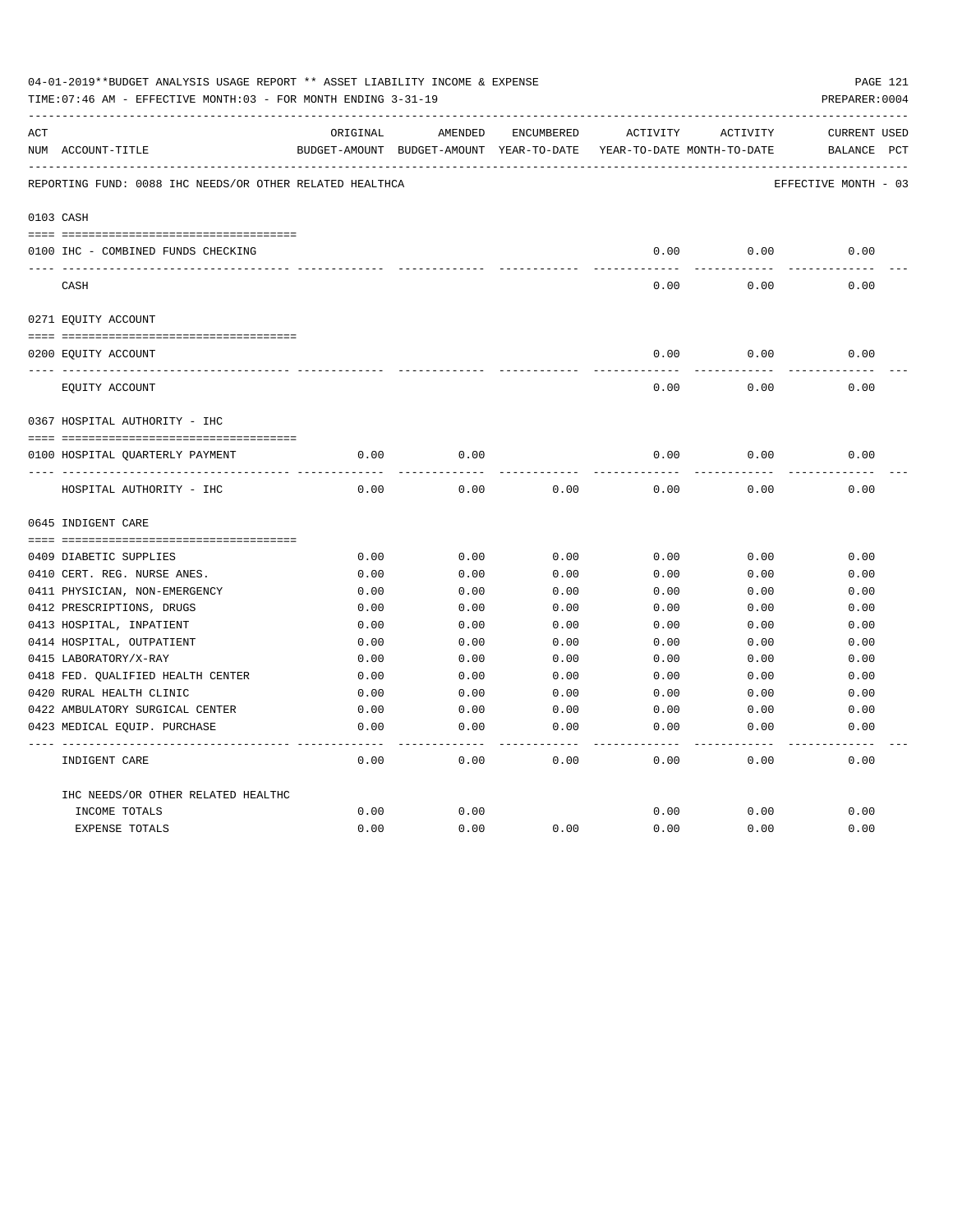04-01-2019**BUDGET ANALYSIS USAGE REPORT ** ASSET LIABILITY INCOME & EXPENSE

TIME:07:46 AM - EFFECTIVE MONTH:03 - FOR MONTH ENDING 3-31-19

PREPARER:0004

| ACT NUM | ACCOUNT-TITLE | ORIGINAL BUDGET-AMOUNT | AMENDED BUDGET-AMOUNT | ENCUMBERED YEAR-TO-DATE | ACTIVITY YEAR-TO-DATE | ACTIVITY MONTH-TO-DATE | CURRENT BALANCE | USED PCT |
|---|---|---|---|---|---|---|---|---|
| | REPORTING FUND: 0088 IHC NEEDS/OR OTHER RELATED HEALTHCA | | | | | | EFFECTIVE MONTH - 03 | |
| | 0103 CASH | | | | | | | |
| 0100 | IHC - COMBINED FUNDS CHECKING | | | | 0.00 | 0.00 | 0.00 | |
| | CASH | | | | 0.00 | 0.00 | 0.00 | |
| | 0271 EQUITY ACCOUNT | | | | | | | |
| 0200 | EQUITY ACCOUNT | | | | 0.00 | 0.00 | 0.00 | |
| | EQUITY ACCOUNT | | | | 0.00 | 0.00 | 0.00 | |
| | 0367 HOSPITAL AUTHORITY - IHC | | | | | | | |
| 0100 | HOSPITAL QUARTERLY PAYMENT | 0.00 | 0.00 | | 0.00 | 0.00 | 0.00 | |
| | HOSPITAL AUTHORITY - IHC | 0.00 | 0.00 | 0.00 | 0.00 | 0.00 | 0.00 | |
| | 0645 INDIGENT CARE | | | | | | | |
| 0409 | DIABETIC SUPPLIES | 0.00 | 0.00 | 0.00 | 0.00 | 0.00 | 0.00 | |
| 0410 | CERT. REG. NURSE ANES. | 0.00 | 0.00 | 0.00 | 0.00 | 0.00 | 0.00 | |
| 0411 | PHYSICIAN, NON-EMERGENCY | 0.00 | 0.00 | 0.00 | 0.00 | 0.00 | 0.00 | |
| 0412 | PRESCRIPTIONS, DRUGS | 0.00 | 0.00 | 0.00 | 0.00 | 0.00 | 0.00 | |
| 0413 | HOSPITAL, INPATIENT | 0.00 | 0.00 | 0.00 | 0.00 | 0.00 | 0.00 | |
| 0414 | HOSPITAL, OUTPATIENT | 0.00 | 0.00 | 0.00 | 0.00 | 0.00 | 0.00 | |
| 0415 | LABORATORY/X-RAY | 0.00 | 0.00 | 0.00 | 0.00 | 0.00 | 0.00 | |
| 0418 | FED. QUALIFIED HEALTH CENTER | 0.00 | 0.00 | 0.00 | 0.00 | 0.00 | 0.00 | |
| 0420 | RURAL HEALTH CLINIC | 0.00 | 0.00 | 0.00 | 0.00 | 0.00 | 0.00 | |
| 0422 | AMBULATORY SURGICAL CENTER | 0.00 | 0.00 | 0.00 | 0.00 | 0.00 | 0.00 | |
| 0423 | MEDICAL EQUIP. PURCHASE | 0.00 | 0.00 | 0.00 | 0.00 | 0.00 | 0.00 | |
| | INDIGENT CARE | 0.00 | 0.00 | 0.00 | 0.00 | 0.00 | 0.00 | |
| | IHC NEEDS/OR OTHER RELATED HEALTHC | | | | | | | |
| | INCOME TOTALS | 0.00 | 0.00 | | 0.00 | 0.00 | 0.00 | |
| | EXPENSE TOTALS | 0.00 | 0.00 | 0.00 | 0.00 | 0.00 | 0.00 | |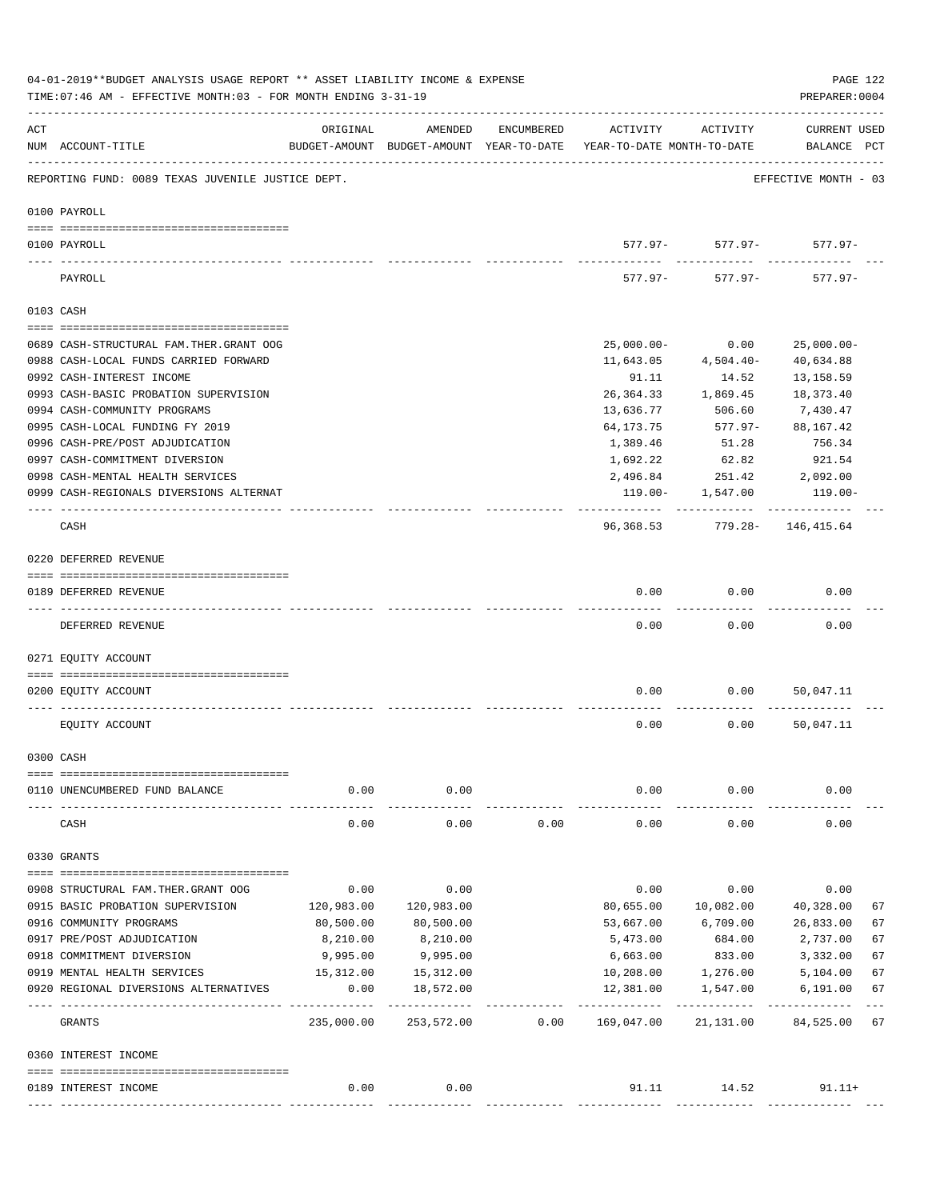04-01-2019**BUDGET ANALYSIS USAGE REPORT ** ASSET LIABILITY INCOME & EXPENSE

TIME:07:46 AM - EFFECTIVE MONTH:03 - FOR MONTH ENDING 3-31-19

PREPARER:0004

| ACT NUM | ACCOUNT-TITLE | ORIGINAL BUDGET-AMOUNT | AMENDED BUDGET-AMOUNT | ENCUMBERED YEAR-TO-DATE | ACTIVITY YEAR-TO-DATE | ACTIVITY MONTH-TO-DATE | CURRENT BALANCE | USED PCT |
|---|---|---|---|---|---|---|---|---|
| | REPORTING FUND: 0089 TEXAS JUVENILE JUSTICE DEPT. | | | | | | EFFECTIVE MONTH - 03 | |
| | **0100 PAYROLL** | | | | | | | |
| 0100 | PAYROLL | | | | 577.97- | 577.97- | 577.97- | |
| | PAYROLL | | | | 577.97- | 577.97- | 577.97- | |
| | **0103 CASH** | | | | | | | |
| 0689 | CASH-STRUCTURAL FAM.THER.GRANT OOG | | | | 25,000.00- | 0.00 | 25,000.00- | |
| 0988 | CASH-LOCAL FUNDS CARRIED FORWARD | | | | 11,643.05 | 4,504.40- | 40,634.88 | |
| 0992 | CASH-INTEREST INCOME | | | | 91.11 | 14.52 | 13,158.59 | |
| 0993 | CASH-BASIC PROBATION SUPERVISION | | | | 26,364.33 | 1,869.45 | 18,373.40 | |
| 0994 | CASH-COMMUNITY PROGRAMS | | | | 13,636.77 | 506.60 | 7,430.47 | |
| 0995 | CASH-LOCAL FUNDING FY 2019 | | | | 64,173.75 | 577.97- | 88,167.42 | |
| 0996 | CASH-PRE/POST ADJUDICATION | | | | 1,389.46 | 51.28 | 756.34 | |
| 0997 | CASH-COMMITMENT DIVERSION | | | | 1,692.22 | 62.82 | 921.54 | |
| 0998 | CASH-MENTAL HEALTH SERVICES | | | | 2,496.84 | 251.42 | 2,092.00 | |
| 0999 | CASH-REGIONALS DIVERSIONS ALTERNAT | | | | 119.00- | 1,547.00 | 119.00- | |
| | CASH | | | | 96,368.53 | 779.28- | 146,415.64 | |
| | **0220 DEFERRED REVENUE** | | | | | | | |
| 0189 | DEFERRED REVENUE | | | | 0.00 | 0.00 | 0.00 | |
| | DEFERRED REVENUE | | | | 0.00 | 0.00 | 0.00 | |
| | **0271 EQUITY ACCOUNT** | | | | | | | |
| 0200 | EQUITY ACCOUNT | | | | 0.00 | 0.00 | 50,047.11 | |
| | EQUITY ACCOUNT | | | | 0.00 | 0.00 | 50,047.11 | |
| | **0300 CASH** | | | | | | | |
| 0110 | UNENCUMBERED FUND BALANCE | 0.00 | 0.00 | | 0.00 | 0.00 | 0.00 | |
| | CASH | 0.00 | 0.00 | 0.00 | 0.00 | 0.00 | 0.00 | |
| | **0330 GRANTS** | | | | | | | |
| 0908 | STRUCTURAL FAM.THER.GRANT OOG | 0.00 | 0.00 | | 0.00 | 0.00 | 0.00 | |
| 0915 | BASIC PROBATION SUPERVISION | 120,983.00 | 120,983.00 | | 80,655.00 | 10,082.00 | 40,328.00 | 67 |
| 0916 | COMMUNITY PROGRAMS | 80,500.00 | 80,500.00 | | 53,667.00 | 6,709.00 | 26,833.00 | 67 |
| 0917 | PRE/POST ADJUDICATION | 8,210.00 | 8,210.00 | | 5,473.00 | 684.00 | 2,737.00 | 67 |
| 0918 | COMMITMENT DIVERSION | 9,995.00 | 9,995.00 | | 6,663.00 | 833.00 | 3,332.00 | 67 |
| 0919 | MENTAL HEALTH SERVICES | 15,312.00 | 15,312.00 | | 10,208.00 | 1,276.00 | 5,104.00 | 67 |
| 0920 | REGIONAL DIVERSIONS ALTERNATIVES | 0.00 | 18,572.00 | | 12,381.00 | 1,547.00 | 6,191.00 | 67 |
| | GRANTS | 235,000.00 | 253,572.00 | 0.00 | 169,047.00 | 21,131.00 | 84,525.00 | 67 |
| | **0360 INTEREST INCOME** | | | | | | | |
| 0189 | INTEREST INCOME | 0.00 | 0.00 | | 91.11 | 14.52 | 91.11+ | |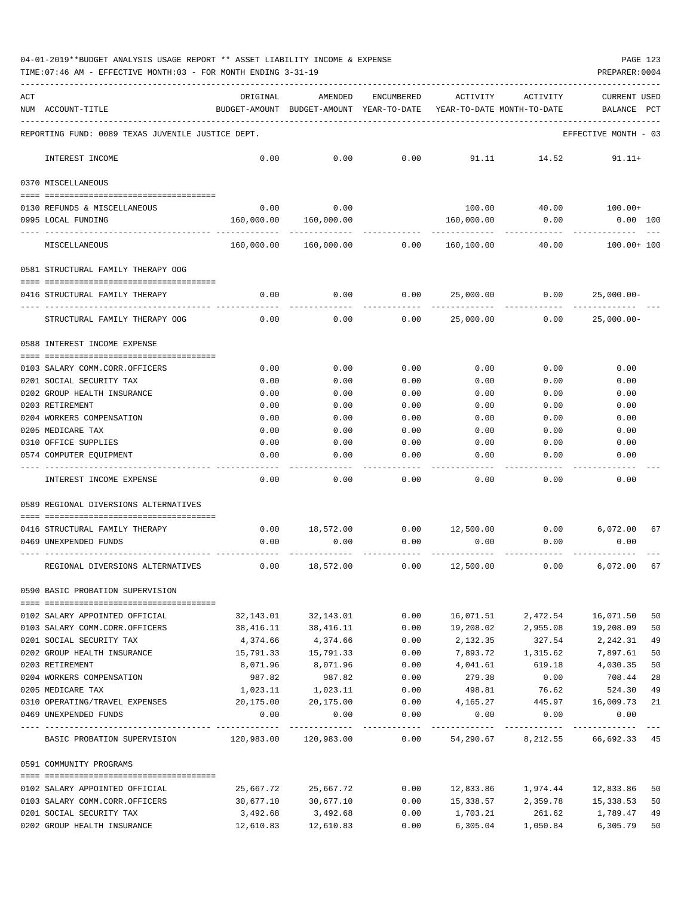04-01-2019**BUDGET ANALYSIS USAGE REPORT ** ASSET LIABILITY INCOME & EXPENSE

TIME:07:46 AM - EFFECTIVE MONTH:03 - FOR MONTH ENDING 3-31-19

PREPARER:0004

| ACT NUM | ACCOUNT-TITLE | ORIGINAL BUDGET-AMOUNT | AMENDED BUDGET-AMOUNT | ENCUMBERED YEAR-TO-DATE | ACTIVITY YEAR-TO-DATE | ACTIVITY MONTH-TO-DATE | CURRENT USED BALANCE | PCT |
|---|---|---|---|---|---|---|---|---|
| | REPORTING FUND: 0089 TEXAS JUVENILE JUSTICE DEPT. | | | | | | EFFECTIVE MONTH - 03 | |
| | INTEREST INCOME | 0.00 | 0.00 | 0.00 | 91.11 | 14.52 | 91.11+ | |
| | 0370 MISCELLANEOUS | | | | | | | |
| 0130 | REFUNDS & MISCELLANEOUS | 0.00 | 0.00 | | 100.00 | 40.00 | 100.00+ | |
| 0995 | LOCAL FUNDING | 160,000.00 | 160,000.00 | | 160,000.00 | 0.00 | 0.00 | 100 |
| | MISCELLANEOUS | 160,000.00 | 160,000.00 | 0.00 | 160,100.00 | 40.00 | 100.00+ | 100 |
| | 0581 STRUCTURAL FAMILY THERAPY OOG | | | | | | | |
| 0416 | STRUCTURAL FAMILY THERAPY | 0.00 | 0.00 | 0.00 | 25,000.00 | 0.00 | 25,000.00- | |
| | STRUCTURAL FAMILY THERAPY OOG | 0.00 | 0.00 | 0.00 | 25,000.00 | 0.00 | 25,000.00- | |
| | 0588 INTEREST INCOME EXPENSE | | | | | | | |
| 0103 | SALARY COMM.CORR.OFFICERS | 0.00 | 0.00 | 0.00 | 0.00 | 0.00 | 0.00 | |
| 0201 | SOCIAL SECURITY TAX | 0.00 | 0.00 | 0.00 | 0.00 | 0.00 | 0.00 | |
| 0202 | GROUP HEALTH INSURANCE | 0.00 | 0.00 | 0.00 | 0.00 | 0.00 | 0.00 | |
| 0203 | RETIREMENT | 0.00 | 0.00 | 0.00 | 0.00 | 0.00 | 0.00 | |
| 0204 | WORKERS COMPENSATION | 0.00 | 0.00 | 0.00 | 0.00 | 0.00 | 0.00 | |
| 0205 | MEDICARE TAX | 0.00 | 0.00 | 0.00 | 0.00 | 0.00 | 0.00 | |
| 0310 | OFFICE SUPPLIES | 0.00 | 0.00 | 0.00 | 0.00 | 0.00 | 0.00 | |
| 0574 | COMPUTER EQUIPMENT | 0.00 | 0.00 | 0.00 | 0.00 | 0.00 | 0.00 | |
| | INTEREST INCOME EXPENSE | 0.00 | 0.00 | 0.00 | 0.00 | 0.00 | 0.00 | |
| | 0589 REGIONAL DIVERSIONS ALTERNATIVES | | | | | | | |
| 0416 | STRUCTURAL FAMILY THERAPY | 0.00 | 18,572.00 | 0.00 | 12,500.00 | 0.00 | 6,072.00 | 67 |
| 0469 | UNEXPENDED FUNDS | 0.00 | 0.00 | 0.00 | 0.00 | 0.00 | 0.00 | |
| | REGIONAL DIVERSIONS ALTERNATIVES | 0.00 | 18,572.00 | 0.00 | 12,500.00 | 0.00 | 6,072.00 | 67 |
| | 0590 BASIC PROBATION SUPERVISION | | | | | | | |
| 0102 | SALARY APPOINTED OFFICIAL | 32,143.01 | 32,143.01 | 0.00 | 16,071.51 | 2,472.54 | 16,071.50 | 50 |
| 0103 | SALARY COMM.CORR.OFFICERS | 38,416.11 | 38,416.11 | 0.00 | 19,208.02 | 2,955.08 | 19,208.09 | 50 |
| 0201 | SOCIAL SECURITY TAX | 4,374.66 | 4,374.66 | 0.00 | 2,132.35 | 327.54 | 2,242.31 | 49 |
| 0202 | GROUP HEALTH INSURANCE | 15,791.33 | 15,791.33 | 0.00 | 7,893.72 | 1,315.62 | 7,897.61 | 50 |
| 0203 | RETIREMENT | 8,071.96 | 8,071.96 | 0.00 | 4,041.61 | 619.18 | 4,030.35 | 50 |
| 0204 | WORKERS COMPENSATION | 987.82 | 987.82 | 0.00 | 279.38 | 0.00 | 708.44 | 28 |
| 0205 | MEDICARE TAX | 1,023.11 | 1,023.11 | 0.00 | 498.81 | 76.62 | 524.30 | 49 |
| 0310 | OPERATING/TRAVEL EXPENSES | 20,175.00 | 20,175.00 | 0.00 | 4,165.27 | 445.97 | 16,009.73 | 21 |
| 0469 | UNEXPENDED FUNDS | 0.00 | 0.00 | 0.00 | 0.00 | 0.00 | 0.00 | |
| | BASIC PROBATION SUPERVISION | 120,983.00 | 120,983.00 | 0.00 | 54,290.67 | 8,212.55 | 66,692.33 | 45 |
| | 0591 COMMUNITY PROGRAMS | | | | | | | |
| 0102 | SALARY APPOINTED OFFICIAL | 25,667.72 | 25,667.72 | 0.00 | 12,833.86 | 1,974.44 | 12,833.86 | 50 |
| 0103 | SALARY COMM.CORR.OFFICERS | 30,677.10 | 30,677.10 | 0.00 | 15,338.57 | 2,359.78 | 15,338.53 | 50 |
| 0201 | SOCIAL SECURITY TAX | 3,492.68 | 3,492.68 | 0.00 | 1,703.21 | 261.62 | 1,789.47 | 49 |
| 0202 | GROUP HEALTH INSURANCE | 12,610.83 | 12,610.83 | 0.00 | 6,305.04 | 1,050.84 | 6,305.79 | 50 |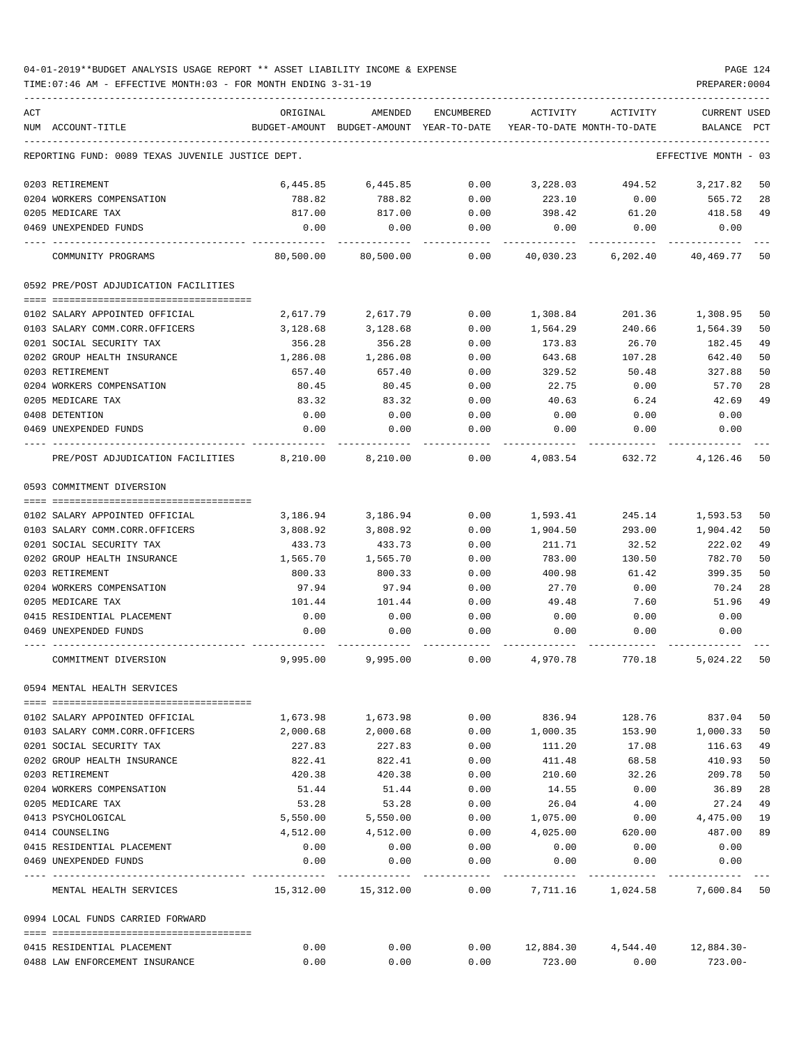04-01-2019**BUDGET ANALYSIS USAGE REPORT ** ASSET LIABILITY INCOME & EXPENSE

TIME:07:46 AM - EFFECTIVE MONTH:03 - FOR MONTH ENDING 3-31-19

PREPARER:0004

REPORTING FUND: 0089 TEXAS JUVENILE JUSTICE DEPT. — EFFECTIVE MONTH - 03

| ACT NUM | ACCOUNT-TITLE | ORIGINAL BUDGET-AMOUNT | AMENDED BUDGET-AMOUNT | ENCUMBERED YEAR-TO-DATE | ACTIVITY YEAR-TO-DATE | ACTIVITY MONTH-TO-DATE | CURRENT BALANCE | USED PCT |
|---|---|---|---|---|---|---|---|---|
| 0203 | RETIREMENT | 6,445.85 | 6,445.85 | 0.00 | 3,228.03 | 494.52 | 3,217.82 | 50 |
| 0204 | WORKERS COMPENSATION | 788.82 | 788.82 | 0.00 | 223.10 | 0.00 | 565.72 | 28 |
| 0205 | MEDICARE TAX | 817.00 | 817.00 | 0.00 | 398.42 | 61.20 | 418.58 | 49 |
| 0469 | UNEXPENDED FUNDS | 0.00 | 0.00 | 0.00 | 0.00 | 0.00 | 0.00 | |
| | COMMUNITY PROGRAMS | 80,500.00 | 80,500.00 | 0.00 | 40,030.23 | 6,202.40 | 40,469.77 | 50 |
| | **0592 PRE/POST ADJUDICATION FACILITIES** | | | | | | | |
| 0102 | SALARY APPOINTED OFFICIAL | 2,617.79 | 2,617.79 | 0.00 | 1,308.84 | 201.36 | 1,308.95 | 50 |
| 0103 | SALARY COMM.CORR.OFFICERS | 3,128.68 | 3,128.68 | 0.00 | 1,564.29 | 240.66 | 1,564.39 | 50 |
| 0201 | SOCIAL SECURITY TAX | 356.28 | 356.28 | 0.00 | 173.83 | 26.70 | 182.45 | 49 |
| 0202 | GROUP HEALTH INSURANCE | 1,286.08 | 1,286.08 | 0.00 | 643.68 | 107.28 | 642.40 | 50 |
| 0203 | RETIREMENT | 657.40 | 657.40 | 0.00 | 329.52 | 50.48 | 327.88 | 50 |
| 0204 | WORKERS COMPENSATION | 80.45 | 80.45 | 0.00 | 22.75 | 0.00 | 57.70 | 28 |
| 0205 | MEDICARE TAX | 83.32 | 83.32 | 0.00 | 40.63 | 6.24 | 42.69 | 49 |
| 0408 | DETENTION | 0.00 | 0.00 | 0.00 | 0.00 | 0.00 | 0.00 | |
| 0469 | UNEXPENDED FUNDS | 0.00 | 0.00 | 0.00 | 0.00 | 0.00 | 0.00 | |
| | PRE/POST ADJUDICATION FACILITIES | 8,210.00 | 8,210.00 | 0.00 | 4,083.54 | 632.72 | 4,126.46 | 50 |
| | **0593 COMMITMENT DIVERSION** | | | | | | | |
| 0102 | SALARY APPOINTED OFFICIAL | 3,186.94 | 3,186.94 | 0.00 | 1,593.41 | 245.14 | 1,593.53 | 50 |
| 0103 | SALARY COMM.CORR.OFFICERS | 3,808.92 | 3,808.92 | 0.00 | 1,904.50 | 293.00 | 1,904.42 | 50 |
| 0201 | SOCIAL SECURITY TAX | 433.73 | 433.73 | 0.00 | 211.71 | 32.52 | 222.02 | 49 |
| 0202 | GROUP HEALTH INSURANCE | 1,565.70 | 1,565.70 | 0.00 | 783.00 | 130.50 | 782.70 | 50 |
| 0203 | RETIREMENT | 800.33 | 800.33 | 0.00 | 400.98 | 61.42 | 399.35 | 50 |
| 0204 | WORKERS COMPENSATION | 97.94 | 97.94 | 0.00 | 27.70 | 0.00 | 70.24 | 28 |
| 0205 | MEDICARE TAX | 101.44 | 101.44 | 0.00 | 49.48 | 7.60 | 51.96 | 49 |
| 0415 | RESIDENTIAL PLACEMENT | 0.00 | 0.00 | 0.00 | 0.00 | 0.00 | 0.00 | |
| 0469 | UNEXPENDED FUNDS | 0.00 | 0.00 | 0.00 | 0.00 | 0.00 | 0.00 | |
| | COMMITMENT DIVERSION | 9,995.00 | 9,995.00 | 0.00 | 4,970.78 | 770.18 | 5,024.22 | 50 |
| | **0594 MENTAL HEALTH SERVICES** | | | | | | | |
| 0102 | SALARY APPOINTED OFFICIAL | 1,673.98 | 1,673.98 | 0.00 | 836.94 | 128.76 | 837.04 | 50 |
| 0103 | SALARY COMM.CORR.OFFICERS | 2,000.68 | 2,000.68 | 0.00 | 1,000.35 | 153.90 | 1,000.33 | 50 |
| 0201 | SOCIAL SECURITY TAX | 227.83 | 227.83 | 0.00 | 111.20 | 17.08 | 116.63 | 49 |
| 0202 | GROUP HEALTH INSURANCE | 822.41 | 822.41 | 0.00 | 411.48 | 68.58 | 410.93 | 50 |
| 0203 | RETIREMENT | 420.38 | 420.38 | 0.00 | 210.60 | 32.26 | 209.78 | 50 |
| 0204 | WORKERS COMPENSATION | 51.44 | 51.44 | 0.00 | 14.55 | 0.00 | 36.89 | 28 |
| 0205 | MEDICARE TAX | 53.28 | 53.28 | 0.00 | 26.04 | 4.00 | 27.24 | 49 |
| 0413 | PSYCHOLOGICAL | 5,550.00 | 5,550.00 | 0.00 | 1,075.00 | 0.00 | 4,475.00 | 19 |
| 0414 | COUNSELING | 4,512.00 | 4,512.00 | 0.00 | 4,025.00 | 620.00 | 487.00 | 89 |
| 0415 | RESIDENTIAL PLACEMENT | 0.00 | 0.00 | 0.00 | 0.00 | 0.00 | 0.00 | |
| 0469 | UNEXPENDED FUNDS | 0.00 | 0.00 | 0.00 | 0.00 | 0.00 | 0.00 | |
| | MENTAL HEALTH SERVICES | 15,312.00 | 15,312.00 | 0.00 | 7,711.16 | 1,024.58 | 7,600.84 | 50 |
| | **0994 LOCAL FUNDS CARRIED FORWARD** | | | | | | | |
| 0415 | RESIDENTIAL PLACEMENT | 0.00 | 0.00 | 0.00 | 12,884.30 | 4,544.40 | 12,884.30- | |
| 0488 | LAW ENFORCEMENT INSURANCE | 0.00 | 0.00 | 0.00 | 723.00 | 0.00 | 723.00- | |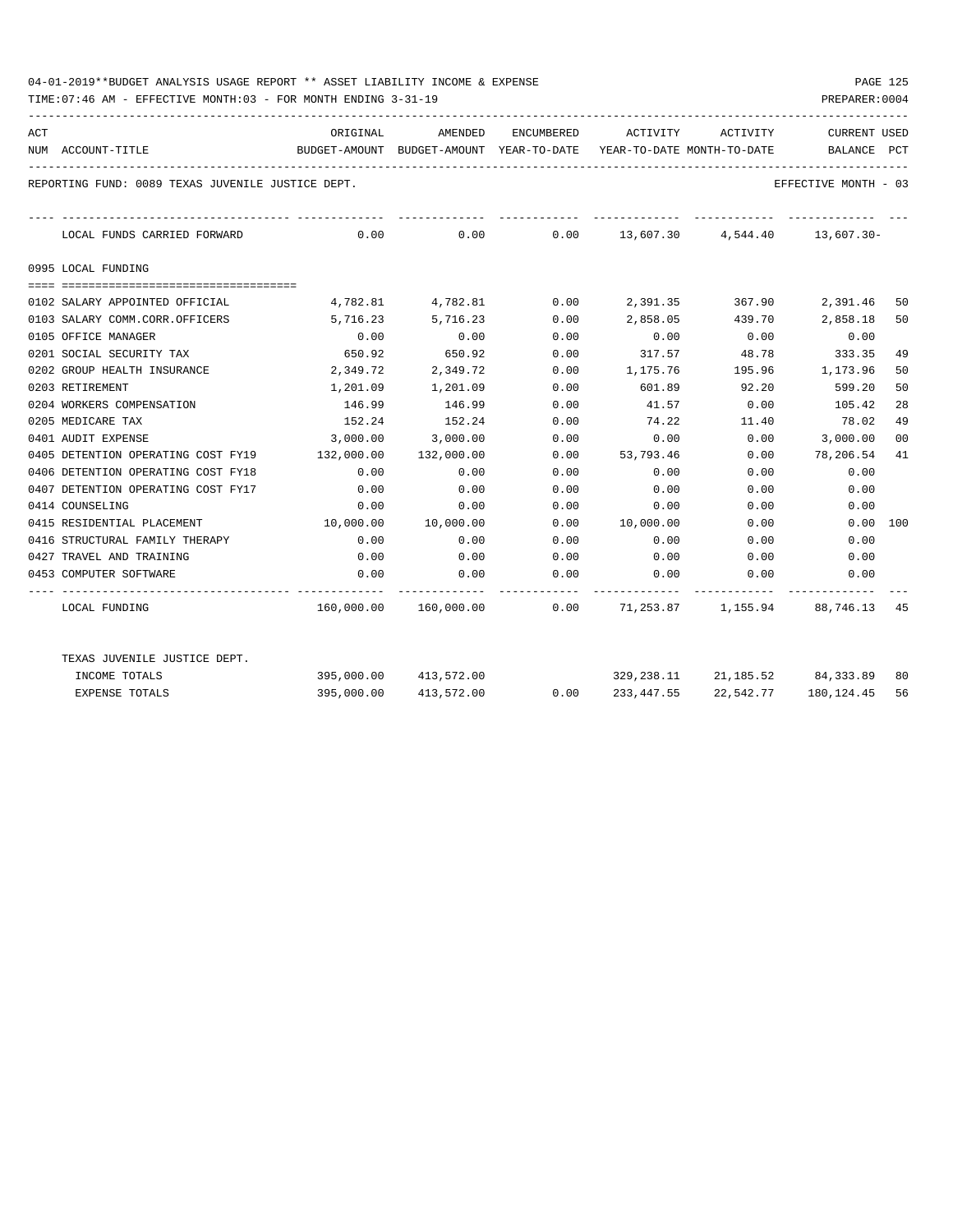04-01-2019**BUDGET ANALYSIS USAGE REPORT ** ASSET LIABILITY INCOME & EXPENSE

TIME:07:46 AM - EFFECTIVE MONTH:03 - FOR MONTH ENDING 3-31-19

PREPARER:0004

REPORTING FUND: 0089 TEXAS JUVENILE JUSTICE DEPT.

EFFECTIVE MONTH - 03

| ACT NUM | ACCOUNT-TITLE | ORIGINAL BUDGET-AMOUNT | AMENDED BUDGET-AMOUNT | ENCUMBERED YEAR-TO-DATE | ACTIVITY YEAR-TO-DATE | ACTIVITY MONTH-TO-DATE | CURRENT BALANCE | USED PCT |
|---|---|---|---|---|---|---|---|---|
| | LOCAL FUNDS CARRIED FORWARD | 0.00 | 0.00 | 0.00 | 13,607.30 | 4,544.40 | 13,607.30- | |
| | **0995 LOCAL FUNDING** | | | | | | | |
| 0102 | SALARY APPOINTED OFFICIAL | 4,782.81 | 4,782.81 | 0.00 | 2,391.35 | 367.90 | 2,391.46 | 50 |
| 0103 | SALARY COMM.CORR.OFFICERS | 5,716.23 | 5,716.23 | 0.00 | 2,858.05 | 439.70 | 2,858.18 | 50 |
| 0105 | OFFICE MANAGER | 0.00 | 0.00 | 0.00 | 0.00 | 0.00 | 0.00 | |
| 0201 | SOCIAL SECURITY TAX | 650.92 | 650.92 | 0.00 | 317.57 | 48.78 | 333.35 | 49 |
| 0202 | GROUP HEALTH INSURANCE | 2,349.72 | 2,349.72 | 0.00 | 1,175.76 | 195.96 | 1,173.96 | 50 |
| 0203 | RETIREMENT | 1,201.09 | 1,201.09 | 0.00 | 601.89 | 92.20 | 599.20 | 50 |
| 0204 | WORKERS COMPENSATION | 146.99 | 146.99 | 0.00 | 41.57 | 0.00 | 105.42 | 28 |
| 0205 | MEDICARE TAX | 152.24 | 152.24 | 0.00 | 74.22 | 11.40 | 78.02 | 49 |
| 0401 | AUDIT EXPENSE | 3,000.00 | 3,000.00 | 0.00 | 0.00 | 0.00 | 3,000.00 | 00 |
| 0405 | DETENTION OPERATING COST FY19 | 132,000.00 | 132,000.00 | 0.00 | 53,793.46 | 0.00 | 78,206.54 | 41 |
| 0406 | DETENTION OPERATING COST FY18 | 0.00 | 0.00 | 0.00 | 0.00 | 0.00 | 0.00 | |
| 0407 | DETENTION OPERATING COST FY17 | 0.00 | 0.00 | 0.00 | 0.00 | 0.00 | 0.00 | |
| 0414 | COUNSELING | 0.00 | 0.00 | 0.00 | 0.00 | 0.00 | 0.00 | |
| 0415 | RESIDENTIAL PLACEMENT | 10,000.00 | 10,000.00 | 0.00 | 10,000.00 | 0.00 | 0.00 | 100 |
| 0416 | STRUCTURAL FAMILY THERAPY | 0.00 | 0.00 | 0.00 | 0.00 | 0.00 | 0.00 | |
| 0427 | TRAVEL AND TRAINING | 0.00 | 0.00 | 0.00 | 0.00 | 0.00 | 0.00 | |
| 0453 | COMPUTER SOFTWARE | 0.00 | 0.00 | 0.00 | 0.00 | 0.00 | 0.00 | |
| | LOCAL FUNDING | 160,000.00 | 160,000.00 | 0.00 | 71,253.87 | 1,155.94 | 88,746.13 | 45 |
| | TEXAS JUVENILE JUSTICE DEPT. | | | | | | | |
| | INCOME TOTALS | 395,000.00 | 413,572.00 | | 329,238.11 | 21,185.52 | 84,333.89 | 80 |
| | EXPENSE TOTALS | 395,000.00 | 413,572.00 | 0.00 | 233,447.55 | 22,542.77 | 180,124.45 | 56 |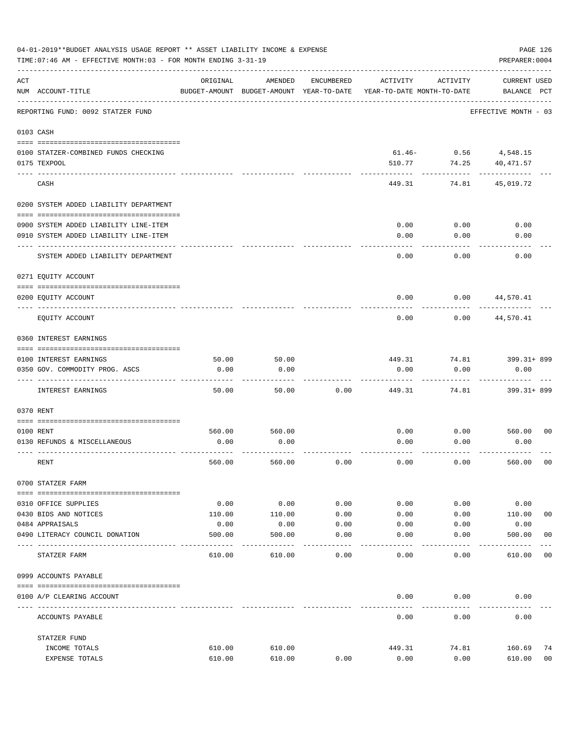04-01-2019**BUDGET ANALYSIS USAGE REPORT ** ASSET LIABILITY INCOME & EXPENSE

TIME:07:46 AM - EFFECTIVE MONTH:03 - FOR MONTH ENDING 3-31-19

PREPARER:0004

| ACT NUM | ACCOUNT-TITLE | ORIGINAL BUDGET-AMOUNT | AMENDED BUDGET-AMOUNT | ENCUMBERED YEAR-TO-DATE | ACTIVITY YEAR-TO-DATE | ACTIVITY MONTH-TO-DATE | CURRENT USED BALANCE | PCT |
|---|---|---|---|---|---|---|---|---|
| | REPORTING FUND: 0092 STATZER FUND | | | | | | EFFECTIVE MONTH - 03 | |
| | **0103 CASH** | | | | | | | |
| 0100 | STATZER-COMBINED FUNDS CHECKING | | | | 61.46- | 0.56 | 4,548.15 | |
| 0175 | TEXPOOL | | | | 510.77 | 74.25 | 40,471.57 | |
| | CASH | | | | 449.31 | 74.81 | 45,019.72 | |
| | **0200 SYSTEM ADDED LIABILITY DEPARTMENT** | | | | | | | |
| 0900 | SYSTEM ADDED LIABILITY LINE-ITEM | | | | 0.00 | 0.00 | 0.00 | |
| 0910 | SYSTEM ADDED LIABILITY LINE-ITEM | | | | 0.00 | 0.00 | 0.00 | |
| | SYSTEM ADDED LIABILITY DEPARTMENT | | | | 0.00 | 0.00 | 0.00 | |
| | **0271 EQUITY ACCOUNT** | | | | | | | |
| 0200 | EQUITY ACCOUNT | | | | 0.00 | 0.00 | 44,570.41 | |
| | EQUITY ACCOUNT | | | | 0.00 | 0.00 | 44,570.41 | |
| | **0360 INTEREST EARNINGS** | | | | | | | |
| 0100 | INTEREST EARNINGS | 50.00 | 50.00 | | 449.31 | 74.81 | 399.31+ | 899 |
| 0350 | GOV. COMMODITY PROG. ASCS | 0.00 | 0.00 | | 0.00 | 0.00 | 0.00 | |
| | INTEREST EARNINGS | 50.00 | 50.00 | 0.00 | 449.31 | 74.81 | 399.31+ | 899 |
| | **0370 RENT** | | | | | | | |
| 0100 | RENT | 560.00 | 560.00 | | 0.00 | 0.00 | 560.00 | 00 |
| 0130 | REFUNDS & MISCELLANEOUS | 0.00 | 0.00 | | 0.00 | 0.00 | 0.00 | |
| | RENT | 560.00 | 560.00 | 0.00 | 0.00 | 0.00 | 560.00 | 00 |
| | **0700 STATZER FARM** | | | | | | | |
| 0310 | OFFICE SUPPLIES | 0.00 | 0.00 | 0.00 | 0.00 | 0.00 | 0.00 | |
| 0430 | BIDS AND NOTICES | 110.00 | 110.00 | 0.00 | 0.00 | 0.00 | 110.00 | 00 |
| 0484 | APPRAISALS | 0.00 | 0.00 | 0.00 | 0.00 | 0.00 | 0.00 | |
| 0490 | LITERACY COUNCIL DONATION | 500.00 | 500.00 | 0.00 | 0.00 | 0.00 | 500.00 | 00 |
| | STATZER FARM | 610.00 | 610.00 | 0.00 | 0.00 | 0.00 | 610.00 | 00 |
| | **0999 ACCOUNTS PAYABLE** | | | | | | | |
| 0100 | A/P CLEARING ACCOUNT | | | | 0.00 | 0.00 | 0.00 | |
| | ACCOUNTS PAYABLE | | | | 0.00 | 0.00 | 0.00 | |
| | **STATZER FUND** | | | | | | | |
| | INCOME TOTALS | 610.00 | 610.00 | | 449.31 | 74.81 | 160.69 | 74 |
| | EXPENSE TOTALS | 610.00 | 610.00 | 0.00 | 0.00 | 0.00 | 610.00 | 00 |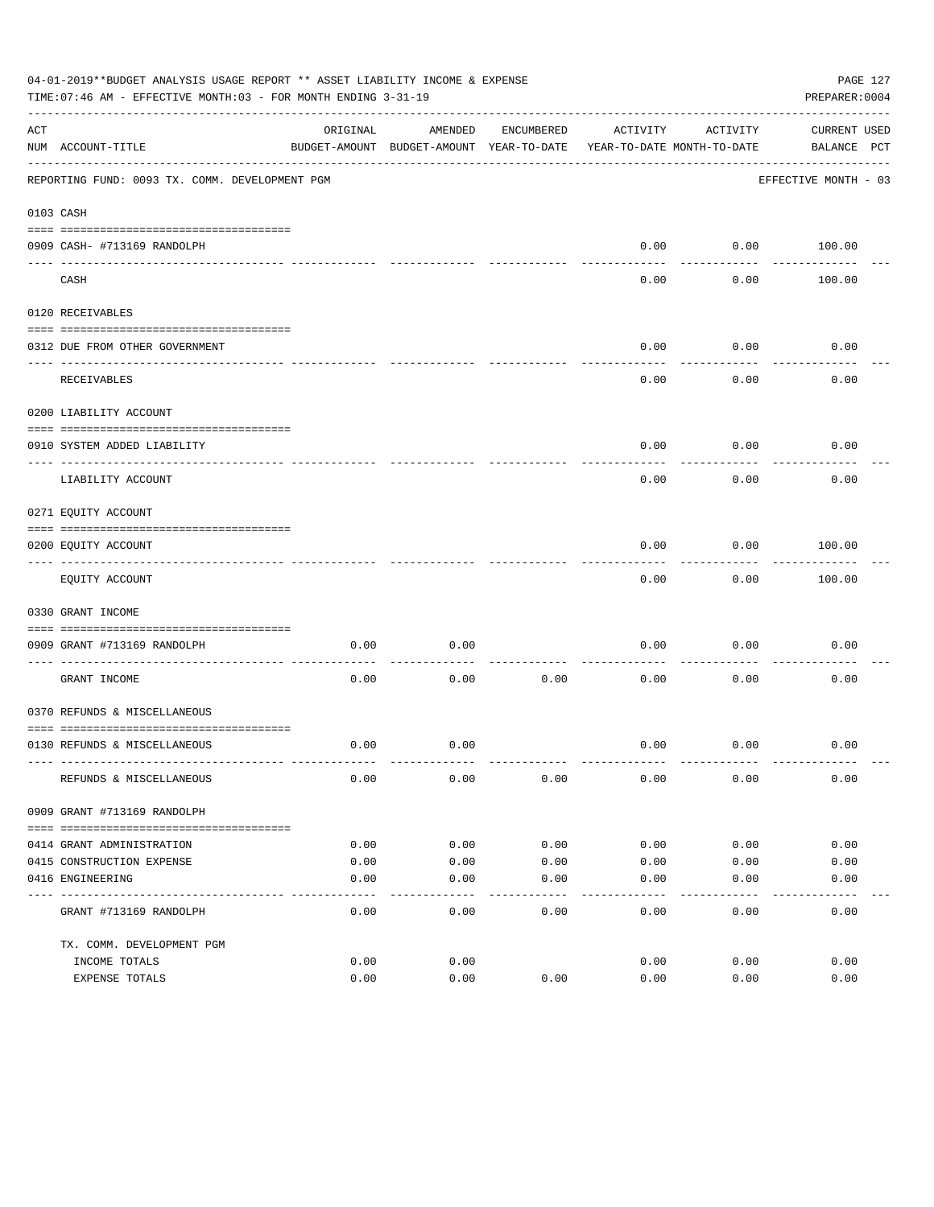04-01-2019**BUDGET ANALYSIS USAGE REPORT ** ASSET LIABILITY INCOME & EXPENSE

TIME:07:46 AM - EFFECTIVE MONTH:03 - FOR MONTH ENDING 3-31-19

PREPARER:0004

| ACT NUM | ACCOUNT-TITLE | ORIGINAL BUDGET-AMOUNT | AMENDED BUDGET-AMOUNT | ENCUMBERED YEAR-TO-DATE | ACTIVITY YEAR-TO-DATE | ACTIVITY MONTH-TO-DATE | CURRENT BALANCE | USED PCT |
|---|---|---|---|---|---|---|---|---|
| | REPORTING FUND: 0093 TX. COMM. DEVELOPMENT PGM | | | | | | EFFECTIVE MONTH - 03 | |
| | 0103 CASH | | | | | | | |
| 0909 | CASH- #713169 RANDOLPH | | | | 0.00 | 0.00 | 100.00 | |
| | CASH | | | | 0.00 | 0.00 | 100.00 | |
| | 0120 RECEIVABLES | | | | | | | |
| 0312 | DUE FROM OTHER GOVERNMENT | | | | 0.00 | 0.00 | 0.00 | |
| | RECEIVABLES | | | | 0.00 | 0.00 | 0.00 | |
| | 0200 LIABILITY ACCOUNT | | | | | | | |
| 0910 | SYSTEM ADDED LIABILITY | | | | 0.00 | 0.00 | 0.00 | |
| | LIABILITY ACCOUNT | | | | 0.00 | 0.00 | 0.00 | |
| | 0271 EQUITY ACCOUNT | | | | | | | |
| 0200 | EQUITY ACCOUNT | | | | 0.00 | 0.00 | 100.00 | |
| | EQUITY ACCOUNT | | | | 0.00 | 0.00 | 100.00 | |
| | 0330 GRANT INCOME | | | | | | | |
| 0909 | GRANT #713169 RANDOLPH | 0.00 | 0.00 | | 0.00 | 0.00 | 0.00 | |
| | GRANT INCOME | 0.00 | 0.00 | 0.00 | 0.00 | 0.00 | 0.00 | |
| | 0370 REFUNDS & MISCELLANEOUS | | | | | | | |
| 0130 | REFUNDS & MISCELLANEOUS | 0.00 | 0.00 | | 0.00 | 0.00 | 0.00 | |
| | REFUNDS & MISCELLANEOUS | 0.00 | 0.00 | 0.00 | 0.00 | 0.00 | 0.00 | |
| | 0909 GRANT #713169 RANDOLPH | | | | | | | |
| 0414 | GRANT ADMINISTRATION | 0.00 | 0.00 | 0.00 | 0.00 | 0.00 | 0.00 | |
| 0415 | CONSTRUCTION EXPENSE | 0.00 | 0.00 | 0.00 | 0.00 | 0.00 | 0.00 | |
| 0416 | ENGINEERING | 0.00 | 0.00 | 0.00 | 0.00 | 0.00 | 0.00 | |
| | GRANT #713169 RANDOLPH | 0.00 | 0.00 | 0.00 | 0.00 | 0.00 | 0.00 | |
| | TX. COMM. DEVELOPMENT PGM | | | | | | | |
| | INCOME TOTALS | 0.00 | 0.00 | | 0.00 | 0.00 | 0.00 | |
| | EXPENSE TOTALS | 0.00 | 0.00 | 0.00 | 0.00 | 0.00 | 0.00 | |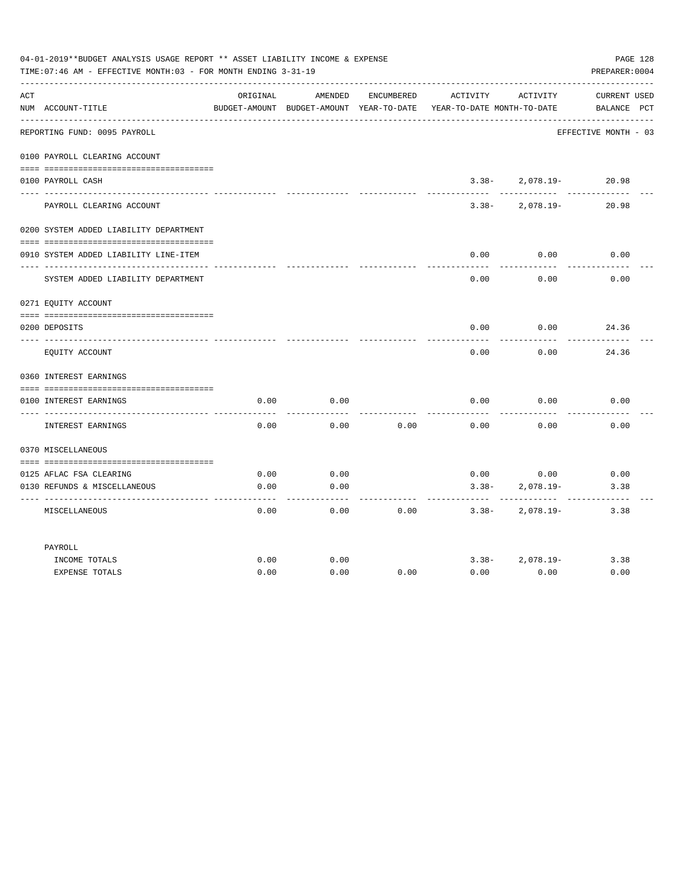04-01-2019**BUDGET ANALYSIS USAGE REPORT ** ASSET LIABILITY INCOME & EXPENSE

TIME:07:46 AM - EFFECTIVE MONTH:03 - FOR MONTH ENDING 3-31-19

PREPARER:0004

| ACT NUM | ACCOUNT-TITLE | ORIGINAL BUDGET-AMOUNT | AMENDED BUDGET-AMOUNT | ENCUMBERED YEAR-TO-DATE | ACTIVITY YEAR-TO-DATE | ACTIVITY MONTH-TO-DATE | CURRENT BALANCE | USED PCT |
|---|---|---|---|---|---|---|---|---|
| | REPORTING FUND: 0095 PAYROLL | | | | | | EFFECTIVE MONTH - 03 | |
| | 0100 PAYROLL CLEARING ACCOUNT | | | | | | | |
| 0100 | PAYROLL CASH | | | | 3.38- | 2,078.19- | 20.98 | |
| | PAYROLL CLEARING ACCOUNT | | | | 3.38- | 2,078.19- | 20.98 | |
| | 0200 SYSTEM ADDED LIABILITY DEPARTMENT | | | | | | | |
| 0910 | SYSTEM ADDED LIABILITY LINE-ITEM | | | | 0.00 | 0.00 | 0.00 | |
| | SYSTEM ADDED LIABILITY DEPARTMENT | | | | 0.00 | 0.00 | 0.00 | |
| | 0271 EQUITY ACCOUNT | | | | | | | |
| 0200 | DEPOSITS | | | | 0.00 | 0.00 | 24.36 | |
| | EQUITY ACCOUNT | | | | 0.00 | 0.00 | 24.36 | |
| | 0360 INTEREST EARNINGS | | | | | | | |
| 0100 | INTEREST EARNINGS | 0.00 | 0.00 | | 0.00 | 0.00 | 0.00 | |
| | INTEREST EARNINGS | 0.00 | 0.00 | 0.00 | 0.00 | 0.00 | 0.00 | |
| | 0370 MISCELLANEOUS | | | | | | | |
| 0125 | AFLAC FSA CLEARING | 0.00 | 0.00 | | 0.00 | 0.00 | 0.00 | |
| 0130 | REFUNDS & MISCELLANEOUS | 0.00 | 0.00 | | 3.38- | 2,078.19- | 3.38 | |
| | MISCELLANEOUS | 0.00 | 0.00 | 0.00 | 3.38- | 2,078.19- | 3.38 | |
| | PAYROLL | | | | | | | |
| | INCOME TOTALS | 0.00 | 0.00 | | 3.38- | 2,078.19- | 3.38 | |
| | EXPENSE TOTALS | 0.00 | 0.00 | 0.00 | 0.00 | 0.00 | 0.00 | |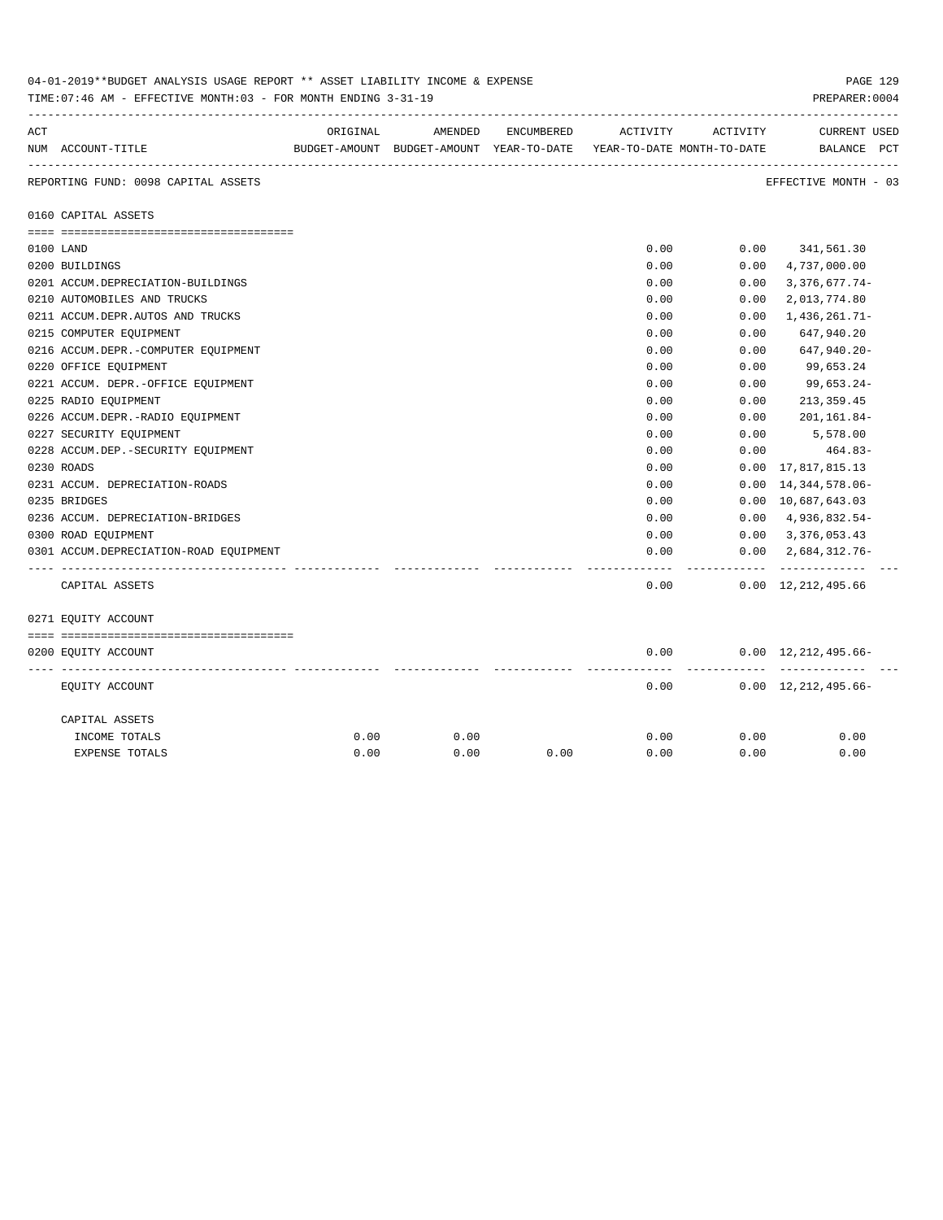04-01-2019**BUDGET ANALYSIS USAGE REPORT ** ASSET LIABILITY INCOME & EXPENSE

TIME:07:46 AM - EFFECTIVE MONTH:03 - FOR MONTH ENDING 3-31-19

PREPARER:0004

| ACT NUM | ACCOUNT-TITLE | ORIGINAL BUDGET-AMOUNT | AMENDED BUDGET-AMOUNT | ENCUMBERED YEAR-TO-DATE | ACTIVITY YEAR-TO-DATE | ACTIVITY MONTH-TO-DATE | CURRENT BALANCE | USED PCT |
|---|---|---|---|---|---|---|---|---|
| | REPORTING FUND: 0098 CAPITAL ASSETS | | | | | | EFFECTIVE MONTH - 03 | |
| | 0160 CAPITAL ASSETS | | | | | | | |
| 0100 | LAND | | | | 0.00 | 0.00 | 341,561.30 | |
| 0200 | BUILDINGS | | | | 0.00 | 0.00 | 4,737,000.00 | |
| 0201 | ACCUM.DEPRECIATION-BUILDINGS | | | | 0.00 | 0.00 | 3,376,677.74- | |
| 0210 | AUTOMOBILES AND TRUCKS | | | | 0.00 | 0.00 | 2,013,774.80 | |
| 0211 | ACCUM.DEPR.AUTOS AND TRUCKS | | | | 0.00 | 0.00 | 1,436,261.71- | |
| 0215 | COMPUTER EQUIPMENT | | | | 0.00 | 0.00 | 647,940.20 | |
| 0216 | ACCUM.DEPR.-COMPUTER EQUIPMENT | | | | 0.00 | 0.00 | 647,940.20- | |
| 0220 | OFFICE EQUIPMENT | | | | 0.00 | 0.00 | 99,653.24 | |
| 0221 | ACCUM. DEPR.-OFFICE EQUIPMENT | | | | 0.00 | 0.00 | 99,653.24- | |
| 0225 | RADIO EQUIPMENT | | | | 0.00 | 0.00 | 213,359.45 | |
| 0226 | ACCUM.DEPR.-RADIO EQUIPMENT | | | | 0.00 | 0.00 | 201,161.84- | |
| 0227 | SECURITY EQUIPMENT | | | | 0.00 | 0.00 | 5,578.00 | |
| 0228 | ACCUM.DEP.-SECURITY EQUIPMENT | | | | 0.00 | 0.00 | 464.83- | |
| 0230 | ROADS | | | | 0.00 | 0.00 | 17,817,815.13 | |
| 0231 | ACCUM. DEPRECIATION-ROADS | | | | 0.00 | 0.00 | 14,344,578.06- | |
| 0235 | BRIDGES | | | | 0.00 | 0.00 | 10,687,643.03 | |
| 0236 | ACCUM. DEPRECIATION-BRIDGES | | | | 0.00 | 0.00 | 4,936,832.54- | |
| 0300 | ROAD EQUIPMENT | | | | 0.00 | 0.00 | 3,376,053.43 | |
| 0301 | ACCUM.DEPRECIATION-ROAD EQUIPMENT | | | | 0.00 | 0.00 | 2,684,312.76- | |
| | CAPITAL ASSETS | | | | 0.00 | 0.00 | 12,212,495.66 | |
| | 0271 EQUITY ACCOUNT | | | | | | | |
| 0200 | EQUITY ACCOUNT | | | | 0.00 | 0.00 | 12,212,495.66- | |
| | EQUITY ACCOUNT | | | | 0.00 | 0.00 | 12,212,495.66- | |
| | CAPITAL ASSETS | | | | | | | |
| | INCOME TOTALS | 0.00 | 0.00 | | 0.00 | 0.00 | 0.00 | |
| | EXPENSE TOTALS | 0.00 | 0.00 | 0.00 | 0.00 | 0.00 | 0.00 | |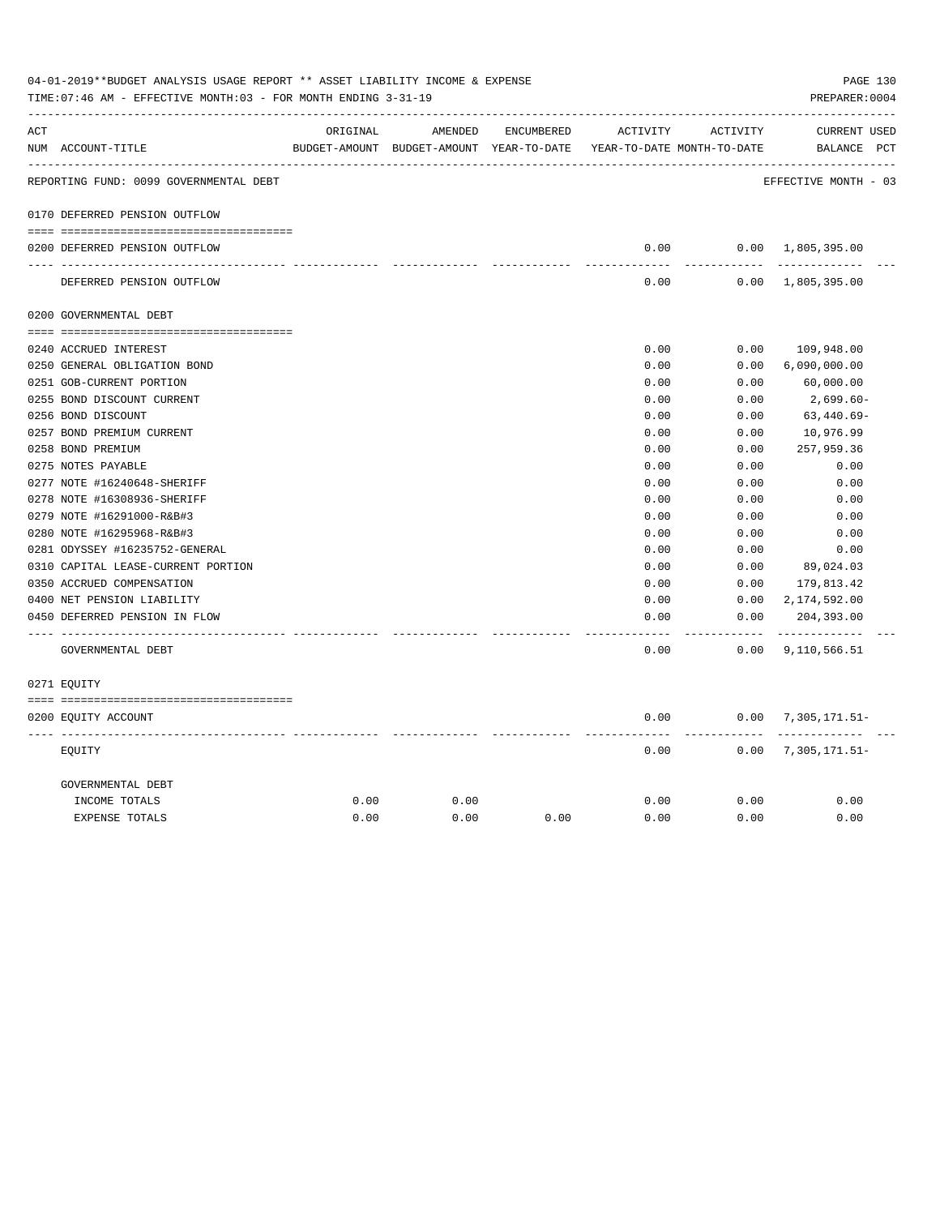04-01-2019**BUDGET ANALYSIS USAGE REPORT ** ASSET LIABILITY INCOME & EXPENSE

TIME:07:46 AM - EFFECTIVE MONTH:03 - FOR MONTH ENDING 3-31-19

PREPARER:0004

| ACT NUM | ACCOUNT-TITLE | ORIGINAL BUDGET-AMOUNT | AMENDED BUDGET-AMOUNT | ENCUMBERED YEAR-TO-DATE | ACTIVITY YEAR-TO-DATE | ACTIVITY MONTH-TO-DATE | CURRENT BALANCE | USED PCT |
|---|---|---|---|---|---|---|---|---|
| | REPORTING FUND: 0099 GOVERNMENTAL DEBT | | | | | | EFFECTIVE MONTH - 03 | |
| | 0170 DEFERRED PENSION OUTFLOW | | | | | | | |
| 0200 | DEFERRED PENSION OUTFLOW | | | | 0.00 | 0.00 | 1,805,395.00 | |
| | DEFERRED PENSION OUTFLOW | | | | 0.00 | 0.00 | 1,805,395.00 | |
| | 0200 GOVERNMENTAL DEBT | | | | | | | |
| 0240 | ACCRUED INTEREST | | | | 0.00 | 0.00 | 109,948.00 | |
| 0250 | GENERAL OBLIGATION BOND | | | | 0.00 | 0.00 | 6,090,000.00 | |
| 0251 | GOB-CURRENT PORTION | | | | 0.00 | 0.00 | 60,000.00 | |
| 0255 | BOND DISCOUNT CURRENT | | | | 0.00 | 0.00 | 2,699.60- | |
| 0256 | BOND DISCOUNT | | | | 0.00 | 0.00 | 63,440.69- | |
| 0257 | BOND PREMIUM CURRENT | | | | 0.00 | 0.00 | 10,976.99 | |
| 0258 | BOND PREMIUM | | | | 0.00 | 0.00 | 257,959.36 | |
| 0275 | NOTES PAYABLE | | | | 0.00 | 0.00 | 0.00 | |
| 0277 | NOTE #16240648-SHERIFF | | | | 0.00 | 0.00 | 0.00 | |
| 0278 | NOTE #16308936-SHERIFF | | | | 0.00 | 0.00 | 0.00 | |
| 0279 | NOTE #16291000-R&B#3 | | | | 0.00 | 0.00 | 0.00 | |
| 0280 | NOTE #16295968-R&B#3 | | | | 0.00 | 0.00 | 0.00 | |
| 0281 | ODYSSEY #16235752-GENERAL | | | | 0.00 | 0.00 | 0.00 | |
| 0310 | CAPITAL LEASE-CURRENT PORTION | | | | 0.00 | 0.00 | 89,024.03 | |
| 0350 | ACCRUED COMPENSATION | | | | 0.00 | 0.00 | 179,813.42 | |
| 0400 | NET PENSION LIABILITY | | | | 0.00 | 0.00 | 2,174,592.00 | |
| 0450 | DEFERRED PENSION IN FLOW | | | | 0.00 | 0.00 | 204,393.00 | |
| | GOVERNMENTAL DEBT | | | | 0.00 | 0.00 | 9,110,566.51 | |
| | 0271 EQUITY | | | | | | | |
| 0200 | EQUITY ACCOUNT | | | | 0.00 | 0.00 | 7,305,171.51- | |
| | EQUITY | | | | 0.00 | 0.00 | 7,305,171.51- | |
| | GOVERNMENTAL DEBT | | | | | | | |
| | INCOME TOTALS | 0.00 | 0.00 | | 0.00 | 0.00 | 0.00 | |
| | EXPENSE TOTALS | 0.00 | 0.00 | 0.00 | 0.00 | 0.00 | 0.00 | |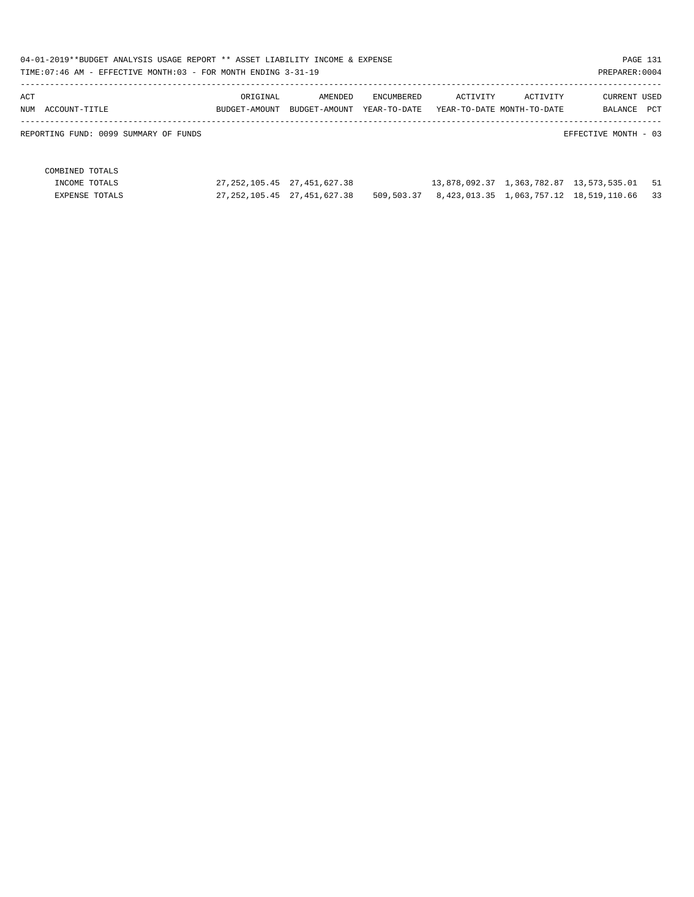| ACT NUM | ACCOUNT-TITLE | ORIGINAL BUDGET-AMOUNT | AMENDED BUDGET-AMOUNT | ENCUMBERED YEAR-TO-DATE | ACTIVITY YEAR-TO-DATE | ACTIVITY MONTH-TO-DATE | CURRENT BALANCE | USED PCT |
|---|---|---|---|---|---|---|---|---|

REPORTING FUND: 0099 SUMMARY OF FUNDS

EFFECTIVE MONTH - 03

| | | | | | | | |
|---|---|---|---|---|---|---|---|
| COMBINED TOTALS | | | | | | | |
| INCOME TOTALS | 27,252,105.45 | 27,451,627.38 | | 13,878,092.37 | 1,363,782.87 | 13,573,535.01 | 51 |
| EXPENSE TOTALS | 27,252,105.45 | 27,451,627.38 | 509,503.37 | 8,423,013.35 | 1,063,757.12 | 18,519,110.66 | 33 |